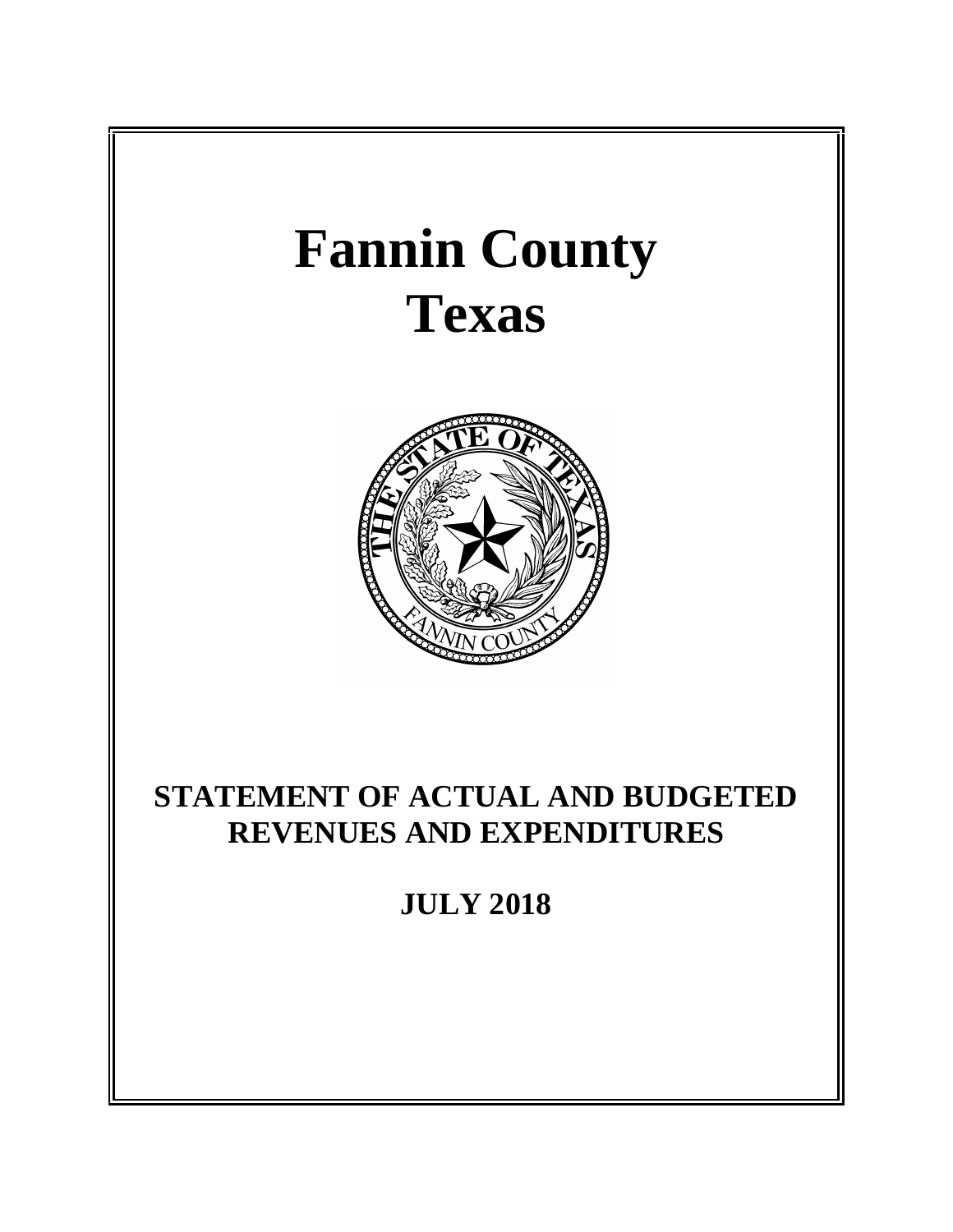# Fannin County
# Texas

## STATEMENT OF ACTUAL AND BUDGETED REVENUES AND EXPENDITURES

## JULY 2018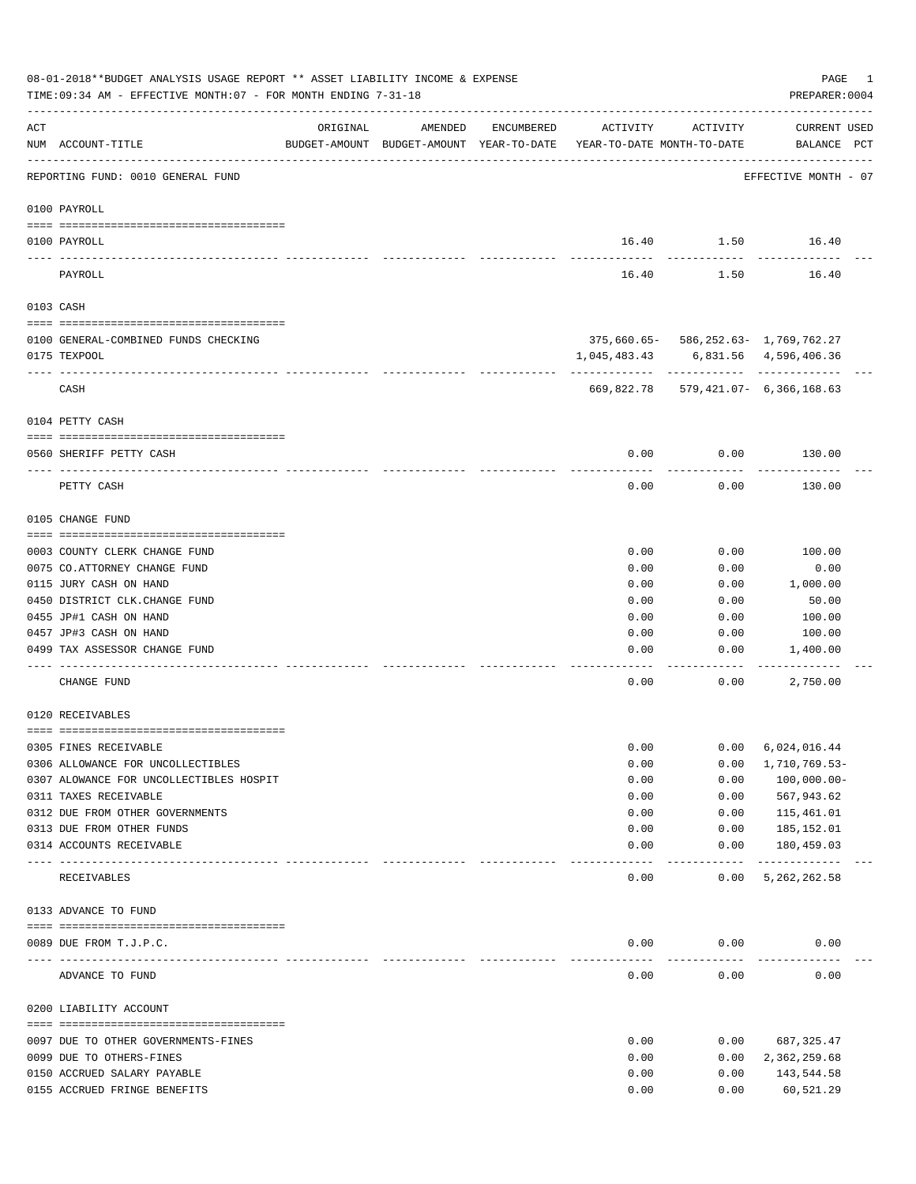08-01-2018**BUDGET ANALYSIS USAGE REPORT ** ASSET LIABILITY INCOME & EXPENSE

TIME:09:34 AM - EFFECTIVE MONTH:07 - FOR MONTH ENDING 7-31-18

PREPARER:0004

REPORTING FUND: 0010 GENERAL FUND — EFFECTIVE MONTH - 07

| ACT NUM | ACCOUNT-TITLE | ORIGINAL BUDGET-AMOUNT | AMENDED BUDGET-AMOUNT | ENCUMBERED YEAR-TO-DATE | ACTIVITY YEAR-TO-DATE | ACTIVITY MONTH-TO-DATE | CURRENT BALANCE | USED PCT |
|---|---|---|---|---|---|---|---|---|
| | **0100 PAYROLL** | | | | | | | |
| 0100 | PAYROLL | | | | 16.40 | 1.50 | 16.40 | |
| | PAYROLL | | | | 16.40 | 1.50 | 16.40 | |
| | **0103 CASH** | | | | | | | |
| 0100 | GENERAL-COMBINED FUNDS CHECKING | | | | 375,660.65- | 586,252.63- | 1,769,762.27 | |
| 0175 | TEXPOOL | | | | 1,045,483.43 | 6,831.56 | 4,596,406.36 | |
| | CASH | | | | 669,822.78 | 579,421.07- | 6,366,168.63 | |
| | **0104 PETTY CASH** | | | | | | | |
| 0560 | SHERIFF PETTY CASH | | | | 0.00 | 0.00 | 130.00 | |
| | PETTY CASH | | | | 0.00 | 0.00 | 130.00 | |
| | **0105 CHANGE FUND** | | | | | | | |
| 0003 | COUNTY CLERK CHANGE FUND | | | | 0.00 | 0.00 | 100.00 | |
| 0075 | CO.ATTORNEY CHANGE FUND | | | | 0.00 | 0.00 | 0.00 | |
| 0115 | JURY CASH ON HAND | | | | 0.00 | 0.00 | 1,000.00 | |
| 0450 | DISTRICT CLK.CHANGE FUND | | | | 0.00 | 0.00 | 50.00 | |
| 0455 | JP#1 CASH ON HAND | | | | 0.00 | 0.00 | 100.00 | |
| 0457 | JP#3 CASH ON HAND | | | | 0.00 | 0.00 | 100.00 | |
| 0499 | TAX ASSESSOR CHANGE FUND | | | | 0.00 | 0.00 | 1,400.00 | |
| | CHANGE FUND | | | | 0.00 | 0.00 | 2,750.00 | |
| | **0120 RECEIVABLES** | | | | | | | |
| 0305 | FINES RECEIVABLE | | | | 0.00 | 0.00 | 6,024,016.44 | |
| 0306 | ALLOWANCE FOR UNCOLLECTIBLES | | | | 0.00 | 0.00 | 1,710,769.53- | |
| 0307 | ALOWANCE FOR UNCOLLECTIBLES HOSPIT | | | | 0.00 | 0.00 | 100,000.00- | |
| 0311 | TAXES RECEIVABLE | | | | 0.00 | 0.00 | 567,943.62 | |
| 0312 | DUE FROM OTHER GOVERNMENTS | | | | 0.00 | 0.00 | 115,461.01 | |
| 0313 | DUE FROM OTHER FUNDS | | | | 0.00 | 0.00 | 185,152.01 | |
| 0314 | ACCOUNTS RECEIVABLE | | | | 0.00 | 0.00 | 180,459.03 | |
| | RECEIVABLES | | | | 0.00 | 0.00 | 5,262,262.58 | |
| | **0133 ADVANCE TO FUND** | | | | | | | |
| 0089 | DUE FROM T.J.P.C. | | | | 0.00 | 0.00 | 0.00 | |
| | ADVANCE TO FUND | | | | 0.00 | 0.00 | 0.00 | |
| | **0200 LIABILITY ACCOUNT** | | | | | | | |
| 0097 | DUE TO OTHER GOVERNMENTS-FINES | | | | 0.00 | 0.00 | 687,325.47 | |
| 0099 | DUE TO OTHERS-FINES | | | | 0.00 | 0.00 | 2,362,259.68 | |
| 0150 | ACCRUED SALARY PAYABLE | | | | 0.00 | 0.00 | 143,544.58 | |
| 0155 | ACCRUED FRINGE BENEFITS | | | | 0.00 | 0.00 | 60,521.29 | |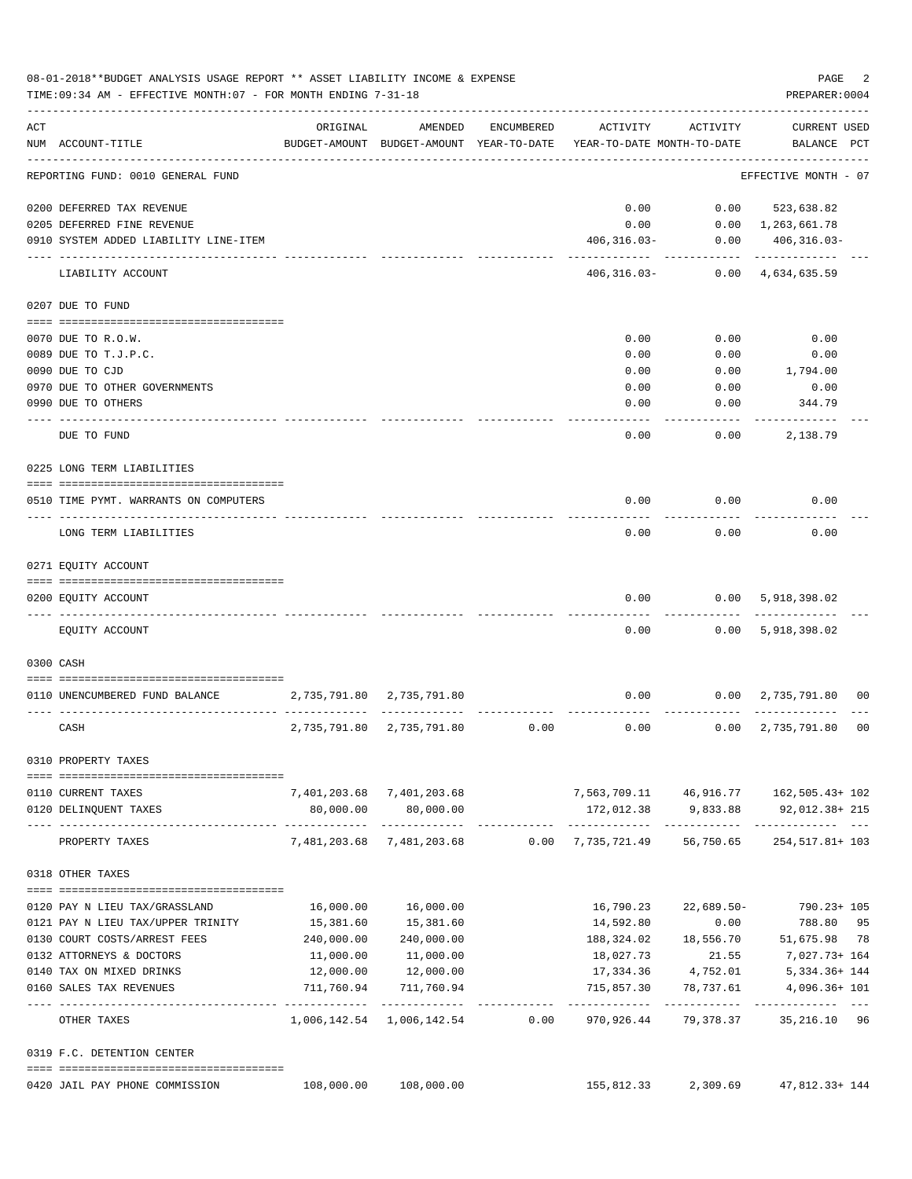08-01-2018**BUDGET ANALYSIS USAGE REPORT ** ASSET LIABILITY INCOME & EXPENSE

TIME:09:34 AM - EFFECTIVE MONTH:07 - FOR MONTH ENDING 7-31-18

PREPARER:0004

| ACT NUM | ACCOUNT-TITLE | ORIGINAL BUDGET-AMOUNT | AMENDED BUDGET-AMOUNT | ENCUMBERED YEAR-TO-DATE | ACTIVITY YEAR-TO-DATE | ACTIVITY MONTH-TO-DATE | CURRENT BALANCE | USED PCT |
|---|---|---|---|---|---|---|---|---|
| | REPORTING FUND: 0010 GENERAL FUND | | | | | | EFFECTIVE MONTH - 07 | |
| 0200 | DEFERRED TAX REVENUE | | | | 0.00 | 0.00 | 523,638.82 | |
| 0205 | DEFERRED FINE REVENUE | | | | 0.00 | 0.00 | 1,263,661.78 | |
| 0910 | SYSTEM ADDED LIABILITY LINE-ITEM | | | | 406,316.03- | 0.00 | 406,316.03- | |
| | LIABILITY ACCOUNT | | | | 406,316.03- | 0.00 | 4,634,635.59 | |
| | 0207 DUE TO FUND | | | | | | | |
| 0070 | DUE TO R.O.W. | | | | 0.00 | 0.00 | 0.00 | |
| 0089 | DUE TO T.J.P.C. | | | | 0.00 | 0.00 | 0.00 | |
| 0090 | DUE TO CJD | | | | 0.00 | 0.00 | 1,794.00 | |
| 0970 | DUE TO OTHER GOVERNMENTS | | | | 0.00 | 0.00 | 0.00 | |
| 0990 | DUE TO OTHERS | | | | 0.00 | 0.00 | 344.79 | |
| | DUE TO FUND | | | | 0.00 | 0.00 | 2,138.79 | |
| | 0225 LONG TERM LIABILITIES | | | | | | | |
| 0510 | TIME PYMT. WARRANTS ON COMPUTERS | | | | 0.00 | 0.00 | 0.00 | |
| | LONG TERM LIABILITIES | | | | 0.00 | 0.00 | 0.00 | |
| | 0271 EQUITY ACCOUNT | | | | | | | |
| 0200 | EQUITY ACCOUNT | | | | 0.00 | 0.00 | 5,918,398.02 | |
| | EQUITY ACCOUNT | | | | 0.00 | 0.00 | 5,918,398.02 | |
| | 0300 CASH | | | | | | | |
| 0110 | UNENCUMBERED FUND BALANCE | 2,735,791.80 | 2,735,791.80 | | 0.00 | 0.00 | 2,735,791.80 | 00 |
| | CASH | 2,735,791.80 | 2,735,791.80 | 0.00 | 0.00 | 0.00 | 2,735,791.80 | 00 |
| | 0310 PROPERTY TAXES | | | | | | | |
| 0110 | CURRENT TAXES | 7,401,203.68 | 7,401,203.68 | | 7,563,709.11 | 46,916.77 | 162,505.43+ | 102 |
| 0120 | DELINQUENT TAXES | 80,000.00 | 80,000.00 | | 172,012.38 | 9,833.88 | 92,012.38+ | 215 |
| | PROPERTY TAXES | 7,481,203.68 | 7,481,203.68 | 0.00 | 7,735,721.49 | 56,750.65 | 254,517.81+ | 103 |
| | 0318 OTHER TAXES | | | | | | | |
| 0120 | PAY N LIEU TAX/GRASSLAND | 16,000.00 | 16,000.00 | | 16,790.23 | 22,689.50- | 790.23+ | 105 |
| 0121 | PAY N LIEU TAX/UPPER TRINITY | 15,381.60 | 15,381.60 | | 14,592.80 | 0.00 | 788.80 | 95 |
| 0130 | COURT COSTS/ARREST FEES | 240,000.00 | 240,000.00 | | 188,324.02 | 18,556.70 | 51,675.98 | 78 |
| 0132 | ATTORNEYS & DOCTORS | 11,000.00 | 11,000.00 | | 18,027.73 | 21.55 | 7,027.73+ | 164 |
| 0140 | TAX ON MIXED DRINKS | 12,000.00 | 12,000.00 | | 17,334.36 | 4,752.01 | 5,334.36+ | 144 |
| 0160 | SALES TAX REVENUES | 711,760.94 | 711,760.94 | | 715,857.30 | 78,737.61 | 4,096.36+ | 101 |
| | OTHER TAXES | 1,006,142.54 | 1,006,142.54 | 0.00 | 970,926.44 | 79,378.37 | 35,216.10 | 96 |
| | 0319 F.C. DETENTION CENTER | | | | | | | |
| 0420 | JAIL PAY PHONE COMMISSION | 108,000.00 | 108,000.00 | | 155,812.33 | 2,309.69 | 47,812.33+ | 144 |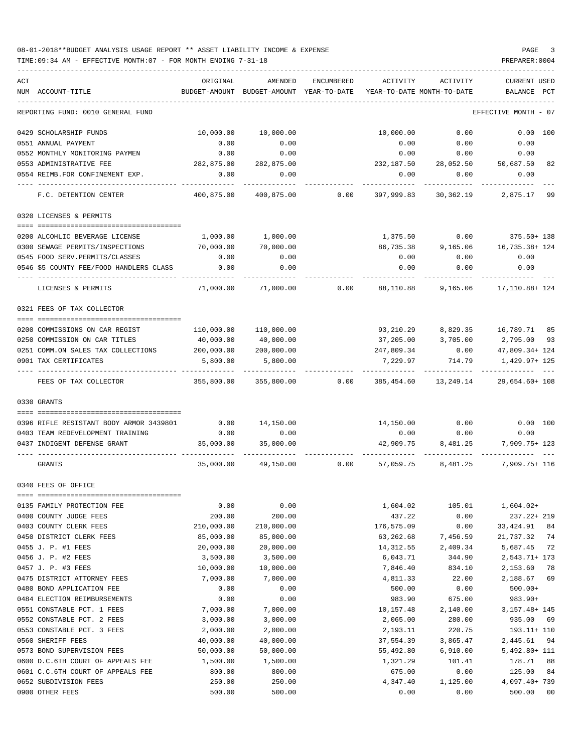08-01-2018**BUDGET ANALYSIS USAGE REPORT ** ASSET LIABILITY INCOME & EXPENSE

TIME:09:34 AM - EFFECTIVE MONTH:07 - FOR MONTH ENDING 7-31-18

PREPARER:0004

| ACT NUM | ACCOUNT-TITLE | ORIGINAL BUDGET-AMOUNT | AMENDED BUDGET-AMOUNT | ENCUMBERED YEAR-TO-DATE | ACTIVITY YEAR-TO-DATE | ACTIVITY MONTH-TO-DATE | CURRENT USED BALANCE | PCT |
|---|---|---|---|---|---|---|---|---|
| | REPORTING FUND: 0010 GENERAL FUND | | | | | | EFFECTIVE MONTH - 07 | |
| 0429 | SCHOLARSHIP FUNDS | 10,000.00 | 10,000.00 | | 10,000.00 | 0.00 | 0.00 | 100 |
| 0551 | ANNUAL PAYMENT | 0.00 | 0.00 | | 0.00 | 0.00 | 0.00 | |
| 0552 | MONTHLY MONITORING PAYMEN | 0.00 | 0.00 | | 0.00 | 0.00 | 0.00 | |
| 0553 | ADMINISTRATIVE FEE | 282,875.00 | 282,875.00 | | 232,187.50 | 28,052.50 | 50,687.50 | 82 |
| 0554 | REIMB.FOR CONFINEMENT EXP. | 0.00 | 0.00 | | 0.00 | 0.00 | 0.00 | |
| | F.C. DETENTION CENTER | 400,875.00 | 400,875.00 | 0.00 | 397,999.83 | 30,362.19 | 2,875.17 | 99 |
| | 0320 LICENSES & PERMITS | | | | | | | |
| 0200 | ALCOHLIC BEVERAGE LICENSE | 1,000.00 | 1,000.00 | | 1,375.50 | 0.00 | 375.50+ | 138 |
| 0300 | SEWAGE PERMITS/INSPECTIONS | 70,000.00 | 70,000.00 | | 86,735.38 | 9,165.06 | 16,735.38+ | 124 |
| 0545 | FOOD SERV.PERMITS/CLASSES | 0.00 | 0.00 | | 0.00 | 0.00 | 0.00 | |
| 0546 | $5 COUNTY FEE/FOOD HANDLERS CLASS | 0.00 | 0.00 | | 0.00 | 0.00 | 0.00 | |
| | LICENSES & PERMITS | 71,000.00 | 71,000.00 | 0.00 | 88,110.88 | 9,165.06 | 17,110.88+ | 124 |
| | 0321 FEES OF TAX COLLECTOR | | | | | | | |
| 0200 | COMMISSIONS ON CAR REGIST | 110,000.00 | 110,000.00 | | 93,210.29 | 8,829.35 | 16,789.71 | 85 |
| 0250 | COMMISSION ON CAR TITLES | 40,000.00 | 40,000.00 | | 37,205.00 | 3,705.00 | 2,795.00 | 93 |
| 0251 | COMM.ON SALES TAX COLLECTIONS | 200,000.00 | 200,000.00 | | 247,809.34 | 0.00 | 47,809.34+ | 124 |
| 0901 | TAX CERTIFICATES | 5,800.00 | 5,800.00 | | 7,229.97 | 714.79 | 1,429.97+ | 125 |
| | FEES OF TAX COLLECTOR | 355,800.00 | 355,800.00 | 0.00 | 385,454.60 | 13,249.14 | 29,654.60+ | 108 |
| | 0330 GRANTS | | | | | | | |
| 0396 | RIFLE RESISTANT BODY ARMOR 3439801 | 0.00 | 14,150.00 | | 14,150.00 | 0.00 | 0.00 | 100 |
| 0403 | TEAM REDEVELOPMENT TRAINING | 0.00 | 0.00 | | 0.00 | 0.00 | 0.00 | |
| 0437 | INDIGENT DEFENSE GRANT | 35,000.00 | 35,000.00 | | 42,909.75 | 8,481.25 | 7,909.75+ | 123 |
| | GRANTS | 35,000.00 | 49,150.00 | 0.00 | 57,059.75 | 8,481.25 | 7,909.75+ | 116 |
| | 0340 FEES OF OFFICE | | | | | | | |
| 0135 | FAMILY PROTECTION FEE | 0.00 | 0.00 | | 1,604.02 | 105.01 | 1,604.02+ | |
| 0400 | COUNTY JUDGE FEES | 200.00 | 200.00 | | 437.22 | 0.00 | 237.22+ | 219 |
| 0403 | COUNTY CLERK FEES | 210,000.00 | 210,000.00 | | 176,575.09 | 0.00 | 33,424.91 | 84 |
| 0450 | DISTRICT CLERK FEES | 85,000.00 | 85,000.00 | | 63,262.68 | 7,456.59 | 21,737.32 | 74 |
| 0455 | J. P. #1 FEES | 20,000.00 | 20,000.00 | | 14,312.55 | 2,409.34 | 5,687.45 | 72 |
| 0456 | J. P. #2 FEES | 3,500.00 | 3,500.00 | | 6,043.71 | 344.90 | 2,543.71+ | 173 |
| 0457 | J. P. #3 FEES | 10,000.00 | 10,000.00 | | 7,846.40 | 834.10 | 2,153.60 | 78 |
| 0475 | DISTRICT ATTORNEY FEES | 7,000.00 | 7,000.00 | | 4,811.33 | 22.00 | 2,188.67 | 69 |
| 0480 | BOND APPLICATION FEE | 0.00 | 0.00 | | 500.00 | 0.00 | 500.00+ | |
| 0484 | ELECTION REIMBURSEMENTS | 0.00 | 0.00 | | 983.90 | 675.00 | 983.90+ | |
| 0551 | CONSTABLE PCT. 1 FEES | 7,000.00 | 7,000.00 | | 10,157.48 | 2,140.00 | 3,157.48+ | 145 |
| 0552 | CONSTABLE PCT. 2 FEES | 3,000.00 | 3,000.00 | | 2,065.00 | 280.00 | 935.00 | 69 |
| 0553 | CONSTABLE PCT. 3 FEES | 2,000.00 | 2,000.00 | | 2,193.11 | 220.75 | 193.11+ | 110 |
| 0560 | SHERIFF FEES | 40,000.00 | 40,000.00 | | 37,554.39 | 3,865.47 | 2,445.61 | 94 |
| 0573 | BOND SUPERVISION FEES | 50,000.00 | 50,000.00 | | 55,492.80 | 6,910.00 | 5,492.80+ | 111 |
| 0600 | D.C.6TH COURT OF APPEALS FEE | 1,500.00 | 1,500.00 | | 1,321.29 | 101.41 | 178.71 | 88 |
| 0601 | C.C.6TH COURT OF APPEALS FEE | 800.00 | 800.00 | | 675.00 | 0.00 | 125.00 | 84 |
| 0652 | SUBDIVISION FEES | 250.00 | 250.00 | | 4,347.40 | 1,125.00 | 4,097.40+ | 739 |
| 0900 | OTHER FEES | 500.00 | 500.00 | | 0.00 | 0.00 | 500.00 | 00 |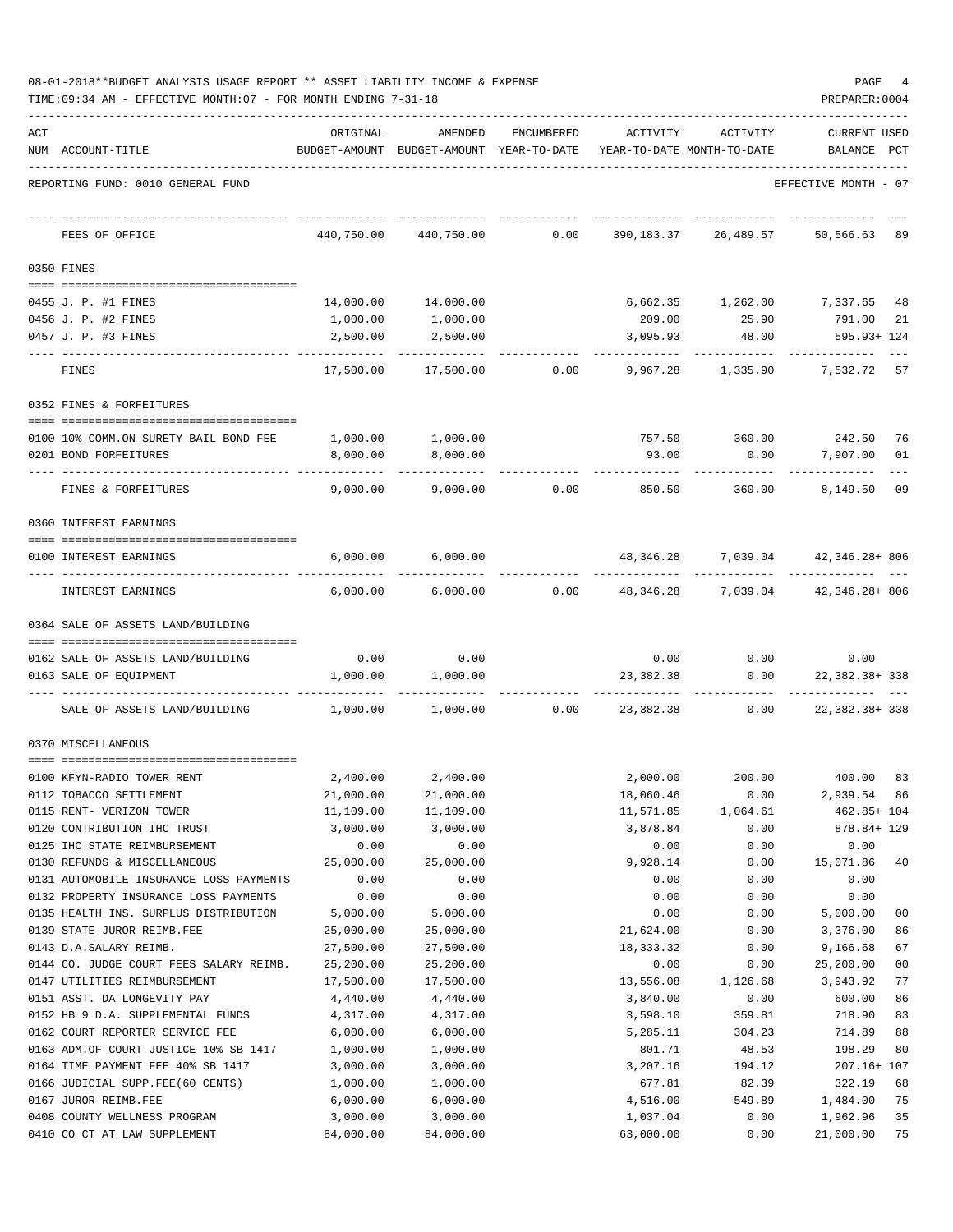08-01-2018**BUDGET ANALYSIS USAGE REPORT ** ASSET LIABILITY INCOME & EXPENSE

TIME:09:34 AM - EFFECTIVE MONTH:07 - FOR MONTH ENDING 7-31-18

PREPARER:0004

REPORTING FUND: 0010 GENERAL FUND — EFFECTIVE MONTH - 07

| ACT NUM | ACCOUNT-TITLE | ORIGINAL BUDGET-AMOUNT | AMENDED BUDGET-AMOUNT | ENCUMBERED YEAR-TO-DATE | ACTIVITY YEAR-TO-DATE | ACTIVITY MONTH-TO-DATE | CURRENT BALANCE | USED PCT |
|---|---|---|---|---|---|---|---|---|
| | FEES OF OFFICE | 440,750.00 | 440,750.00 | 0.00 | 390,183.37 | 26,489.57 | 50,566.63 | 89 |
| **0350** | **FINES** | | | | | | | |
| 0455 | J. P. #1 FINES | 14,000.00 | 14,000.00 | | 6,662.35 | 1,262.00 | 7,337.65 | 48 |
| 0456 | J. P. #2 FINES | 1,000.00 | 1,000.00 | | 209.00 | 25.90 | 791.00 | 21 |
| 0457 | J. P. #3 FINES | 2,500.00 | 2,500.00 | | 3,095.93 | 48.00 | 595.93+ | 124 |
| | FINES | 17,500.00 | 17,500.00 | 0.00 | 9,967.28 | 1,335.90 | 7,532.72 | 57 |
| **0352** | **FINES & FORFEITURES** | | | | | | | |
| 0100 | 10% COMM.ON SURETY BAIL BOND FEE | 1,000.00 | 1,000.00 | | 757.50 | 360.00 | 242.50 | 76 |
| 0201 | BOND FORFEITURES | 8,000.00 | 8,000.00 | | 93.00 | 0.00 | 7,907.00 | 01 |
| | FINES & FORFEITURES | 9,000.00 | 9,000.00 | 0.00 | 850.50 | 360.00 | 8,149.50 | 09 |
| **0360** | **INTEREST EARNINGS** | | | | | | | |
| 0100 | INTEREST EARNINGS | 6,000.00 | 6,000.00 | | 48,346.28 | 7,039.04 | 42,346.28+ | 806 |
| | INTEREST EARNINGS | 6,000.00 | 6,000.00 | 0.00 | 48,346.28 | 7,039.04 | 42,346.28+ | 806 |
| **0364** | **SALE OF ASSETS LAND/BUILDING** | | | | | | | |
| 0162 | SALE OF ASSETS LAND/BUILDING | 0.00 | 0.00 | | 0.00 | 0.00 | 0.00 | |
| 0163 | SALE OF EQUIPMENT | 1,000.00 | 1,000.00 | | 23,382.38 | 0.00 | 22,382.38+ | 338 |
| | SALE OF ASSETS LAND/BUILDING | 1,000.00 | 1,000.00 | 0.00 | 23,382.38 | 0.00 | 22,382.38+ | 338 |
| **0370** | **MISCELLANEOUS** | | | | | | | |
| 0100 | KFYN-RADIO TOWER RENT | 2,400.00 | 2,400.00 | | 2,000.00 | 200.00 | 400.00 | 83 |
| 0112 | TOBACCO SETTLEMENT | 21,000.00 | 21,000.00 | | 18,060.46 | 0.00 | 2,939.54 | 86 |
| 0115 | RENT- VERIZON TOWER | 11,109.00 | 11,109.00 | | 11,571.85 | 1,064.61 | 462.85+ | 104 |
| 0120 | CONTRIBUTION IHC TRUST | 3,000.00 | 3,000.00 | | 3,878.84 | 0.00 | 878.84+ | 129 |
| 0125 | IHC STATE REIMBURSEMENT | 0.00 | 0.00 | | 0.00 | 0.00 | 0.00 | |
| 0130 | REFUNDS & MISCELLANEOUS | 25,000.00 | 25,000.00 | | 9,928.14 | 0.00 | 15,071.86 | 40 |
| 0131 | AUTOMOBILE INSURANCE LOSS PAYMENTS | 0.00 | 0.00 | | 0.00 | 0.00 | 0.00 | |
| 0132 | PROPERTY INSURANCE LOSS PAYMENTS | 0.00 | 0.00 | | 0.00 | 0.00 | 0.00 | |
| 0135 | HEALTH INS. SURPLUS DISTRIBUTION | 5,000.00 | 5,000.00 | | 0.00 | 0.00 | 5,000.00 | 00 |
| 0139 | STATE JUROR REIMB.FEE | 25,000.00 | 25,000.00 | | 21,624.00 | 0.00 | 3,376.00 | 86 |
| 0143 | D.A.SALARY REIMB. | 27,500.00 | 27,500.00 | | 18,333.32 | 0.00 | 9,166.68 | 67 |
| 0144 | CO. JUDGE COURT FEES SALARY REIMB. | 25,200.00 | 25,200.00 | | 0.00 | 0.00 | 25,200.00 | 00 |
| 0147 | UTILITIES REIMBURSEMENT | 17,500.00 | 17,500.00 | | 13,556.08 | 1,126.68 | 3,943.92 | 77 |
| 0151 | ASST. DA LONGEVITY PAY | 4,440.00 | 4,440.00 | | 3,840.00 | 0.00 | 600.00 | 86 |
| 0152 | HB 9 D.A. SUPPLEMENTAL FUNDS | 4,317.00 | 4,317.00 | | 3,598.10 | 359.81 | 718.90 | 83 |
| 0162 | COURT REPORTER SERVICE FEE | 6,000.00 | 6,000.00 | | 5,285.11 | 304.23 | 714.89 | 88 |
| 0163 | ADM.OF COURT JUSTICE 10% SB 1417 | 1,000.00 | 1,000.00 | | 801.71 | 48.53 | 198.29 | 80 |
| 0164 | TIME PAYMENT FEE 40% SB 1417 | 3,000.00 | 3,000.00 | | 3,207.16 | 194.12 | 207.16+ | 107 |
| 0166 | JUDICIAL SUPP.FEE(60 CENTS) | 1,000.00 | 1,000.00 | | 677.81 | 82.39 | 322.19 | 68 |
| 0167 | JUROR REIMB.FEE | 6,000.00 | 6,000.00 | | 4,516.00 | 549.89 | 1,484.00 | 75 |
| 0408 | COUNTY WELLNESS PROGRAM | 3,000.00 | 3,000.00 | | 1,037.04 | 0.00 | 1,962.96 | 35 |
| 0410 | CO CT AT LAW SUPPLEMENT | 84,000.00 | 84,000.00 | | 63,000.00 | 0.00 | 21,000.00 | 75 |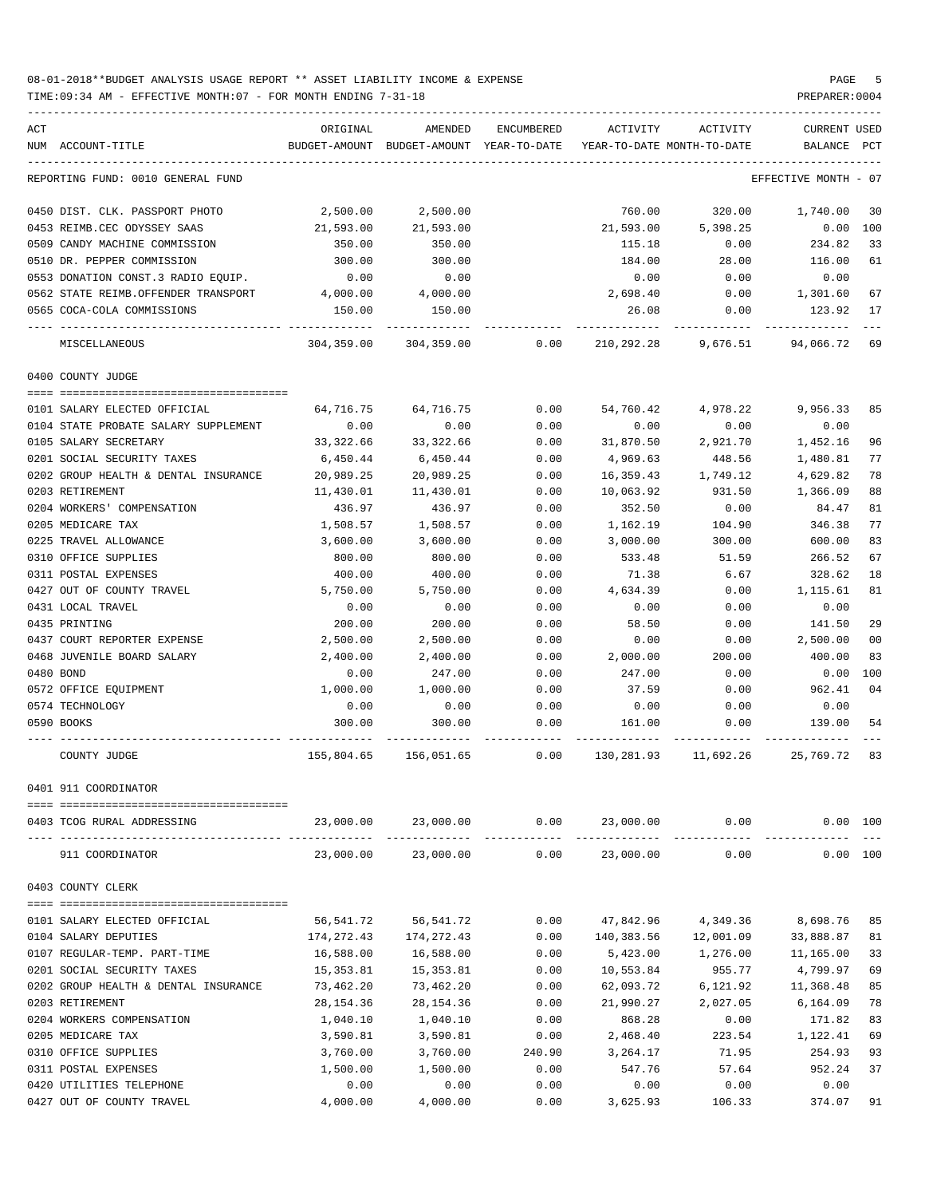08-01-2018**BUDGET ANALYSIS USAGE REPORT ** ASSET LIABILITY INCOME & EXPENSE

TIME:09:34 AM - EFFECTIVE MONTH:07 - FOR MONTH ENDING 7-31-18

PREPARER:0004

REPORTING FUND: 0010 GENERAL FUND — EFFECTIVE MONTH - 07

| ACT NUM | ACCOUNT-TITLE | ORIGINAL BUDGET-AMOUNT | AMENDED BUDGET-AMOUNT | ENCUMBERED YEAR-TO-DATE | ACTIVITY YEAR-TO-DATE | ACTIVITY MONTH-TO-DATE | CURRENT BALANCE | USED PCT |
|---|---|---|---|---|---|---|---|---|
| 0450 | DIST. CLK. PASSPORT PHOTO | 2,500.00 | 2,500.00 | | 760.00 | 320.00 | 1,740.00 | 30 |
| 0453 | REIMB.CEC ODYSSEY SAAS | 21,593.00 | 21,593.00 | | 21,593.00 | 5,398.25 | 0.00 | 100 |
| 0509 | CANDY MACHINE COMMISSION | 350.00 | 350.00 | | 115.18 | 0.00 | 234.82 | 33 |
| 0510 | DR. PEPPER COMMISSION | 300.00 | 300.00 | | 184.00 | 28.00 | 116.00 | 61 |
| 0553 | DONATION CONST.3 RADIO EQUIP. | 0.00 | 0.00 | | 0.00 | 0.00 | 0.00 | |
| 0562 | STATE REIMB.OFFENDER TRANSPORT | 4,000.00 | 4,000.00 | | 2,698.40 | 0.00 | 1,301.60 | 67 |
| 0565 | COCA-COLA COMMISSIONS | 150.00 | 150.00 | | 26.08 | 0.00 | 123.92 | 17 |
| | MISCELLANEOUS | 304,359.00 | 304,359.00 | 0.00 | 210,292.28 | 9,676.51 | 94,066.72 | 69 |

## 0400 COUNTY JUDGE

| ACT NUM | ACCOUNT-TITLE | ORIGINAL BUDGET-AMOUNT | AMENDED BUDGET-AMOUNT | ENCUMBERED YEAR-TO-DATE | ACTIVITY YEAR-TO-DATE | ACTIVITY MONTH-TO-DATE | CURRENT BALANCE | USED PCT |
|---|---|---|---|---|---|---|---|---|
| 0101 | SALARY ELECTED OFFICIAL | 64,716.75 | 64,716.75 | 0.00 | 54,760.42 | 4,978.22 | 9,956.33 | 85 |
| 0104 | STATE PROBATE SALARY SUPPLEMENT | 0.00 | 0.00 | 0.00 | 0.00 | 0.00 | 0.00 | |
| 0105 | SALARY SECRETARY | 33,322.66 | 33,322.66 | 0.00 | 31,870.50 | 2,921.70 | 1,452.16 | 96 |
| 0201 | SOCIAL SECURITY TAXES | 6,450.44 | 6,450.44 | 0.00 | 4,969.63 | 448.56 | 1,480.81 | 77 |
| 0202 | GROUP HEALTH & DENTAL INSURANCE | 20,989.25 | 20,989.25 | 0.00 | 16,359.43 | 1,749.12 | 4,629.82 | 78 |
| 0203 | RETIREMENT | 11,430.01 | 11,430.01 | 0.00 | 10,063.92 | 931.50 | 1,366.09 | 88 |
| 0204 | WORKERS' COMPENSATION | 436.97 | 436.97 | 0.00 | 352.50 | 0.00 | 84.47 | 81 |
| 0205 | MEDICARE TAX | 1,508.57 | 1,508.57 | 0.00 | 1,162.19 | 104.90 | 346.38 | 77 |
| 0225 | TRAVEL ALLOWANCE | 3,600.00 | 3,600.00 | 0.00 | 3,000.00 | 300.00 | 600.00 | 83 |
| 0310 | OFFICE SUPPLIES | 800.00 | 800.00 | 0.00 | 533.48 | 51.59 | 266.52 | 67 |
| 0311 | POSTAL EXPENSES | 400.00 | 400.00 | 0.00 | 71.38 | 6.67 | 328.62 | 18 |
| 0427 | OUT OF COUNTY TRAVEL | 5,750.00 | 5,750.00 | 0.00 | 4,634.39 | 0.00 | 1,115.61 | 81 |
| 0431 | LOCAL TRAVEL | 0.00 | 0.00 | 0.00 | 0.00 | 0.00 | 0.00 | |
| 0435 | PRINTING | 200.00 | 200.00 | 0.00 | 58.50 | 0.00 | 141.50 | 29 |
| 0437 | COURT REPORTER EXPENSE | 2,500.00 | 2,500.00 | 0.00 | 0.00 | 0.00 | 2,500.00 | 00 |
| 0468 | JUVENILE BOARD SALARY | 2,400.00 | 2,400.00 | 0.00 | 2,000.00 | 200.00 | 400.00 | 83 |
| 0480 | BOND | 0.00 | 247.00 | 0.00 | 247.00 | 0.00 | 0.00 | 100 |
| 0572 | OFFICE EQUIPMENT | 1,000.00 | 1,000.00 | 0.00 | 37.59 | 0.00 | 962.41 | 04 |
| 0574 | TECHNOLOGY | 0.00 | 0.00 | 0.00 | 0.00 | 0.00 | 0.00 | |
| 0590 | BOOKS | 300.00 | 300.00 | 0.00 | 161.00 | 0.00 | 139.00 | 54 |
| | COUNTY JUDGE | 155,804.65 | 156,051.65 | 0.00 | 130,281.93 | 11,692.26 | 25,769.72 | 83 |

## 0401 911 COORDINATOR

| ACT NUM | ACCOUNT-TITLE | ORIGINAL BUDGET-AMOUNT | AMENDED BUDGET-AMOUNT | ENCUMBERED YEAR-TO-DATE | ACTIVITY YEAR-TO-DATE | ACTIVITY MONTH-TO-DATE | CURRENT BALANCE | USED PCT |
|---|---|---|---|---|---|---|---|---|
| 0403 | TCOG RURAL ADDRESSING | 23,000.00 | 23,000.00 | 0.00 | 23,000.00 | 0.00 | 0.00 | 100 |
| | 911 COORDINATOR | 23,000.00 | 23,000.00 | 0.00 | 23,000.00 | 0.00 | 0.00 | 100 |

## 0403 COUNTY CLERK

| ACT NUM | ACCOUNT-TITLE | ORIGINAL BUDGET-AMOUNT | AMENDED BUDGET-AMOUNT | ENCUMBERED YEAR-TO-DATE | ACTIVITY YEAR-TO-DATE | ACTIVITY MONTH-TO-DATE | CURRENT BALANCE | USED PCT |
|---|---|---|---|---|---|---|---|---|
| 0101 | SALARY ELECTED OFFICIAL | 56,541.72 | 56,541.72 | 0.00 | 47,842.96 | 4,349.36 | 8,698.76 | 85 |
| 0104 | SALARY DEPUTIES | 174,272.43 | 174,272.43 | 0.00 | 140,383.56 | 12,001.09 | 33,888.87 | 81 |
| 0107 | REGULAR-TEMP. PART-TIME | 16,588.00 | 16,588.00 | 0.00 | 5,423.00 | 1,276.00 | 11,165.00 | 33 |
| 0201 | SOCIAL SECURITY TAXES | 15,353.81 | 15,353.81 | 0.00 | 10,553.84 | 955.77 | 4,799.97 | 69 |
| 0202 | GROUP HEALTH & DENTAL INSURANCE | 73,462.20 | 73,462.20 | 0.00 | 62,093.72 | 6,121.92 | 11,368.48 | 85 |
| 0203 | RETIREMENT | 28,154.36 | 28,154.36 | 0.00 | 21,990.27 | 2,027.05 | 6,164.09 | 78 |
| 0204 | WORKERS COMPENSATION | 1,040.10 | 1,040.10 | 0.00 | 868.28 | 0.00 | 171.82 | 83 |
| 0205 | MEDICARE TAX | 3,590.81 | 3,590.81 | 0.00 | 2,468.40 | 223.54 | 1,122.41 | 69 |
| 0310 | OFFICE SUPPLIES | 3,760.00 | 3,760.00 | 240.90 | 3,264.17 | 71.95 | 254.93 | 93 |
| 0311 | POSTAL EXPENSES | 1,500.00 | 1,500.00 | 0.00 | 547.76 | 57.64 | 952.24 | 37 |
| 0420 | UTILITIES TELEPHONE | 0.00 | 0.00 | 0.00 | 0.00 | 0.00 | 0.00 | |
| 0427 | OUT OF COUNTY TRAVEL | 4,000.00 | 4,000.00 | 0.00 | 3,625.93 | 106.33 | 374.07 | 91 |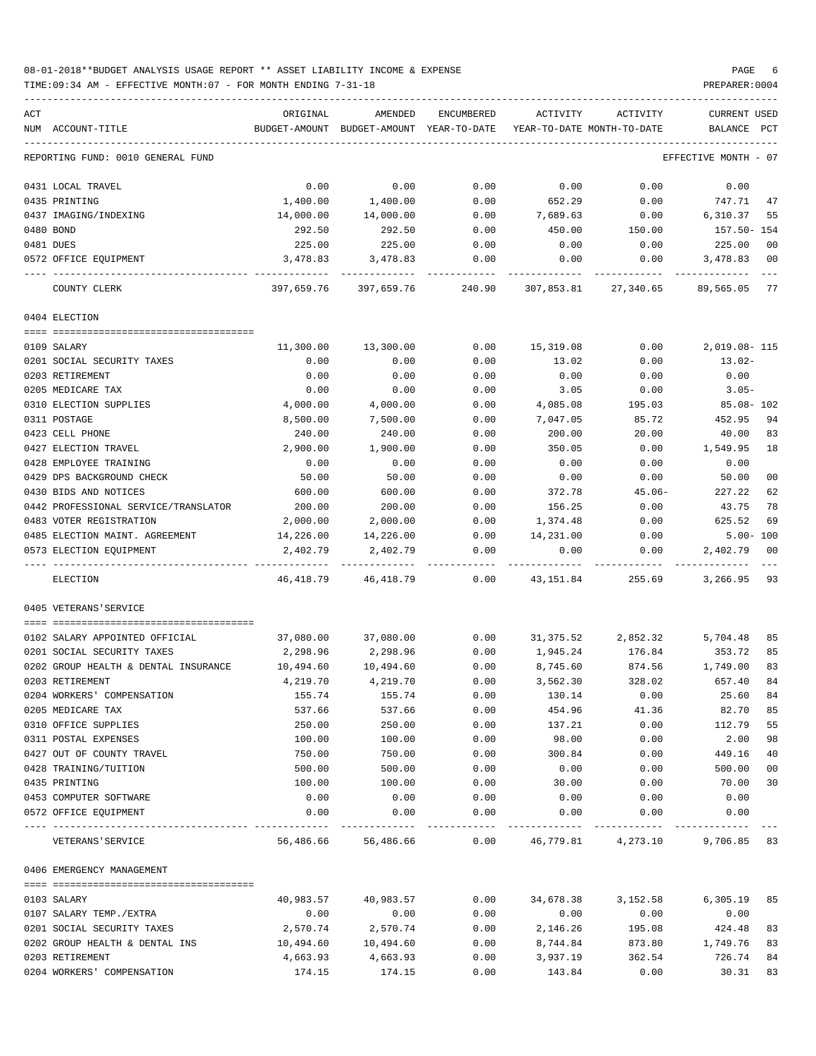08-01-2018**BUDGET ANALYSIS USAGE REPORT ** ASSET LIABILITY INCOME & EXPENSE

TIME:09:34 AM - EFFECTIVE MONTH:07 - FOR MONTH ENDING 7-31-18

REPORTING FUND: 0010 GENERAL FUND — EFFECTIVE MONTH - 07

| ACT NUM | ACCOUNT-TITLE | ORIGINAL BUDGET-AMOUNT | AMENDED BUDGET-AMOUNT | ENCUMBERED YEAR-TO-DATE | ACTIVITY YEAR-TO-DATE | ACTIVITY MONTH-TO-DATE | CURRENT BALANCE | USED PCT |
|---|---|---|---|---|---|---|---|---|
| 0431 | LOCAL TRAVEL | 0.00 | 0.00 | 0.00 | 0.00 | 0.00 | 0.00 | |
| 0435 | PRINTING | 1,400.00 | 1,400.00 | 0.00 | 652.29 | 0.00 | 747.71 | 47 |
| 0437 | IMAGING/INDEXING | 14,000.00 | 14,000.00 | 0.00 | 7,689.63 | 0.00 | 6,310.37 | 55 |
| 0480 | BOND | 292.50 | 292.50 | 0.00 | 450.00 | 150.00 | 157.50- | 154 |
| 0481 | DUES | 225.00 | 225.00 | 0.00 | 0.00 | 0.00 | 225.00 | 00 |
| 0572 | OFFICE EQUIPMENT | 3,478.83 | 3,478.83 | 0.00 | 0.00 | 0.00 | 3,478.83 | 00 |
| | COUNTY CLERK | 397,659.76 | 397,659.76 | 240.90 | 307,853.81 | 27,340.65 | 89,565.05 | 77 |
| | **0404 ELECTION** | | | | | | | |
| 0109 | SALARY | 11,300.00 | 13,300.00 | 0.00 | 15,319.08 | 0.00 | 2,019.08- | 115 |
| 0201 | SOCIAL SECURITY TAXES | 0.00 | 0.00 | 0.00 | 13.02 | 0.00 | 13.02- | |
| 0203 | RETIREMENT | 0.00 | 0.00 | 0.00 | 0.00 | 0.00 | 0.00 | |
| 0205 | MEDICARE TAX | 0.00 | 0.00 | 0.00 | 3.05 | 0.00 | 3.05- | |
| 0310 | ELECTION SUPPLIES | 4,000.00 | 4,000.00 | 0.00 | 4,085.08 | 195.03 | 85.08- | 102 |
| 0311 | POSTAGE | 8,500.00 | 7,500.00 | 0.00 | 7,047.05 | 85.72 | 452.95 | 94 |
| 0423 | CELL PHONE | 240.00 | 240.00 | 0.00 | 200.00 | 20.00 | 40.00 | 83 |
| 0427 | ELECTION TRAVEL | 2,900.00 | 1,900.00 | 0.00 | 350.05 | 0.00 | 1,549.95 | 18 |
| 0428 | EMPLOYEE TRAINING | 0.00 | 0.00 | 0.00 | 0.00 | 0.00 | 0.00 | |
| 0429 | DPS BACKGROUND CHECK | 50.00 | 50.00 | 0.00 | 0.00 | 0.00 | 50.00 | 00 |
| 0430 | BIDS AND NOTICES | 600.00 | 600.00 | 0.00 | 372.78 | 45.06- | 227.22 | 62 |
| 0442 | PROFESSIONAL SERVICE/TRANSLATOR | 200.00 | 200.00 | 0.00 | 156.25 | 0.00 | 43.75 | 78 |
| 0483 | VOTER REGISTRATION | 2,000.00 | 2,000.00 | 0.00 | 1,374.48 | 0.00 | 625.52 | 69 |
| 0485 | ELECTION MAINT. AGREEMENT | 14,226.00 | 14,226.00 | 0.00 | 14,231.00 | 0.00 | 5.00- | 100 |
| 0573 | ELECTION EQUIPMENT | 2,402.79 | 2,402.79 | 0.00 | 0.00 | 0.00 | 2,402.79 | 00 |
| | ELECTION | 46,418.79 | 46,418.79 | 0.00 | 43,151.84 | 255.69 | 3,266.95 | 93 |
| | **0405 VETERANS'SERVICE** | | | | | | | |
| 0102 | SALARY APPOINTED OFFICIAL | 37,080.00 | 37,080.00 | 0.00 | 31,375.52 | 2,852.32 | 5,704.48 | 85 |
| 0201 | SOCIAL SECURITY TAXES | 2,298.96 | 2,298.96 | 0.00 | 1,945.24 | 176.84 | 353.72 | 85 |
| 0202 | GROUP HEALTH & DENTAL INSURANCE | 10,494.60 | 10,494.60 | 0.00 | 8,745.60 | 874.56 | 1,749.00 | 83 |
| 0203 | RETIREMENT | 4,219.70 | 4,219.70 | 0.00 | 3,562.30 | 328.02 | 657.40 | 84 |
| 0204 | WORKERS' COMPENSATION | 155.74 | 155.74 | 0.00 | 130.14 | 0.00 | 25.60 | 84 |
| 0205 | MEDICARE TAX | 537.66 | 537.66 | 0.00 | 454.96 | 41.36 | 82.70 | 85 |
| 0310 | OFFICE SUPPLIES | 250.00 | 250.00 | 0.00 | 137.21 | 0.00 | 112.79 | 55 |
| 0311 | POSTAL EXPENSES | 100.00 | 100.00 | 0.00 | 98.00 | 0.00 | 2.00 | 98 |
| 0427 | OUT OF COUNTY TRAVEL | 750.00 | 750.00 | 0.00 | 300.84 | 0.00 | 449.16 | 40 |
| 0428 | TRAINING/TUITION | 500.00 | 500.00 | 0.00 | 0.00 | 0.00 | 500.00 | 00 |
| 0435 | PRINTING | 100.00 | 100.00 | 0.00 | 30.00 | 0.00 | 70.00 | 30 |
| 0453 | COMPUTER SOFTWARE | 0.00 | 0.00 | 0.00 | 0.00 | 0.00 | 0.00 | |
| 0572 | OFFICE EQUIPMENT | 0.00 | 0.00 | 0.00 | 0.00 | 0.00 | 0.00 | |
| | VETERANS'SERVICE | 56,486.66 | 56,486.66 | 0.00 | 46,779.81 | 4,273.10 | 9,706.85 | 83 |
| | **0406 EMERGENCY MANAGEMENT** | | | | | | | |
| 0103 | SALARY | 40,983.57 | 40,983.57 | 0.00 | 34,678.38 | 3,152.58 | 6,305.19 | 85 |
| 0107 | SALARY TEMP./EXTRA | 0.00 | 0.00 | 0.00 | 0.00 | 0.00 | 0.00 | |
| 0201 | SOCIAL SECURITY TAXES | 2,570.74 | 2,570.74 | 0.00 | 2,146.26 | 195.08 | 424.48 | 83 |
| 0202 | GROUP HEALTH & DENTAL INS | 10,494.60 | 10,494.60 | 0.00 | 8,744.84 | 873.80 | 1,749.76 | 83 |
| 0203 | RETIREMENT | 4,663.93 | 4,663.93 | 0.00 | 3,937.19 | 362.54 | 726.74 | 84 |
| 0204 | WORKERS' COMPENSATION | 174.15 | 174.15 | 0.00 | 143.84 | 0.00 | 30.31 | 83 |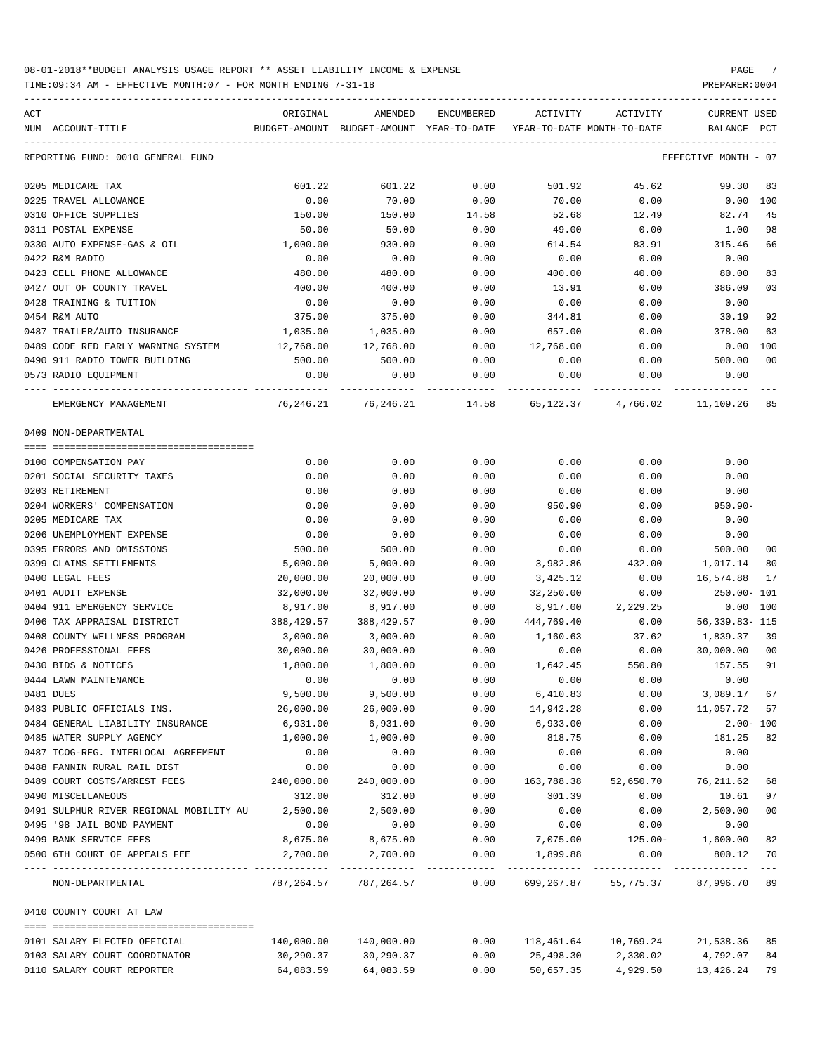08-01-2018**BUDGET ANALYSIS USAGE REPORT ** ASSET LIABILITY INCOME & EXPENSE

TIME:09:34 AM - EFFECTIVE MONTH:07 - FOR MONTH ENDING 7-31-18 PREPARER:0004

REPORTING FUND: 0010 GENERAL FUND — EFFECTIVE MONTH - 07

| ACT NUM | ACCOUNT-TITLE | ORIGINAL BUDGET-AMOUNT | AMENDED BUDGET-AMOUNT | ENCUMBERED YEAR-TO-DATE | ACTIVITY YEAR-TO-DATE | ACTIVITY MONTH-TO-DATE | CURRENT BALANCE | USED PCT |
|---|---|---|---|---|---|---|---|---|
| 0205 | MEDICARE TAX | 601.22 | 601.22 | 0.00 | 501.92 | 45.62 | 99.30 | 83 |
| 0225 | TRAVEL ALLOWANCE | 0.00 | 70.00 | 0.00 | 70.00 | 0.00 | 0.00 | 100 |
| 0310 | OFFICE SUPPLIES | 150.00 | 150.00 | 14.58 | 52.68 | 12.49 | 82.74 | 45 |
| 0311 | POSTAL EXPENSE | 50.00 | 50.00 | 0.00 | 49.00 | 0.00 | 1.00 | 98 |
| 0330 | AUTO EXPENSE-GAS & OIL | 1,000.00 | 930.00 | 0.00 | 614.54 | 83.91 | 315.46 | 66 |
| 0422 | R&M RADIO | 0.00 | 0.00 | 0.00 | 0.00 | 0.00 | 0.00 | |
| 0423 | CELL PHONE ALLOWANCE | 480.00 | 480.00 | 0.00 | 400.00 | 40.00 | 80.00 | 83 |
| 0427 | OUT OF COUNTY TRAVEL | 400.00 | 400.00 | 0.00 | 13.91 | 0.00 | 386.09 | 03 |
| 0428 | TRAINING & TUITION | 0.00 | 0.00 | 0.00 | 0.00 | 0.00 | 0.00 | |
| 0454 | R&M AUTO | 375.00 | 375.00 | 0.00 | 344.81 | 0.00 | 30.19 | 92 |
| 0487 | TRAILER/AUTO INSURANCE | 1,035.00 | 1,035.00 | 0.00 | 657.00 | 0.00 | 378.00 | 63 |
| 0489 | CODE RED EARLY WARNING SYSTEM | 12,768.00 | 12,768.00 | 0.00 | 12,768.00 | 0.00 | 0.00 | 100 |
| 0490 | 911 RADIO TOWER BUILDING | 500.00 | 500.00 | 0.00 | 0.00 | 0.00 | 500.00 | 00 |
| 0573 | RADIO EQUIPMENT | 0.00 | 0.00 | 0.00 | 0.00 | 0.00 | 0.00 | |
| | EMERGENCY MANAGEMENT | 76,246.21 | 76,246.21 | 14.58 | 65,122.37 | 4,766.02 | 11,109.26 | 85 |

## 0409 NON-DEPARTMENTAL

| ACT NUM | ACCOUNT-TITLE | ORIGINAL BUDGET-AMOUNT | AMENDED BUDGET-AMOUNT | ENCUMBERED YEAR-TO-DATE | ACTIVITY YEAR-TO-DATE | ACTIVITY MONTH-TO-DATE | CURRENT BALANCE | USED PCT |
|---|---|---|---|---|---|---|---|---|
| 0100 | COMPENSATION PAY | 0.00 | 0.00 | 0.00 | 0.00 | 0.00 | 0.00 | |
| 0201 | SOCIAL SECURITY TAXES | 0.00 | 0.00 | 0.00 | 0.00 | 0.00 | 0.00 | |
| 0203 | RETIREMENT | 0.00 | 0.00 | 0.00 | 0.00 | 0.00 | 0.00 | |
| 0204 | WORKERS' COMPENSATION | 0.00 | 0.00 | 0.00 | 950.90 | 0.00 | 950.90- | |
| 0205 | MEDICARE TAX | 0.00 | 0.00 | 0.00 | 0.00 | 0.00 | 0.00 | |
| 0206 | UNEMPLOYMENT EXPENSE | 0.00 | 0.00 | 0.00 | 0.00 | 0.00 | 0.00 | |
| 0395 | ERRORS AND OMISSIONS | 500.00 | 500.00 | 0.00 | 0.00 | 0.00 | 500.00 | 00 |
| 0399 | CLAIMS SETTLEMENTS | 5,000.00 | 5,000.00 | 0.00 | 3,982.86 | 432.00 | 1,017.14 | 80 |
| 0400 | LEGAL FEES | 20,000.00 | 20,000.00 | 0.00 | 3,425.12 | 0.00 | 16,574.88 | 17 |
| 0401 | AUDIT EXPENSE | 32,000.00 | 32,000.00 | 0.00 | 32,250.00 | 0.00 | 250.00- | 101 |
| 0404 | 911 EMERGENCY SERVICE | 8,917.00 | 8,917.00 | 0.00 | 8,917.00 | 2,229.25 | 0.00 | 100 |
| 0406 | TAX APPRAISAL DISTRICT | 388,429.57 | 388,429.57 | 0.00 | 444,769.40 | 0.00 | 56,339.83- | 115 |
| 0408 | COUNTY WELLNESS PROGRAM | 3,000.00 | 3,000.00 | 0.00 | 1,160.63 | 37.62 | 1,839.37 | 39 |
| 0426 | PROFESSIONAL FEES | 30,000.00 | 30,000.00 | 0.00 | 0.00 | 0.00 | 30,000.00 | 00 |
| 0430 | BIDS & NOTICES | 1,800.00 | 1,800.00 | 0.00 | 1,642.45 | 550.80 | 157.55 | 91 |
| 0444 | LAWN MAINTENANCE | 0.00 | 0.00 | 0.00 | 0.00 | 0.00 | 0.00 | |
| 0481 | DUES | 9,500.00 | 9,500.00 | 0.00 | 6,410.83 | 0.00 | 3,089.17 | 67 |
| 0483 | PUBLIC OFFICIALS INS. | 26,000.00 | 26,000.00 | 0.00 | 14,942.28 | 0.00 | 11,057.72 | 57 |
| 0484 | GENERAL LIABILITY INSURANCE | 6,931.00 | 6,931.00 | 0.00 | 6,933.00 | 0.00 | 2.00- | 100 |
| 0485 | WATER SUPPLY AGENCY | 1,000.00 | 1,000.00 | 0.00 | 818.75 | 0.00 | 181.25 | 82 |
| 0487 | TCOG-REG. INTERLOCAL AGREEMENT | 0.00 | 0.00 | 0.00 | 0.00 | 0.00 | 0.00 | |
| 0488 | FANNIN RURAL RAIL DIST | 0.00 | 0.00 | 0.00 | 0.00 | 0.00 | 0.00 | |
| 0489 | COURT COSTS/ARREST FEES | 240,000.00 | 240,000.00 | 0.00 | 163,788.38 | 52,650.70 | 76,211.62 | 68 |
| 0490 | MISCELLANEOUS | 312.00 | 312.00 | 0.00 | 301.39 | 0.00 | 10.61 | 97 |
| 0491 | SULPHUR RIVER REGIONAL MOBILITY AU | 2,500.00 | 2,500.00 | 0.00 | 0.00 | 0.00 | 2,500.00 | 00 |
| 0495 | '98 JAIL BOND PAYMENT | 0.00 | 0.00 | 0.00 | 0.00 | 0.00 | 0.00 | |
| 0499 | BANK SERVICE FEES | 8,675.00 | 8,675.00 | 0.00 | 7,075.00 | 125.00- | 1,600.00 | 82 |
| 0500 | 6TH COURT OF APPEALS FEE | 2,700.00 | 2,700.00 | 0.00 | 1,899.88 | 0.00 | 800.12 | 70 |
| | NON-DEPARTMENTAL | 787,264.57 | 787,264.57 | 0.00 | 699,267.87 | 55,775.37 | 87,996.70 | 89 |

## 0410 COUNTY COURT AT LAW

| ACT NUM | ACCOUNT-TITLE | ORIGINAL BUDGET-AMOUNT | AMENDED BUDGET-AMOUNT | ENCUMBERED YEAR-TO-DATE | ACTIVITY YEAR-TO-DATE | ACTIVITY MONTH-TO-DATE | CURRENT BALANCE | USED PCT |
|---|---|---|---|---|---|---|---|---|
| 0101 | SALARY ELECTED OFFICIAL | 140,000.00 | 140,000.00 | 0.00 | 118,461.64 | 10,769.24 | 21,538.36 | 85 |
| 0103 | SALARY COURT COORDINATOR | 30,290.37 | 30,290.37 | 0.00 | 25,498.30 | 2,330.02 | 4,792.07 | 84 |
| 0110 | SALARY COURT REPORTER | 64,083.59 | 64,083.59 | 0.00 | 50,657.35 | 4,929.50 | 13,426.24 | 79 |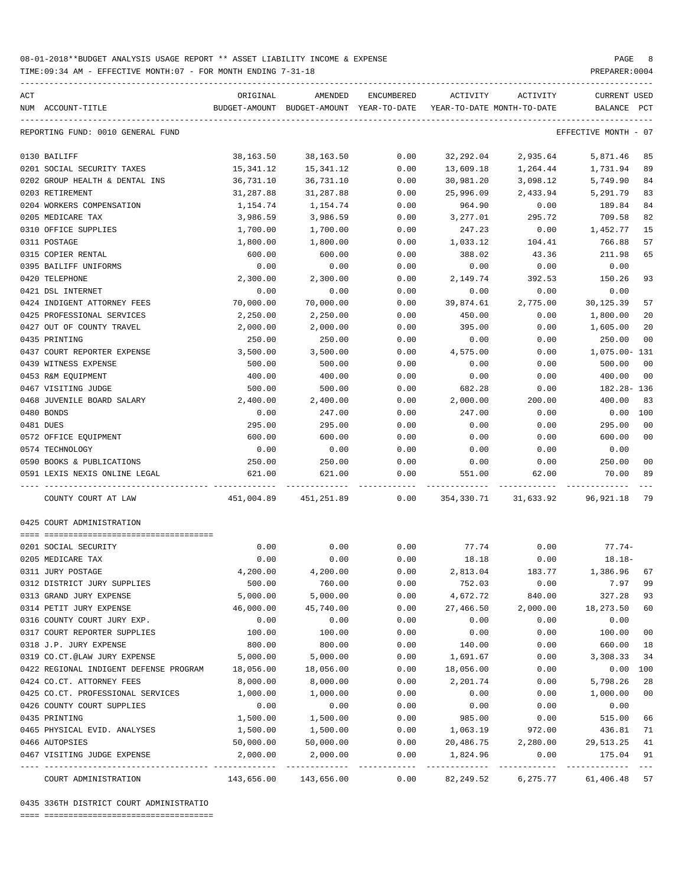08-01-2018**BUDGET ANALYSIS USAGE REPORT ** ASSET LIABILITY INCOME & EXPENSE

TIME:09:34 AM - EFFECTIVE MONTH:07 - FOR MONTH ENDING 7-31-18

PREPARER:0004

REPORTING FUND: 0010 GENERAL FUND — EFFECTIVE MONTH - 07

| ACT NUM | ACCOUNT-TITLE | ORIGINAL BUDGET-AMOUNT | AMENDED BUDGET-AMOUNT | ENCUMBERED YEAR-TO-DATE | ACTIVITY YEAR-TO-DATE | ACTIVITY MONTH-TO-DATE | CURRENT BALANCE | USED PCT |
|---|---|---|---|---|---|---|---|---|
| 0130 | BAILIFF | 38,163.50 | 38,163.50 | 0.00 | 32,292.04 | 2,935.64 | 5,871.46 | 85 |
| 0201 | SOCIAL SECURITY TAXES | 15,341.12 | 15,341.12 | 0.00 | 13,609.18 | 1,264.44 | 1,731.94 | 89 |
| 0202 | GROUP HEALTH & DENTAL INS | 36,731.10 | 36,731.10 | 0.00 | 30,981.20 | 3,098.12 | 5,749.90 | 84 |
| 0203 | RETIREMENT | 31,287.88 | 31,287.88 | 0.00 | 25,996.09 | 2,433.94 | 5,291.79 | 83 |
| 0204 | WORKERS COMPENSATION | 1,154.74 | 1,154.74 | 0.00 | 964.90 | 0.00 | 189.84 | 84 |
| 0205 | MEDICARE TAX | 3,986.59 | 3,986.59 | 0.00 | 3,277.01 | 295.72 | 709.58 | 82 |
| 0310 | OFFICE SUPPLIES | 1,700.00 | 1,700.00 | 0.00 | 247.23 | 0.00 | 1,452.77 | 15 |
| 0311 | POSTAGE | 1,800.00 | 1,800.00 | 0.00 | 1,033.12 | 104.41 | 766.88 | 57 |
| 0315 | COPIER RENTAL | 600.00 | 600.00 | 0.00 | 388.02 | 43.36 | 211.98 | 65 |
| 0395 | BAILIFF UNIFORMS | 0.00 | 0.00 | 0.00 | 0.00 | 0.00 | 0.00 | |
| 0420 | TELEPHONE | 2,300.00 | 2,300.00 | 0.00 | 2,149.74 | 392.53 | 150.26 | 93 |
| 0421 | DSL INTERNET | 0.00 | 0.00 | 0.00 | 0.00 | 0.00 | 0.00 | |
| 0424 | INDIGENT ATTORNEY FEES | 70,000.00 | 70,000.00 | 0.00 | 39,874.61 | 2,775.00 | 30,125.39 | 57 |
| 0425 | PROFESSIONAL SERVICES | 2,250.00 | 2,250.00 | 0.00 | 450.00 | 0.00 | 1,800.00 | 20 |
| 0427 | OUT OF COUNTY TRAVEL | 2,000.00 | 2,000.00 | 0.00 | 395.00 | 0.00 | 1,605.00 | 20 |
| 0435 | PRINTING | 250.00 | 250.00 | 0.00 | 0.00 | 0.00 | 250.00 | 00 |
| 0437 | COURT REPORTER EXPENSE | 3,500.00 | 3,500.00 | 0.00 | 4,575.00 | 0.00 | 1,075.00- | 131 |
| 0439 | WITNESS EXPENSE | 500.00 | 500.00 | 0.00 | 0.00 | 0.00 | 500.00 | 00 |
| 0453 | R&M EQUIPMENT | 400.00 | 400.00 | 0.00 | 0.00 | 0.00 | 400.00 | 00 |
| 0467 | VISITING JUDGE | 500.00 | 500.00 | 0.00 | 682.28 | 0.00 | 182.28- | 136 |
| 0468 | JUVENILE BOARD SALARY | 2,400.00 | 2,400.00 | 0.00 | 2,000.00 | 200.00 | 400.00 | 83 |
| 0480 | BONDS | 0.00 | 247.00 | 0.00 | 247.00 | 0.00 | 0.00 | 100 |
| 0481 | DUES | 295.00 | 295.00 | 0.00 | 0.00 | 0.00 | 295.00 | 00 |
| 0572 | OFFICE EQUIPMENT | 600.00 | 600.00 | 0.00 | 0.00 | 0.00 | 600.00 | 00 |
| 0574 | TECHNOLOGY | 0.00 | 0.00 | 0.00 | 0.00 | 0.00 | 0.00 | |
| 0590 | BOOKS & PUBLICATIONS | 250.00 | 250.00 | 0.00 | 0.00 | 0.00 | 250.00 | 00 |
| 0591 | LEXIS NEXIS ONLINE LEGAL | 621.00 | 621.00 | 0.00 | 551.00 | 62.00 | 70.00 | 89 |
| | COUNTY COURT AT LAW | 451,004.89 | 451,251.89 | 0.00 | 354,330.71 | 31,633.92 | 96,921.18 | 79 |

0425 COURT ADMINISTRATION

| ACT NUM | ACCOUNT-TITLE | ORIGINAL BUDGET-AMOUNT | AMENDED BUDGET-AMOUNT | ENCUMBERED YEAR-TO-DATE | ACTIVITY YEAR-TO-DATE | ACTIVITY MONTH-TO-DATE | CURRENT BALANCE | USED PCT |
|---|---|---|---|---|---|---|---|---|
| 0201 | SOCIAL SECURITY | 0.00 | 0.00 | 0.00 | 77.74 | 0.00 | 77.74- | |
| 0205 | MEDICARE TAX | 0.00 | 0.00 | 0.00 | 18.18 | 0.00 | 18.18- | |
| 0311 | JURY POSTAGE | 4,200.00 | 4,200.00 | 0.00 | 2,813.04 | 183.77 | 1,386.96 | 67 |
| 0312 | DISTRICT JURY SUPPLIES | 500.00 | 760.00 | 0.00 | 752.03 | 0.00 | 7.97 | 99 |
| 0313 | GRAND JURY EXPENSE | 5,000.00 | 5,000.00 | 0.00 | 4,672.72 | 840.00 | 327.28 | 93 |
| 0314 | PETIT JURY EXPENSE | 46,000.00 | 45,740.00 | 0.00 | 27,466.50 | 2,000.00 | 18,273.50 | 60 |
| 0316 | COUNTY COURT JURY EXP. | 0.00 | 0.00 | 0.00 | 0.00 | 0.00 | 0.00 | |
| 0317 | COURT REPORTER SUPPLIES | 100.00 | 100.00 | 0.00 | 0.00 | 0.00 | 100.00 | 00 |
| 0318 | J.P. JURY EXPENSE | 800.00 | 800.00 | 0.00 | 140.00 | 0.00 | 660.00 | 18 |
| 0319 | CO.CT.@LAW JURY EXPENSE | 5,000.00 | 5,000.00 | 0.00 | 1,691.67 | 0.00 | 3,308.33 | 34 |
| 0422 | REGIONAL INDIGENT DEFENSE PROGRAM | 18,056.00 | 18,056.00 | 0.00 | 18,056.00 | 0.00 | 0.00 | 100 |
| 0424 | CO.CT. ATTORNEY FEES | 8,000.00 | 8,000.00 | 0.00 | 2,201.74 | 0.00 | 5,798.26 | 28 |
| 0425 | CO.CT. PROFESSIONAL SERVICES | 1,000.00 | 1,000.00 | 0.00 | 0.00 | 0.00 | 1,000.00 | 00 |
| 0426 | COUNTY COURT SUPPLIES | 0.00 | 0.00 | 0.00 | 0.00 | 0.00 | 0.00 | |
| 0435 | PRINTING | 1,500.00 | 1,500.00 | 0.00 | 985.00 | 0.00 | 515.00 | 66 |
| 0465 | PHYSICAL EVID. ANALYSES | 1,500.00 | 1,500.00 | 0.00 | 1,063.19 | 972.00 | 436.81 | 71 |
| 0466 | AUTOPSIES | 50,000.00 | 50,000.00 | 0.00 | 20,486.75 | 2,280.00 | 29,513.25 | 41 |
| 0467 | VISITING JUDGE EXPENSE | 2,000.00 | 2,000.00 | 0.00 | 1,824.96 | 0.00 | 175.04 | 91 |
| | COURT ADMINISTRATION | 143,656.00 | 143,656.00 | 0.00 | 82,249.52 | 6,275.77 | 61,406.48 | 57 |

0435 336TH DISTRICT COURT ADMINISTRATIO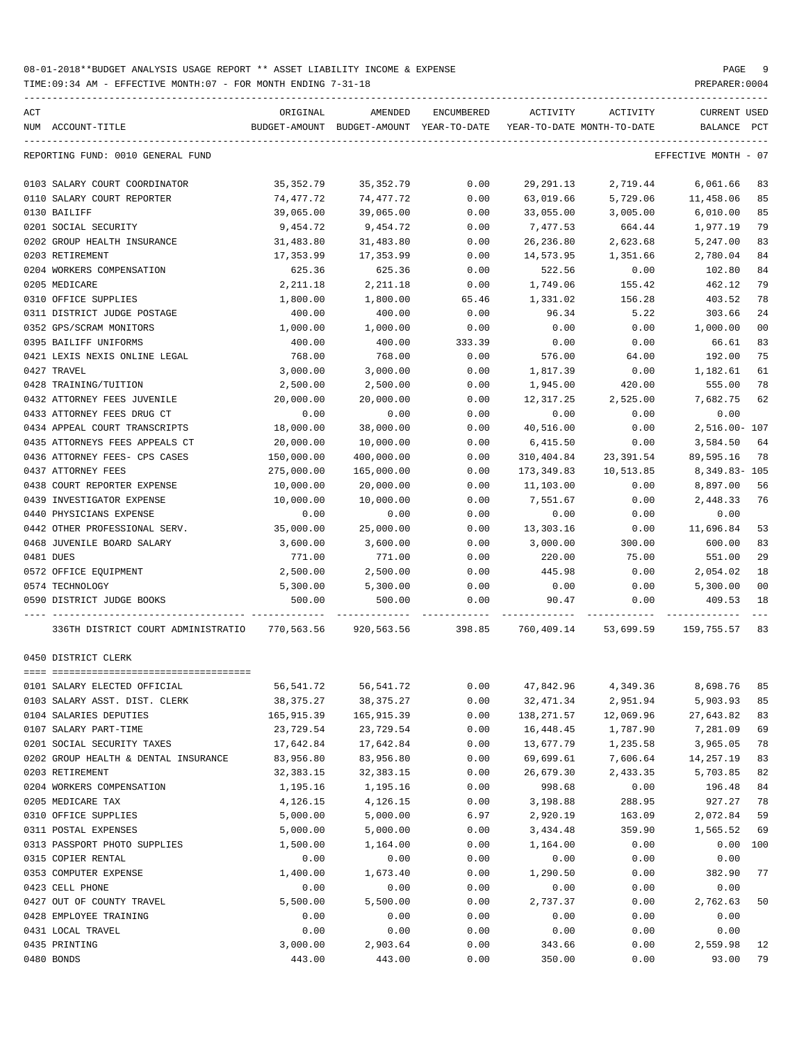08-01-2018**BUDGET ANALYSIS USAGE REPORT ** ASSET LIABILITY INCOME & EXPENSE

TIME:09:34 AM - EFFECTIVE MONTH:07 - FOR MONTH ENDING 7-31-18

PREPARER:0004

REPORTING FUND: 0010 GENERAL FUND — EFFECTIVE MONTH - 07

| ACT NUM | ACCOUNT-TITLE | ORIGINAL BUDGET-AMOUNT | AMENDED BUDGET-AMOUNT | ENCUMBERED YEAR-TO-DATE | ACTIVITY YEAR-TO-DATE | ACTIVITY MONTH-TO-DATE | CURRENT BALANCE | USED PCT |
|---|---|---|---|---|---|---|---|---|
| 0103 | SALARY COURT COORDINATOR | 35,352.79 | 35,352.79 | 0.00 | 29,291.13 | 2,719.44 | 6,061.66 | 83 |
| 0110 | SALARY COURT REPORTER | 74,477.72 | 74,477.72 | 0.00 | 63,019.66 | 5,729.06 | 11,458.06 | 85 |
| 0130 | BAILIFF | 39,065.00 | 39,065.00 | 0.00 | 33,055.00 | 3,005.00 | 6,010.00 | 85 |
| 0201 | SOCIAL SECURITY | 9,454.72 | 9,454.72 | 0.00 | 7,477.53 | 664.44 | 1,977.19 | 79 |
| 0202 | GROUP HEALTH INSURANCE | 31,483.80 | 31,483.80 | 0.00 | 26,236.80 | 2,623.68 | 5,247.00 | 83 |
| 0203 | RETIREMENT | 17,353.99 | 17,353.99 | 0.00 | 14,573.95 | 1,351.66 | 2,780.04 | 84 |
| 0204 | WORKERS COMPENSATION | 625.36 | 625.36 | 0.00 | 522.56 | 0.00 | 102.80 | 84 |
| 0205 | MEDICARE | 2,211.18 | 2,211.18 | 0.00 | 1,749.06 | 155.42 | 462.12 | 79 |
| 0310 | OFFICE SUPPLIES | 1,800.00 | 1,800.00 | 65.46 | 1,331.02 | 156.28 | 403.52 | 78 |
| 0311 | DISTRICT JUDGE POSTAGE | 400.00 | 400.00 | 0.00 | 96.34 | 5.22 | 303.66 | 24 |
| 0352 | GPS/SCRAM MONITORS | 1,000.00 | 1,000.00 | 0.00 | 0.00 | 0.00 | 1,000.00 | 00 |
| 0395 | BAILIFF UNIFORMS | 400.00 | 400.00 | 333.39 | 0.00 | 0.00 | 66.61 | 83 |
| 0421 | LEXIS NEXIS ONLINE LEGAL | 768.00 | 768.00 | 0.00 | 576.00 | 64.00 | 192.00 | 75 |
| 0427 | TRAVEL | 3,000.00 | 3,000.00 | 0.00 | 1,817.39 | 0.00 | 1,182.61 | 61 |
| 0428 | TRAINING/TUITION | 2,500.00 | 2,500.00 | 0.00 | 1,945.00 | 420.00 | 555.00 | 78 |
| 0432 | ATTORNEY FEES JUVENILE | 20,000.00 | 20,000.00 | 0.00 | 12,317.25 | 2,525.00 | 7,682.75 | 62 |
| 0433 | ATTORNEY FEES DRUG CT | 0.00 | 0.00 | 0.00 | 0.00 | 0.00 | 0.00 | |
| 0434 | APPEAL COURT TRANSCRIPTS | 18,000.00 | 38,000.00 | 0.00 | 40,516.00 | 0.00 | 2,516.00- | 107 |
| 0435 | ATTORNEYS FEES APPEALS CT | 20,000.00 | 10,000.00 | 0.00 | 6,415.50 | 0.00 | 3,584.50 | 64 |
| 0436 | ATTORNEY FEES- CPS CASES | 150,000.00 | 400,000.00 | 0.00 | 310,404.84 | 23,391.54 | 89,595.16 | 78 |
| 0437 | ATTORNEY FEES | 275,000.00 | 165,000.00 | 0.00 | 173,349.83 | 10,513.85 | 8,349.83- | 105 |
| 0438 | COURT REPORTER EXPENSE | 10,000.00 | 20,000.00 | 0.00 | 11,103.00 | 0.00 | 8,897.00 | 56 |
| 0439 | INVESTIGATOR EXPENSE | 10,000.00 | 10,000.00 | 0.00 | 7,551.67 | 0.00 | 2,448.33 | 76 |
| 0440 | PHYSICIANS EXPENSE | 0.00 | 0.00 | 0.00 | 0.00 | 0.00 | 0.00 | |
| 0442 | OTHER PROFESSIONAL SERV. | 35,000.00 | 25,000.00 | 0.00 | 13,303.16 | 0.00 | 11,696.84 | 53 |
| 0468 | JUVENILE BOARD SALARY | 3,600.00 | 3,600.00 | 0.00 | 3,000.00 | 300.00 | 600.00 | 83 |
| 0481 | DUES | 771.00 | 771.00 | 0.00 | 220.00 | 75.00 | 551.00 | 29 |
| 0572 | OFFICE EQUIPMENT | 2,500.00 | 2,500.00 | 0.00 | 445.98 | 0.00 | 2,054.02 | 18 |
| 0574 | TECHNOLOGY | 5,300.00 | 5,300.00 | 0.00 | 0.00 | 0.00 | 5,300.00 | 00 |
| 0590 | DISTRICT JUDGE BOOKS | 500.00 | 500.00 | 0.00 | 90.47 | 0.00 | 409.53 | 18 |
| | 336TH DISTRICT COURT ADMINISTRATIO | 770,563.56 | 920,563.56 | 398.85 | 760,409.14 | 53,699.59 | 159,755.57 | 83 |

0450 DISTRICT CLERK

| ACT NUM | ACCOUNT-TITLE | ORIGINAL BUDGET-AMOUNT | AMENDED BUDGET-AMOUNT | ENCUMBERED YEAR-TO-DATE | ACTIVITY YEAR-TO-DATE | ACTIVITY MONTH-TO-DATE | CURRENT BALANCE | USED PCT |
|---|---|---|---|---|---|---|---|---|
| 0101 | SALARY ELECTED OFFICIAL | 56,541.72 | 56,541.72 | 0.00 | 47,842.96 | 4,349.36 | 8,698.76 | 85 |
| 0103 | SALARY ASST. DIST. CLERK | 38,375.27 | 38,375.27 | 0.00 | 32,471.34 | 2,951.94 | 5,903.93 | 85 |
| 0104 | SALARIES DEPUTIES | 165,915.39 | 165,915.39 | 0.00 | 138,271.57 | 12,069.96 | 27,643.82 | 83 |
| 0107 | SALARY PART-TIME | 23,729.54 | 23,729.54 | 0.00 | 16,448.45 | 1,787.90 | 7,281.09 | 69 |
| 0201 | SOCIAL SECURITY TAXES | 17,642.84 | 17,642.84 | 0.00 | 13,677.79 | 1,235.58 | 3,965.05 | 78 |
| 0202 | GROUP HEALTH & DENTAL INSURANCE | 83,956.80 | 83,956.80 | 0.00 | 69,699.61 | 7,606.64 | 14,257.19 | 83 |
| 0203 | RETIREMENT | 32,383.15 | 32,383.15 | 0.00 | 26,679.30 | 2,433.35 | 5,703.85 | 82 |
| 0204 | WORKERS COMPENSATION | 1,195.16 | 1,195.16 | 0.00 | 998.68 | 0.00 | 196.48 | 84 |
| 0205 | MEDICARE TAX | 4,126.15 | 4,126.15 | 0.00 | 3,198.88 | 288.95 | 927.27 | 78 |
| 0310 | OFFICE SUPPLIES | 5,000.00 | 5,000.00 | 6.97 | 2,920.19 | 163.09 | 2,072.84 | 59 |
| 0311 | POSTAL EXPENSES | 5,000.00 | 5,000.00 | 0.00 | 3,434.48 | 359.90 | 1,565.52 | 69 |
| 0313 | PASSPORT PHOTO SUPPLIES | 1,500.00 | 1,164.00 | 0.00 | 1,164.00 | 0.00 | 0.00 | 100 |
| 0315 | COPIER RENTAL | 0.00 | 0.00 | 0.00 | 0.00 | 0.00 | 0.00 | |
| 0353 | COMPUTER EXPENSE | 1,400.00 | 1,673.40 | 0.00 | 1,290.50 | 0.00 | 382.90 | 77 |
| 0423 | CELL PHONE | 0.00 | 0.00 | 0.00 | 0.00 | 0.00 | 0.00 | |
| 0427 | OUT OF COUNTY TRAVEL | 5,500.00 | 5,500.00 | 0.00 | 2,737.37 | 0.00 | 2,762.63 | 50 |
| 0428 | EMPLOYEE TRAINING | 0.00 | 0.00 | 0.00 | 0.00 | 0.00 | 0.00 | |
| 0431 | LOCAL TRAVEL | 0.00 | 0.00 | 0.00 | 0.00 | 0.00 | 0.00 | |
| 0435 | PRINTING | 3,000.00 | 2,903.64 | 0.00 | 343.66 | 0.00 | 2,559.98 | 12 |
| 0480 | BONDS | 443.00 | 443.00 | 0.00 | 350.00 | 0.00 | 93.00 | 79 |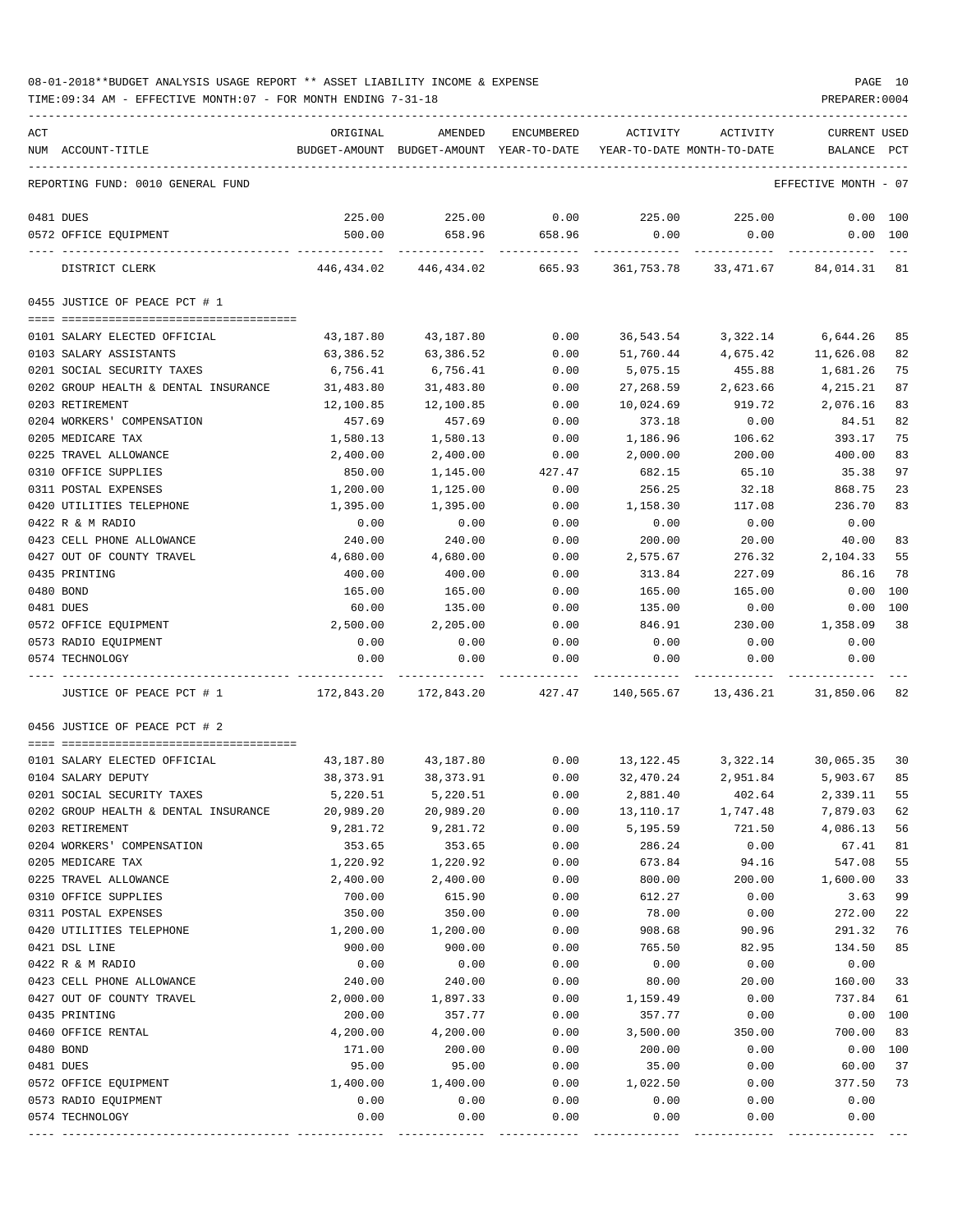08-01-2018**BUDGET ANALYSIS USAGE REPORT ** ASSET LIABILITY INCOME & EXPENSE

TIME:09:34 AM - EFFECTIVE MONTH:07 - FOR MONTH ENDING 7-31-18

PREPARER:0004

REPORTING FUND: 0010 GENERAL FUND — EFFECTIVE MONTH - 07

| ACT NUM | ACCOUNT-TITLE | ORIGINAL BUDGET-AMOUNT | AMENDED BUDGET-AMOUNT | ENCUMBERED YEAR-TO-DATE | ACTIVITY YEAR-TO-DATE | ACTIVITY MONTH-TO-DATE | CURRENT BALANCE | USED PCT |
|---|---|---|---|---|---|---|---|---|
| 0481 | DUES | 225.00 | 225.00 | 0.00 | 225.00 | 225.00 | 0.00 | 100 |
| 0572 | OFFICE EQUIPMENT | 500.00 | 658.96 | 658.96 | 0.00 | 0.00 | 0.00 | 100 |
| | DISTRICT CLERK | 446,434.02 | 446,434.02 | 665.93 | 361,753.78 | 33,471.67 | 84,014.31 | 81 |
| | **0455 JUSTICE OF PEACE PCT # 1** | | | | | | | |
| 0101 | SALARY ELECTED OFFICIAL | 43,187.80 | 43,187.80 | 0.00 | 36,543.54 | 3,322.14 | 6,644.26 | 85 |
| 0103 | SALARY ASSISTANTS | 63,386.52 | 63,386.52 | 0.00 | 51,760.44 | 4,675.42 | 11,626.08 | 82 |
| 0201 | SOCIAL SECURITY TAXES | 6,756.41 | 6,756.41 | 0.00 | 5,075.15 | 455.88 | 1,681.26 | 75 |
| 0202 | GROUP HEALTH & DENTAL INSURANCE | 31,483.80 | 31,483.80 | 0.00 | 27,268.59 | 2,623.66 | 4,215.21 | 87 |
| 0203 | RETIREMENT | 12,100.85 | 12,100.85 | 0.00 | 10,024.69 | 919.72 | 2,076.16 | 83 |
| 0204 | WORKERS' COMPENSATION | 457.69 | 457.69 | 0.00 | 373.18 | 0.00 | 84.51 | 82 |
| 0205 | MEDICARE TAX | 1,580.13 | 1,580.13 | 0.00 | 1,186.96 | 106.62 | 393.17 | 75 |
| 0225 | TRAVEL ALLOWANCE | 2,400.00 | 2,400.00 | 0.00 | 2,000.00 | 200.00 | 400.00 | 83 |
| 0310 | OFFICE SUPPLIES | 850.00 | 1,145.00 | 427.47 | 682.15 | 65.10 | 35.38 | 97 |
| 0311 | POSTAL EXPENSES | 1,200.00 | 1,125.00 | 0.00 | 256.25 | 32.18 | 868.75 | 23 |
| 0420 | UTILITIES TELEPHONE | 1,395.00 | 1,395.00 | 0.00 | 1,158.30 | 117.08 | 236.70 | 83 |
| 0422 | R & M RADIO | 0.00 | 0.00 | 0.00 | 0.00 | 0.00 | 0.00 | |
| 0423 | CELL PHONE ALLOWANCE | 240.00 | 240.00 | 0.00 | 200.00 | 20.00 | 40.00 | 83 |
| 0427 | OUT OF COUNTY TRAVEL | 4,680.00 | 4,680.00 | 0.00 | 2,575.67 | 276.32 | 2,104.33 | 55 |
| 0435 | PRINTING | 400.00 | 400.00 | 0.00 | 313.84 | 227.09 | 86.16 | 78 |
| 0480 | BOND | 165.00 | 165.00 | 0.00 | 165.00 | 165.00 | 0.00 | 100 |
| 0481 | DUES | 60.00 | 135.00 | 0.00 | 135.00 | 0.00 | 0.00 | 100 |
| 0572 | OFFICE EQUIPMENT | 2,500.00 | 2,205.00 | 0.00 | 846.91 | 230.00 | 1,358.09 | 38 |
| 0573 | RADIO EQUIPMENT | 0.00 | 0.00 | 0.00 | 0.00 | 0.00 | 0.00 | |
| 0574 | TECHNOLOGY | 0.00 | 0.00 | 0.00 | 0.00 | 0.00 | 0.00 | |
| | JUSTICE OF PEACE PCT # 1 | 172,843.20 | 172,843.20 | 427.47 | 140,565.67 | 13,436.21 | 31,850.06 | 82 |
| | **0456 JUSTICE OF PEACE PCT # 2** | | | | | | | |
| 0101 | SALARY ELECTED OFFICIAL | 43,187.80 | 43,187.80 | 0.00 | 13,122.45 | 3,322.14 | 30,065.35 | 30 |
| 0104 | SALARY DEPUTY | 38,373.91 | 38,373.91 | 0.00 | 32,470.24 | 2,951.84 | 5,903.67 | 85 |
| 0201 | SOCIAL SECURITY TAXES | 5,220.51 | 5,220.51 | 0.00 | 2,881.40 | 402.64 | 2,339.11 | 55 |
| 0202 | GROUP HEALTH & DENTAL INSURANCE | 20,989.20 | 20,989.20 | 0.00 | 13,110.17 | 1,747.48 | 7,879.03 | 62 |
| 0203 | RETIREMENT | 9,281.72 | 9,281.72 | 0.00 | 5,195.59 | 721.50 | 4,086.13 | 56 |
| 0204 | WORKERS' COMPENSATION | 353.65 | 353.65 | 0.00 | 286.24 | 0.00 | 67.41 | 81 |
| 0205 | MEDICARE TAX | 1,220.92 | 1,220.92 | 0.00 | 673.84 | 94.16 | 547.08 | 55 |
| 0225 | TRAVEL ALLOWANCE | 2,400.00 | 2,400.00 | 0.00 | 800.00 | 200.00 | 1,600.00 | 33 |
| 0310 | OFFICE SUPPLIES | 700.00 | 615.90 | 0.00 | 612.27 | 0.00 | 3.63 | 99 |
| 0311 | POSTAL EXPENSES | 350.00 | 350.00 | 0.00 | 78.00 | 0.00 | 272.00 | 22 |
| 0420 | UTILITIES TELEPHONE | 1,200.00 | 1,200.00 | 0.00 | 908.68 | 90.96 | 291.32 | 76 |
| 0421 | DSL LINE | 900.00 | 900.00 | 0.00 | 765.50 | 82.95 | 134.50 | 85 |
| 0422 | R & M RADIO | 0.00 | 0.00 | 0.00 | 0.00 | 0.00 | 0.00 | |
| 0423 | CELL PHONE ALLOWANCE | 240.00 | 240.00 | 0.00 | 80.00 | 20.00 | 160.00 | 33 |
| 0427 | OUT OF COUNTY TRAVEL | 2,000.00 | 1,897.33 | 0.00 | 1,159.49 | 0.00 | 737.84 | 61 |
| 0435 | PRINTING | 200.00 | 357.77 | 0.00 | 357.77 | 0.00 | 0.00 | 100 |
| 0460 | OFFICE RENTAL | 4,200.00 | 4,200.00 | 0.00 | 3,500.00 | 350.00 | 700.00 | 83 |
| 0480 | BOND | 171.00 | 200.00 | 0.00 | 200.00 | 0.00 | 0.00 | 100 |
| 0481 | DUES | 95.00 | 95.00 | 0.00 | 35.00 | 0.00 | 60.00 | 37 |
| 0572 | OFFICE EQUIPMENT | 1,400.00 | 1,400.00 | 0.00 | 1,022.50 | 0.00 | 377.50 | 73 |
| 0573 | RADIO EQUIPMENT | 0.00 | 0.00 | 0.00 | 0.00 | 0.00 | 0.00 | |
| 0574 | TECHNOLOGY | 0.00 | 0.00 | 0.00 | 0.00 | 0.00 | 0.00 | |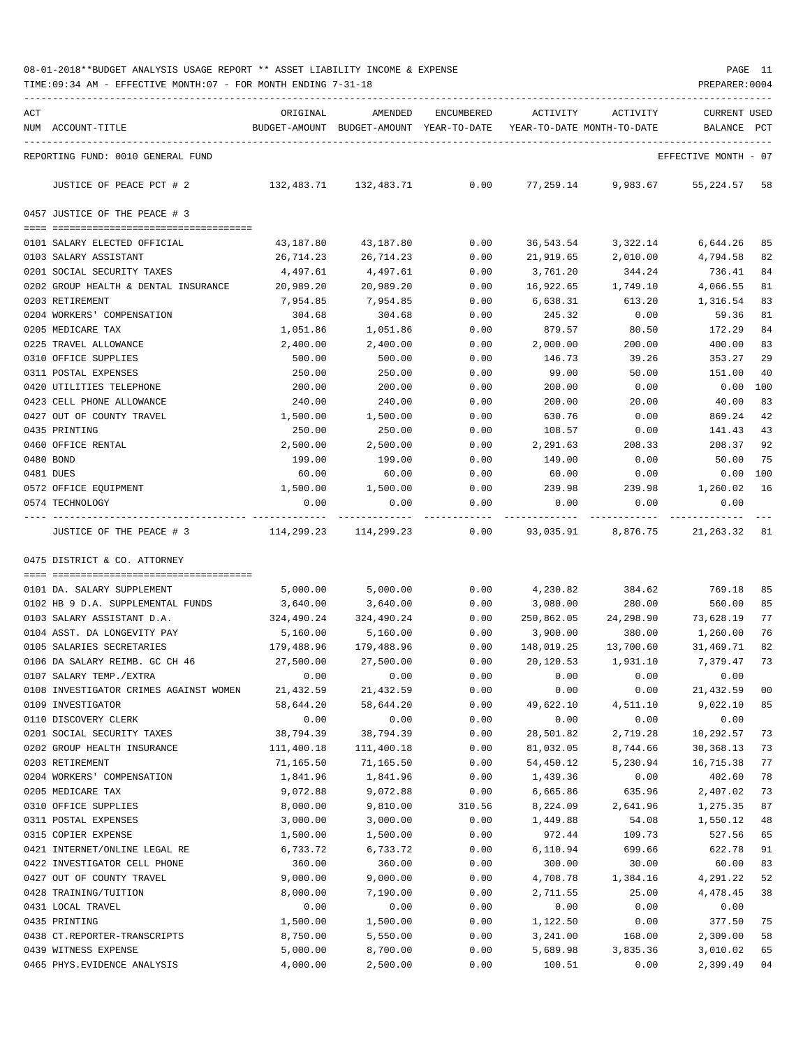08-01-2018**BUDGET ANALYSIS USAGE REPORT ** ASSET LIABILITY INCOME & EXPENSE

TIME:09:34 AM - EFFECTIVE MONTH:07 - FOR MONTH ENDING 7-31-18

PREPARER:0004

REPORTING FUND: 0010 GENERAL FUND — EFFECTIVE MONTH - 07

| ACT NUM | ACCOUNT-TITLE | ORIGINAL BUDGET-AMOUNT | AMENDED BUDGET-AMOUNT | ENCUMBERED YEAR-TO-DATE | ACTIVITY YEAR-TO-DATE | ACTIVITY MONTH-TO-DATE | CURRENT BALANCE | USED PCT |
|---|---|---|---|---|---|---|---|---|
| | JUSTICE OF PEACE PCT # 2 | 132,483.71 | 132,483.71 | 0.00 | 77,259.14 | 9,983.67 | 55,224.57 | 58 |
| | **0457 JUSTICE OF THE PEACE # 3** | | | | | | | |
| 0101 | SALARY ELECTED OFFICIAL | 43,187.80 | 43,187.80 | 0.00 | 36,543.54 | 3,322.14 | 6,644.26 | 85 |
| 0103 | SALARY ASSISTANT | 26,714.23 | 26,714.23 | 0.00 | 21,919.65 | 2,010.00 | 4,794.58 | 82 |
| 0201 | SOCIAL SECURITY TAXES | 4,497.61 | 4,497.61 | 0.00 | 3,761.20 | 344.24 | 736.41 | 84 |
| 0202 | GROUP HEALTH & DENTAL INSURANCE | 20,989.20 | 20,989.20 | 0.00 | 16,922.65 | 1,749.10 | 4,066.55 | 81 |
| 0203 | RETIREMENT | 7,954.85 | 7,954.85 | 0.00 | 6,638.31 | 613.20 | 1,316.54 | 83 |
| 0204 | WORKERS' COMPENSATION | 304.68 | 304.68 | 0.00 | 245.32 | 0.00 | 59.36 | 81 |
| 0205 | MEDICARE TAX | 1,051.86 | 1,051.86 | 0.00 | 879.57 | 80.50 | 172.29 | 84 |
| 0225 | TRAVEL ALLOWANCE | 2,400.00 | 2,400.00 | 0.00 | 2,000.00 | 200.00 | 400.00 | 83 |
| 0310 | OFFICE SUPPLIES | 500.00 | 500.00 | 0.00 | 146.73 | 39.26 | 353.27 | 29 |
| 0311 | POSTAL EXPENSES | 250.00 | 250.00 | 0.00 | 99.00 | 50.00 | 151.00 | 40 |
| 0420 | UTILITIES TELEPHONE | 200.00 | 200.00 | 0.00 | 200.00 | 0.00 | 0.00 | 100 |
| 0423 | CELL PHONE ALLOWANCE | 240.00 | 240.00 | 0.00 | 200.00 | 20.00 | 40.00 | 83 |
| 0427 | OUT OF COUNTY TRAVEL | 1,500.00 | 1,500.00 | 0.00 | 630.76 | 0.00 | 869.24 | 42 |
| 0435 | PRINTING | 250.00 | 250.00 | 0.00 | 108.57 | 0.00 | 141.43 | 43 |
| 0460 | OFFICE RENTAL | 2,500.00 | 2,500.00 | 0.00 | 2,291.63 | 208.33 | 208.37 | 92 |
| 0480 | BOND | 199.00 | 199.00 | 0.00 | 149.00 | 0.00 | 50.00 | 75 |
| 0481 | DUES | 60.00 | 60.00 | 0.00 | 60.00 | 0.00 | 0.00 | 100 |
| 0572 | OFFICE EQUIPMENT | 1,500.00 | 1,500.00 | 0.00 | 239.98 | 239.98 | 1,260.02 | 16 |
| 0574 | TECHNOLOGY | 0.00 | 0.00 | 0.00 | 0.00 | 0.00 | 0.00 | |
| | JUSTICE OF THE PEACE # 3 | 114,299.23 | 114,299.23 | 0.00 | 93,035.91 | 8,876.75 | 21,263.32 | 81 |
| | **0475 DISTRICT & CO. ATTORNEY** | | | | | | | |
| 0101 | DA. SALARY SUPPLEMENT | 5,000.00 | 5,000.00 | 0.00 | 4,230.82 | 384.62 | 769.18 | 85 |
| 0102 | HB 9 D.A. SUPPLEMENTAL FUNDS | 3,640.00 | 3,640.00 | 0.00 | 3,080.00 | 280.00 | 560.00 | 85 |
| 0103 | SALARY ASSISTANT D.A. | 324,490.24 | 324,490.24 | 0.00 | 250,862.05 | 24,298.90 | 73,628.19 | 77 |
| 0104 | ASST. DA LONGEVITY PAY | 5,160.00 | 5,160.00 | 0.00 | 3,900.00 | 380.00 | 1,260.00 | 76 |
| 0105 | SALARIES SECRETARIES | 179,488.96 | 179,488.96 | 0.00 | 148,019.25 | 13,700.60 | 31,469.71 | 82 |
| 0106 | DA SALARY REIMB. GC CH 46 | 27,500.00 | 27,500.00 | 0.00 | 20,120.53 | 1,931.10 | 7,379.47 | 73 |
| 0107 | SALARY TEMP./EXTRA | 0.00 | 0.00 | 0.00 | 0.00 | 0.00 | 0.00 | |
| 0108 | INVESTIGATOR CRIMES AGAINST WOMEN | 21,432.59 | 21,432.59 | 0.00 | 0.00 | 0.00 | 21,432.59 | 00 |
| 0109 | INVESTIGATOR | 58,644.20 | 58,644.20 | 0.00 | 49,622.10 | 4,511.10 | 9,022.10 | 85 |
| 0110 | DISCOVERY CLERK | 0.00 | 0.00 | 0.00 | 0.00 | 0.00 | 0.00 | |
| 0201 | SOCIAL SECURITY TAXES | 38,794.39 | 38,794.39 | 0.00 | 28,501.82 | 2,719.28 | 10,292.57 | 73 |
| 0202 | GROUP HEALTH INSURANCE | 111,400.18 | 111,400.18 | 0.00 | 81,032.05 | 8,744.66 | 30,368.13 | 73 |
| 0203 | RETIREMENT | 71,165.50 | 71,165.50 | 0.00 | 54,450.12 | 5,230.94 | 16,715.38 | 77 |
| 0204 | WORKERS' COMPENSATION | 1,841.96 | 1,841.96 | 0.00 | 1,439.36 | 0.00 | 402.60 | 78 |
| 0205 | MEDICARE TAX | 9,072.88 | 9,072.88 | 0.00 | 6,665.86 | 635.96 | 2,407.02 | 73 |
| 0310 | OFFICE SUPPLIES | 8,000.00 | 9,810.00 | 310.56 | 8,224.09 | 2,641.96 | 1,275.35 | 87 |
| 0311 | POSTAL EXPENSES | 3,000.00 | 3,000.00 | 0.00 | 1,449.88 | 54.08 | 1,550.12 | 48 |
| 0315 | COPIER EXPENSE | 1,500.00 | 1,500.00 | 0.00 | 972.44 | 109.73 | 527.56 | 65 |
| 0421 | INTERNET/ONLINE LEGAL RE | 6,733.72 | 6,733.72 | 0.00 | 6,110.94 | 699.66 | 622.78 | 91 |
| 0422 | INVESTIGATOR CELL PHONE | 360.00 | 360.00 | 0.00 | 300.00 | 30.00 | 60.00 | 83 |
| 0427 | OUT OF COUNTY TRAVEL | 9,000.00 | 9,000.00 | 0.00 | 4,708.78 | 1,384.16 | 4,291.22 | 52 |
| 0428 | TRAINING/TUITION | 8,000.00 | 7,190.00 | 0.00 | 2,711.55 | 25.00 | 4,478.45 | 38 |
| 0431 | LOCAL TRAVEL | 0.00 | 0.00 | 0.00 | 0.00 | 0.00 | 0.00 | |
| 0435 | PRINTING | 1,500.00 | 1,500.00 | 0.00 | 1,122.50 | 0.00 | 377.50 | 75 |
| 0438 | CT.REPORTER-TRANSCRIPTS | 8,750.00 | 5,550.00 | 0.00 | 3,241.00 | 168.00 | 2,309.00 | 58 |
| 0439 | WITNESS EXPENSE | 5,000.00 | 8,700.00 | 0.00 | 5,689.98 | 3,835.36 | 3,010.02 | 65 |
| 0465 | PHYS.EVIDENCE ANALYSIS | 4,000.00 | 2,500.00 | 0.00 | 100.51 | 0.00 | 2,399.49 | 04 |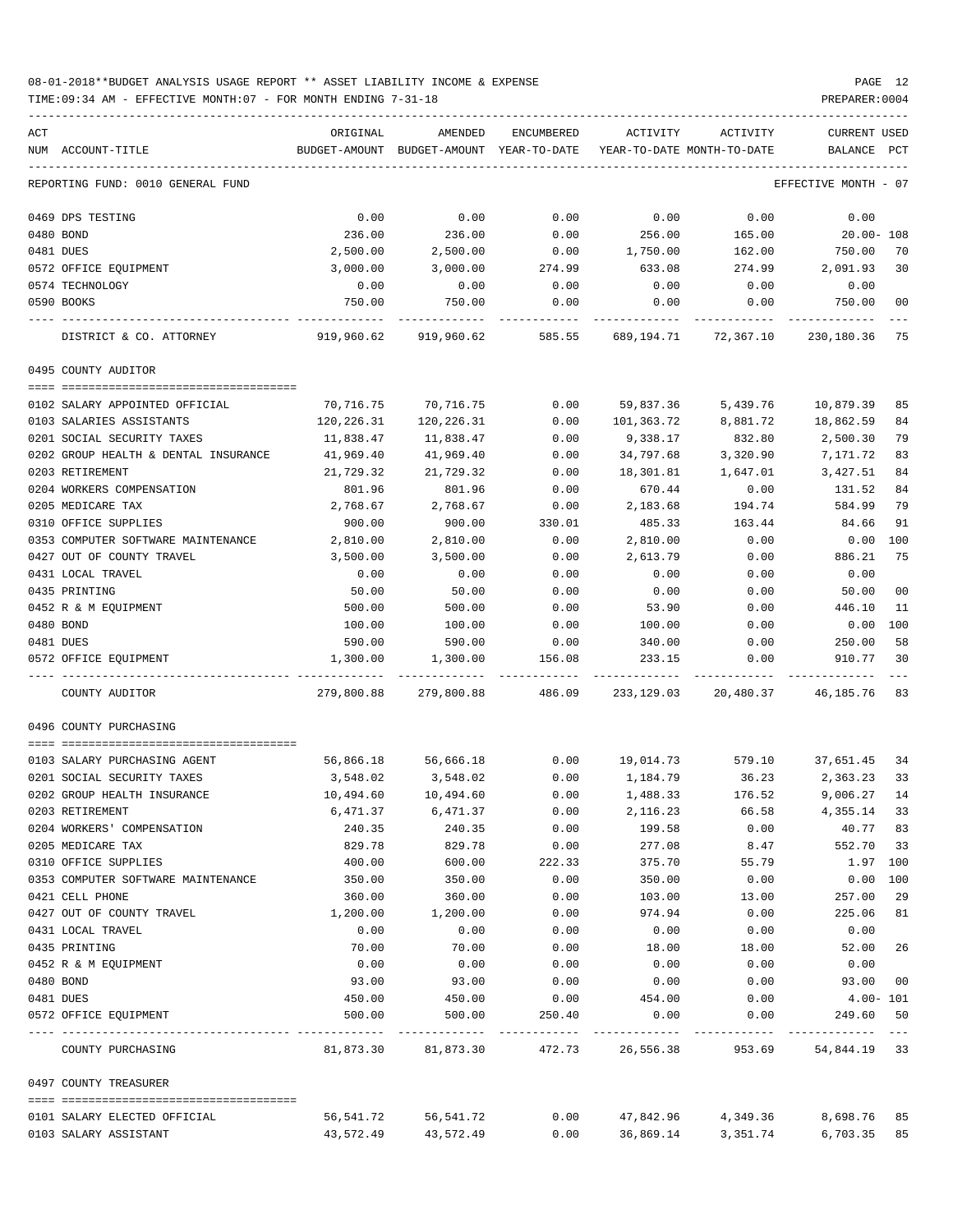08-01-2018**BUDGET ANALYSIS USAGE REPORT ** ASSET LIABILITY INCOME & EXPENSE

TIME:09:34 AM - EFFECTIVE MONTH:07 - FOR MONTH ENDING 7-31-18

PREPARER:0004

| ACT NUM | ACCOUNT-TITLE | ORIGINAL BUDGET-AMOUNT | AMENDED BUDGET-AMOUNT | ENCUMBERED YEAR-TO-DATE | ACTIVITY YEAR-TO-DATE | ACTIVITY MONTH-TO-DATE | CURRENT BALANCE | USED PCT |
|---|---|---|---|---|---|---|---|---|
| | REPORTING FUND: 0010 GENERAL FUND | | | | | | EFFECTIVE MONTH - 07 | |
| 0469 | DPS TESTING | 0.00 | 0.00 | 0.00 | 0.00 | 0.00 | 0.00 | |
| 0480 | BOND | 236.00 | 236.00 | 0.00 | 256.00 | 165.00 | 20.00- | 108 |
| 0481 | DUES | 2,500.00 | 2,500.00 | 0.00 | 1,750.00 | 162.00 | 750.00 | 70 |
| 0572 | OFFICE EQUIPMENT | 3,000.00 | 3,000.00 | 274.99 | 633.08 | 274.99 | 2,091.93 | 30 |
| 0574 | TECHNOLOGY | 0.00 | 0.00 | 0.00 | 0.00 | 0.00 | 0.00 | |
| 0590 | BOOKS | 750.00 | 750.00 | 0.00 | 0.00 | 0.00 | 750.00 | 00 |
| | DISTRICT & CO. ATTORNEY | 919,960.62 | 919,960.62 | 585.55 | 689,194.71 | 72,367.10 | 230,180.36 | 75 |
| | 0495 COUNTY AUDITOR | | | | | | | |
| 0102 | SALARY APPOINTED OFFICIAL | 70,716.75 | 70,716.75 | 0.00 | 59,837.36 | 5,439.76 | 10,879.39 | 85 |
| 0103 | SALARIES ASSISTANTS | 120,226.31 | 120,226.31 | 0.00 | 101,363.72 | 8,881.72 | 18,862.59 | 84 |
| 0201 | SOCIAL SECURITY TAXES | 11,838.47 | 11,838.47 | 0.00 | 9,338.17 | 832.80 | 2,500.30 | 79 |
| 0202 | GROUP HEALTH & DENTAL INSURANCE | 41,969.40 | 41,969.40 | 0.00 | 34,797.68 | 3,320.90 | 7,171.72 | 83 |
| 0203 | RETIREMENT | 21,729.32 | 21,729.32 | 0.00 | 18,301.81 | 1,647.01 | 3,427.51 | 84 |
| 0204 | WORKERS COMPENSATION | 801.96 | 801.96 | 0.00 | 670.44 | 0.00 | 131.52 | 84 |
| 0205 | MEDICARE TAX | 2,768.67 | 2,768.67 | 0.00 | 2,183.68 | 194.74 | 584.99 | 79 |
| 0310 | OFFICE SUPPLIES | 900.00 | 900.00 | 330.01 | 485.33 | 163.44 | 84.66 | 91 |
| 0353 | COMPUTER SOFTWARE MAINTENANCE | 2,810.00 | 2,810.00 | 0.00 | 2,810.00 | 0.00 | 0.00 | 100 |
| 0427 | OUT OF COUNTY TRAVEL | 3,500.00 | 3,500.00 | 0.00 | 2,613.79 | 0.00 | 886.21 | 75 |
| 0431 | LOCAL TRAVEL | 0.00 | 0.00 | 0.00 | 0.00 | 0.00 | 0.00 | |
| 0435 | PRINTING | 50.00 | 50.00 | 0.00 | 0.00 | 0.00 | 50.00 | 00 |
| 0452 | R & M EQUIPMENT | 500.00 | 500.00 | 0.00 | 53.90 | 0.00 | 446.10 | 11 |
| 0480 | BOND | 100.00 | 100.00 | 0.00 | 100.00 | 0.00 | 0.00 | 100 |
| 0481 | DUES | 590.00 | 590.00 | 0.00 | 340.00 | 0.00 | 250.00 | 58 |
| 0572 | OFFICE EQUIPMENT | 1,300.00 | 1,300.00 | 156.08 | 233.15 | 0.00 | 910.77 | 30 |
| | COUNTY AUDITOR | 279,800.88 | 279,800.88 | 486.09 | 233,129.03 | 20,480.37 | 46,185.76 | 83 |
| | 0496 COUNTY PURCHASING | | | | | | | |
| 0103 | SALARY PURCHASING AGENT | 56,866.18 | 56,666.18 | 0.00 | 19,014.73 | 579.10 | 37,651.45 | 34 |
| 0201 | SOCIAL SECURITY TAXES | 3,548.02 | 3,548.02 | 0.00 | 1,184.79 | 36.23 | 2,363.23 | 33 |
| 0202 | GROUP HEALTH INSURANCE | 10,494.60 | 10,494.60 | 0.00 | 1,488.33 | 176.52 | 9,006.27 | 14 |
| 0203 | RETIREMENT | 6,471.37 | 6,471.37 | 0.00 | 2,116.23 | 66.58 | 4,355.14 | 33 |
| 0204 | WORKERS' COMPENSATION | 240.35 | 240.35 | 0.00 | 199.58 | 0.00 | 40.77 | 83 |
| 0205 | MEDICARE TAX | 829.78 | 829.78 | 0.00 | 277.08 | 8.47 | 552.70 | 33 |
| 0310 | OFFICE SUPPLIES | 400.00 | 600.00 | 222.33 | 375.70 | 55.79 | 1.97 | 100 |
| 0353 | COMPUTER SOFTWARE MAINTENANCE | 350.00 | 350.00 | 0.00 | 350.00 | 0.00 | 0.00 | 100 |
| 0421 | CELL PHONE | 360.00 | 360.00 | 0.00 | 103.00 | 13.00 | 257.00 | 29 |
| 0427 | OUT OF COUNTY TRAVEL | 1,200.00 | 1,200.00 | 0.00 | 974.94 | 0.00 | 225.06 | 81 |
| 0431 | LOCAL TRAVEL | 0.00 | 0.00 | 0.00 | 0.00 | 0.00 | 0.00 | |
| 0435 | PRINTING | 70.00 | 70.00 | 0.00 | 18.00 | 18.00 | 52.00 | 26 |
| 0452 | R & M EQUIPMENT | 0.00 | 0.00 | 0.00 | 0.00 | 0.00 | 0.00 | |
| 0480 | BOND | 93.00 | 93.00 | 0.00 | 0.00 | 0.00 | 93.00 | 00 |
| 0481 | DUES | 450.00 | 450.00 | 0.00 | 454.00 | 0.00 | 4.00- | 101 |
| 0572 | OFFICE EQUIPMENT | 500.00 | 500.00 | 250.40 | 0.00 | 0.00 | 249.60 | 50 |
| | COUNTY PURCHASING | 81,873.30 | 81,873.30 | 472.73 | 26,556.38 | 953.69 | 54,844.19 | 33 |
| | 0497 COUNTY TREASURER | | | | | | | |
| 0101 | SALARY ELECTED OFFICIAL | 56,541.72 | 56,541.72 | 0.00 | 47,842.96 | 4,349.36 | 8,698.76 | 85 |
| 0103 | SALARY ASSISTANT | 43,572.49 | 43,572.49 | 0.00 | 36,869.14 | 3,351.74 | 6,703.35 | 85 |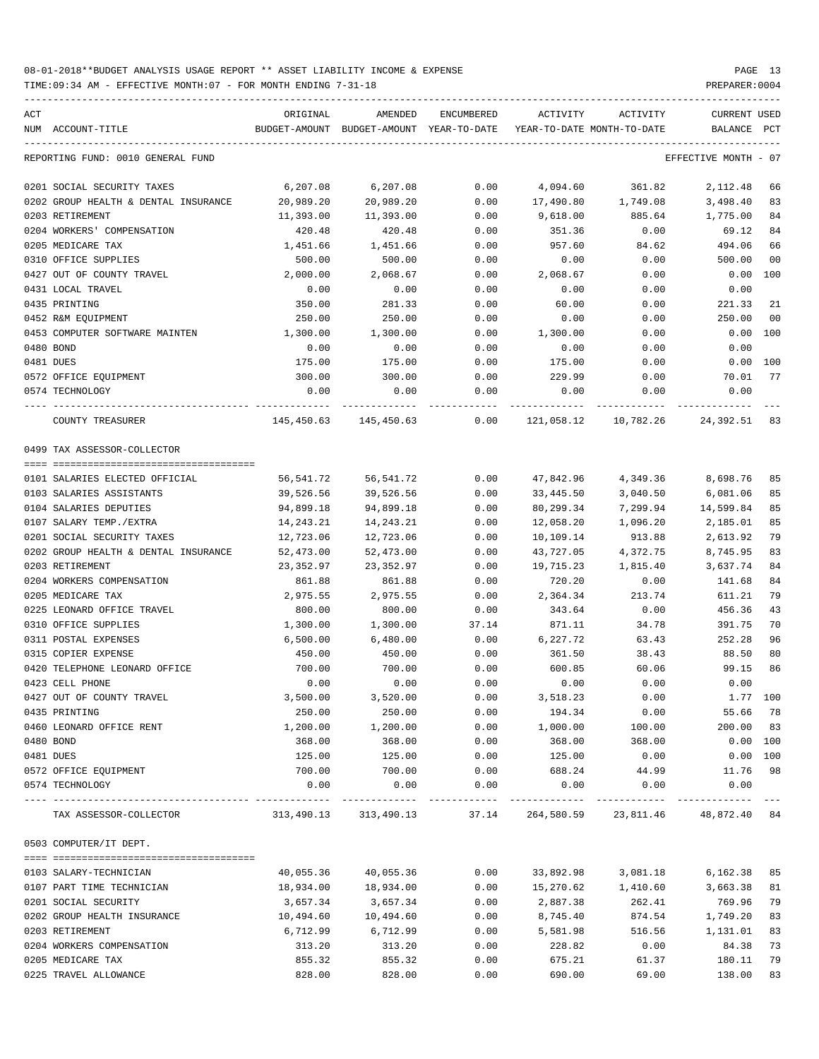08-01-2018**BUDGET ANALYSIS USAGE REPORT ** ASSET LIABILITY INCOME & EXPENSE

TIME:09:34 AM - EFFECTIVE MONTH:07 - FOR MONTH ENDING 7-31-18

REPORTING FUND: 0010 GENERAL FUND — EFFECTIVE MONTH - 07

| ACT NUM | ACCOUNT-TITLE | ORIGINAL BUDGET-AMOUNT | AMENDED BUDGET-AMOUNT | ENCUMBERED YEAR-TO-DATE | ACTIVITY YEAR-TO-DATE | ACTIVITY MONTH-TO-DATE | CURRENT BALANCE | USED PCT |
|---|---|---|---|---|---|---|---|---|
| 0201 | SOCIAL SECURITY TAXES | 6,207.08 | 6,207.08 | 0.00 | 4,094.60 | 361.82 | 2,112.48 | 66 |
| 0202 | GROUP HEALTH & DENTAL INSURANCE | 20,989.20 | 20,989.20 | 0.00 | 17,490.80 | 1,749.08 | 3,498.40 | 83 |
| 0203 | RETIREMENT | 11,393.00 | 11,393.00 | 0.00 | 9,618.00 | 885.64 | 1,775.00 | 84 |
| 0204 | WORKERS' COMPENSATION | 420.48 | 420.48 | 0.00 | 351.36 | 0.00 | 69.12 | 84 |
| 0205 | MEDICARE TAX | 1,451.66 | 1,451.66 | 0.00 | 957.60 | 84.62 | 494.06 | 66 |
| 0310 | OFFICE SUPPLIES | 500.00 | 500.00 | 0.00 | 0.00 | 0.00 | 500.00 | 00 |
| 0427 | OUT OF COUNTY TRAVEL | 2,000.00 | 2,068.67 | 0.00 | 2,068.67 | 0.00 | 0.00 | 100 |
| 0431 | LOCAL TRAVEL | 0.00 | 0.00 | 0.00 | 0.00 | 0.00 | 0.00 | |
| 0435 | PRINTING | 350.00 | 281.33 | 0.00 | 60.00 | 0.00 | 221.33 | 21 |
| 0452 | R&M EQUIPMENT | 250.00 | 250.00 | 0.00 | 0.00 | 0.00 | 250.00 | 00 |
| 0453 | COMPUTER SOFTWARE MAINTEN | 1,300.00 | 1,300.00 | 0.00 | 1,300.00 | 0.00 | 0.00 | 100 |
| 0480 | BOND | 0.00 | 0.00 | 0.00 | 0.00 | 0.00 | 0.00 | |
| 0481 | DUES | 175.00 | 175.00 | 0.00 | 175.00 | 0.00 | 0.00 | 100 |
| 0572 | OFFICE EQUIPMENT | 300.00 | 300.00 | 0.00 | 229.99 | 0.00 | 70.01 | 77 |
| 0574 | TECHNOLOGY | 0.00 | 0.00 | 0.00 | 0.00 | 0.00 | 0.00 | |
| | COUNTY TREASURER | 145,450.63 | 145,450.63 | 0.00 | 121,058.12 | 10,782.26 | 24,392.51 | 83 |

0499 TAX ASSESSOR-COLLECTOR

| ACT NUM | ACCOUNT-TITLE | ORIGINAL BUDGET-AMOUNT | AMENDED BUDGET-AMOUNT | ENCUMBERED YEAR-TO-DATE | ACTIVITY YEAR-TO-DATE | ACTIVITY MONTH-TO-DATE | CURRENT BALANCE | USED PCT |
|---|---|---|---|---|---|---|---|---|
| 0101 | SALARIES ELECTED OFFICIAL | 56,541.72 | 56,541.72 | 0.00 | 47,842.96 | 4,349.36 | 8,698.76 | 85 |
| 0103 | SALARIES ASSISTANTS | 39,526.56 | 39,526.56 | 0.00 | 33,445.50 | 3,040.50 | 6,081.06 | 85 |
| 0104 | SALARIES DEPUTIES | 94,899.18 | 94,899.18 | 0.00 | 80,299.34 | 7,299.94 | 14,599.84 | 85 |
| 0107 | SALARY TEMP./EXTRA | 14,243.21 | 14,243.21 | 0.00 | 12,058.20 | 1,096.20 | 2,185.01 | 85 |
| 0201 | SOCIAL SECURITY TAXES | 12,723.06 | 12,723.06 | 0.00 | 10,109.14 | 913.88 | 2,613.92 | 79 |
| 0202 | GROUP HEALTH & DENTAL INSURANCE | 52,473.00 | 52,473.00 | 0.00 | 43,727.05 | 4,372.75 | 8,745.95 | 83 |
| 0203 | RETIREMENT | 23,352.97 | 23,352.97 | 0.00 | 19,715.23 | 1,815.40 | 3,637.74 | 84 |
| 0204 | WORKERS COMPENSATION | 861.88 | 861.88 | 0.00 | 720.20 | 0.00 | 141.68 | 84 |
| 0205 | MEDICARE TAX | 2,975.55 | 2,975.55 | 0.00 | 2,364.34 | 213.74 | 611.21 | 79 |
| 0225 | LEONARD OFFICE TRAVEL | 800.00 | 800.00 | 0.00 | 343.64 | 0.00 | 456.36 | 43 |
| 0310 | OFFICE SUPPLIES | 1,300.00 | 1,300.00 | 37.14 | 871.11 | 34.78 | 391.75 | 70 |
| 0311 | POSTAL EXPENSES | 6,500.00 | 6,480.00 | 0.00 | 6,227.72 | 63.43 | 252.28 | 96 |
| 0315 | COPIER EXPENSE | 450.00 | 450.00 | 0.00 | 361.50 | 38.43 | 88.50 | 80 |
| 0420 | TELEPHONE LEONARD OFFICE | 700.00 | 700.00 | 0.00 | 600.85 | 60.06 | 99.15 | 86 |
| 0423 | CELL PHONE | 0.00 | 0.00 | 0.00 | 0.00 | 0.00 | 0.00 | |
| 0427 | OUT OF COUNTY TRAVEL | 3,500.00 | 3,520.00 | 0.00 | 3,518.23 | 0.00 | 1.77 | 100 |
| 0435 | PRINTING | 250.00 | 250.00 | 0.00 | 194.34 | 0.00 | 55.66 | 78 |
| 0460 | LEONARD OFFICE RENT | 1,200.00 | 1,200.00 | 0.00 | 1,000.00 | 100.00 | 200.00 | 83 |
| 0480 | BOND | 368.00 | 368.00 | 0.00 | 368.00 | 368.00 | 0.00 | 100 |
| 0481 | DUES | 125.00 | 125.00 | 0.00 | 125.00 | 0.00 | 0.00 | 100 |
| 0572 | OFFICE EQUIPMENT | 700.00 | 700.00 | 0.00 | 688.24 | 44.99 | 11.76 | 98 |
| 0574 | TECHNOLOGY | 0.00 | 0.00 | 0.00 | 0.00 | 0.00 | 0.00 | |
| | TAX ASSESSOR-COLLECTOR | 313,490.13 | 313,490.13 | 37.14 | 264,580.59 | 23,811.46 | 48,872.40 | 84 |

0503 COMPUTER/IT DEPT.

| ACT NUM | ACCOUNT-TITLE | ORIGINAL BUDGET-AMOUNT | AMENDED BUDGET-AMOUNT | ENCUMBERED YEAR-TO-DATE | ACTIVITY YEAR-TO-DATE | ACTIVITY MONTH-TO-DATE | CURRENT BALANCE | USED PCT |
|---|---|---|---|---|---|---|---|---|
| 0103 | SALARY-TECHNICIAN | 40,055.36 | 40,055.36 | 0.00 | 33,892.98 | 3,081.18 | 6,162.38 | 85 |
| 0107 | PART TIME TECHNICIAN | 18,934.00 | 18,934.00 | 0.00 | 15,270.62 | 1,410.60 | 3,663.38 | 81 |
| 0201 | SOCIAL SECURITY | 3,657.34 | 3,657.34 | 0.00 | 2,887.38 | 262.41 | 769.96 | 79 |
| 0202 | GROUP HEALTH INSURANCE | 10,494.60 | 10,494.60 | 0.00 | 8,745.40 | 874.54 | 1,749.20 | 83 |
| 0203 | RETIREMENT | 6,712.99 | 6,712.99 | 0.00 | 5,581.98 | 516.56 | 1,131.01 | 83 |
| 0204 | WORKERS COMPENSATION | 313.20 | 313.20 | 0.00 | 228.82 | 0.00 | 84.38 | 73 |
| 0205 | MEDICARE TAX | 855.32 | 855.32 | 0.00 | 675.21 | 61.37 | 180.11 | 79 |
| 0225 | TRAVEL ALLOWANCE | 828.00 | 828.00 | 0.00 | 690.00 | 69.00 | 138.00 | 83 |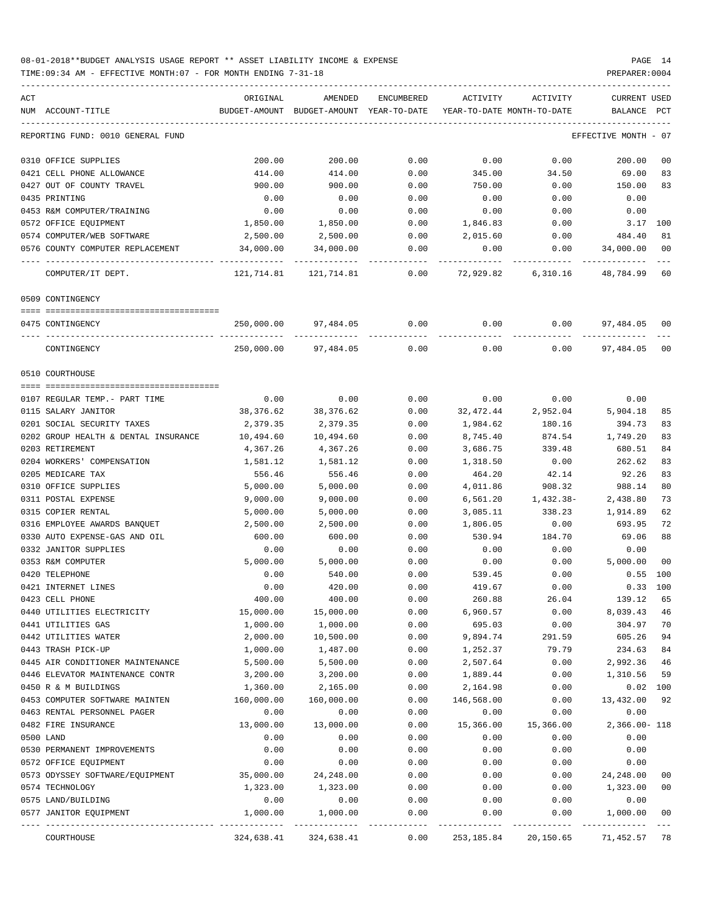08-01-2018**BUDGET ANALYSIS USAGE REPORT ** ASSET LIABILITY INCOME & EXPENSE

TIME:09:34 AM - EFFECTIVE MONTH:07 - FOR MONTH ENDING 7-31-18

PREPARER:0004

| ACT NUM | ACCOUNT-TITLE | ORIGINAL BUDGET-AMOUNT | AMENDED BUDGET-AMOUNT | ENCUMBERED YEAR-TO-DATE | ACTIVITY YEAR-TO-DATE | ACTIVITY MONTH-TO-DATE | CURRENT BALANCE | USED PCT |
|---|---|---|---|---|---|---|---|---|
| | REPORTING FUND: 0010 GENERAL FUND | | | | | | EFFECTIVE MONTH - 07 | |
| 0310 | OFFICE SUPPLIES | 200.00 | 200.00 | 0.00 | 0.00 | 0.00 | 200.00 | 00 |
| 0421 | CELL PHONE ALLOWANCE | 414.00 | 414.00 | 0.00 | 345.00 | 34.50 | 69.00 | 83 |
| 0427 | OUT OF COUNTY TRAVEL | 900.00 | 900.00 | 0.00 | 750.00 | 0.00 | 150.00 | 83 |
| 0435 | PRINTING | 0.00 | 0.00 | 0.00 | 0.00 | 0.00 | 0.00 | |
| 0453 | R&M COMPUTER/TRAINING | 0.00 | 0.00 | 0.00 | 0.00 | 0.00 | 0.00 | |
| 0572 | OFFICE EQUIPMENT | 1,850.00 | 1,850.00 | 0.00 | 1,846.83 | 0.00 | 3.17 | 100 |
| 0574 | COMPUTER/WEB SOFTWARE | 2,500.00 | 2,500.00 | 0.00 | 2,015.60 | 0.00 | 484.40 | 81 |
| 0576 | COUNTY COMPUTER REPLACEMENT | 34,000.00 | 34,000.00 | 0.00 | 0.00 | 0.00 | 34,000.00 | 00 |
| | COMPUTER/IT DEPT. | 121,714.81 | 121,714.81 | 0.00 | 72,929.82 | 6,310.16 | 48,784.99 | 60 |
| | 0509 CONTINGENCY | | | | | | | |
| 0475 | CONTINGENCY | 250,000.00 | 97,484.05 | 0.00 | 0.00 | 0.00 | 97,484.05 | 00 |
| | CONTINGENCY | 250,000.00 | 97,484.05 | 0.00 | 0.00 | 0.00 | 97,484.05 | 00 |
| | 0510 COURTHOUSE | | | | | | | |
| 0107 | REGULAR TEMP.- PART TIME | 0.00 | 0.00 | 0.00 | 0.00 | 0.00 | 0.00 | |
| 0115 | SALARY JANITOR | 38,376.62 | 38,376.62 | 0.00 | 32,472.44 | 2,952.04 | 5,904.18 | 85 |
| 0201 | SOCIAL SECURITY TAXES | 2,379.35 | 2,379.35 | 0.00 | 1,984.62 | 180.16 | 394.73 | 83 |
| 0202 | GROUP HEALTH & DENTAL INSURANCE | 10,494.60 | 10,494.60 | 0.00 | 8,745.40 | 874.54 | 1,749.20 | 83 |
| 0203 | RETIREMENT | 4,367.26 | 4,367.26 | 0.00 | 3,686.75 | 339.48 | 680.51 | 84 |
| 0204 | WORKERS' COMPENSATION | 1,581.12 | 1,581.12 | 0.00 | 1,318.50 | 0.00 | 262.62 | 83 |
| 0205 | MEDICARE TAX | 556.46 | 556.46 | 0.00 | 464.20 | 42.14 | 92.26 | 83 |
| 0310 | OFFICE SUPPLIES | 5,000.00 | 5,000.00 | 0.00 | 4,011.86 | 908.32 | 988.14 | 80 |
| 0311 | POSTAL EXPENSE | 9,000.00 | 9,000.00 | 0.00 | 6,561.20 | 1,432.38- | 2,438.80 | 73 |
| 0315 | COPIER RENTAL | 5,000.00 | 5,000.00 | 0.00 | 3,085.11 | 338.23 | 1,914.89 | 62 |
| 0316 | EMPLOYEE AWARDS BANQUET | 2,500.00 | 2,500.00 | 0.00 | 1,806.05 | 0.00 | 693.95 | 72 |
| 0330 | AUTO EXPENSE-GAS AND OIL | 600.00 | 600.00 | 0.00 | 530.94 | 184.70 | 69.06 | 88 |
| 0332 | JANITOR SUPPLIES | 0.00 | 0.00 | 0.00 | 0.00 | 0.00 | 0.00 | |
| 0353 | R&M COMPUTER | 5,000.00 | 5,000.00 | 0.00 | 0.00 | 0.00 | 5,000.00 | 00 |
| 0420 | TELEPHONE | 0.00 | 540.00 | 0.00 | 539.45 | 0.00 | 0.55 | 100 |
| 0421 | INTERNET LINES | 0.00 | 420.00 | 0.00 | 419.67 | 0.00 | 0.33 | 100 |
| 0423 | CELL PHONE | 400.00 | 400.00 | 0.00 | 260.88 | 26.04 | 139.12 | 65 |
| 0440 | UTILITIES ELECTRICITY | 15,000.00 | 15,000.00 | 0.00 | 6,960.57 | 0.00 | 8,039.43 | 46 |
| 0441 | UTILITIES GAS | 1,000.00 | 1,000.00 | 0.00 | 695.03 | 0.00 | 304.97 | 70 |
| 0442 | UTILITIES WATER | 2,000.00 | 10,500.00 | 0.00 | 9,894.74 | 291.59 | 605.26 | 94 |
| 0443 | TRASH PICK-UP | 1,000.00 | 1,487.00 | 0.00 | 1,252.37 | 79.79 | 234.63 | 84 |
| 0445 | AIR CONDITIONER MAINTENANCE | 5,500.00 | 5,500.00 | 0.00 | 2,507.64 | 0.00 | 2,992.36 | 46 |
| 0446 | ELEVATOR MAINTENANCE CONTR | 3,200.00 | 3,200.00 | 0.00 | 1,889.44 | 0.00 | 1,310.56 | 59 |
| 0450 | R & M BUILDINGS | 1,360.00 | 2,165.00 | 0.00 | 2,164.98 | 0.00 | 0.02 | 100 |
| 0453 | COMPUTER SOFTWARE MAINTEN | 160,000.00 | 160,000.00 | 0.00 | 146,568.00 | 0.00 | 13,432.00 | 92 |
| 0463 | RENTAL PERSONNEL PAGER | 0.00 | 0.00 | 0.00 | 0.00 | 0.00 | 0.00 | |
| 0482 | FIRE INSURANCE | 13,000.00 | 13,000.00 | 0.00 | 15,366.00 | 15,366.00 | 2,366.00- | 118 |
| 0500 | LAND | 0.00 | 0.00 | 0.00 | 0.00 | 0.00 | 0.00 | |
| 0530 | PERMANENT IMPROVEMENTS | 0.00 | 0.00 | 0.00 | 0.00 | 0.00 | 0.00 | |
| 0572 | OFFICE EQUIPMENT | 0.00 | 0.00 | 0.00 | 0.00 | 0.00 | 0.00 | |
| 0573 | ODYSSEY SOFTWARE/EQUIPMENT | 35,000.00 | 24,248.00 | 0.00 | 0.00 | 0.00 | 24,248.00 | 00 |
| 0574 | TECHNOLOGY | 1,323.00 | 1,323.00 | 0.00 | 0.00 | 0.00 | 1,323.00 | 00 |
| 0575 | LAND/BUILDING | 0.00 | 0.00 | 0.00 | 0.00 | 0.00 | 0.00 | |
| 0577 | JANITOR EQUIPMENT | 1,000.00 | 1,000.00 | 0.00 | 0.00 | 0.00 | 1,000.00 | 00 |
| | COURTHOUSE | 324,638.41 | 324,638.41 | 0.00 | 253,185.84 | 20,150.65 | 71,452.57 | 78 |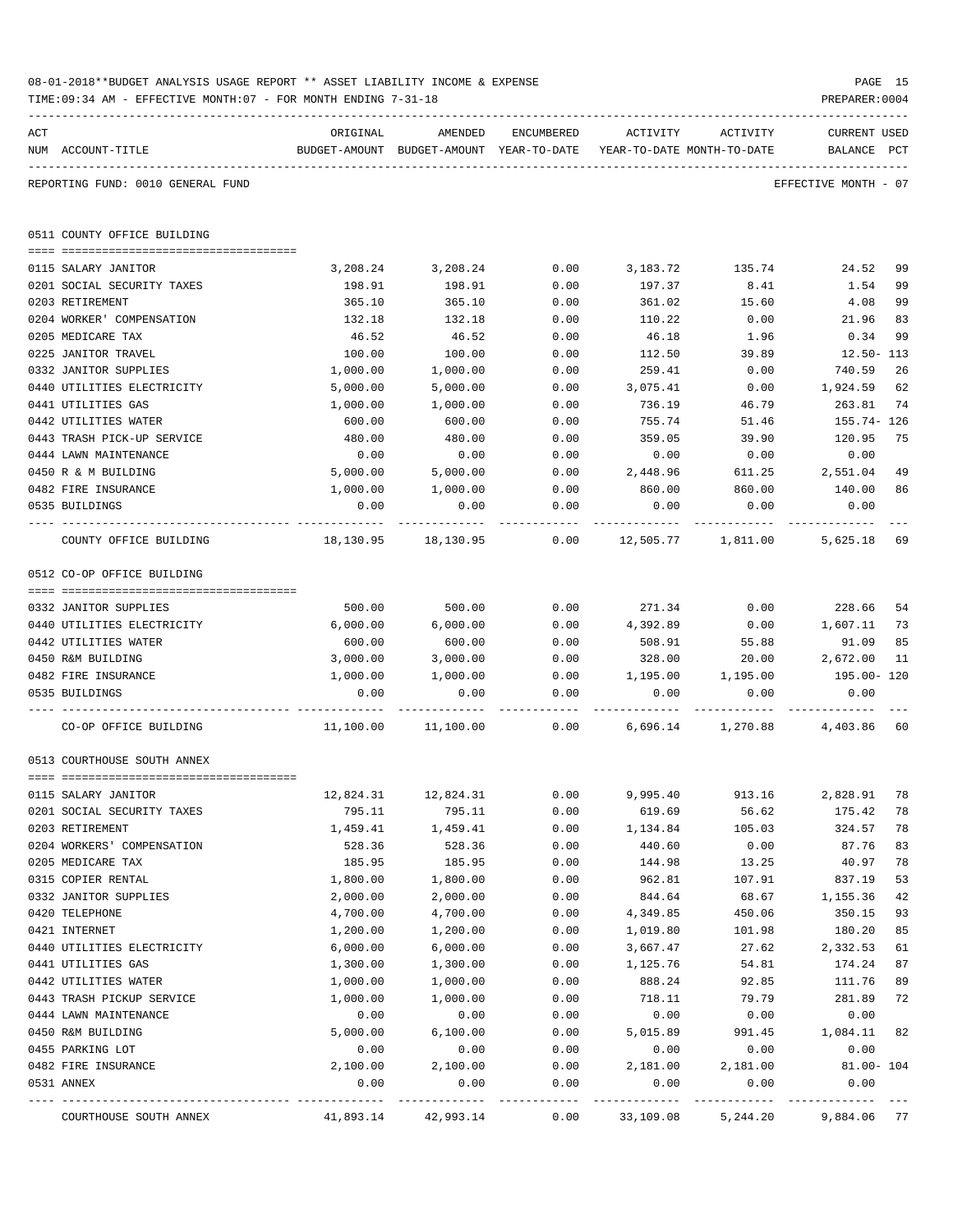08-01-2018**BUDGET ANALYSIS USAGE REPORT ** ASSET LIABILITY INCOME & EXPENSE

TIME:09:34 AM - EFFECTIVE MONTH:07 - FOR MONTH ENDING 7-31-18

PREPARER:0004

REPORTING FUND: 0010 GENERAL FUND

EFFECTIVE MONTH - 07

## 0511 COUNTY OFFICE BUILDING

| ACT NUM | ACCOUNT-TITLE | ORIGINAL BUDGET-AMOUNT | AMENDED BUDGET-AMOUNT | ENCUMBERED YEAR-TO-DATE | ACTIVITY YEAR-TO-DATE | ACTIVITY MONTH-TO-DATE | CURRENT USED BALANCE | PCT |
|---|---|---|---|---|---|---|---|---|
| 0115 | SALARY JANITOR | 3,208.24 | 3,208.24 | 0.00 | 3,183.72 | 135.74 | 24.52 | 99 |
| 0201 | SOCIAL SECURITY TAXES | 198.91 | 198.91 | 0.00 | 197.37 | 8.41 | 1.54 | 99 |
| 0203 | RETIREMENT | 365.10 | 365.10 | 0.00 | 361.02 | 15.60 | 4.08 | 99 |
| 0204 | WORKER' COMPENSATION | 132.18 | 132.18 | 0.00 | 110.22 | 0.00 | 21.96 | 83 |
| 0205 | MEDICARE TAX | 46.52 | 46.52 | 0.00 | 46.18 | 1.96 | 0.34 | 99 |
| 0225 | JANITOR TRAVEL | 100.00 | 100.00 | 0.00 | 112.50 | 39.89 | 12.50- | 113 |
| 0332 | JANITOR SUPPLIES | 1,000.00 | 1,000.00 | 0.00 | 259.41 | 0.00 | 740.59 | 26 |
| 0440 | UTILITIES ELECTRICITY | 5,000.00 | 5,000.00 | 0.00 | 3,075.41 | 0.00 | 1,924.59 | 62 |
| 0441 | UTILITIES GAS | 1,000.00 | 1,000.00 | 0.00 | 736.19 | 46.79 | 263.81 | 74 |
| 0442 | UTILITIES WATER | 600.00 | 600.00 | 0.00 | 755.74 | 51.46 | 155.74- | 126 |
| 0443 | TRASH PICK-UP SERVICE | 480.00 | 480.00 | 0.00 | 359.05 | 39.90 | 120.95 | 75 |
| 0444 | LAWN MAINTENANCE | 0.00 | 0.00 | 0.00 | 0.00 | 0.00 | 0.00 | |
| 0450 | R & M BUILDING | 5,000.00 | 5,000.00 | 0.00 | 2,448.96 | 611.25 | 2,551.04 | 49 |
| 0482 | FIRE INSURANCE | 1,000.00 | 1,000.00 | 0.00 | 860.00 | 860.00 | 140.00 | 86 |
| 0535 | BUILDINGS | 0.00 | 0.00 | 0.00 | 0.00 | 0.00 | 0.00 | |
| | COUNTY OFFICE BUILDING | 18,130.95 | 18,130.95 | 0.00 | 12,505.77 | 1,811.00 | 5,625.18 | 69 |

## 0512 CO-OP OFFICE BUILDING

| ACT NUM | ACCOUNT-TITLE | ORIGINAL BUDGET-AMOUNT | AMENDED BUDGET-AMOUNT | ENCUMBERED YEAR-TO-DATE | ACTIVITY YEAR-TO-DATE | ACTIVITY MONTH-TO-DATE | CURRENT USED BALANCE | PCT |
|---|---|---|---|---|---|---|---|---|
| 0332 | JANITOR SUPPLIES | 500.00 | 500.00 | 0.00 | 271.34 | 0.00 | 228.66 | 54 |
| 0440 | UTILITIES ELECTRICITY | 6,000.00 | 6,000.00 | 0.00 | 4,392.89 | 0.00 | 1,607.11 | 73 |
| 0442 | UTILITIES WATER | 600.00 | 600.00 | 0.00 | 508.91 | 55.88 | 91.09 | 85 |
| 0450 | R&M BUILDING | 3,000.00 | 3,000.00 | 0.00 | 328.00 | 20.00 | 2,672.00 | 11 |
| 0482 | FIRE INSURANCE | 1,000.00 | 1,000.00 | 0.00 | 1,195.00 | 1,195.00 | 195.00- | 120 |
| 0535 | BUILDINGS | 0.00 | 0.00 | 0.00 | 0.00 | 0.00 | 0.00 | |
| | CO-OP OFFICE BUILDING | 11,100.00 | 11,100.00 | 0.00 | 6,696.14 | 1,270.88 | 4,403.86 | 60 |

## 0513 COURTHOUSE SOUTH ANNEX

| ACT NUM | ACCOUNT-TITLE | ORIGINAL BUDGET-AMOUNT | AMENDED BUDGET-AMOUNT | ENCUMBERED YEAR-TO-DATE | ACTIVITY YEAR-TO-DATE | ACTIVITY MONTH-TO-DATE | CURRENT USED BALANCE | PCT |
|---|---|---|---|---|---|---|---|---|
| 0115 | SALARY JANITOR | 12,824.31 | 12,824.31 | 0.00 | 9,995.40 | 913.16 | 2,828.91 | 78 |
| 0201 | SOCIAL SECURITY TAXES | 795.11 | 795.11 | 0.00 | 619.69 | 56.62 | 175.42 | 78 |
| 0203 | RETIREMENT | 1,459.41 | 1,459.41 | 0.00 | 1,134.84 | 105.03 | 324.57 | 78 |
| 0204 | WORKERS' COMPENSATION | 528.36 | 528.36 | 0.00 | 440.60 | 0.00 | 87.76 | 83 |
| 0205 | MEDICARE TAX | 185.95 | 185.95 | 0.00 | 144.98 | 13.25 | 40.97 | 78 |
| 0315 | COPIER RENTAL | 1,800.00 | 1,800.00 | 0.00 | 962.81 | 107.91 | 837.19 | 53 |
| 0332 | JANITOR SUPPLIES | 2,000.00 | 2,000.00 | 0.00 | 844.64 | 68.67 | 1,155.36 | 42 |
| 0420 | TELEPHONE | 4,700.00 | 4,700.00 | 0.00 | 4,349.85 | 450.06 | 350.15 | 93 |
| 0421 | INTERNET | 1,200.00 | 1,200.00 | 0.00 | 1,019.80 | 101.98 | 180.20 | 85 |
| 0440 | UTILITIES ELECTRICITY | 6,000.00 | 6,000.00 | 0.00 | 3,667.47 | 27.62 | 2,332.53 | 61 |
| 0441 | UTILITIES GAS | 1,300.00 | 1,300.00 | 0.00 | 1,125.76 | 54.81 | 174.24 | 87 |
| 0442 | UTILITIES WATER | 1,000.00 | 1,000.00 | 0.00 | 888.24 | 92.85 | 111.76 | 89 |
| 0443 | TRASH PICKUP SERVICE | 1,000.00 | 1,000.00 | 0.00 | 718.11 | 79.79 | 281.89 | 72 |
| 0444 | LAWN MAINTENANCE | 0.00 | 0.00 | 0.00 | 0.00 | 0.00 | 0.00 | |
| 0450 | R&M BUILDING | 5,000.00 | 6,100.00 | 0.00 | 5,015.89 | 991.45 | 1,084.11 | 82 |
| 0455 | PARKING LOT | 0.00 | 0.00 | 0.00 | 0.00 | 0.00 | 0.00 | |
| 0482 | FIRE INSURANCE | 2,100.00 | 2,100.00 | 0.00 | 2,181.00 | 2,181.00 | 81.00- | 104 |
| 0531 | ANNEX | 0.00 | 0.00 | 0.00 | 0.00 | 0.00 | 0.00 | |
| | COURTHOUSE SOUTH ANNEX | 41,893.14 | 42,993.14 | 0.00 | 33,109.08 | 5,244.20 | 9,884.06 | 77 |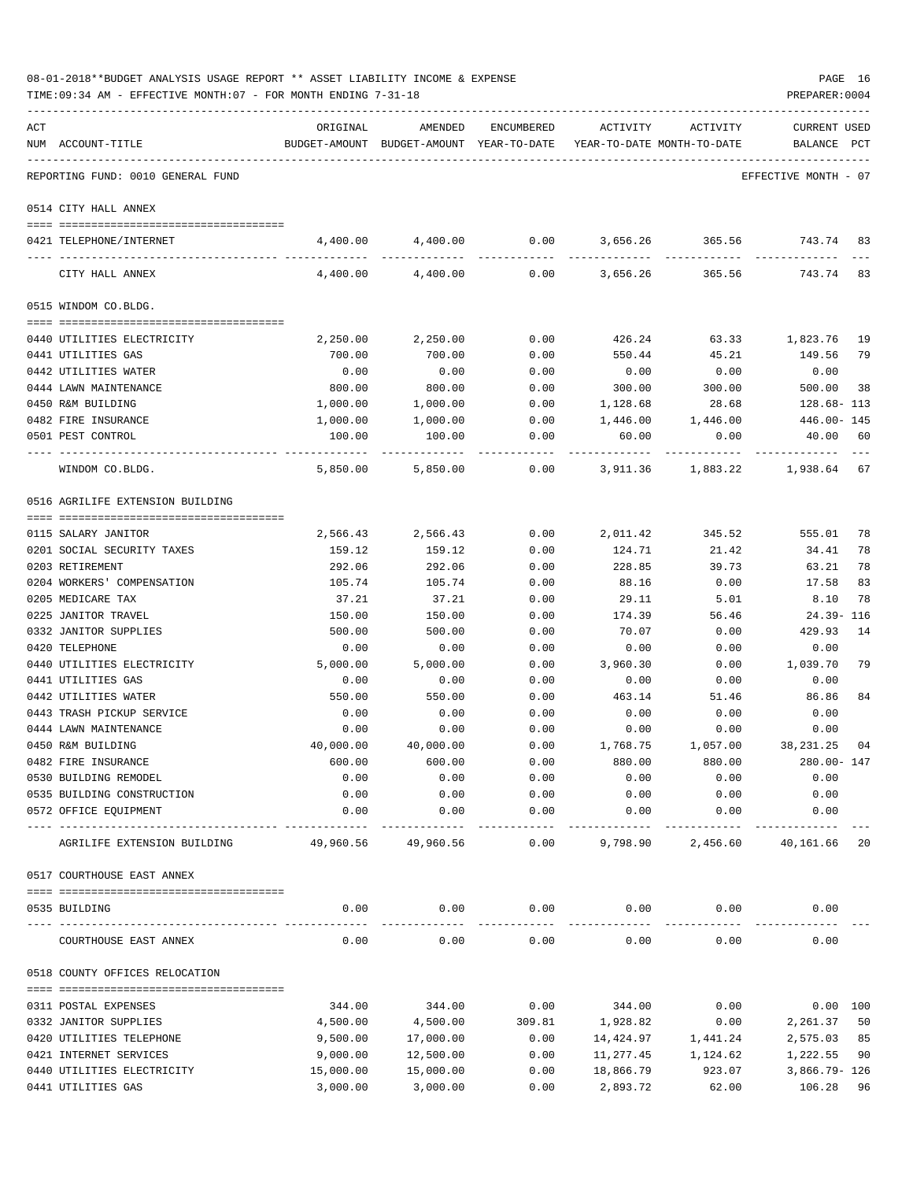08-01-2018**BUDGET ANALYSIS USAGE REPORT ** ASSET LIABILITY INCOME & EXPENSE

TIME:09:34 AM - EFFECTIVE MONTH:07 - FOR MONTH ENDING 7-31-18

PREPARER:0004

REPORTING FUND: 0010 GENERAL FUND — EFFECTIVE MONTH - 07

| ACT NUM | ACCOUNT-TITLE | ORIGINAL BUDGET-AMOUNT | AMENDED BUDGET-AMOUNT | ENCUMBERED YEAR-TO-DATE | ACTIVITY YEAR-TO-DATE | ACTIVITY MONTH-TO-DATE | CURRENT BALANCE | USED PCT |
|---|---|---|---|---|---|---|---|---|
| | **0514 CITY HALL ANNEX** | | | | | | | |
| 0421 | TELEPHONE/INTERNET | 4,400.00 | 4,400.00 | 0.00 | 3,656.26 | 365.56 | 743.74 | 83 |
| | CITY HALL ANNEX | 4,400.00 | 4,400.00 | 0.00 | 3,656.26 | 365.56 | 743.74 | 83 |
| | **0515 WINDOM CO.BLDG.** | | | | | | | |
| 0440 | UTILITIES ELECTRICITY | 2,250.00 | 2,250.00 | 0.00 | 426.24 | 63.33 | 1,823.76 | 19 |
| 0441 | UTILITIES GAS | 700.00 | 700.00 | 0.00 | 550.44 | 45.21 | 149.56 | 79 |
| 0442 | UTILITIES WATER | 0.00 | 0.00 | 0.00 | 0.00 | 0.00 | 0.00 | |
| 0444 | LAWN MAINTENANCE | 800.00 | 800.00 | 0.00 | 300.00 | 300.00 | 500.00 | 38 |
| 0450 | R&M BUILDING | 1,000.00 | 1,000.00 | 0.00 | 1,128.68 | 28.68 | 128.68- | 113 |
| 0482 | FIRE INSURANCE | 1,000.00 | 1,000.00 | 0.00 | 1,446.00 | 1,446.00 | 446.00- | 145 |
| 0501 | PEST CONTROL | 100.00 | 100.00 | 0.00 | 60.00 | 0.00 | 40.00 | 60 |
| | WINDOM CO.BLDG. | 5,850.00 | 5,850.00 | 0.00 | 3,911.36 | 1,883.22 | 1,938.64 | 67 |
| | **0516 AGRILIFE EXTENSION BUILDING** | | | | | | | |
| 0115 | SALARY JANITOR | 2,566.43 | 2,566.43 | 0.00 | 2,011.42 | 345.52 | 555.01 | 78 |
| 0201 | SOCIAL SECURITY TAXES | 159.12 | 159.12 | 0.00 | 124.71 | 21.42 | 34.41 | 78 |
| 0203 | RETIREMENT | 292.06 | 292.06 | 0.00 | 228.85 | 39.73 | 63.21 | 78 |
| 0204 | WORKERS' COMPENSATION | 105.74 | 105.74 | 0.00 | 88.16 | 0.00 | 17.58 | 83 |
| 0205 | MEDICARE TAX | 37.21 | 37.21 | 0.00 | 29.11 | 5.01 | 8.10 | 78 |
| 0225 | JANITOR TRAVEL | 150.00 | 150.00 | 0.00 | 174.39 | 56.46 | 24.39- | 116 |
| 0332 | JANITOR SUPPLIES | 500.00 | 500.00 | 0.00 | 70.07 | 0.00 | 429.93 | 14 |
| 0420 | TELEPHONE | 0.00 | 0.00 | 0.00 | 0.00 | 0.00 | 0.00 | |
| 0440 | UTILITIES ELECTRICITY | 5,000.00 | 5,000.00 | 0.00 | 3,960.30 | 0.00 | 1,039.70 | 79 |
| 0441 | UTILITIES GAS | 0.00 | 0.00 | 0.00 | 0.00 | 0.00 | 0.00 | |
| 0442 | UTILITIES WATER | 550.00 | 550.00 | 0.00 | 463.14 | 51.46 | 86.86 | 84 |
| 0443 | TRASH PICKUP SERVICE | 0.00 | 0.00 | 0.00 | 0.00 | 0.00 | 0.00 | |
| 0444 | LAWN MAINTENANCE | 0.00 | 0.00 | 0.00 | 0.00 | 0.00 | 0.00 | |
| 0450 | R&M BUILDING | 40,000.00 | 40,000.00 | 0.00 | 1,768.75 | 1,057.00 | 38,231.25 | 04 |
| 0482 | FIRE INSURANCE | 600.00 | 600.00 | 0.00 | 880.00 | 880.00 | 280.00- | 147 |
| 0530 | BUILDING REMODEL | 0.00 | 0.00 | 0.00 | 0.00 | 0.00 | 0.00 | |
| 0535 | BUILDING CONSTRUCTION | 0.00 | 0.00 | 0.00 | 0.00 | 0.00 | 0.00 | |
| 0572 | OFFICE EQUIPMENT | 0.00 | 0.00 | 0.00 | 0.00 | 0.00 | 0.00 | |
| | AGRILIFE EXTENSION BUILDING | 49,960.56 | 49,960.56 | 0.00 | 9,798.90 | 2,456.60 | 40,161.66 | 20 |
| | **0517 COURTHOUSE EAST ANNEX** | | | | | | | |
| 0535 | BUILDING | 0.00 | 0.00 | 0.00 | 0.00 | 0.00 | 0.00 | |
| | COURTHOUSE EAST ANNEX | 0.00 | 0.00 | 0.00 | 0.00 | 0.00 | 0.00 | |
| | **0518 COUNTY OFFICES RELOCATION** | | | | | | | |
| 0311 | POSTAL EXPENSES | 344.00 | 344.00 | 0.00 | 344.00 | 0.00 | 0.00 | 100 |
| 0332 | JANITOR SUPPLIES | 4,500.00 | 4,500.00 | 309.81 | 1,928.82 | 0.00 | 2,261.37 | 50 |
| 0420 | UTILITIES TELEPHONE | 9,500.00 | 17,000.00 | 0.00 | 14,424.97 | 1,441.24 | 2,575.03 | 85 |
| 0421 | INTERNET SERVICES | 9,000.00 | 12,500.00 | 0.00 | 11,277.45 | 1,124.62 | 1,222.55 | 90 |
| 0440 | UTILITIES ELECTRICITY | 15,000.00 | 15,000.00 | 0.00 | 18,866.79 | 923.07 | 3,866.79- | 126 |
| 0441 | UTILITIES GAS | 3,000.00 | 3,000.00 | 0.00 | 2,893.72 | 62.00 | 106.28 | 96 |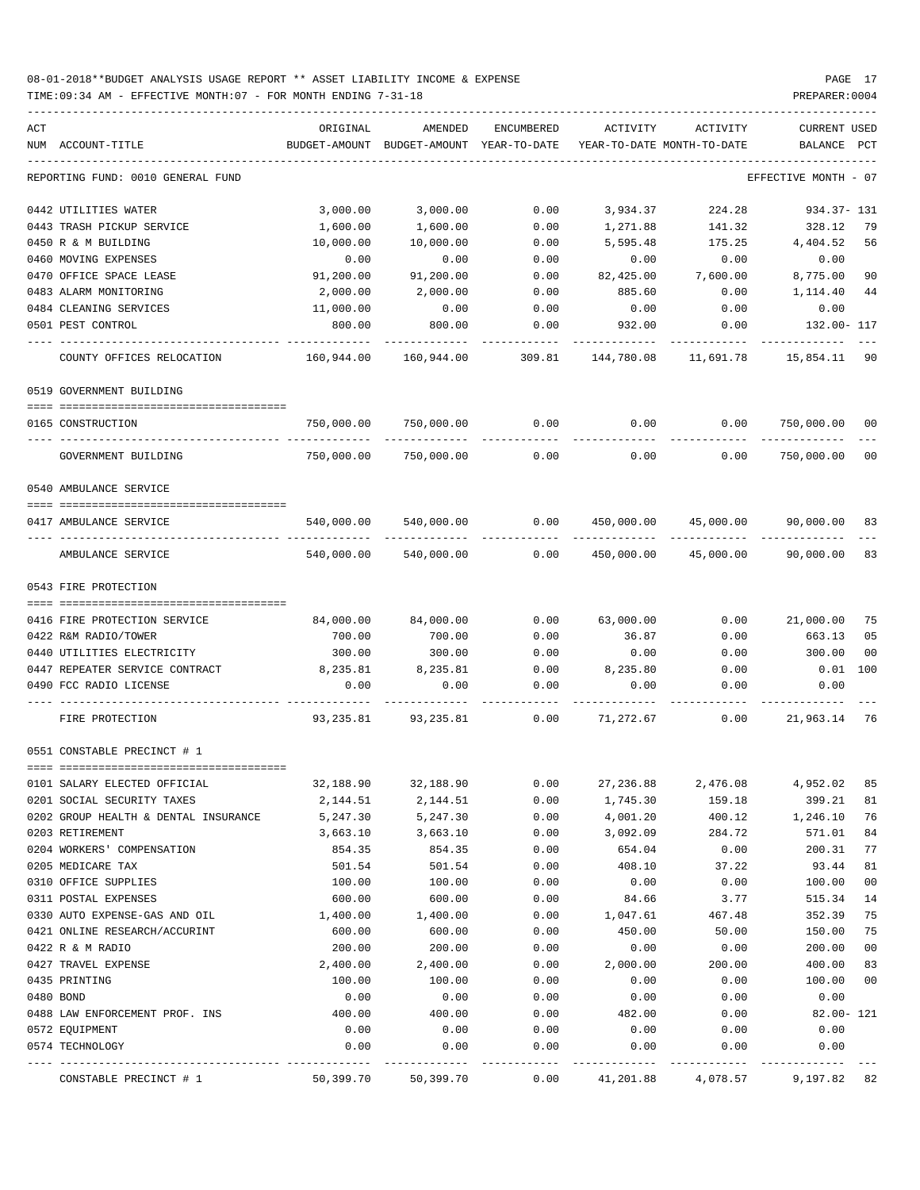08-01-2018**BUDGET ANALYSIS USAGE REPORT ** ASSET LIABILITY INCOME & EXPENSE

TIME:09:34 AM - EFFECTIVE MONTH:07 - FOR MONTH ENDING 7-31-18

| ACT NUM | ACCOUNT-TITLE | ORIGINAL BUDGET-AMOUNT | AMENDED BUDGET-AMOUNT | ENCUMBERED YEAR-TO-DATE | ACTIVITY YEAR-TO-DATE | ACTIVITY MONTH-TO-DATE | CURRENT BALANCE | USED PCT |
|---|---|---|---|---|---|---|---|---|
| | REPORTING FUND: 0010 GENERAL FUND | | | | | | EFFECTIVE MONTH - 07 | |
| 0442 | UTILITIES WATER | 3,000.00 | 3,000.00 | 0.00 | 3,934.37 | 224.28 | 934.37- | 131 |
| 0443 | TRASH PICKUP SERVICE | 1,600.00 | 1,600.00 | 0.00 | 1,271.88 | 141.32 | 328.12 | 79 |
| 0450 | R & M BUILDING | 10,000.00 | 10,000.00 | 0.00 | 5,595.48 | 175.25 | 4,404.52 | 56 |
| 0460 | MOVING EXPENSES | 0.00 | 0.00 | 0.00 | 0.00 | 0.00 | 0.00 | |
| 0470 | OFFICE SPACE LEASE | 91,200.00 | 91,200.00 | 0.00 | 82,425.00 | 7,600.00 | 8,775.00 | 90 |
| 0483 | ALARM MONITORING | 2,000.00 | 2,000.00 | 0.00 | 885.60 | 0.00 | 1,114.40 | 44 |
| 0484 | CLEANING SERVICES | 11,000.00 | 0.00 | 0.00 | 0.00 | 0.00 | 0.00 | |
| 0501 | PEST CONTROL | 800.00 | 800.00 | 0.00 | 932.00 | 0.00 | 132.00- | 117 |
| | COUNTY OFFICES RELOCATION | 160,944.00 | 160,944.00 | 309.81 | 144,780.08 | 11,691.78 | 15,854.11 | 90 |
| | 0519 GOVERNMENT BUILDING | | | | | | | |
| 0165 | CONSTRUCTION | 750,000.00 | 750,000.00 | 0.00 | 0.00 | 0.00 | 750,000.00 | 00 |
| | GOVERNMENT BUILDING | 750,000.00 | 750,000.00 | 0.00 | 0.00 | 0.00 | 750,000.00 | 00 |
| | 0540 AMBULANCE SERVICE | | | | | | | |
| 0417 | AMBULANCE SERVICE | 540,000.00 | 540,000.00 | 0.00 | 450,000.00 | 45,000.00 | 90,000.00 | 83 |
| | AMBULANCE SERVICE | 540,000.00 | 540,000.00 | 0.00 | 450,000.00 | 45,000.00 | 90,000.00 | 83 |
| | 0543 FIRE PROTECTION | | | | | | | |
| 0416 | FIRE PROTECTION SERVICE | 84,000.00 | 84,000.00 | 0.00 | 63,000.00 | 0.00 | 21,000.00 | 75 |
| 0422 | R&M RADIO/TOWER | 700.00 | 700.00 | 0.00 | 36.87 | 0.00 | 663.13 | 05 |
| 0440 | UTILITIES ELECTRICITY | 300.00 | 300.00 | 0.00 | 0.00 | 0.00 | 300.00 | 00 |
| 0447 | REPEATER SERVICE CONTRACT | 8,235.81 | 8,235.81 | 0.00 | 8,235.80 | 0.00 | 0.01 | 100 |
| 0490 | FCC RADIO LICENSE | 0.00 | 0.00 | 0.00 | 0.00 | 0.00 | 0.00 | |
| | FIRE PROTECTION | 93,235.81 | 93,235.81 | 0.00 | 71,272.67 | 0.00 | 21,963.14 | 76 |
| | 0551 CONSTABLE PRECINCT # 1 | | | | | | | |
| 0101 | SALARY ELECTED OFFICIAL | 32,188.90 | 32,188.90 | 0.00 | 27,236.88 | 2,476.08 | 4,952.02 | 85 |
| 0201 | SOCIAL SECURITY TAXES | 2,144.51 | 2,144.51 | 0.00 | 1,745.30 | 159.18 | 399.21 | 81 |
| 0202 | GROUP HEALTH & DENTAL INSURANCE | 5,247.30 | 5,247.30 | 0.00 | 4,001.20 | 400.12 | 1,246.10 | 76 |
| 0203 | RETIREMENT | 3,663.10 | 3,663.10 | 0.00 | 3,092.09 | 284.72 | 571.01 | 84 |
| 0204 | WORKERS' COMPENSATION | 854.35 | 854.35 | 0.00 | 654.04 | 0.00 | 200.31 | 77 |
| 0205 | MEDICARE TAX | 501.54 | 501.54 | 0.00 | 408.10 | 37.22 | 93.44 | 81 |
| 0310 | OFFICE SUPPLIES | 100.00 | 100.00 | 0.00 | 0.00 | 0.00 | 100.00 | 00 |
| 0311 | POSTAL EXPENSES | 600.00 | 600.00 | 0.00 | 84.66 | 3.77 | 515.34 | 14 |
| 0330 | AUTO EXPENSE-GAS AND OIL | 1,400.00 | 1,400.00 | 0.00 | 1,047.61 | 467.48 | 352.39 | 75 |
| 0421 | ONLINE RESEARCH/ACCURINT | 600.00 | 600.00 | 0.00 | 450.00 | 50.00 | 150.00 | 75 |
| 0422 | R & M RADIO | 200.00 | 200.00 | 0.00 | 0.00 | 0.00 | 200.00 | 00 |
| 0427 | TRAVEL EXPENSE | 2,400.00 | 2,400.00 | 0.00 | 2,000.00 | 200.00 | 400.00 | 83 |
| 0435 | PRINTING | 100.00 | 100.00 | 0.00 | 0.00 | 0.00 | 100.00 | 00 |
| 0480 | BOND | 0.00 | 0.00 | 0.00 | 0.00 | 0.00 | 0.00 | |
| 0488 | LAW ENFORCEMENT PROF. INS | 400.00 | 400.00 | 0.00 | 482.00 | 0.00 | 82.00- | 121 |
| 0572 | EQUIPMENT | 0.00 | 0.00 | 0.00 | 0.00 | 0.00 | 0.00 | |
| 0574 | TECHNOLOGY | 0.00 | 0.00 | 0.00 | 0.00 | 0.00 | 0.00 | |
| | CONSTABLE PRECINCT # 1 | 50,399.70 | 50,399.70 | 0.00 | 41,201.88 | 4,078.57 | 9,197.82 | 82 |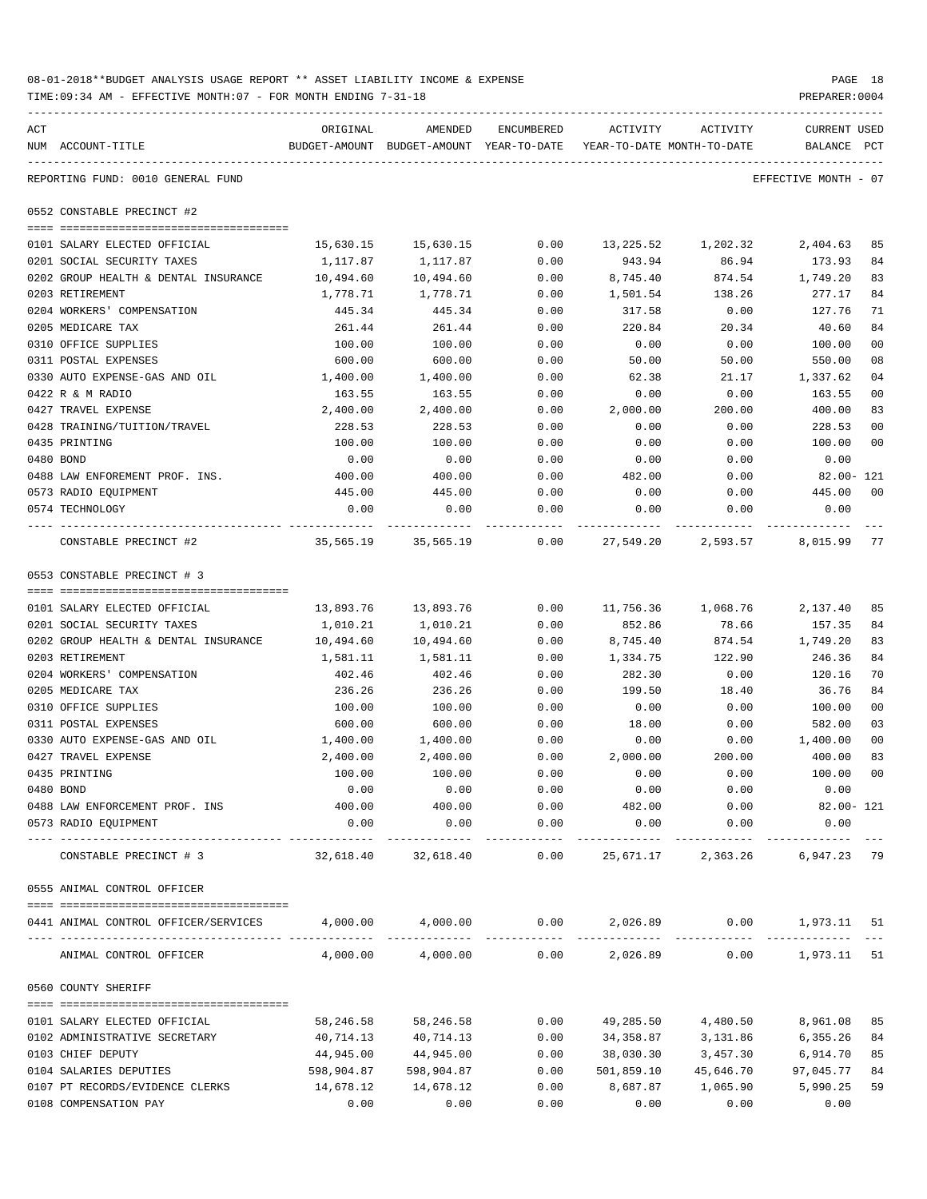08-01-2018**BUDGET ANALYSIS USAGE REPORT ** ASSET LIABILITY INCOME & EXPENSE

TIME:09:34 AM - EFFECTIVE MONTH:07 - FOR MONTH ENDING 7-31-18

PREPARER:0004

REPORTING FUND: 0010 GENERAL FUND — EFFECTIVE MONTH - 07

| ACT NUM | ACCOUNT-TITLE | ORIGINAL BUDGET-AMOUNT | AMENDED BUDGET-AMOUNT | ENCUMBERED YEAR-TO-DATE | ACTIVITY YEAR-TO-DATE | ACTIVITY MONTH-TO-DATE | CURRENT BALANCE | USED PCT |
|---|---|---|---|---|---|---|---|---|
| | **0552 CONSTABLE PRECINCT #2** | | | | | | | |
| 0101 | SALARY ELECTED OFFICIAL | 15,630.15 | 15,630.15 | 0.00 | 13,225.52 | 1,202.32 | 2,404.63 | 85 |
| 0201 | SOCIAL SECURITY TAXES | 1,117.87 | 1,117.87 | 0.00 | 943.94 | 86.94 | 173.93 | 84 |
| 0202 | GROUP HEALTH & DENTAL INSURANCE | 10,494.60 | 10,494.60 | 0.00 | 8,745.40 | 874.54 | 1,749.20 | 83 |
| 0203 | RETIREMENT | 1,778.71 | 1,778.71 | 0.00 | 1,501.54 | 138.26 | 277.17 | 84 |
| 0204 | WORKERS' COMPENSATION | 445.34 | 445.34 | 0.00 | 317.58 | 0.00 | 127.76 | 71 |
| 0205 | MEDICARE TAX | 261.44 | 261.44 | 0.00 | 220.84 | 20.34 | 40.60 | 84 |
| 0310 | OFFICE SUPPLIES | 100.00 | 100.00 | 0.00 | 0.00 | 0.00 | 100.00 | 00 |
| 0311 | POSTAL EXPENSES | 600.00 | 600.00 | 0.00 | 50.00 | 50.00 | 550.00 | 08 |
| 0330 | AUTO EXPENSE-GAS AND OIL | 1,400.00 | 1,400.00 | 0.00 | 62.38 | 21.17 | 1,337.62 | 04 |
| 0422 | R & M RADIO | 163.55 | 163.55 | 0.00 | 0.00 | 0.00 | 163.55 | 00 |
| 0427 | TRAVEL EXPENSE | 2,400.00 | 2,400.00 | 0.00 | 2,000.00 | 200.00 | 400.00 | 83 |
| 0428 | TRAINING/TUITION/TRAVEL | 228.53 | 228.53 | 0.00 | 0.00 | 0.00 | 228.53 | 00 |
| 0435 | PRINTING | 100.00 | 100.00 | 0.00 | 0.00 | 0.00 | 100.00 | 00 |
| 0480 | BOND | 0.00 | 0.00 | 0.00 | 0.00 | 0.00 | 0.00 | |
| 0488 | LAW ENFOREMENT PROF. INS. | 400.00 | 400.00 | 0.00 | 482.00 | 0.00 | 82.00- | 121 |
| 0573 | RADIO EQUIPMENT | 445.00 | 445.00 | 0.00 | 0.00 | 0.00 | 445.00 | 00 |
| 0574 | TECHNOLOGY | 0.00 | 0.00 | 0.00 | 0.00 | 0.00 | 0.00 | |
| | CONSTABLE PRECINCT #2 | 35,565.19 | 35,565.19 | 0.00 | 27,549.20 | 2,593.57 | 8,015.99 | 77 |
| | **0553 CONSTABLE PRECINCT # 3** | | | | | | | |
| 0101 | SALARY ELECTED OFFICIAL | 13,893.76 | 13,893.76 | 0.00 | 11,756.36 | 1,068.76 | 2,137.40 | 85 |
| 0201 | SOCIAL SECURITY TAXES | 1,010.21 | 1,010.21 | 0.00 | 852.86 | 78.66 | 157.35 | 84 |
| 0202 | GROUP HEALTH & DENTAL INSURANCE | 10,494.60 | 10,494.60 | 0.00 | 8,745.40 | 874.54 | 1,749.20 | 83 |
| 0203 | RETIREMENT | 1,581.11 | 1,581.11 | 0.00 | 1,334.75 | 122.90 | 246.36 | 84 |
| 0204 | WORKERS' COMPENSATION | 402.46 | 402.46 | 0.00 | 282.30 | 0.00 | 120.16 | 70 |
| 0205 | MEDICARE TAX | 236.26 | 236.26 | 0.00 | 199.50 | 18.40 | 36.76 | 84 |
| 0310 | OFFICE SUPPLIES | 100.00 | 100.00 | 0.00 | 0.00 | 0.00 | 100.00 | 00 |
| 0311 | POSTAL EXPENSES | 600.00 | 600.00 | 0.00 | 18.00 | 0.00 | 582.00 | 03 |
| 0330 | AUTO EXPENSE-GAS AND OIL | 1,400.00 | 1,400.00 | 0.00 | 0.00 | 0.00 | 1,400.00 | 00 |
| 0427 | TRAVEL EXPENSE | 2,400.00 | 2,400.00 | 0.00 | 2,000.00 | 200.00 | 400.00 | 83 |
| 0435 | PRINTING | 100.00 | 100.00 | 0.00 | 0.00 | 0.00 | 100.00 | 00 |
| 0480 | BOND | 0.00 | 0.00 | 0.00 | 0.00 | 0.00 | 0.00 | |
| 0488 | LAW ENFORCEMENT PROF. INS | 400.00 | 400.00 | 0.00 | 482.00 | 0.00 | 82.00- | 121 |
| 0573 | RADIO EQUIPMENT | 0.00 | 0.00 | 0.00 | 0.00 | 0.00 | 0.00 | |
| | CONSTABLE PRECINCT # 3 | 32,618.40 | 32,618.40 | 0.00 | 25,671.17 | 2,363.26 | 6,947.23 | 79 |
| | **0555 ANIMAL CONTROL OFFICER** | | | | | | | |
| 0441 | ANIMAL CONTROL OFFICER/SERVICES | 4,000.00 | 4,000.00 | 0.00 | 2,026.89 | 0.00 | 1,973.11 | 51 |
| | ANIMAL CONTROL OFFICER | 4,000.00 | 4,000.00 | 0.00 | 2,026.89 | 0.00 | 1,973.11 | 51 |
| | **0560 COUNTY SHERIFF** | | | | | | | |
| 0101 | SALARY ELECTED OFFICIAL | 58,246.58 | 58,246.58 | 0.00 | 49,285.50 | 4,480.50 | 8,961.08 | 85 |
| 0102 | ADMINISTRATIVE SECRETARY | 40,714.13 | 40,714.13 | 0.00 | 34,358.87 | 3,131.86 | 6,355.26 | 84 |
| 0103 | CHIEF DEPUTY | 44,945.00 | 44,945.00 | 0.00 | 38,030.30 | 3,457.30 | 6,914.70 | 85 |
| 0104 | SALARIES DEPUTIES | 598,904.87 | 598,904.87 | 0.00 | 501,859.10 | 45,646.70 | 97,045.77 | 84 |
| 0107 | PT RECORDS/EVIDENCE CLERKS | 14,678.12 | 14,678.12 | 0.00 | 8,687.87 | 1,065.90 | 5,990.25 | 59 |
| 0108 | COMPENSATION PAY | 0.00 | 0.00 | 0.00 | 0.00 | 0.00 | 0.00 | |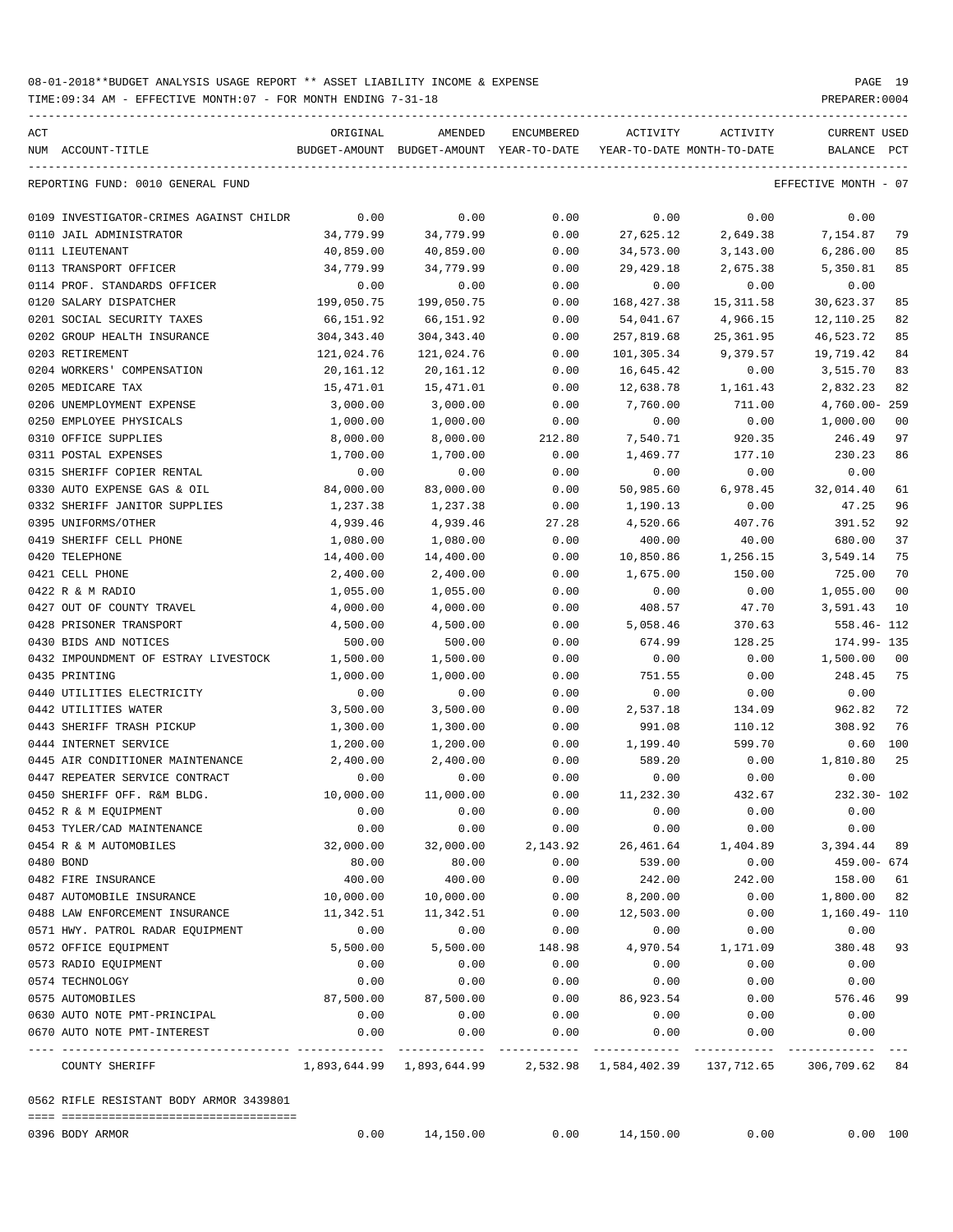08-01-2018**BUDGET ANALYSIS USAGE REPORT ** ASSET LIABILITY INCOME & EXPENSE

TIME:09:34 AM - EFFECTIVE MONTH:07 - FOR MONTH ENDING 7-31-18

REPORTING FUND: 0010 GENERAL FUND — EFFECTIVE MONTH - 07

| ACT NUM | ACCOUNT-TITLE | ORIGINAL BUDGET-AMOUNT | AMENDED BUDGET-AMOUNT | ENCUMBERED YEAR-TO-DATE | ACTIVITY YEAR-TO-DATE | ACTIVITY MONTH-TO-DATE | CURRENT BALANCE | USED PCT |
|---|---|---|---|---|---|---|---|---|
| 0109 | INVESTIGATOR-CRIMES AGAINST CHILDR | 0.00 | 0.00 | 0.00 | 0.00 | 0.00 | 0.00 | |
| 0110 | JAIL ADMINISTRATOR | 34,779.99 | 34,779.99 | 0.00 | 27,625.12 | 2,649.38 | 7,154.87 | 79 |
| 0111 | LIEUTENANT | 40,859.00 | 40,859.00 | 0.00 | 34,573.00 | 3,143.00 | 6,286.00 | 85 |
| 0113 | TRANSPORT OFFICER | 34,779.99 | 34,779.99 | 0.00 | 29,429.18 | 2,675.38 | 5,350.81 | 85 |
| 0114 | PROF. STANDARDS OFFICER | 0.00 | 0.00 | 0.00 | 0.00 | 0.00 | 0.00 | |
| 0120 | SALARY DISPATCHER | 199,050.75 | 199,050.75 | 0.00 | 168,427.38 | 15,311.58 | 30,623.37 | 85 |
| 0201 | SOCIAL SECURITY TAXES | 66,151.92 | 66,151.92 | 0.00 | 54,041.67 | 4,966.15 | 12,110.25 | 82 |
| 0202 | GROUP HEALTH INSURANCE | 304,343.40 | 304,343.40 | 0.00 | 257,819.68 | 25,361.95 | 46,523.72 | 85 |
| 0203 | RETIREMENT | 121,024.76 | 121,024.76 | 0.00 | 101,305.34 | 9,379.57 | 19,719.42 | 84 |
| 0204 | WORKERS' COMPENSATION | 20,161.12 | 20,161.12 | 0.00 | 16,645.42 | 0.00 | 3,515.70 | 83 |
| 0205 | MEDICARE TAX | 15,471.01 | 15,471.01 | 0.00 | 12,638.78 | 1,161.43 | 2,832.23 | 82 |
| 0206 | UNEMPLOYMENT EXPENSE | 3,000.00 | 3,000.00 | 0.00 | 7,760.00 | 711.00 | 4,760.00- | 259 |
| 0250 | EMPLOYEE PHYSICALS | 1,000.00 | 1,000.00 | 0.00 | 0.00 | 0.00 | 1,000.00 | 00 |
| 0310 | OFFICE SUPPLIES | 8,000.00 | 8,000.00 | 212.80 | 7,540.71 | 920.35 | 246.49 | 97 |
| 0311 | POSTAL EXPENSES | 1,700.00 | 1,700.00 | 0.00 | 1,469.77 | 177.10 | 230.23 | 86 |
| 0315 | SHERIFF COPIER RENTAL | 0.00 | 0.00 | 0.00 | 0.00 | 0.00 | 0.00 | |
| 0330 | AUTO EXPENSE GAS & OIL | 84,000.00 | 83,000.00 | 0.00 | 50,985.60 | 6,978.45 | 32,014.40 | 61 |
| 0332 | SHERIFF JANITOR SUPPLIES | 1,237.38 | 1,237.38 | 0.00 | 1,190.13 | 0.00 | 47.25 | 96 |
| 0395 | UNIFORMS/OTHER | 4,939.46 | 4,939.46 | 27.28 | 4,520.66 | 407.76 | 391.52 | 92 |
| 0419 | SHERIFF CELL PHONE | 1,080.00 | 1,080.00 | 0.00 | 400.00 | 40.00 | 680.00 | 37 |
| 0420 | TELEPHONE | 14,400.00 | 14,400.00 | 0.00 | 10,850.86 | 1,256.15 | 3,549.14 | 75 |
| 0421 | CELL PHONE | 2,400.00 | 2,400.00 | 0.00 | 1,675.00 | 150.00 | 725.00 | 70 |
| 0422 | R & M RADIO | 1,055.00 | 1,055.00 | 0.00 | 0.00 | 0.00 | 1,055.00 | 00 |
| 0427 | OUT OF COUNTY TRAVEL | 4,000.00 | 4,000.00 | 0.00 | 408.57 | 47.70 | 3,591.43 | 10 |
| 0428 | PRISONER TRANSPORT | 4,500.00 | 4,500.00 | 0.00 | 5,058.46 | 370.63 | 558.46- | 112 |
| 0430 | BIDS AND NOTICES | 500.00 | 500.00 | 0.00 | 674.99 | 128.25 | 174.99- | 135 |
| 0432 | IMPOUNDMENT OF ESTRAY LIVESTOCK | 1,500.00 | 1,500.00 | 0.00 | 0.00 | 0.00 | 1,500.00 | 00 |
| 0435 | PRINTING | 1,000.00 | 1,000.00 | 0.00 | 751.55 | 0.00 | 248.45 | 75 |
| 0440 | UTILITIES ELECTRICITY | 0.00 | 0.00 | 0.00 | 0.00 | 0.00 | 0.00 | |
| 0442 | UTILITIES WATER | 3,500.00 | 3,500.00 | 0.00 | 2,537.18 | 134.09 | 962.82 | 72 |
| 0443 | SHERIFF TRASH PICKUP | 1,300.00 | 1,300.00 | 0.00 | 991.08 | 110.12 | 308.92 | 76 |
| 0444 | INTERNET SERVICE | 1,200.00 | 1,200.00 | 0.00 | 1,199.40 | 599.70 | 0.60 | 100 |
| 0445 | AIR CONDITIONER MAINTENANCE | 2,400.00 | 2,400.00 | 0.00 | 589.20 | 0.00 | 1,810.80 | 25 |
| 0447 | REPEATER SERVICE CONTRACT | 0.00 | 0.00 | 0.00 | 0.00 | 0.00 | 0.00 | |
| 0450 | SHERIFF OFF. R&M BLDG. | 10,000.00 | 11,000.00 | 0.00 | 11,232.30 | 432.67 | 232.30- | 102 |
| 0452 | R & M EQUIPMENT | 0.00 | 0.00 | 0.00 | 0.00 | 0.00 | 0.00 | |
| 0453 | TYLER/CAD MAINTENANCE | 0.00 | 0.00 | 0.00 | 0.00 | 0.00 | 0.00 | |
| 0454 | R & M AUTOMOBILES | 32,000.00 | 32,000.00 | 2,143.92 | 26,461.64 | 1,404.89 | 3,394.44 | 89 |
| 0480 | BOND | 80.00 | 80.00 | 0.00 | 539.00 | 0.00 | 459.00- | 674 |
| 0482 | FIRE INSURANCE | 400.00 | 400.00 | 0.00 | 242.00 | 242.00 | 158.00 | 61 |
| 0487 | AUTOMOBILE INSURANCE | 10,000.00 | 10,000.00 | 0.00 | 8,200.00 | 0.00 | 1,800.00 | 82 |
| 0488 | LAW ENFORCEMENT INSURANCE | 11,342.51 | 11,342.51 | 0.00 | 12,503.00 | 0.00 | 1,160.49- | 110 |
| 0571 | HWY. PATROL RADAR EQUIPMENT | 0.00 | 0.00 | 0.00 | 0.00 | 0.00 | 0.00 | |
| 0572 | OFFICE EQUIPMENT | 5,500.00 | 5,500.00 | 148.98 | 4,970.54 | 1,171.09 | 380.48 | 93 |
| 0573 | RADIO EQUIPMENT | 0.00 | 0.00 | 0.00 | 0.00 | 0.00 | 0.00 | |
| 0574 | TECHNOLOGY | 0.00 | 0.00 | 0.00 | 0.00 | 0.00 | 0.00 | |
| 0575 | AUTOMOBILES | 87,500.00 | 87,500.00 | 0.00 | 86,923.54 | 0.00 | 576.46 | 99 |
| 0630 | AUTO NOTE PMT-PRINCIPAL | 0.00 | 0.00 | 0.00 | 0.00 | 0.00 | 0.00 | |
| 0670 | AUTO NOTE PMT-INTEREST | 0.00 | 0.00 | 0.00 | 0.00 | 0.00 | 0.00 | |
| | COUNTY SHERIFF | 1,893,644.99 | 1,893,644.99 | 2,532.98 | 1,584,402.39 | 137,712.65 | 306,709.62 | 84 |

0562 RIFLE RESISTANT BODY ARMOR 3439801

| ACT NUM | ACCOUNT-TITLE | ORIGINAL BUDGET-AMOUNT | AMENDED BUDGET-AMOUNT | ENCUMBERED YEAR-TO-DATE | ACTIVITY YEAR-TO-DATE | ACTIVITY MONTH-TO-DATE | CURRENT BALANCE | USED PCT |
|---|---|---|---|---|---|---|---|---|
| 0396 | BODY ARMOR | 0.00 | 14,150.00 | 0.00 | 14,150.00 | 0.00 | 0.00 | 100 |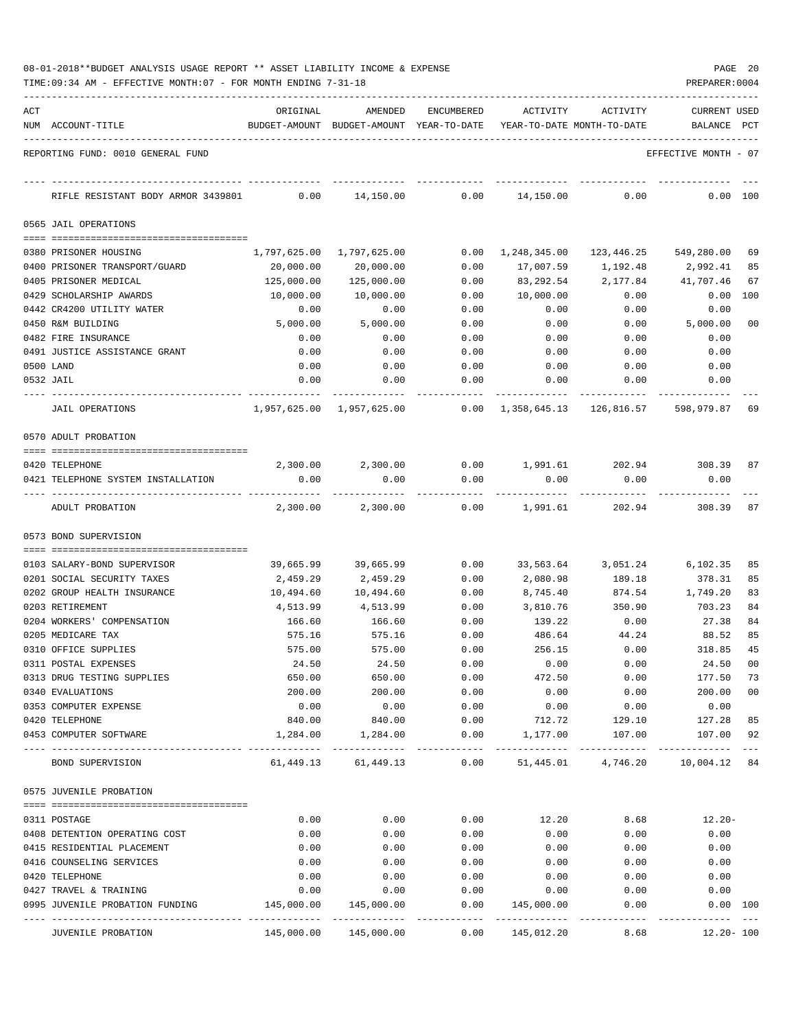08-01-2018**BUDGET ANALYSIS USAGE REPORT ** ASSET LIABILITY INCOME & EXPENSE

TIME:09:34 AM - EFFECTIVE MONTH:07 - FOR MONTH ENDING 7-31-18

REPORTING FUND: 0010 GENERAL FUND — EFFECTIVE MONTH - 07

| ACT NUM | ACCOUNT-TITLE | ORIGINAL BUDGET-AMOUNT | AMENDED BUDGET-AMOUNT | ENCUMBERED YEAR-TO-DATE | ACTIVITY YEAR-TO-DATE | ACTIVITY MONTH-TO-DATE | CURRENT BALANCE | USED PCT |
|---|---|---|---|---|---|---|---|---|
| | RIFLE RESISTANT BODY ARMOR 3439801 | 0.00 | 14,150.00 | 0.00 | 14,150.00 | 0.00 | 0.00 | 100 |
| | **0565 JAIL OPERATIONS** | | | | | | | |
| 0380 | PRISONER HOUSING | 1,797,625.00 | 1,797,625.00 | 0.00 | 1,248,345.00 | 123,446.25 | 549,280.00 | 69 |
| 0400 | PRISONER TRANSPORT/GUARD | 20,000.00 | 20,000.00 | 0.00 | 17,007.59 | 1,192.48 | 2,992.41 | 85 |
| 0405 | PRISONER MEDICAL | 125,000.00 | 125,000.00 | 0.00 | 83,292.54 | 2,177.84 | 41,707.46 | 67 |
| 0429 | SCHOLARSHIP AWARDS | 10,000.00 | 10,000.00 | 0.00 | 10,000.00 | 0.00 | 0.00 | 100 |
| 0442 | CR4200 UTILITY WATER | 0.00 | 0.00 | 0.00 | 0.00 | 0.00 | 0.00 | |
| 0450 | R&M BUILDING | 5,000.00 | 5,000.00 | 0.00 | 0.00 | 0.00 | 5,000.00 | 00 |
| 0482 | FIRE INSURANCE | 0.00 | 0.00 | 0.00 | 0.00 | 0.00 | 0.00 | |
| 0491 | JUSTICE ASSISTANCE GRANT | 0.00 | 0.00 | 0.00 | 0.00 | 0.00 | 0.00 | |
| 0500 | LAND | 0.00 | 0.00 | 0.00 | 0.00 | 0.00 | 0.00 | |
| 0532 | JAIL | 0.00 | 0.00 | 0.00 | 0.00 | 0.00 | 0.00 | |
| | JAIL OPERATIONS | 1,957,625.00 | 1,957,625.00 | 0.00 | 1,358,645.13 | 126,816.57 | 598,979.87 | 69 |
| | **0570 ADULT PROBATION** | | | | | | | |
| 0420 | TELEPHONE | 2,300.00 | 2,300.00 | 0.00 | 1,991.61 | 202.94 | 308.39 | 87 |
| 0421 | TELEPHONE SYSTEM INSTALLATION | 0.00 | 0.00 | 0.00 | 0.00 | 0.00 | 0.00 | |
| | ADULT PROBATION | 2,300.00 | 2,300.00 | 0.00 | 1,991.61 | 202.94 | 308.39 | 87 |
| | **0573 BOND SUPERVISION** | | | | | | | |
| 0103 | SALARY-BOND SUPERVISOR | 39,665.99 | 39,665.99 | 0.00 | 33,563.64 | 3,051.24 | 6,102.35 | 85 |
| 0201 | SOCIAL SECURITY TAXES | 2,459.29 | 2,459.29 | 0.00 | 2,080.98 | 189.18 | 378.31 | 85 |
| 0202 | GROUP HEALTH INSURANCE | 10,494.60 | 10,494.60 | 0.00 | 8,745.40 | 874.54 | 1,749.20 | 83 |
| 0203 | RETIREMENT | 4,513.99 | 4,513.99 | 0.00 | 3,810.76 | 350.90 | 703.23 | 84 |
| 0204 | WORKERS' COMPENSATION | 166.60 | 166.60 | 0.00 | 139.22 | 0.00 | 27.38 | 84 |
| 0205 | MEDICARE TAX | 575.16 | 575.16 | 0.00 | 486.64 | 44.24 | 88.52 | 85 |
| 0310 | OFFICE SUPPLIES | 575.00 | 575.00 | 0.00 | 256.15 | 0.00 | 318.85 | 45 |
| 0311 | POSTAL EXPENSES | 24.50 | 24.50 | 0.00 | 0.00 | 0.00 | 24.50 | 00 |
| 0313 | DRUG TESTING SUPPLIES | 650.00 | 650.00 | 0.00 | 472.50 | 0.00 | 177.50 | 73 |
| 0340 | EVALUATIONS | 200.00 | 200.00 | 0.00 | 0.00 | 0.00 | 200.00 | 00 |
| 0353 | COMPUTER EXPENSE | 0.00 | 0.00 | 0.00 | 0.00 | 0.00 | 0.00 | |
| 0420 | TELEPHONE | 840.00 | 840.00 | 0.00 | 712.72 | 129.10 | 127.28 | 85 |
| 0453 | COMPUTER SOFTWARE | 1,284.00 | 1,284.00 | 0.00 | 1,177.00 | 107.00 | 107.00 | 92 |
| | BOND SUPERVISION | 61,449.13 | 61,449.13 | 0.00 | 51,445.01 | 4,746.20 | 10,004.12 | 84 |
| | **0575 JUVENILE PROBATION** | | | | | | | |
| 0311 | POSTAGE | 0.00 | 0.00 | 0.00 | 12.20 | 8.68 | 12.20- | |
| 0408 | DETENTION OPERATING COST | 0.00 | 0.00 | 0.00 | 0.00 | 0.00 | 0.00 | |
| 0415 | RESIDENTIAL PLACEMENT | 0.00 | 0.00 | 0.00 | 0.00 | 0.00 | 0.00 | |
| 0416 | COUNSELING SERVICES | 0.00 | 0.00 | 0.00 | 0.00 | 0.00 | 0.00 | |
| 0420 | TELEPHONE | 0.00 | 0.00 | 0.00 | 0.00 | 0.00 | 0.00 | |
| 0427 | TRAVEL & TRAINING | 0.00 | 0.00 | 0.00 | 0.00 | 0.00 | 0.00 | |
| 0995 | JUVENILE PROBATION FUNDING | 145,000.00 | 145,000.00 | 0.00 | 145,000.00 | 0.00 | 0.00 | 100 |
| | JUVENILE PROBATION | 145,000.00 | 145,000.00 | 0.00 | 145,012.20 | 8.68 | 12.20- | 100 |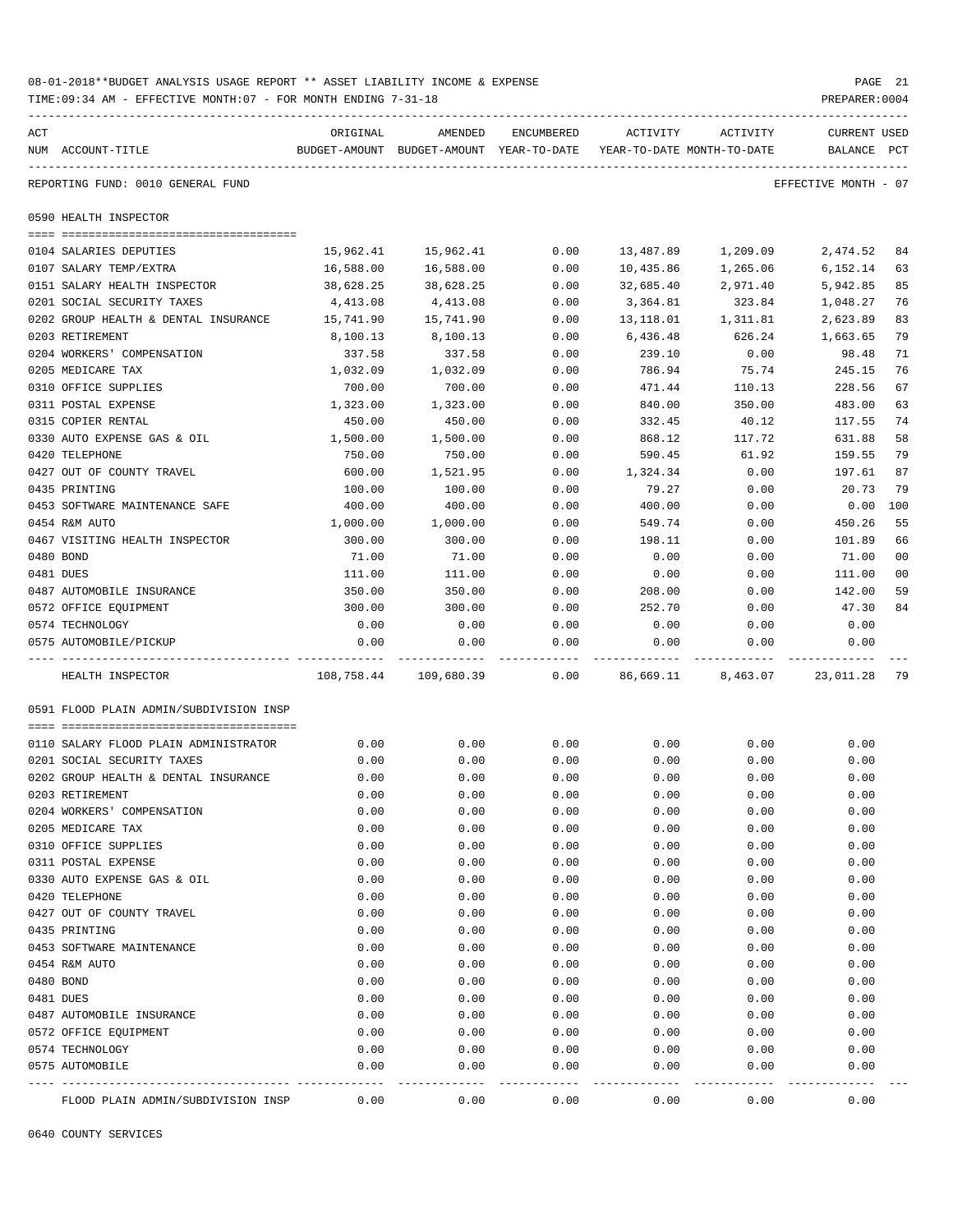08-01-2018**BUDGET ANALYSIS USAGE REPORT ** ASSET LIABILITY INCOME & EXPENSE

TIME:09:34 AM - EFFECTIVE MONTH:07 - FOR MONTH ENDING 7-31-18

REPORTING FUND: 0010 GENERAL FUND — EFFECTIVE MONTH - 07

## 0590 HEALTH INSPECTOR

| ACT NUM | ACCOUNT-TITLE | ORIGINAL BUDGET-AMOUNT | AMENDED BUDGET-AMOUNT | ENCUMBERED YEAR-TO-DATE | ACTIVITY YEAR-TO-DATE | ACTIVITY MONTH-TO-DATE | CURRENT BALANCE | USED PCT |
|---|---|---|---|---|---|---|---|---|
| 0104 | SALARIES DEPUTIES | 15,962.41 | 15,962.41 | 0.00 | 13,487.89 | 1,209.09 | 2,474.52 | 84 |
| 0107 | SALARY TEMP/EXTRA | 16,588.00 | 16,588.00 | 0.00 | 10,435.86 | 1,265.06 | 6,152.14 | 63 |
| 0151 | SALARY HEALTH INSPECTOR | 38,628.25 | 38,628.25 | 0.00 | 32,685.40 | 2,971.40 | 5,942.85 | 85 |
| 0201 | SOCIAL SECURITY TAXES | 4,413.08 | 4,413.08 | 0.00 | 3,364.81 | 323.84 | 1,048.27 | 76 |
| 0202 | GROUP HEALTH & DENTAL INSURANCE | 15,741.90 | 15,741.90 | 0.00 | 13,118.01 | 1,311.81 | 2,623.89 | 83 |
| 0203 | RETIREMENT | 8,100.13 | 8,100.13 | 0.00 | 6,436.48 | 626.24 | 1,663.65 | 79 |
| 0204 | WORKERS' COMPENSATION | 337.58 | 337.58 | 0.00 | 239.10 | 0.00 | 98.48 | 71 |
| 0205 | MEDICARE TAX | 1,032.09 | 1,032.09 | 0.00 | 786.94 | 75.74 | 245.15 | 76 |
| 0310 | OFFICE SUPPLIES | 700.00 | 700.00 | 0.00 | 471.44 | 110.13 | 228.56 | 67 |
| 0311 | POSTAL EXPENSE | 1,323.00 | 1,323.00 | 0.00 | 840.00 | 350.00 | 483.00 | 63 |
| 0315 | COPIER RENTAL | 450.00 | 450.00 | 0.00 | 332.45 | 40.12 | 117.55 | 74 |
| 0330 | AUTO EXPENSE GAS & OIL | 1,500.00 | 1,500.00 | 0.00 | 868.12 | 117.72 | 631.88 | 58 |
| 0420 | TELEPHONE | 750.00 | 750.00 | 0.00 | 590.45 | 61.92 | 159.55 | 79 |
| 0427 | OUT OF COUNTY TRAVEL | 600.00 | 1,521.95 | 0.00 | 1,324.34 | 0.00 | 197.61 | 87 |
| 0435 | PRINTING | 100.00 | 100.00 | 0.00 | 79.27 | 0.00 | 20.73 | 79 |
| 0453 | SOFTWARE MAINTENANCE SAFE | 400.00 | 400.00 | 0.00 | 400.00 | 0.00 | 0.00 | 100 |
| 0454 | R&M AUTO | 1,000.00 | 1,000.00 | 0.00 | 549.74 | 0.00 | 450.26 | 55 |
| 0467 | VISITING HEALTH INSPECTOR | 300.00 | 300.00 | 0.00 | 198.11 | 0.00 | 101.89 | 66 |
| 0480 | BOND | 71.00 | 71.00 | 0.00 | 0.00 | 0.00 | 71.00 | 00 |
| 0481 | DUES | 111.00 | 111.00 | 0.00 | 0.00 | 0.00 | 111.00 | 00 |
| 0487 | AUTOMOBILE INSURANCE | 350.00 | 350.00 | 0.00 | 208.00 | 0.00 | 142.00 | 59 |
| 0572 | OFFICE EQUIPMENT | 300.00 | 300.00 | 0.00 | 252.70 | 0.00 | 47.30 | 84 |
| 0574 | TECHNOLOGY | 0.00 | 0.00 | 0.00 | 0.00 | 0.00 | 0.00 | |
| 0575 | AUTOMOBILE/PICKUP | 0.00 | 0.00 | 0.00 | 0.00 | 0.00 | 0.00 | |
| | HEALTH INSPECTOR | 108,758.44 | 109,680.39 | 0.00 | 86,669.11 | 8,463.07 | 23,011.28 | 79 |

## 0591 FLOOD PLAIN ADMIN/SUBDIVISION INSP

| ACT NUM | ACCOUNT-TITLE | ORIGINAL BUDGET-AMOUNT | AMENDED BUDGET-AMOUNT | ENCUMBERED YEAR-TO-DATE | ACTIVITY YEAR-TO-DATE | ACTIVITY MONTH-TO-DATE | CURRENT BALANCE | USED PCT |
|---|---|---|---|---|---|---|---|---|
| 0110 | SALARY FLOOD PLAIN ADMINISTRATOR | 0.00 | 0.00 | 0.00 | 0.00 | 0.00 | 0.00 | |
| 0201 | SOCIAL SECURITY TAXES | 0.00 | 0.00 | 0.00 | 0.00 | 0.00 | 0.00 | |
| 0202 | GROUP HEALTH & DENTAL INSURANCE | 0.00 | 0.00 | 0.00 | 0.00 | 0.00 | 0.00 | |
| 0203 | RETIREMENT | 0.00 | 0.00 | 0.00 | 0.00 | 0.00 | 0.00 | |
| 0204 | WORKERS' COMPENSATION | 0.00 | 0.00 | 0.00 | 0.00 | 0.00 | 0.00 | |
| 0205 | MEDICARE TAX | 0.00 | 0.00 | 0.00 | 0.00 | 0.00 | 0.00 | |
| 0310 | OFFICE SUPPLIES | 0.00 | 0.00 | 0.00 | 0.00 | 0.00 | 0.00 | |
| 0311 | POSTAL EXPENSE | 0.00 | 0.00 | 0.00 | 0.00 | 0.00 | 0.00 | |
| 0330 | AUTO EXPENSE GAS & OIL | 0.00 | 0.00 | 0.00 | 0.00 | 0.00 | 0.00 | |
| 0420 | TELEPHONE | 0.00 | 0.00 | 0.00 | 0.00 | 0.00 | 0.00 | |
| 0427 | OUT OF COUNTY TRAVEL | 0.00 | 0.00 | 0.00 | 0.00 | 0.00 | 0.00 | |
| 0435 | PRINTING | 0.00 | 0.00 | 0.00 | 0.00 | 0.00 | 0.00 | |
| 0453 | SOFTWARE MAINTENANCE | 0.00 | 0.00 | 0.00 | 0.00 | 0.00 | 0.00 | |
| 0454 | R&M AUTO | 0.00 | 0.00 | 0.00 | 0.00 | 0.00 | 0.00 | |
| 0480 | BOND | 0.00 | 0.00 | 0.00 | 0.00 | 0.00 | 0.00 | |
| 0481 | DUES | 0.00 | 0.00 | 0.00 | 0.00 | 0.00 | 0.00 | |
| 0487 | AUTOMOBILE INSURANCE | 0.00 | 0.00 | 0.00 | 0.00 | 0.00 | 0.00 | |
| 0572 | OFFICE EQUIPMENT | 0.00 | 0.00 | 0.00 | 0.00 | 0.00 | 0.00 | |
| 0574 | TECHNOLOGY | 0.00 | 0.00 | 0.00 | 0.00 | 0.00 | 0.00 | |
| 0575 | AUTOMOBILE | 0.00 | 0.00 | 0.00 | 0.00 | 0.00 | 0.00 | |
| | FLOOD PLAIN ADMIN/SUBDIVISION INSP | 0.00 | 0.00 | 0.00 | 0.00 | 0.00 | 0.00 | |

## 0640 COUNTY SERVICES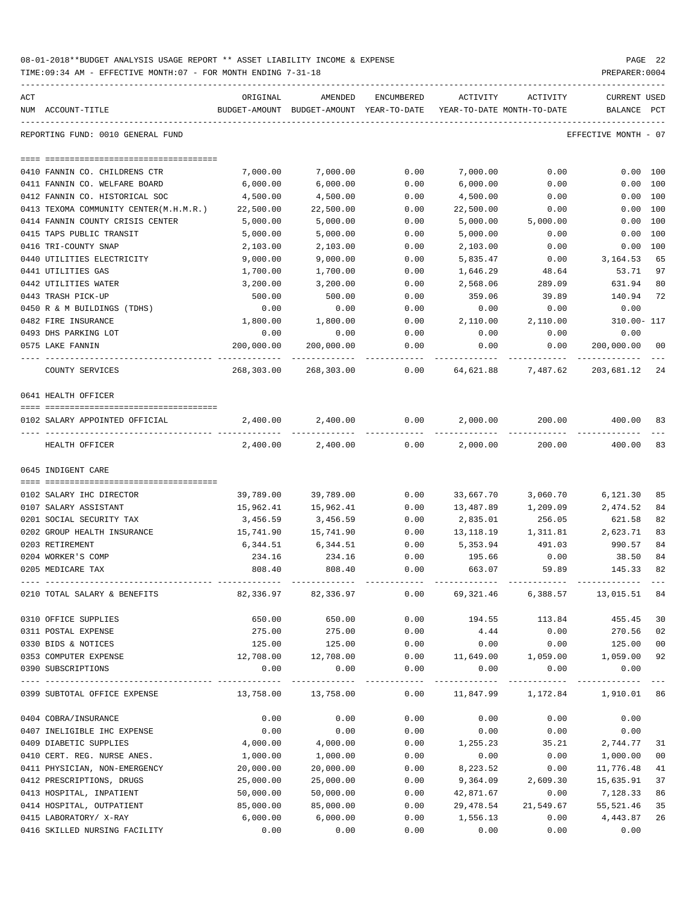08-01-2018**BUDGET ANALYSIS USAGE REPORT ** ASSET LIABILITY INCOME & EXPENSE

TIME:09:34 AM - EFFECTIVE MONTH:07 - FOR MONTH ENDING 7-31-18

PREPARER:0004

REPORTING FUND: 0010 GENERAL FUND — EFFECTIVE MONTH - 07

| ACT NUM | ACCOUNT-TITLE | ORIGINAL BUDGET-AMOUNT | AMENDED BUDGET-AMOUNT | ENCUMBERED YEAR-TO-DATE | ACTIVITY YEAR-TO-DATE | ACTIVITY MONTH-TO-DATE | CURRENT BALANCE | USED PCT |
|---|---|---|---|---|---|---|---|---|
| 0410 | FANNIN CO. CHILDRENS CTR | 7,000.00 | 7,000.00 | 0.00 | 7,000.00 | 0.00 | 0.00 | 100 |
| 0411 | FANNIN CO. WELFARE BOARD | 6,000.00 | 6,000.00 | 0.00 | 6,000.00 | 0.00 | 0.00 | 100 |
| 0412 | FANNIN CO. HISTORICAL SOC | 4,500.00 | 4,500.00 | 0.00 | 4,500.00 | 0.00 | 0.00 | 100 |
| 0413 | TEXOMA COMMUNITY CENTER(M.H.M.R.) | 22,500.00 | 22,500.00 | 0.00 | 22,500.00 | 0.00 | 0.00 | 100 |
| 0414 | FANNIN COUNTY CRISIS CENTER | 5,000.00 | 5,000.00 | 0.00 | 5,000.00 | 5,000.00 | 0.00 | 100 |
| 0415 | TAPS PUBLIC TRANSIT | 5,000.00 | 5,000.00 | 0.00 | 5,000.00 | 0.00 | 0.00 | 100 |
| 0416 | TRI-COUNTY SNAP | 2,103.00 | 2,103.00 | 0.00 | 2,103.00 | 0.00 | 0.00 | 100 |
| 0440 | UTILITIES ELECTRICITY | 9,000.00 | 9,000.00 | 0.00 | 5,835.47 | 0.00 | 3,164.53 | 65 |
| 0441 | UTILITIES GAS | 1,700.00 | 1,700.00 | 0.00 | 1,646.29 | 48.64 | 53.71 | 97 |
| 0442 | UTILITIES WATER | 3,200.00 | 3,200.00 | 0.00 | 2,568.06 | 289.09 | 631.94 | 80 |
| 0443 | TRASH PICK-UP | 500.00 | 500.00 | 0.00 | 359.06 | 39.89 | 140.94 | 72 |
| 0450 | R & M BUILDINGS (TDHS) | 0.00 | 0.00 | 0.00 | 0.00 | 0.00 | 0.00 | |
| 0482 | FIRE INSURANCE | 1,800.00 | 1,800.00 | 0.00 | 2,110.00 | 2,110.00 | 310.00- | 117 |
| 0493 | DHS PARKING LOT | 0.00 | 0.00 | 0.00 | 0.00 | 0.00 | 0.00 | |
| 0575 | LAKE FANNIN | 200,000.00 | 200,000.00 | 0.00 | 0.00 | 0.00 | 200,000.00 | 00 |
| | COUNTY SERVICES | 268,303.00 | 268,303.00 | 0.00 | 64,621.88 | 7,487.62 | 203,681.12 | 24 |

0641 HEALTH OFFICER

| ACT NUM | ACCOUNT-TITLE | ORIGINAL BUDGET-AMOUNT | AMENDED BUDGET-AMOUNT | ENCUMBERED YEAR-TO-DATE | ACTIVITY YEAR-TO-DATE | ACTIVITY MONTH-TO-DATE | CURRENT BALANCE | USED PCT |
|---|---|---|---|---|---|---|---|---|
| 0102 | SALARY APPOINTED OFFICIAL | 2,400.00 | 2,400.00 | 0.00 | 2,000.00 | 200.00 | 400.00 | 83 |
| | HEALTH OFFICER | 2,400.00 | 2,400.00 | 0.00 | 2,000.00 | 200.00 | 400.00 | 83 |

0645 INDIGENT CARE

| ACT NUM | ACCOUNT-TITLE | ORIGINAL BUDGET-AMOUNT | AMENDED BUDGET-AMOUNT | ENCUMBERED YEAR-TO-DATE | ACTIVITY YEAR-TO-DATE | ACTIVITY MONTH-TO-DATE | CURRENT BALANCE | USED PCT |
|---|---|---|---|---|---|---|---|---|
| 0102 | SALARY IHC DIRECTOR | 39,789.00 | 39,789.00 | 0.00 | 33,667.70 | 3,060.70 | 6,121.30 | 85 |
| 0107 | SALARY ASSISTANT | 15,962.41 | 15,962.41 | 0.00 | 13,487.89 | 1,209.09 | 2,474.52 | 84 |
| 0201 | SOCIAL SECURITY TAX | 3,456.59 | 3,456.59 | 0.00 | 2,835.01 | 256.05 | 621.58 | 82 |
| 0202 | GROUP HEALTH INSURANCE | 15,741.90 | 15,741.90 | 0.00 | 13,118.19 | 1,311.81 | 2,623.71 | 83 |
| 0203 | RETIREMENT | 6,344.51 | 6,344.51 | 0.00 | 5,353.94 | 491.03 | 990.57 | 84 |
| 0204 | WORKER'S COMP | 234.16 | 234.16 | 0.00 | 195.66 | 0.00 | 38.50 | 84 |
| 0205 | MEDICARE TAX | 808.40 | 808.40 | 0.00 | 663.07 | 59.89 | 145.33 | 82 |
| 0210 | TOTAL SALARY & BENEFITS | 82,336.97 | 82,336.97 | 0.00 | 69,321.46 | 6,388.57 | 13,015.51 | 84 |
| 0310 | OFFICE SUPPLIES | 650.00 | 650.00 | 0.00 | 194.55 | 113.84 | 455.45 | 30 |
| 0311 | POSTAL EXPENSE | 275.00 | 275.00 | 0.00 | 4.44 | 0.00 | 270.56 | 02 |
| 0330 | BIDS & NOTICES | 125.00 | 125.00 | 0.00 | 0.00 | 0.00 | 125.00 | 00 |
| 0353 | COMPUTER EXPENSE | 12,708.00 | 12,708.00 | 0.00 | 11,649.00 | 1,059.00 | 1,059.00 | 92 |
| 0390 | SUBSCRIPTIONS | 0.00 | 0.00 | 0.00 | 0.00 | 0.00 | 0.00 | |
| 0399 | SUBTOTAL OFFICE EXPENSE | 13,758.00 | 13,758.00 | 0.00 | 11,847.99 | 1,172.84 | 1,910.01 | 86 |
| 0404 | COBRA/INSURANCE | 0.00 | 0.00 | 0.00 | 0.00 | 0.00 | 0.00 | |
| 0407 | INELIGIBLE IHC EXPENSE | 0.00 | 0.00 | 0.00 | 0.00 | 0.00 | 0.00 | |
| 0409 | DIABETIC SUPPLIES | 4,000.00 | 4,000.00 | 0.00 | 1,255.23 | 35.21 | 2,744.77 | 31 |
| 0410 | CERT. REG. NURSE ANES. | 1,000.00 | 1,000.00 | 0.00 | 0.00 | 0.00 | 1,000.00 | 00 |
| 0411 | PHYSICIAN, NON-EMERGENCY | 20,000.00 | 20,000.00 | 0.00 | 8,223.52 | 0.00 | 11,776.48 | 41 |
| 0412 | PRESCRIPTIONS, DRUGS | 25,000.00 | 25,000.00 | 0.00 | 9,364.09 | 2,609.30 | 15,635.91 | 37 |
| 0413 | HOSPITAL, INPATIENT | 50,000.00 | 50,000.00 | 0.00 | 42,871.67 | 0.00 | 7,128.33 | 86 |
| 0414 | HOSPITAL, OUTPATIENT | 85,000.00 | 85,000.00 | 0.00 | 29,478.54 | 21,549.67 | 55,521.46 | 35 |
| 0415 | LABORATORY/ X-RAY | 6,000.00 | 6,000.00 | 0.00 | 1,556.13 | 0.00 | 4,443.87 | 26 |
| 0416 | SKILLED NURSING FACILITY | 0.00 | 0.00 | 0.00 | 0.00 | 0.00 | 0.00 | |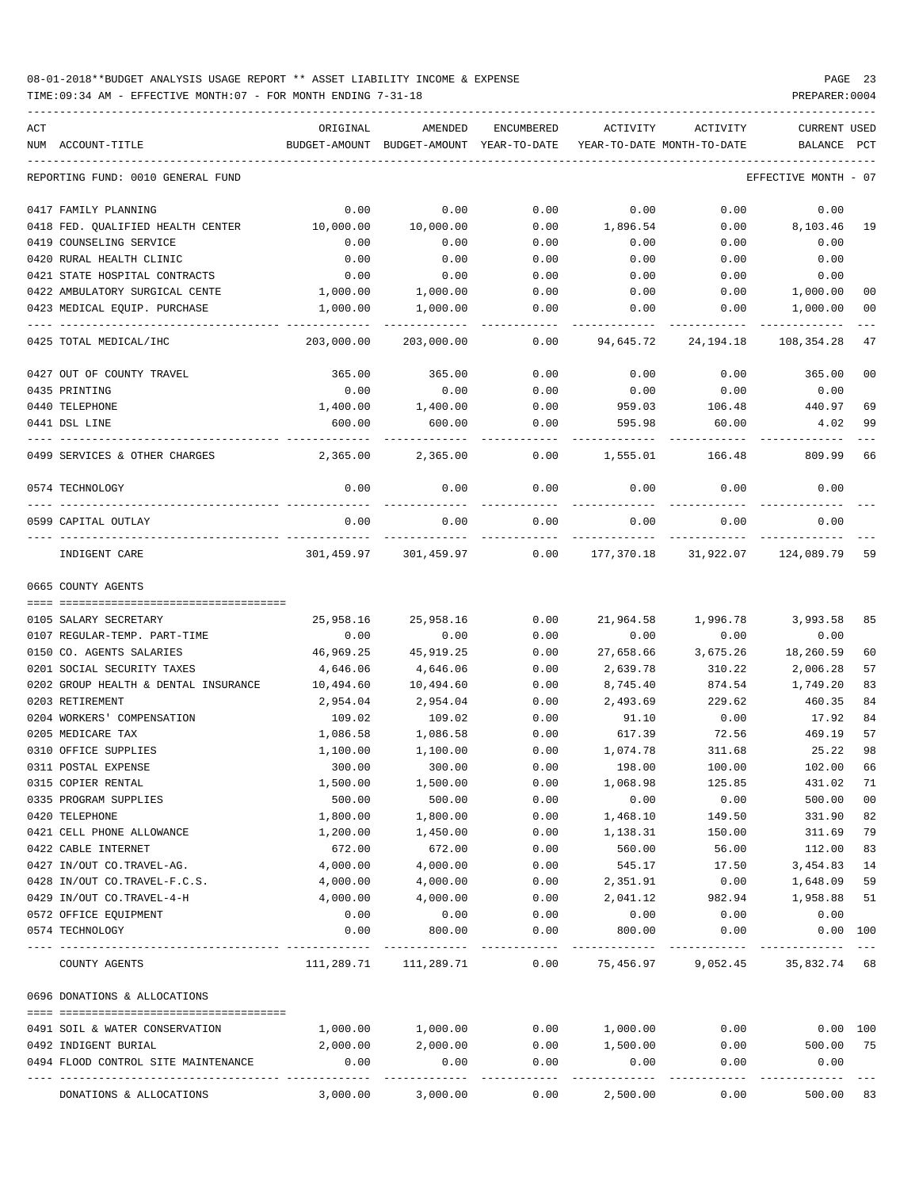08-01-2018**BUDGET ANALYSIS USAGE REPORT ** ASSET LIABILITY INCOME & EXPENSE

TIME:09:34 AM - EFFECTIVE MONTH:07 - FOR MONTH ENDING 7-31-18

PREPARER:0004

| ACT NUM | ACCOUNT-TITLE | ORIGINAL BUDGET-AMOUNT | AMENDED BUDGET-AMOUNT | ENCUMBERED YEAR-TO-DATE | ACTIVITY YEAR-TO-DATE | ACTIVITY MONTH-TO-DATE | CURRENT BALANCE | USED PCT |
|---|---|---|---|---|---|---|---|---|
| | REPORTING FUND: 0010 GENERAL FUND | | | | | | EFFECTIVE MONTH - 07 | |
| 0417 | FAMILY PLANNING | 0.00 | 0.00 | 0.00 | 0.00 | 0.00 | 0.00 | |
| 0418 | FED. QUALIFIED HEALTH CENTER | 10,000.00 | 10,000.00 | 0.00 | 1,896.54 | 0.00 | 8,103.46 | 19 |
| 0419 | COUNSELING SERVICE | 0.00 | 0.00 | 0.00 | 0.00 | 0.00 | 0.00 | |
| 0420 | RURAL HEALTH CLINIC | 0.00 | 0.00 | 0.00 | 0.00 | 0.00 | 0.00 | |
| 0421 | STATE HOSPITAL CONTRACTS | 0.00 | 0.00 | 0.00 | 0.00 | 0.00 | 0.00 | |
| 0422 | AMBULATORY SURGICAL CENTE | 1,000.00 | 1,000.00 | 0.00 | 0.00 | 0.00 | 1,000.00 | 00 |
| 0423 | MEDICAL EQUIP. PURCHASE | 1,000.00 | 1,000.00 | 0.00 | 0.00 | 0.00 | 1,000.00 | 00 |
| 0425 | TOTAL MEDICAL/IHC | 203,000.00 | 203,000.00 | 0.00 | 94,645.72 | 24,194.18 | 108,354.28 | 47 |
| 0427 | OUT OF COUNTY TRAVEL | 365.00 | 365.00 | 0.00 | 0.00 | 0.00 | 365.00 | 00 |
| 0435 | PRINTING | 0.00 | 0.00 | 0.00 | 0.00 | 0.00 | 0.00 | |
| 0440 | TELEPHONE | 1,400.00 | 1,400.00 | 0.00 | 959.03 | 106.48 | 440.97 | 69 |
| 0441 | DSL LINE | 600.00 | 600.00 | 0.00 | 595.98 | 60.00 | 4.02 | 99 |
| 0499 | SERVICES & OTHER CHARGES | 2,365.00 | 2,365.00 | 0.00 | 1,555.01 | 166.48 | 809.99 | 66 |
| 0574 | TECHNOLOGY | 0.00 | 0.00 | 0.00 | 0.00 | 0.00 | 0.00 | |
| 0599 | CAPITAL OUTLAY | 0.00 | 0.00 | 0.00 | 0.00 | 0.00 | 0.00 | |
| | INDIGENT CARE | 301,459.97 | 301,459.97 | 0.00 | 177,370.18 | 31,922.07 | 124,089.79 | 59 |
| | 0665 COUNTY AGENTS | | | | | | | |
| 0105 | SALARY SECRETARY | 25,958.16 | 25,958.16 | 0.00 | 21,964.58 | 1,996.78 | 3,993.58 | 85 |
| 0107 | REGULAR-TEMP. PART-TIME | 0.00 | 0.00 | 0.00 | 0.00 | 0.00 | 0.00 | |
| 0150 | CO. AGENTS SALARIES | 46,969.25 | 45,919.25 | 0.00 | 27,658.66 | 3,675.26 | 18,260.59 | 60 |
| 0201 | SOCIAL SECURITY TAXES | 4,646.06 | 4,646.06 | 0.00 | 2,639.78 | 310.22 | 2,006.28 | 57 |
| 0202 | GROUP HEALTH & DENTAL INSURANCE | 10,494.60 | 10,494.60 | 0.00 | 8,745.40 | 874.54 | 1,749.20 | 83 |
| 0203 | RETIREMENT | 2,954.04 | 2,954.04 | 0.00 | 2,493.69 | 229.62 | 460.35 | 84 |
| 0204 | WORKERS' COMPENSATION | 109.02 | 109.02 | 0.00 | 91.10 | 0.00 | 17.92 | 84 |
| 0205 | MEDICARE TAX | 1,086.58 | 1,086.58 | 0.00 | 617.39 | 72.56 | 469.19 | 57 |
| 0310 | OFFICE SUPPLIES | 1,100.00 | 1,100.00 | 0.00 | 1,074.78 | 311.68 | 25.22 | 98 |
| 0311 | POSTAL EXPENSE | 300.00 | 300.00 | 0.00 | 198.00 | 100.00 | 102.00 | 66 |
| 0315 | COPIER RENTAL | 1,500.00 | 1,500.00 | 0.00 | 1,068.98 | 125.85 | 431.02 | 71 |
| 0335 | PROGRAM SUPPLIES | 500.00 | 500.00 | 0.00 | 0.00 | 0.00 | 500.00 | 00 |
| 0420 | TELEPHONE | 1,800.00 | 1,800.00 | 0.00 | 1,468.10 | 149.50 | 331.90 | 82 |
| 0421 | CELL PHONE ALLOWANCE | 1,200.00 | 1,450.00 | 0.00 | 1,138.31 | 150.00 | 311.69 | 79 |
| 0422 | CABLE INTERNET | 672.00 | 672.00 | 0.00 | 560.00 | 56.00 | 112.00 | 83 |
| 0427 | IN/OUT CO.TRAVEL-AG. | 4,000.00 | 4,000.00 | 0.00 | 545.17 | 17.50 | 3,454.83 | 14 |
| 0428 | IN/OUT CO.TRAVEL-F.C.S. | 4,000.00 | 4,000.00 | 0.00 | 2,351.91 | 0.00 | 1,648.09 | 59 |
| 0429 | IN/OUT CO.TRAVEL-4-H | 4,000.00 | 4,000.00 | 0.00 | 2,041.12 | 982.94 | 1,958.88 | 51 |
| 0572 | OFFICE EQUIPMENT | 0.00 | 0.00 | 0.00 | 0.00 | 0.00 | 0.00 | |
| 0574 | TECHNOLOGY | 0.00 | 800.00 | 0.00 | 800.00 | 0.00 | 0.00 | 100 |
| | COUNTY AGENTS | 111,289.71 | 111,289.71 | 0.00 | 75,456.97 | 9,052.45 | 35,832.74 | 68 |
| | 0696 DONATIONS & ALLOCATIONS | | | | | | | |
| 0491 | SOIL & WATER CONSERVATION | 1,000.00 | 1,000.00 | 0.00 | 1,000.00 | 0.00 | 0.00 | 100 |
| 0492 | INDIGENT BURIAL | 2,000.00 | 2,000.00 | 0.00 | 1,500.00 | 0.00 | 500.00 | 75 |
| 0494 | FLOOD CONTROL SITE MAINTENANCE | 0.00 | 0.00 | 0.00 | 0.00 | 0.00 | 0.00 | |
| | DONATIONS & ALLOCATIONS | 3,000.00 | 3,000.00 | 0.00 | 2,500.00 | 0.00 | 500.00 | 83 |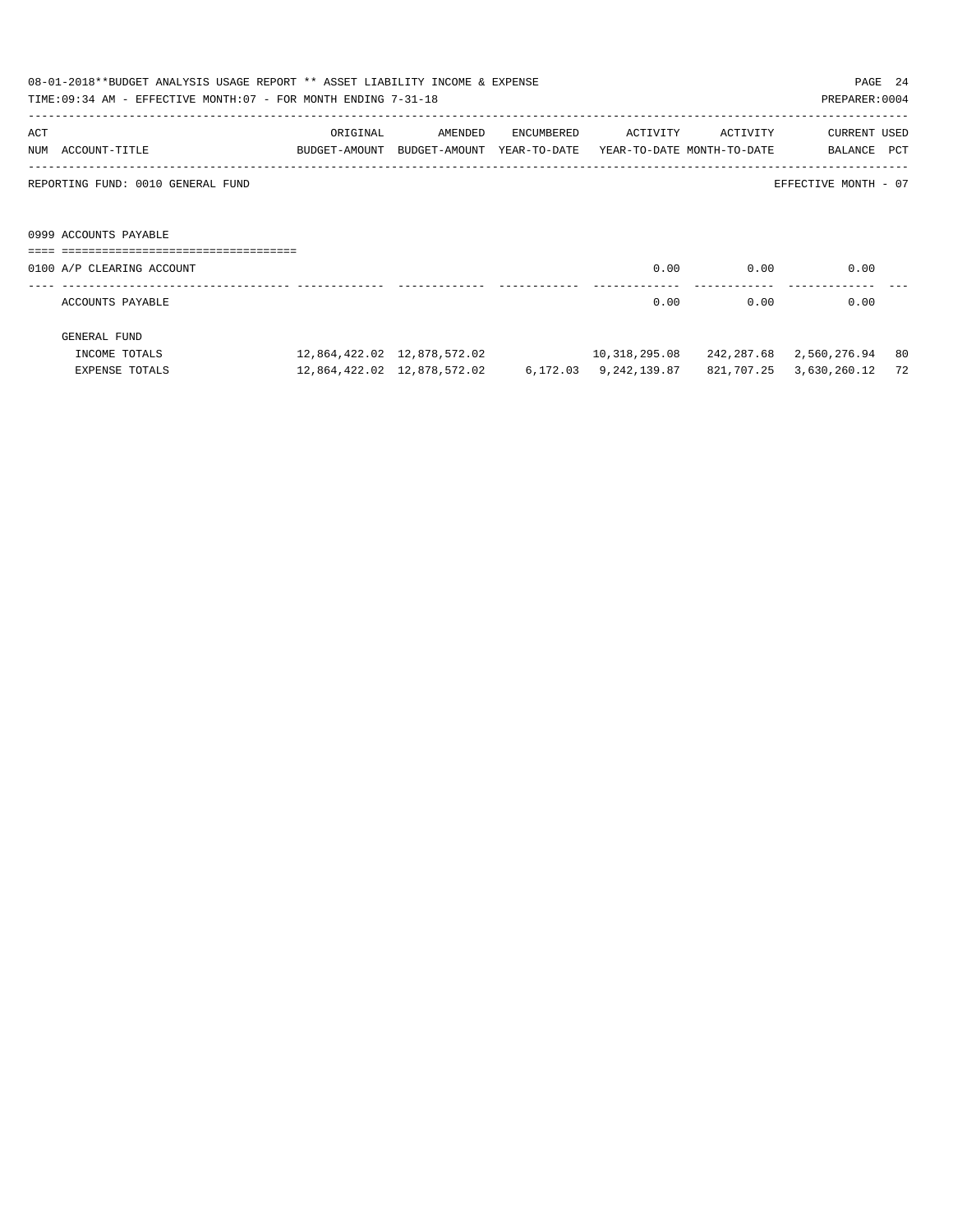REPORTING FUND: 0010 GENERAL FUND — EFFECTIVE MONTH - 07

| ACT NUM | ACCOUNT-TITLE | ORIGINAL BUDGET-AMOUNT | AMENDED BUDGET-AMOUNT | ENCUMBERED YEAR-TO-DATE | ACTIVITY YEAR-TO-DATE | ACTIVITY MONTH-TO-DATE | CURRENT BALANCE | USED PCT |
|---|---|---|---|---|---|---|---|---|
| 0999 | ACCOUNTS PAYABLE | | | | | | | |
| 0100 | A/P CLEARING ACCOUNT | | | | 0.00 | 0.00 | 0.00 | |
| | ACCOUNTS PAYABLE | | | | 0.00 | 0.00 | 0.00 | |
| | GENERAL FUND | | | | | | | |
| | INCOME TOTALS | 12,864,422.02 | 12,878,572.02 | | 10,318,295.08 | 242,287.68 | 2,560,276.94 | 80 |
| | EXPENSE TOTALS | 12,864,422.02 | 12,878,572.02 | 6,172.03 | 9,242,139.87 | 821,707.25 | 3,630,260.12 | 72 |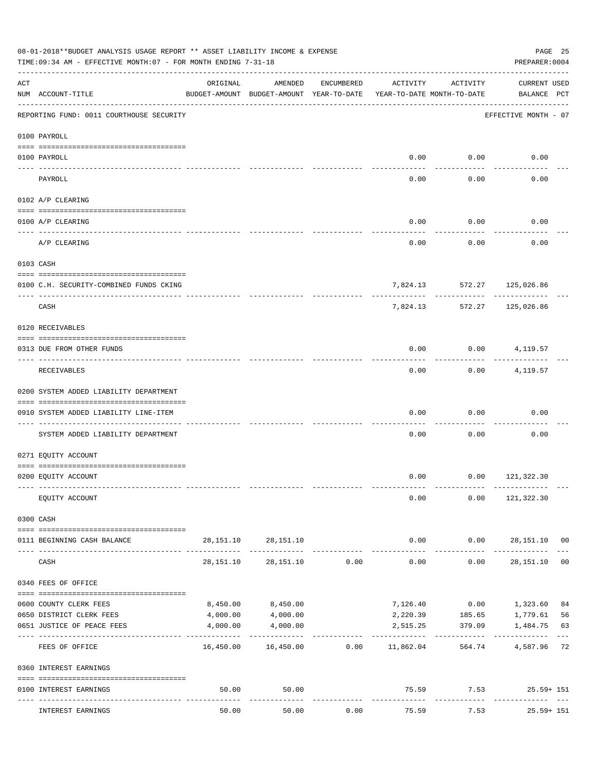08-01-2018**BUDGET ANALYSIS USAGE REPORT ** ASSET LIABILITY INCOME & EXPENSE

TIME:09:34 AM - EFFECTIVE MONTH:07 - FOR MONTH ENDING 7-31-18

PREPARER:0004

| ACT NUM | ACCOUNT-TITLE | ORIGINAL BUDGET-AMOUNT | AMENDED BUDGET-AMOUNT | ENCUMBERED YEAR-TO-DATE | ACTIVITY YEAR-TO-DATE | ACTIVITY MONTH-TO-DATE | CURRENT BALANCE | USED PCT |
|---|---|---|---|---|---|---|---|---|
| | REPORTING FUND: 0011 COURTHOUSE SECURITY | | | | | | EFFECTIVE MONTH - 07 | |
| | 0100 PAYROLL | | | | | | | |
| 0100 | PAYROLL | | | | 0.00 | 0.00 | 0.00 | |
| | PAYROLL | | | | 0.00 | 0.00 | 0.00 | |
| | 0102 A/P CLEARING | | | | | | | |
| 0100 | A/P CLEARING | | | | 0.00 | 0.00 | 0.00 | |
| | A/P CLEARING | | | | 0.00 | 0.00 | 0.00 | |
| | 0103 CASH | | | | | | | |
| 0100 | C.H. SECURITY-COMBINED FUNDS CKING | | | | 7,824.13 | 572.27 | 125,026.86 | |
| | CASH | | | | 7,824.13 | 572.27 | 125,026.86 | |
| | 0120 RECEIVABLES | | | | | | | |
| 0313 | DUE FROM OTHER FUNDS | | | | 0.00 | 0.00 | 4,119.57 | |
| | RECEIVABLES | | | | 0.00 | 0.00 | 4,119.57 | |
| | 0200 SYSTEM ADDED LIABILITY DEPARTMENT | | | | | | | |
| 0910 | SYSTEM ADDED LIABILITY LINE-ITEM | | | | 0.00 | 0.00 | 0.00 | |
| | SYSTEM ADDED LIABILITY DEPARTMENT | | | | 0.00 | 0.00 | 0.00 | |
| | 0271 EQUITY ACCOUNT | | | | | | | |
| 0200 | EQUITY ACCOUNT | | | | 0.00 | 0.00 | 121,322.30 | |
| | EQUITY ACCOUNT | | | | 0.00 | 0.00 | 121,322.30 | |
| | 0300 CASH | | | | | | | |
| 0111 | BEGINNING CASH BALANCE | 28,151.10 | 28,151.10 | | 0.00 | 0.00 | 28,151.10 | 00 |
| | CASH | 28,151.10 | 28,151.10 | 0.00 | 0.00 | 0.00 | 28,151.10 | 00 |
| | 0340 FEES OF OFFICE | | | | | | | |
| 0600 | COUNTY CLERK FEES | 8,450.00 | 8,450.00 | | 7,126.40 | 0.00 | 1,323.60 | 84 |
| 0650 | DISTRICT CLERK FEES | 4,000.00 | 4,000.00 | | 2,220.39 | 185.65 | 1,779.61 | 56 |
| 0651 | JUSTICE OF PEACE FEES | 4,000.00 | 4,000.00 | | 2,515.25 | 379.09 | 1,484.75 | 63 |
| | FEES OF OFFICE | 16,450.00 | 16,450.00 | 0.00 | 11,862.04 | 564.74 | 4,587.96 | 72 |
| | 0360 INTEREST EARNINGS | | | | | | | |
| 0100 | INTEREST EARNINGS | 50.00 | 50.00 | | 75.59 | 7.53 | 25.59+ | 151 |
| | INTEREST EARNINGS | 50.00 | 50.00 | 0.00 | 75.59 | 7.53 | 25.59+ | 151 |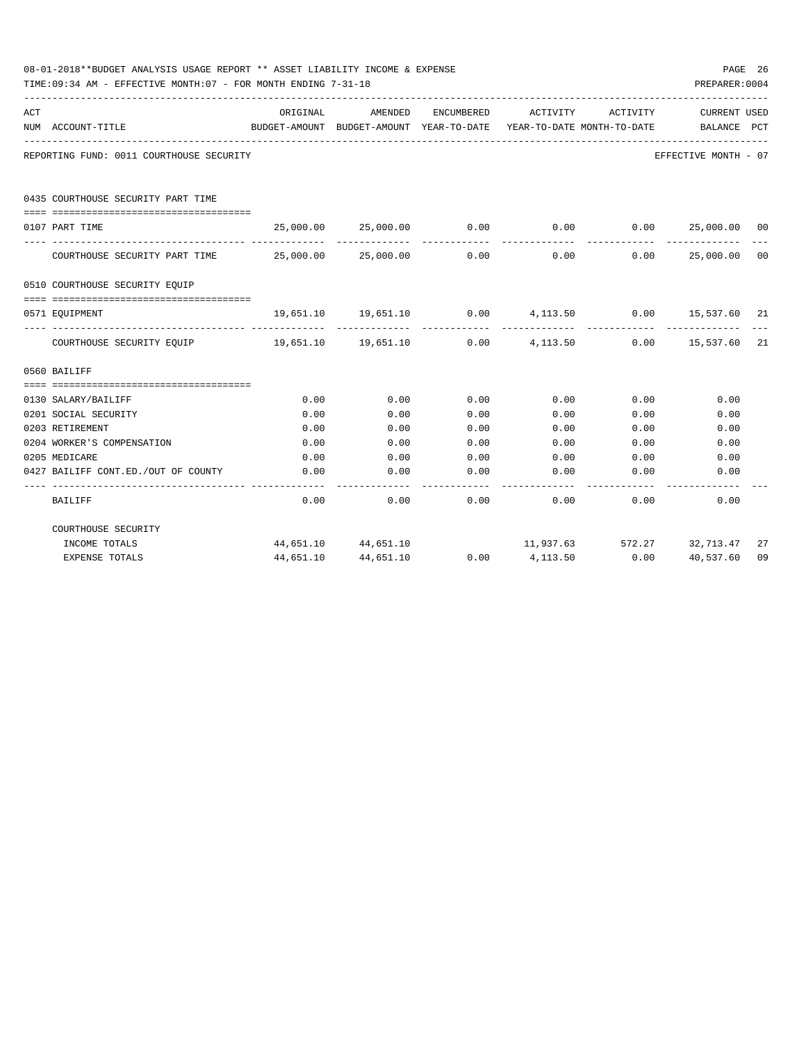08-01-2018**BUDGET ANALYSIS USAGE REPORT ** ASSET LIABILITY INCOME & EXPENSE

TIME:09:34 AM - EFFECTIVE MONTH:07 - FOR MONTH ENDING 7-31-18

PREPARER:0004

| ACT NUM | ACCOUNT-TITLE | ORIGINAL BUDGET-AMOUNT | AMENDED BUDGET-AMOUNT | ENCUMBERED YEAR-TO-DATE | ACTIVITY YEAR-TO-DATE | ACTIVITY MONTH-TO-DATE | CURRENT BALANCE | USED PCT |
|---|---|---|---|---|---|---|---|---|
| | REPORTING FUND: 0011 COURTHOUSE SECURITY | | | | | | EFFECTIVE MONTH - 07 | |
| | 0435 COURTHOUSE SECURITY PART TIME | | | | | | | |
| 0107 | PART TIME | 25,000.00 | 25,000.00 | 0.00 | 0.00 | 0.00 | 25,000.00 | 00 |
| | COURTHOUSE SECURITY PART TIME | 25,000.00 | 25,000.00 | 0.00 | 0.00 | 0.00 | 25,000.00 | 00 |
| | 0510 COURTHOUSE SECURITY EQUIP | | | | | | | |
| 0571 | EQUIPMENT | 19,651.10 | 19,651.10 | 0.00 | 4,113.50 | 0.00 | 15,537.60 | 21 |
| | COURTHOUSE SECURITY EQUIP | 19,651.10 | 19,651.10 | 0.00 | 4,113.50 | 0.00 | 15,537.60 | 21 |
| | 0560 BAILIFF | | | | | | | |
| 0130 | SALARY/BAILIFF | 0.00 | 0.00 | 0.00 | 0.00 | 0.00 | 0.00 | |
| 0201 | SOCIAL SECURITY | 0.00 | 0.00 | 0.00 | 0.00 | 0.00 | 0.00 | |
| 0203 | RETIREMENT | 0.00 | 0.00 | 0.00 | 0.00 | 0.00 | 0.00 | |
| 0204 | WORKER'S COMPENSATION | 0.00 | 0.00 | 0.00 | 0.00 | 0.00 | 0.00 | |
| 0205 | MEDICARE | 0.00 | 0.00 | 0.00 | 0.00 | 0.00 | 0.00 | |
| 0427 | BAILIFF CONT.ED./OUT OF COUNTY | 0.00 | 0.00 | 0.00 | 0.00 | 0.00 | 0.00 | |
| | BAILIFF | 0.00 | 0.00 | 0.00 | 0.00 | 0.00 | 0.00 | |
| | COURTHOUSE SECURITY | | | | | | | |
| | INCOME TOTALS | 44,651.10 | 44,651.10 | | 11,937.63 | 572.27 | 32,713.47 | 27 |
| | EXPENSE TOTALS | 44,651.10 | 44,651.10 | 0.00 | 4,113.50 | 0.00 | 40,537.60 | 09 |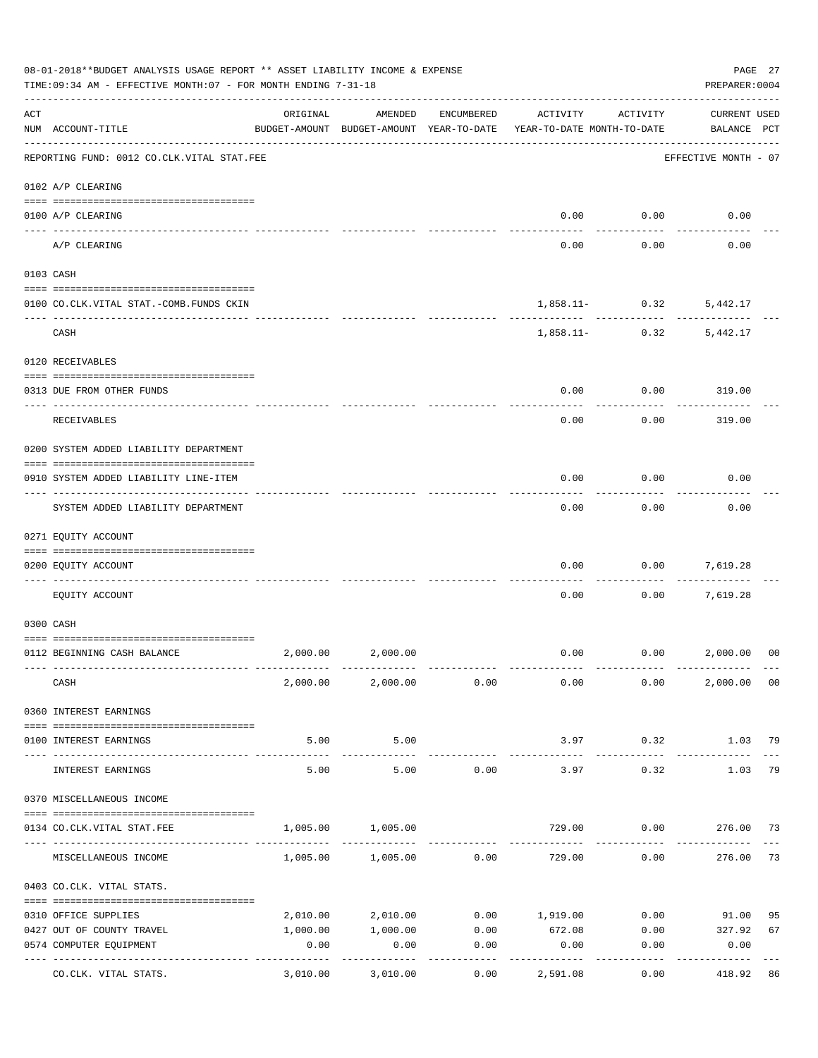08-01-2018**BUDGET ANALYSIS USAGE REPORT ** ASSET LIABILITY INCOME & EXPENSE

TIME:09:34 AM - EFFECTIVE MONTH:07 - FOR MONTH ENDING 7-31-18

PREPARER:0004

| ACT NUM | ACCOUNT-TITLE | ORIGINAL BUDGET-AMOUNT | AMENDED BUDGET-AMOUNT | ENCUMBERED YEAR-TO-DATE | ACTIVITY YEAR-TO-DATE | ACTIVITY MONTH-TO-DATE | CURRENT BALANCE | USED PCT |
|---|---|---|---|---|---|---|---|---|
| | REPORTING FUND: 0012 CO.CLK.VITAL STAT.FEE | | | | | | EFFECTIVE MONTH - 07 | |
| | 0102 A/P CLEARING | | | | | | | |
| 0100 | A/P CLEARING | | | | 0.00 | 0.00 | 0.00 | |
| | A/P CLEARING | | | | 0.00 | 0.00 | 0.00 | |
| | 0103 CASH | | | | | | | |
| 0100 | CO.CLK.VITAL STAT.-COMB.FUNDS CKIN | | | | 1,858.11- | 0.32 | 5,442.17 | |
| | CASH | | | | 1,858.11- | 0.32 | 5,442.17 | |
| | 0120 RECEIVABLES | | | | | | | |
| 0313 | DUE FROM OTHER FUNDS | | | | 0.00 | 0.00 | 319.00 | |
| | RECEIVABLES | | | | 0.00 | 0.00 | 319.00 | |
| | 0200 SYSTEM ADDED LIABILITY DEPARTMENT | | | | | | | |
| 0910 | SYSTEM ADDED LIABILITY LINE-ITEM | | | | 0.00 | 0.00 | 0.00 | |
| | SYSTEM ADDED LIABILITY DEPARTMENT | | | | 0.00 | 0.00 | 0.00 | |
| | 0271 EQUITY ACCOUNT | | | | | | | |
| 0200 | EQUITY ACCOUNT | | | | 0.00 | 0.00 | 7,619.28 | |
| | EQUITY ACCOUNT | | | | 0.00 | 0.00 | 7,619.28 | |
| | 0300 CASH | | | | | | | |
| 0112 | BEGINNING CASH BALANCE | 2,000.00 | 2,000.00 | | 0.00 | 0.00 | 2,000.00 | 00 |
| | CASH | 2,000.00 | 2,000.00 | 0.00 | 0.00 | 0.00 | 2,000.00 | 00 |
| | 0360 INTEREST EARNINGS | | | | | | | |
| 0100 | INTEREST EARNINGS | 5.00 | 5.00 | | 3.97 | 0.32 | 1.03 | 79 |
| | INTEREST EARNINGS | 5.00 | 5.00 | 0.00 | 3.97 | 0.32 | 1.03 | 79 |
| | 0370 MISCELLANEOUS INCOME | | | | | | | |
| 0134 | CO.CLK.VITAL STAT.FEE | 1,005.00 | 1,005.00 | | 729.00 | 0.00 | 276.00 | 73 |
| | MISCELLANEOUS INCOME | 1,005.00 | 1,005.00 | 0.00 | 729.00 | 0.00 | 276.00 | 73 |
| | 0403 CO.CLK. VITAL STATS. | | | | | | | |
| 0310 | OFFICE SUPPLIES | 2,010.00 | 2,010.00 | 0.00 | 1,919.00 | 0.00 | 91.00 | 95 |
| 0427 | OUT OF COUNTY TRAVEL | 1,000.00 | 1,000.00 | 0.00 | 672.08 | 0.00 | 327.92 | 67 |
| 0574 | COMPUTER EQUIPMENT | 0.00 | 0.00 | 0.00 | 0.00 | 0.00 | 0.00 | |
| | CO.CLK. VITAL STATS. | 3,010.00 | 3,010.00 | 0.00 | 2,591.08 | 0.00 | 418.92 | 86 |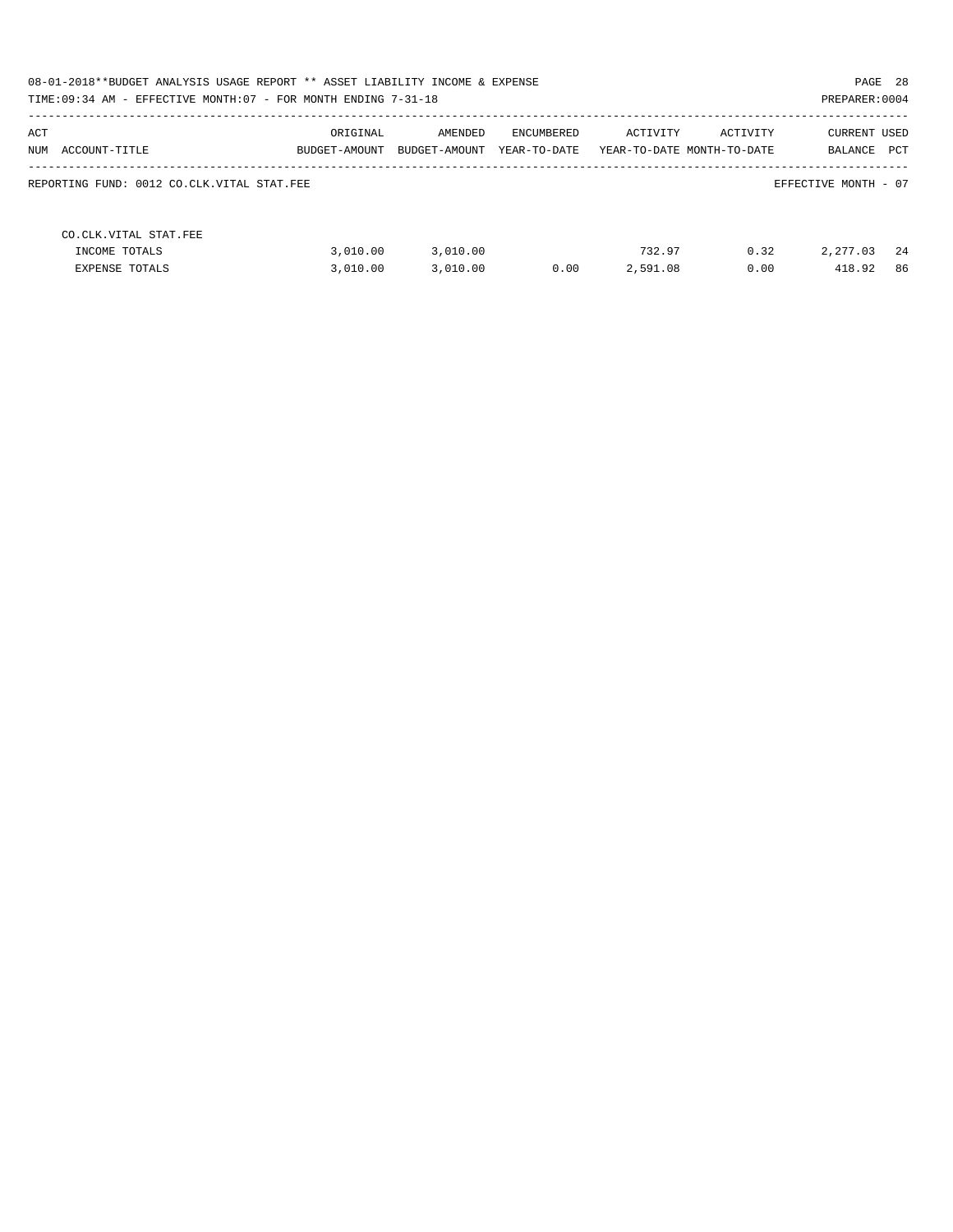08-01-2018**BUDGET ANALYSIS USAGE REPORT ** ASSET LIABILITY INCOME & EXPENSE

TIME:09:34 AM - EFFECTIVE MONTH:07 - FOR MONTH ENDING 7-31-18

PREPARER:0004

| ACT NUM | ACCOUNT-TITLE | ORIGINAL BUDGET-AMOUNT | AMENDED BUDGET-AMOUNT | ENCUMBERED YEAR-TO-DATE | ACTIVITY YEAR-TO-DATE | ACTIVITY MONTH-TO-DATE | CURRENT BALANCE | USED PCT |
|---|---|---|---|---|---|---|---|---|

REPORTING FUND: 0012 CO.CLK.VITAL STAT.FEE

EFFECTIVE MONTH - 07

| ACT NUM | ACCOUNT-TITLE | ORIGINAL BUDGET-AMOUNT | AMENDED BUDGET-AMOUNT | ENCUMBERED YEAR-TO-DATE | ACTIVITY YEAR-TO-DATE | ACTIVITY MONTH-TO-DATE | CURRENT BALANCE | USED PCT |
|---|---|---|---|---|---|---|---|---|
| | CO.CLK.VITAL STAT.FEE | | | | | | | |
| | INCOME TOTALS | 3,010.00 | 3,010.00 | | 732.97 | 0.32 | 2,277.03 | 24 |
| | EXPENSE TOTALS | 3,010.00 | 3,010.00 | 0.00 | 2,591.08 | 0.00 | 418.92 | 86 |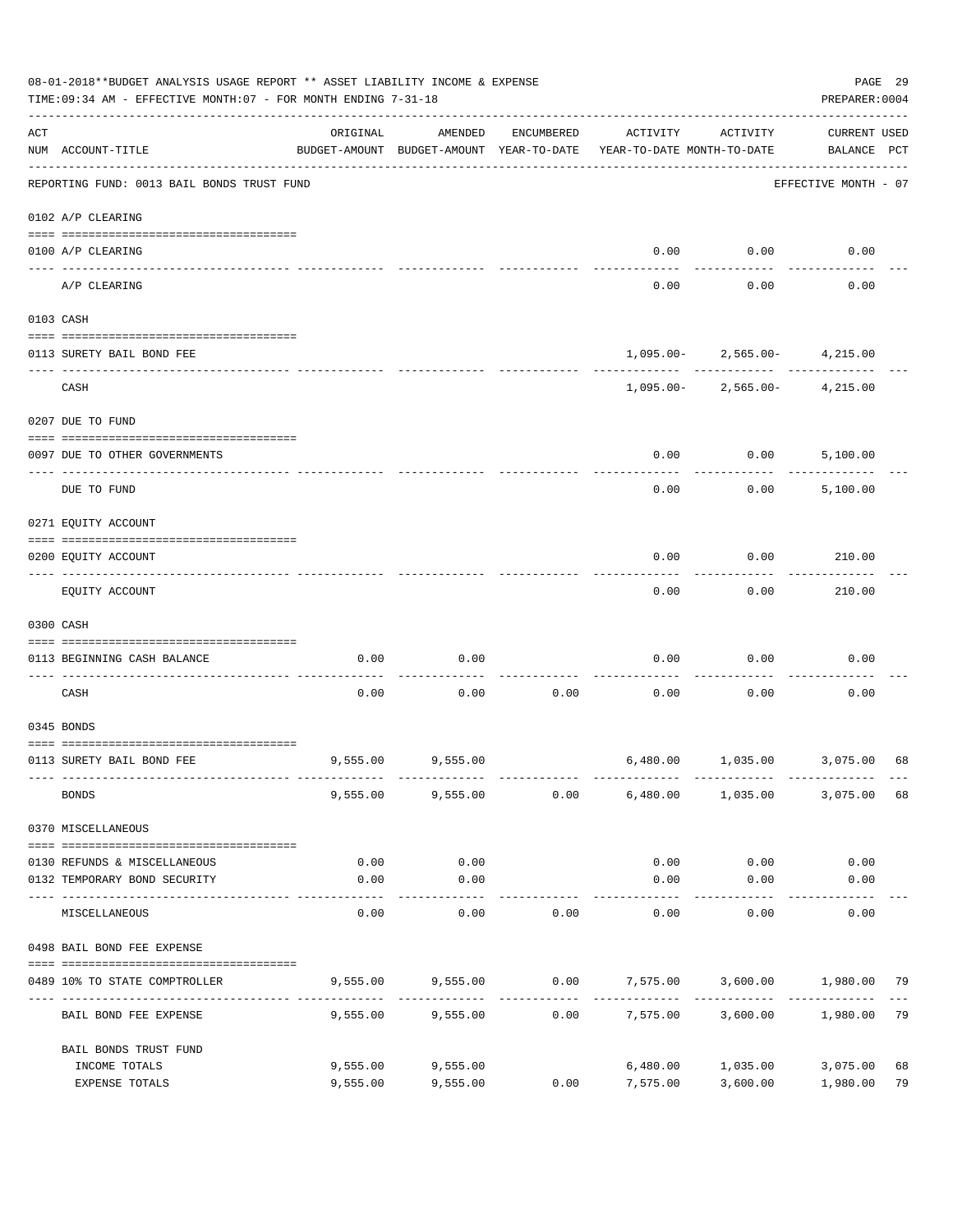08-01-2018**BUDGET ANALYSIS USAGE REPORT ** ASSET LIABILITY INCOME & EXPENSE

TIME:09:34 AM - EFFECTIVE MONTH:07 - FOR MONTH ENDING 7-31-18

PREPARER:0004

| ACT NUM | ACCOUNT-TITLE | ORIGINAL BUDGET-AMOUNT | AMENDED BUDGET-AMOUNT | ENCUMBERED YEAR-TO-DATE | ACTIVITY YEAR-TO-DATE | ACTIVITY MONTH-TO-DATE | CURRENT BALANCE | USED PCT |
|---|---|---|---|---|---|---|---|---|
| | REPORTING FUND: 0013 BAIL BONDS TRUST FUND | | | | | | EFFECTIVE MONTH - 07 | |
| | 0102 A/P CLEARING | | | | | | | |
| 0100 | A/P CLEARING | | | | 0.00 | 0.00 | 0.00 | |
| | A/P CLEARING | | | | 0.00 | 0.00 | 0.00 | |
| | 0103 CASH | | | | | | | |
| 0113 | SURETY BAIL BOND FEE | | | | 1,095.00- | 2,565.00- | 4,215.00 | |
| | CASH | | | | 1,095.00- | 2,565.00- | 4,215.00 | |
| | 0207 DUE TO FUND | | | | | | | |
| 0097 | DUE TO OTHER GOVERNMENTS | | | | 0.00 | 0.00 | 5,100.00 | |
| | DUE TO FUND | | | | 0.00 | 0.00 | 5,100.00 | |
| | 0271 EQUITY ACCOUNT | | | | | | | |
| 0200 | EQUITY ACCOUNT | | | | 0.00 | 0.00 | 210.00 | |
| | EQUITY ACCOUNT | | | | 0.00 | 0.00 | 210.00 | |
| | 0300 CASH | | | | | | | |
| 0113 | BEGINNING CASH BALANCE | 0.00 | 0.00 | | 0.00 | 0.00 | 0.00 | |
| | CASH | 0.00 | 0.00 | 0.00 | 0.00 | 0.00 | 0.00 | |
| | 0345 BONDS | | | | | | | |
| 0113 | SURETY BAIL BOND FEE | 9,555.00 | 9,555.00 | | 6,480.00 | 1,035.00 | 3,075.00 | 68 |
| | BONDS | 9,555.00 | 9,555.00 | 0.00 | 6,480.00 | 1,035.00 | 3,075.00 | 68 |
| | 0370 MISCELLANEOUS | | | | | | | |
| 0130 | REFUNDS & MISCELLANEOUS | 0.00 | 0.00 | | 0.00 | 0.00 | 0.00 | |
| 0132 | TEMPORARY BOND SECURITY | 0.00 | 0.00 | | 0.00 | 0.00 | 0.00 | |
| | MISCELLANEOUS | 0.00 | 0.00 | 0.00 | 0.00 | 0.00 | 0.00 | |
| | 0498 BAIL BOND FEE EXPENSE | | | | | | | |
| 0489 | 10% TO STATE COMPTROLLER | 9,555.00 | 9,555.00 | 0.00 | 7,575.00 | 3,600.00 | 1,980.00 | 79 |
| | BAIL BOND FEE EXPENSE | 9,555.00 | 9,555.00 | 0.00 | 7,575.00 | 3,600.00 | 1,980.00 | 79 |
| | BAIL BONDS TRUST FUND | | | | | | | |
| | INCOME TOTALS | 9,555.00 | 9,555.00 | | 6,480.00 | 1,035.00 | 3,075.00 | 68 |
| | EXPENSE TOTALS | 9,555.00 | 9,555.00 | 0.00 | 7,575.00 | 3,600.00 | 1,980.00 | 79 |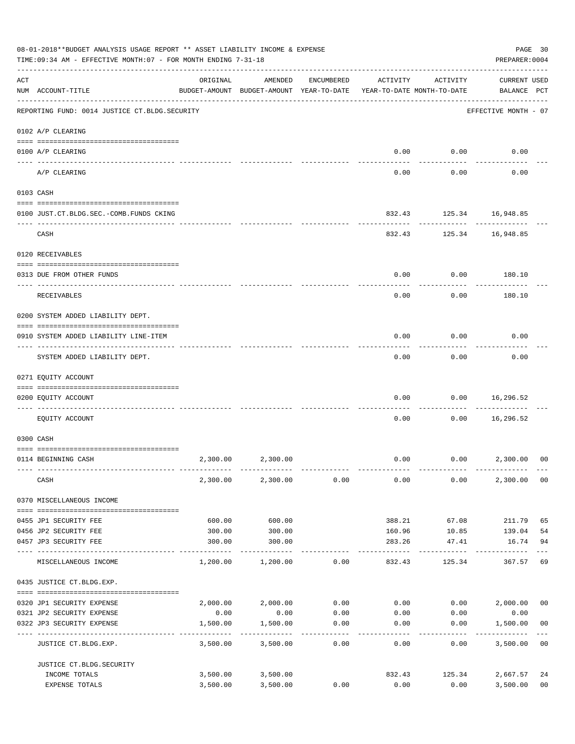08-01-2018**BUDGET ANALYSIS USAGE REPORT ** ASSET LIABILITY INCOME & EXPENSE

TIME:09:34 AM - EFFECTIVE MONTH:07 - FOR MONTH ENDING 7-31-18

PREPARER:0004

| ACT NUM | ACCOUNT-TITLE | ORIGINAL BUDGET-AMOUNT | AMENDED BUDGET-AMOUNT | ENCUMBERED YEAR-TO-DATE | ACTIVITY YEAR-TO-DATE | ACTIVITY MONTH-TO-DATE | CURRENT BALANCE | USED PCT |
|---|---|---|---|---|---|---|---|---|
| | REPORTING FUND: 0014 JUSTICE CT.BLDG.SECURITY | | | | | | EFFECTIVE MONTH - 07 | |
| | 0102 A/P CLEARING | | | | | | | |
| 0100 | A/P CLEARING | | | | 0.00 | 0.00 | 0.00 | |
| | A/P CLEARING | | | | 0.00 | 0.00 | 0.00 | |
| | 0103 CASH | | | | | | | |
| 0100 | JUST.CT.BLDG.SEC.-COMB.FUNDS CKING | | | | 832.43 | 125.34 | 16,948.85 | |
| | CASH | | | | 832.43 | 125.34 | 16,948.85 | |
| | 0120 RECEIVABLES | | | | | | | |
| 0313 | DUE FROM OTHER FUNDS | | | | 0.00 | 0.00 | 180.10 | |
| | RECEIVABLES | | | | 0.00 | 0.00 | 180.10 | |
| | 0200 SYSTEM ADDED LIABILITY DEPT. | | | | | | | |
| 0910 | SYSTEM ADDED LIABILITY LINE-ITEM | | | | 0.00 | 0.00 | 0.00 | |
| | SYSTEM ADDED LIABILITY DEPT. | | | | 0.00 | 0.00 | 0.00 | |
| | 0271 EQUITY ACCOUNT | | | | | | | |
| 0200 | EQUITY ACCOUNT | | | | 0.00 | 0.00 | 16,296.52 | |
| | EQUITY ACCOUNT | | | | 0.00 | 0.00 | 16,296.52 | |
| | 0300 CASH | | | | | | | |
| 0114 | BEGINNING CASH | 2,300.00 | 2,300.00 | | 0.00 | 0.00 | 2,300.00 | 00 |
| | CASH | 2,300.00 | 2,300.00 | 0.00 | 0.00 | 0.00 | 2,300.00 | 00 |
| | 0370 MISCELLANEOUS INCOME | | | | | | | |
| 0455 | JP1 SECURITY FEE | 600.00 | 600.00 | | 388.21 | 67.08 | 211.79 | 65 |
| 0456 | JP2 SECURITY FEE | 300.00 | 300.00 | | 160.96 | 10.85 | 139.04 | 54 |
| 0457 | JP3 SECURITY FEE | 300.00 | 300.00 | | 283.26 | 47.41 | 16.74 | 94 |
| | MISCELLANEOUS INCOME | 1,200.00 | 1,200.00 | 0.00 | 832.43 | 125.34 | 367.57 | 69 |
| | 0435 JUSTICE CT.BLDG.EXP. | | | | | | | |
| 0320 | JP1 SECURITY EXPENSE | 2,000.00 | 2,000.00 | 0.00 | 0.00 | 0.00 | 2,000.00 | 00 |
| 0321 | JP2 SECURITY EXPENSE | 0.00 | 0.00 | 0.00 | 0.00 | 0.00 | 0.00 | |
| 0322 | JP3 SECURITY EXPENSE | 1,500.00 | 1,500.00 | 0.00 | 0.00 | 0.00 | 1,500.00 | 00 |
| | JUSTICE CT.BLDG.EXP. | 3,500.00 | 3,500.00 | 0.00 | 0.00 | 0.00 | 3,500.00 | 00 |
| | JUSTICE CT.BLDG.SECURITY | | | | | | | |
| | INCOME TOTALS | 3,500.00 | 3,500.00 | | 832.43 | 125.34 | 2,667.57 | 24 |
| | EXPENSE TOTALS | 3,500.00 | 3,500.00 | 0.00 | 0.00 | 0.00 | 3,500.00 | 00 |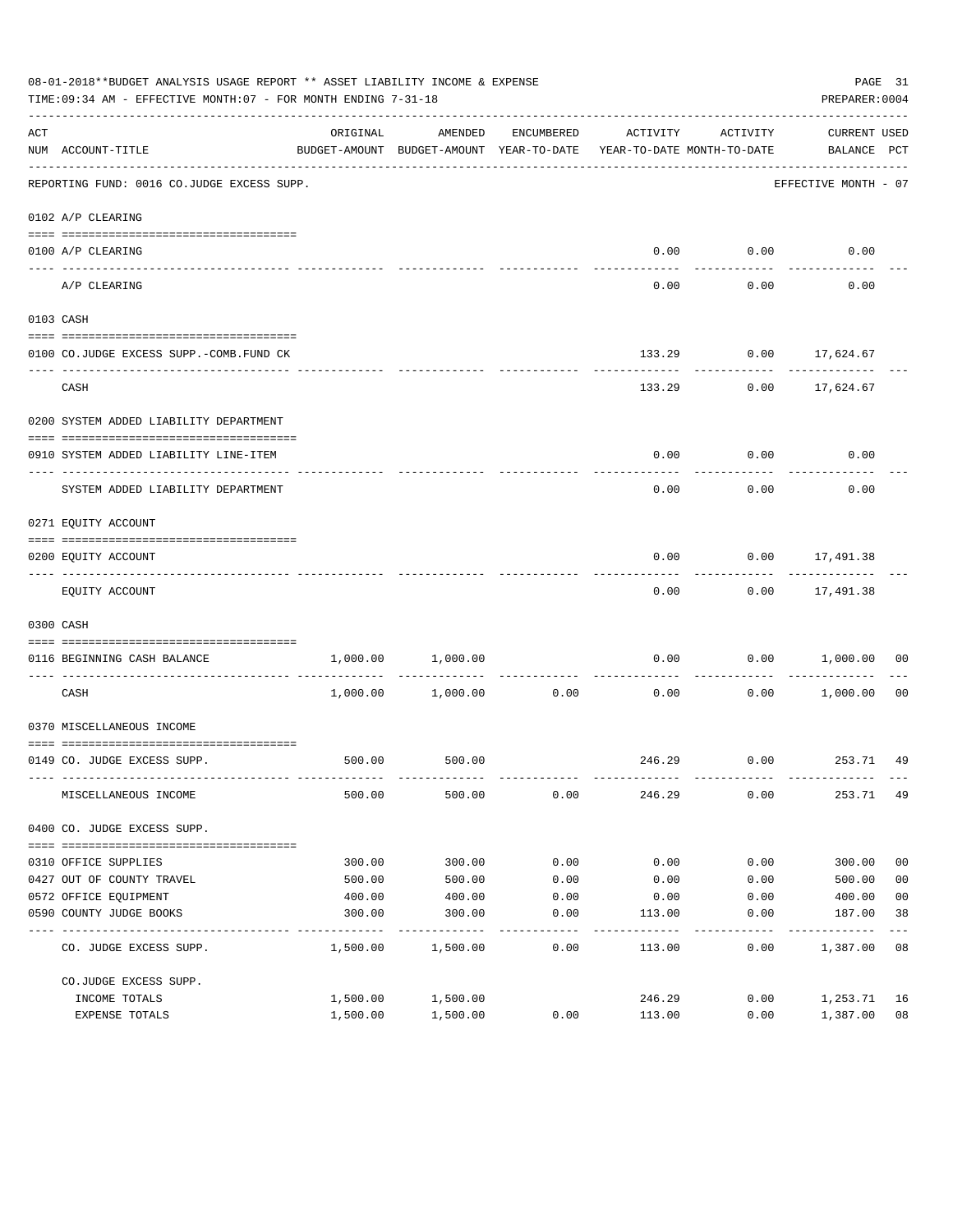08-01-2018**BUDGET ANALYSIS USAGE REPORT ** ASSET LIABILITY INCOME & EXPENSE

TIME:09:34 AM - EFFECTIVE MONTH:07 - FOR MONTH ENDING 7-31-18

PREPARER:0004

| ACT NUM | ACCOUNT-TITLE | ORIGINAL BUDGET-AMOUNT | AMENDED BUDGET-AMOUNT | ENCUMBERED YEAR-TO-DATE | ACTIVITY YEAR-TO-DATE | ACTIVITY MONTH-TO-DATE | CURRENT BALANCE | USED PCT |
|---|---|---|---|---|---|---|---|---|
| | REPORTING FUND: 0016 CO.JUDGE EXCESS SUPP. | | | | | | EFFECTIVE MONTH - 07 | |
| | 0102 A/P CLEARING | | | | | | | |
| 0100 | A/P CLEARING | | | | 0.00 | 0.00 | 0.00 | |
| | A/P CLEARING | | | | 0.00 | 0.00 | 0.00 | |
| | 0103 CASH | | | | | | | |
| 0100 | CO.JUDGE EXCESS SUPP.-COMB.FUND CK | | | | 133.29 | 0.00 | 17,624.67 | |
| | CASH | | | | 133.29 | 0.00 | 17,624.67 | |
| | 0200 SYSTEM ADDED LIABILITY DEPARTMENT | | | | | | | |
| 0910 | SYSTEM ADDED LIABILITY LINE-ITEM | | | | 0.00 | 0.00 | 0.00 | |
| | SYSTEM ADDED LIABILITY DEPARTMENT | | | | 0.00 | 0.00 | 0.00 | |
| | 0271 EQUITY ACCOUNT | | | | | | | |
| 0200 | EQUITY ACCOUNT | | | | 0.00 | 0.00 | 17,491.38 | |
| | EQUITY ACCOUNT | | | | 0.00 | 0.00 | 17,491.38 | |
| | 0300 CASH | | | | | | | |
| 0116 | BEGINNING CASH BALANCE | 1,000.00 | 1,000.00 | | 0.00 | 0.00 | 1,000.00 | 00 |
| | CASH | 1,000.00 | 1,000.00 | 0.00 | 0.00 | 0.00 | 1,000.00 | 00 |
| | 0370 MISCELLANEOUS INCOME | | | | | | | |
| 0149 | CO. JUDGE EXCESS SUPP. | 500.00 | 500.00 | | 246.29 | 0.00 | 253.71 | 49 |
| | MISCELLANEOUS INCOME | 500.00 | 500.00 | 0.00 | 246.29 | 0.00 | 253.71 | 49 |
| | 0400 CO. JUDGE EXCESS SUPP. | | | | | | | |
| 0310 | OFFICE SUPPLIES | 300.00 | 300.00 | 0.00 | 0.00 | 0.00 | 300.00 | 00 |
| 0427 | OUT OF COUNTY TRAVEL | 500.00 | 500.00 | 0.00 | 0.00 | 0.00 | 500.00 | 00 |
| 0572 | OFFICE EQUIPMENT | 400.00 | 400.00 | 0.00 | 0.00 | 0.00 | 400.00 | 00 |
| 0590 | COUNTY JUDGE BOOKS | 300.00 | 300.00 | 0.00 | 113.00 | 0.00 | 187.00 | 38 |
| | CO. JUDGE EXCESS SUPP. | 1,500.00 | 1,500.00 | 0.00 | 113.00 | 0.00 | 1,387.00 | 08 |
| | CO.JUDGE EXCESS SUPP. | | | | | | | |
| | INCOME TOTALS | 1,500.00 | 1,500.00 | | 246.29 | 0.00 | 1,253.71 | 16 |
| | EXPENSE TOTALS | 1,500.00 | 1,500.00 | 0.00 | 113.00 | 0.00 | 1,387.00 | 08 |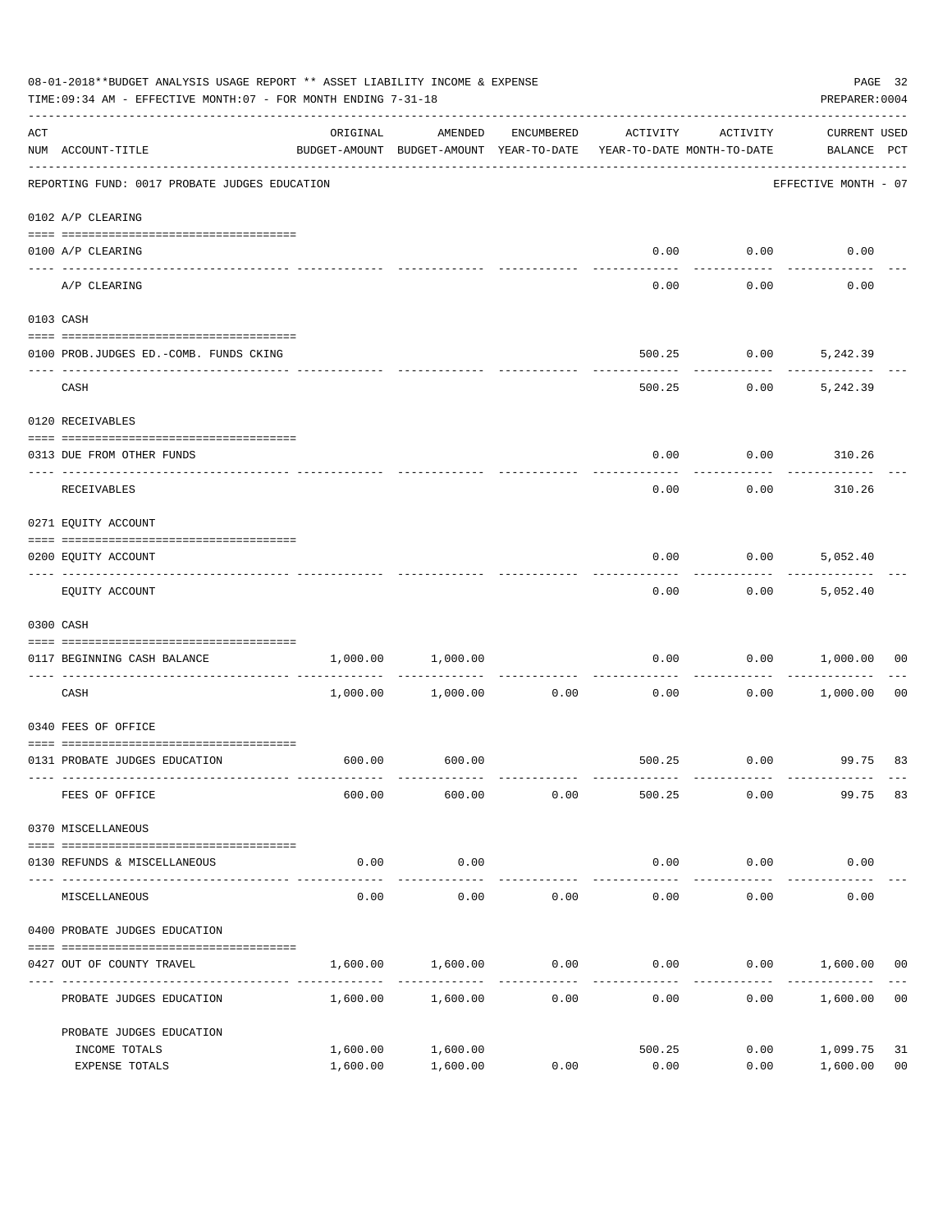08-01-2018**BUDGET ANALYSIS USAGE REPORT ** ASSET LIABILITY INCOME & EXPENSE

TIME:09:34 AM - EFFECTIVE MONTH:07 - FOR MONTH ENDING 7-31-18

PREPARER:0004

| ACT NUM | ACCOUNT-TITLE | ORIGINAL BUDGET-AMOUNT | AMENDED BUDGET-AMOUNT | ENCUMBERED YEAR-TO-DATE | ACTIVITY YEAR-TO-DATE | ACTIVITY MONTH-TO-DATE | CURRENT USED BALANCE | PCT |
|---|---|---|---|---|---|---|---|---|
| | REPORTING FUND: 0017 PROBATE JUDGES EDUCATION | | | | | | EFFECTIVE MONTH - 07 | |
| | 0102 A/P CLEARING | | | | | | | |
| 0100 | A/P CLEARING | | | | 0.00 | 0.00 | 0.00 | |
| | A/P CLEARING | | | | 0.00 | 0.00 | 0.00 | |
| | 0103 CASH | | | | | | | |
| 0100 | PROB.JUDGES ED.-COMB. FUNDS CKING | | | | 500.25 | 0.00 | 5,242.39 | |
| | CASH | | | | 500.25 | 0.00 | 5,242.39 | |
| | 0120 RECEIVABLES | | | | | | | |
| 0313 | DUE FROM OTHER FUNDS | | | | 0.00 | 0.00 | 310.26 | |
| | RECEIVABLES | | | | 0.00 | 0.00 | 310.26 | |
| | 0271 EQUITY ACCOUNT | | | | | | | |
| 0200 | EQUITY ACCOUNT | | | | 0.00 | 0.00 | 5,052.40 | |
| | EQUITY ACCOUNT | | | | 0.00 | 0.00 | 5,052.40 | |
| | 0300 CASH | | | | | | | |
| 0117 | BEGINNING CASH BALANCE | 1,000.00 | 1,000.00 | | 0.00 | 0.00 | 1,000.00 | 00 |
| | CASH | 1,000.00 | 1,000.00 | 0.00 | 0.00 | 0.00 | 1,000.00 | 00 |
| | 0340 FEES OF OFFICE | | | | | | | |
| 0131 | PROBATE JUDGES EDUCATION | 600.00 | 600.00 | | 500.25 | 0.00 | 99.75 | 83 |
| | FEES OF OFFICE | 600.00 | 600.00 | 0.00 | 500.25 | 0.00 | 99.75 | 83 |
| | 0370 MISCELLANEOUS | | | | | | | |
| 0130 | REFUNDS & MISCELLANEOUS | 0.00 | 0.00 | | 0.00 | 0.00 | 0.00 | |
| | MISCELLANEOUS | 0.00 | 0.00 | 0.00 | 0.00 | 0.00 | 0.00 | |
| | 0400 PROBATE JUDGES EDUCATION | | | | | | | |
| 0427 | OUT OF COUNTY TRAVEL | 1,600.00 | 1,600.00 | 0.00 | 0.00 | 0.00 | 1,600.00 | 00 |
| | PROBATE JUDGES EDUCATION | 1,600.00 | 1,600.00 | 0.00 | 0.00 | 0.00 | 1,600.00 | 00 |
| | PROBATE JUDGES EDUCATION | | | | | | | |
| | INCOME TOTALS | 1,600.00 | 1,600.00 | | 500.25 | 0.00 | 1,099.75 | 31 |
| | EXPENSE TOTALS | 1,600.00 | 1,600.00 | 0.00 | 0.00 | 0.00 | 1,600.00 | 00 |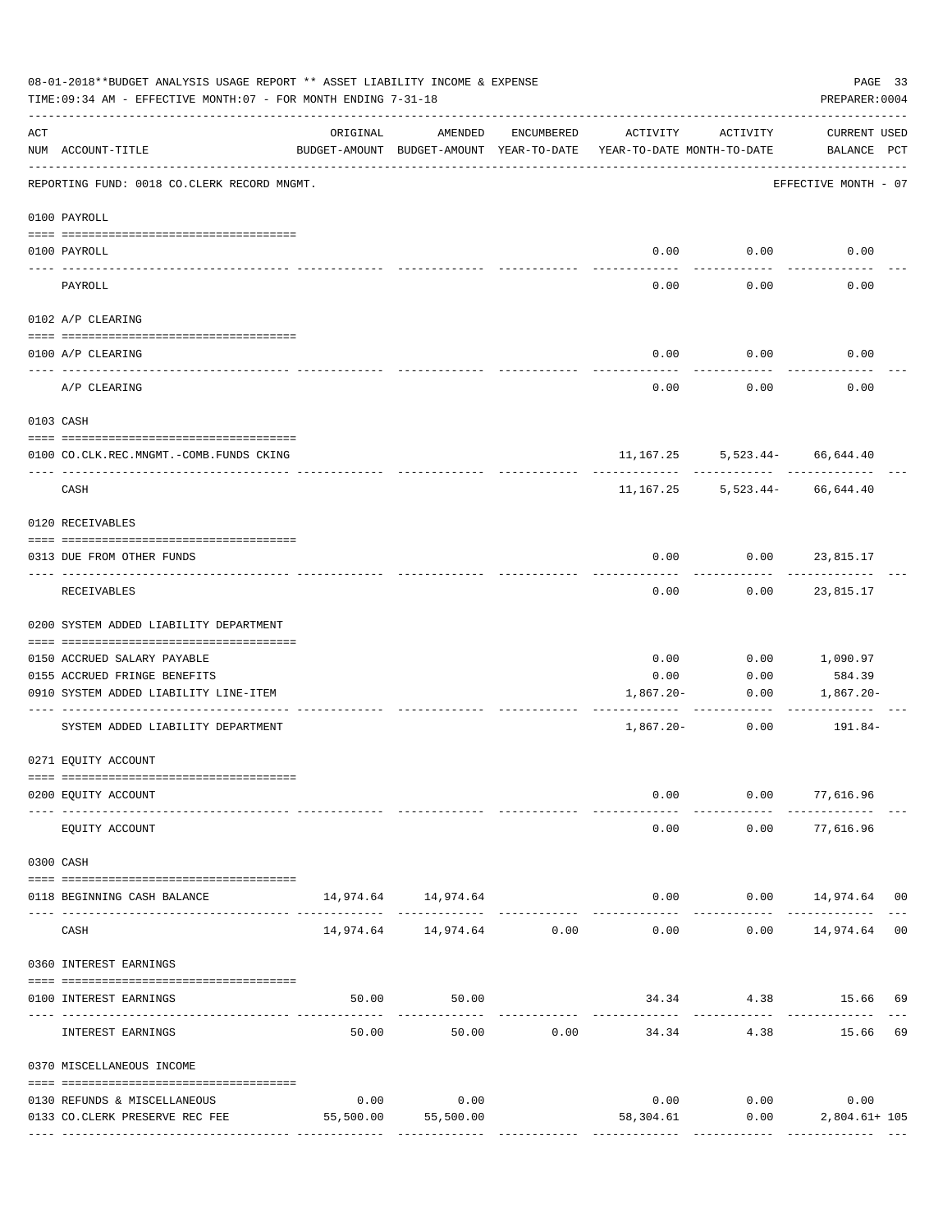08-01-2018**BUDGET ANALYSIS USAGE REPORT ** ASSET LIABILITY INCOME & EXPENSE

TIME:09:34 AM - EFFECTIVE MONTH:07 - FOR MONTH ENDING 7-31-18

PREPARER:0004

| ACT NUM | ACCOUNT-TITLE | ORIGINAL BUDGET-AMOUNT | AMENDED BUDGET-AMOUNT | ENCUMBERED YEAR-TO-DATE | ACTIVITY YEAR-TO-DATE | ACTIVITY MONTH-TO-DATE | CURRENT BALANCE | USED PCT |
|---|---|---|---|---|---|---|---|---|
| | REPORTING FUND: 0018 CO.CLERK RECORD MNGMT. | | | | | | EFFECTIVE MONTH - 07 | |
| | 0100 PAYROLL | | | | | | | |
| 0100 | PAYROLL | | | | 0.00 | 0.00 | 0.00 | |
| | PAYROLL | | | | 0.00 | 0.00 | 0.00 | |
| | 0102 A/P CLEARING | | | | | | | |
| 0100 | A/P CLEARING | | | | 0.00 | 0.00 | 0.00 | |
| | A/P CLEARING | | | | 0.00 | 0.00 | 0.00 | |
| | 0103 CASH | | | | | | | |
| 0100 | CO.CLK.REC.MNGMT.-COMB.FUNDS CKING | | | | 11,167.25 | 5,523.44- | 66,644.40 | |
| | CASH | | | | 11,167.25 | 5,523.44- | 66,644.40 | |
| | 0120 RECEIVABLES | | | | | | | |
| 0313 | DUE FROM OTHER FUNDS | | | | 0.00 | 0.00 | 23,815.17 | |
| | RECEIVABLES | | | | 0.00 | 0.00 | 23,815.17 | |
| | 0200 SYSTEM ADDED LIABILITY DEPARTMENT | | | | | | | |
| 0150 | ACCRUED SALARY PAYABLE | | | | 0.00 | 0.00 | 1,090.97 | |
| 0155 | ACCRUED FRINGE BENEFITS | | | | 0.00 | 0.00 | 584.39 | |
| 0910 | SYSTEM ADDED LIABILITY LINE-ITEM | | | | 1,867.20- | 0.00 | 1,867.20- | |
| | SYSTEM ADDED LIABILITY DEPARTMENT | | | | 1,867.20- | 0.00 | 191.84- | |
| | 0271 EQUITY ACCOUNT | | | | | | | |
| 0200 | EQUITY ACCOUNT | | | | 0.00 | 0.00 | 77,616.96 | |
| | EQUITY ACCOUNT | | | | 0.00 | 0.00 | 77,616.96 | |
| | 0300 CASH | | | | | | | |
| 0118 | BEGINNING CASH BALANCE | 14,974.64 | 14,974.64 | | 0.00 | 0.00 | 14,974.64 | 00 |
| | CASH | 14,974.64 | 14,974.64 | 0.00 | 0.00 | 0.00 | 14,974.64 | 00 |
| | 0360 INTEREST EARNINGS | | | | | | | |
| 0100 | INTEREST EARNINGS | 50.00 | 50.00 | | 34.34 | 4.38 | 15.66 | 69 |
| | INTEREST EARNINGS | 50.00 | 50.00 | 0.00 | 34.34 | 4.38 | 15.66 | 69 |
| | 0370 MISCELLANEOUS INCOME | | | | | | | |
| 0130 | REFUNDS & MISCELLANEOUS | 0.00 | 0.00 | | 0.00 | 0.00 | 0.00 | |
| 0133 | CO.CLERK PRESERVE REC FEE | 55,500.00 | 55,500.00 | | 58,304.61 | 0.00 | 2,804.61+ | 105 |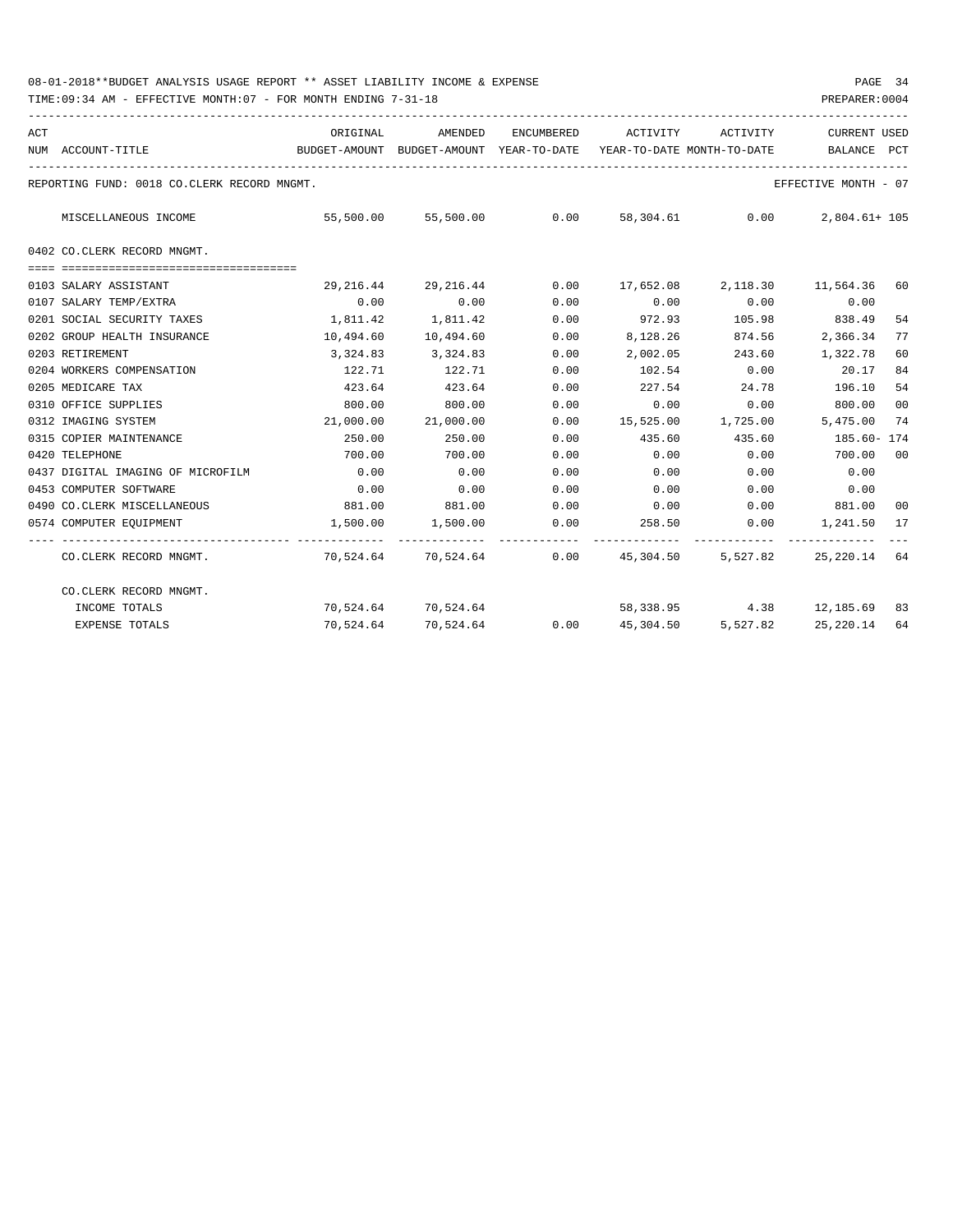08-01-2018**BUDGET ANALYSIS USAGE REPORT ** ASSET LIABILITY INCOME & EXPENSE

TIME:09:34 AM - EFFECTIVE MONTH:07 - FOR MONTH ENDING 7-31-18 PREPARER:0004

| ACT NUM | ACCOUNT-TITLE | ORIGINAL BUDGET-AMOUNT | AMENDED BUDGET-AMOUNT | ENCUMBERED YEAR-TO-DATE | ACTIVITY YEAR-TO-DATE | ACTIVITY MONTH-TO-DATE | CURRENT BALANCE | USED PCT |
|---|---|---|---|---|---|---|---|---|
| | REPORTING FUND: 0018 CO.CLERK RECORD MNGMT. | | | | | | EFFECTIVE MONTH - 07 | |
| | MISCELLANEOUS INCOME | 55,500.00 | 55,500.00 | 0.00 | 58,304.61 | 0.00 | 2,804.61+ | 105 |
| | 0402 CO.CLERK RECORD MNGMT. | | | | | | | |
| 0103 | SALARY ASSISTANT | 29,216.44 | 29,216.44 | 0.00 | 17,652.08 | 2,118.30 | 11,564.36 | 60 |
| 0107 | SALARY TEMP/EXTRA | 0.00 | 0.00 | 0.00 | 0.00 | 0.00 | 0.00 | |
| 0201 | SOCIAL SECURITY TAXES | 1,811.42 | 1,811.42 | 0.00 | 972.93 | 105.98 | 838.49 | 54 |
| 0202 | GROUP HEALTH INSURANCE | 10,494.60 | 10,494.60 | 0.00 | 8,128.26 | 874.56 | 2,366.34 | 77 |
| 0203 | RETIREMENT | 3,324.83 | 3,324.83 | 0.00 | 2,002.05 | 243.60 | 1,322.78 | 60 |
| 0204 | WORKERS COMPENSATION | 122.71 | 122.71 | 0.00 | 102.54 | 0.00 | 20.17 | 84 |
| 0205 | MEDICARE TAX | 423.64 | 423.64 | 0.00 | 227.54 | 24.78 | 196.10 | 54 |
| 0310 | OFFICE SUPPLIES | 800.00 | 800.00 | 0.00 | 0.00 | 0.00 | 800.00 | 00 |
| 0312 | IMAGING SYSTEM | 21,000.00 | 21,000.00 | 0.00 | 15,525.00 | 1,725.00 | 5,475.00 | 74 |
| 0315 | COPIER MAINTENANCE | 250.00 | 250.00 | 0.00 | 435.60 | 435.60 | 185.60- | 174 |
| 0420 | TELEPHONE | 700.00 | 700.00 | 0.00 | 0.00 | 0.00 | 700.00 | 00 |
| 0437 | DIGITAL IMAGING OF MICROFILM | 0.00 | 0.00 | 0.00 | 0.00 | 0.00 | 0.00 | |
| 0453 | COMPUTER SOFTWARE | 0.00 | 0.00 | 0.00 | 0.00 | 0.00 | 0.00 | |
| 0490 | CO.CLERK MISCELLANEOUS | 881.00 | 881.00 | 0.00 | 0.00 | 0.00 | 881.00 | 00 |
| 0574 | COMPUTER EQUIPMENT | 1,500.00 | 1,500.00 | 0.00 | 258.50 | 0.00 | 1,241.50 | 17 |
| | CO.CLERK RECORD MNGMT. | 70,524.64 | 70,524.64 | 0.00 | 45,304.50 | 5,527.82 | 25,220.14 | 64 |
| | CO.CLERK RECORD MNGMT. | | | | | | | |
| | INCOME TOTALS | 70,524.64 | 70,524.64 | | 58,338.95 | 4.38 | 12,185.69 | 83 |
| | EXPENSE TOTALS | 70,524.64 | 70,524.64 | 0.00 | 45,304.50 | 5,527.82 | 25,220.14 | 64 |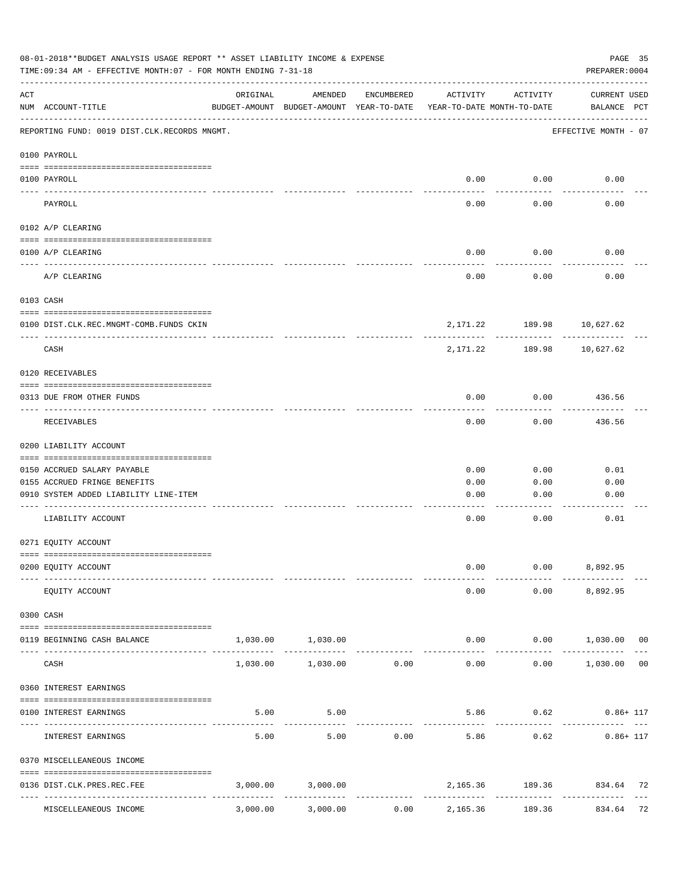08-01-2018**BUDGET ANALYSIS USAGE REPORT ** ASSET LIABILITY INCOME & EXPENSE

TIME:09:34 AM - EFFECTIVE MONTH:07 - FOR MONTH ENDING 7-31-18

PREPARER:0004

| ACT NUM | ACCOUNT-TITLE | ORIGINAL BUDGET-AMOUNT | AMENDED BUDGET-AMOUNT | ENCUMBERED YEAR-TO-DATE | ACTIVITY YEAR-TO-DATE | ACTIVITY MONTH-TO-DATE | CURRENT BALANCE | USED PCT |
|---|---|---|---|---|---|---|---|---|
| | REPORTING FUND: 0019 DIST.CLK.RECORDS MNGMT. | | | | | | EFFECTIVE MONTH - 07 | |
| | 0100 PAYROLL | | | | | | | |
| 0100 | PAYROLL | | | | 0.00 | 0.00 | 0.00 | |
| | PAYROLL | | | | 0.00 | 0.00 | 0.00 | |
| | 0102 A/P CLEARING | | | | | | | |
| 0100 | A/P CLEARING | | | | 0.00 | 0.00 | 0.00 | |
| | A/P CLEARING | | | | 0.00 | 0.00 | 0.00 | |
| | 0103 CASH | | | | | | | |
| 0100 | DIST.CLK.REC.MNGMT-COMB.FUNDS CKIN | | | | 2,171.22 | 189.98 | 10,627.62 | |
| | CASH | | | | 2,171.22 | 189.98 | 10,627.62 | |
| | 0120 RECEIVABLES | | | | | | | |
| 0313 | DUE FROM OTHER FUNDS | | | | 0.00 | 0.00 | 436.56 | |
| | RECEIVABLES | | | | 0.00 | 0.00 | 436.56 | |
| | 0200 LIABILITY ACCOUNT | | | | | | | |
| 0150 | ACCRUED SALARY PAYABLE | | | | 0.00 | 0.00 | 0.01 | |
| 0155 | ACCRUED FRINGE BENEFITS | | | | 0.00 | 0.00 | 0.00 | |
| 0910 | SYSTEM ADDED LIABILITY LINE-ITEM | | | | 0.00 | 0.00 | 0.00 | |
| | LIABILITY ACCOUNT | | | | 0.00 | 0.00 | 0.01 | |
| | 0271 EQUITY ACCOUNT | | | | | | | |
| 0200 | EQUITY ACCOUNT | | | | 0.00 | 0.00 | 8,892.95 | |
| | EQUITY ACCOUNT | | | | 0.00 | 0.00 | 8,892.95 | |
| | 0300 CASH | | | | | | | |
| 0119 | BEGINNING CASH BALANCE | 1,030.00 | 1,030.00 | | 0.00 | 0.00 | 1,030.00 | 00 |
| | CASH | 1,030.00 | 1,030.00 | 0.00 | 0.00 | 0.00 | 1,030.00 | 00 |
| | 0360 INTEREST EARNINGS | | | | | | | |
| 0100 | INTEREST EARNINGS | 5.00 | 5.00 | | 5.86 | 0.62 | 0.86+ | 117 |
| | INTEREST EARNINGS | 5.00 | 5.00 | 0.00 | 5.86 | 0.62 | 0.86+ | 117 |
| | 0370 MISCELLEANEOUS INCOME | | | | | | | |
| 0136 | DIST.CLK.PRES.REC.FEE | 3,000.00 | 3,000.00 | | 2,165.36 | 189.36 | 834.64 | 72 |
| | MISCELLEANEOUS INCOME | 3,000.00 | 3,000.00 | 0.00 | 2,165.36 | 189.36 | 834.64 | 72 |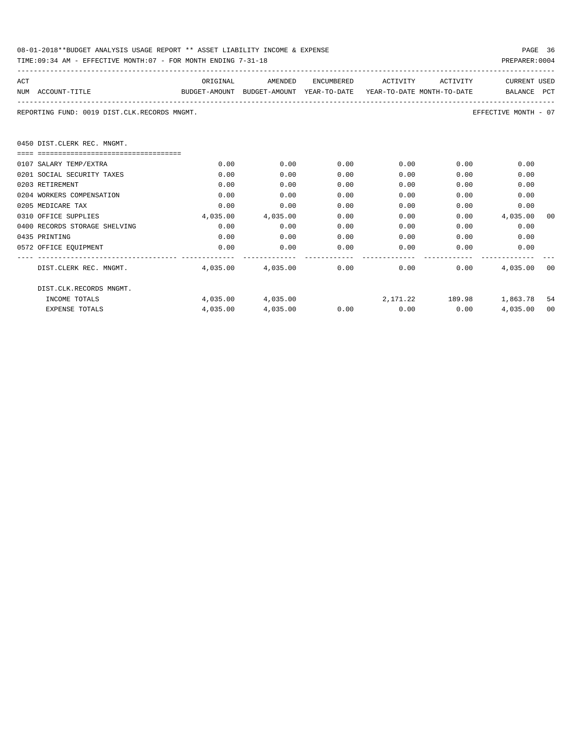08-01-2018**BUDGET ANALYSIS USAGE REPORT ** ASSET LIABILITY INCOME & EXPENSE

TIME:09:34 AM - EFFECTIVE MONTH:07 - FOR MONTH ENDING 7-31-18

PREPARER:0004

REPORTING FUND: 0019 DIST.CLK.RECORDS MNGMT.

EFFECTIVE MONTH - 07

| ACT NUM | ACCOUNT-TITLE | ORIGINAL BUDGET-AMOUNT | AMENDED BUDGET-AMOUNT | ENCUMBERED YEAR-TO-DATE | ACTIVITY YEAR-TO-DATE | ACTIVITY MONTH-TO-DATE | CURRENT BALANCE | USED PCT |
|---|---|---|---|---|---|---|---|---|
| | **0450 DIST.CLERK REC. MNGMT.** | | | | | | | |
| 0107 | SALARY TEMP/EXTRA | 0.00 | 0.00 | 0.00 | 0.00 | 0.00 | 0.00 | |
| 0201 | SOCIAL SECURITY TAXES | 0.00 | 0.00 | 0.00 | 0.00 | 0.00 | 0.00 | |
| 0203 | RETIREMENT | 0.00 | 0.00 | 0.00 | 0.00 | 0.00 | 0.00 | |
| 0204 | WORKERS COMPENSATION | 0.00 | 0.00 | 0.00 | 0.00 | 0.00 | 0.00 | |
| 0205 | MEDICARE TAX | 0.00 | 0.00 | 0.00 | 0.00 | 0.00 | 0.00 | |
| 0310 | OFFICE SUPPLIES | 4,035.00 | 4,035.00 | 0.00 | 0.00 | 0.00 | 4,035.00 | 00 |
| 0400 | RECORDS STORAGE SHELVING | 0.00 | 0.00 | 0.00 | 0.00 | 0.00 | 0.00 | |
| 0435 | PRINTING | 0.00 | 0.00 | 0.00 | 0.00 | 0.00 | 0.00 | |
| 0572 | OFFICE EQUIPMENT | 0.00 | 0.00 | 0.00 | 0.00 | 0.00 | 0.00 | |
| | DIST.CLERK REC. MNGMT. | 4,035.00 | 4,035.00 | 0.00 | 0.00 | 0.00 | 4,035.00 | 00 |
| | DIST.CLK.RECORDS MNGMT. | | | | | | | |
| | INCOME TOTALS | 4,035.00 | 4,035.00 | | 2,171.22 | 189.98 | 1,863.78 | 54 |
| | EXPENSE TOTALS | 4,035.00 | 4,035.00 | 0.00 | 0.00 | 0.00 | 4,035.00 | 00 |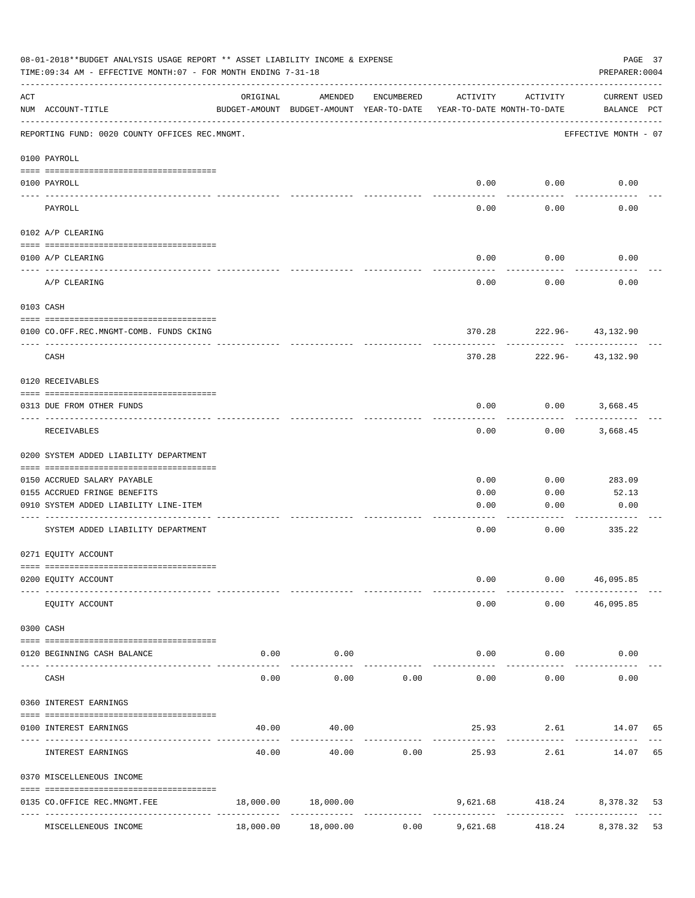08-01-2018**BUDGET ANALYSIS USAGE REPORT ** ASSET LIABILITY INCOME & EXPENSE

TIME:09:34 AM - EFFECTIVE MONTH:07 - FOR MONTH ENDING 7-31-18

PREPARER:0004

| ACT NUM | ACCOUNT-TITLE | ORIGINAL BUDGET-AMOUNT | AMENDED BUDGET-AMOUNT | ENCUMBERED YEAR-TO-DATE | ACTIVITY YEAR-TO-DATE | ACTIVITY MONTH-TO-DATE | CURRENT BALANCE | USED PCT |
|---|---|---|---|---|---|---|---|---|
| | REPORTING FUND: 0020 COUNTY OFFICES REC.MNGMT. | | | | | | EFFECTIVE MONTH - 07 | |
| | **0100 PAYROLL** | | | | | | | |
| 0100 | PAYROLL | | | | 0.00 | 0.00 | 0.00 | |
| | PAYROLL | | | | 0.00 | 0.00 | 0.00 | |
| | **0102 A/P CLEARING** | | | | | | | |
| 0100 | A/P CLEARING | | | | 0.00 | 0.00 | 0.00 | |
| | A/P CLEARING | | | | 0.00 | 0.00 | 0.00 | |
| | **0103 CASH** | | | | | | | |
| 0100 | CO.OFF.REC.MNGMT-COMB. FUNDS CKING | | | | 370.28 | 222.96- | 43,132.90 | |
| | CASH | | | | 370.28 | 222.96- | 43,132.90 | |
| | **0120 RECEIVABLES** | | | | | | | |
| 0313 | DUE FROM OTHER FUNDS | | | | 0.00 | 0.00 | 3,668.45 | |
| | RECEIVABLES | | | | 0.00 | 0.00 | 3,668.45 | |
| | **0200 SYSTEM ADDED LIABILITY DEPARTMENT** | | | | | | | |
| 0150 | ACCRUED SALARY PAYABLE | | | | 0.00 | 0.00 | 283.09 | |
| 0155 | ACCRUED FRINGE BENEFITS | | | | 0.00 | 0.00 | 52.13 | |
| 0910 | SYSTEM ADDED LIABILITY LINE-ITEM | | | | 0.00 | 0.00 | 0.00 | |
| | SYSTEM ADDED LIABILITY DEPARTMENT | | | | 0.00 | 0.00 | 335.22 | |
| | **0271 EQUITY ACCOUNT** | | | | | | | |
| 0200 | EQUITY ACCOUNT | | | | 0.00 | 0.00 | 46,095.85 | |
| | EQUITY ACCOUNT | | | | 0.00 | 0.00 | 46,095.85 | |
| | **0300 CASH** | | | | | | | |
| 0120 | BEGINNING CASH BALANCE | 0.00 | 0.00 | | 0.00 | 0.00 | 0.00 | |
| | CASH | 0.00 | 0.00 | 0.00 | 0.00 | 0.00 | 0.00 | |
| | **0360 INTEREST EARNINGS** | | | | | | | |
| 0100 | INTEREST EARNINGS | 40.00 | 40.00 | | 25.93 | 2.61 | 14.07 | 65 |
| | INTEREST EARNINGS | 40.00 | 40.00 | 0.00 | 25.93 | 2.61 | 14.07 | 65 |
| | **0370 MISCELLENEOUS INCOME** | | | | | | | |
| 0135 | CO.OFFICE REC.MNGMT.FEE | 18,000.00 | 18,000.00 | | 9,621.68 | 418.24 | 8,378.32 | 53 |
| | MISCELLENEOUS INCOME | 18,000.00 | 18,000.00 | 0.00 | 9,621.68 | 418.24 | 8,378.32 | 53 |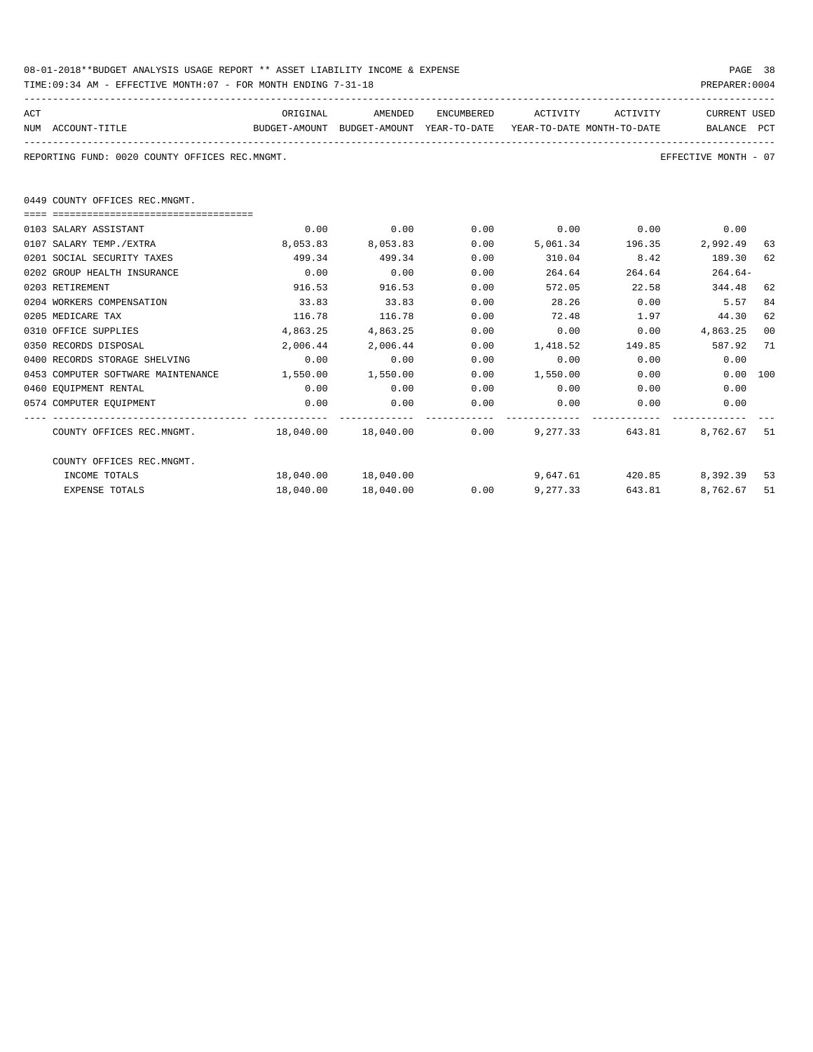08-01-2018**BUDGET ANALYSIS USAGE REPORT ** ASSET LIABILITY INCOME & EXPENSE

TIME:09:34 AM - EFFECTIVE MONTH:07 - FOR MONTH ENDING 7-31-18

PREPARER:0004

REPORTING FUND: 0020 COUNTY OFFICES REC.MNGMT.

EFFECTIVE MONTH - 07

0449 COUNTY OFFICES REC.MNGMT.

| ACT NUM | ACCOUNT-TITLE | ORIGINAL BUDGET-AMOUNT | AMENDED BUDGET-AMOUNT | ENCUMBERED YEAR-TO-DATE | ACTIVITY YEAR-TO-DATE | ACTIVITY MONTH-TO-DATE | CURRENT BALANCE | USED PCT |
|---|---|---|---|---|---|---|---|---|
| 0103 | SALARY ASSISTANT | 0.00 | 0.00 | 0.00 | 0.00 | 0.00 | 0.00 | |
| 0107 | SALARY TEMP./EXTRA | 8,053.83 | 8,053.83 | 0.00 | 5,061.34 | 196.35 | 2,992.49 | 63 |
| 0201 | SOCIAL SECURITY TAXES | 499.34 | 499.34 | 0.00 | 310.04 | 8.42 | 189.30 | 62 |
| 0202 | GROUP HEALTH INSURANCE | 0.00 | 0.00 | 0.00 | 264.64 | 264.64 | 264.64- | |
| 0203 | RETIREMENT | 916.53 | 916.53 | 0.00 | 572.05 | 22.58 | 344.48 | 62 |
| 0204 | WORKERS COMPENSATION | 33.83 | 33.83 | 0.00 | 28.26 | 0.00 | 5.57 | 84 |
| 0205 | MEDICARE TAX | 116.78 | 116.78 | 0.00 | 72.48 | 1.97 | 44.30 | 62 |
| 0310 | OFFICE SUPPLIES | 4,863.25 | 4,863.25 | 0.00 | 0.00 | 0.00 | 4,863.25 | 00 |
| 0350 | RECORDS DISPOSAL | 2,006.44 | 2,006.44 | 0.00 | 1,418.52 | 149.85 | 587.92 | 71 |
| 0400 | RECORDS STORAGE SHELVING | 0.00 | 0.00 | 0.00 | 0.00 | 0.00 | 0.00 | |
| 0453 | COMPUTER SOFTWARE MAINTENANCE | 1,550.00 | 1,550.00 | 0.00 | 1,550.00 | 0.00 | 0.00 | 100 |
| 0460 | EQUIPMENT RENTAL | 0.00 | 0.00 | 0.00 | 0.00 | 0.00 | 0.00 | |
| 0574 | COMPUTER EQUIPMENT | 0.00 | 0.00 | 0.00 | 0.00 | 0.00 | 0.00 | |
| | COUNTY OFFICES REC.MNGMT. | 18,040.00 | 18,040.00 | 0.00 | 9,277.33 | 643.81 | 8,762.67 | 51 |
| | COUNTY OFFICES REC.MNGMT. | | | | | | | |
| | INCOME TOTALS | 18,040.00 | 18,040.00 | | 9,647.61 | 420.85 | 8,392.39 | 53 |
| | EXPENSE TOTALS | 18,040.00 | 18,040.00 | 0.00 | 9,277.33 | 643.81 | 8,762.67 | 51 |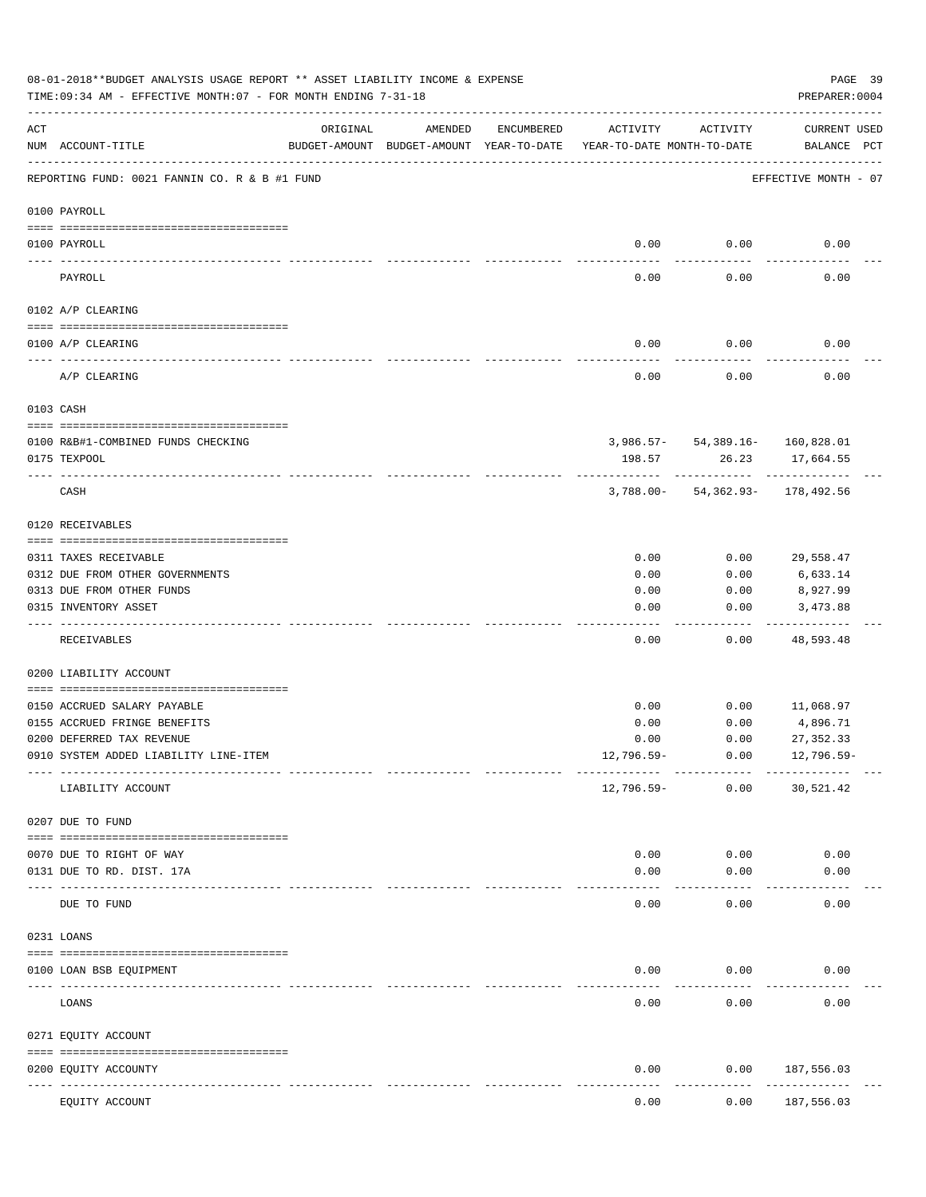08-01-2018**BUDGET ANALYSIS USAGE REPORT ** ASSET LIABILITY INCOME & EXPENSE

TIME:09:34 AM - EFFECTIVE MONTH:07 - FOR MONTH ENDING 7-31-18

PREPARER:0004

| ACT NUM | ACCOUNT-TITLE | ORIGINAL BUDGET-AMOUNT | AMENDED BUDGET-AMOUNT | ENCUMBERED YEAR-TO-DATE | ACTIVITY YEAR-TO-DATE | ACTIVITY MONTH-TO-DATE | CURRENT BALANCE | USED PCT |
|---|---|---|---|---|---|---|---|---|
| | REPORTING FUND: 0021 FANNIN CO. R & B #1 FUND | | | | | | EFFECTIVE MONTH - 07 | |
| | **0100 PAYROLL** | | | | | | | |
| 0100 | PAYROLL | | | | 0.00 | 0.00 | 0.00 | |
| | PAYROLL | | | | 0.00 | 0.00 | 0.00 | |
| | **0102 A/P CLEARING** | | | | | | | |
| 0100 | A/P CLEARING | | | | 0.00 | 0.00 | 0.00 | |
| | A/P CLEARING | | | | 0.00 | 0.00 | 0.00 | |
| | **0103 CASH** | | | | | | | |
| 0100 | R&B#1-COMBINED FUNDS CHECKING | | | | 3,986.57- | 54,389.16- | 160,828.01 | |
| 0175 | TEXPOOL | | | | 198.57 | 26.23 | 17,664.55 | |
| | CASH | | | | 3,788.00- | 54,362.93- | 178,492.56 | |
| | **0120 RECEIVABLES** | | | | | | | |
| 0311 | TAXES RECEIVABLE | | | | 0.00 | 0.00 | 29,558.47 | |
| 0312 | DUE FROM OTHER GOVERNMENTS | | | | 0.00 | 0.00 | 6,633.14 | |
| 0313 | DUE FROM OTHER FUNDS | | | | 0.00 | 0.00 | 8,927.99 | |
| 0315 | INVENTORY ASSET | | | | 0.00 | 0.00 | 3,473.88 | |
| | RECEIVABLES | | | | 0.00 | 0.00 | 48,593.48 | |
| | **0200 LIABILITY ACCOUNT** | | | | | | | |
| 0150 | ACCRUED SALARY PAYABLE | | | | 0.00 | 0.00 | 11,068.97 | |
| 0155 | ACCRUED FRINGE BENEFITS | | | | 0.00 | 0.00 | 4,896.71 | |
| 0200 | DEFERRED TAX REVENUE | | | | 0.00 | 0.00 | 27,352.33 | |
| 0910 | SYSTEM ADDED LIABILITY LINE-ITEM | | | | 12,796.59- | 0.00 | 12,796.59- | |
| | LIABILITY ACCOUNT | | | | 12,796.59- | 0.00 | 30,521.42 | |
| | **0207 DUE TO FUND** | | | | | | | |
| 0070 | DUE TO RIGHT OF WAY | | | | 0.00 | 0.00 | 0.00 | |
| 0131 | DUE TO RD. DIST. 17A | | | | 0.00 | 0.00 | 0.00 | |
| | DUE TO FUND | | | | 0.00 | 0.00 | 0.00 | |
| | **0231 LOANS** | | | | | | | |
| 0100 | LOAN BSB EQUIPMENT | | | | 0.00 | 0.00 | 0.00 | |
| | LOANS | | | | 0.00 | 0.00 | 0.00 | |
| | **0271 EQUITY ACCOUNT** | | | | | | | |
| 0200 | EQUITY ACCOUNTY | | | | 0.00 | 0.00 | 187,556.03 | |
| | EQUITY ACCOUNT | | | | 0.00 | 0.00 | 187,556.03 | |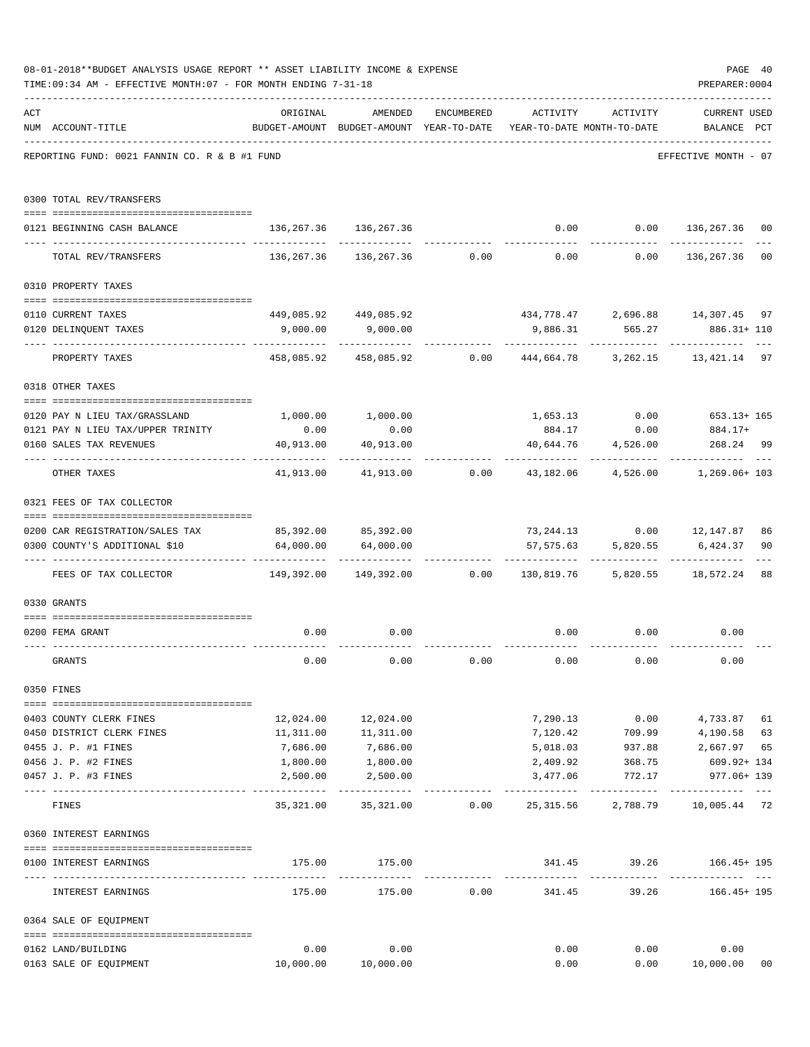08-01-2018**BUDGET ANALYSIS USAGE REPORT ** ASSET LIABILITY INCOME & EXPENSE

TIME:09:34 AM - EFFECTIVE MONTH:07 - FOR MONTH ENDING 7-31-18

PREPARER:0004

REPORTING FUND: 0021 FANNIN CO. R & B #1 FUND — EFFECTIVE MONTH - 07

| ACT NUM | ACCOUNT-TITLE | ORIGINAL BUDGET-AMOUNT | AMENDED BUDGET-AMOUNT | ENCUMBERED YEAR-TO-DATE | ACTIVITY YEAR-TO-DATE | ACTIVITY MONTH-TO-DATE | CURRENT BALANCE | USED PCT |
|---|---|---|---|---|---|---|---|---|
| **0300** | **TOTAL REV/TRANSFERS** | | | | | | | |
| 0121 | BEGINNING CASH BALANCE | 136,267.36 | 136,267.36 | | 0.00 | 0.00 | 136,267.36 | 00 |
| | TOTAL REV/TRANSFERS | 136,267.36 | 136,267.36 | 0.00 | 0.00 | 0.00 | 136,267.36 | 00 |
| **0310** | **PROPERTY TAXES** | | | | | | | |
| 0110 | CURRENT TAXES | 449,085.92 | 449,085.92 | | 434,778.47 | 2,696.88 | 14,307.45 | 97 |
| 0120 | DELINQUENT TAXES | 9,000.00 | 9,000.00 | | 9,886.31 | 565.27 | 886.31+ | 110 |
| | PROPERTY TAXES | 458,085.92 | 458,085.92 | 0.00 | 444,664.78 | 3,262.15 | 13,421.14 | 97 |
| **0318** | **OTHER TAXES** | | | | | | | |
| 0120 | PAY N LIEU TAX/GRASSLAND | 1,000.00 | 1,000.00 | | 1,653.13 | 0.00 | 653.13+ | 165 |
| 0121 | PAY N LIEU TAX/UPPER TRINITY | 0.00 | 0.00 | | 884.17 | 0.00 | 884.17+ | |
| 0160 | SALES TAX REVENUES | 40,913.00 | 40,913.00 | | 40,644.76 | 4,526.00 | 268.24 | 99 |
| | OTHER TAXES | 41,913.00 | 41,913.00 | 0.00 | 43,182.06 | 4,526.00 | 1,269.06+ | 103 |
| **0321** | **FEES OF TAX COLLECTOR** | | | | | | | |
| 0200 | CAR REGISTRATION/SALES TAX | 85,392.00 | 85,392.00 | | 73,244.13 | 0.00 | 12,147.87 | 86 |
| 0300 | COUNTY'S ADDITIONAL $10 | 64,000.00 | 64,000.00 | | 57,575.63 | 5,820.55 | 6,424.37 | 90 |
| | FEES OF TAX COLLECTOR | 149,392.00 | 149,392.00 | 0.00 | 130,819.76 | 5,820.55 | 18,572.24 | 88 |
| **0330** | **GRANTS** | | | | | | | |
| 0200 | FEMA GRANT | 0.00 | 0.00 | | 0.00 | 0.00 | 0.00 | |
| | GRANTS | 0.00 | 0.00 | 0.00 | 0.00 | 0.00 | 0.00 | |
| **0350** | **FINES** | | | | | | | |
| 0403 | COUNTY CLERK FINES | 12,024.00 | 12,024.00 | | 7,290.13 | 0.00 | 4,733.87 | 61 |
| 0450 | DISTRICT CLERK FINES | 11,311.00 | 11,311.00 | | 7,120.42 | 709.99 | 4,190.58 | 63 |
| 0455 | J. P. #1 FINES | 7,686.00 | 7,686.00 | | 5,018.03 | 937.88 | 2,667.97 | 65 |
| 0456 | J. P. #2 FINES | 1,800.00 | 1,800.00 | | 2,409.92 | 368.75 | 609.92+ | 134 |
| 0457 | J. P. #3 FINES | 2,500.00 | 2,500.00 | | 3,477.06 | 772.17 | 977.06+ | 139 |
| | FINES | 35,321.00 | 35,321.00 | 0.00 | 25,315.56 | 2,788.79 | 10,005.44 | 72 |
| **0360** | **INTEREST EARNINGS** | | | | | | | |
| 0100 | INTEREST EARNINGS | 175.00 | 175.00 | | 341.45 | 39.26 | 166.45+ | 195 |
| | INTEREST EARNINGS | 175.00 | 175.00 | 0.00 | 341.45 | 39.26 | 166.45+ | 195 |
| **0364** | **SALE OF EQUIPMENT** | | | | | | | |
| 0162 | LAND/BUILDING | 0.00 | 0.00 | | 0.00 | 0.00 | 0.00 | |
| 0163 | SALE OF EQUIPMENT | 10,000.00 | 10,000.00 | | 0.00 | 0.00 | 10,000.00 | 00 |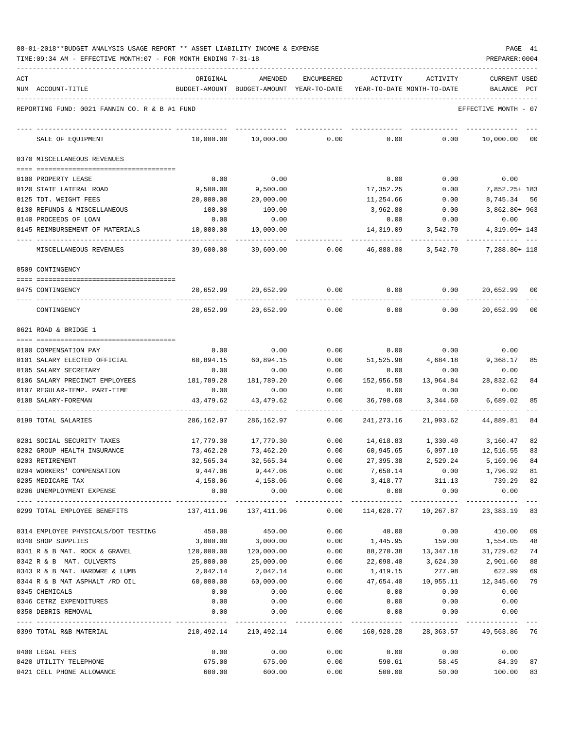08-01-2018**BUDGET ANALYSIS USAGE REPORT ** ASSET LIABILITY INCOME & EXPENSE

TIME:09:34 AM - EFFECTIVE MONTH:07 - FOR MONTH ENDING 7-31-18

PREPARER:0004

REPORTING FUND: 0021 FANNIN CO. R & B #1 FUND — EFFECTIVE MONTH - 07

| ACT NUM | ACCOUNT-TITLE | ORIGINAL BUDGET-AMOUNT | AMENDED BUDGET-AMOUNT | ENCUMBERED YEAR-TO-DATE | ACTIVITY YEAR-TO-DATE | ACTIVITY MONTH-TO-DATE | CURRENT BALANCE | USED PCT |
|---|---|---|---|---|---|---|---|---|
| | SALE OF EQUIPMENT | 10,000.00 | 10,000.00 | 0.00 | 0.00 | 0.00 | 10,000.00 | 00 |
| | **0370 MISCELLANEOUS REVENUES** | | | | | | | |
| 0100 | PROPERTY LEASE | 0.00 | 0.00 | | 0.00 | 0.00 | 0.00 | |
| 0120 | STATE LATERAL ROAD | 9,500.00 | 9,500.00 | | 17,352.25 | 0.00 | 7,852.25+ | 183 |
| 0125 | TDT. WEIGHT FEES | 20,000.00 | 20,000.00 | | 11,254.66 | 0.00 | 8,745.34 | 56 |
| 0130 | REFUNDS & MISCELLANEOUS | 100.00 | 100.00 | | 3,962.80 | 0.00 | 3,862.80+ | 963 |
| 0140 | PROCEEDS OF LOAN | 0.00 | 0.00 | | 0.00 | 0.00 | 0.00 | |
| 0145 | REIMBURSEMENT OF MATERIALS | 10,000.00 | 10,000.00 | | 14,319.09 | 3,542.70 | 4,319.09+ | 143 |
| | MISCELLANEOUS REVENUES | 39,600.00 | 39,600.00 | 0.00 | 46,888.80 | 3,542.70 | 7,288.80+ | 118 |
| | **0509 CONTINGENCY** | | | | | | | |
| 0475 | CONTINGENCY | 20,652.99 | 20,652.99 | 0.00 | 0.00 | 0.00 | 20,652.99 | 00 |
| | CONTINGENCY | 20,652.99 | 20,652.99 | 0.00 | 0.00 | 0.00 | 20,652.99 | 00 |
| | **0621 ROAD & BRIDGE 1** | | | | | | | |
| 0100 | COMPENSATION PAY | 0.00 | 0.00 | 0.00 | 0.00 | 0.00 | 0.00 | |
| 0101 | SALARY ELECTED OFFICIAL | 60,894.15 | 60,894.15 | 0.00 | 51,525.98 | 4,684.18 | 9,368.17 | 85 |
| 0105 | SALARY SECRETARY | 0.00 | 0.00 | 0.00 | 0.00 | 0.00 | 0.00 | |
| 0106 | SALARY PRECINCT EMPLOYEES | 181,789.20 | 181,789.20 | 0.00 | 152,956.58 | 13,964.84 | 28,832.62 | 84 |
| 0107 | REGULAR-TEMP. PART-TIME | 0.00 | 0.00 | 0.00 | 0.00 | 0.00 | 0.00 | |
| 0108 | SALARY-FOREMAN | 43,479.62 | 43,479.62 | 0.00 | 36,790.60 | 3,344.60 | 6,689.02 | 85 |
| 0199 | TOTAL SALARIES | 286,162.97 | 286,162.97 | 0.00 | 241,273.16 | 21,993.62 | 44,889.81 | 84 |
| 0201 | SOCIAL SECURITY TAXES | 17,779.30 | 17,779.30 | 0.00 | 14,618.83 | 1,330.40 | 3,160.47 | 82 |
| 0202 | GROUP HEALTH INSURANCE | 73,462.20 | 73,462.20 | 0.00 | 60,945.65 | 6,097.10 | 12,516.55 | 83 |
| 0203 | RETIREMENT | 32,565.34 | 32,565.34 | 0.00 | 27,395.38 | 2,529.24 | 5,169.96 | 84 |
| 0204 | WORKERS' COMPENSATION | 9,447.06 | 9,447.06 | 0.00 | 7,650.14 | 0.00 | 1,796.92 | 81 |
| 0205 | MEDICARE TAX | 4,158.06 | 4,158.06 | 0.00 | 3,418.77 | 311.13 | 739.29 | 82 |
| 0206 | UNEMPLOYMENT EXPENSE | 0.00 | 0.00 | 0.00 | 0.00 | 0.00 | 0.00 | |
| 0299 | TOTAL EMPLOYEE BENEFITS | 137,411.96 | 137,411.96 | 0.00 | 114,028.77 | 10,267.87 | 23,383.19 | 83 |
| 0314 | EMPLOYEE PHYSICALS/DOT TESTING | 450.00 | 450.00 | 0.00 | 40.00 | 0.00 | 410.00 | 09 |
| 0340 | SHOP SUPPLIES | 3,000.00 | 3,000.00 | 0.00 | 1,445.95 | 159.00 | 1,554.05 | 48 |
| 0341 | R & B MAT. ROCK & GRAVEL | 120,000.00 | 120,000.00 | 0.00 | 88,270.38 | 13,347.18 | 31,729.62 | 74 |
| 0342 | R & B MAT. CULVERTS | 25,000.00 | 25,000.00 | 0.00 | 22,098.40 | 3,624.30 | 2,901.60 | 88 |
| 0343 | R & B MAT. HARDWRE & LUMB | 2,042.14 | 2,042.14 | 0.00 | 1,419.15 | 277.98 | 622.99 | 69 |
| 0344 | R & B MAT ASPHALT /RD OIL | 60,000.00 | 60,000.00 | 0.00 | 47,654.40 | 10,955.11 | 12,345.60 | 79 |
| 0345 | CHEMICALS | 0.00 | 0.00 | 0.00 | 0.00 | 0.00 | 0.00 | |
| 0346 | CETRZ EXPENDITURES | 0.00 | 0.00 | 0.00 | 0.00 | 0.00 | 0.00 | |
| 0350 | DEBRIS REMOVAL | 0.00 | 0.00 | 0.00 | 0.00 | 0.00 | 0.00 | |
| 0399 | TOTAL R&B MATERIAL | 210,492.14 | 210,492.14 | 0.00 | 160,928.28 | 28,363.57 | 49,563.86 | 76 |
| 0400 | LEGAL FEES | 0.00 | 0.00 | 0.00 | 0.00 | 0.00 | 0.00 | |
| 0420 | UTILITY TELEPHONE | 675.00 | 675.00 | 0.00 | 590.61 | 58.45 | 84.39 | 87 |
| 0421 | CELL PHONE ALLOWANCE | 600.00 | 600.00 | 0.00 | 500.00 | 50.00 | 100.00 | 83 |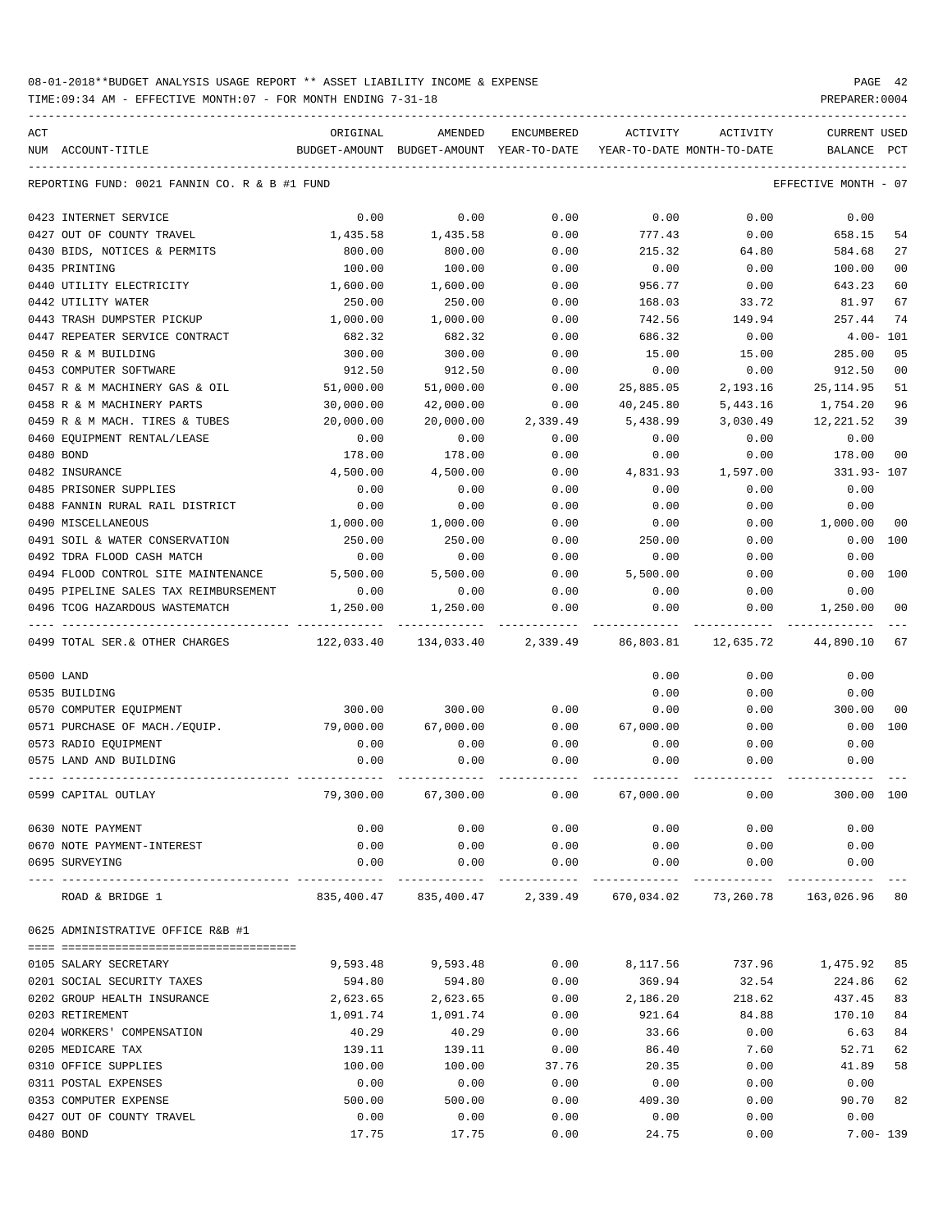08-01-2018**BUDGET ANALYSIS USAGE REPORT ** ASSET LIABILITY INCOME & EXPENSE

TIME:09:34 AM - EFFECTIVE MONTH:07 - FOR MONTH ENDING 7-31-18

PREPARER:0004

REPORTING FUND: 0021 FANNIN CO. R & B #1 FUND — EFFECTIVE MONTH - 07

| ACT NUM | ACCOUNT-TITLE | ORIGINAL BUDGET-AMOUNT | AMENDED BUDGET-AMOUNT | ENCUMBERED YEAR-TO-DATE | ACTIVITY YEAR-TO-DATE | ACTIVITY MONTH-TO-DATE | CURRENT BALANCE | USED PCT |
|---|---|---|---|---|---|---|---|---|
| 0423 | INTERNET SERVICE | 0.00 | 0.00 | 0.00 | 0.00 | 0.00 | 0.00 | |
| 0427 | OUT OF COUNTY TRAVEL | 1,435.58 | 1,435.58 | 0.00 | 777.43 | 0.00 | 658.15 | 54 |
| 0430 | BIDS, NOTICES & PERMITS | 800.00 | 800.00 | 0.00 | 215.32 | 64.80 | 584.68 | 27 |
| 0435 | PRINTING | 100.00 | 100.00 | 0.00 | 0.00 | 0.00 | 100.00 | 00 |
| 0440 | UTILITY ELECTRICITY | 1,600.00 | 1,600.00 | 0.00 | 956.77 | 0.00 | 643.23 | 60 |
| 0442 | UTILITY WATER | 250.00 | 250.00 | 0.00 | 168.03 | 33.72 | 81.97 | 67 |
| 0443 | TRASH DUMPSTER PICKUP | 1,000.00 | 1,000.00 | 0.00 | 742.56 | 149.94 | 257.44 | 74 |
| 0447 | REPEATER SERVICE CONTRACT | 682.32 | 682.32 | 0.00 | 686.32 | 0.00 | 4.00- | 101 |
| 0450 | R & M BUILDING | 300.00 | 300.00 | 0.00 | 15.00 | 15.00 | 285.00 | 05 |
| 0453 | COMPUTER SOFTWARE | 912.50 | 912.50 | 0.00 | 0.00 | 0.00 | 912.50 | 00 |
| 0457 | R & M MACHINERY GAS & OIL | 51,000.00 | 51,000.00 | 0.00 | 25,885.05 | 2,193.16 | 25,114.95 | 51 |
| 0458 | R & M MACHINERY PARTS | 30,000.00 | 42,000.00 | 0.00 | 40,245.80 | 5,443.16 | 1,754.20 | 96 |
| 0459 | R & M MACH. TIRES & TUBES | 20,000.00 | 20,000.00 | 2,339.49 | 5,438.99 | 3,030.49 | 12,221.52 | 39 |
| 0460 | EQUIPMENT RENTAL/LEASE | 0.00 | 0.00 | 0.00 | 0.00 | 0.00 | 0.00 | |
| 0480 | BOND | 178.00 | 178.00 | 0.00 | 0.00 | 0.00 | 178.00 | 00 |
| 0482 | INSURANCE | 4,500.00 | 4,500.00 | 0.00 | 4,831.93 | 1,597.00 | 331.93- | 107 |
| 0485 | PRISONER SUPPLIES | 0.00 | 0.00 | 0.00 | 0.00 | 0.00 | 0.00 | |
| 0488 | FANNIN RURAL RAIL DISTRICT | 0.00 | 0.00 | 0.00 | 0.00 | 0.00 | 0.00 | |
| 0490 | MISCELLANEOUS | 1,000.00 | 1,000.00 | 0.00 | 0.00 | 0.00 | 1,000.00 | 00 |
| 0491 | SOIL & WATER CONSERVATION | 250.00 | 250.00 | 0.00 | 250.00 | 0.00 | 0.00 | 100 |
| 0492 | TDRA FLOOD CASH MATCH | 0.00 | 0.00 | 0.00 | 0.00 | 0.00 | 0.00 | |
| 0494 | FLOOD CONTROL SITE MAINTENANCE | 5,500.00 | 5,500.00 | 0.00 | 5,500.00 | 0.00 | 0.00 | 100 |
| 0495 | PIPELINE SALES TAX REIMBURSEMENT | 0.00 | 0.00 | 0.00 | 0.00 | 0.00 | 0.00 | |
| 0496 | TCOG HAZARDOUS WASTEMATCH | 1,250.00 | 1,250.00 | 0.00 | 0.00 | 0.00 | 1,250.00 | 00 |
| 0499 | TOTAL SER.& OTHER CHARGES | 122,033.40 | 134,033.40 | 2,339.49 | 86,803.81 | 12,635.72 | 44,890.10 | 67 |
| 0500 | LAND | | | | 0.00 | 0.00 | 0.00 | |
| 0535 | BUILDING | | | | 0.00 | 0.00 | 0.00 | |
| 0570 | COMPUTER EQUIPMENT | 300.00 | 300.00 | 0.00 | 0.00 | 0.00 | 300.00 | 00 |
| 0571 | PURCHASE OF MACH./EQUIP. | 79,000.00 | 67,000.00 | 0.00 | 67,000.00 | 0.00 | 0.00 | 100 |
| 0573 | RADIO EQUIPMENT | 0.00 | 0.00 | 0.00 | 0.00 | 0.00 | 0.00 | |
| 0575 | LAND AND BUILDING | 0.00 | 0.00 | 0.00 | 0.00 | 0.00 | 0.00 | |
| 0599 | CAPITAL OUTLAY | 79,300.00 | 67,300.00 | 0.00 | 67,000.00 | 0.00 | 300.00 | 100 |
| 0630 | NOTE PAYMENT | 0.00 | 0.00 | 0.00 | 0.00 | 0.00 | 0.00 | |
| 0670 | NOTE PAYMENT-INTEREST | 0.00 | 0.00 | 0.00 | 0.00 | 0.00 | 0.00 | |
| 0695 | SURVEYING | 0.00 | 0.00 | 0.00 | 0.00 | 0.00 | 0.00 | |
| | ROAD & BRIDGE 1 | 835,400.47 | 835,400.47 | 2,339.49 | 670,034.02 | 73,260.78 | 163,026.96 | 80 |

0625 ADMINISTRATIVE OFFICE R&B #1

| ACT NUM | ACCOUNT-TITLE | ORIGINAL BUDGET-AMOUNT | AMENDED BUDGET-AMOUNT | ENCUMBERED YEAR-TO-DATE | ACTIVITY YEAR-TO-DATE | ACTIVITY MONTH-TO-DATE | CURRENT BALANCE | USED PCT |
|---|---|---|---|---|---|---|---|---|
| 0105 | SALARY SECRETARY | 9,593.48 | 9,593.48 | 0.00 | 8,117.56 | 737.96 | 1,475.92 | 85 |
| 0201 | SOCIAL SECURITY TAXES | 594.80 | 594.80 | 0.00 | 369.94 | 32.54 | 224.86 | 62 |
| 0202 | GROUP HEALTH INSURANCE | 2,623.65 | 2,623.65 | 0.00 | 2,186.20 | 218.62 | 437.45 | 83 |
| 0203 | RETIREMENT | 1,091.74 | 1,091.74 | 0.00 | 921.64 | 84.88 | 170.10 | 84 |
| 0204 | WORKERS' COMPENSATION | 40.29 | 40.29 | 0.00 | 33.66 | 0.00 | 6.63 | 84 |
| 0205 | MEDICARE TAX | 139.11 | 139.11 | 0.00 | 86.40 | 7.60 | 52.71 | 62 |
| 0310 | OFFICE SUPPLIES | 100.00 | 100.00 | 37.76 | 20.35 | 0.00 | 41.89 | 58 |
| 0311 | POSTAL EXPENSES | 0.00 | 0.00 | 0.00 | 0.00 | 0.00 | 0.00 | |
| 0353 | COMPUTER EXPENSE | 500.00 | 500.00 | 0.00 | 409.30 | 0.00 | 90.70 | 82 |
| 0427 | OUT OF COUNTY TRAVEL | 0.00 | 0.00 | 0.00 | 0.00 | 0.00 | 0.00 | |
| 0480 | BOND | 17.75 | 17.75 | 0.00 | 24.75 | 0.00 | 7.00- | 139 |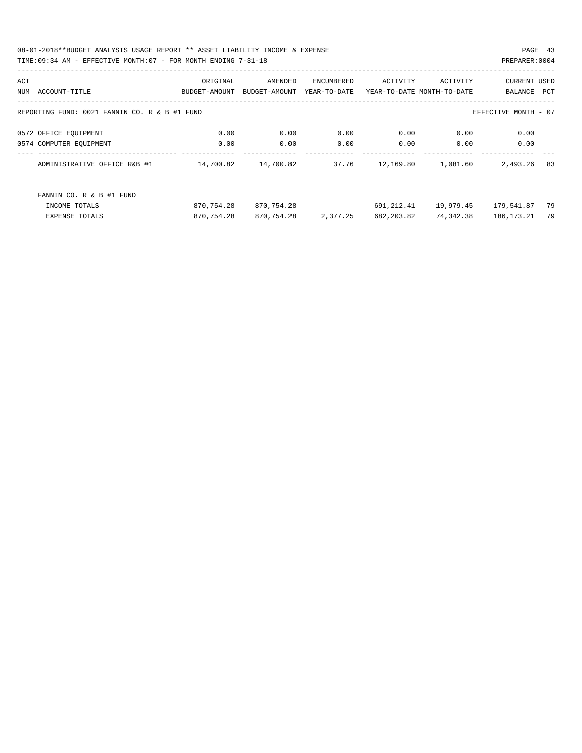REPORTING FUND: 0021 FANNIN CO. R & B #1 FUND — EFFECTIVE MONTH - 07

| ACT NUM | ACCOUNT-TITLE | ORIGINAL BUDGET-AMOUNT | AMENDED BUDGET-AMOUNT | ENCUMBERED YEAR-TO-DATE | ACTIVITY YEAR-TO-DATE | ACTIVITY MONTH-TO-DATE | CURRENT BALANCE | USED PCT |
|---|---|---|---|---|---|---|---|---|
| 0572 | OFFICE EQUIPMENT | 0.00 | 0.00 | 0.00 | 0.00 | 0.00 | 0.00 | |
| 0574 | COMPUTER EQUIPMENT | 0.00 | 0.00 | 0.00 | 0.00 | 0.00 | 0.00 | |
| | ADMINISTRATIVE OFFICE R&B #1 | 14,700.82 | 14,700.82 | 37.76 | 12,169.80 | 1,081.60 | 2,493.26 | 83 |
| | FANNIN CO. R & B #1 FUND | | | | | | | |
| | INCOME TOTALS | 870,754.28 | 870,754.28 | | 691,212.41 | 19,979.45 | 179,541.87 | 79 |
| | EXPENSE TOTALS | 870,754.28 | 870,754.28 | 2,377.25 | 682,203.82 | 74,342.38 | 186,173.21 | 79 |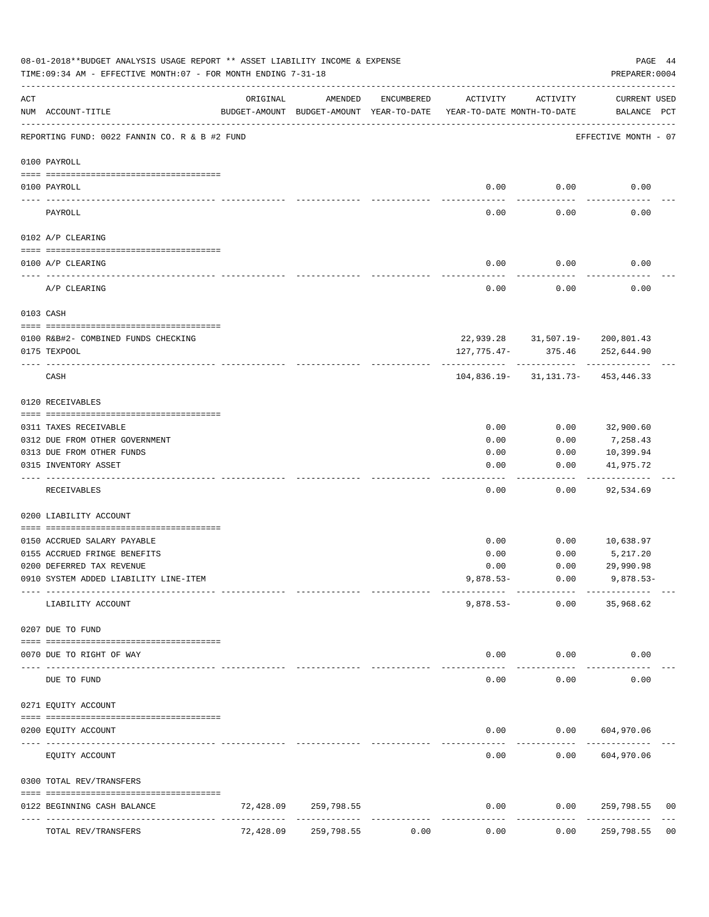08-01-2018**BUDGET ANALYSIS USAGE REPORT ** ASSET LIABILITY INCOME & EXPENSE

TIME:09:34 AM - EFFECTIVE MONTH:07 - FOR MONTH ENDING 7-31-18

PREPARER:0004

REPORTING FUND: 0022 FANNIN CO. R & B #2 FUND — EFFECTIVE MONTH - 07

| ACT NUM | ACCOUNT-TITLE | ORIGINAL BUDGET-AMOUNT | AMENDED BUDGET-AMOUNT | ENCUMBERED YEAR-TO-DATE | ACTIVITY YEAR-TO-DATE | ACTIVITY MONTH-TO-DATE | CURRENT USED BALANCE | PCT |
|---|---|---|---|---|---|---|---|---|
| | **0100 PAYROLL** | | | | | | | |
| 0100 | PAYROLL | | | | 0.00 | 0.00 | 0.00 | |
| | PAYROLL | | | | 0.00 | 0.00 | 0.00 | |
| | **0102 A/P CLEARING** | | | | | | | |
| 0100 | A/P CLEARING | | | | 0.00 | 0.00 | 0.00 | |
| | A/P CLEARING | | | | 0.00 | 0.00 | 0.00 | |
| | **0103 CASH** | | | | | | | |
| 0100 | R&B#2- COMBINED FUNDS CHECKING | | | | 22,939.28 | 31,507.19- | 200,801.43 | |
| 0175 | TEXPOOL | | | | 127,775.47- | 375.46 | 252,644.90 | |
| | CASH | | | | 104,836.19- | 31,131.73- | 453,446.33 | |
| | **0120 RECEIVABLES** | | | | | | | |
| 0311 | TAXES RECEIVABLE | | | | 0.00 | 0.00 | 32,900.60 | |
| 0312 | DUE FROM OTHER GOVERNMENT | | | | 0.00 | 0.00 | 7,258.43 | |
| 0313 | DUE FROM OTHER FUNDS | | | | 0.00 | 0.00 | 10,399.94 | |
| 0315 | INVENTORY ASSET | | | | 0.00 | 0.00 | 41,975.72 | |
| | RECEIVABLES | | | | 0.00 | 0.00 | 92,534.69 | |
| | **0200 LIABILITY ACCOUNT** | | | | | | | |
| 0150 | ACCRUED SALARY PAYABLE | | | | 0.00 | 0.00 | 10,638.97 | |
| 0155 | ACCRUED FRINGE BENEFITS | | | | 0.00 | 0.00 | 5,217.20 | |
| 0200 | DEFERRED TAX REVENUE | | | | 0.00 | 0.00 | 29,990.98 | |
| 0910 | SYSTEM ADDED LIABILITY LINE-ITEM | | | | 9,878.53- | 0.00 | 9,878.53- | |
| | LIABILITY ACCOUNT | | | | 9,878.53- | 0.00 | 35,968.62 | |
| | **0207 DUE TO FUND** | | | | | | | |
| 0070 | DUE TO RIGHT OF WAY | | | | 0.00 | 0.00 | 0.00 | |
| | DUE TO FUND | | | | 0.00 | 0.00 | 0.00 | |
| | **0271 EQUITY ACCOUNT** | | | | | | | |
| 0200 | EQUITY ACCOUNT | | | | 0.00 | 0.00 | 604,970.06 | |
| | EQUITY ACCOUNT | | | | 0.00 | 0.00 | 604,970.06 | |
| | **0300 TOTAL REV/TRANSFERS** | | | | | | | |
| 0122 | BEGINNING CASH BALANCE | 72,428.09 | 259,798.55 | | 0.00 | 0.00 | 259,798.55 | 00 |
| | TOTAL REV/TRANSFERS | 72,428.09 | 259,798.55 | 0.00 | 0.00 | 0.00 | 259,798.55 | 00 |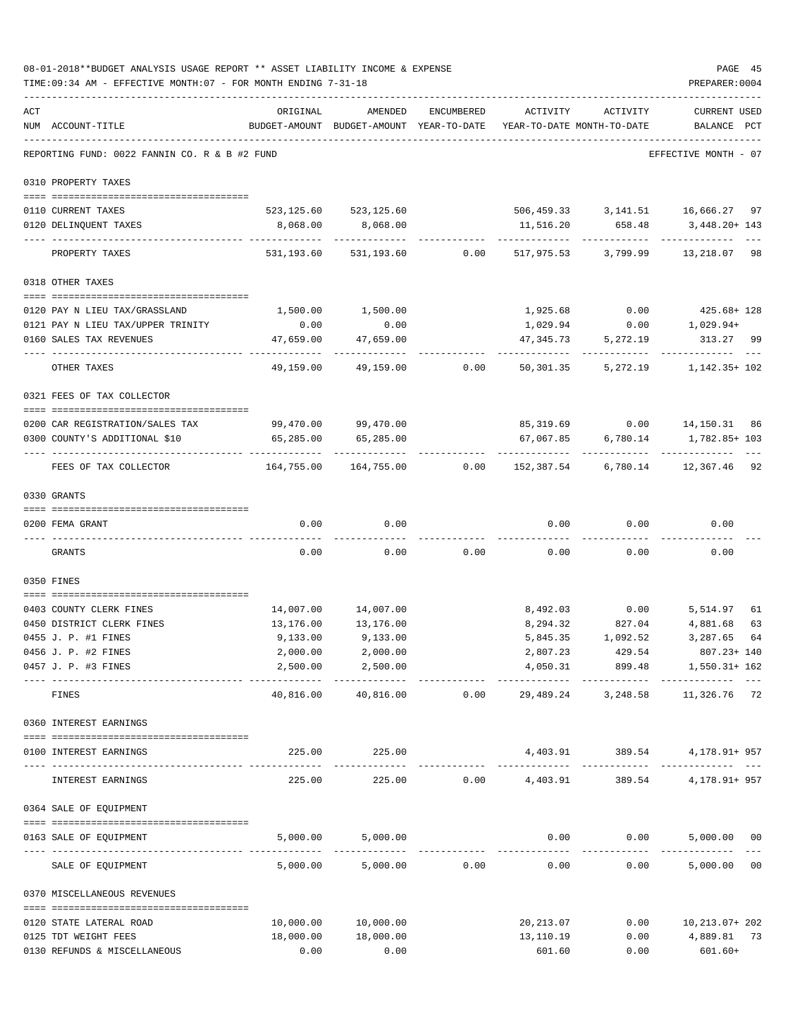08-01-2018**BUDGET ANALYSIS USAGE REPORT ** ASSET LIABILITY INCOME & EXPENSE

TIME:09:34 AM - EFFECTIVE MONTH:07 - FOR MONTH ENDING 7-31-18

PREPARER:0004

REPORTING FUND: 0022 FANNIN CO. R & B #2 FUND — EFFECTIVE MONTH - 07

| ACT NUM | ACCOUNT-TITLE | ORIGINAL BUDGET-AMOUNT | AMENDED BUDGET-AMOUNT | ENCUMBERED YEAR-TO-DATE | ACTIVITY YEAR-TO-DATE | ACTIVITY MONTH-TO-DATE | CURRENT USED BALANCE | PCT |
|---|---|---|---|---|---|---|---|---|
| 0310 | PROPERTY TAXES | | | | | | | |
| 0110 | CURRENT TAXES | 523,125.60 | 523,125.60 | | 506,459.33 | 3,141.51 | 16,666.27 | 97 |
| 0120 | DELINQUENT TAXES | 8,068.00 | 8,068.00 | | 11,516.20 | 658.48 | 3,448.20+ | 143 |
| | PROPERTY TAXES | 531,193.60 | 531,193.60 | 0.00 | 517,975.53 | 3,799.99 | 13,218.07 | 98 |
| 0318 | OTHER TAXES | | | | | | | |
| 0120 | PAY N LIEU TAX/GRASSLAND | 1,500.00 | 1,500.00 | | 1,925.68 | 0.00 | 425.68+ | 128 |
| 0121 | PAY N LIEU TAX/UPPER TRINITY | 0.00 | 0.00 | | 1,029.94 | 0.00 | 1,029.94+ | |
| 0160 | SALES TAX REVENUES | 47,659.00 | 47,659.00 | | 47,345.73 | 5,272.19 | 313.27 | 99 |
| | OTHER TAXES | 49,159.00 | 49,159.00 | 0.00 | 50,301.35 | 5,272.19 | 1,142.35+ | 102 |
| 0321 | FEES OF TAX COLLECTOR | | | | | | | |
| 0200 | CAR REGISTRATION/SALES TAX | 99,470.00 | 99,470.00 | | 85,319.69 | 0.00 | 14,150.31 | 86 |
| 0300 | COUNTY'S ADDITIONAL $10 | 65,285.00 | 65,285.00 | | 67,067.85 | 6,780.14 | 1,782.85+ | 103 |
| | FEES OF TAX COLLECTOR | 164,755.00 | 164,755.00 | 0.00 | 152,387.54 | 6,780.14 | 12,367.46 | 92 |
| 0330 | GRANTS | | | | | | | |
| 0200 | FEMA GRANT | 0.00 | 0.00 | | 0.00 | 0.00 | 0.00 | |
| | GRANTS | 0.00 | 0.00 | 0.00 | 0.00 | 0.00 | 0.00 | |
| 0350 | FINES | | | | | | | |
| 0403 | COUNTY CLERK FINES | 14,007.00 | 14,007.00 | | 8,492.03 | 0.00 | 5,514.97 | 61 |
| 0450 | DISTRICT CLERK FINES | 13,176.00 | 13,176.00 | | 8,294.32 | 827.04 | 4,881.68 | 63 |
| 0455 | J. P. #1 FINES | 9,133.00 | 9,133.00 | | 5,845.35 | 1,092.52 | 3,287.65 | 64 |
| 0456 | J. P. #2 FINES | 2,000.00 | 2,000.00 | | 2,807.23 | 429.54 | 807.23+ | 140 |
| 0457 | J. P. #3 FINES | 2,500.00 | 2,500.00 | | 4,050.31 | 899.48 | 1,550.31+ | 162 |
| | FINES | 40,816.00 | 40,816.00 | 0.00 | 29,489.24 | 3,248.58 | 11,326.76 | 72 |
| 0360 | INTEREST EARNINGS | | | | | | | |
| 0100 | INTEREST EARNINGS | 225.00 | 225.00 | | 4,403.91 | 389.54 | 4,178.91+ | 957 |
| | INTEREST EARNINGS | 225.00 | 225.00 | 0.00 | 4,403.91 | 389.54 | 4,178.91+ | 957 |
| 0364 | SALE OF EQUIPMENT | | | | | | | |
| 0163 | SALE OF EQUIPMENT | 5,000.00 | 5,000.00 | | 0.00 | 0.00 | 5,000.00 | 00 |
| | SALE OF EQUIPMENT | 5,000.00 | 5,000.00 | 0.00 | 0.00 | 0.00 | 5,000.00 | 00 |
| 0370 | MISCELLANEOUS REVENUES | | | | | | | |
| 0120 | STATE LATERAL ROAD | 10,000.00 | 10,000.00 | | 20,213.07 | 0.00 | 10,213.07+ | 202 |
| 0125 | TDT WEIGHT FEES | 18,000.00 | 18,000.00 | | 13,110.19 | 0.00 | 4,889.81 | 73 |
| 0130 | REFUNDS & MISCELLANEOUS | 0.00 | 0.00 | | 601.60 | 0.00 | 601.60+ | |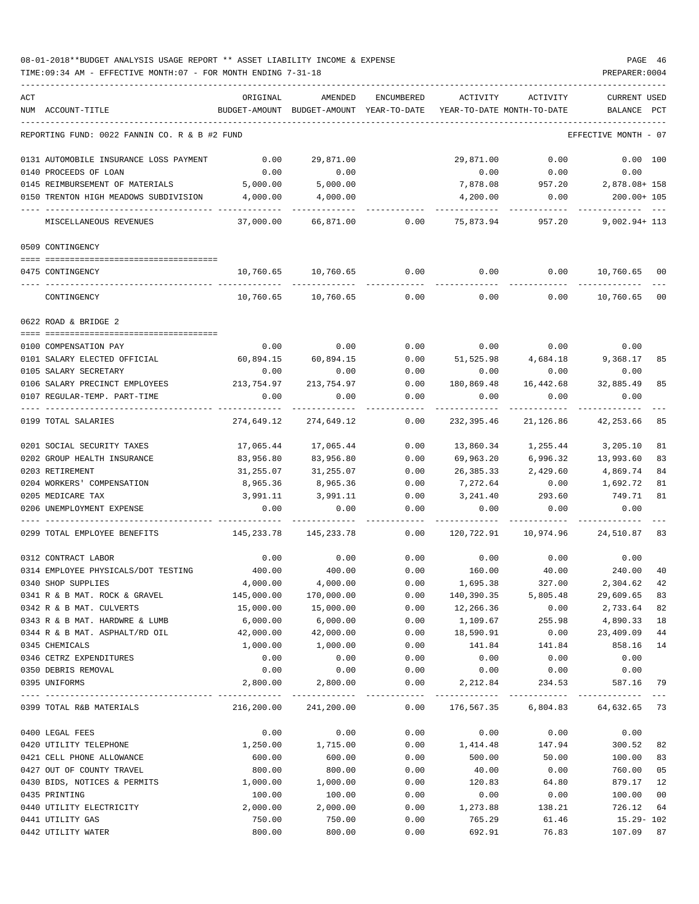08-01-2018**BUDGET ANALYSIS USAGE REPORT ** ASSET LIABILITY INCOME & EXPENSE

TIME:09:34 AM - EFFECTIVE MONTH:07 - FOR MONTH ENDING 7-31-18

| ACT NUM | ACCOUNT-TITLE | ORIGINAL BUDGET-AMOUNT | AMENDED BUDGET-AMOUNT | ENCUMBERED YEAR-TO-DATE | ACTIVITY YEAR-TO-DATE | ACTIVITY MONTH-TO-DATE | CURRENT USED BALANCE | PCT |
|---|---|---|---|---|---|---|---|---|
| | REPORTING FUND: 0022 FANNIN CO. R & B #2 FUND | | | | | | EFFECTIVE MONTH - 07 | |
| 0131 | AUTOMOBILE INSURANCE LOSS PAYMENT | 0.00 | 29,871.00 | | 29,871.00 | 0.00 | 0.00 | 100 |
| 0140 | PROCEEDS OF LOAN | 0.00 | 0.00 | | 0.00 | 0.00 | 0.00 | |
| 0145 | REIMBURSEMENT OF MATERIALS | 5,000.00 | 5,000.00 | | 7,878.08 | 957.20 | 2,878.08+ | 158 |
| 0150 | TRENTON HIGH MEADOWS SUBDIVISION | 4,000.00 | 4,000.00 | | 4,200.00 | 0.00 | 200.00+ | 105 |
| | MISCELLANEOUS REVENUES | 37,000.00 | 66,871.00 | 0.00 | 75,873.94 | 957.20 | 9,002.94+ | 113 |
| | 0509 CONTINGENCY | | | | | | | |
| 0475 | CONTINGENCY | 10,760.65 | 10,760.65 | 0.00 | 0.00 | 0.00 | 10,760.65 | 00 |
| | CONTINGENCY | 10,760.65 | 10,760.65 | 0.00 | 0.00 | 0.00 | 10,760.65 | 00 |
| | 0622 ROAD & BRIDGE 2 | | | | | | | |
| 0100 | COMPENSATION PAY | 0.00 | 0.00 | 0.00 | 0.00 | 0.00 | 0.00 | |
| 0101 | SALARY ELECTED OFFICIAL | 60,894.15 | 60,894.15 | 0.00 | 51,525.98 | 4,684.18 | 9,368.17 | 85 |
| 0105 | SALARY SECRETARY | 0.00 | 0.00 | 0.00 | 0.00 | 0.00 | 0.00 | |
| 0106 | SALARY PRECINCT EMPLOYEES | 213,754.97 | 213,754.97 | 0.00 | 180,869.48 | 16,442.68 | 32,885.49 | 85 |
| 0107 | REGULAR-TEMP. PART-TIME | 0.00 | 0.00 | 0.00 | 0.00 | 0.00 | 0.00 | |
| 0199 | TOTAL SALARIES | 274,649.12 | 274,649.12 | 0.00 | 232,395.46 | 21,126.86 | 42,253.66 | 85 |
| 0201 | SOCIAL SECURITY TAXES | 17,065.44 | 17,065.44 | 0.00 | 13,860.34 | 1,255.44 | 3,205.10 | 81 |
| 0202 | GROUP HEALTH INSURANCE | 83,956.80 | 83,956.80 | 0.00 | 69,963.20 | 6,996.32 | 13,993.60 | 83 |
| 0203 | RETIREMENT | 31,255.07 | 31,255.07 | 0.00 | 26,385.33 | 2,429.60 | 4,869.74 | 84 |
| 0204 | WORKERS' COMPENSATION | 8,965.36 | 8,965.36 | 0.00 | 7,272.64 | 0.00 | 1,692.72 | 81 |
| 0205 | MEDICARE TAX | 3,991.11 | 3,991.11 | 0.00 | 3,241.40 | 293.60 | 749.71 | 81 |
| 0206 | UNEMPLOYMENT EXPENSE | 0.00 | 0.00 | 0.00 | 0.00 | 0.00 | 0.00 | |
| 0299 | TOTAL EMPLOYEE BENEFITS | 145,233.78 | 145,233.78 | 0.00 | 120,722.91 | 10,974.96 | 24,510.87 | 83 |
| 0312 | CONTRACT LABOR | 0.00 | 0.00 | 0.00 | 0.00 | 0.00 | 0.00 | |
| 0314 | EMPLOYEE PHYSICALS/DOT TESTING | 400.00 | 400.00 | 0.00 | 160.00 | 40.00 | 240.00 | 40 |
| 0340 | SHOP SUPPLIES | 4,000.00 | 4,000.00 | 0.00 | 1,695.38 | 327.00 | 2,304.62 | 42 |
| 0341 | R & B MAT. ROCK & GRAVEL | 145,000.00 | 170,000.00 | 0.00 | 140,390.35 | 5,805.48 | 29,609.65 | 83 |
| 0342 | R & B MAT. CULVERTS | 15,000.00 | 15,000.00 | 0.00 | 12,266.36 | 0.00 | 2,733.64 | 82 |
| 0343 | R & B MAT. HARDWRE & LUMB | 6,000.00 | 6,000.00 | 0.00 | 1,109.67 | 255.98 | 4,890.33 | 18 |
| 0344 | R & B MAT. ASPHALT/RD OIL | 42,000.00 | 42,000.00 | 0.00 | 18,590.91 | 0.00 | 23,409.09 | 44 |
| 0345 | CHEMICALS | 1,000.00 | 1,000.00 | 0.00 | 141.84 | 141.84 | 858.16 | 14 |
| 0346 | CETRZ EXPENDITURES | 0.00 | 0.00 | 0.00 | 0.00 | 0.00 | 0.00 | |
| 0350 | DEBRIS REMOVAL | 0.00 | 0.00 | 0.00 | 0.00 | 0.00 | 0.00 | |
| 0395 | UNIFORMS | 2,800.00 | 2,800.00 | 0.00 | 2,212.84 | 234.53 | 587.16 | 79 |
| 0399 | TOTAL R&B MATERIALS | 216,200.00 | 241,200.00 | 0.00 | 176,567.35 | 6,804.83 | 64,632.65 | 73 |
| 0400 | LEGAL FEES | 0.00 | 0.00 | 0.00 | 0.00 | 0.00 | 0.00 | |
| 0420 | UTILITY TELEPHONE | 1,250.00 | 1,715.00 | 0.00 | 1,414.48 | 147.94 | 300.52 | 82 |
| 0421 | CELL PHONE ALLOWANCE | 600.00 | 600.00 | 0.00 | 500.00 | 50.00 | 100.00 | 83 |
| 0427 | OUT OF COUNTY TRAVEL | 800.00 | 800.00 | 0.00 | 40.00 | 0.00 | 760.00 | 05 |
| 0430 | BIDS, NOTICES & PERMITS | 1,000.00 | 1,000.00 | 0.00 | 120.83 | 64.80 | 879.17 | 12 |
| 0435 | PRINTING | 100.00 | 100.00 | 0.00 | 0.00 | 0.00 | 100.00 | 00 |
| 0440 | UTILITY ELECTRICITY | 2,000.00 | 2,000.00 | 0.00 | 1,273.88 | 138.21 | 726.12 | 64 |
| 0441 | UTILITY GAS | 750.00 | 750.00 | 0.00 | 765.29 | 61.46 | 15.29- | 102 |
| 0442 | UTILITY WATER | 800.00 | 800.00 | 0.00 | 692.91 | 76.83 | 107.09 | 87 |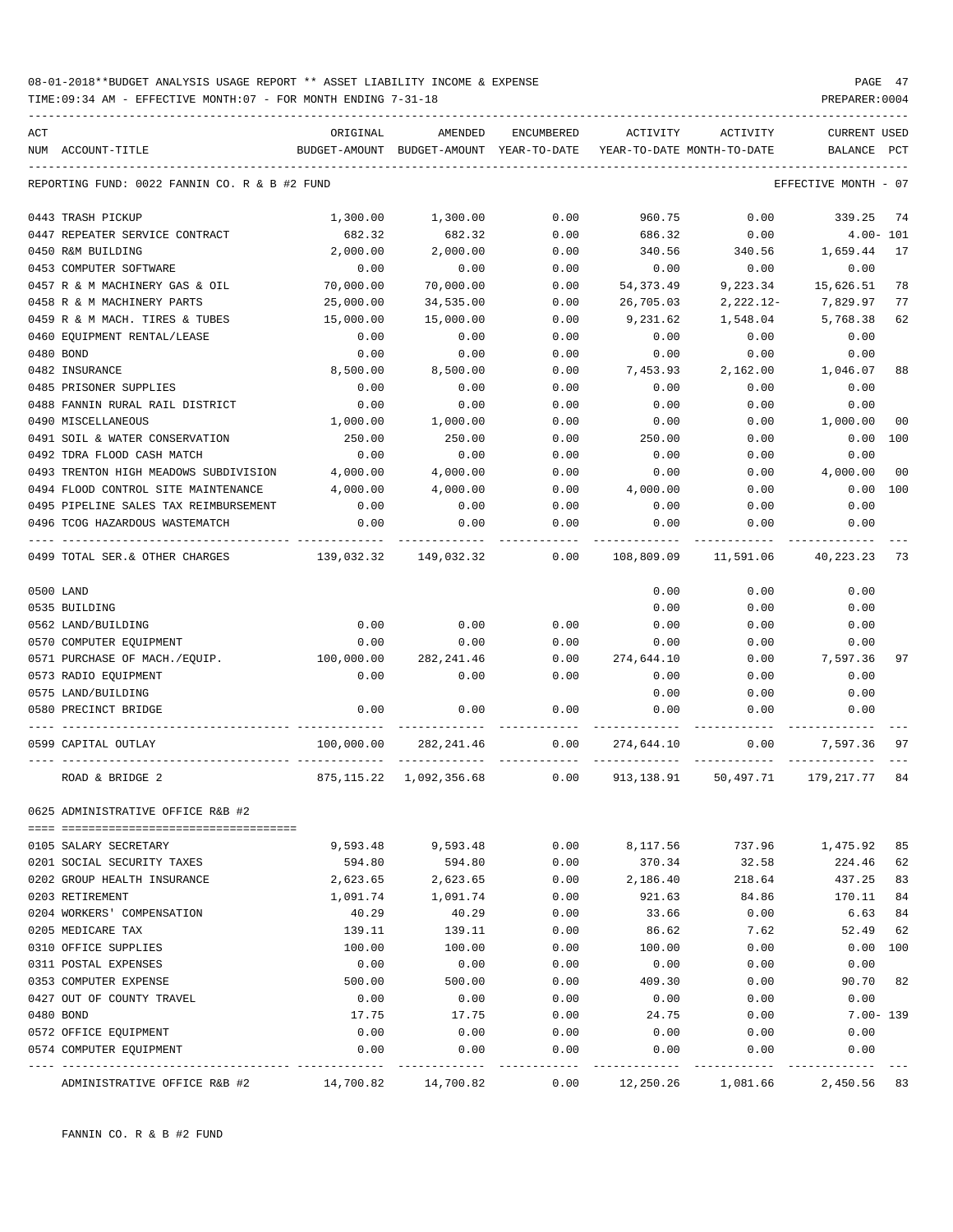08-01-2018**BUDGET ANALYSIS USAGE REPORT ** ASSET LIABILITY INCOME & EXPENSE

TIME:09:34 AM - EFFECTIVE MONTH:07 - FOR MONTH ENDING 7-31-18

| ACT NUM | ACCOUNT-TITLE | ORIGINAL BUDGET-AMOUNT | AMENDED BUDGET-AMOUNT | ENCUMBERED YEAR-TO-DATE | ACTIVITY YEAR-TO-DATE | ACTIVITY MONTH-TO-DATE | CURRENT USED BALANCE | PCT |
|---|---|---|---|---|---|---|---|---|
| | REPORTING FUND: 0022 FANNIN CO. R & B #2 FUND | | | | | | EFFECTIVE MONTH - 07 | |
| 0443 | TRASH PICKUP | 1,300.00 | 1,300.00 | 0.00 | 960.75 | 0.00 | 339.25 | 74 |
| 0447 | REPEATER SERVICE CONTRACT | 682.32 | 682.32 | 0.00 | 686.32 | 0.00 | 4.00- | 101 |
| 0450 | R&M BUILDING | 2,000.00 | 2,000.00 | 0.00 | 340.56 | 340.56 | 1,659.44 | 17 |
| 0453 | COMPUTER SOFTWARE | 0.00 | 0.00 | 0.00 | 0.00 | 0.00 | 0.00 | |
| 0457 | R & M MACHINERY GAS & OIL | 70,000.00 | 70,000.00 | 0.00 | 54,373.49 | 9,223.34 | 15,626.51 | 78 |
| 0458 | R & M MACHINERY PARTS | 25,000.00 | 34,535.00 | 0.00 | 26,705.03 | 2,222.12- | 7,829.97 | 77 |
| 0459 | R & M MACH. TIRES & TUBES | 15,000.00 | 15,000.00 | 0.00 | 9,231.62 | 1,548.04 | 5,768.38 | 62 |
| 0460 | EQUIPMENT RENTAL/LEASE | 0.00 | 0.00 | 0.00 | 0.00 | 0.00 | 0.00 | |
| 0480 | BOND | 0.00 | 0.00 | 0.00 | 0.00 | 0.00 | 0.00 | |
| 0482 | INSURANCE | 8,500.00 | 8,500.00 | 0.00 | 7,453.93 | 2,162.00 | 1,046.07 | 88 |
| 0485 | PRISONER SUPPLIES | 0.00 | 0.00 | 0.00 | 0.00 | 0.00 | 0.00 | |
| 0488 | FANNIN RURAL RAIL DISTRICT | 0.00 | 0.00 | 0.00 | 0.00 | 0.00 | 0.00 | |
| 0490 | MISCELLANEOUS | 1,000.00 | 1,000.00 | 0.00 | 0.00 | 0.00 | 1,000.00 | 00 |
| 0491 | SOIL & WATER CONSERVATION | 250.00 | 250.00 | 0.00 | 250.00 | 0.00 | 0.00 | 100 |
| 0492 | TDRA FLOOD CASH MATCH | 0.00 | 0.00 | 0.00 | 0.00 | 0.00 | 0.00 | |
| 0493 | TRENTON HIGH MEADOWS SUBDIVISION | 4,000.00 | 4,000.00 | 0.00 | 0.00 | 0.00 | 4,000.00 | 00 |
| 0494 | FLOOD CONTROL SITE MAINTENANCE | 4,000.00 | 4,000.00 | 0.00 | 4,000.00 | 0.00 | 0.00 | 100 |
| 0495 | PIPELINE SALES TAX REIMBURSEMENT | 0.00 | 0.00 | 0.00 | 0.00 | 0.00 | 0.00 | |
| 0496 | TCOG HAZARDOUS WASTEMATCH | 0.00 | 0.00 | 0.00 | 0.00 | 0.00 | 0.00 | |
| 0499 | TOTAL SER.& OTHER CHARGES | 139,032.32 | 149,032.32 | 0.00 | 108,809.09 | 11,591.06 | 40,223.23 | 73 |
| 0500 | LAND | | | | 0.00 | 0.00 | 0.00 | |
| 0535 | BUILDING | | | | 0.00 | 0.00 | 0.00 | |
| 0562 | LAND/BUILDING | 0.00 | 0.00 | 0.00 | 0.00 | 0.00 | 0.00 | |
| 0570 | COMPUTER EQUIPMENT | 0.00 | 0.00 | 0.00 | 0.00 | 0.00 | 0.00 | |
| 0571 | PURCHASE OF MACH./EQUIP. | 100,000.00 | 282,241.46 | 0.00 | 274,644.10 | 0.00 | 7,597.36 | 97 |
| 0573 | RADIO EQUIPMENT | 0.00 | 0.00 | 0.00 | 0.00 | 0.00 | 0.00 | |
| 0575 | LAND/BUILDING | | | | 0.00 | 0.00 | 0.00 | |
| 0580 | PRECINCT BRIDGE | 0.00 | 0.00 | 0.00 | 0.00 | 0.00 | 0.00 | |
| 0599 | CAPITAL OUTLAY | 100,000.00 | 282,241.46 | 0.00 | 274,644.10 | 0.00 | 7,597.36 | 97 |
| | ROAD & BRIDGE 2 | 875,115.22 | 1,092,356.68 | 0.00 | 913,138.91 | 50,497.71 | 179,217.77 | 84 |
| | 0625 ADMINISTRATIVE OFFICE R&B #2 | | | | | | | |
| 0105 | SALARY SECRETARY | 9,593.48 | 9,593.48 | 0.00 | 8,117.56 | 737.96 | 1,475.92 | 85 |
| 0201 | SOCIAL SECURITY TAXES | 594.80 | 594.80 | 0.00 | 370.34 | 32.58 | 224.46 | 62 |
| 0202 | GROUP HEALTH INSURANCE | 2,623.65 | 2,623.65 | 0.00 | 2,186.40 | 218.64 | 437.25 | 83 |
| 0203 | RETIREMENT | 1,091.74 | 1,091.74 | 0.00 | 921.63 | 84.86 | 170.11 | 84 |
| 0204 | WORKERS' COMPENSATION | 40.29 | 40.29 | 0.00 | 33.66 | 0.00 | 6.63 | 84 |
| 0205 | MEDICARE TAX | 139.11 | 139.11 | 0.00 | 86.62 | 7.62 | 52.49 | 62 |
| 0310 | OFFICE SUPPLIES | 100.00 | 100.00 | 0.00 | 100.00 | 0.00 | 0.00 | 100 |
| 0311 | POSTAL EXPENSES | 0.00 | 0.00 | 0.00 | 0.00 | 0.00 | 0.00 | |
| 0353 | COMPUTER EXPENSE | 500.00 | 500.00 | 0.00 | 409.30 | 0.00 | 90.70 | 82 |
| 0427 | OUT OF COUNTY TRAVEL | 0.00 | 0.00 | 0.00 | 0.00 | 0.00 | 0.00 | |
| 0480 | BOND | 17.75 | 17.75 | 0.00 | 24.75 | 0.00 | 7.00- | 139 |
| 0572 | OFFICE EQUIPMENT | 0.00 | 0.00 | 0.00 | 0.00 | 0.00 | 0.00 | |
| 0574 | COMPUTER EQUIPMENT | 0.00 | 0.00 | 0.00 | 0.00 | 0.00 | 0.00 | |
| | ADMINISTRATIVE OFFICE R&B #2 | 14,700.82 | 14,700.82 | 0.00 | 12,250.26 | 1,081.66 | 2,450.56 | 83 |

FANNIN CO. R & B #2 FUND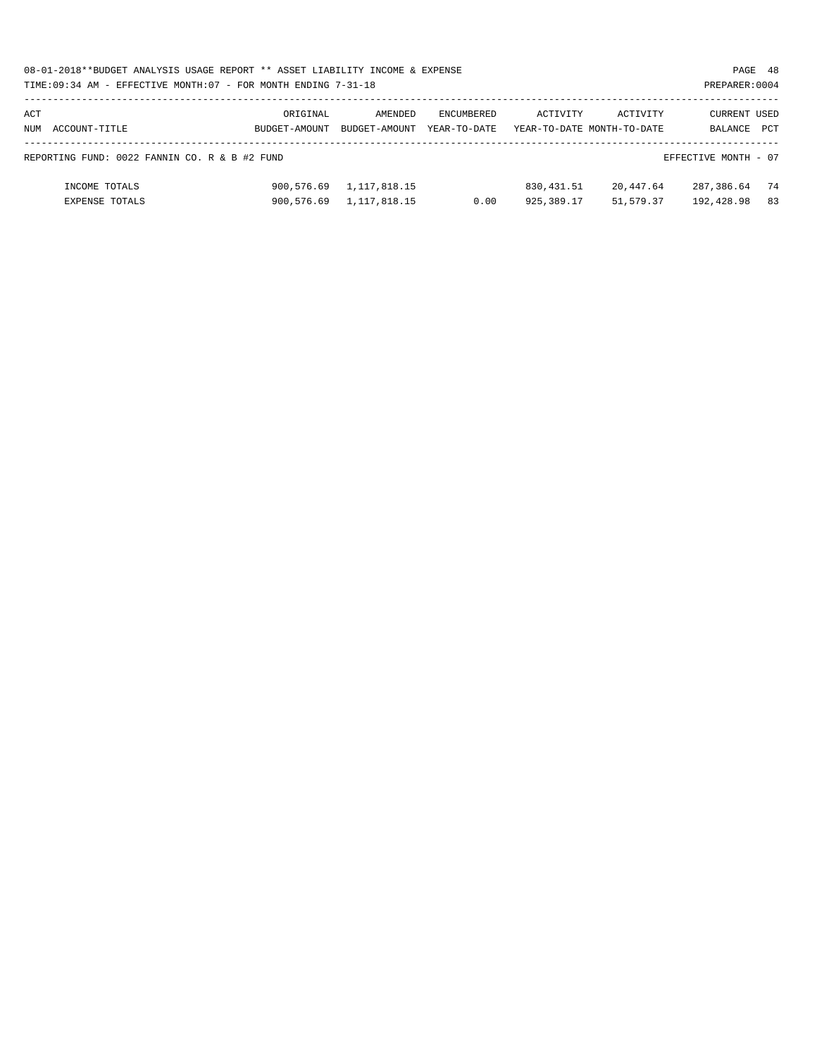08-01-2018**BUDGET ANALYSIS USAGE REPORT ** ASSET LIABILITY INCOME & EXPENSE

TIME:09:34 AM - EFFECTIVE MONTH:07 - FOR MONTH ENDING 7-31-18

PREPARER:0004

| ACT NUM | ACCOUNT-TITLE | ORIGINAL BUDGET-AMOUNT | AMENDED BUDGET-AMOUNT | ENCUMBERED YEAR-TO-DATE | ACTIVITY YEAR-TO-DATE | ACTIVITY MONTH-TO-DATE | CURRENT BALANCE | USED PCT |
|---|---|---|---|---|---|---|---|---|
| | REPORTING FUND: 0022 FANNIN CO. R & B #2 FUND | | | | | | EFFECTIVE MONTH - 07 | |
| | INCOME TOTALS | 900,576.69 | 1,117,818.15 | | 830,431.51 | 20,447.64 | 287,386.64 | 74 |
| | EXPENSE TOTALS | 900,576.69 | 1,117,818.15 | 0.00 | 925,389.17 | 51,579.37 | 192,428.98 | 83 |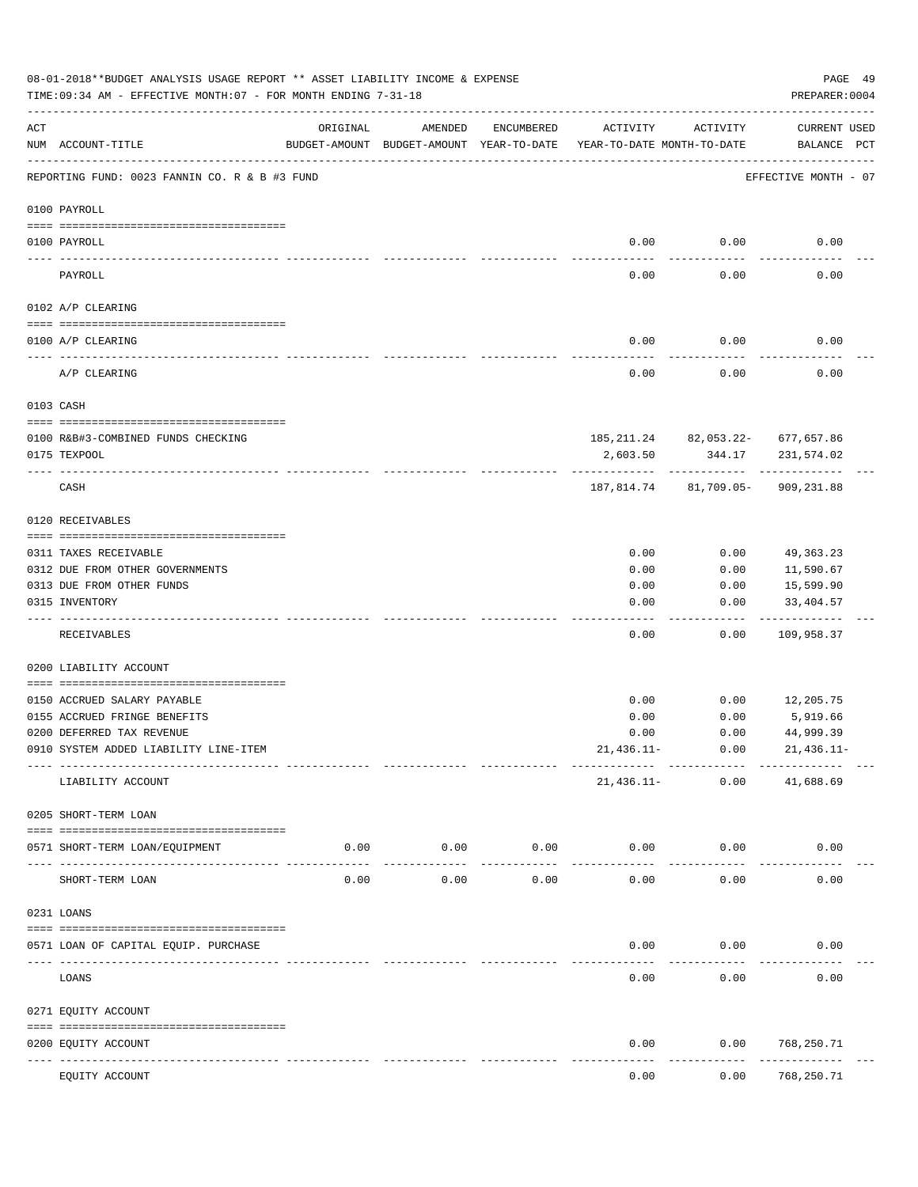08-01-2018**BUDGET ANALYSIS USAGE REPORT ** ASSET LIABILITY INCOME & EXPENSE

TIME:09:34 AM - EFFECTIVE MONTH:07 - FOR MONTH ENDING 7-31-18

PREPARER:0004

| ACT NUM | ACCOUNT-TITLE | ORIGINAL BUDGET-AMOUNT | AMENDED BUDGET-AMOUNT | ENCUMBERED YEAR-TO-DATE | ACTIVITY YEAR-TO-DATE | ACTIVITY MONTH-TO-DATE | CURRENT USED BALANCE | PCT |
|---|---|---|---|---|---|---|---|---|
| | REPORTING FUND: 0023 FANNIN CO. R & B #3 FUND | | | | | | EFFECTIVE MONTH - 07 | |
| | 0100 PAYROLL | | | | | | | |
| 0100 | PAYROLL | | | | 0.00 | 0.00 | 0.00 | |
| | PAYROLL | | | | 0.00 | 0.00 | 0.00 | |
| | 0102 A/P CLEARING | | | | | | | |
| 0100 | A/P CLEARING | | | | 0.00 | 0.00 | 0.00 | |
| | A/P CLEARING | | | | 0.00 | 0.00 | 0.00 | |
| | 0103 CASH | | | | | | | |
| 0100 | R&B#3-COMBINED FUNDS CHECKING | | | | 185,211.24 | 82,053.22- | 677,657.86 | |
| 0175 | TEXPOOL | | | | 2,603.50 | 344.17 | 231,574.02 | |
| | CASH | | | | 187,814.74 | 81,709.05- | 909,231.88 | |
| | 0120 RECEIVABLES | | | | | | | |
| 0311 | TAXES RECEIVABLE | | | | 0.00 | 0.00 | 49,363.23 | |
| 0312 | DUE FROM OTHER GOVERNMENTS | | | | 0.00 | 0.00 | 11,590.67 | |
| 0313 | DUE FROM OTHER FUNDS | | | | 0.00 | 0.00 | 15,599.90 | |
| 0315 | INVENTORY | | | | 0.00 | 0.00 | 33,404.57 | |
| | RECEIVABLES | | | | 0.00 | 0.00 | 109,958.37 | |
| | 0200 LIABILITY ACCOUNT | | | | | | | |
| 0150 | ACCRUED SALARY PAYABLE | | | | 0.00 | 0.00 | 12,205.75 | |
| 0155 | ACCRUED FRINGE BENEFITS | | | | 0.00 | 0.00 | 5,919.66 | |
| 0200 | DEFERRED TAX REVENUE | | | | 0.00 | 0.00 | 44,999.39 | |
| 0910 | SYSTEM ADDED LIABILITY LINE-ITEM | | | | 21,436.11- | 0.00 | 21,436.11- | |
| | LIABILITY ACCOUNT | | | | 21,436.11- | 0.00 | 41,688.69 | |
| | 0205 SHORT-TERM LOAN | | | | | | | |
| 0571 | SHORT-TERM LOAN/EQUIPMENT | 0.00 | 0.00 | 0.00 | 0.00 | 0.00 | 0.00 | |
| | SHORT-TERM LOAN | 0.00 | 0.00 | 0.00 | 0.00 | 0.00 | 0.00 | |
| | 0231 LOANS | | | | | | | |
| 0571 | LOAN OF CAPITAL EQUIP. PURCHASE | | | | 0.00 | 0.00 | 0.00 | |
| | LOANS | | | | 0.00 | 0.00 | 0.00 | |
| | 0271 EQUITY ACCOUNT | | | | | | | |
| 0200 | EQUITY ACCOUNT | | | | 0.00 | 0.00 | 768,250.71 | |
| | EQUITY ACCOUNT | | | | 0.00 | 0.00 | 768,250.71 | |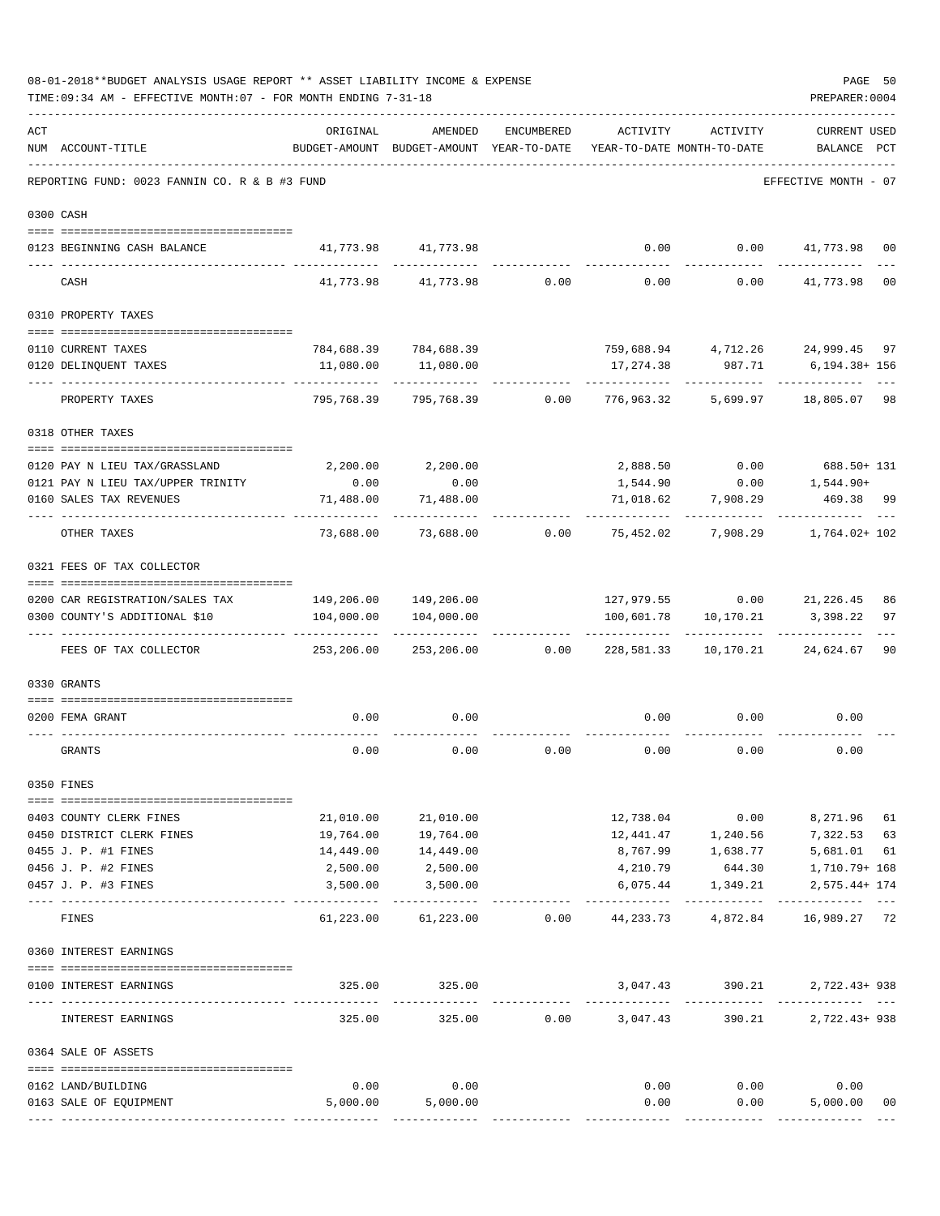08-01-2018**BUDGET ANALYSIS USAGE REPORT ** ASSET LIABILITY INCOME & EXPENSE

TIME:09:34 AM - EFFECTIVE MONTH:07 - FOR MONTH ENDING 7-31-18

PREPARER:0004

REPORTING FUND: 0023 FANNIN CO. R & B #3 FUND — EFFECTIVE MONTH - 07

| ACT NUM | ACCOUNT-TITLE | ORIGINAL BUDGET-AMOUNT | AMENDED BUDGET-AMOUNT | ENCUMBERED YEAR-TO-DATE | ACTIVITY YEAR-TO-DATE | ACTIVITY MONTH-TO-DATE | CURRENT BALANCE | USED PCT |
|---|---|---|---|---|---|---|---|---|
| **0300** | **CASH** | | | | | | | |
| 0123 | BEGINNING CASH BALANCE | 41,773.98 | 41,773.98 | | 0.00 | 0.00 | 41,773.98 | 00 |
| | CASH | 41,773.98 | 41,773.98 | 0.00 | 0.00 | 0.00 | 41,773.98 | 00 |
| **0310** | **PROPERTY TAXES** | | | | | | | |
| 0110 | CURRENT TAXES | 784,688.39 | 784,688.39 | | 759,688.94 | 4,712.26 | 24,999.45 | 97 |
| 0120 | DELINQUENT TAXES | 11,080.00 | 11,080.00 | | 17,274.38 | 987.71 | 6,194.38+ | 156 |
| | PROPERTY TAXES | 795,768.39 | 795,768.39 | 0.00 | 776,963.32 | 5,699.97 | 18,805.07 | 98 |
| **0318** | **OTHER TAXES** | | | | | | | |
| 0120 | PAY N LIEU TAX/GRASSLAND | 2,200.00 | 2,200.00 | | 2,888.50 | 0.00 | 688.50+ | 131 |
| 0121 | PAY N LIEU TAX/UPPER TRINITY | 0.00 | 0.00 | | 1,544.90 | 0.00 | 1,544.90+ | |
| 0160 | SALES TAX REVENUES | 71,488.00 | 71,488.00 | | 71,018.62 | 7,908.29 | 469.38 | 99 |
| | OTHER TAXES | 73,688.00 | 73,688.00 | 0.00 | 75,452.02 | 7,908.29 | 1,764.02+ | 102 |
| **0321** | **FEES OF TAX COLLECTOR** | | | | | | | |
| 0200 | CAR REGISTRATION/SALES TAX | 149,206.00 | 149,206.00 | | 127,979.55 | 0.00 | 21,226.45 | 86 |
| 0300 | COUNTY'S ADDITIONAL $10 | 104,000.00 | 104,000.00 | | 100,601.78 | 10,170.21 | 3,398.22 | 97 |
| | FEES OF TAX COLLECTOR | 253,206.00 | 253,206.00 | 0.00 | 228,581.33 | 10,170.21 | 24,624.67 | 90 |
| **0330** | **GRANTS** | | | | | | | |
| 0200 | FEMA GRANT | 0.00 | 0.00 | | 0.00 | 0.00 | 0.00 | |
| | GRANTS | 0.00 | 0.00 | 0.00 | 0.00 | 0.00 | 0.00 | |
| **0350** | **FINES** | | | | | | | |
| 0403 | COUNTY CLERK FINES | 21,010.00 | 21,010.00 | | 12,738.04 | 0.00 | 8,271.96 | 61 |
| 0450 | DISTRICT CLERK FINES | 19,764.00 | 19,764.00 | | 12,441.47 | 1,240.56 | 7,322.53 | 63 |
| 0455 | J. P. #1 FINES | 14,449.00 | 14,449.00 | | 8,767.99 | 1,638.77 | 5,681.01 | 61 |
| 0456 | J. P. #2 FINES | 2,500.00 | 2,500.00 | | 4,210.79 | 644.30 | 1,710.79+ | 168 |
| 0457 | J. P. #3 FINES | 3,500.00 | 3,500.00 | | 6,075.44 | 1,349.21 | 2,575.44+ | 174 |
| | FINES | 61,223.00 | 61,223.00 | 0.00 | 44,233.73 | 4,872.84 | 16,989.27 | 72 |
| **0360** | **INTEREST EARNINGS** | | | | | | | |
| 0100 | INTEREST EARNINGS | 325.00 | 325.00 | | 3,047.43 | 390.21 | 2,722.43+ | 938 |
| | INTEREST EARNINGS | 325.00 | 325.00 | 0.00 | 3,047.43 | 390.21 | 2,722.43+ | 938 |
| **0364** | **SALE OF ASSETS** | | | | | | | |
| 0162 | LAND/BUILDING | 0.00 | 0.00 | | 0.00 | 0.00 | 0.00 | |
| 0163 | SALE OF EQUIPMENT | 5,000.00 | 5,000.00 | | 0.00 | 0.00 | 5,000.00 | 00 |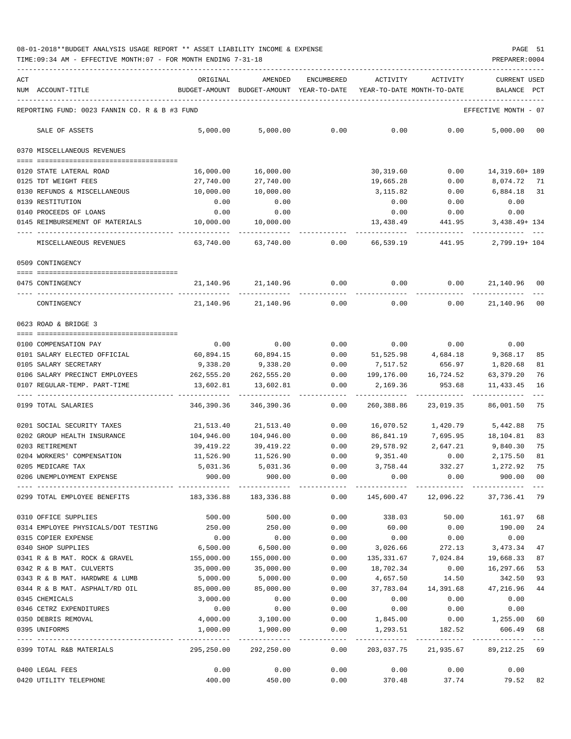08-01-2018**BUDGET ANALYSIS USAGE REPORT ** ASSET LIABILITY INCOME & EXPENSE

TIME:09:34 AM - EFFECTIVE MONTH:07 - FOR MONTH ENDING 7-31-18

PREPARER:0004

REPORTING FUND: 0023 FANNIN CO. R & B #3 FUND — EFFECTIVE MONTH - 07

| ACT NUM | ACCOUNT-TITLE | ORIGINAL BUDGET-AMOUNT | AMENDED BUDGET-AMOUNT | ENCUMBERED YEAR-TO-DATE | ACTIVITY YEAR-TO-DATE | ACTIVITY MONTH-TO-DATE | CURRENT BALANCE | USED PCT |
|---|---|---|---|---|---|---|---|---|
| | SALE OF ASSETS | 5,000.00 | 5,000.00 | 0.00 | 0.00 | 0.00 | 5,000.00 | 00 |
| | **0370 MISCELLANEOUS REVENUES** | | | | | | | |
| 0120 | STATE LATERAL ROAD | 16,000.00 | 16,000.00 | | 30,319.60 | 0.00 | 14,319.60+ | 189 |
| 0125 | TDT WEIGHT FEES | 27,740.00 | 27,740.00 | | 19,665.28 | 0.00 | 8,074.72 | 71 |
| 0130 | REFUNDS & MISCELLANEOUS | 10,000.00 | 10,000.00 | | 3,115.82 | 0.00 | 6,884.18 | 31 |
| 0139 | RESTITUTION | 0.00 | 0.00 | | 0.00 | 0.00 | 0.00 | |
| 0140 | PROCEEDS OF LOANS | 0.00 | 0.00 | | 0.00 | 0.00 | 0.00 | |
| 0145 | REIMBURSEMENT OF MATERIALS | 10,000.00 | 10,000.00 | | 13,438.49 | 441.95 | 3,438.49+ | 134 |
| | MISCELLANEOUS REVENUES | 63,740.00 | 63,740.00 | 0.00 | 66,539.19 | 441.95 | 2,799.19+ | 104 |
| | **0509 CONTINGENCY** | | | | | | | |
| 0475 | CONTINGENCY | 21,140.96 | 21,140.96 | 0.00 | 0.00 | 0.00 | 21,140.96 | 00 |
| | CONTINGENCY | 21,140.96 | 21,140.96 | 0.00 | 0.00 | 0.00 | 21,140.96 | 00 |
| | **0623 ROAD & BRIDGE 3** | | | | | | | |
| 0100 | COMPENSATION PAY | 0.00 | 0.00 | 0.00 | 0.00 | 0.00 | 0.00 | |
| 0101 | SALARY ELECTED OFFICIAL | 60,894.15 | 60,894.15 | 0.00 | 51,525.98 | 4,684.18 | 9,368.17 | 85 |
| 0105 | SALARY SECRETARY | 9,338.20 | 9,338.20 | 0.00 | 7,517.52 | 656.97 | 1,820.68 | 81 |
| 0106 | SALARY PRECINCT EMPLOYEES | 262,555.20 | 262,555.20 | 0.00 | 199,176.00 | 16,724.52 | 63,379.20 | 76 |
| 0107 | REGULAR-TEMP. PART-TIME | 13,602.81 | 13,602.81 | 0.00 | 2,169.36 | 953.68 | 11,433.45 | 16 |
| 0199 | TOTAL SALARIES | 346,390.36 | 346,390.36 | 0.00 | 260,388.86 | 23,019.35 | 86,001.50 | 75 |
| 0201 | SOCIAL SECURITY TAXES | 21,513.40 | 21,513.40 | 0.00 | 16,070.52 | 1,420.79 | 5,442.88 | 75 |
| 0202 | GROUP HEALTH INSURANCE | 104,946.00 | 104,946.00 | 0.00 | 86,841.19 | 7,695.95 | 18,104.81 | 83 |
| 0203 | RETIREMENT | 39,419.22 | 39,419.22 | 0.00 | 29,578.92 | 2,647.21 | 9,840.30 | 75 |
| 0204 | WORKERS' COMPENSATION | 11,526.90 | 11,526.90 | 0.00 | 9,351.40 | 0.00 | 2,175.50 | 81 |
| 0205 | MEDICARE TAX | 5,031.36 | 5,031.36 | 0.00 | 3,758.44 | 332.27 | 1,272.92 | 75 |
| 0206 | UNEMPLOYMENT EXPENSE | 900.00 | 900.00 | 0.00 | 0.00 | 0.00 | 900.00 | 00 |
| 0299 | TOTAL EMPLOYEE BENEFITS | 183,336.88 | 183,336.88 | 0.00 | 145,600.47 | 12,096.22 | 37,736.41 | 79 |
| 0310 | OFFICE SUPPLIES | 500.00 | 500.00 | 0.00 | 338.03 | 50.00 | 161.97 | 68 |
| 0314 | EMPLOYEE PHYSICALS/DOT TESTING | 250.00 | 250.00 | 0.00 | 60.00 | 0.00 | 190.00 | 24 |
| 0315 | COPIER EXPENSE | 0.00 | 0.00 | 0.00 | 0.00 | 0.00 | 0.00 | |
| 0340 | SHOP SUPPLIES | 6,500.00 | 6,500.00 | 0.00 | 3,026.66 | 272.13 | 3,473.34 | 47 |
| 0341 | R & B MAT. ROCK & GRAVEL | 155,000.00 | 155,000.00 | 0.00 | 135,331.67 | 7,024.84 | 19,668.33 | 87 |
| 0342 | R & B MAT. CULVERTS | 35,000.00 | 35,000.00 | 0.00 | 18,702.34 | 0.00 | 16,297.66 | 53 |
| 0343 | R & B MAT. HARDWRE & LUMB | 5,000.00 | 5,000.00 | 0.00 | 4,657.50 | 14.50 | 342.50 | 93 |
| 0344 | R & B MAT. ASPHALT/RD OIL | 85,000.00 | 85,000.00 | 0.00 | 37,783.04 | 14,391.68 | 47,216.96 | 44 |
| 0345 | CHEMICALS | 3,000.00 | 0.00 | 0.00 | 0.00 | 0.00 | 0.00 | |
| 0346 | CETRZ EXPENDITURES | 0.00 | 0.00 | 0.00 | 0.00 | 0.00 | 0.00 | |
| 0350 | DEBRIS REMOVAL | 4,000.00 | 3,100.00 | 0.00 | 1,845.00 | 0.00 | 1,255.00 | 60 |
| 0395 | UNIFORMS | 1,000.00 | 1,900.00 | 0.00 | 1,293.51 | 182.52 | 606.49 | 68 |
| 0399 | TOTAL R&B MATERIALS | 295,250.00 | 292,250.00 | 0.00 | 203,037.75 | 21,935.67 | 89,212.25 | 69 |
| 0400 | LEGAL FEES | 0.00 | 0.00 | 0.00 | 0.00 | 0.00 | 0.00 | |
| 0420 | UTILITY TELEPHONE | 400.00 | 450.00 | 0.00 | 370.48 | 37.74 | 79.52 | 82 |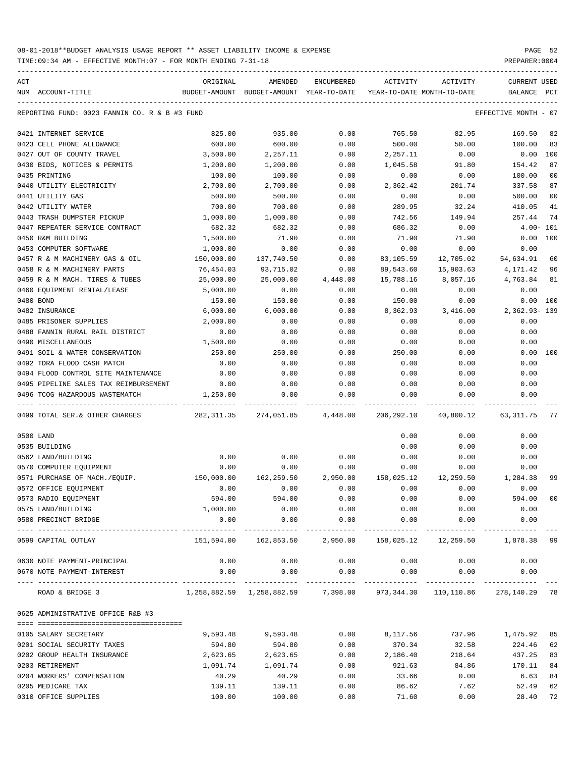08-01-2018**BUDGET ANALYSIS USAGE REPORT ** ASSET LIABILITY INCOME & EXPENSE

TIME:09:34 AM - EFFECTIVE MONTH:07 - FOR MONTH ENDING 7-31-18

PREPARER:0004

| ACT NUM | ACCOUNT-TITLE | ORIGINAL BUDGET-AMOUNT | AMENDED BUDGET-AMOUNT | ENCUMBERED YEAR-TO-DATE | ACTIVITY YEAR-TO-DATE | ACTIVITY MONTH-TO-DATE | CURRENT USED BALANCE | PCT |
|---|---|---|---|---|---|---|---|---|
| | REPORTING FUND: 0023 FANNIN CO. R & B #3 FUND | | | | | | EFFECTIVE MONTH - 07 | |
| 0421 | INTERNET SERVICE | 825.00 | 935.00 | 0.00 | 765.50 | 82.95 | 169.50 | 82 |
| 0423 | CELL PHONE ALLOWANCE | 600.00 | 600.00 | 0.00 | 500.00 | 50.00 | 100.00 | 83 |
| 0427 | OUT OF COUNTY TRAVEL | 3,500.00 | 2,257.11 | 0.00 | 2,257.11 | 0.00 | 0.00 | 100 |
| 0430 | BIDS, NOTICES & PERMITS | 1,200.00 | 1,200.00 | 0.00 | 1,045.58 | 91.80 | 154.42 | 87 |
| 0435 | PRINTING | 100.00 | 100.00 | 0.00 | 0.00 | 0.00 | 100.00 | 00 |
| 0440 | UTILITY ELECTRICITY | 2,700.00 | 2,700.00 | 0.00 | 2,362.42 | 201.74 | 337.58 | 87 |
| 0441 | UTILITY GAS | 500.00 | 500.00 | 0.00 | 0.00 | 0.00 | 500.00 | 00 |
| 0442 | UTILITY WATER | 700.00 | 700.00 | 0.00 | 289.95 | 32.24 | 410.05 | 41 |
| 0443 | TRASH DUMPSTER PICKUP | 1,000.00 | 1,000.00 | 0.00 | 742.56 | 149.94 | 257.44 | 74 |
| 0447 | REPEATER SERVICE CONTRACT | 682.32 | 682.32 | 0.00 | 686.32 | 0.00 | 4.00- | 101 |
| 0450 | R&M BUILDING | 1,500.00 | 71.90 | 0.00 | 71.90 | 71.90 | 0.00 | 100 |
| 0453 | COMPUTER SOFTWARE | 1,000.00 | 0.00 | 0.00 | 0.00 | 0.00 | 0.00 | |
| 0457 | R & M MACHINERY GAS & OIL | 150,000.00 | 137,740.50 | 0.00 | 83,105.59 | 12,705.02 | 54,634.91 | 60 |
| 0458 | R & M MACHINERY PARTS | 76,454.03 | 93,715.02 | 0.00 | 89,543.60 | 15,903.63 | 4,171.42 | 96 |
| 0459 | R & M MACH. TIRES & TUBES | 25,000.00 | 25,000.00 | 4,448.00 | 15,788.16 | 8,057.16 | 4,763.84 | 81 |
| 0460 | EQUIPMENT RENTAL/LEASE | 5,000.00 | 0.00 | 0.00 | 0.00 | 0.00 | 0.00 | |
| 0480 | BOND | 150.00 | 150.00 | 0.00 | 150.00 | 0.00 | 0.00 | 100 |
| 0482 | INSURANCE | 6,000.00 | 6,000.00 | 0.00 | 8,362.93 | 3,416.00 | 2,362.93- | 139 |
| 0485 | PRISONER SUPPLIES | 2,000.00 | 0.00 | 0.00 | 0.00 | 0.00 | 0.00 | |
| 0488 | FANNIN RURAL RAIL DISTRICT | 0.00 | 0.00 | 0.00 | 0.00 | 0.00 | 0.00 | |
| 0490 | MISCELLANEOUS | 1,500.00 | 0.00 | 0.00 | 0.00 | 0.00 | 0.00 | |
| 0491 | SOIL & WATER CONSERVATION | 250.00 | 250.00 | 0.00 | 250.00 | 0.00 | 0.00 | 100 |
| 0492 | TDRA FLOOD CASH MATCH | 0.00 | 0.00 | 0.00 | 0.00 | 0.00 | 0.00 | |
| 0494 | FLOOD CONTROL SITE MAINTENANCE | 0.00 | 0.00 | 0.00 | 0.00 | 0.00 | 0.00 | |
| 0495 | PIPELINE SALES TAX REIMBURSEMENT | 0.00 | 0.00 | 0.00 | 0.00 | 0.00 | 0.00 | |
| 0496 | TCOG HAZARDOUS WASTEMATCH | 1,250.00 | 0.00 | 0.00 | 0.00 | 0.00 | 0.00 | |
| 0499 | TOTAL SER.& OTHER CHARGES | 282,311.35 | 274,051.85 | 4,448.00 | 206,292.10 | 40,800.12 | 63,311.75 | 77 |
| 0500 | LAND | | | | 0.00 | 0.00 | 0.00 | |
| 0535 | BUILDING | | | | 0.00 | 0.00 | 0.00 | |
| 0562 | LAND/BUILDING | 0.00 | 0.00 | 0.00 | 0.00 | 0.00 | 0.00 | |
| 0570 | COMPUTER EQUIPMENT | 0.00 | 0.00 | 0.00 | 0.00 | 0.00 | 0.00 | |
| 0571 | PURCHASE OF MACH./EQUIP. | 150,000.00 | 162,259.50 | 2,950.00 | 158,025.12 | 12,259.50 | 1,284.38 | 99 |
| 0572 | OFFICE EQUIPMENT | 0.00 | 0.00 | 0.00 | 0.00 | 0.00 | 0.00 | |
| 0573 | RADIO EQUIPMENT | 594.00 | 594.00 | 0.00 | 0.00 | 0.00 | 594.00 | 00 |
| 0575 | LAND/BUILDING | 1,000.00 | 0.00 | 0.00 | 0.00 | 0.00 | 0.00 | |
| 0580 | PRECINCT BRIDGE | 0.00 | 0.00 | 0.00 | 0.00 | 0.00 | 0.00 | |
| 0599 | CAPITAL OUTLAY | 151,594.00 | 162,853.50 | 2,950.00 | 158,025.12 | 12,259.50 | 1,878.38 | 99 |
| 0630 | NOTE PAYMENT-PRINCIPAL | 0.00 | 0.00 | 0.00 | 0.00 | 0.00 | 0.00 | |
| 0670 | NOTE PAYMENT-INTEREST | 0.00 | 0.00 | 0.00 | 0.00 | 0.00 | 0.00 | |
| | ROAD & BRIDGE 3 | 1,258,882.59 | 1,258,882.59 | 7,398.00 | 973,344.30 | 110,110.86 | 278,140.29 | 78 |
| 0625 | ADMINISTRATIVE OFFICE R&B #3 | | | | | | | |
| 0105 | SALARY SECRETARY | 9,593.48 | 9,593.48 | 0.00 | 8,117.56 | 737.96 | 1,475.92 | 85 |
| 0201 | SOCIAL SECURITY TAXES | 594.80 | 594.80 | 0.00 | 370.34 | 32.58 | 224.46 | 62 |
| 0202 | GROUP HEALTH INSURANCE | 2,623.65 | 2,623.65 | 0.00 | 2,186.40 | 218.64 | 437.25 | 83 |
| 0203 | RETIREMENT | 1,091.74 | 1,091.74 | 0.00 | 921.63 | 84.86 | 170.11 | 84 |
| 0204 | WORKERS' COMPENSATION | 40.29 | 40.29 | 0.00 | 33.66 | 0.00 | 6.63 | 84 |
| 0205 | MEDICARE TAX | 139.11 | 139.11 | 0.00 | 86.62 | 7.62 | 52.49 | 62 |
| 0310 | OFFICE SUPPLIES | 100.00 | 100.00 | 0.00 | 71.60 | 0.00 | 28.40 | 72 |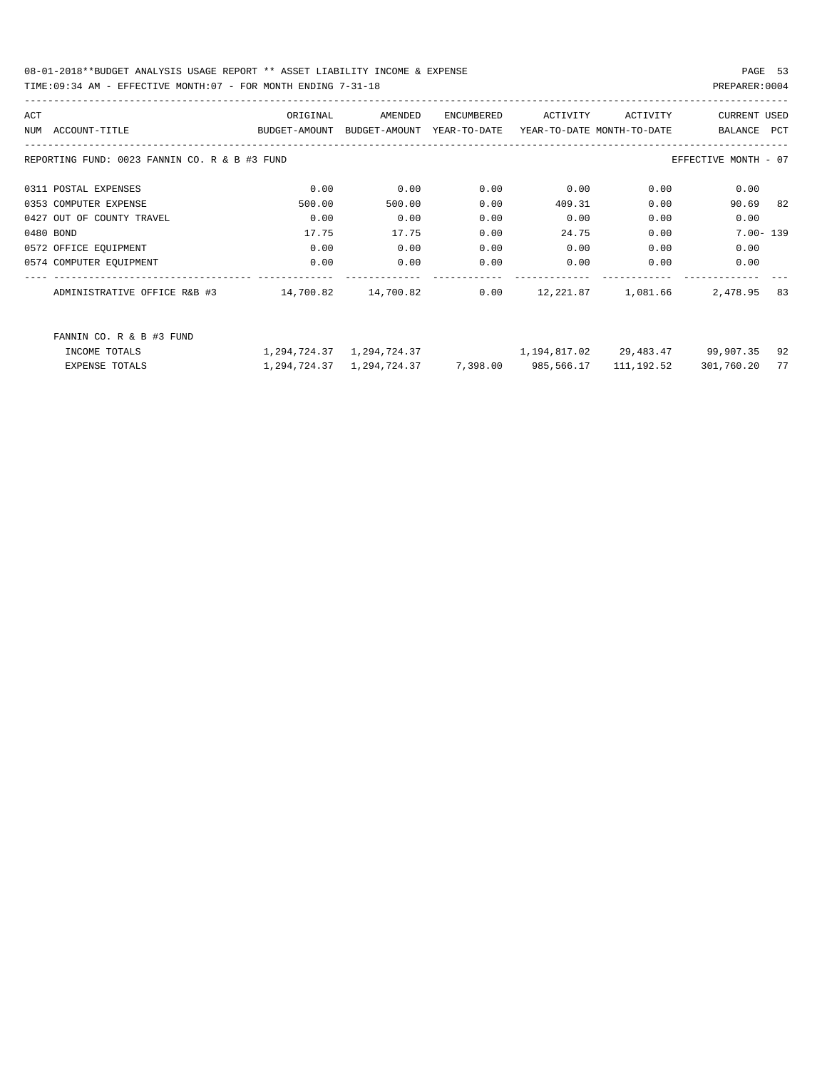08-01-2018**BUDGET ANALYSIS USAGE REPORT ** ASSET LIABILITY INCOME & EXPENSE

TIME:09:34 AM - EFFECTIVE MONTH:07 - FOR MONTH ENDING 7-31-18

PREPARER:0004

| ACT NUM | ACCOUNT-TITLE | ORIGINAL BUDGET-AMOUNT | AMENDED BUDGET-AMOUNT | ENCUMBERED YEAR-TO-DATE | ACTIVITY YEAR-TO-DATE | ACTIVITY MONTH-TO-DATE | CURRENT BALANCE | USED PCT |
|---|---|---|---|---|---|---|---|---|
| REPORTING FUND: 0023 FANNIN CO. R & B #3 FUND | | | | | | | EFFECTIVE MONTH - 07 | |
| 0311 | POSTAL EXPENSES | 0.00 | 0.00 | 0.00 | 0.00 | 0.00 | 0.00 | |
| 0353 | COMPUTER EXPENSE | 500.00 | 500.00 | 0.00 | 409.31 | 0.00 | 90.69 | 82 |
| 0427 | OUT OF COUNTY TRAVEL | 0.00 | 0.00 | 0.00 | 0.00 | 0.00 | 0.00 | |
| 0480 | BOND | 17.75 | 17.75 | 0.00 | 24.75 | 0.00 | 7.00- | 139 |
| 0572 | OFFICE EQUIPMENT | 0.00 | 0.00 | 0.00 | 0.00 | 0.00 | 0.00 | |
| 0574 | COMPUTER EQUIPMENT | 0.00 | 0.00 | 0.00 | 0.00 | 0.00 | 0.00 | |
| | ADMINISTRATIVE OFFICE R&B #3 | 14,700.82 | 14,700.82 | 0.00 | 12,221.87 | 1,081.66 | 2,478.95 | 83 |
| | FANNIN CO. R & B #3 FUND | | | | | | | |
| | INCOME TOTALS | 1,294,724.37 | 1,294,724.37 | | 1,194,817.02 | 29,483.47 | 99,907.35 | 92 |
| | EXPENSE TOTALS | 1,294,724.37 | 1,294,724.37 | 7,398.00 | 985,566.17 | 111,192.52 | 301,760.20 | 77 |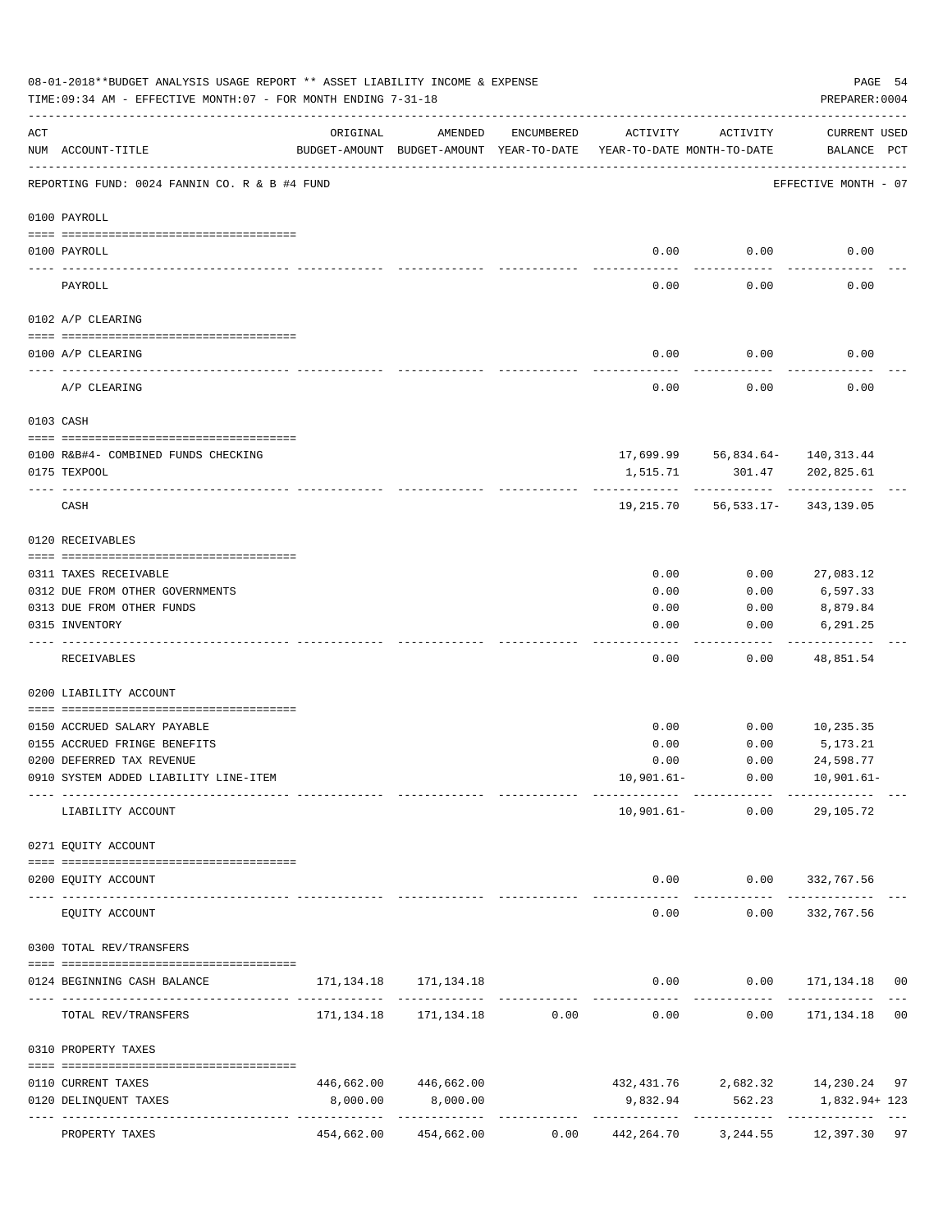08-01-2018**BUDGET ANALYSIS USAGE REPORT ** ASSET LIABILITY INCOME & EXPENSE

TIME:09:34 AM - EFFECTIVE MONTH:07 - FOR MONTH ENDING 7-31-18

PREPARER:0004

REPORTING FUND: 0024 FANNIN CO. R & B #4 FUND — EFFECTIVE MONTH - 07

| ACT NUM | ACCOUNT-TITLE | ORIGINAL BUDGET-AMOUNT | AMENDED BUDGET-AMOUNT | ENCUMBERED YEAR-TO-DATE | ACTIVITY YEAR-TO-DATE | ACTIVITY MONTH-TO-DATE | CURRENT USED BALANCE | PCT |
|---|---|---|---|---|---|---|---|---|
| **0100** | **PAYROLL** | | | | | | | |
| 0100 | PAYROLL | | | | 0.00 | 0.00 | 0.00 | |
| | PAYROLL | | | | 0.00 | 0.00 | 0.00 | |
| **0102** | **A/P CLEARING** | | | | | | | |
| 0100 | A/P CLEARING | | | | 0.00 | 0.00 | 0.00 | |
| | A/P CLEARING | | | | 0.00 | 0.00 | 0.00 | |
| **0103** | **CASH** | | | | | | | |
| 0100 | R&B#4- COMBINED FUNDS CHECKING | | | | 17,699.99 | 56,834.64- | 140,313.44 | |
| 0175 | TEXPOOL | | | | 1,515.71 | 301.47 | 202,825.61 | |
| | CASH | | | | 19,215.70 | 56,533.17- | 343,139.05 | |
| **0120** | **RECEIVABLES** | | | | | | | |
| 0311 | TAXES RECEIVABLE | | | | 0.00 | 0.00 | 27,083.12 | |
| 0312 | DUE FROM OTHER GOVERNMENTS | | | | 0.00 | 0.00 | 6,597.33 | |
| 0313 | DUE FROM OTHER FUNDS | | | | 0.00 | 0.00 | 8,879.84 | |
| 0315 | INVENTORY | | | | 0.00 | 0.00 | 6,291.25 | |
| | RECEIVABLES | | | | 0.00 | 0.00 | 48,851.54 | |
| **0200** | **LIABILITY ACCOUNT** | | | | | | | |
| 0150 | ACCRUED SALARY PAYABLE | | | | 0.00 | 0.00 | 10,235.35 | |
| 0155 | ACCRUED FRINGE BENEFITS | | | | 0.00 | 0.00 | 5,173.21 | |
| 0200 | DEFERRED TAX REVENUE | | | | 0.00 | 0.00 | 24,598.77 | |
| 0910 | SYSTEM ADDED LIABILITY LINE-ITEM | | | | 10,901.61- | 0.00 | 10,901.61- | |
| | LIABILITY ACCOUNT | | | | 10,901.61- | 0.00 | 29,105.72 | |
| **0271** | **EQUITY ACCOUNT** | | | | | | | |
| 0200 | EQUITY ACCOUNT | | | | 0.00 | 0.00 | 332,767.56 | |
| | EQUITY ACCOUNT | | | | 0.00 | 0.00 | 332,767.56 | |
| **0300** | **TOTAL REV/TRANSFERS** | | | | | | | |
| 0124 | BEGINNING CASH BALANCE | 171,134.18 | 171,134.18 | | 0.00 | 0.00 | 171,134.18 | 00 |
| | TOTAL REV/TRANSFERS | 171,134.18 | 171,134.18 | 0.00 | 0.00 | 0.00 | 171,134.18 | 00 |
| **0310** | **PROPERTY TAXES** | | | | | | | |
| 0110 | CURRENT TAXES | 446,662.00 | 446,662.00 | | 432,431.76 | 2,682.32 | 14,230.24 | 97 |
| 0120 | DELINQUENT TAXES | 8,000.00 | 8,000.00 | | 9,832.94 | 562.23 | 1,832.94+ | 123 |
| | PROPERTY TAXES | 454,662.00 | 454,662.00 | 0.00 | 442,264.70 | 3,244.55 | 12,397.30 | 97 |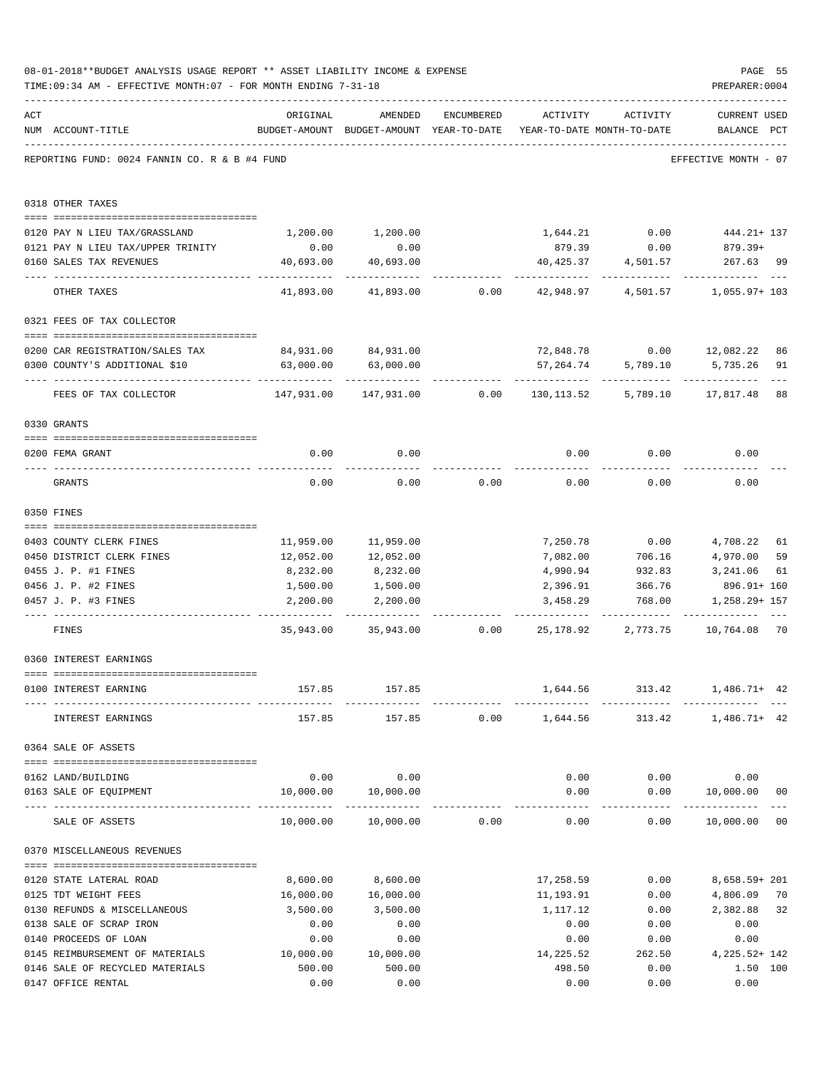08-01-2018**BUDGET ANALYSIS USAGE REPORT ** ASSET LIABILITY INCOME & EXPENSE

TIME:09:34 AM - EFFECTIVE MONTH:07 - FOR MONTH ENDING 7-31-18

PREPARER:0004

REPORTING FUND: 0024 FANNIN CO. R & B #4 FUND — EFFECTIVE MONTH - 07

| ACT NUM | ACCOUNT-TITLE | ORIGINAL BUDGET-AMOUNT | AMENDED BUDGET-AMOUNT | ENCUMBERED YEAR-TO-DATE | ACTIVITY YEAR-TO-DATE | ACTIVITY MONTH-TO-DATE | CURRENT BALANCE | USED PCT |
|---|---|---|---|---|---|---|---|---|
| **0318** | **OTHER TAXES** | | | | | | | |
| 0120 | PAY N LIEU TAX/GRASSLAND | 1,200.00 | 1,200.00 | | 1,644.21 | 0.00 | 444.21+ | 137 |
| 0121 | PAY N LIEU TAX/UPPER TRINITY | 0.00 | 0.00 | | 879.39 | 0.00 | 879.39+ | |
| 0160 | SALES TAX REVENUES | 40,693.00 | 40,693.00 | | 40,425.37 | 4,501.57 | 267.63 | 99 |
| | OTHER TAXES | 41,893.00 | 41,893.00 | 0.00 | 42,948.97 | 4,501.57 | 1,055.97+ | 103 |
| **0321** | **FEES OF TAX COLLECTOR** | | | | | | | |
| 0200 | CAR REGISTRATION/SALES TAX | 84,931.00 | 84,931.00 | | 72,848.78 | 0.00 | 12,082.22 | 86 |
| 0300 | COUNTY'S ADDITIONAL $10 | 63,000.00 | 63,000.00 | | 57,264.74 | 5,789.10 | 5,735.26 | 91 |
| | FEES OF TAX COLLECTOR | 147,931.00 | 147,931.00 | 0.00 | 130,113.52 | 5,789.10 | 17,817.48 | 88 |
| **0330** | **GRANTS** | | | | | | | |
| 0200 | FEMA GRANT | 0.00 | 0.00 | | 0.00 | 0.00 | 0.00 | |
| | GRANTS | 0.00 | 0.00 | 0.00 | 0.00 | 0.00 | 0.00 | |
| **0350** | **FINES** | | | | | | | |
| 0403 | COUNTY CLERK FINES | 11,959.00 | 11,959.00 | | 7,250.78 | 0.00 | 4,708.22 | 61 |
| 0450 | DISTRICT CLERK FINES | 12,052.00 | 12,052.00 | | 7,082.00 | 706.16 | 4,970.00 | 59 |
| 0455 | J. P. #1 FINES | 8,232.00 | 8,232.00 | | 4,990.94 | 932.83 | 3,241.06 | 61 |
| 0456 | J. P. #2 FINES | 1,500.00 | 1,500.00 | | 2,396.91 | 366.76 | 896.91+ | 160 |
| 0457 | J. P. #3 FINES | 2,200.00 | 2,200.00 | | 3,458.29 | 768.00 | 1,258.29+ | 157 |
| | FINES | 35,943.00 | 35,943.00 | 0.00 | 25,178.92 | 2,773.75 | 10,764.08 | 70 |
| **0360** | **INTEREST EARNINGS** | | | | | | | |
| 0100 | INTEREST EARNING | 157.85 | 157.85 | | 1,644.56 | 313.42 | 1,486.71+ | 42 |
| | INTEREST EARNINGS | 157.85 | 157.85 | 0.00 | 1,644.56 | 313.42 | 1,486.71+ | 42 |
| **0364** | **SALE OF ASSETS** | | | | | | | |
| 0162 | LAND/BUILDING | 0.00 | 0.00 | | 0.00 | 0.00 | 0.00 | |
| 0163 | SALE OF EQUIPMENT | 10,000.00 | 10,000.00 | | 0.00 | 0.00 | 10,000.00 | 00 |
| | SALE OF ASSETS | 10,000.00 | 10,000.00 | 0.00 | 0.00 | 0.00 | 10,000.00 | 00 |
| **0370** | **MISCELLANEOUS REVENUES** | | | | | | | |
| 0120 | STATE LATERAL ROAD | 8,600.00 | 8,600.00 | | 17,258.59 | 0.00 | 8,658.59+ | 201 |
| 0125 | TDT WEIGHT FEES | 16,000.00 | 16,000.00 | | 11,193.91 | 0.00 | 4,806.09 | 70 |
| 0130 | REFUNDS & MISCELLANEOUS | 3,500.00 | 3,500.00 | | 1,117.12 | 0.00 | 2,382.88 | 32 |
| 0138 | SALE OF SCRAP IRON | 0.00 | 0.00 | | 0.00 | 0.00 | 0.00 | |
| 0140 | PROCEEDS OF LOAN | 0.00 | 0.00 | | 0.00 | 0.00 | 0.00 | |
| 0145 | REIMBURSEMENT OF MATERIALS | 10,000.00 | 10,000.00 | | 14,225.52 | 262.50 | 4,225.52+ | 142 |
| 0146 | SALE OF RECYCLED MATERIALS | 500.00 | 500.00 | | 498.50 | 0.00 | 1.50 | 100 |
| 0147 | OFFICE RENTAL | 0.00 | 0.00 | | 0.00 | 0.00 | 0.00 | |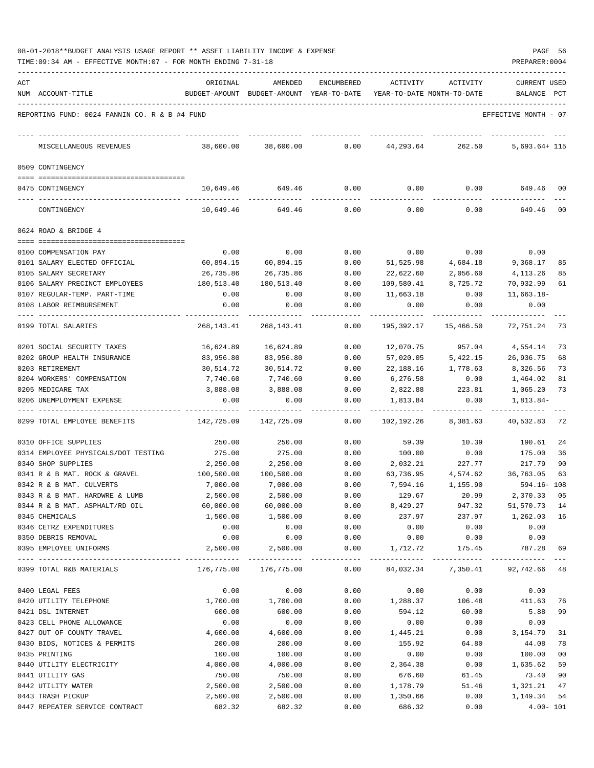08-01-2018**BUDGET ANALYSIS USAGE REPORT ** ASSET LIABILITY INCOME & EXPENSE

TIME:09:34 AM - EFFECTIVE MONTH:07 - FOR MONTH ENDING 7-31-18

PREPARER:0004

REPORTING FUND: 0024 FANNIN CO. R & B #4 FUND — EFFECTIVE MONTH - 07

| ACT NUM | ACCOUNT-TITLE | ORIGINAL BUDGET-AMOUNT | AMENDED BUDGET-AMOUNT | ENCUMBERED YEAR-TO-DATE | ACTIVITY YEAR-TO-DATE | ACTIVITY MONTH-TO-DATE | CURRENT USED BALANCE | PCT |
|---|---|---|---|---|---|---|---|---|
| | MISCELLANEOUS REVENUES | 38,600.00 | 38,600.00 | 0.00 | 44,293.64 | 262.50 | 5,693.64+ | 115 |
| | **0509 CONTINGENCY** | | | | | | | |
| 0475 | CONTINGENCY | 10,649.46 | 649.46 | 0.00 | 0.00 | 0.00 | 649.46 | 00 |
| | CONTINGENCY | 10,649.46 | 649.46 | 0.00 | 0.00 | 0.00 | 649.46 | 00 |
| | **0624 ROAD & BRIDGE 4** | | | | | | | |
| 0100 | COMPENSATION PAY | 0.00 | 0.00 | 0.00 | 0.00 | 0.00 | 0.00 | |
| 0101 | SALARY ELECTED OFFICIAL | 60,894.15 | 60,894.15 | 0.00 | 51,525.98 | 4,684.18 | 9,368.17 | 85 |
| 0105 | SALARY SECRETARY | 26,735.86 | 26,735.86 | 0.00 | 22,622.60 | 2,056.60 | 4,113.26 | 85 |
| 0106 | SALARY PRECINCT EMPLOYEES | 180,513.40 | 180,513.40 | 0.00 | 109,580.41 | 8,725.72 | 70,932.99 | 61 |
| 0107 | REGULAR-TEMP. PART-TIME | 0.00 | 0.00 | 0.00 | 11,663.18 | 0.00 | 11,663.18- | |
| 0108 | LABOR REIMBURSEMENT | 0.00 | 0.00 | 0.00 | 0.00 | 0.00 | 0.00 | |
| 0199 | TOTAL SALARIES | 268,143.41 | 268,143.41 | 0.00 | 195,392.17 | 15,466.50 | 72,751.24 | 73 |
| 0201 | SOCIAL SECURITY TAXES | 16,624.89 | 16,624.89 | 0.00 | 12,070.75 | 957.04 | 4,554.14 | 73 |
| 0202 | GROUP HEALTH INSURANCE | 83,956.80 | 83,956.80 | 0.00 | 57,020.05 | 5,422.15 | 26,936.75 | 68 |
| 0203 | RETIREMENT | 30,514.72 | 30,514.72 | 0.00 | 22,188.16 | 1,778.63 | 8,326.56 | 73 |
| 0204 | WORKERS' COMPENSATION | 7,740.60 | 7,740.60 | 0.00 | 6,276.58 | 0.00 | 1,464.02 | 81 |
| 0205 | MEDICARE TAX | 3,888.08 | 3,888.08 | 0.00 | 2,822.88 | 223.81 | 1,065.20 | 73 |
| 0206 | UNEMPLOYMENT EXPENSE | 0.00 | 0.00 | 0.00 | 1,813.84 | 0.00 | 1,813.84- | |
| 0299 | TOTAL EMPLOYEE BENEFITS | 142,725.09 | 142,725.09 | 0.00 | 102,192.26 | 8,381.63 | 40,532.83 | 72 |
| 0310 | OFFICE SUPPLIES | 250.00 | 250.00 | 0.00 | 59.39 | 10.39 | 190.61 | 24 |
| 0314 | EMPLOYEE PHYSICALS/DOT TESTING | 275.00 | 275.00 | 0.00 | 100.00 | 0.00 | 175.00 | 36 |
| 0340 | SHOP SUPPLIES | 2,250.00 | 2,250.00 | 0.00 | 2,032.21 | 227.77 | 217.79 | 90 |
| 0341 | R & B MAT. ROCK & GRAVEL | 100,500.00 | 100,500.00 | 0.00 | 63,736.95 | 4,574.62 | 36,763.05 | 63 |
| 0342 | R & B MAT. CULVERTS | 7,000.00 | 7,000.00 | 0.00 | 7,594.16 | 1,155.90 | 594.16- | 108 |
| 0343 | R & B MAT. HARDWRE & LUMB | 2,500.00 | 2,500.00 | 0.00 | 129.67 | 20.99 | 2,370.33 | 05 |
| 0344 | R & B MAT. ASPHALT/RD OIL | 60,000.00 | 60,000.00 | 0.00 | 8,429.27 | 947.32 | 51,570.73 | 14 |
| 0345 | CHEMICALS | 1,500.00 | 1,500.00 | 0.00 | 237.97 | 237.97 | 1,262.03 | 16 |
| 0346 | CETRZ EXPENDITURES | 0.00 | 0.00 | 0.00 | 0.00 | 0.00 | 0.00 | |
| 0350 | DEBRIS REMOVAL | 0.00 | 0.00 | 0.00 | 0.00 | 0.00 | 0.00 | |
| 0395 | EMPLOYEE UNIFORMS | 2,500.00 | 2,500.00 | 0.00 | 1,712.72 | 175.45 | 787.28 | 69 |
| 0399 | TOTAL R&B MATERIALS | 176,775.00 | 176,775.00 | 0.00 | 84,032.34 | 7,350.41 | 92,742.66 | 48 |
| 0400 | LEGAL FEES | 0.00 | 0.00 | 0.00 | 0.00 | 0.00 | 0.00 | |
| 0420 | UTILITY TELEPHONE | 1,700.00 | 1,700.00 | 0.00 | 1,288.37 | 106.48 | 411.63 | 76 |
| 0421 | DSL INTERNET | 600.00 | 600.00 | 0.00 | 594.12 | 60.00 | 5.88 | 99 |
| 0423 | CELL PHONE ALLOWANCE | 0.00 | 0.00 | 0.00 | 0.00 | 0.00 | 0.00 | |
| 0427 | OUT OF COUNTY TRAVEL | 4,600.00 | 4,600.00 | 0.00 | 1,445.21 | 0.00 | 3,154.79 | 31 |
| 0430 | BIDS, NOTICES & PERMITS | 200.00 | 200.00 | 0.00 | 155.92 | 64.80 | 44.08 | 78 |
| 0435 | PRINTING | 100.00 | 100.00 | 0.00 | 0.00 | 0.00 | 100.00 | 00 |
| 0440 | UTILITY ELECTRICITY | 4,000.00 | 4,000.00 | 0.00 | 2,364.38 | 0.00 | 1,635.62 | 59 |
| 0441 | UTILITY GAS | 750.00 | 750.00 | 0.00 | 676.60 | 61.45 | 73.40 | 90 |
| 0442 | UTILITY WATER | 2,500.00 | 2,500.00 | 0.00 | 1,178.79 | 51.46 | 1,321.21 | 47 |
| 0443 | TRASH PICKUP | 2,500.00 | 2,500.00 | 0.00 | 1,350.66 | 0.00 | 1,149.34 | 54 |
| 0447 | REPEATER SERVICE CONTRACT | 682.32 | 682.32 | 0.00 | 686.32 | 0.00 | 4.00- | 101 |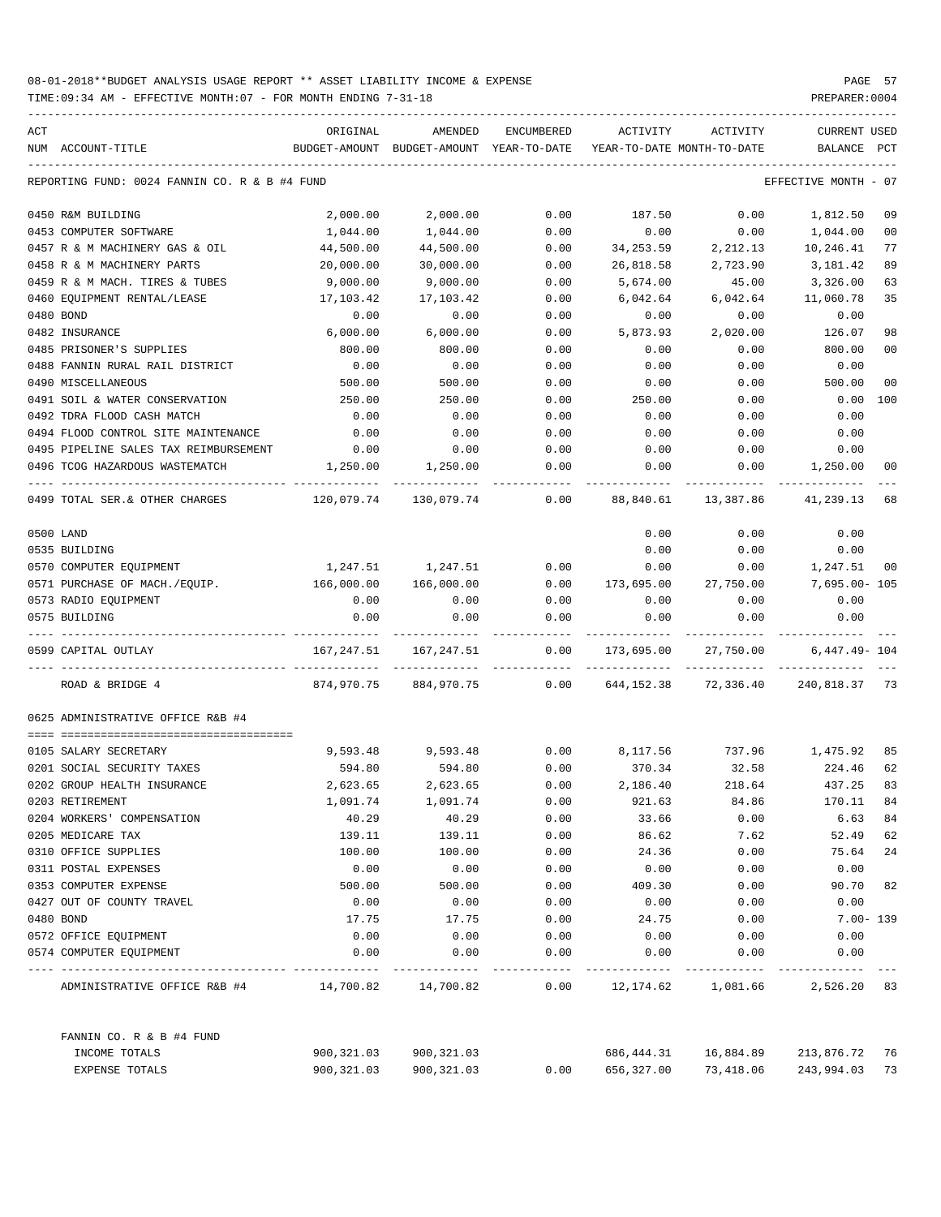08-01-2018**BUDGET ANALYSIS USAGE REPORT ** ASSET LIABILITY INCOME & EXPENSE

TIME:09:34 AM - EFFECTIVE MONTH:07 - FOR MONTH ENDING 7-31-18

PREPARER:0004

| ACT NUM | ACCOUNT-TITLE | ORIGINAL BUDGET-AMOUNT | AMENDED BUDGET-AMOUNT | ENCUMBERED YEAR-TO-DATE | ACTIVITY YEAR-TO-DATE | ACTIVITY MONTH-TO-DATE | CURRENT BALANCE | USED PCT |
|---|---|---|---|---|---|---|---|---|
| | REPORTING FUND: 0024 FANNIN CO. R & B #4 FUND | | | | | | EFFECTIVE MONTH - 07 | |
| 0450 | R&M BUILDING | 2,000.00 | 2,000.00 | 0.00 | 187.50 | 0.00 | 1,812.50 | 09 |
| 0453 | COMPUTER SOFTWARE | 1,044.00 | 1,044.00 | 0.00 | 0.00 | 0.00 | 1,044.00 | 00 |
| 0457 | R & M MACHINERY GAS & OIL | 44,500.00 | 44,500.00 | 0.00 | 34,253.59 | 2,212.13 | 10,246.41 | 77 |
| 0458 | R & M MACHINERY PARTS | 20,000.00 | 30,000.00 | 0.00 | 26,818.58 | 2,723.90 | 3,181.42 | 89 |
| 0459 | R & M MACH. TIRES & TUBES | 9,000.00 | 9,000.00 | 0.00 | 5,674.00 | 45.00 | 3,326.00 | 63 |
| 0460 | EQUIPMENT RENTAL/LEASE | 17,103.42 | 17,103.42 | 0.00 | 6,042.64 | 6,042.64 | 11,060.78 | 35 |
| 0480 | BOND | 0.00 | 0.00 | 0.00 | 0.00 | 0.00 | 0.00 | |
| 0482 | INSURANCE | 6,000.00 | 6,000.00 | 0.00 | 5,873.93 | 2,020.00 | 126.07 | 98 |
| 0485 | PRISONER'S SUPPLIES | 800.00 | 800.00 | 0.00 | 0.00 | 0.00 | 800.00 | 00 |
| 0488 | FANNIN RURAL RAIL DISTRICT | 0.00 | 0.00 | 0.00 | 0.00 | 0.00 | 0.00 | |
| 0490 | MISCELLANEOUS | 500.00 | 500.00 | 0.00 | 0.00 | 0.00 | 500.00 | 00 |
| 0491 | SOIL & WATER CONSERVATION | 250.00 | 250.00 | 0.00 | 250.00 | 0.00 | 0.00 | 100 |
| 0492 | TDRA FLOOD CASH MATCH | 0.00 | 0.00 | 0.00 | 0.00 | 0.00 | 0.00 | |
| 0494 | FLOOD CONTROL SITE MAINTENANCE | 0.00 | 0.00 | 0.00 | 0.00 | 0.00 | 0.00 | |
| 0495 | PIPELINE SALES TAX REIMBURSEMENT | 0.00 | 0.00 | 0.00 | 0.00 | 0.00 | 0.00 | |
| 0496 | TCOG HAZARDOUS WASTEMATCH | 1,250.00 | 1,250.00 | 0.00 | 0.00 | 0.00 | 1,250.00 | 00 |
| 0499 | TOTAL SER.& OTHER CHARGES | 120,079.74 | 130,079.74 | 0.00 | 88,840.61 | 13,387.86 | 41,239.13 | 68 |
| 0500 | LAND | | | | 0.00 | 0.00 | 0.00 | |
| 0535 | BUILDING | | | | 0.00 | 0.00 | 0.00 | |
| 0570 | COMPUTER EQUIPMENT | 1,247.51 | 1,247.51 | 0.00 | 0.00 | 0.00 | 1,247.51 | 00 |
| 0571 | PURCHASE OF MACH./EQUIP. | 166,000.00 | 166,000.00 | 0.00 | 173,695.00 | 27,750.00 | 7,695.00- | 105 |
| 0573 | RADIO EQUIPMENT | 0.00 | 0.00 | 0.00 | 0.00 | 0.00 | 0.00 | |
| 0575 | BUILDING | 0.00 | 0.00 | 0.00 | 0.00 | 0.00 | 0.00 | |
| 0599 | CAPITAL OUTLAY | 167,247.51 | 167,247.51 | 0.00 | 173,695.00 | 27,750.00 | 6,447.49- | 104 |
| | ROAD & BRIDGE 4 | 874,970.75 | 884,970.75 | 0.00 | 644,152.38 | 72,336.40 | 240,818.37 | 73 |
| 0625 | ADMINISTRATIVE OFFICE R&B #4 | | | | | | | |
| 0105 | SALARY SECRETARY | 9,593.48 | 9,593.48 | 0.00 | 8,117.56 | 737.96 | 1,475.92 | 85 |
| 0201 | SOCIAL SECURITY TAXES | 594.80 | 594.80 | 0.00 | 370.34 | 32.58 | 224.46 | 62 |
| 0202 | GROUP HEALTH INSURANCE | 2,623.65 | 2,623.65 | 0.00 | 2,186.40 | 218.64 | 437.25 | 83 |
| 0203 | RETIREMENT | 1,091.74 | 1,091.74 | 0.00 | 921.63 | 84.86 | 170.11 | 84 |
| 0204 | WORKERS' COMPENSATION | 40.29 | 40.29 | 0.00 | 33.66 | 0.00 | 6.63 | 84 |
| 0205 | MEDICARE TAX | 139.11 | 139.11 | 0.00 | 86.62 | 7.62 | 52.49 | 62 |
| 0310 | OFFICE SUPPLIES | 100.00 | 100.00 | 0.00 | 24.36 | 0.00 | 75.64 | 24 |
| 0311 | POSTAL EXPENSES | 0.00 | 0.00 | 0.00 | 0.00 | 0.00 | 0.00 | |
| 0353 | COMPUTER EXPENSE | 500.00 | 500.00 | 0.00 | 409.30 | 0.00 | 90.70 | 82 |
| 0427 | OUT OF COUNTY TRAVEL | 0.00 | 0.00 | 0.00 | 0.00 | 0.00 | 0.00 | |
| 0480 | BOND | 17.75 | 17.75 | 0.00 | 24.75 | 0.00 | 7.00- | 139 |
| 0572 | OFFICE EQUIPMENT | 0.00 | 0.00 | 0.00 | 0.00 | 0.00 | 0.00 | |
| 0574 | COMPUTER EQUIPMENT | 0.00 | 0.00 | 0.00 | 0.00 | 0.00 | 0.00 | |
| | ADMINISTRATIVE OFFICE R&B #4 | 14,700.82 | 14,700.82 | 0.00 | 12,174.62 | 1,081.66 | 2,526.20 | 83 |
| | FANNIN CO. R & B #4 FUND | | | | | | | |
| | INCOME TOTALS | 900,321.03 | 900,321.03 | | 686,444.31 | 16,884.89 | 213,876.72 | 76 |
| | EXPENSE TOTALS | 900,321.03 | 900,321.03 | 0.00 | 656,327.00 | 73,418.06 | 243,994.03 | 73 |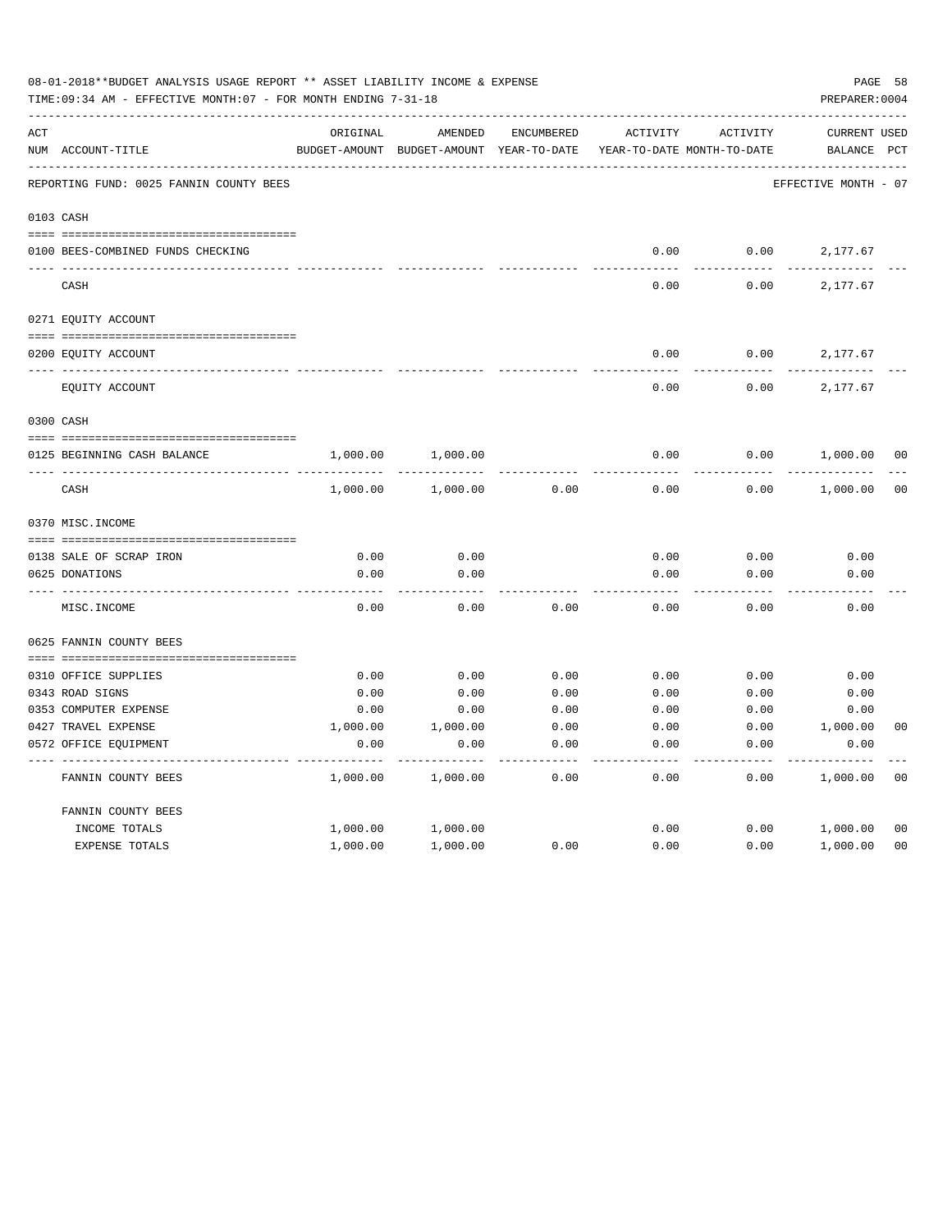08-01-2018**BUDGET ANALYSIS USAGE REPORT ** ASSET LIABILITY INCOME & EXPENSE

TIME:09:34 AM - EFFECTIVE MONTH:07 - FOR MONTH ENDING 7-31-18

PREPARER:0004

| ACT NUM | ACCOUNT-TITLE | ORIGINAL BUDGET-AMOUNT | AMENDED BUDGET-AMOUNT | ENCUMBERED YEAR-TO-DATE | ACTIVITY YEAR-TO-DATE | ACTIVITY MONTH-TO-DATE | CURRENT BALANCE | USED PCT |
|---|---|---|---|---|---|---|---|---|
| | REPORTING FUND: 0025 FANNIN COUNTY BEES | | | | | | EFFECTIVE MONTH - 07 | |
| 0103 | CASH | | | | | | | |
| 0100 | BEES-COMBINED FUNDS CHECKING | | | | 0.00 | 0.00 | 2,177.67 | |
| | CASH | | | | 0.00 | 0.00 | 2,177.67 | |
| 0271 | EQUITY ACCOUNT | | | | | | | |
| 0200 | EQUITY ACCOUNT | | | | 0.00 | 0.00 | 2,177.67 | |
| | EQUITY ACCOUNT | | | | 0.00 | 0.00 | 2,177.67 | |
| 0300 | CASH | | | | | | | |
| 0125 | BEGINNING CASH BALANCE | 1,000.00 | 1,000.00 | | 0.00 | 0.00 | 1,000.00 | 00 |
| | CASH | 1,000.00 | 1,000.00 | 0.00 | 0.00 | 0.00 | 1,000.00 | 00 |
| 0370 | MISC.INCOME | | | | | | | |
| 0138 | SALE OF SCRAP IRON | 0.00 | 0.00 | | 0.00 | 0.00 | 0.00 | |
| 0625 | DONATIONS | 0.00 | 0.00 | | 0.00 | 0.00 | 0.00 | |
| | MISC.INCOME | 0.00 | 0.00 | 0.00 | 0.00 | 0.00 | 0.00 | |
| 0625 | FANNIN COUNTY BEES | | | | | | | |
| 0310 | OFFICE SUPPLIES | 0.00 | 0.00 | 0.00 | 0.00 | 0.00 | 0.00 | |
| 0343 | ROAD SIGNS | 0.00 | 0.00 | 0.00 | 0.00 | 0.00 | 0.00 | |
| 0353 | COMPUTER EXPENSE | 0.00 | 0.00 | 0.00 | 0.00 | 0.00 | 0.00 | |
| 0427 | TRAVEL EXPENSE | 1,000.00 | 1,000.00 | 0.00 | 0.00 | 0.00 | 1,000.00 | 00 |
| 0572 | OFFICE EQUIPMENT | 0.00 | 0.00 | 0.00 | 0.00 | 0.00 | 0.00 | |
| | FANNIN COUNTY BEES | 1,000.00 | 1,000.00 | 0.00 | 0.00 | 0.00 | 1,000.00 | 00 |
| | FANNIN COUNTY BEES | | | | | | | |
| | INCOME TOTALS | 1,000.00 | 1,000.00 | | 0.00 | 0.00 | 1,000.00 | 00 |
| | EXPENSE TOTALS | 1,000.00 | 1,000.00 | 0.00 | 0.00 | 0.00 | 1,000.00 | 00 |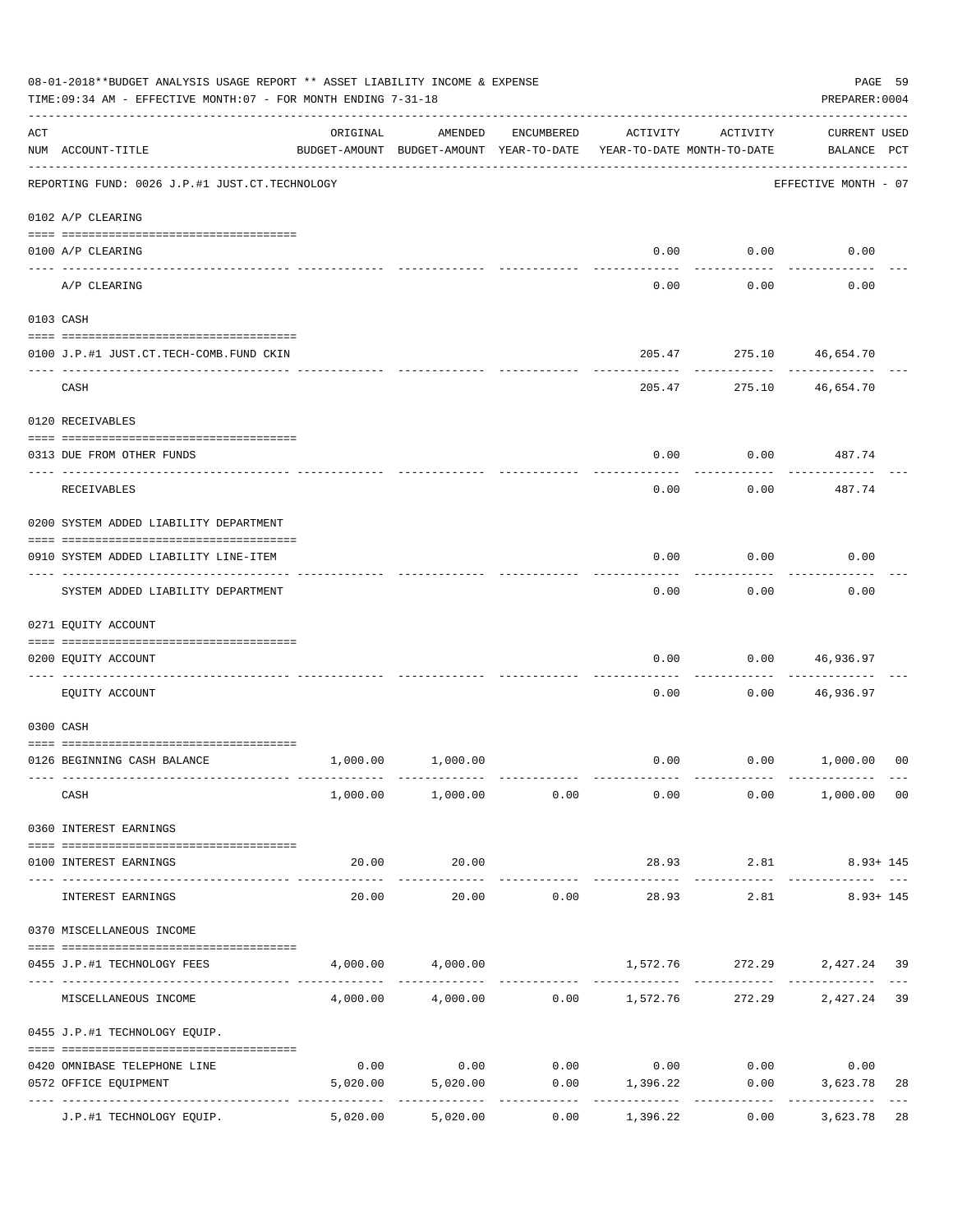08-01-2018**BUDGET ANALYSIS USAGE REPORT ** ASSET LIABILITY INCOME & EXPENSE

TIME:09:34 AM - EFFECTIVE MONTH:07 - FOR MONTH ENDING 7-31-18

PREPARER:0004

| ACT NUM | ACCOUNT-TITLE | ORIGINAL BUDGET-AMOUNT | AMENDED BUDGET-AMOUNT | ENCUMBERED YEAR-TO-DATE | ACTIVITY YEAR-TO-DATE | ACTIVITY MONTH-TO-DATE | CURRENT USED BALANCE | PCT |
|---|---|---|---|---|---|---|---|---|
| | REPORTING FUND: 0026 J.P.#1 JUST.CT.TECHNOLOGY | | | | | | EFFECTIVE MONTH - 07 | |
| | 0102 A/P CLEARING | | | | | | | |
| 0100 | A/P CLEARING | | | | 0.00 | 0.00 | 0.00 | |
| | A/P CLEARING | | | | 0.00 | 0.00 | 0.00 | |
| | 0103 CASH | | | | | | | |
| 0100 | J.P.#1 JUST.CT.TECH-COMB.FUND CKIN | | | | 205.47 | 275.10 | 46,654.70 | |
| | CASH | | | | 205.47 | 275.10 | 46,654.70 | |
| | 0120 RECEIVABLES | | | | | | | |
| 0313 | DUE FROM OTHER FUNDS | | | | 0.00 | 0.00 | 487.74 | |
| | RECEIVABLES | | | | 0.00 | 0.00 | 487.74 | |
| | 0200 SYSTEM ADDED LIABILITY DEPARTMENT | | | | | | | |
| 0910 | SYSTEM ADDED LIABILITY LINE-ITEM | | | | 0.00 | 0.00 | 0.00 | |
| | SYSTEM ADDED LIABILITY DEPARTMENT | | | | 0.00 | 0.00 | 0.00 | |
| | 0271 EQUITY ACCOUNT | | | | | | | |
| 0200 | EQUITY ACCOUNT | | | | 0.00 | 0.00 | 46,936.97 | |
| | EQUITY ACCOUNT | | | | 0.00 | 0.00 | 46,936.97 | |
| | 0300 CASH | | | | | | | |
| 0126 | BEGINNING CASH BALANCE | 1,000.00 | 1,000.00 | | 0.00 | 0.00 | 1,000.00 | 00 |
| | CASH | 1,000.00 | 1,000.00 | 0.00 | 0.00 | 0.00 | 1,000.00 | 00 |
| | 0360 INTEREST EARNINGS | | | | | | | |
| 0100 | INTEREST EARNINGS | 20.00 | 20.00 | | 28.93 | 2.81 | 8.93+ | 145 |
| | INTEREST EARNINGS | 20.00 | 20.00 | 0.00 | 28.93 | 2.81 | 8.93+ | 145 |
| | 0370 MISCELLANEOUS INCOME | | | | | | | |
| 0455 | J.P.#1 TECHNOLOGY FEES | 4,000.00 | 4,000.00 | | 1,572.76 | 272.29 | 2,427.24 | 39 |
| | MISCELLANEOUS INCOME | 4,000.00 | 4,000.00 | 0.00 | 1,572.76 | 272.29 | 2,427.24 | 39 |
| | 0455 J.P.#1 TECHNOLOGY EQUIP. | | | | | | | |
| 0420 | OMNIBASE TELEPHONE LINE | 0.00 | 0.00 | 0.00 | 0.00 | 0.00 | 0.00 | |
| 0572 | OFFICE EQUIPMENT | 5,020.00 | 5,020.00 | 0.00 | 1,396.22 | 0.00 | 3,623.78 | 28 |
| | J.P.#1 TECHNOLOGY EQUIP. | 5,020.00 | 5,020.00 | 0.00 | 1,396.22 | 0.00 | 3,623.78 | 28 |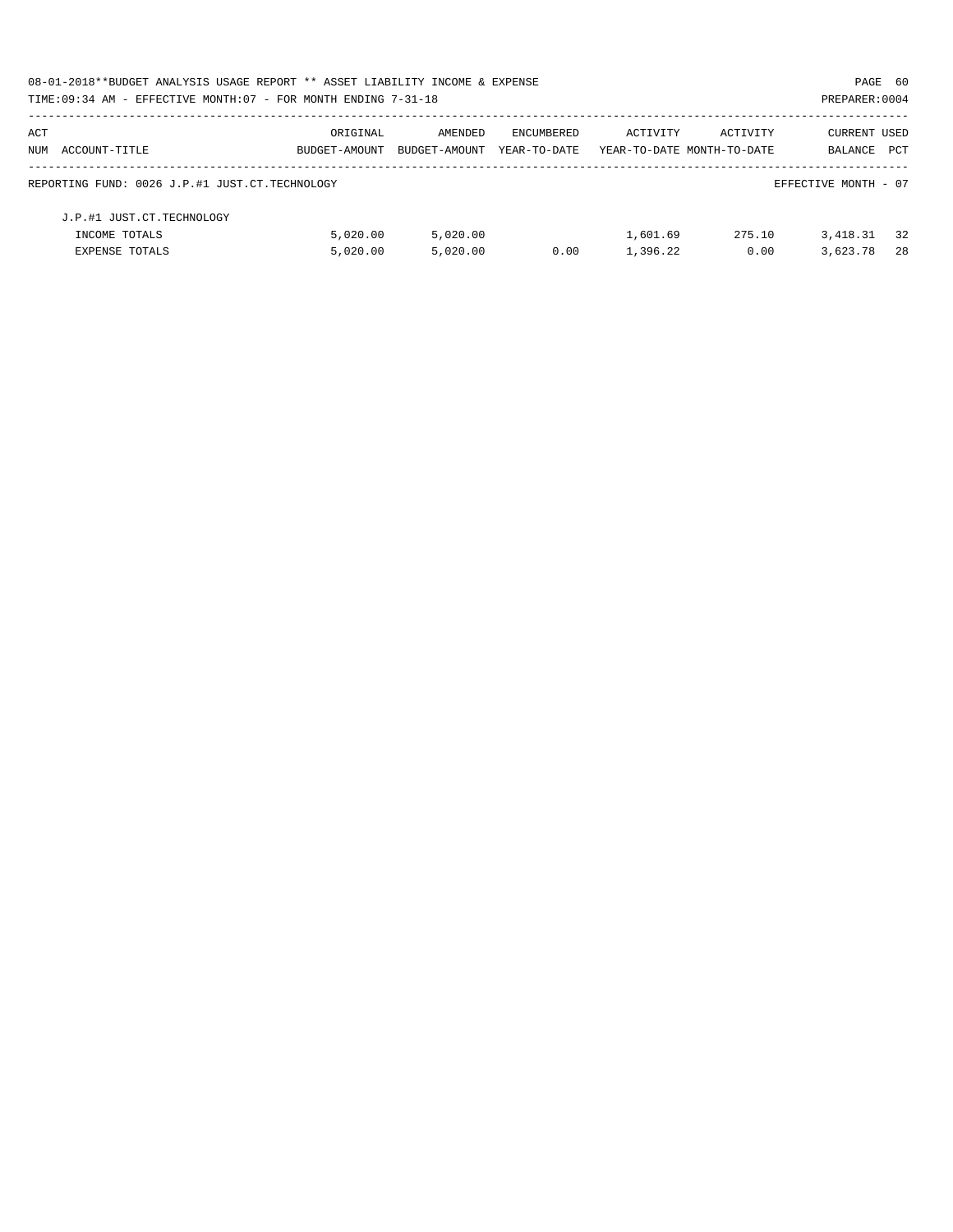08-01-2018**BUDGET ANALYSIS USAGE REPORT ** ASSET LIABILITY INCOME & EXPENSE

TIME:09:34 AM - EFFECTIVE MONTH:07 - FOR MONTH ENDING 7-31-18

PREPARER:0004

| ACT NUM ACCOUNT-TITLE | ORIGINAL BUDGET-AMOUNT | AMENDED BUDGET-AMOUNT | ENCUMBERED YEAR-TO-DATE | ACTIVITY YEAR-TO-DATE | ACTIVITY MONTH-TO-DATE | CURRENT BALANCE | USED PCT |
|---|---|---|---|---|---|---|---|
| REPORTING FUND: 0026 J.P.#1 JUST.CT.TECHNOLOGY | | | | | | EFFECTIVE MONTH - 07 | |
| J.P.#1 JUST.CT.TECHNOLOGY | | | | | | | |
| INCOME TOTALS | 5,020.00 | 5,020.00 | | 1,601.69 | 275.10 | 3,418.31 | 32 |
| EXPENSE TOTALS | 5,020.00 | 5,020.00 | 0.00 | 1,396.22 | 0.00 | 3,623.78 | 28 |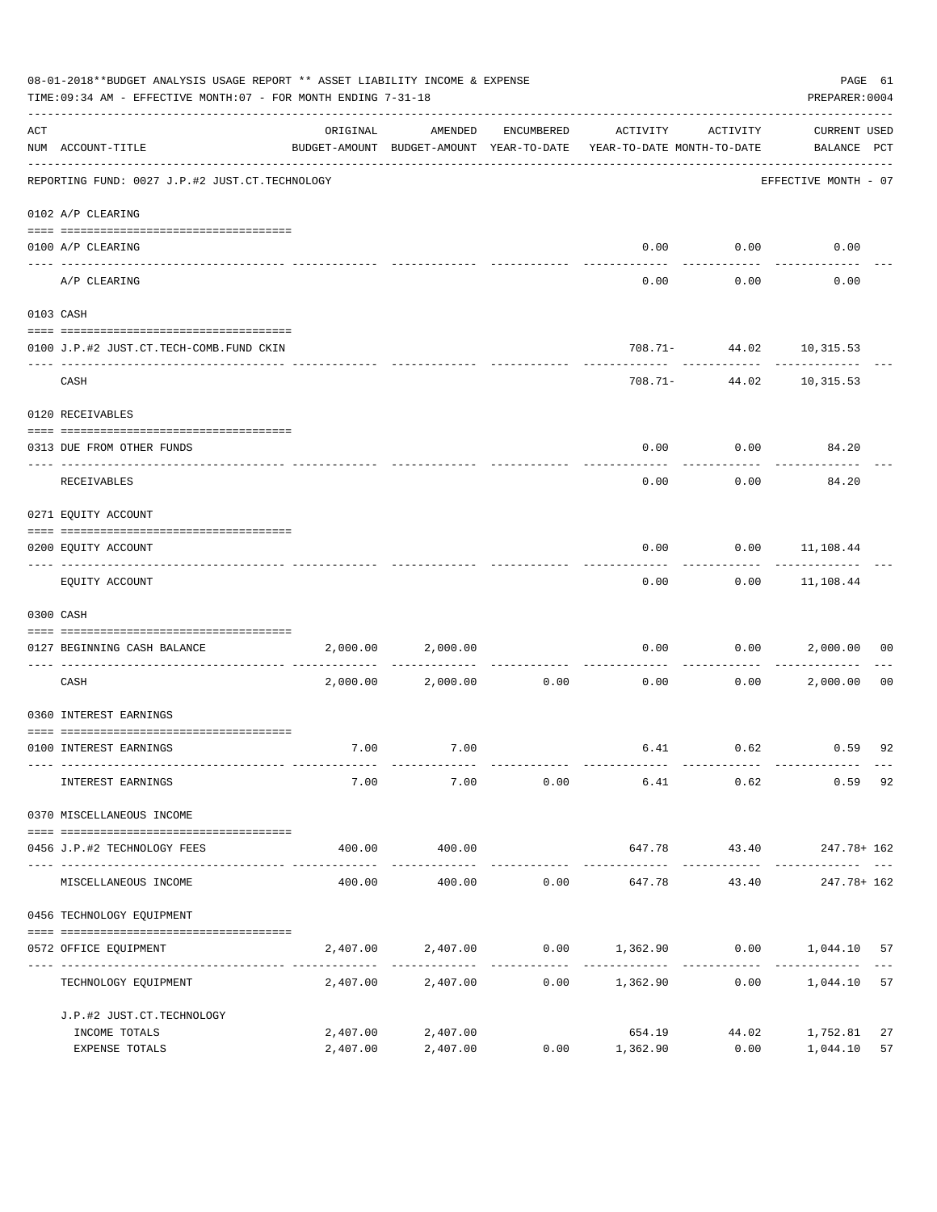08-01-2018**BUDGET ANALYSIS USAGE REPORT ** ASSET LIABILITY INCOME & EXPENSE

TIME:09:34 AM - EFFECTIVE MONTH:07 - FOR MONTH ENDING 7-31-18

PREPARER:0004

| ACT NUM | ACCOUNT-TITLE | ORIGINAL BUDGET-AMOUNT | AMENDED BUDGET-AMOUNT | ENCUMBERED YEAR-TO-DATE | ACTIVITY YEAR-TO-DATE | ACTIVITY MONTH-TO-DATE | CURRENT BALANCE | USED PCT |
|---|---|---|---|---|---|---|---|---|
| | REPORTING FUND: 0027 J.P.#2 JUST.CT.TECHNOLOGY | | | | | | EFFECTIVE MONTH - 07 | |
| | 0102 A/P CLEARING | | | | | | | |
| 0100 | A/P CLEARING | | | | 0.00 | 0.00 | 0.00 | |
| | A/P CLEARING | | | | 0.00 | 0.00 | 0.00 | |
| | 0103 CASH | | | | | | | |
| 0100 | J.P.#2 JUST.CT.TECH-COMB.FUND CKIN | | | | 708.71- | 44.02 | 10,315.53 | |
| | CASH | | | | 708.71- | 44.02 | 10,315.53 | |
| | 0120 RECEIVABLES | | | | | | | |
| 0313 | DUE FROM OTHER FUNDS | | | | 0.00 | 0.00 | 84.20 | |
| | RECEIVABLES | | | | 0.00 | 0.00 | 84.20 | |
| | 0271 EQUITY ACCOUNT | | | | | | | |
| 0200 | EQUITY ACCOUNT | | | | 0.00 | 0.00 | 11,108.44 | |
| | EQUITY ACCOUNT | | | | 0.00 | 0.00 | 11,108.44 | |
| | 0300 CASH | | | | | | | |
| 0127 | BEGINNING CASH BALANCE | 2,000.00 | 2,000.00 | | 0.00 | 0.00 | 2,000.00 | 00 |
| | CASH | 2,000.00 | 2,000.00 | 0.00 | 0.00 | 0.00 | 2,000.00 | 00 |
| | 0360 INTEREST EARNINGS | | | | | | | |
| 0100 | INTEREST EARNINGS | 7.00 | 7.00 | | 6.41 | 0.62 | 0.59 | 92 |
| | INTEREST EARNINGS | 7.00 | 7.00 | 0.00 | 6.41 | 0.62 | 0.59 | 92 |
| | 0370 MISCELLANEOUS INCOME | | | | | | | |
| 0456 | J.P.#2 TECHNOLOGY FEES | 400.00 | 400.00 | | 647.78 | 43.40 | 247.78+ | 162 |
| | MISCELLANEOUS INCOME | 400.00 | 400.00 | 0.00 | 647.78 | 43.40 | 247.78+ | 162 |
| | 0456 TECHNOLOGY EQUIPMENT | | | | | | | |
| 0572 | OFFICE EQUIPMENT | 2,407.00 | 2,407.00 | 0.00 | 1,362.90 | 0.00 | 1,044.10 | 57 |
| | TECHNOLOGY EQUIPMENT | 2,407.00 | 2,407.00 | 0.00 | 1,362.90 | 0.00 | 1,044.10 | 57 |
| | J.P.#2 JUST.CT.TECHNOLOGY | | | | | | | |
| | INCOME TOTALS | 2,407.00 | 2,407.00 | | 654.19 | 44.02 | 1,752.81 | 27 |
| | EXPENSE TOTALS | 2,407.00 | 2,407.00 | 0.00 | 1,362.90 | 0.00 | 1,044.10 | 57 |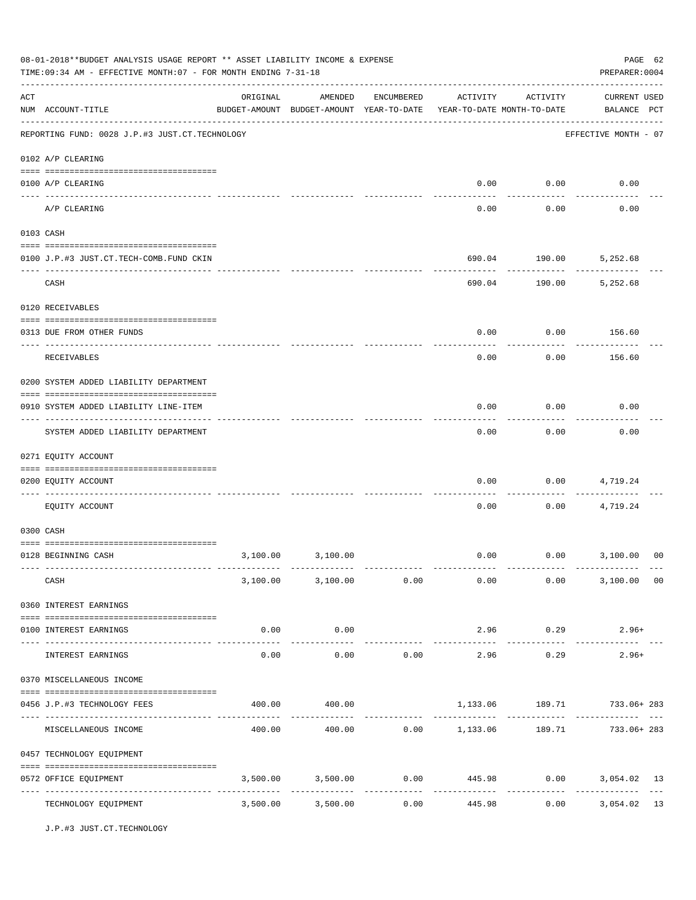08-01-2018**BUDGET ANALYSIS USAGE REPORT ** ASSET LIABILITY INCOME & EXPENSE

TIME:09:34 AM - EFFECTIVE MONTH:07 - FOR MONTH ENDING 7-31-18

PREPARER:0004

| ACT NUM | ACCOUNT-TITLE | ORIGINAL BUDGET-AMOUNT | AMENDED BUDGET-AMOUNT | ENCUMBERED YEAR-TO-DATE | ACTIVITY YEAR-TO-DATE | ACTIVITY MONTH-TO-DATE | CURRENT USED BALANCE | PCT |
|---|---|---|---|---|---|---|---|---|
| | REPORTING FUND: 0028 J.P.#3 JUST.CT.TECHNOLOGY | | | | | | EFFECTIVE MONTH - 07 | |
| | 0102 A/P CLEARING | | | | | | | |
| 0100 | A/P CLEARING | | | | 0.00 | 0.00 | 0.00 | |
| | A/P CLEARING | | | | 0.00 | 0.00 | 0.00 | |
| | 0103 CASH | | | | | | | |
| 0100 | J.P.#3 JUST.CT.TECH-COMB.FUND CKIN | | | | 690.04 | 190.00 | 5,252.68 | |
| | CASH | | | | 690.04 | 190.00 | 5,252.68 | |
| | 0120 RECEIVABLES | | | | | | | |
| 0313 | DUE FROM OTHER FUNDS | | | | 0.00 | 0.00 | 156.60 | |
| | RECEIVABLES | | | | 0.00 | 0.00 | 156.60 | |
| | 0200 SYSTEM ADDED LIABILITY DEPARTMENT | | | | | | | |
| 0910 | SYSTEM ADDED LIABILITY LINE-ITEM | | | | 0.00 | 0.00 | 0.00 | |
| | SYSTEM ADDED LIABILITY DEPARTMENT | | | | 0.00 | 0.00 | 0.00 | |
| | 0271 EQUITY ACCOUNT | | | | | | | |
| 0200 | EQUITY ACCOUNT | | | | 0.00 | 0.00 | 4,719.24 | |
| | EQUITY ACCOUNT | | | | 0.00 | 0.00 | 4,719.24 | |
| | 0300 CASH | | | | | | | |
| 0128 | BEGINNING CASH | 3,100.00 | 3,100.00 | | 0.00 | 0.00 | 3,100.00 | 00 |
| | CASH | 3,100.00 | 3,100.00 | 0.00 | 0.00 | 0.00 | 3,100.00 | 00 |
| | 0360 INTEREST EARNINGS | | | | | | | |
| 0100 | INTEREST EARNINGS | 0.00 | 0.00 | | 2.96 | 0.29 | 2.96+ | |
| | INTEREST EARNINGS | 0.00 | 0.00 | 0.00 | 2.96 | 0.29 | 2.96+ | |
| | 0370 MISCELLANEOUS INCOME | | | | | | | |
| 0456 | J.P.#3 TECHNOLOGY FEES | 400.00 | 400.00 | | 1,133.06 | 189.71 | 733.06+ | 283 |
| | MISCELLANEOUS INCOME | 400.00 | 400.00 | 0.00 | 1,133.06 | 189.71 | 733.06+ | 283 |
| | 0457 TECHNOLOGY EQUIPMENT | | | | | | | |
| 0572 | OFFICE EQUIPMENT | 3,500.00 | 3,500.00 | 0.00 | 445.98 | 0.00 | 3,054.02 | 13 |
| | TECHNOLOGY EQUIPMENT | 3,500.00 | 3,500.00 | 0.00 | 445.98 | 0.00 | 3,054.02 | 13 |

J.P.#3 JUST.CT.TECHNOLOGY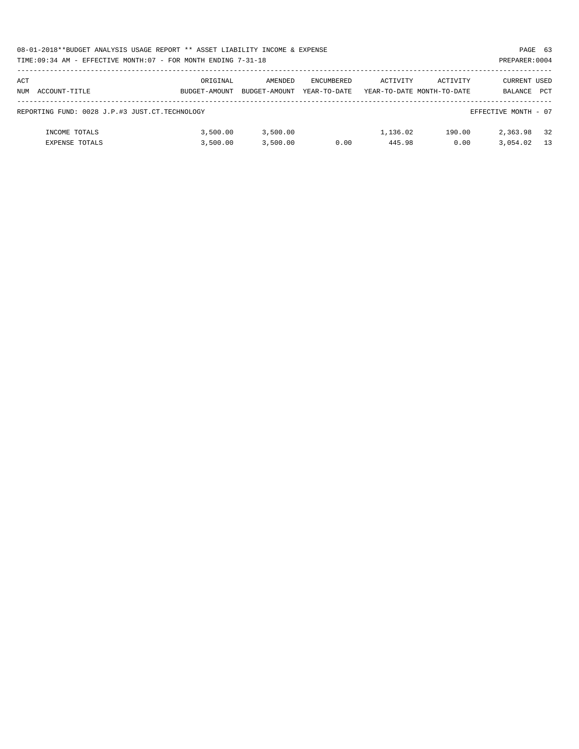08-01-2018**BUDGET ANALYSIS USAGE REPORT ** ASSET LIABILITY INCOME & EXPENSE

TIME:09:34 AM - EFFECTIVE MONTH:07 - FOR MONTH ENDING 7-31-18

| ACT NUM ACCOUNT-TITLE | ORIGINAL BUDGET-AMOUNT | AMENDED BUDGET-AMOUNT | ENCUMBERED YEAR-TO-DATE | ACTIVITY YEAR-TO-DATE | ACTIVITY MONTH-TO-DATE | CURRENT BALANCE | USED PCT |
|---|---|---|---|---|---|---|---|
| REPORTING FUND: 0028 J.P.#3 JUST.CT.TECHNOLOGY | | | | | | EFFECTIVE MONTH - 07 | |
| INCOME TOTALS | 3,500.00 | 3,500.00 | | 1,136.02 | 190.00 | 2,363.98 | 32 |
| EXPENSE TOTALS | 3,500.00 | 3,500.00 | 0.00 | 445.98 | 0.00 | 3,054.02 | 13 |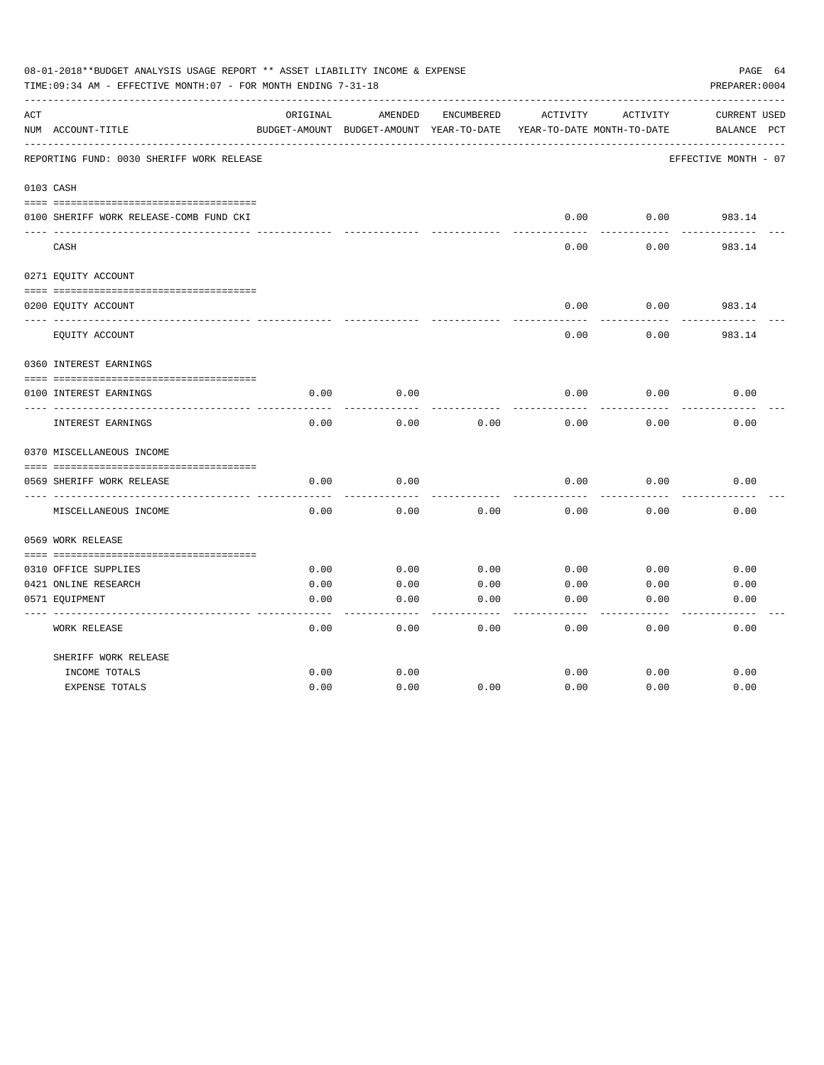08-01-2018**BUDGET ANALYSIS USAGE REPORT ** ASSET LIABILITY INCOME & EXPENSE

TIME:09:34 AM - EFFECTIVE MONTH:07 - FOR MONTH ENDING 7-31-18

PREPARER:0004

| ACT NUM | ACCOUNT-TITLE | ORIGINAL BUDGET-AMOUNT | AMENDED BUDGET-AMOUNT | ENCUMBERED YEAR-TO-DATE | ACTIVITY YEAR-TO-DATE | ACTIVITY MONTH-TO-DATE | CURRENT BALANCE | USED PCT |
|---|---|---|---|---|---|---|---|---|
| | REPORTING FUND: 0030 SHERIFF WORK RELEASE | | | | | | EFFECTIVE MONTH - 07 | |
| 0103 | CASH | | | | | | | |
| 0100 | SHERIFF WORK RELEASE-COMB FUND CKI | | | | 0.00 | 0.00 | 983.14 | |
| | CASH | | | | 0.00 | 0.00 | 983.14 | |
| 0271 | EQUITY ACCOUNT | | | | | | | |
| 0200 | EQUITY ACCOUNT | | | | 0.00 | 0.00 | 983.14 | |
| | EQUITY ACCOUNT | | | | 0.00 | 0.00 | 983.14 | |
| 0360 | INTEREST EARNINGS | | | | | | | |
| 0100 | INTEREST EARNINGS | 0.00 | 0.00 | | 0.00 | 0.00 | 0.00 | |
| | INTEREST EARNINGS | 0.00 | 0.00 | 0.00 | 0.00 | 0.00 | 0.00 | |
| 0370 | MISCELLANEOUS INCOME | | | | | | | |
| 0569 | SHERIFF WORK RELEASE | 0.00 | 0.00 | | 0.00 | 0.00 | 0.00 | |
| | MISCELLANEOUS INCOME | 0.00 | 0.00 | 0.00 | 0.00 | 0.00 | 0.00 | |
| 0569 | WORK RELEASE | | | | | | | |
| 0310 | OFFICE SUPPLIES | 0.00 | 0.00 | 0.00 | 0.00 | 0.00 | 0.00 | |
| 0421 | ONLINE RESEARCH | 0.00 | 0.00 | 0.00 | 0.00 | 0.00 | 0.00 | |
| 0571 | EQUIPMENT | 0.00 | 0.00 | 0.00 | 0.00 | 0.00 | 0.00 | |
| | WORK RELEASE | 0.00 | 0.00 | 0.00 | 0.00 | 0.00 | 0.00 | |
| | SHERIFF WORK RELEASE | | | | | | | |
| | INCOME TOTALS | 0.00 | 0.00 | | 0.00 | 0.00 | 0.00 | |
| | EXPENSE TOTALS | 0.00 | 0.00 | 0.00 | 0.00 | 0.00 | 0.00 | |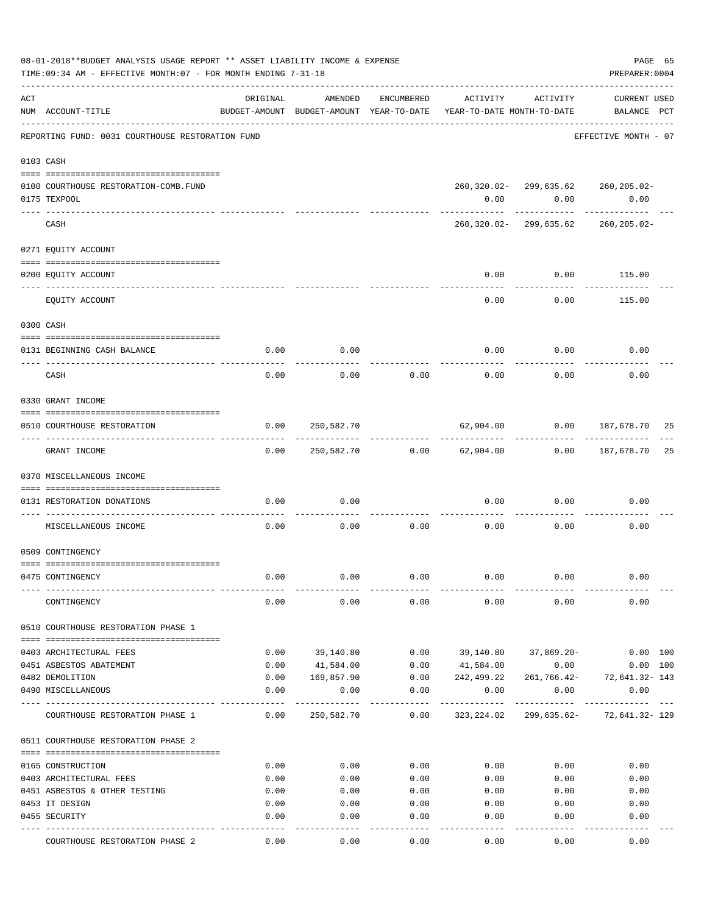08-01-2018**BUDGET ANALYSIS USAGE REPORT ** ASSET LIABILITY INCOME & EXPENSE

TIME:09:34 AM - EFFECTIVE MONTH:07 - FOR MONTH ENDING 7-31-18

PREPARER:0004

| ACT NUM | ACCOUNT-TITLE | ORIGINAL BUDGET-AMOUNT | AMENDED BUDGET-AMOUNT | ENCUMBERED YEAR-TO-DATE | ACTIVITY YEAR-TO-DATE | ACTIVITY MONTH-TO-DATE | CURRENT BALANCE | USED PCT |
|---|---|---|---|---|---|---|---|---|
| | REPORTING FUND: 0031 COURTHOUSE RESTORATION FUND | | | | | | EFFECTIVE MONTH - 07 | |
| 0103 | CASH | | | | | | | |
| 0100 | COURTHOUSE RESTORATION-COMB.FUND | | | | 260,320.02- | 299,635.62 | 260,205.02- | |
| 0175 | TEXPOOL | | | | 0.00 | 0.00 | 0.00 | |
| | CASH | | | | 260,320.02- | 299,635.62 | 260,205.02- | |
| 0271 | EQUITY ACCOUNT | | | | | | | |
| 0200 | EQUITY ACCOUNT | | | | 0.00 | 0.00 | 115.00 | |
| | EQUITY ACCOUNT | | | | 0.00 | 0.00 | 115.00 | |
| 0300 | CASH | | | | | | | |
| 0131 | BEGINNING CASH BALANCE | 0.00 | 0.00 | | 0.00 | 0.00 | 0.00 | |
| | CASH | 0.00 | 0.00 | 0.00 | 0.00 | 0.00 | 0.00 | |
| 0330 | GRANT INCOME | | | | | | | |
| 0510 | COURTHOUSE RESTORATION | 0.00 | 250,582.70 | | 62,904.00 | 0.00 | 187,678.70 | 25 |
| | GRANT INCOME | 0.00 | 250,582.70 | 0.00 | 62,904.00 | 0.00 | 187,678.70 | 25 |
| 0370 | MISCELLANEOUS INCOME | | | | | | | |
| 0131 | RESTORATION DONATIONS | 0.00 | 0.00 | | 0.00 | 0.00 | 0.00 | |
| | MISCELLANEOUS INCOME | 0.00 | 0.00 | 0.00 | 0.00 | 0.00 | 0.00 | |
| 0509 | CONTINGENCY | | | | | | | |
| 0475 | CONTINGENCY | 0.00 | 0.00 | 0.00 | 0.00 | 0.00 | 0.00 | |
| | CONTINGENCY | 0.00 | 0.00 | 0.00 | 0.00 | 0.00 | 0.00 | |
| 0510 | COURTHOUSE RESTORATION PHASE 1 | | | | | | | |
| 0403 | ARCHITECTURAL FEES | 0.00 | 39,140.80 | 0.00 | 39,140.80 | 37,869.20- | 0.00 | 100 |
| 0451 | ASBESTOS ABATEMENT | 0.00 | 41,584.00 | 0.00 | 41,584.00 | 0.00 | 0.00 | 100 |
| 0482 | DEMOLITION | 0.00 | 169,857.90 | 0.00 | 242,499.22 | 261,766.42- | 72,641.32- | 143 |
| 0490 | MISCELLANEOUS | 0.00 | 0.00 | 0.00 | 0.00 | 0.00 | 0.00 | |
| | COURTHOUSE RESTORATION PHASE 1 | 0.00 | 250,582.70 | 0.00 | 323,224.02 | 299,635.62- | 72,641.32- | 129 |
| 0511 | COURTHOUSE RESTORATION PHASE 2 | | | | | | | |
| 0165 | CONSTRUCTION | 0.00 | 0.00 | 0.00 | 0.00 | 0.00 | 0.00 | |
| 0403 | ARCHITECTURAL FEES | 0.00 | 0.00 | 0.00 | 0.00 | 0.00 | 0.00 | |
| 0451 | ASBESTOS & OTHER TESTING | 0.00 | 0.00 | 0.00 | 0.00 | 0.00 | 0.00 | |
| 0453 | IT DESIGN | 0.00 | 0.00 | 0.00 | 0.00 | 0.00 | 0.00 | |
| 0455 | SECURITY | 0.00 | 0.00 | 0.00 | 0.00 | 0.00 | 0.00 | |
| | COURTHOUSE RESTORATION PHASE 2 | 0.00 | 0.00 | 0.00 | 0.00 | 0.00 | 0.00 | |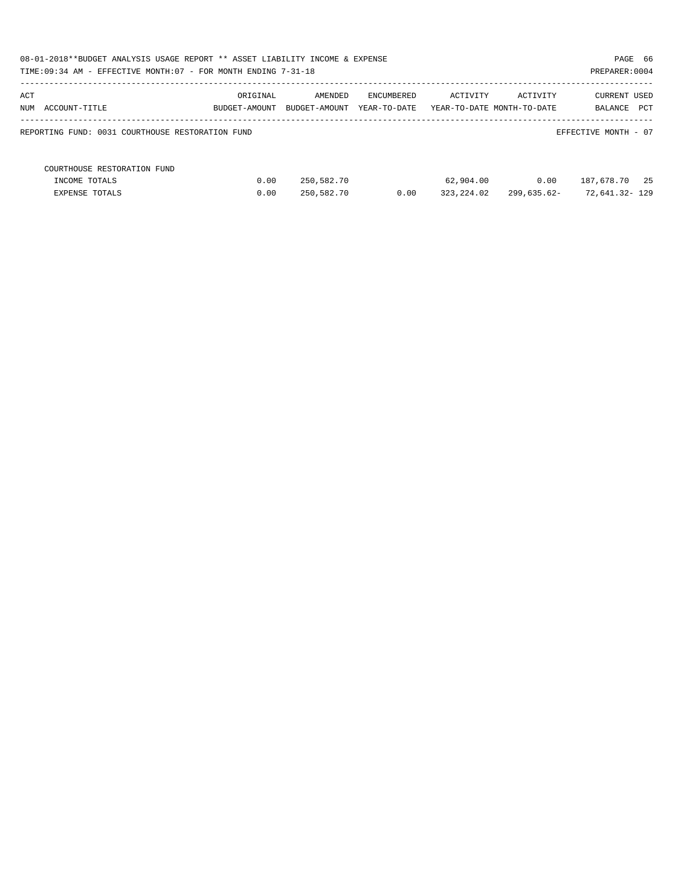08-01-2018**BUDGET ANALYSIS USAGE REPORT ** ASSET LIABILITY INCOME & EXPENSE

TIME:09:34 AM - EFFECTIVE MONTH:07 - FOR MONTH ENDING 7-31-18

PREPARER:0004

REPORTING FUND: 0031 COURTHOUSE RESTORATION FUND

EFFECTIVE MONTH - 07

| ACT NUM ACCOUNT-TITLE | ORIGINAL BUDGET-AMOUNT | AMENDED BUDGET-AMOUNT | ENCUMBERED YEAR-TO-DATE | ACTIVITY YEAR-TO-DATE | ACTIVITY MONTH-TO-DATE | CURRENT BALANCE | USED PCT |
|---|---|---|---|---|---|---|---|
| COURTHOUSE RESTORATION FUND | | | | | | | |
| INCOME TOTALS | 0.00 | 250,582.70 | | 62,904.00 | 0.00 | 187,678.70 | 25 |
| EXPENSE TOTALS | 0.00 | 250,582.70 | 0.00 | 323,224.02 | 299,635.62- | 72,641.32- | 129 |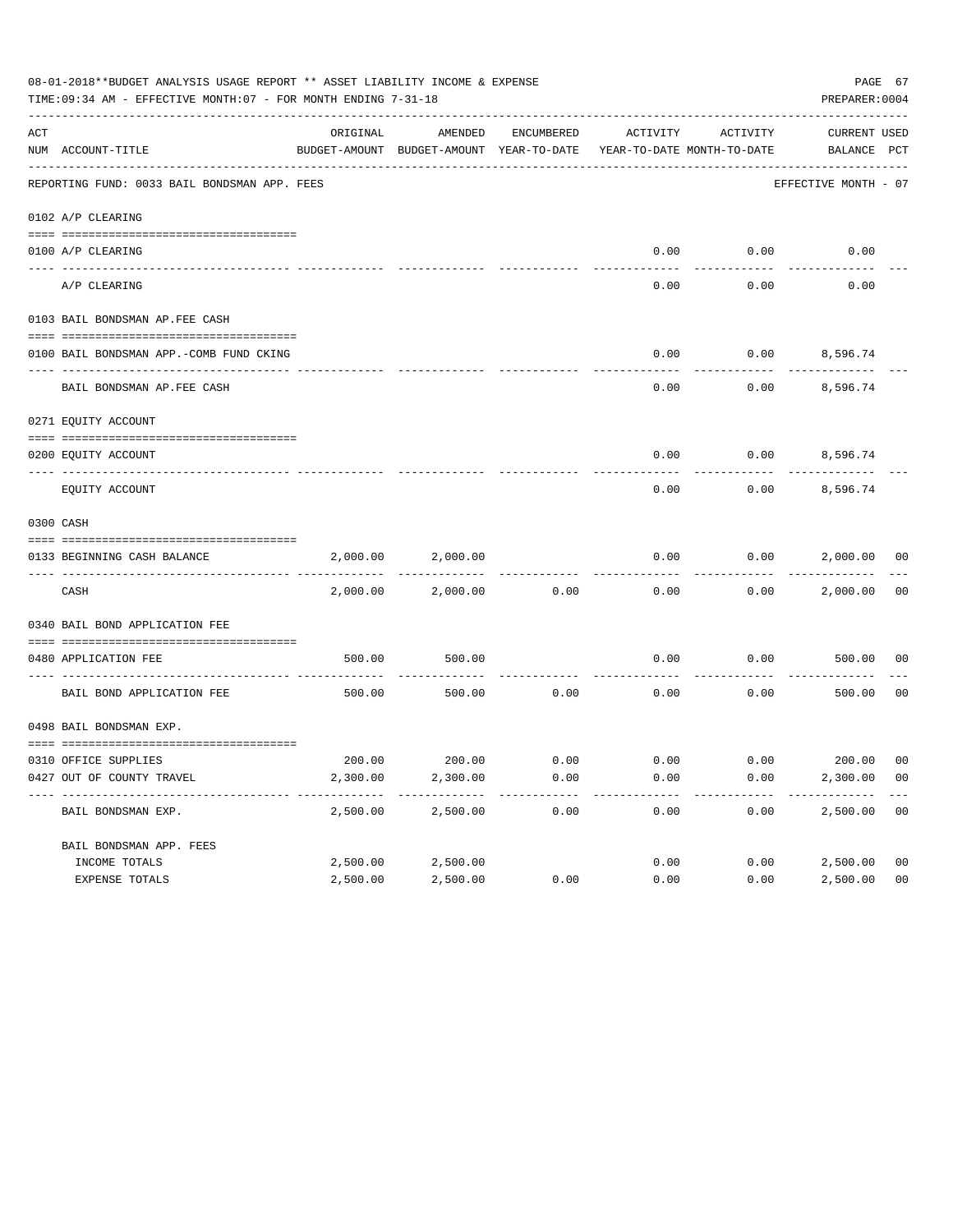08-01-2018**BUDGET ANALYSIS USAGE REPORT ** ASSET LIABILITY INCOME & EXPENSE

TIME:09:34 AM - EFFECTIVE MONTH:07 - FOR MONTH ENDING 7-31-18

PREPARER:0004

| ACT NUM | ACCOUNT-TITLE | ORIGINAL BUDGET-AMOUNT | AMENDED BUDGET-AMOUNT | ENCUMBERED YEAR-TO-DATE | ACTIVITY YEAR-TO-DATE | ACTIVITY MONTH-TO-DATE | CURRENT BALANCE | USED PCT |
|---|---|---|---|---|---|---|---|---|
| | REPORTING FUND: 0033 BAIL BONDSMAN APP. FEES | | | | | | EFFECTIVE MONTH - 07 | |
| | 0102 A/P CLEARING | | | | | | | |
| 0100 | A/P CLEARING | | | | 0.00 | 0.00 | 0.00 | |
| | A/P CLEARING | | | | 0.00 | 0.00 | 0.00 | |
| | 0103 BAIL BONDSMAN AP.FEE CASH | | | | | | | |
| 0100 | BAIL BONDSMAN APP.-COMB FUND CKING | | | | 0.00 | 0.00 | 8,596.74 | |
| | BAIL BONDSMAN AP.FEE CASH | | | | 0.00 | 0.00 | 8,596.74 | |
| | 0271 EQUITY ACCOUNT | | | | | | | |
| 0200 | EQUITY ACCOUNT | | | | 0.00 | 0.00 | 8,596.74 | |
| | EQUITY ACCOUNT | | | | 0.00 | 0.00 | 8,596.74 | |
| | 0300 CASH | | | | | | | |
| 0133 | BEGINNING CASH BALANCE | 2,000.00 | 2,000.00 | | 0.00 | 0.00 | 2,000.00 | 00 |
| | CASH | 2,000.00 | 2,000.00 | 0.00 | 0.00 | 0.00 | 2,000.00 | 00 |
| | 0340 BAIL BOND APPLICATION FEE | | | | | | | |
| 0480 | APPLICATION FEE | 500.00 | 500.00 | | 0.00 | 0.00 | 500.00 | 00 |
| | BAIL BOND APPLICATION FEE | 500.00 | 500.00 | 0.00 | 0.00 | 0.00 | 500.00 | 00 |
| | 0498 BAIL BONDSMAN EXP. | | | | | | | |
| 0310 | OFFICE SUPPLIES | 200.00 | 200.00 | 0.00 | 0.00 | 0.00 | 200.00 | 00 |
| 0427 | OUT OF COUNTY TRAVEL | 2,300.00 | 2,300.00 | 0.00 | 0.00 | 0.00 | 2,300.00 | 00 |
| | BAIL BONDSMAN EXP. | 2,500.00 | 2,500.00 | 0.00 | 0.00 | 0.00 | 2,500.00 | 00 |
| | BAIL BONDSMAN APP. FEES | | | | | | | |
| | INCOME TOTALS | 2,500.00 | 2,500.00 | | 0.00 | 0.00 | 2,500.00 | 00 |
| | EXPENSE TOTALS | 2,500.00 | 2,500.00 | 0.00 | 0.00 | 0.00 | 2,500.00 | 00 |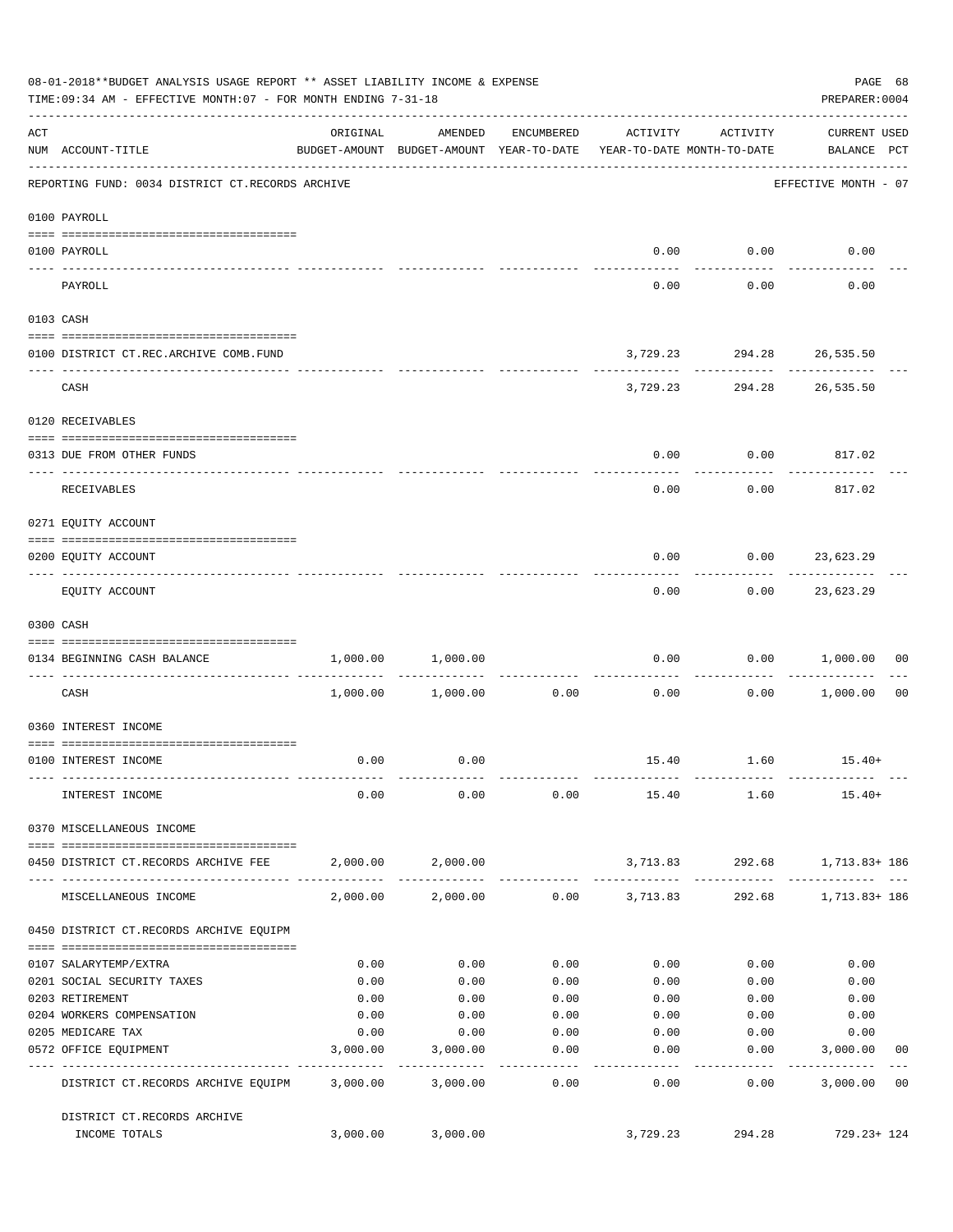08-01-2018**BUDGET ANALYSIS USAGE REPORT ** ASSET LIABILITY INCOME & EXPENSE

TIME:09:34 AM - EFFECTIVE MONTH:07 - FOR MONTH ENDING 7-31-18

PREPARER:0004

REPORTING FUND: 0034 DISTRICT CT.RECORDS ARCHIVE — EFFECTIVE MONTH - 07

| ACT NUM | ACCOUNT-TITLE | ORIGINAL BUDGET-AMOUNT | AMENDED BUDGET-AMOUNT | ENCUMBERED YEAR-TO-DATE | ACTIVITY YEAR-TO-DATE | ACTIVITY MONTH-TO-DATE | CURRENT USED BALANCE | PCT |
|---|---|---|---|---|---|---|---|---|
| | **0100 PAYROLL** | | | | | | | |
| 0100 | PAYROLL | | | | 0.00 | 0.00 | 0.00 | |
| | PAYROLL | | | | 0.00 | 0.00 | 0.00 | |
| | **0103 CASH** | | | | | | | |
| 0100 | DISTRICT CT.REC.ARCHIVE COMB.FUND | | | | 3,729.23 | 294.28 | 26,535.50 | |
| | CASH | | | | 3,729.23 | 294.28 | 26,535.50 | |
| | **0120 RECEIVABLES** | | | | | | | |
| 0313 | DUE FROM OTHER FUNDS | | | | 0.00 | 0.00 | 817.02 | |
| | RECEIVABLES | | | | 0.00 | 0.00 | 817.02 | |
| | **0271 EQUITY ACCOUNT** | | | | | | | |
| 0200 | EQUITY ACCOUNT | | | | 0.00 | 0.00 | 23,623.29 | |
| | EQUITY ACCOUNT | | | | 0.00 | 0.00 | 23,623.29 | |
| | **0300 CASH** | | | | | | | |
| 0134 | BEGINNING CASH BALANCE | 1,000.00 | 1,000.00 | | 0.00 | 0.00 | 1,000.00 | 00 |
| | CASH | 1,000.00 | 1,000.00 | 0.00 | 0.00 | 0.00 | 1,000.00 | 00 |
| | **0360 INTEREST INCOME** | | | | | | | |
| 0100 | INTEREST INCOME | 0.00 | 0.00 | | 15.40 | 1.60 | 15.40+ | |
| | INTEREST INCOME | 0.00 | 0.00 | 0.00 | 15.40 | 1.60 | 15.40+ | |
| | **0370 MISCELLANEOUS INCOME** | | | | | | | |
| 0450 | DISTRICT CT.RECORDS ARCHIVE FEE | 2,000.00 | 2,000.00 | | 3,713.83 | 292.68 | 1,713.83+ | 186 |
| | MISCELLANEOUS INCOME | 2,000.00 | 2,000.00 | 0.00 | 3,713.83 | 292.68 | 1,713.83+ | 186 |
| | **0450 DISTRICT CT.RECORDS ARCHIVE EQUIPM** | | | | | | | |
| 0107 | SALARYTEMP/EXTRA | 0.00 | 0.00 | 0.00 | 0.00 | 0.00 | 0.00 | |
| 0201 | SOCIAL SECURITY TAXES | 0.00 | 0.00 | 0.00 | 0.00 | 0.00 | 0.00 | |
| 0203 | RETIREMENT | 0.00 | 0.00 | 0.00 | 0.00 | 0.00 | 0.00 | |
| 0204 | WORKERS COMPENSATION | 0.00 | 0.00 | 0.00 | 0.00 | 0.00 | 0.00 | |
| 0205 | MEDICARE TAX | 0.00 | 0.00 | 0.00 | 0.00 | 0.00 | 0.00 | |
| 0572 | OFFICE EQUIPMENT | 3,000.00 | 3,000.00 | 0.00 | 0.00 | 0.00 | 3,000.00 | 00 |
| | DISTRICT CT.RECORDS ARCHIVE EQUIPM | 3,000.00 | 3,000.00 | 0.00 | 0.00 | 0.00 | 3,000.00 | 00 |
| | DISTRICT CT.RECORDS ARCHIVE INCOME TOTALS | 3,000.00 | 3,000.00 | | 3,729.23 | 294.28 | 729.23+ | 124 |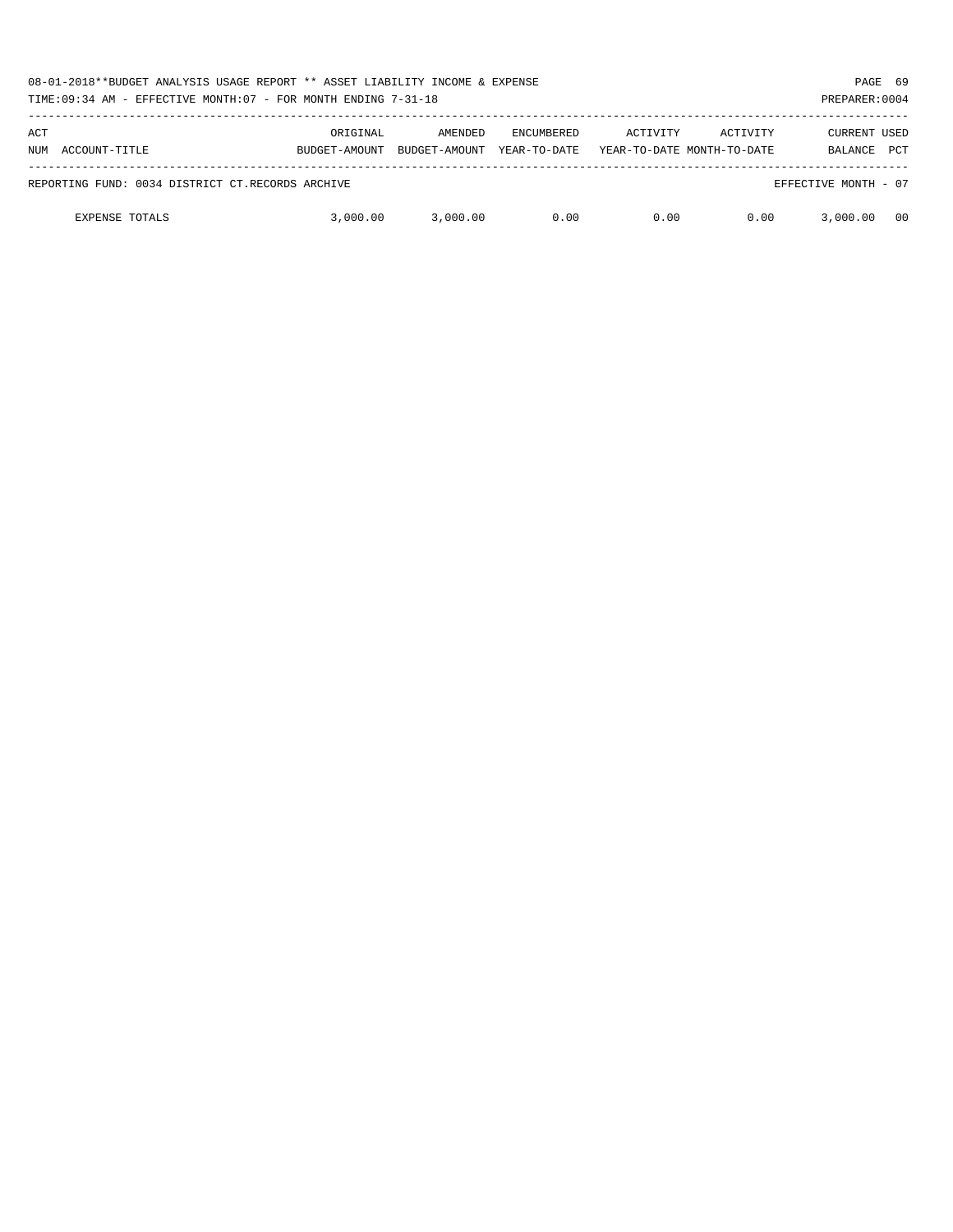08-01-2018**BUDGET ANALYSIS USAGE REPORT ** ASSET LIABILITY INCOME & EXPENSE

TIME:09:34 AM - EFFECTIVE MONTH:07 - FOR MONTH ENDING 7-31-18

PREPARER:0004

| ACT NUM ACCOUNT-TITLE | ORIGINAL BUDGET-AMOUNT | AMENDED BUDGET-AMOUNT | ENCUMBERED YEAR-TO-DATE | ACTIVITY YEAR-TO-DATE | ACTIVITY MONTH-TO-DATE | CURRENT BALANCE | USED PCT |
|---|---|---|---|---|---|---|---|
| REPORTING FUND: 0034 DISTRICT CT.RECORDS ARCHIVE | | | | | | EFFECTIVE MONTH - 07 | |
| EXPENSE TOTALS | 3,000.00 | 3,000.00 | 0.00 | 0.00 | 0.00 | 3,000.00 | 00 |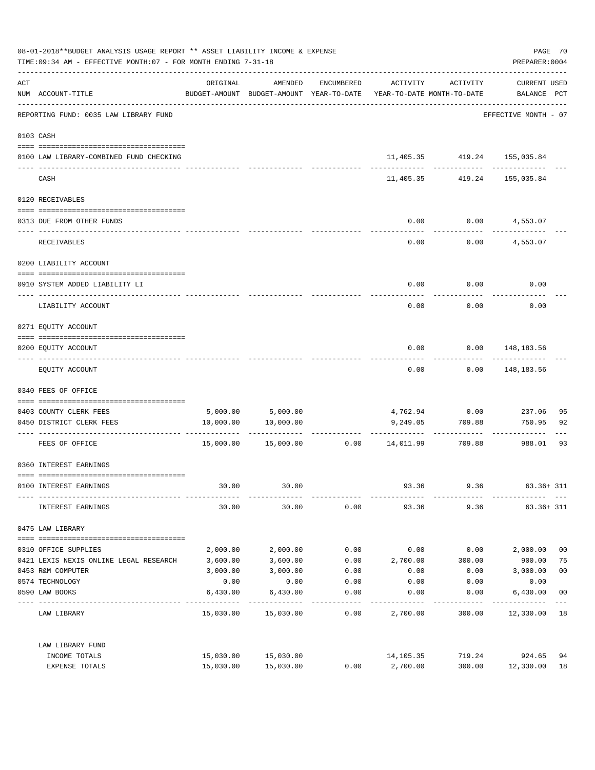08-01-2018**BUDGET ANALYSIS USAGE REPORT ** ASSET LIABILITY INCOME & EXPENSE

TIME:09:34 AM - EFFECTIVE MONTH:07 - FOR MONTH ENDING 7-31-18

PREPARER:0004

| ACT NUM | ACCOUNT-TITLE | ORIGINAL BUDGET-AMOUNT | AMENDED BUDGET-AMOUNT | ENCUMBERED YEAR-TO-DATE | ACTIVITY YEAR-TO-DATE | ACTIVITY MONTH-TO-DATE | CURRENT USED BALANCE | PCT |
|---|---|---|---|---|---|---|---|---|
| | REPORTING FUND: 0035 LAW LIBRARY FUND | | | | | | EFFECTIVE MONTH - 07 | |
| 0103 | CASH | | | | | | | |
| 0100 | LAW LIBRARY-COMBINED FUND CHECKING | | | | 11,405.35 | 419.24 | 155,035.84 | |
| | CASH | | | | 11,405.35 | 419.24 | 155,035.84 | |
| 0120 | RECEIVABLES | | | | | | | |
| 0313 | DUE FROM OTHER FUNDS | | | | 0.00 | 0.00 | 4,553.07 | |
| | RECEIVABLES | | | | 0.00 | 0.00 | 4,553.07 | |
| 0200 | LIABILITY ACCOUNT | | | | | | | |
| 0910 | SYSTEM ADDED LIABILITY LI | | | | 0.00 | 0.00 | 0.00 | |
| | LIABILITY ACCOUNT | | | | 0.00 | 0.00 | 0.00 | |
| 0271 | EQUITY ACCOUNT | | | | | | | |
| 0200 | EQUITY ACCOUNT | | | | 0.00 | 0.00 | 148,183.56 | |
| | EQUITY ACCOUNT | | | | 0.00 | 0.00 | 148,183.56 | |
| 0340 | FEES OF OFFICE | | | | | | | |
| 0403 | COUNTY CLERK FEES | 5,000.00 | 5,000.00 | | 4,762.94 | 0.00 | 237.06 | 95 |
| 0450 | DISTRICT CLERK FEES | 10,000.00 | 10,000.00 | | 9,249.05 | 709.88 | 750.95 | 92 |
| | FEES OF OFFICE | 15,000.00 | 15,000.00 | 0.00 | 14,011.99 | 709.88 | 988.01 | 93 |
| 0360 | INTEREST EARNINGS | | | | | | | |
| 0100 | INTEREST EARNINGS | 30.00 | 30.00 | | 93.36 | 9.36 | 63.36+ | 311 |
| | INTEREST EARNINGS | 30.00 | 30.00 | 0.00 | 93.36 | 9.36 | 63.36+ | 311 |
| 0475 | LAW LIBRARY | | | | | | | |
| 0310 | OFFICE SUPPLIES | 2,000.00 | 2,000.00 | 0.00 | 0.00 | 0.00 | 2,000.00 | 00 |
| 0421 | LEXIS NEXIS ONLINE LEGAL RESEARCH | 3,600.00 | 3,600.00 | 0.00 | 2,700.00 | 300.00 | 900.00 | 75 |
| 0453 | R&M COMPUTER | 3,000.00 | 3,000.00 | 0.00 | 0.00 | 0.00 | 3,000.00 | 00 |
| 0574 | TECHNOLOGY | 0.00 | 0.00 | 0.00 | 0.00 | 0.00 | 0.00 | |
| 0590 | LAW BOOKS | 6,430.00 | 6,430.00 | 0.00 | 0.00 | 0.00 | 6,430.00 | 00 |
| | LAW LIBRARY | 15,030.00 | 15,030.00 | 0.00 | 2,700.00 | 300.00 | 12,330.00 | 18 |
| | LAW LIBRARY FUND | | | | | | | |
| | INCOME TOTALS | 15,030.00 | 15,030.00 | | 14,105.35 | 719.24 | 924.65 | 94 |
| | EXPENSE TOTALS | 15,030.00 | 15,030.00 | 0.00 | 2,700.00 | 300.00 | 12,330.00 | 18 |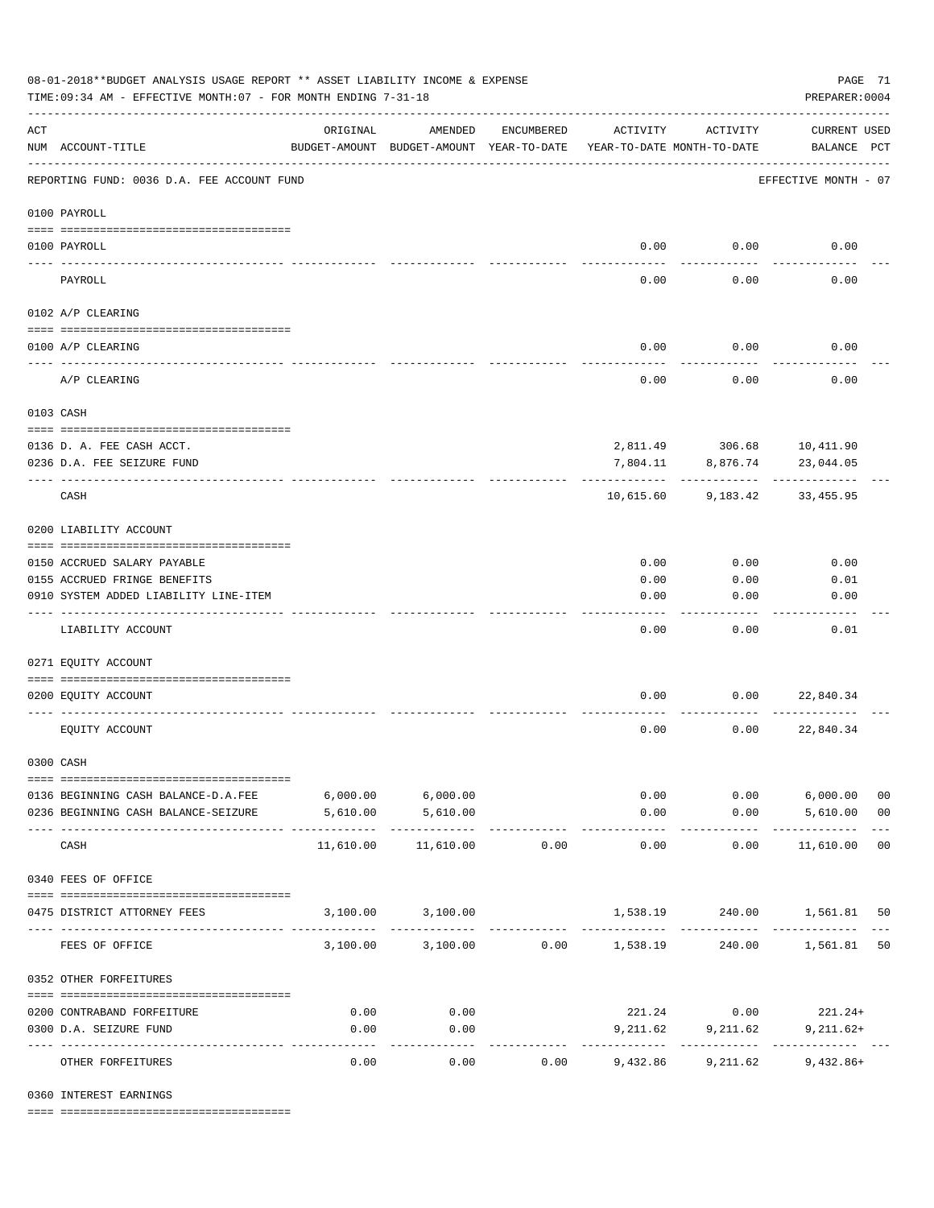08-01-2018**BUDGET ANALYSIS USAGE REPORT ** ASSET LIABILITY INCOME & EXPENSE

TIME:09:34 AM - EFFECTIVE MONTH:07 - FOR MONTH ENDING 7-31-18

PREPARER:0004

| ACT NUM | ACCOUNT-TITLE | ORIGINAL BUDGET-AMOUNT | AMENDED BUDGET-AMOUNT | ENCUMBERED YEAR-TO-DATE | ACTIVITY YEAR-TO-DATE | ACTIVITY MONTH-TO-DATE | CURRENT USED BALANCE | PCT |
|---|---|---|---|---|---|---|---|---|
| | REPORTING FUND: 0036 D.A. FEE ACCOUNT FUND | | | | | | EFFECTIVE MONTH - 07 | |
| | 0100 PAYROLL | | | | | | | |
| 0100 | PAYROLL | | | | 0.00 | 0.00 | 0.00 | |
| | PAYROLL | | | | 0.00 | 0.00 | 0.00 | |
| | 0102 A/P CLEARING | | | | | | | |
| 0100 | A/P CLEARING | | | | 0.00 | 0.00 | 0.00 | |
| | A/P CLEARING | | | | 0.00 | 0.00 | 0.00 | |
| | 0103 CASH | | | | | | | |
| 0136 | D. A. FEE CASH ACCT. | | | | 2,811.49 | 306.68 | 10,411.90 | |
| 0236 | D.A. FEE SEIZURE FUND | | | | 7,804.11 | 8,876.74 | 23,044.05 | |
| | CASH | | | | 10,615.60 | 9,183.42 | 33,455.95 | |
| | 0200 LIABILITY ACCOUNT | | | | | | | |
| 0150 | ACCRUED SALARY PAYABLE | | | | 0.00 | 0.00 | 0.00 | |
| 0155 | ACCRUED FRINGE BENEFITS | | | | 0.00 | 0.00 | 0.01 | |
| 0910 | SYSTEM ADDED LIABILITY LINE-ITEM | | | | 0.00 | 0.00 | 0.00 | |
| | LIABILITY ACCOUNT | | | | 0.00 | 0.00 | 0.01 | |
| | 0271 EQUITY ACCOUNT | | | | | | | |
| 0200 | EQUITY ACCOUNT | | | | 0.00 | 0.00 | 22,840.34 | |
| | EQUITY ACCOUNT | | | | 0.00 | 0.00 | 22,840.34 | |
| | 0300 CASH | | | | | | | |
| 0136 | BEGINNING CASH BALANCE-D.A.FEE | 6,000.00 | 6,000.00 | | 0.00 | 0.00 | 6,000.00 | 00 |
| 0236 | BEGINNING CASH BALANCE-SEIZURE | 5,610.00 | 5,610.00 | | 0.00 | 0.00 | 5,610.00 | 00 |
| | CASH | 11,610.00 | 11,610.00 | 0.00 | 0.00 | 0.00 | 11,610.00 | 00 |
| | 0340 FEES OF OFFICE | | | | | | | |
| 0475 | DISTRICT ATTORNEY FEES | 3,100.00 | 3,100.00 | | 1,538.19 | 240.00 | 1,561.81 | 50 |
| | FEES OF OFFICE | 3,100.00 | 3,100.00 | 0.00 | 1,538.19 | 240.00 | 1,561.81 | 50 |
| | 0352 OTHER FORFEITURES | | | | | | | |
| 0200 | CONTRABAND FORFEITURE | 0.00 | 0.00 | | 221.24 | 0.00 | 221.24+ | |
| 0300 | D.A. SEIZURE FUND | 0.00 | 0.00 | | 9,211.62 | 9,211.62 | 9,211.62+ | |
| | OTHER FORFEITURES | 0.00 | 0.00 | 0.00 | 9,432.86 | 9,211.62 | 9,432.86+ | |
| | 0360 INTEREST EARNINGS | | | | | | | |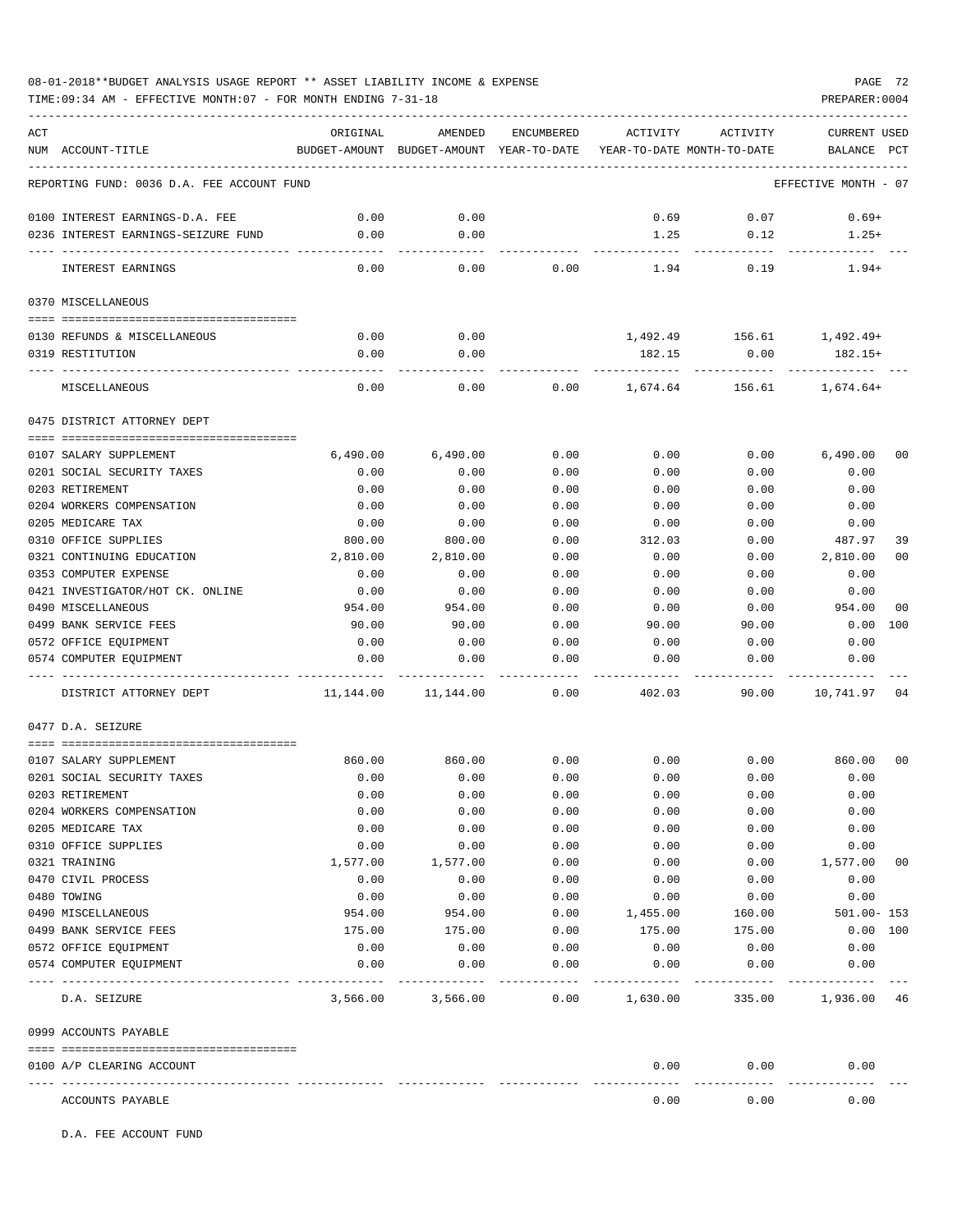08-01-2018**BUDGET ANALYSIS USAGE REPORT ** ASSET LIABILITY INCOME & EXPENSE

TIME:09:34 AM - EFFECTIVE MONTH:07 - FOR MONTH ENDING 7-31-18

PREPARER:0004

REPORTING FUND: 0036 D.A. FEE ACCOUNT FUND — EFFECTIVE MONTH - 07

| ACT NUM | ACCOUNT-TITLE | ORIGINAL BUDGET-AMOUNT | AMENDED BUDGET-AMOUNT | ENCUMBERED YEAR-TO-DATE | ACTIVITY YEAR-TO-DATE | ACTIVITY MONTH-TO-DATE | CURRENT BALANCE | USED PCT |
|---|---|---|---|---|---|---|---|---|
| 0100 | INTEREST EARNINGS-D.A. FEE | 0.00 | 0.00 | | 0.69 | 0.07 | 0.69+ | |
| 0236 | INTEREST EARNINGS-SEIZURE FUND | 0.00 | 0.00 | | 1.25 | 0.12 | 1.25+ | |
| | INTEREST EARNINGS | 0.00 | 0.00 | 0.00 | 1.94 | 0.19 | 1.94+ | |
| 0370 | MISCELLANEOUS | | | | | | | |
| 0130 | REFUNDS & MISCELLANEOUS | 0.00 | 0.00 | | 1,492.49 | 156.61 | 1,492.49+ | |
| 0319 | RESTITUTION | 0.00 | 0.00 | | 182.15 | 0.00 | 182.15+ | |
| | MISCELLANEOUS | 0.00 | 0.00 | 0.00 | 1,674.64 | 156.61 | 1,674.64+ | |
| 0475 | DISTRICT ATTORNEY DEPT | | | | | | | |
| 0107 | SALARY SUPPLEMENT | 6,490.00 | 6,490.00 | 0.00 | 0.00 | 0.00 | 6,490.00 | 00 |
| 0201 | SOCIAL SECURITY TAXES | 0.00 | 0.00 | 0.00 | 0.00 | 0.00 | 0.00 | |
| 0203 | RETIREMENT | 0.00 | 0.00 | 0.00 | 0.00 | 0.00 | 0.00 | |
| 0204 | WORKERS COMPENSATION | 0.00 | 0.00 | 0.00 | 0.00 | 0.00 | 0.00 | |
| 0205 | MEDICARE TAX | 0.00 | 0.00 | 0.00 | 0.00 | 0.00 | 0.00 | |
| 0310 | OFFICE SUPPLIES | 800.00 | 800.00 | 0.00 | 312.03 | 0.00 | 487.97 | 39 |
| 0321 | CONTINUING EDUCATION | 2,810.00 | 2,810.00 | 0.00 | 0.00 | 0.00 | 2,810.00 | 00 |
| 0353 | COMPUTER EXPENSE | 0.00 | 0.00 | 0.00 | 0.00 | 0.00 | 0.00 | |
| 0421 | INVESTIGATOR/HOT CK. ONLINE | 0.00 | 0.00 | 0.00 | 0.00 | 0.00 | 0.00 | |
| 0490 | MISCELLANEOUS | 954.00 | 954.00 | 0.00 | 0.00 | 0.00 | 954.00 | 00 |
| 0499 | BANK SERVICE FEES | 90.00 | 90.00 | 0.00 | 90.00 | 90.00 | 0.00 | 100 |
| 0572 | OFFICE EQUIPMENT | 0.00 | 0.00 | 0.00 | 0.00 | 0.00 | 0.00 | |
| 0574 | COMPUTER EQUIPMENT | 0.00 | 0.00 | 0.00 | 0.00 | 0.00 | 0.00 | |
| | DISTRICT ATTORNEY DEPT | 11,144.00 | 11,144.00 | 0.00 | 402.03 | 90.00 | 10,741.97 | 04 |
| 0477 | D.A. SEIZURE | | | | | | | |
| 0107 | SALARY SUPPLEMENT | 860.00 | 860.00 | 0.00 | 0.00 | 0.00 | 860.00 | 00 |
| 0201 | SOCIAL SECURITY TAXES | 0.00 | 0.00 | 0.00 | 0.00 | 0.00 | 0.00 | |
| 0203 | RETIREMENT | 0.00 | 0.00 | 0.00 | 0.00 | 0.00 | 0.00 | |
| 0204 | WORKERS COMPENSATION | 0.00 | 0.00 | 0.00 | 0.00 | 0.00 | 0.00 | |
| 0205 | MEDICARE TAX | 0.00 | 0.00 | 0.00 | 0.00 | 0.00 | 0.00 | |
| 0310 | OFFICE SUPPLIES | 0.00 | 0.00 | 0.00 | 0.00 | 0.00 | 0.00 | |
| 0321 | TRAINING | 1,577.00 | 1,577.00 | 0.00 | 0.00 | 0.00 | 1,577.00 | 00 |
| 0470 | CIVIL PROCESS | 0.00 | 0.00 | 0.00 | 0.00 | 0.00 | 0.00 | |
| 0480 | TOWING | 0.00 | 0.00 | 0.00 | 0.00 | 0.00 | 0.00 | |
| 0490 | MISCELLANEOUS | 954.00 | 954.00 | 0.00 | 1,455.00 | 160.00 | 501.00- | 153 |
| 0499 | BANK SERVICE FEES | 175.00 | 175.00 | 0.00 | 175.00 | 175.00 | 0.00 | 100 |
| 0572 | OFFICE EQUIPMENT | 0.00 | 0.00 | 0.00 | 0.00 | 0.00 | 0.00 | |
| 0574 | COMPUTER EQUIPMENT | 0.00 | 0.00 | 0.00 | 0.00 | 0.00 | 0.00 | |
| | D.A. SEIZURE | 3,566.00 | 3,566.00 | 0.00 | 1,630.00 | 335.00 | 1,936.00 | 46 |
| 0999 | ACCOUNTS PAYABLE | | | | | | | |
| 0100 | A/P CLEARING ACCOUNT | | | | 0.00 | 0.00 | 0.00 | |
| | ACCOUNTS PAYABLE | | | | 0.00 | 0.00 | 0.00 | |

D.A. FEE ACCOUNT FUND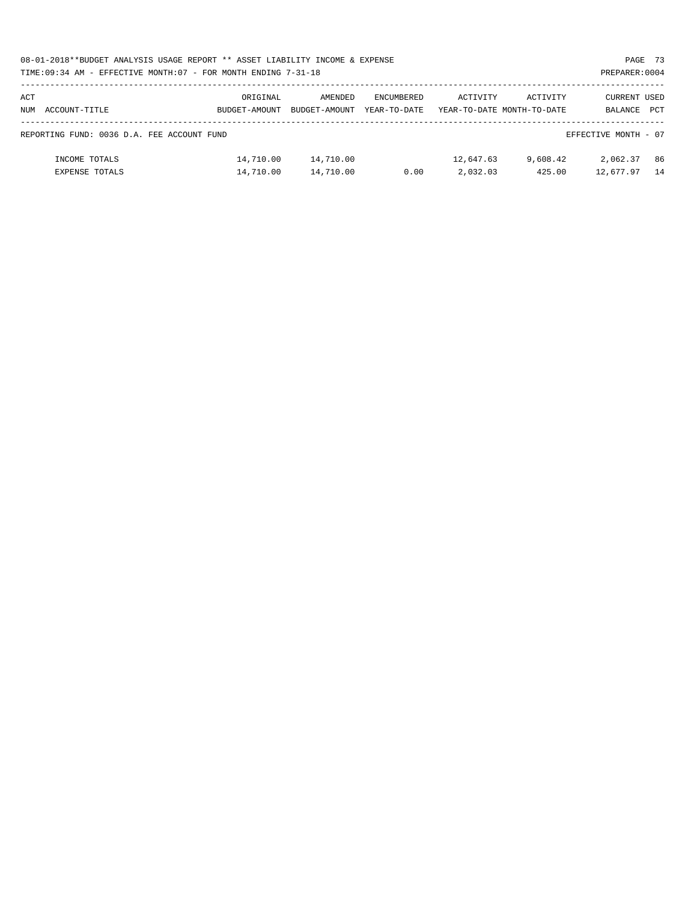08-01-2018**BUDGET ANALYSIS USAGE REPORT ** ASSET LIABILITY INCOME & EXPENSE

TIME:09:34 AM - EFFECTIVE MONTH:07 - FOR MONTH ENDING 7-31-18

PREPARER:0004

| ACT NUM ACCOUNT-TITLE | ORIGINAL BUDGET-AMOUNT | AMENDED BUDGET-AMOUNT | ENCUMBERED YEAR-TO-DATE | ACTIVITY YEAR-TO-DATE | ACTIVITY MONTH-TO-DATE | CURRENT BALANCE | USED PCT |
|---|---|---|---|---|---|---|---|
| REPORTING FUND: 0036 D.A. FEE ACCOUNT FUND | | | | | | EFFECTIVE MONTH - 07 | |
| INCOME TOTALS | 14,710.00 | 14,710.00 | | 12,647.63 | 9,608.42 | 2,062.37 | 86 |
| EXPENSE TOTALS | 14,710.00 | 14,710.00 | 0.00 | 2,032.03 | 425.00 | 12,677.97 | 14 |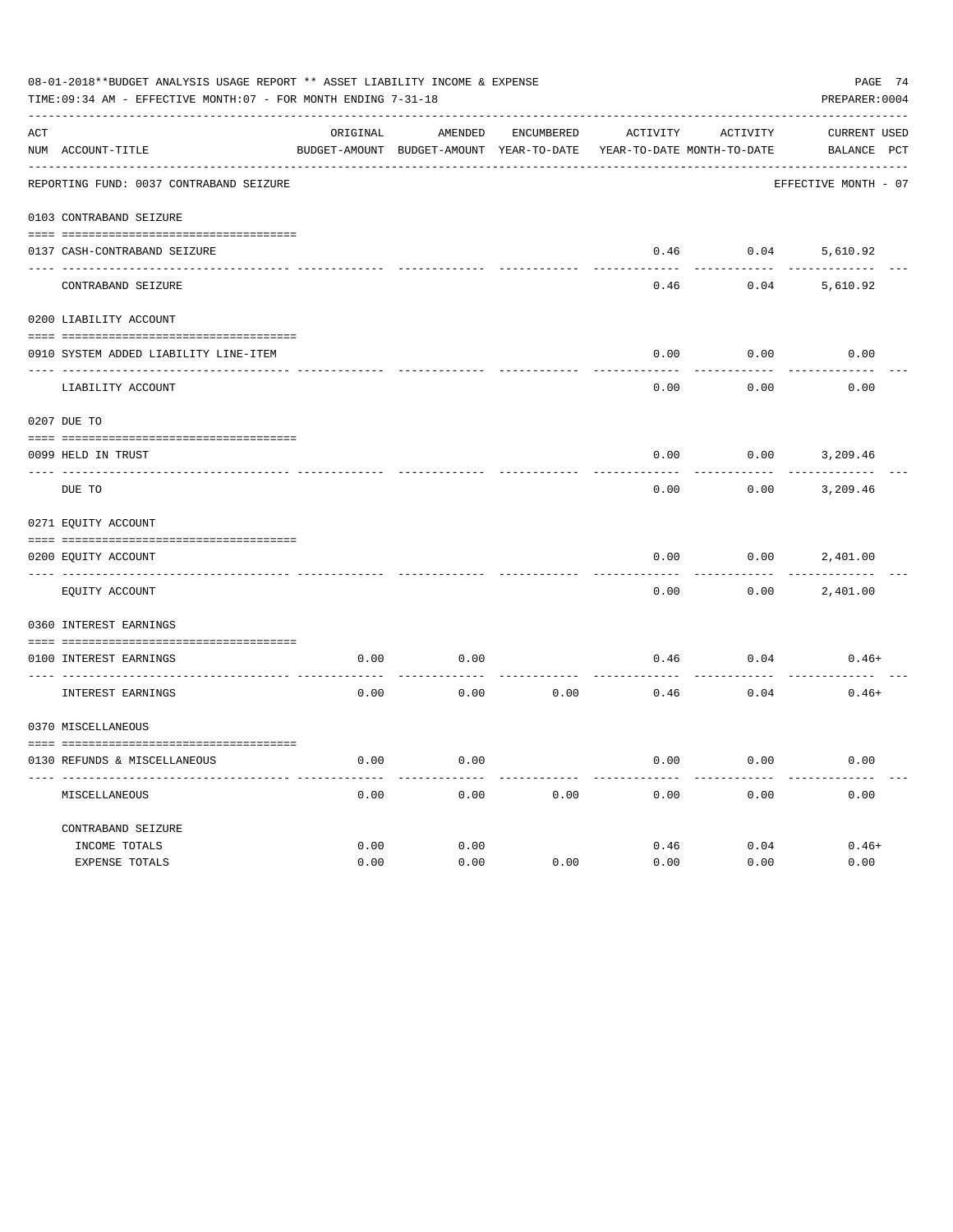08-01-2018**BUDGET ANALYSIS USAGE REPORT ** ASSET LIABILITY INCOME & EXPENSE

TIME:09:34 AM - EFFECTIVE MONTH:07 - FOR MONTH ENDING 7-31-18

PREPARER:0004

| ACT NUM | ACCOUNT-TITLE | ORIGINAL BUDGET-AMOUNT | AMENDED BUDGET-AMOUNT | ENCUMBERED YEAR-TO-DATE | ACTIVITY YEAR-TO-DATE | ACTIVITY MONTH-TO-DATE | CURRENT BALANCE | USED PCT |
|---|---|---|---|---|---|---|---|---|
| | REPORTING FUND: 0037 CONTRABAND SEIZURE | | | | | | EFFECTIVE MONTH - 07 | |
| 0103 | CONTRABAND SEIZURE | | | | | | | |
| 0137 | CASH-CONTRABAND SEIZURE | | | | 0.46 | 0.04 | 5,610.92 | |
| | CONTRABAND SEIZURE | | | | 0.46 | 0.04 | 5,610.92 | |
| 0200 | LIABILITY ACCOUNT | | | | | | | |
| 0910 | SYSTEM ADDED LIABILITY LINE-ITEM | | | | 0.00 | 0.00 | 0.00 | |
| | LIABILITY ACCOUNT | | | | 0.00 | 0.00 | 0.00 | |
| 0207 | DUE TO | | | | | | | |
| 0099 | HELD IN TRUST | | | | 0.00 | 0.00 | 3,209.46 | |
| | DUE TO | | | | 0.00 | 0.00 | 3,209.46 | |
| 0271 | EQUITY ACCOUNT | | | | | | | |
| 0200 | EQUITY ACCOUNT | | | | 0.00 | 0.00 | 2,401.00 | |
| | EQUITY ACCOUNT | | | | 0.00 | 0.00 | 2,401.00 | |
| 0360 | INTEREST EARNINGS | | | | | | | |
| 0100 | INTEREST EARNINGS | 0.00 | 0.00 | | 0.46 | 0.04 | 0.46+ | |
| | INTEREST EARNINGS | 0.00 | 0.00 | 0.00 | 0.46 | 0.04 | 0.46+ | |
| 0370 | MISCELLANEOUS | | | | | | | |
| 0130 | REFUNDS & MISCELLANEOUS | 0.00 | 0.00 | | 0.00 | 0.00 | 0.00 | |
| | MISCELLANEOUS | 0.00 | 0.00 | 0.00 | 0.00 | 0.00 | 0.00 | |
| | CONTRABAND SEIZURE | | | | | | | |
| | INCOME TOTALS | 0.00 | 0.00 | | 0.46 | 0.04 | 0.46+ | |
| | EXPENSE TOTALS | 0.00 | 0.00 | 0.00 | 0.00 | 0.00 | 0.00 | |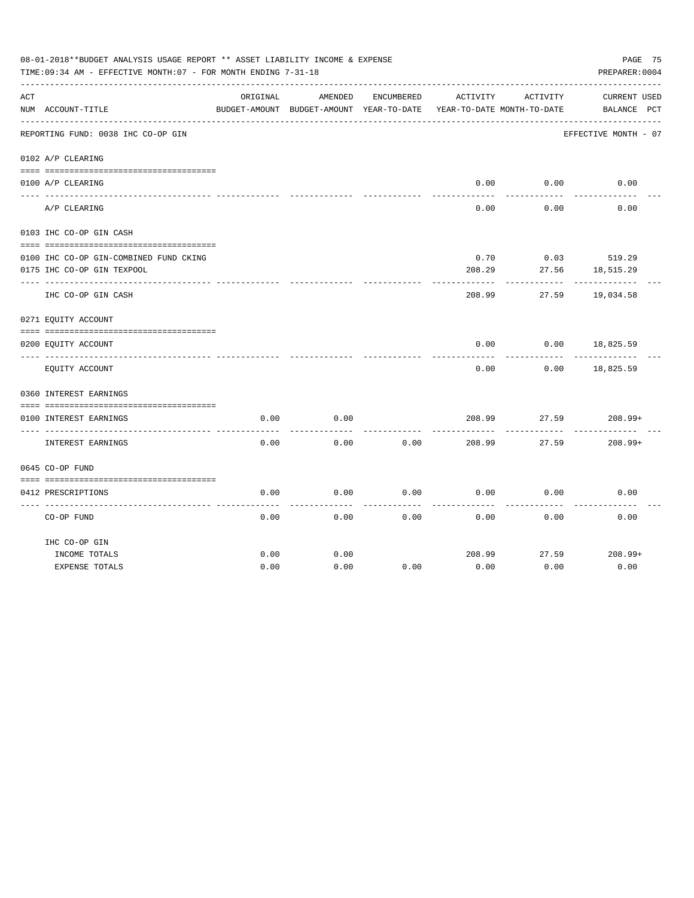08-01-2018**BUDGET ANALYSIS USAGE REPORT ** ASSET LIABILITY INCOME & EXPENSE

TIME:09:34 AM - EFFECTIVE MONTH:07 - FOR MONTH ENDING 7-31-18

PREPARER:0004

REPORTING FUND: 0038 IHC CO-OP GIN — EFFECTIVE MONTH - 07

| ACT NUM | ACCOUNT-TITLE | ORIGINAL BUDGET-AMOUNT | AMENDED BUDGET-AMOUNT | ENCUMBERED YEAR-TO-DATE | ACTIVITY YEAR-TO-DATE | ACTIVITY MONTH-TO-DATE | CURRENT BALANCE | USED PCT |
|---|---|---|---|---|---|---|---|---|
| 0102 | A/P CLEARING | | | | | | | |
| 0100 | A/P CLEARING | | | | 0.00 | 0.00 | 0.00 | |
| | A/P CLEARING | | | | 0.00 | 0.00 | 0.00 | |
| 0103 | IHC CO-OP GIN CASH | | | | | | | |
| 0100 | IHC CO-OP GIN-COMBINED FUND CKING | | | | 0.70 | 0.03 | 519.29 | |
| 0175 | IHC CO-OP GIN TEXPOOL | | | | 208.29 | 27.56 | 18,515.29 | |
| | IHC CO-OP GIN CASH | | | | 208.99 | 27.59 | 19,034.58 | |
| 0271 | EQUITY ACCOUNT | | | | | | | |
| 0200 | EQUITY ACCOUNT | | | | 0.00 | 0.00 | 18,825.59 | |
| | EQUITY ACCOUNT | | | | 0.00 | 0.00 | 18,825.59 | |
| 0360 | INTEREST EARNINGS | | | | | | | |
| 0100 | INTEREST EARNINGS | 0.00 | 0.00 | | 208.99 | 27.59 | 208.99+ | |
| | INTEREST EARNINGS | 0.00 | 0.00 | 0.00 | 208.99 | 27.59 | 208.99+ | |
| 0645 | CO-OP FUND | | | | | | | |
| 0412 | PRESCRIPTIONS | 0.00 | 0.00 | 0.00 | 0.00 | 0.00 | 0.00 | |
| | CO-OP FUND | 0.00 | 0.00 | 0.00 | 0.00 | 0.00 | 0.00 | |
| | IHC CO-OP GIN | | | | | | | |
| | INCOME TOTALS | 0.00 | 0.00 | | 208.99 | 27.59 | 208.99+ | |
| | EXPENSE TOTALS | 0.00 | 0.00 | 0.00 | 0.00 | 0.00 | 0.00 | |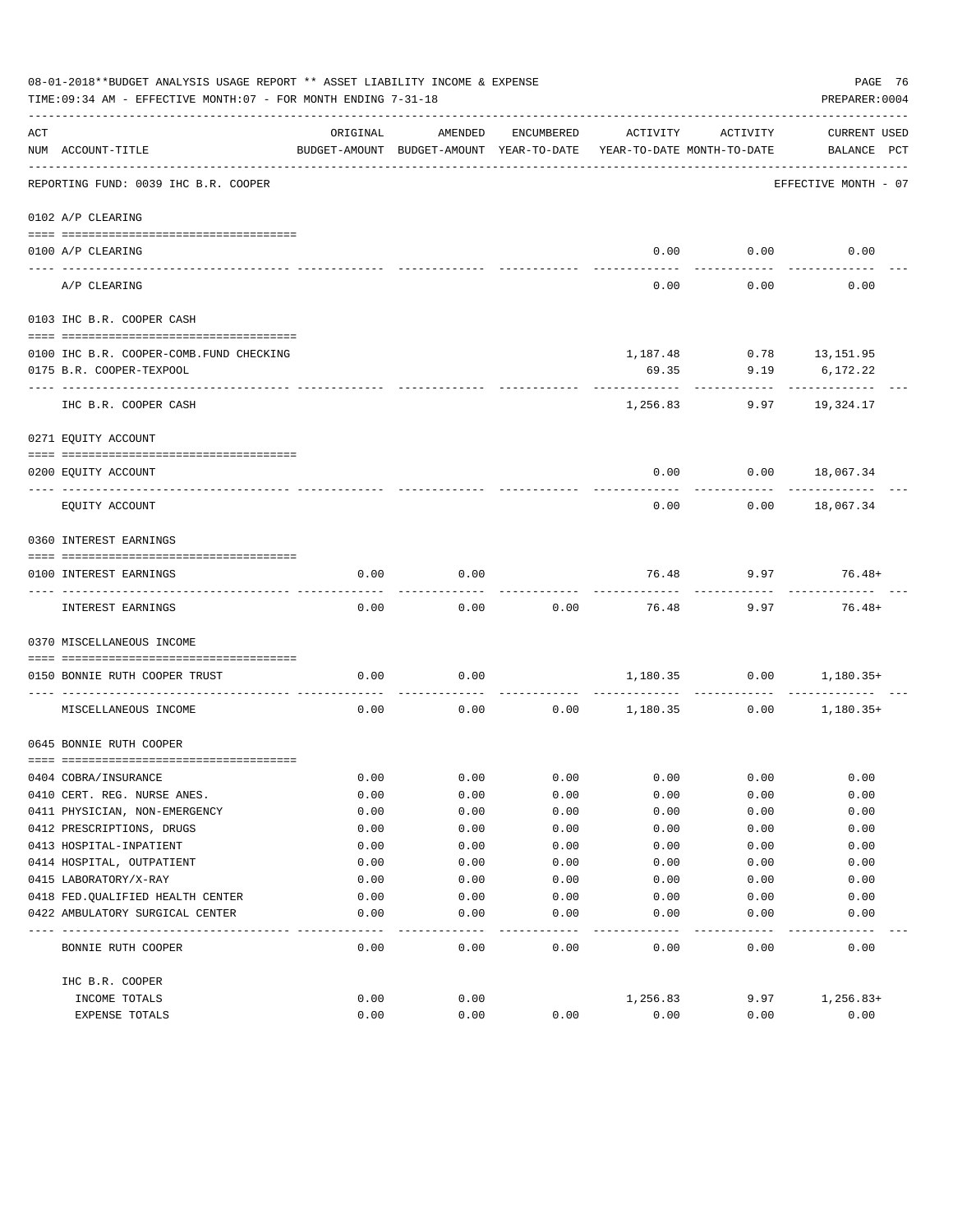08-01-2018**BUDGET ANALYSIS USAGE REPORT ** ASSET LIABILITY INCOME & EXPENSE

TIME:09:34 AM - EFFECTIVE MONTH:07 - FOR MONTH ENDING 7-31-18

PREPARER:0004

| ACT NUM | ACCOUNT-TITLE | ORIGINAL BUDGET-AMOUNT | AMENDED BUDGET-AMOUNT | ENCUMBERED YEAR-TO-DATE | ACTIVITY YEAR-TO-DATE | ACTIVITY MONTH-TO-DATE | CURRENT BALANCE | USED PCT |
|---|---|---|---|---|---|---|---|---|
| | REPORTING FUND: 0039 IHC B.R. COOPER | | | | | | EFFECTIVE MONTH - 07 | |
| | 0102 A/P CLEARING | | | | | | | |
| 0100 | A/P CLEARING | | | | 0.00 | 0.00 | 0.00 | |
| | A/P CLEARING | | | | 0.00 | 0.00 | 0.00 | |
| | 0103 IHC B.R. COOPER CASH | | | | | | | |
| 0100 | IHC B.R. COOPER-COMB.FUND CHECKING | | | | 1,187.48 | 0.78 | 13,151.95 | |
| 0175 | B.R. COOPER-TEXPOOL | | | | 69.35 | 9.19 | 6,172.22 | |
| | IHC B.R. COOPER CASH | | | | 1,256.83 | 9.97 | 19,324.17 | |
| | 0271 EQUITY ACCOUNT | | | | | | | |
| 0200 | EQUITY ACCOUNT | | | | 0.00 | 0.00 | 18,067.34 | |
| | EQUITY ACCOUNT | | | | 0.00 | 0.00 | 18,067.34 | |
| | 0360 INTEREST EARNINGS | | | | | | | |
| 0100 | INTEREST EARNINGS | 0.00 | 0.00 | | 76.48 | 9.97 | 76.48+ | |
| | INTEREST EARNINGS | 0.00 | 0.00 | 0.00 | 76.48 | 9.97 | 76.48+ | |
| | 0370 MISCELLANEOUS INCOME | | | | | | | |
| 0150 | BONNIE RUTH COOPER TRUST | 0.00 | 0.00 | | 1,180.35 | 0.00 | 1,180.35+ | |
| | MISCELLANEOUS INCOME | 0.00 | 0.00 | 0.00 | 1,180.35 | 0.00 | 1,180.35+ | |
| | 0645 BONNIE RUTH COOPER | | | | | | | |
| 0404 | COBRA/INSURANCE | 0.00 | 0.00 | 0.00 | 0.00 | 0.00 | 0.00 | |
| 0410 | CERT. REG. NURSE ANES. | 0.00 | 0.00 | 0.00 | 0.00 | 0.00 | 0.00 | |
| 0411 | PHYSICIAN, NON-EMERGENCY | 0.00 | 0.00 | 0.00 | 0.00 | 0.00 | 0.00 | |
| 0412 | PRESCRIPTIONS, DRUGS | 0.00 | 0.00 | 0.00 | 0.00 | 0.00 | 0.00 | |
| 0413 | HOSPITAL-INPATIENT | 0.00 | 0.00 | 0.00 | 0.00 | 0.00 | 0.00 | |
| 0414 | HOSPITAL, OUTPATIENT | 0.00 | 0.00 | 0.00 | 0.00 | 0.00 | 0.00 | |
| 0415 | LABORATORY/X-RAY | 0.00 | 0.00 | 0.00 | 0.00 | 0.00 | 0.00 | |
| 0418 | FED.QUALIFIED HEALTH CENTER | 0.00 | 0.00 | 0.00 | 0.00 | 0.00 | 0.00 | |
| 0422 | AMBULATORY SURGICAL CENTER | 0.00 | 0.00 | 0.00 | 0.00 | 0.00 | 0.00 | |
| | BONNIE RUTH COOPER | 0.00 | 0.00 | 0.00 | 0.00 | 0.00 | 0.00 | |
| | IHC B.R. COOPER | | | | | | | |
| | INCOME TOTALS | 0.00 | 0.00 | | 1,256.83 | 9.97 | 1,256.83+ | |
| | EXPENSE TOTALS | 0.00 | 0.00 | 0.00 | 0.00 | 0.00 | 0.00 | |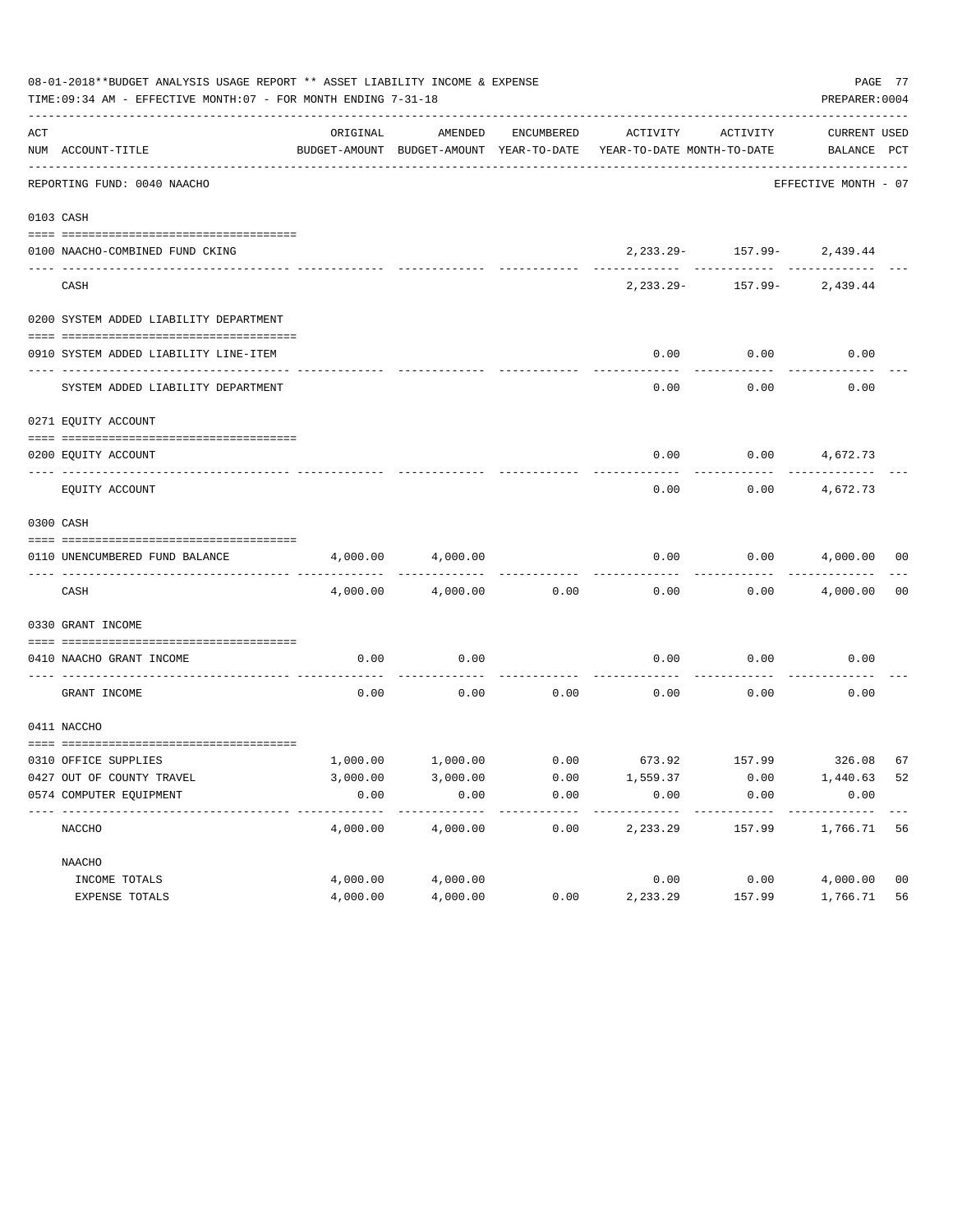08-01-2018**BUDGET ANALYSIS USAGE REPORT ** ASSET LIABILITY INCOME & EXPENSE

TIME:09:34 AM - EFFECTIVE MONTH:07 - FOR MONTH ENDING 7-31-18

PREPARER:0004

REPORTING FUND: 0040 NAACHO — EFFECTIVE MONTH - 07

| ACT NUM | ACCOUNT-TITLE | ORIGINAL BUDGET-AMOUNT | AMENDED BUDGET-AMOUNT | ENCUMBERED YEAR-TO-DATE | ACTIVITY YEAR-TO-DATE | ACTIVITY MONTH-TO-DATE | CURRENT BALANCE | USED PCT |
|---|---|---|---|---|---|---|---|---|
| **0103** | **CASH** | | | | | | | |
| 0100 | NAACHO-COMBINED FUND CKING | | | | 2,233.29- | 157.99- | 2,439.44 | |
| | CASH | | | | 2,233.29- | 157.99- | 2,439.44 | |
| **0200** | **SYSTEM ADDED LIABILITY DEPARTMENT** | | | | | | | |
| 0910 | SYSTEM ADDED LIABILITY LINE-ITEM | | | | 0.00 | 0.00 | 0.00 | |
| | SYSTEM ADDED LIABILITY DEPARTMENT | | | | 0.00 | 0.00 | 0.00 | |
| **0271** | **EQUITY ACCOUNT** | | | | | | | |
| 0200 | EQUITY ACCOUNT | | | | 0.00 | 0.00 | 4,672.73 | |
| | EQUITY ACCOUNT | | | | 0.00 | 0.00 | 4,672.73 | |
| **0300** | **CASH** | | | | | | | |
| 0110 | UNENCUMBERED FUND BALANCE | 4,000.00 | 4,000.00 | | 0.00 | 0.00 | 4,000.00 | 00 |
| | CASH | 4,000.00 | 4,000.00 | 0.00 | 0.00 | 0.00 | 4,000.00 | 00 |
| **0330** | **GRANT INCOME** | | | | | | | |
| 0410 | NAACHO GRANT INCOME | 0.00 | 0.00 | | 0.00 | 0.00 | 0.00 | |
| | GRANT INCOME | 0.00 | 0.00 | 0.00 | 0.00 | 0.00 | 0.00 | |
| **0411** | **NACCHO** | | | | | | | |
| 0310 | OFFICE SUPPLIES | 1,000.00 | 1,000.00 | 0.00 | 673.92 | 157.99 | 326.08 | 67 |
| 0427 | OUT OF COUNTY TRAVEL | 3,000.00 | 3,000.00 | 0.00 | 1,559.37 | 0.00 | 1,440.63 | 52 |
| 0574 | COMPUTER EQUIPMENT | 0.00 | 0.00 | 0.00 | 0.00 | 0.00 | 0.00 | |
| | NACCHO | 4,000.00 | 4,000.00 | 0.00 | 2,233.29 | 157.99 | 1,766.71 | 56 |
| | NAACHO | | | | | | | |
| | INCOME TOTALS | 4,000.00 | 4,000.00 | | 0.00 | 0.00 | 4,000.00 | 00 |
| | EXPENSE TOTALS | 4,000.00 | 4,000.00 | 0.00 | 2,233.29 | 157.99 | 1,766.71 | 56 |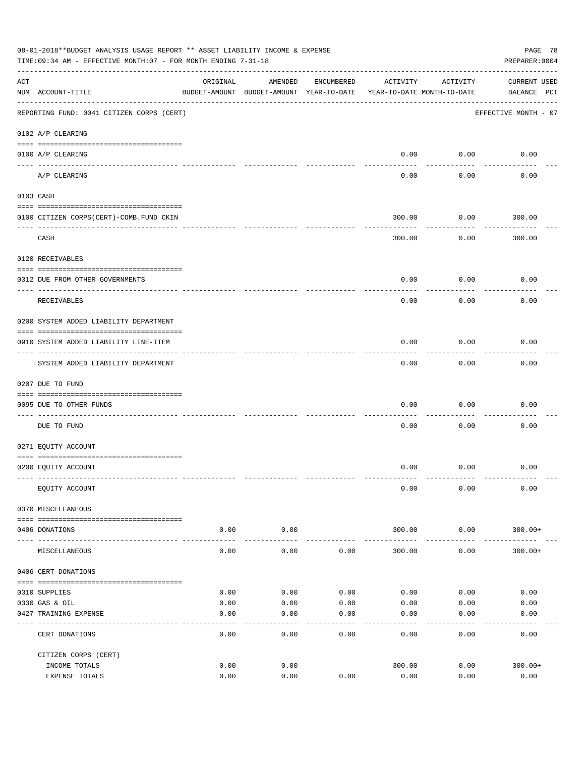08-01-2018**BUDGET ANALYSIS USAGE REPORT ** ASSET LIABILITY INCOME & EXPENSE

TIME:09:34 AM - EFFECTIVE MONTH:07 - FOR MONTH ENDING 7-31-18

PREPARER:0004

| ACT NUM | ACCOUNT-TITLE | ORIGINAL BUDGET-AMOUNT | AMENDED BUDGET-AMOUNT | ENCUMBERED YEAR-TO-DATE | ACTIVITY YEAR-TO-DATE | ACTIVITY MONTH-TO-DATE | CURRENT BALANCE | USED PCT |
|---|---|---|---|---|---|---|---|---|
| | REPORTING FUND: 0041 CITIZEN CORPS (CERT) | | | | | | EFFECTIVE MONTH - 07 | |
| | 0102 A/P CLEARING | | | | | | | |
| 0100 | A/P CLEARING | | | | 0.00 | 0.00 | 0.00 | |
| | A/P CLEARING | | | | 0.00 | 0.00 | 0.00 | |
| | 0103 CASH | | | | | | | |
| 0100 | CITIZEN CORPS(CERT)-COMB.FUND CKIN | | | | 300.00 | 0.00 | 300.00 | |
| | CASH | | | | 300.00 | 0.00 | 300.00 | |
| | 0120 RECEIVABLES | | | | | | | |
| 0312 | DUE FROM OTHER GOVERNMENTS | | | | 0.00 | 0.00 | 0.00 | |
| | RECEIVABLES | | | | 0.00 | 0.00 | 0.00 | |
| | 0200 SYSTEM ADDED LIABILITY DEPARTMENT | | | | | | | |
| 0910 | SYSTEM ADDED LIABILITY LINE-ITEM | | | | 0.00 | 0.00 | 0.00 | |
| | SYSTEM ADDED LIABILITY DEPARTMENT | | | | 0.00 | 0.00 | 0.00 | |
| | 0207 DUE TO FUND | | | | | | | |
| 0095 | DUE TO OTHER FUNDS | | | | 0.00 | 0.00 | 0.00 | |
| | DUE TO FUND | | | | 0.00 | 0.00 | 0.00 | |
| | 0271 EQUITY ACCOUNT | | | | | | | |
| 0200 | EQUITY ACCOUNT | | | | 0.00 | 0.00 | 0.00 | |
| | EQUITY ACCOUNT | | | | 0.00 | 0.00 | 0.00 | |
| | 0370 MISCELLANEOUS | | | | | | | |
| 0406 | DONATIONS | 0.00 | 0.00 | | 300.00 | 0.00 | 300.00+ | |
| | MISCELLANEOUS | 0.00 | 0.00 | 0.00 | 300.00 | 0.00 | 300.00+ | |
| | 0406 CERT DONATIONS | | | | | | | |
| 0310 | SUPPLIES | 0.00 | 0.00 | 0.00 | 0.00 | 0.00 | 0.00 | |
| 0330 | GAS & OIL | 0.00 | 0.00 | 0.00 | 0.00 | 0.00 | 0.00 | |
| 0427 | TRAINING EXPENSE | 0.00 | 0.00 | 0.00 | 0.00 | 0.00 | 0.00 | |
| | CERT DONATIONS | 0.00 | 0.00 | 0.00 | 0.00 | 0.00 | 0.00 | |
| | CITIZEN CORPS (CERT) | | | | | | | |
| | INCOME TOTALS | 0.00 | 0.00 | | 300.00 | 0.00 | 300.00+ | |
| | EXPENSE TOTALS | 0.00 | 0.00 | 0.00 | 0.00 | 0.00 | 0.00 | |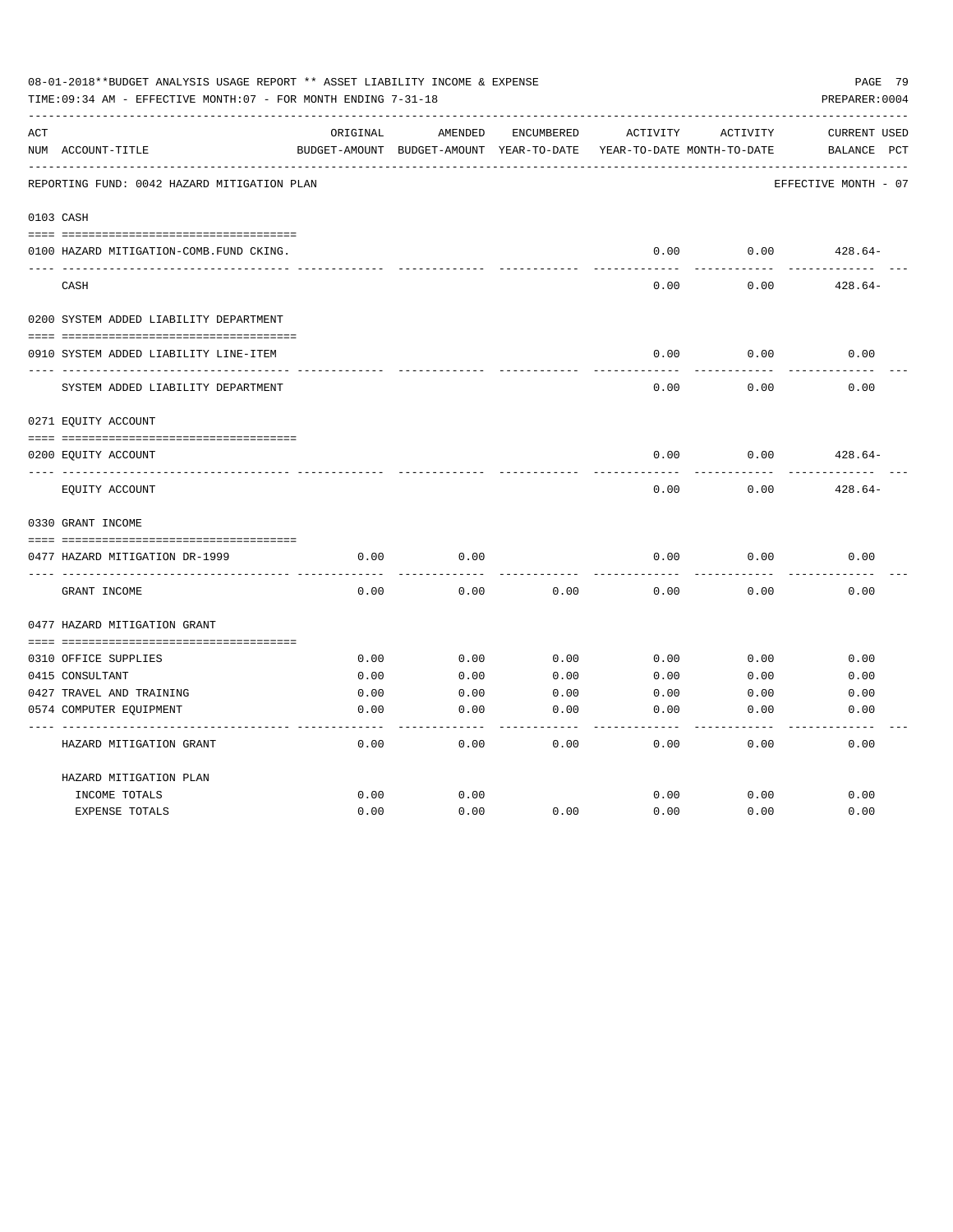08-01-2018**BUDGET ANALYSIS USAGE REPORT ** ASSET LIABILITY INCOME & EXPENSE

TIME:09:34 AM - EFFECTIVE MONTH:07 - FOR MONTH ENDING 7-31-18

PREPARER:0004

REPORTING FUND: 0042 HAZARD MITIGATION PLAN — EFFECTIVE MONTH - 07

| ACT NUM | ACCOUNT-TITLE | ORIGINAL BUDGET-AMOUNT | AMENDED BUDGET-AMOUNT | ENCUMBERED YEAR-TO-DATE | ACTIVITY YEAR-TO-DATE | ACTIVITY MONTH-TO-DATE | CURRENT BALANCE | USED PCT |
|---|---|---|---|---|---|---|---|---|
| 0103 | CASH | | | | | | | |
| 0100 | HAZARD MITIGATION-COMB.FUND CKING. | | | | 0.00 | 0.00 | 428.64- | |
| | CASH | | | | 0.00 | 0.00 | 428.64- | |
| 0200 | SYSTEM ADDED LIABILITY DEPARTMENT | | | | | | | |
| 0910 | SYSTEM ADDED LIABILITY LINE-ITEM | | | | 0.00 | 0.00 | 0.00 | |
| | SYSTEM ADDED LIABILITY DEPARTMENT | | | | 0.00 | 0.00 | 0.00 | |
| 0271 | EQUITY ACCOUNT | | | | | | | |
| 0200 | EQUITY ACCOUNT | | | | 0.00 | 0.00 | 428.64- | |
| | EQUITY ACCOUNT | | | | 0.00 | 0.00 | 428.64- | |
| 0330 | GRANT INCOME | | | | | | | |
| 0477 | HAZARD MITIGATION DR-1999 | 0.00 | 0.00 | | 0.00 | 0.00 | 0.00 | |
| | GRANT INCOME | 0.00 | 0.00 | 0.00 | 0.00 | 0.00 | 0.00 | |
| 0477 | HAZARD MITIGATION GRANT | | | | | | | |
| 0310 | OFFICE SUPPLIES | 0.00 | 0.00 | 0.00 | 0.00 | 0.00 | 0.00 | |
| 0415 | CONSULTANT | 0.00 | 0.00 | 0.00 | 0.00 | 0.00 | 0.00 | |
| 0427 | TRAVEL AND TRAINING | 0.00 | 0.00 | 0.00 | 0.00 | 0.00 | 0.00 | |
| 0574 | COMPUTER EQUIPMENT | 0.00 | 0.00 | 0.00 | 0.00 | 0.00 | 0.00 | |
| | HAZARD MITIGATION GRANT | 0.00 | 0.00 | 0.00 | 0.00 | 0.00 | 0.00 | |
| | HAZARD MITIGATION PLAN | | | | | | | |
| | INCOME TOTALS | 0.00 | 0.00 | | 0.00 | 0.00 | 0.00 | |
| | EXPENSE TOTALS | 0.00 | 0.00 | 0.00 | 0.00 | 0.00 | 0.00 | |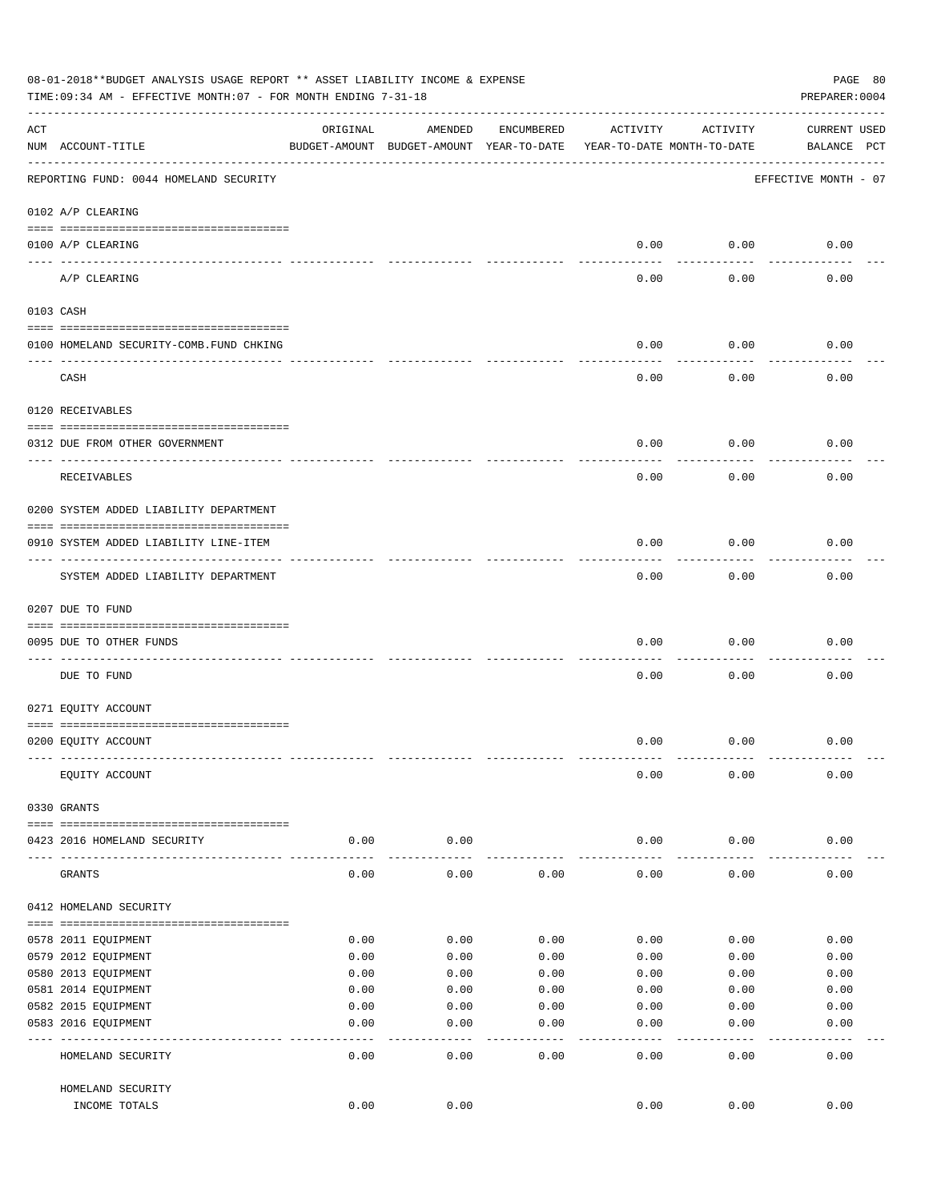08-01-2018**BUDGET ANALYSIS USAGE REPORT ** ASSET LIABILITY INCOME & EXPENSE

TIME:09:34 AM - EFFECTIVE MONTH:07 - FOR MONTH ENDING 7-31-18

PREPARER:0004

| ACT NUM | ACCOUNT-TITLE | ORIGINAL BUDGET-AMOUNT | AMENDED BUDGET-AMOUNT | ENCUMBERED YEAR-TO-DATE | ACTIVITY YEAR-TO-DATE | ACTIVITY MONTH-TO-DATE | CURRENT BALANCE | USED PCT |
|---|---|---|---|---|---|---|---|---|
| | REPORTING FUND: 0044 HOMELAND SECURITY | | | | | | EFFECTIVE MONTH - 07 | |
| | 0102 A/P CLEARING | | | | | | | |
| 0100 | A/P CLEARING | | | | 0.00 | 0.00 | 0.00 | |
| | A/P CLEARING | | | | 0.00 | 0.00 | 0.00 | |
| | 0103 CASH | | | | | | | |
| 0100 | HOMELAND SECURITY-COMB.FUND CHKING | | | | 0.00 | 0.00 | 0.00 | |
| | CASH | | | | 0.00 | 0.00 | 0.00 | |
| | 0120 RECEIVABLES | | | | | | | |
| 0312 | DUE FROM OTHER GOVERNMENT | | | | 0.00 | 0.00 | 0.00 | |
| | RECEIVABLES | | | | 0.00 | 0.00 | 0.00 | |
| | 0200 SYSTEM ADDED LIABILITY DEPARTMENT | | | | | | | |
| 0910 | SYSTEM ADDED LIABILITY LINE-ITEM | | | | 0.00 | 0.00 | 0.00 | |
| | SYSTEM ADDED LIABILITY DEPARTMENT | | | | 0.00 | 0.00 | 0.00 | |
| | 0207 DUE TO FUND | | | | | | | |
| 0095 | DUE TO OTHER FUNDS | | | | 0.00 | 0.00 | 0.00 | |
| | DUE TO FUND | | | | 0.00 | 0.00 | 0.00 | |
| | 0271 EQUITY ACCOUNT | | | | | | | |
| 0200 | EQUITY ACCOUNT | | | | 0.00 | 0.00 | 0.00 | |
| | EQUITY ACCOUNT | | | | 0.00 | 0.00 | 0.00 | |
| | 0330 GRANTS | | | | | | | |
| 0423 | 2016 HOMELAND SECURITY | 0.00 | 0.00 | | 0.00 | 0.00 | 0.00 | |
| | GRANTS | 0.00 | 0.00 | 0.00 | 0.00 | 0.00 | 0.00 | |
| | 0412 HOMELAND SECURITY | | | | | | | |
| 0578 | 2011 EQUIPMENT | 0.00 | 0.00 | 0.00 | 0.00 | 0.00 | 0.00 | |
| 0579 | 2012 EQUIPMENT | 0.00 | 0.00 | 0.00 | 0.00 | 0.00 | 0.00 | |
| 0580 | 2013 EQUIPMENT | 0.00 | 0.00 | 0.00 | 0.00 | 0.00 | 0.00 | |
| 0581 | 2014 EQUIPMENT | 0.00 | 0.00 | 0.00 | 0.00 | 0.00 | 0.00 | |
| 0582 | 2015 EQUIPMENT | 0.00 | 0.00 | 0.00 | 0.00 | 0.00 | 0.00 | |
| 0583 | 2016 EQUIPMENT | 0.00 | 0.00 | 0.00 | 0.00 | 0.00 | 0.00 | |
| | HOMELAND SECURITY | 0.00 | 0.00 | 0.00 | 0.00 | 0.00 | 0.00 | |
| | HOMELAND SECURITY INCOME TOTALS | 0.00 | 0.00 | | 0.00 | 0.00 | 0.00 | |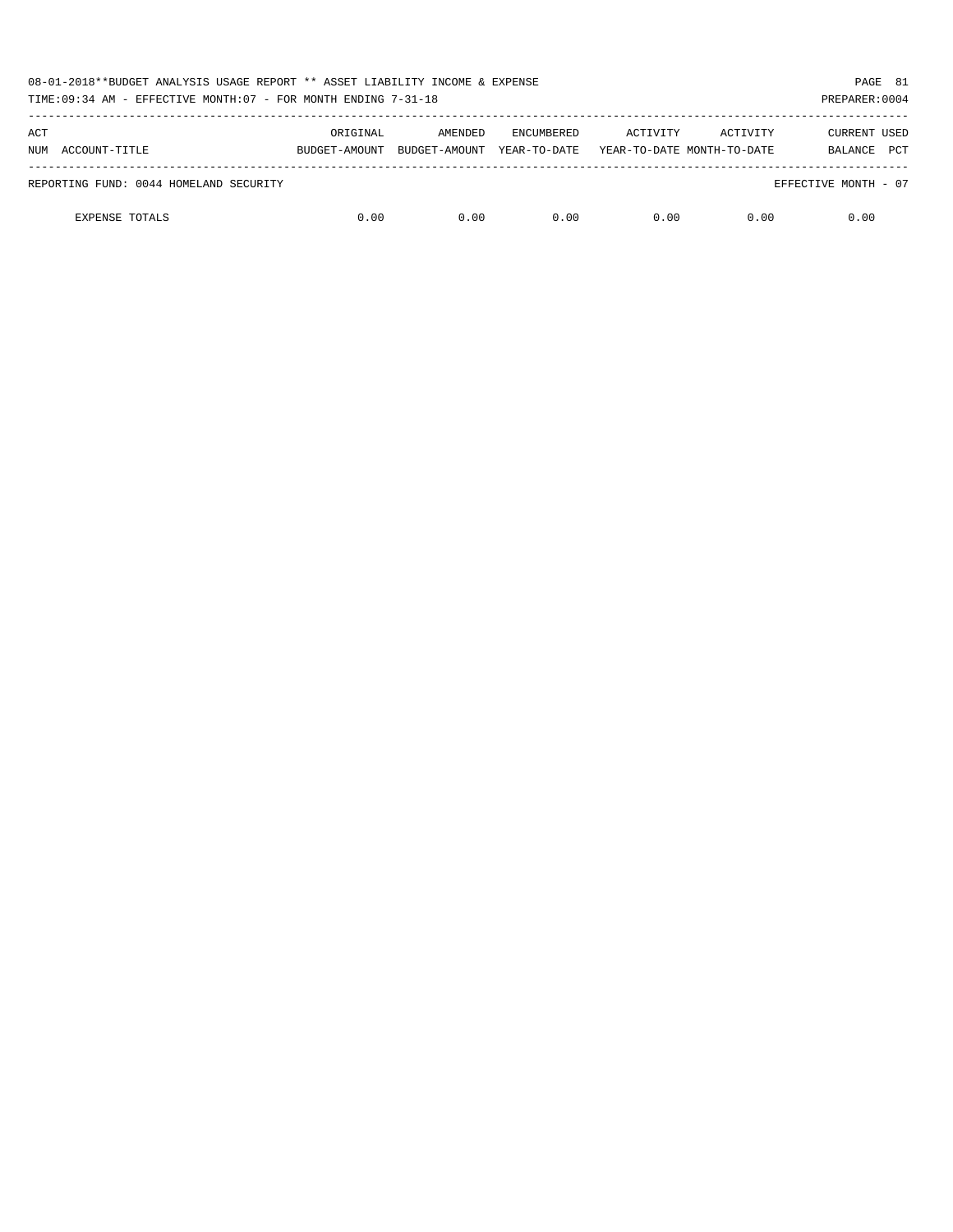08-01-2018**BUDGET ANALYSIS USAGE REPORT ** ASSET LIABILITY INCOME & EXPENSE

TIME:09:34 AM - EFFECTIVE MONTH:07 - FOR MONTH ENDING 7-31-18

PREPARER:0004

| ACT NUM | ACCOUNT-TITLE | ORIGINAL BUDGET-AMOUNT | AMENDED BUDGET-AMOUNT | ENCUMBERED YEAR-TO-DATE | ACTIVITY YEAR-TO-DATE | ACTIVITY MONTH-TO-DATE | CURRENT BALANCE | USED PCT |
|---|---|---|---|---|---|---|---|---|
| | REPORTING FUND: 0044 HOMELAND SECURITY | | | | | | EFFECTIVE MONTH - 07 | |
| | EXPENSE TOTALS | 0.00 | 0.00 | 0.00 | 0.00 | 0.00 | 0.00 | |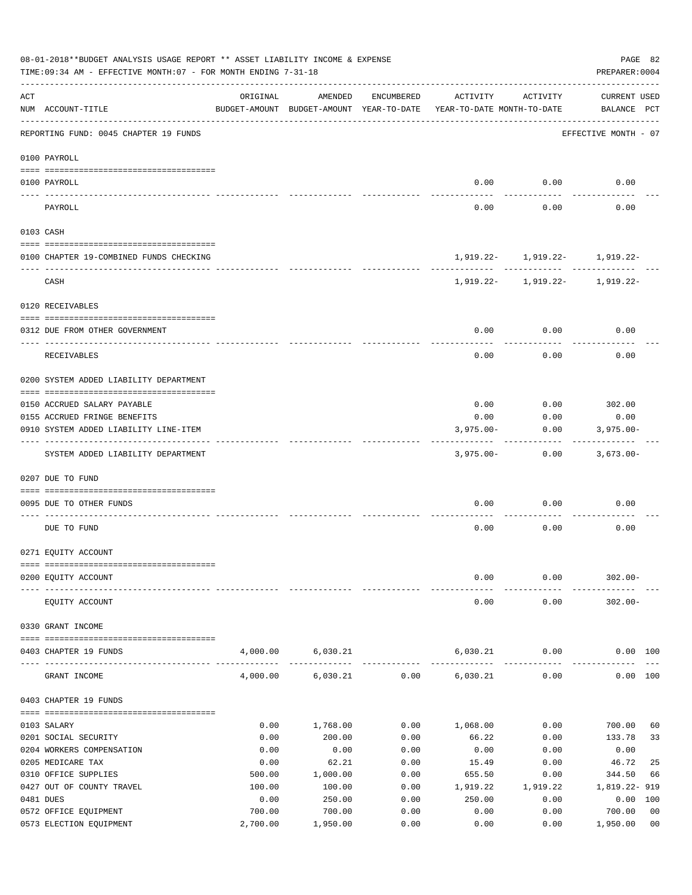08-01-2018**BUDGET ANALYSIS USAGE REPORT ** ASSET LIABILITY INCOME & EXPENSE

TIME:09:34 AM - EFFECTIVE MONTH:07 - FOR MONTH ENDING 7-31-18

PREPARER:0004

| ACT NUM | ACCOUNT-TITLE | ORIGINAL BUDGET-AMOUNT | AMENDED BUDGET-AMOUNT | ENCUMBERED YEAR-TO-DATE | ACTIVITY YEAR-TO-DATE | ACTIVITY MONTH-TO-DATE | CURRENT USED BALANCE | PCT |
|---|---|---|---|---|---|---|---|---|
| | REPORTING FUND: 0045 CHAPTER 19 FUNDS | | | | | | EFFECTIVE MONTH - 07 | |
| | **0100 PAYROLL** | | | | | | | |
| 0100 | PAYROLL | | | | 0.00 | 0.00 | 0.00 | |
| | PAYROLL | | | | 0.00 | 0.00 | 0.00 | |
| | **0103 CASH** | | | | | | | |
| 0100 | CHAPTER 19-COMBINED FUNDS CHECKING | | | | 1,919.22- | 1,919.22- | 1,919.22- | |
| | CASH | | | | 1,919.22- | 1,919.22- | 1,919.22- | |
| | **0120 RECEIVABLES** | | | | | | | |
| 0312 | DUE FROM OTHER GOVERNMENT | | | | 0.00 | 0.00 | 0.00 | |
| | RECEIVABLES | | | | 0.00 | 0.00 | 0.00 | |
| | **0200 SYSTEM ADDED LIABILITY DEPARTMENT** | | | | | | | |
| 0150 | ACCRUED SALARY PAYABLE | | | | 0.00 | 0.00 | 302.00 | |
| 0155 | ACCRUED FRINGE BENEFITS | | | | 0.00 | 0.00 | 0.00 | |
| 0910 | SYSTEM ADDED LIABILITY LINE-ITEM | | | | 3,975.00- | 0.00 | 3,975.00- | |
| | SYSTEM ADDED LIABILITY DEPARTMENT | | | | 3,975.00- | 0.00 | 3,673.00- | |
| | **0207 DUE TO FUND** | | | | | | | |
| 0095 | DUE TO OTHER FUNDS | | | | 0.00 | 0.00 | 0.00 | |
| | DUE TO FUND | | | | 0.00 | 0.00 | 0.00 | |
| | **0271 EQUITY ACCOUNT** | | | | | | | |
| 0200 | EQUITY ACCOUNT | | | | 0.00 | 0.00 | 302.00- | |
| | EQUITY ACCOUNT | | | | 0.00 | 0.00 | 302.00- | |
| | **0330 GRANT INCOME** | | | | | | | |
| 0403 | CHAPTER 19 FUNDS | 4,000.00 | 6,030.21 | | 6,030.21 | 0.00 | 0.00 | 100 |
| | GRANT INCOME | 4,000.00 | 6,030.21 | 0.00 | 6,030.21 | 0.00 | 0.00 | 100 |
| | **0403 CHAPTER 19 FUNDS** | | | | | | | |
| 0103 | SALARY | 0.00 | 1,768.00 | 0.00 | 1,068.00 | 0.00 | 700.00 | 60 |
| 0201 | SOCIAL SECURITY | 0.00 | 200.00 | 0.00 | 66.22 | 0.00 | 133.78 | 33 |
| 0204 | WORKERS COMPENSATION | 0.00 | 0.00 | 0.00 | 0.00 | 0.00 | 0.00 | |
| 0205 | MEDICARE TAX | 0.00 | 62.21 | 0.00 | 15.49 | 0.00 | 46.72 | 25 |
| 0310 | OFFICE SUPPLIES | 500.00 | 1,000.00 | 0.00 | 655.50 | 0.00 | 344.50 | 66 |
| 0427 | OUT OF COUNTY TRAVEL | 100.00 | 100.00 | 0.00 | 1,919.22 | 1,919.22 | 1,819.22- | 919 |
| 0481 | DUES | 0.00 | 250.00 | 0.00 | 250.00 | 0.00 | 0.00 | 100 |
| 0572 | OFFICE EQUIPMENT | 700.00 | 700.00 | 0.00 | 0.00 | 0.00 | 700.00 | 00 |
| 0573 | ELECTION EQUIPMENT | 2,700.00 | 1,950.00 | 0.00 | 0.00 | 0.00 | 1,950.00 | 00 |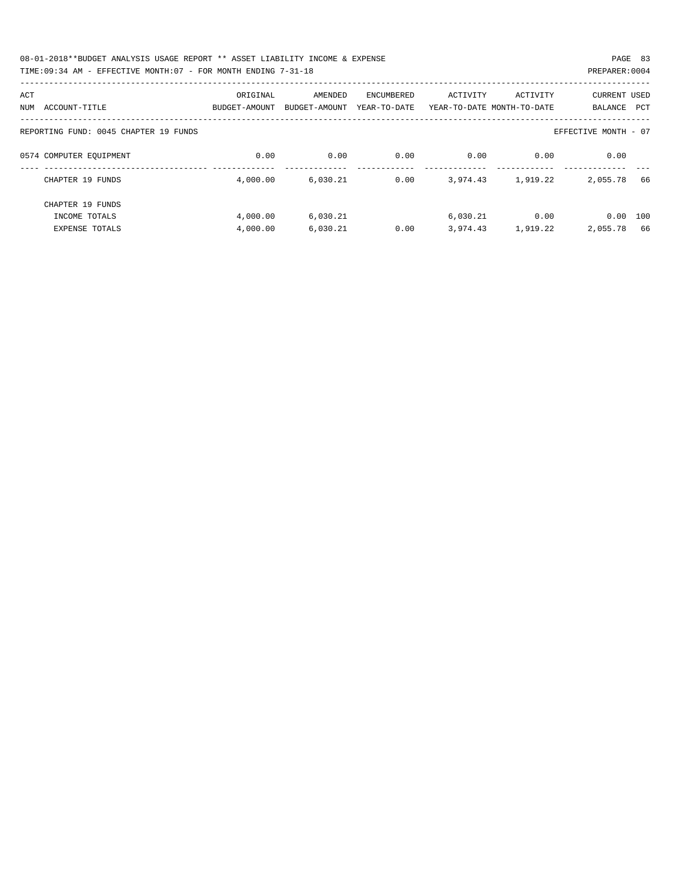08-01-2018**BUDGET ANALYSIS USAGE REPORT ** ASSET LIABILITY INCOME & EXPENSE

TIME:09:34 AM - EFFECTIVE MONTH:07 - FOR MONTH ENDING 7-31-18

PREPARER:0004

| ACT NUM | ACCOUNT-TITLE | ORIGINAL BUDGET-AMOUNT | AMENDED BUDGET-AMOUNT | ENCUMBERED YEAR-TO-DATE | ACTIVITY YEAR-TO-DATE | ACTIVITY MONTH-TO-DATE | CURRENT BALANCE | USED PCT |
|---|---|---|---|---|---|---|---|---|
| | REPORTING FUND: 0045 CHAPTER 19 FUNDS | | | | | | EFFECTIVE MONTH - 07 | |
| 0574 | COMPUTER EQUIPMENT | 0.00 | 0.00 | 0.00 | 0.00 | 0.00 | 0.00 | |
| | CHAPTER 19 FUNDS | 4,000.00 | 6,030.21 | 0.00 | 3,974.43 | 1,919.22 | 2,055.78 | 66 |
| | CHAPTER 19 FUNDS | | | | | | | |
| | INCOME TOTALS | 4,000.00 | 6,030.21 | | 6,030.21 | 0.00 | 0.00 | 100 |
| | EXPENSE TOTALS | 4,000.00 | 6,030.21 | 0.00 | 3,974.43 | 1,919.22 | 2,055.78 | 66 |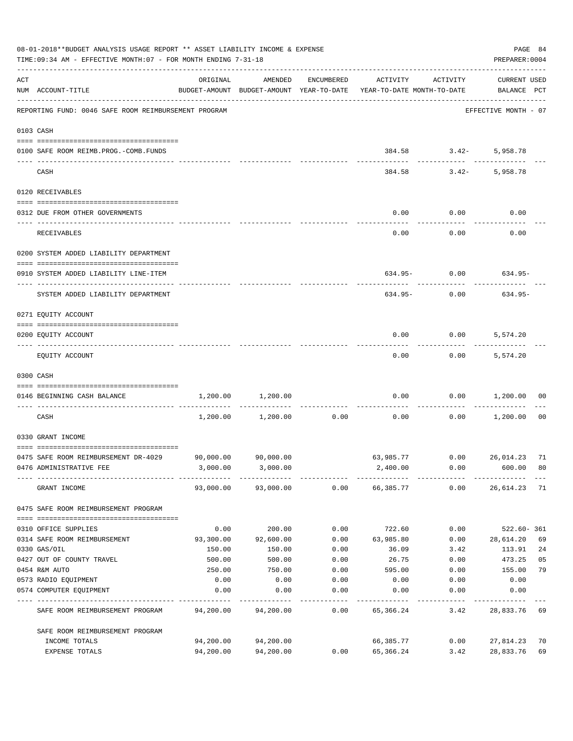08-01-2018**BUDGET ANALYSIS USAGE REPORT ** ASSET LIABILITY INCOME & EXPENSE

TIME:09:34 AM - EFFECTIVE MONTH:07 - FOR MONTH ENDING 7-31-18

PREPARER:0004

REPORTING FUND: 0046 SAFE ROOM REIMBURSEMENT PROGRAM — EFFECTIVE MONTH - 07

| ACT NUM | ACCOUNT-TITLE | ORIGINAL BUDGET-AMOUNT | AMENDED BUDGET-AMOUNT | ENCUMBERED YEAR-TO-DATE | ACTIVITY YEAR-TO-DATE | ACTIVITY MONTH-TO-DATE | CURRENT USED BALANCE | PCT |
|---|---|---|---|---|---|---|---|---|
| 0103 | CASH | | | | | | | |
| 0100 | SAFE ROOM REIMB.PROG.-COMB.FUNDS | | | | 384.58 | 3.42- | 5,958.78 | |
| | CASH | | | | 384.58 | 3.42- | 5,958.78 | |
| 0120 | RECEIVABLES | | | | | | | |
| 0312 | DUE FROM OTHER GOVERNMENTS | | | | 0.00 | 0.00 | 0.00 | |
| | RECEIVABLES | | | | 0.00 | 0.00 | 0.00 | |
| 0200 | SYSTEM ADDED LIABILITY DEPARTMENT | | | | | | | |
| 0910 | SYSTEM ADDED LIABILITY LINE-ITEM | | | | 634.95- | 0.00 | 634.95- | |
| | SYSTEM ADDED LIABILITY DEPARTMENT | | | | 634.95- | 0.00 | 634.95- | |
| 0271 | EQUITY ACCOUNT | | | | | | | |
| 0200 | EQUITY ACCOUNT | | | | 0.00 | 0.00 | 5,574.20 | |
| | EQUITY ACCOUNT | | | | 0.00 | 0.00 | 5,574.20 | |
| 0300 | CASH | | | | | | | |
| 0146 | BEGINNING CASH BALANCE | 1,200.00 | 1,200.00 | | 0.00 | 0.00 | 1,200.00 | 00 |
| | CASH | 1,200.00 | 1,200.00 | 0.00 | 0.00 | 0.00 | 1,200.00 | 00 |
| 0330 | GRANT INCOME | | | | | | | |
| 0475 | SAFE ROOM REIMBURSEMENT DR-4029 | 90,000.00 | 90,000.00 | | 63,985.77 | 0.00 | 26,014.23 | 71 |
| 0476 | ADMINISTRATIVE FEE | 3,000.00 | 3,000.00 | | 2,400.00 | 0.00 | 600.00 | 80 |
| | GRANT INCOME | 93,000.00 | 93,000.00 | 0.00 | 66,385.77 | 0.00 | 26,614.23 | 71 |
| 0475 | SAFE ROOM REIMBURSEMENT PROGRAM | | | | | | | |
| 0310 | OFFICE SUPPLIES | 0.00 | 200.00 | 0.00 | 722.60 | 0.00 | 522.60- | 361 |
| 0314 | SAFE ROOM REIMBURSEMENT | 93,300.00 | 92,600.00 | 0.00 | 63,985.80 | 0.00 | 28,614.20 | 69 |
| 0330 | GAS/OIL | 150.00 | 150.00 | 0.00 | 36.09 | 3.42 | 113.91 | 24 |
| 0427 | OUT OF COUNTY TRAVEL | 500.00 | 500.00 | 0.00 | 26.75 | 0.00 | 473.25 | 05 |
| 0454 | R&M AUTO | 250.00 | 750.00 | 0.00 | 595.00 | 0.00 | 155.00 | 79 |
| 0573 | RADIO EQUIPMENT | 0.00 | 0.00 | 0.00 | 0.00 | 0.00 | 0.00 | |
| 0574 | COMPUTER EQUIPMENT | 0.00 | 0.00 | 0.00 | 0.00 | 0.00 | 0.00 | |
| | SAFE ROOM REIMBURSEMENT PROGRAM | 94,200.00 | 94,200.00 | 0.00 | 65,366.24 | 3.42 | 28,833.76 | 69 |
| | SAFE ROOM REIMBURSEMENT PROGRAM | | | | | | | |
| | INCOME TOTALS | 94,200.00 | 94,200.00 | | 66,385.77 | 0.00 | 27,814.23 | 70 |
| | EXPENSE TOTALS | 94,200.00 | 94,200.00 | 0.00 | 65,366.24 | 3.42 | 28,833.76 | 69 |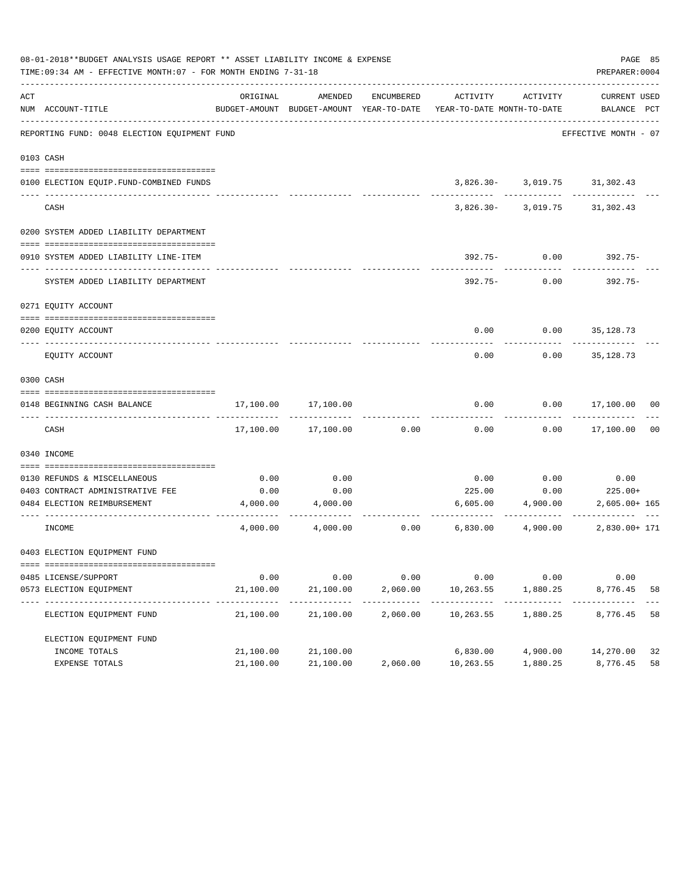08-01-2018**BUDGET ANALYSIS USAGE REPORT ** ASSET LIABILITY INCOME & EXPENSE

TIME:09:34 AM - EFFECTIVE MONTH:07 - FOR MONTH ENDING 7-31-18

PREPARER:0004

| ACT NUM | ACCOUNT-TITLE | ORIGINAL BUDGET-AMOUNT | AMENDED BUDGET-AMOUNT | ENCUMBERED YEAR-TO-DATE | ACTIVITY YEAR-TO-DATE | ACTIVITY MONTH-TO-DATE | CURRENT BALANCE | USED PCT |
|---|---|---|---|---|---|---|---|---|
| | REPORTING FUND: 0048 ELECTION EQUIPMENT FUND | | | | | | EFFECTIVE MONTH - 07 | |
| 0103 | CASH | | | | | | | |
| 0100 | ELECTION EQUIP.FUND-COMBINED FUNDS | | | | 3,826.30- | 3,019.75 | 31,302.43 | |
| | CASH | | | | 3,826.30- | 3,019.75 | 31,302.43 | |
| 0200 | SYSTEM ADDED LIABILITY DEPARTMENT | | | | | | | |
| 0910 | SYSTEM ADDED LIABILITY LINE-ITEM | | | | 392.75- | 0.00 | 392.75- | |
| | SYSTEM ADDED LIABILITY DEPARTMENT | | | | 392.75- | 0.00 | 392.75- | |
| 0271 | EQUITY ACCOUNT | | | | | | | |
| 0200 | EQUITY ACCOUNT | | | | 0.00 | 0.00 | 35,128.73 | |
| | EQUITY ACCOUNT | | | | 0.00 | 0.00 | 35,128.73 | |
| 0300 | CASH | | | | | | | |
| 0148 | BEGINNING CASH BALANCE | 17,100.00 | 17,100.00 | | 0.00 | 0.00 | 17,100.00 | 00 |
| | CASH | 17,100.00 | 17,100.00 | 0.00 | 0.00 | 0.00 | 17,100.00 | 00 |
| 0340 | INCOME | | | | | | | |
| 0130 | REFUNDS & MISCELLANEOUS | 0.00 | 0.00 | | 0.00 | 0.00 | 0.00 | |
| 0403 | CONTRACT ADMINISTRATIVE FEE | 0.00 | 0.00 | | 225.00 | 0.00 | 225.00+ | |
| 0484 | ELECTION REIMBURSEMENT | 4,000.00 | 4,000.00 | | 6,605.00 | 4,900.00 | 2,605.00+ | 165 |
| | INCOME | 4,000.00 | 4,000.00 | 0.00 | 6,830.00 | 4,900.00 | 2,830.00+ | 171 |
| 0403 | ELECTION EQUIPMENT FUND | | | | | | | |
| 0485 | LICENSE/SUPPORT | 0.00 | 0.00 | 0.00 | 0.00 | 0.00 | 0.00 | |
| 0573 | ELECTION EQUIPMENT | 21,100.00 | 21,100.00 | 2,060.00 | 10,263.55 | 1,880.25 | 8,776.45 | 58 |
| | ELECTION EQUIPMENT FUND | 21,100.00 | 21,100.00 | 2,060.00 | 10,263.55 | 1,880.25 | 8,776.45 | 58 |
| | ELECTION EQUIPMENT FUND | | | | | | | |
| | INCOME TOTALS | 21,100.00 | 21,100.00 | | 6,830.00 | 4,900.00 | 14,270.00 | 32 |
| | EXPENSE TOTALS | 21,100.00 | 21,100.00 | 2,060.00 | 10,263.55 | 1,880.25 | 8,776.45 | 58 |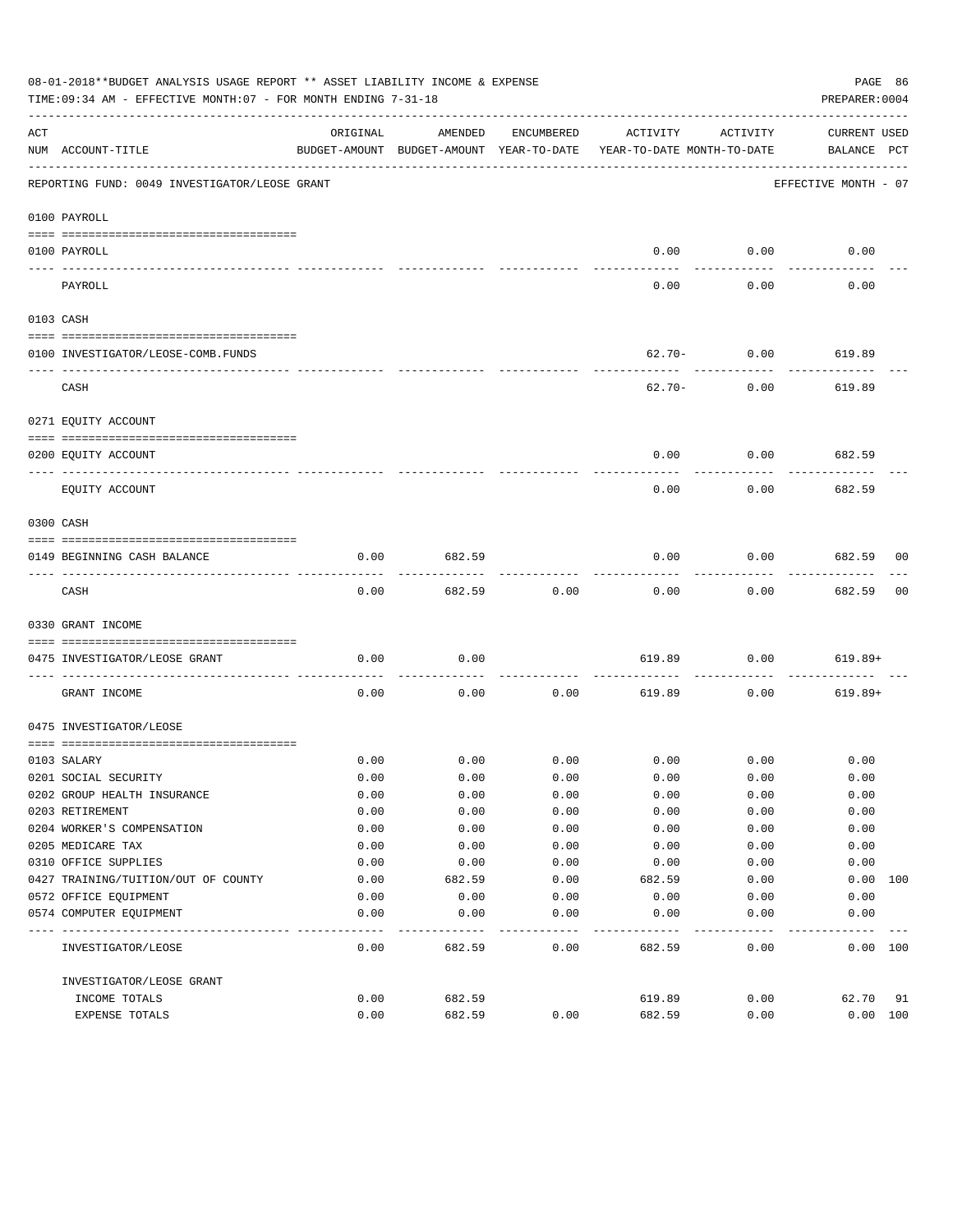08-01-2018**BUDGET ANALYSIS USAGE REPORT ** ASSET LIABILITY INCOME & EXPENSE

TIME:09:34 AM - EFFECTIVE MONTH:07 - FOR MONTH ENDING 7-31-18

PREPARER:0004

REPORTING FUND: 0049 INVESTIGATOR/LEOSE GRANT — EFFECTIVE MONTH - 07

| ACT NUM | ACCOUNT-TITLE | ORIGINAL BUDGET-AMOUNT | AMENDED BUDGET-AMOUNT | ENCUMBERED YEAR-TO-DATE | ACTIVITY YEAR-TO-DATE | ACTIVITY MONTH-TO-DATE | CURRENT BALANCE | USED PCT |
|---|---|---|---|---|---|---|---|---|
| | **0100 PAYROLL** | | | | | | | |
| 0100 | PAYROLL | | | | 0.00 | 0.00 | 0.00 | |
| | PAYROLL | | | | 0.00 | 0.00 | 0.00 | |
| | **0103 CASH** | | | | | | | |
| 0100 | INVESTIGATOR/LEOSE-COMB.FUNDS | | | | 62.70- | 0.00 | 619.89 | |
| | CASH | | | | 62.70- | 0.00 | 619.89 | |
| | **0271 EQUITY ACCOUNT** | | | | | | | |
| 0200 | EQUITY ACCOUNT | | | | 0.00 | 0.00 | 682.59 | |
| | EQUITY ACCOUNT | | | | 0.00 | 0.00 | 682.59 | |
| | **0300 CASH** | | | | | | | |
| 0149 | BEGINNING CASH BALANCE | 0.00 | 682.59 | | 0.00 | 0.00 | 682.59 | 00 |
| | CASH | 0.00 | 682.59 | 0.00 | 0.00 | 0.00 | 682.59 | 00 |
| | **0330 GRANT INCOME** | | | | | | | |
| 0475 | INVESTIGATOR/LEOSE GRANT | 0.00 | 0.00 | | 619.89 | 0.00 | 619.89+ | |
| | GRANT INCOME | 0.00 | 0.00 | 0.00 | 619.89 | 0.00 | 619.89+ | |
| | **0475 INVESTIGATOR/LEOSE** | | | | | | | |
| 0103 | SALARY | 0.00 | 0.00 | 0.00 | 0.00 | 0.00 | 0.00 | |
| 0201 | SOCIAL SECURITY | 0.00 | 0.00 | 0.00 | 0.00 | 0.00 | 0.00 | |
| 0202 | GROUP HEALTH INSURANCE | 0.00 | 0.00 | 0.00 | 0.00 | 0.00 | 0.00 | |
| 0203 | RETIREMENT | 0.00 | 0.00 | 0.00 | 0.00 | 0.00 | 0.00 | |
| 0204 | WORKER'S COMPENSATION | 0.00 | 0.00 | 0.00 | 0.00 | 0.00 | 0.00 | |
| 0205 | MEDICARE TAX | 0.00 | 0.00 | 0.00 | 0.00 | 0.00 | 0.00 | |
| 0310 | OFFICE SUPPLIES | 0.00 | 0.00 | 0.00 | 0.00 | 0.00 | 0.00 | |
| 0427 | TRAINING/TUITION/OUT OF COUNTY | 0.00 | 682.59 | 0.00 | 682.59 | 0.00 | 0.00 | 100 |
| 0572 | OFFICE EQUIPMENT | 0.00 | 0.00 | 0.00 | 0.00 | 0.00 | 0.00 | |
| 0574 | COMPUTER EQUIPMENT | 0.00 | 0.00 | 0.00 | 0.00 | 0.00 | 0.00 | |
| | INVESTIGATOR/LEOSE | 0.00 | 682.59 | 0.00 | 682.59 | 0.00 | 0.00 | 100 |
| | INVESTIGATOR/LEOSE GRANT | | | | | | | |
| | INCOME TOTALS | 0.00 | 682.59 | | 619.89 | 0.00 | 62.70 | 91 |
| | EXPENSE TOTALS | 0.00 | 682.59 | 0.00 | 682.59 | 0.00 | 0.00 | 100 |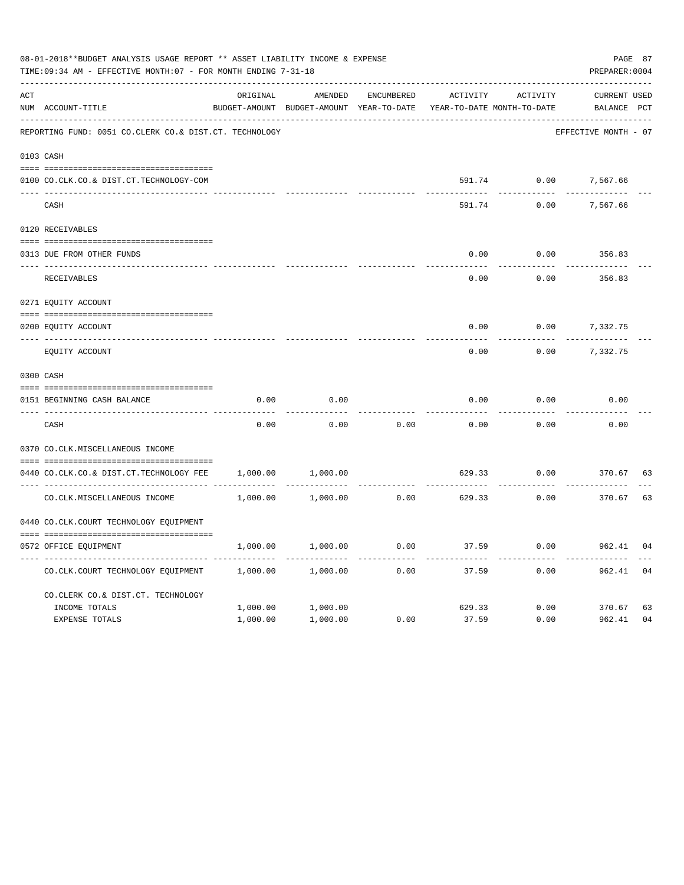08-01-2018**BUDGET ANALYSIS USAGE REPORT ** ASSET LIABILITY INCOME & EXPENSE

TIME:09:34 AM - EFFECTIVE MONTH:07 - FOR MONTH ENDING 7-31-18

PREPARER:0004

REPORTING FUND: 0051 CO.CLERK CO.& DIST.CT. TECHNOLOGY — EFFECTIVE MONTH - 07

| ACT NUM | ACCOUNT-TITLE | ORIGINAL BUDGET-AMOUNT | AMENDED BUDGET-AMOUNT | ENCUMBERED YEAR-TO-DATE | ACTIVITY YEAR-TO-DATE | ACTIVITY MONTH-TO-DATE | CURRENT BALANCE | USED PCT |
|---|---|---|---|---|---|---|---|---|
| 0103 | CASH | | | | | | | |
| 0100 | CO.CLK.CO.& DIST.CT.TECHNOLOGY-COM | | | | 591.74 | 0.00 | 7,567.66 | |
| | CASH | | | | 591.74 | 0.00 | 7,567.66 | |
| 0120 | RECEIVABLES | | | | | | | |
| 0313 | DUE FROM OTHER FUNDS | | | | 0.00 | 0.00 | 356.83 | |
| | RECEIVABLES | | | | 0.00 | 0.00 | 356.83 | |
| 0271 | EQUITY ACCOUNT | | | | | | | |
| 0200 | EQUITY ACCOUNT | | | | 0.00 | 0.00 | 7,332.75 | |
| | EQUITY ACCOUNT | | | | 0.00 | 0.00 | 7,332.75 | |
| 0300 | CASH | | | | | | | |
| 0151 | BEGINNING CASH BALANCE | 0.00 | 0.00 | | 0.00 | 0.00 | 0.00 | |
| | CASH | 0.00 | 0.00 | 0.00 | 0.00 | 0.00 | 0.00 | |
| 0370 | CO.CLK.MISCELLANEOUS INCOME | | | | | | | |
| 0440 | CO.CLK.CO.& DIST.CT.TECHNOLOGY FEE | 1,000.00 | 1,000.00 | | 629.33 | 0.00 | 370.67 | 63 |
| | CO.CLK.MISCELLANEOUS INCOME | 1,000.00 | 1,000.00 | 0.00 | 629.33 | 0.00 | 370.67 | 63 |
| 0440 | CO.CLK.COURT TECHNOLOGY EQUIPMENT | | | | | | | |
| 0572 | OFFICE EQUIPMENT | 1,000.00 | 1,000.00 | 0.00 | 37.59 | 0.00 | 962.41 | 04 |
| | CO.CLK.COURT TECHNOLOGY EQUIPMENT | 1,000.00 | 1,000.00 | 0.00 | 37.59 | 0.00 | 962.41 | 04 |
| | CO.CLERK CO.& DIST.CT. TECHNOLOGY | | | | | | | |
| | INCOME TOTALS | 1,000.00 | 1,000.00 | | 629.33 | 0.00 | 370.67 | 63 |
| | EXPENSE TOTALS | 1,000.00 | 1,000.00 | 0.00 | 37.59 | 0.00 | 962.41 | 04 |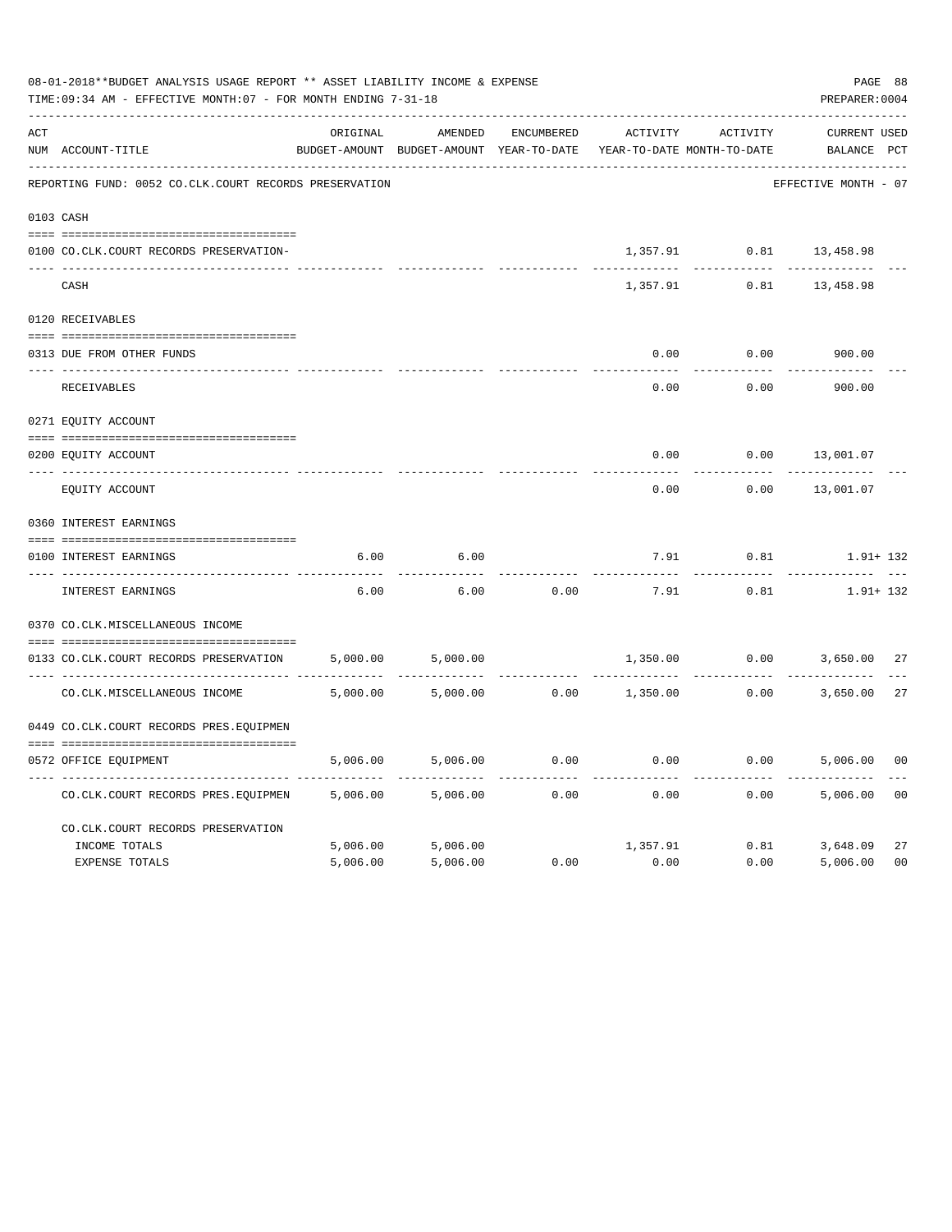08-01-2018**BUDGET ANALYSIS USAGE REPORT ** ASSET LIABILITY INCOME & EXPENSE

TIME:09:34 AM - EFFECTIVE MONTH:07 - FOR MONTH ENDING 7-31-18

PREPARER:0004

| ACT NUM | ACCOUNT-TITLE | ORIGINAL BUDGET-AMOUNT | AMENDED BUDGET-AMOUNT | ENCUMBERED YEAR-TO-DATE | ACTIVITY YEAR-TO-DATE | ACTIVITY MONTH-TO-DATE | CURRENT BALANCE | USED PCT |
|---|---|---|---|---|---|---|---|---|
| | REPORTING FUND: 0052 CO.CLK.COURT RECORDS PRESERVATION | | | | | | EFFECTIVE MONTH - 07 | |
| 0103 | CASH | | | | | | | |
| 0100 | CO.CLK.COURT RECORDS PRESERVATION- | | | | 1,357.91 | 0.81 | 13,458.98 | |
| | CASH | | | | 1,357.91 | 0.81 | 13,458.98 | |
| 0120 | RECEIVABLES | | | | | | | |
| 0313 | DUE FROM OTHER FUNDS | | | | 0.00 | 0.00 | 900.00 | |
| | RECEIVABLES | | | | 0.00 | 0.00 | 900.00 | |
| 0271 | EQUITY ACCOUNT | | | | | | | |
| 0200 | EQUITY ACCOUNT | | | | 0.00 | 0.00 | 13,001.07 | |
| | EQUITY ACCOUNT | | | | 0.00 | 0.00 | 13,001.07 | |
| 0360 | INTEREST EARNINGS | | | | | | | |
| 0100 | INTEREST EARNINGS | 6.00 | 6.00 | | 7.91 | 0.81 | 1.91+ | 132 |
| | INTEREST EARNINGS | 6.00 | 6.00 | 0.00 | 7.91 | 0.81 | 1.91+ | 132 |
| 0370 | CO.CLK.MISCELLANEOUS INCOME | | | | | | | |
| 0133 | CO.CLK.COURT RECORDS PRESERVATION | 5,000.00 | 5,000.00 | | 1,350.00 | 0.00 | 3,650.00 | 27 |
| | CO.CLK.MISCELLANEOUS INCOME | 5,000.00 | 5,000.00 | 0.00 | 1,350.00 | 0.00 | 3,650.00 | 27 |
| 0449 | CO.CLK.COURT RECORDS PRES.EQUIPMEN | | | | | | | |
| 0572 | OFFICE EQUIPMENT | 5,006.00 | 5,006.00 | 0.00 | 0.00 | 0.00 | 5,006.00 | 00 |
| | CO.CLK.COURT RECORDS PRES.EQUIPMEN | 5,006.00 | 5,006.00 | 0.00 | 0.00 | 0.00 | 5,006.00 | 00 |
| | CO.CLK.COURT RECORDS PRESERVATION | | | | | | | |
| | INCOME TOTALS | 5,006.00 | 5,006.00 | | 1,357.91 | 0.81 | 3,648.09 | 27 |
| | EXPENSE TOTALS | 5,006.00 | 5,006.00 | 0.00 | 0.00 | 0.00 | 5,006.00 | 00 |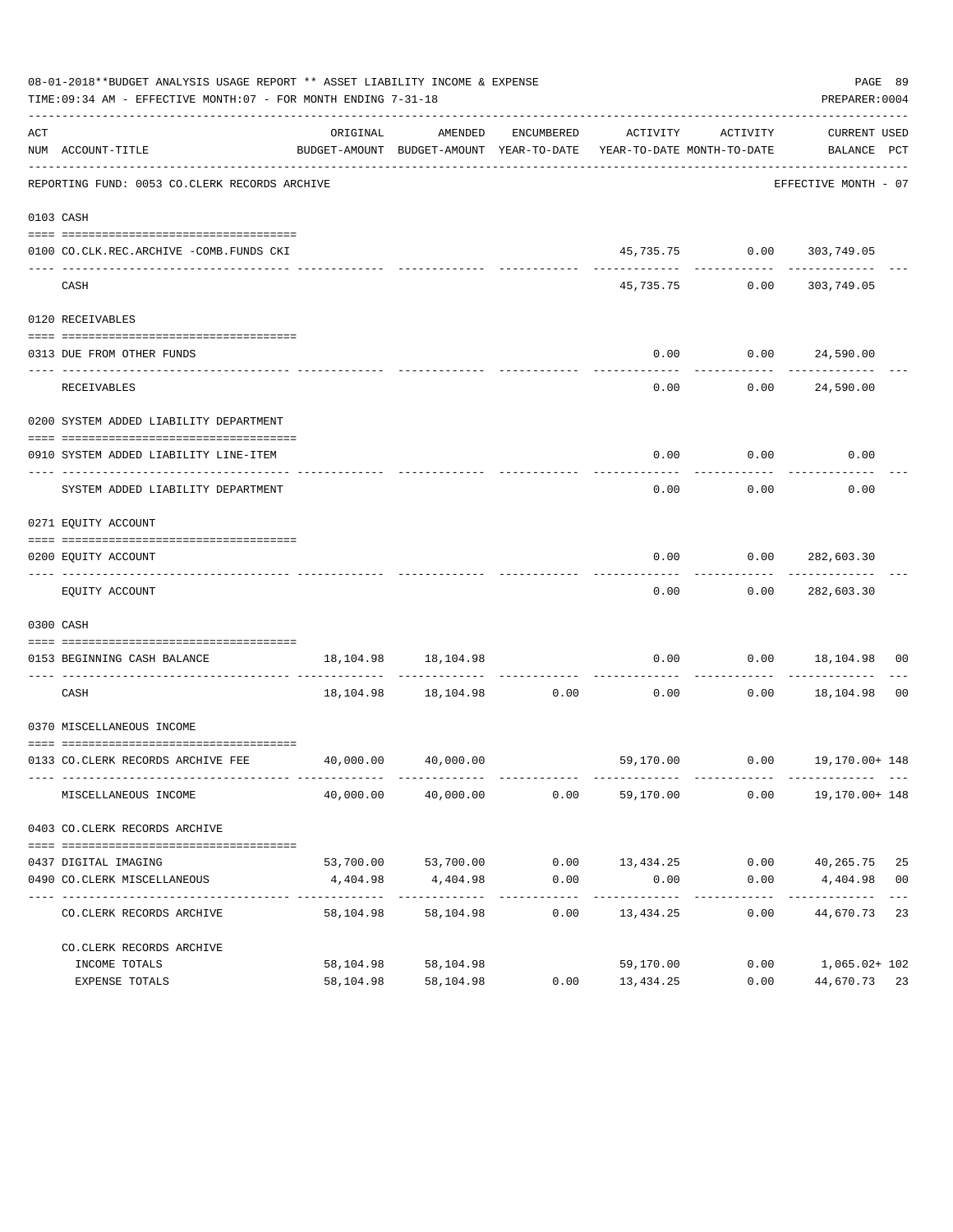08-01-2018**BUDGET ANALYSIS USAGE REPORT ** ASSET LIABILITY INCOME & EXPENSE

TIME:09:34 AM - EFFECTIVE MONTH:07 - FOR MONTH ENDING 7-31-18

PREPARER:0004

| ACT NUM | ACCOUNT-TITLE | ORIGINAL BUDGET-AMOUNT | AMENDED BUDGET-AMOUNT | ENCUMBERED YEAR-TO-DATE | ACTIVITY YEAR-TO-DATE | ACTIVITY MONTH-TO-DATE | CURRENT BALANCE | USED PCT |
|---|---|---|---|---|---|---|---|---|
| | REPORTING FUND: 0053 CO.CLERK RECORDS ARCHIVE | | | | | | EFFECTIVE MONTH - 07 | |
| 0103 | CASH | | | | | | | |
| 0100 | CO.CLK.REC.ARCHIVE -COMB.FUNDS CKI | | | | 45,735.75 | 0.00 | 303,749.05 | |
| | CASH | | | | 45,735.75 | 0.00 | 303,749.05 | |
| 0120 | RECEIVABLES | | | | | | | |
| 0313 | DUE FROM OTHER FUNDS | | | | 0.00 | 0.00 | 24,590.00 | |
| | RECEIVABLES | | | | 0.00 | 0.00 | 24,590.00 | |
| 0200 | SYSTEM ADDED LIABILITY DEPARTMENT | | | | | | | |
| 0910 | SYSTEM ADDED LIABILITY LINE-ITEM | | | | 0.00 | 0.00 | 0.00 | |
| | SYSTEM ADDED LIABILITY DEPARTMENT | | | | 0.00 | 0.00 | 0.00 | |
| 0271 | EQUITY ACCOUNT | | | | | | | |
| 0200 | EQUITY ACCOUNT | | | | 0.00 | 0.00 | 282,603.30 | |
| | EQUITY ACCOUNT | | | | 0.00 | 0.00 | 282,603.30 | |
| 0300 | CASH | | | | | | | |
| 0153 | BEGINNING CASH BALANCE | 18,104.98 | 18,104.98 | | 0.00 | 0.00 | 18,104.98 | 00 |
| | CASH | 18,104.98 | 18,104.98 | 0.00 | 0.00 | 0.00 | 18,104.98 | 00 |
| 0370 | MISCELLANEOUS INCOME | | | | | | | |
| 0133 | CO.CLERK RECORDS ARCHIVE FEE | 40,000.00 | 40,000.00 | | 59,170.00 | 0.00 | 19,170.00+ | 148 |
| | MISCELLANEOUS INCOME | 40,000.00 | 40,000.00 | 0.00 | 59,170.00 | 0.00 | 19,170.00+ | 148 |
| 0403 | CO.CLERK RECORDS ARCHIVE | | | | | | | |
| 0437 | DIGITAL IMAGING | 53,700.00 | 53,700.00 | 0.00 | 13,434.25 | 0.00 | 40,265.75 | 25 |
| 0490 | CO.CLERK MISCELLANEOUS | 4,404.98 | 4,404.98 | 0.00 | 0.00 | 0.00 | 4,404.98 | 00 |
| | CO.CLERK RECORDS ARCHIVE | 58,104.98 | 58,104.98 | 0.00 | 13,434.25 | 0.00 | 44,670.73 | 23 |
| | CO.CLERK RECORDS ARCHIVE | | | | | | | |
| | INCOME TOTALS | 58,104.98 | 58,104.98 | | 59,170.00 | 0.00 | 1,065.02+ | 102 |
| | EXPENSE TOTALS | 58,104.98 | 58,104.98 | 0.00 | 13,434.25 | 0.00 | 44,670.73 | 23 |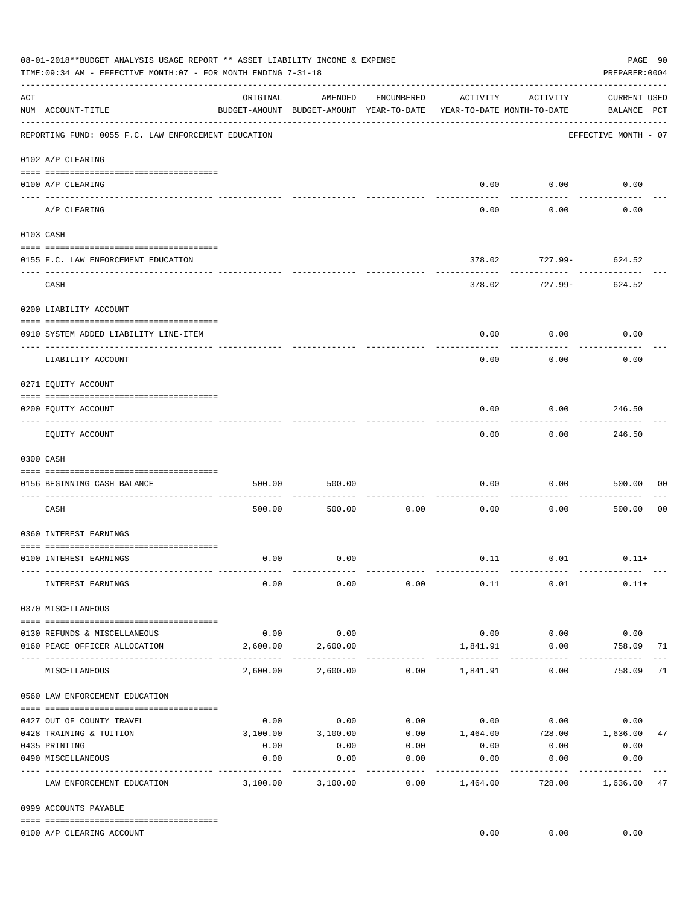08-01-2018**BUDGET ANALYSIS USAGE REPORT ** ASSET LIABILITY INCOME & EXPENSE

TIME:09:34 AM - EFFECTIVE MONTH:07 - FOR MONTH ENDING 7-31-18

PREPARER:0004

| ACT NUM | ACCOUNT-TITLE | ORIGINAL BUDGET-AMOUNT | AMENDED BUDGET-AMOUNT | ENCUMBERED YEAR-TO-DATE | ACTIVITY YEAR-TO-DATE | ACTIVITY MONTH-TO-DATE | CURRENT BALANCE | USED PCT |
|---|---|---|---|---|---|---|---|---|
| | REPORTING FUND: 0055 F.C. LAW ENFORCEMENT EDUCATION | | | | | | EFFECTIVE MONTH - 07 | |
| | 0102 A/P CLEARING | | | | | | | |
| 0100 | A/P CLEARING | | | | 0.00 | 0.00 | 0.00 | |
| | A/P CLEARING | | | | 0.00 | 0.00 | 0.00 | |
| | 0103 CASH | | | | | | | |
| 0155 | F.C. LAW ENFORCEMENT EDUCATION | | | | 378.02 | 727.99- | 624.52 | |
| | CASH | | | | 378.02 | 727.99- | 624.52 | |
| | 0200 LIABILITY ACCOUNT | | | | | | | |
| 0910 | SYSTEM ADDED LIABILITY LINE-ITEM | | | | 0.00 | 0.00 | 0.00 | |
| | LIABILITY ACCOUNT | | | | 0.00 | 0.00 | 0.00 | |
| | 0271 EQUITY ACCOUNT | | | | | | | |
| 0200 | EQUITY ACCOUNT | | | | 0.00 | 0.00 | 246.50 | |
| | EQUITY ACCOUNT | | | | 0.00 | 0.00 | 246.50 | |
| | 0300 CASH | | | | | | | |
| 0156 | BEGINNING CASH BALANCE | 500.00 | 500.00 | | 0.00 | 0.00 | 500.00 | 00 |
| | CASH | 500.00 | 500.00 | 0.00 | 0.00 | 0.00 | 500.00 | 00 |
| | 0360 INTEREST EARNINGS | | | | | | | |
| 0100 | INTEREST EARNINGS | 0.00 | 0.00 | | 0.11 | 0.01 | 0.11+ | |
| | INTEREST EARNINGS | 0.00 | 0.00 | 0.00 | 0.11 | 0.01 | 0.11+ | |
| | 0370 MISCELLANEOUS | | | | | | | |
| 0130 | REFUNDS & MISCELLANEOUS | 0.00 | 0.00 | | 0.00 | 0.00 | 0.00 | |
| 0160 | PEACE OFFICER ALLOCATION | 2,600.00 | 2,600.00 | | 1,841.91 | 0.00 | 758.09 | 71 |
| | MISCELLANEOUS | 2,600.00 | 2,600.00 | 0.00 | 1,841.91 | 0.00 | 758.09 | 71 |
| | 0560 LAW ENFORCEMENT EDUCATION | | | | | | | |
| 0427 | OUT OF COUNTY TRAVEL | 0.00 | 0.00 | 0.00 | 0.00 | 0.00 | 0.00 | |
| 0428 | TRAINING & TUITION | 3,100.00 | 3,100.00 | 0.00 | 1,464.00 | 728.00 | 1,636.00 | 47 |
| 0435 | PRINTING | 0.00 | 0.00 | 0.00 | 0.00 | 0.00 | 0.00 | |
| 0490 | MISCELLANEOUS | 0.00 | 0.00 | 0.00 | 0.00 | 0.00 | 0.00 | |
| | LAW ENFORCEMENT EDUCATION | 3,100.00 | 3,100.00 | 0.00 | 1,464.00 | 728.00 | 1,636.00 | 47 |
| | 0999 ACCOUNTS PAYABLE | | | | | | | |
| 0100 | A/P CLEARING ACCOUNT | | | | 0.00 | 0.00 | 0.00 | |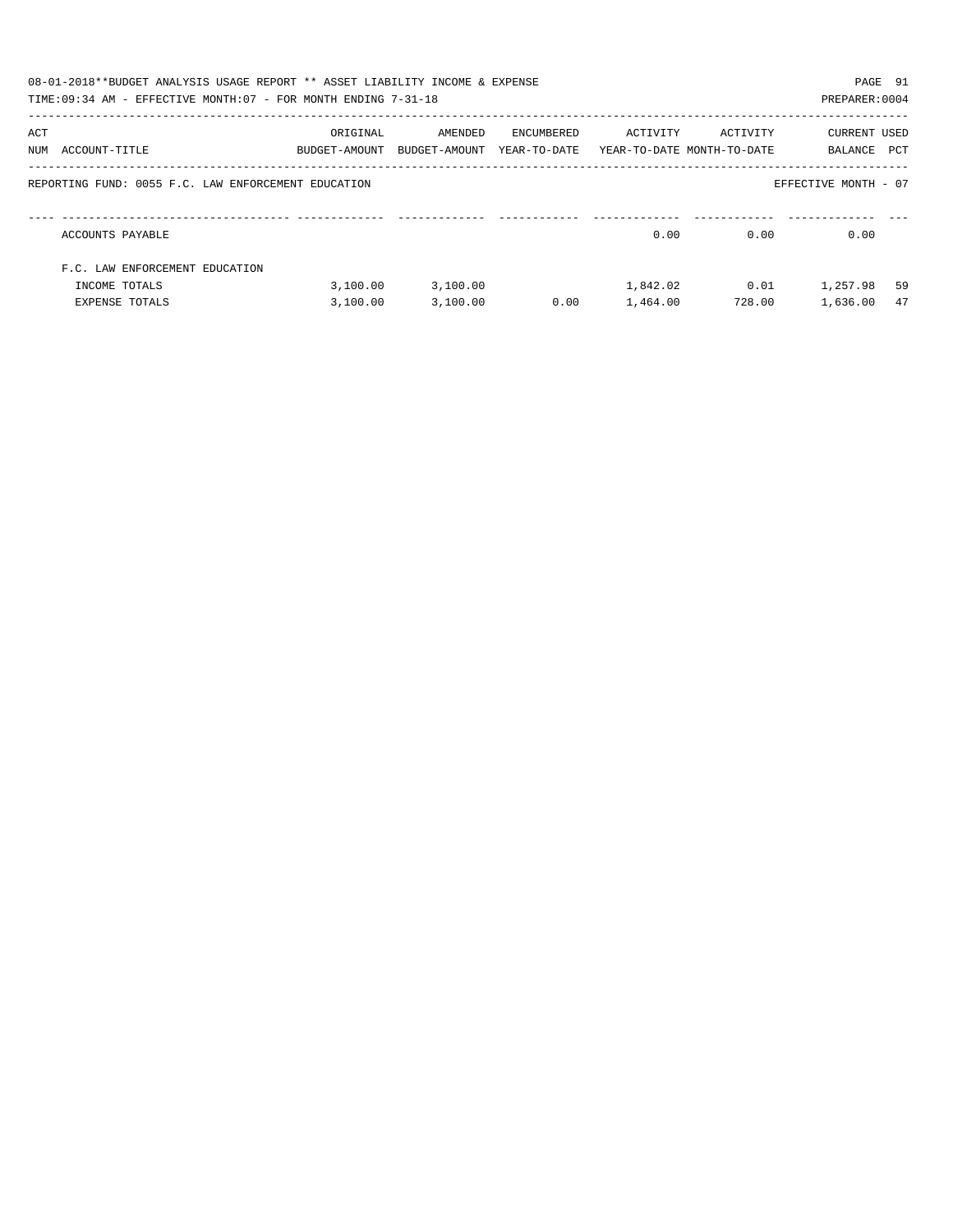08-01-2018**BUDGET ANALYSIS USAGE REPORT ** ASSET LIABILITY INCOME & EXPENSE

TIME:09:34 AM - EFFECTIVE MONTH:07 - FOR MONTH ENDING 7-31-18

PREPARER:0004

REPORTING FUND: 0055 F.C. LAW ENFORCEMENT EDUCATION

EFFECTIVE MONTH - 07

| ACT NUM | ACCOUNT-TITLE | ORIGINAL BUDGET-AMOUNT | AMENDED BUDGET-AMOUNT | ENCUMBERED YEAR-TO-DATE | ACTIVITY YEAR-TO-DATE | ACTIVITY MONTH-TO-DATE | CURRENT BALANCE | USED PCT |
|---|---|---|---|---|---|---|---|---|
| | ACCOUNTS PAYABLE | | | | 0.00 | 0.00 | 0.00 | |
| | F.C. LAW ENFORCEMENT EDUCATION | | | | | | | |
| | INCOME TOTALS | 3,100.00 | 3,100.00 | | 1,842.02 | 0.01 | 1,257.98 | 59 |
| | EXPENSE TOTALS | 3,100.00 | 3,100.00 | 0.00 | 1,464.00 | 728.00 | 1,636.00 | 47 |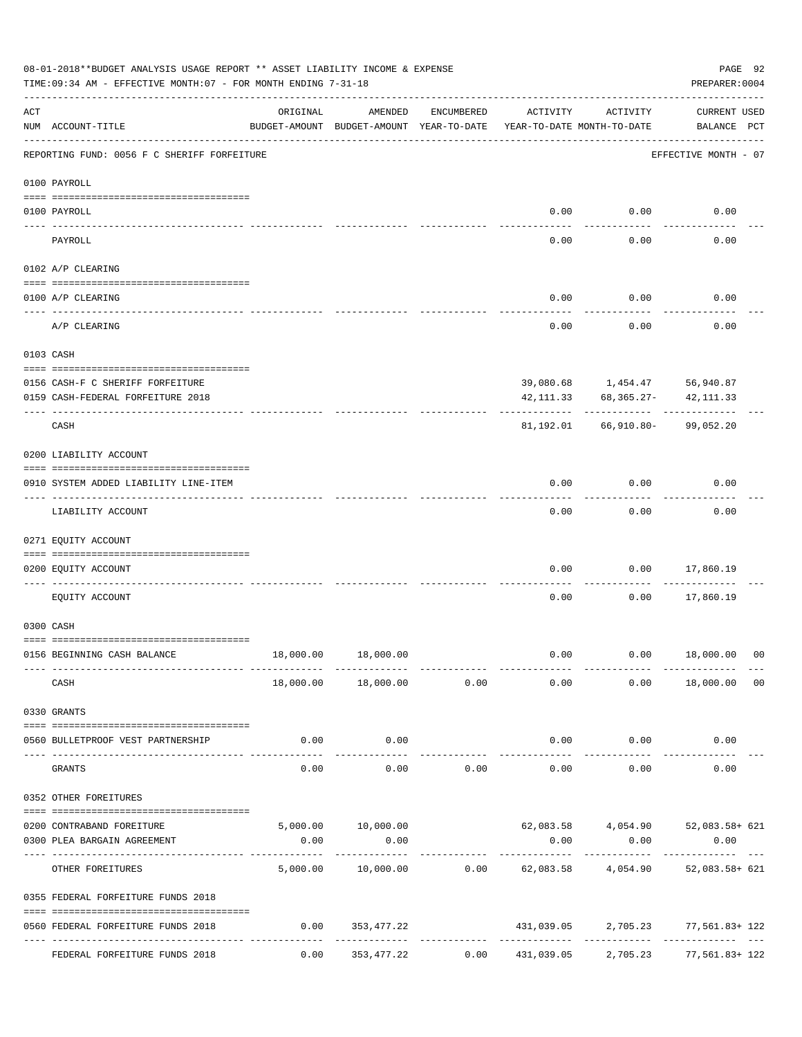08-01-2018**BUDGET ANALYSIS USAGE REPORT ** ASSET LIABILITY INCOME & EXPENSE

TIME:09:34 AM - EFFECTIVE MONTH:07 - FOR MONTH ENDING 7-31-18

PREPARER:0004

| ACT NUM | ACCOUNT-TITLE | ORIGINAL BUDGET-AMOUNT | AMENDED BUDGET-AMOUNT | ENCUMBERED YEAR-TO-DATE | ACTIVITY YEAR-TO-DATE | ACTIVITY MONTH-TO-DATE | CURRENT BALANCE | USED PCT |
|---|---|---|---|---|---|---|---|---|
| | REPORTING FUND: 0056 F C SHERIFF FORFEITURE | | | | | | EFFECTIVE MONTH - 07 | |
| | **0100 PAYROLL** | | | | | | | |
| 0100 | PAYROLL | | | | 0.00 | 0.00 | 0.00 | |
| | PAYROLL | | | | 0.00 | 0.00 | 0.00 | |
| | **0102 A/P CLEARING** | | | | | | | |
| 0100 | A/P CLEARING | | | | 0.00 | 0.00 | 0.00 | |
| | A/P CLEARING | | | | 0.00 | 0.00 | 0.00 | |
| | **0103 CASH** | | | | | | | |
| 0156 | CASH-F C SHERIFF FORFEITURE | | | | 39,080.68 | 1,454.47 | 56,940.87 | |
| 0159 | CASH-FEDERAL FORFEITURE 2018 | | | | 42,111.33 | 68,365.27- | 42,111.33 | |
| | CASH | | | | 81,192.01 | 66,910.80- | 99,052.20 | |
| | **0200 LIABILITY ACCOUNT** | | | | | | | |
| 0910 | SYSTEM ADDED LIABILITY LINE-ITEM | | | | 0.00 | 0.00 | 0.00 | |
| | LIABILITY ACCOUNT | | | | 0.00 | 0.00 | 0.00 | |
| | **0271 EQUITY ACCOUNT** | | | | | | | |
| 0200 | EQUITY ACCOUNT | | | | 0.00 | 0.00 | 17,860.19 | |
| | EQUITY ACCOUNT | | | | 0.00 | 0.00 | 17,860.19 | |
| | **0300 CASH** | | | | | | | |
| 0156 | BEGINNING CASH BALANCE | 18,000.00 | 18,000.00 | | 0.00 | 0.00 | 18,000.00 | 00 |
| | CASH | 18,000.00 | 18,000.00 | 0.00 | 0.00 | 0.00 | 18,000.00 | 00 |
| | **0330 GRANTS** | | | | | | | |
| 0560 | BULLETPROOF VEST PARTNERSHIP | 0.00 | 0.00 | | 0.00 | 0.00 | 0.00 | |
| | GRANTS | 0.00 | 0.00 | 0.00 | 0.00 | 0.00 | 0.00 | |
| | **0352 OTHER FOREITURES** | | | | | | | |
| 0200 | CONTRABAND FOREITURE | 5,000.00 | 10,000.00 | | 62,083.58 | 4,054.90 | 52,083.58+ | 621 |
| 0300 | PLEA BARGAIN AGREEMENT | 0.00 | 0.00 | | 0.00 | 0.00 | 0.00 | |
| | OTHER FOREITURES | 5,000.00 | 10,000.00 | 0.00 | 62,083.58 | 4,054.90 | 52,083.58+ | 621 |
| | **0355 FEDERAL FORFEITURE FUNDS 2018** | | | | | | | |
| 0560 | FEDERAL FORFEITURE FUNDS 2018 | 0.00 | 353,477.22 | | 431,039.05 | 2,705.23 | 77,561.83+ | 122 |
| | FEDERAL FORFEITURE FUNDS 2018 | 0.00 | 353,477.22 | 0.00 | 431,039.05 | 2,705.23 | 77,561.83+ | 122 |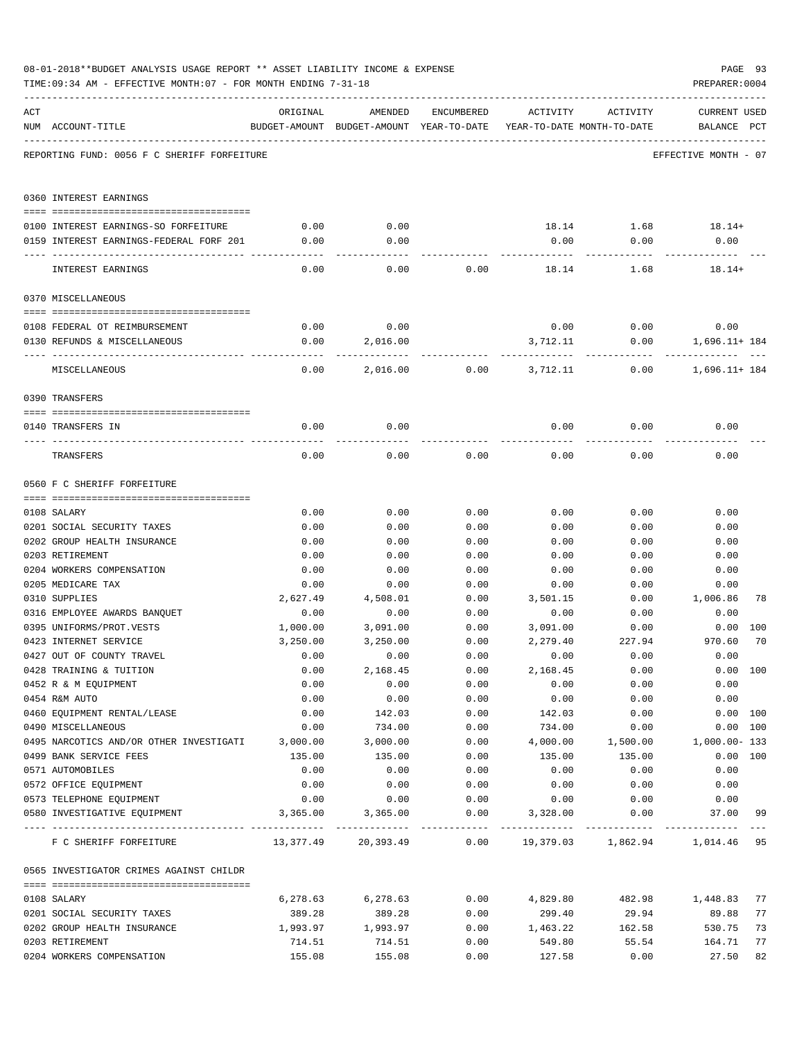08-01-2018**BUDGET ANALYSIS USAGE REPORT ** ASSET LIABILITY INCOME & EXPENSE

TIME:09:34 AM - EFFECTIVE MONTH:07 - FOR MONTH ENDING 7-31-18

PREPARER:0004

REPORTING FUND: 0056 F C SHERIFF FORFEITURE — EFFECTIVE MONTH - 07

| ACT NUM | ACCOUNT-TITLE | ORIGINAL BUDGET-AMOUNT | AMENDED BUDGET-AMOUNT | ENCUMBERED YEAR-TO-DATE | ACTIVITY YEAR-TO-DATE | ACTIVITY MONTH-TO-DATE | CURRENT BALANCE | USED PCT |
|---|---|---|---|---|---|---|---|---|
| 0360 | INTEREST EARNINGS | | | | | | | |
| 0100 | INTEREST EARNINGS-SO FORFEITURE | 0.00 | 0.00 | | 18.14 | 1.68 | 18.14+ | |
| 0159 | INTEREST EARNINGS-FEDERAL FORF 201 | 0.00 | 0.00 | | 0.00 | 0.00 | 0.00 | |
| | INTEREST EARNINGS | 0.00 | 0.00 | 0.00 | 18.14 | 1.68 | 18.14+ | |
| 0370 | MISCELLANEOUS | | | | | | | |
| 0108 | FEDERAL OT REIMBURSEMENT | 0.00 | 0.00 | | 0.00 | 0.00 | 0.00 | |
| 0130 | REFUNDS & MISCELLANEOUS | 0.00 | 2,016.00 | | 3,712.11 | 0.00 | 1,696.11+ | 184 |
| | MISCELLANEOUS | 0.00 | 2,016.00 | 0.00 | 3,712.11 | 0.00 | 1,696.11+ | 184 |
| 0390 | TRANSFERS | | | | | | | |
| 0140 | TRANSFERS IN | 0.00 | 0.00 | | 0.00 | 0.00 | 0.00 | |
| | TRANSFERS | 0.00 | 0.00 | 0.00 | 0.00 | 0.00 | 0.00 | |
| 0560 | F C SHERIFF FORFEITURE | | | | | | | |
| 0108 | SALARY | 0.00 | 0.00 | 0.00 | 0.00 | 0.00 | 0.00 | |
| 0201 | SOCIAL SECURITY TAXES | 0.00 | 0.00 | 0.00 | 0.00 | 0.00 | 0.00 | |
| 0202 | GROUP HEALTH INSURANCE | 0.00 | 0.00 | 0.00 | 0.00 | 0.00 | 0.00 | |
| 0203 | RETIREMENT | 0.00 | 0.00 | 0.00 | 0.00 | 0.00 | 0.00 | |
| 0204 | WORKERS COMPENSATION | 0.00 | 0.00 | 0.00 | 0.00 | 0.00 | 0.00 | |
| 0205 | MEDICARE TAX | 0.00 | 0.00 | 0.00 | 0.00 | 0.00 | 0.00 | |
| 0310 | SUPPLIES | 2,627.49 | 4,508.01 | 0.00 | 3,501.15 | 0.00 | 1,006.86 | 78 |
| 0316 | EMPLOYEE AWARDS BANQUET | 0.00 | 0.00 | 0.00 | 0.00 | 0.00 | 0.00 | |
| 0395 | UNIFORMS/PROT.VESTS | 1,000.00 | 3,091.00 | 0.00 | 3,091.00 | 0.00 | 0.00 | 100 |
| 0423 | INTERNET SERVICE | 3,250.00 | 3,250.00 | 0.00 | 2,279.40 | 227.94 | 970.60 | 70 |
| 0427 | OUT OF COUNTY TRAVEL | 0.00 | 0.00 | 0.00 | 0.00 | 0.00 | 0.00 | |
| 0428 | TRAINING & TUITION | 0.00 | 2,168.45 | 0.00 | 2,168.45 | 0.00 | 0.00 | 100 |
| 0452 | R & M EQUIPMENT | 0.00 | 0.00 | 0.00 | 0.00 | 0.00 | 0.00 | |
| 0454 | R&M AUTO | 0.00 | 0.00 | 0.00 | 0.00 | 0.00 | 0.00 | |
| 0460 | EQUIPMENT RENTAL/LEASE | 0.00 | 142.03 | 0.00 | 142.03 | 0.00 | 0.00 | 100 |
| 0490 | MISCELLANEOUS | 0.00 | 734.00 | 0.00 | 734.00 | 0.00 | 0.00 | 100 |
| 0495 | NARCOTICS AND/OR OTHER INVESTIGATI | 3,000.00 | 3,000.00 | 0.00 | 4,000.00 | 1,500.00 | 1,000.00- | 133 |
| 0499 | BANK SERVICE FEES | 135.00 | 135.00 | 0.00 | 135.00 | 135.00 | 0.00 | 100 |
| 0571 | AUTOMOBILES | 0.00 | 0.00 | 0.00 | 0.00 | 0.00 | 0.00 | |
| 0572 | OFFICE EQUIPMENT | 0.00 | 0.00 | 0.00 | 0.00 | 0.00 | 0.00 | |
| 0573 | TELEPHONE EQUIPMENT | 0.00 | 0.00 | 0.00 | 0.00 | 0.00 | 0.00 | |
| 0580 | INVESTIGATIVE EQUIPMENT | 3,365.00 | 3,365.00 | 0.00 | 3,328.00 | 0.00 | 37.00 | 99 |
| | F C SHERIFF FORFEITURE | 13,377.49 | 20,393.49 | 0.00 | 19,379.03 | 1,862.94 | 1,014.46 | 95 |
| 0565 | INVESTIGATOR CRIMES AGAINST CHILDR | | | | | | | |
| 0108 | SALARY | 6,278.63 | 6,278.63 | 0.00 | 4,829.80 | 482.98 | 1,448.83 | 77 |
| 0201 | SOCIAL SECURITY TAXES | 389.28 | 389.28 | 0.00 | 299.40 | 29.94 | 89.88 | 77 |
| 0202 | GROUP HEALTH INSURANCE | 1,993.97 | 1,993.97 | 0.00 | 1,463.22 | 162.58 | 530.75 | 73 |
| 0203 | RETIREMENT | 714.51 | 714.51 | 0.00 | 549.80 | 55.54 | 164.71 | 77 |
| 0204 | WORKERS COMPENSATION | 155.08 | 155.08 | 0.00 | 127.58 | 0.00 | 27.50 | 82 |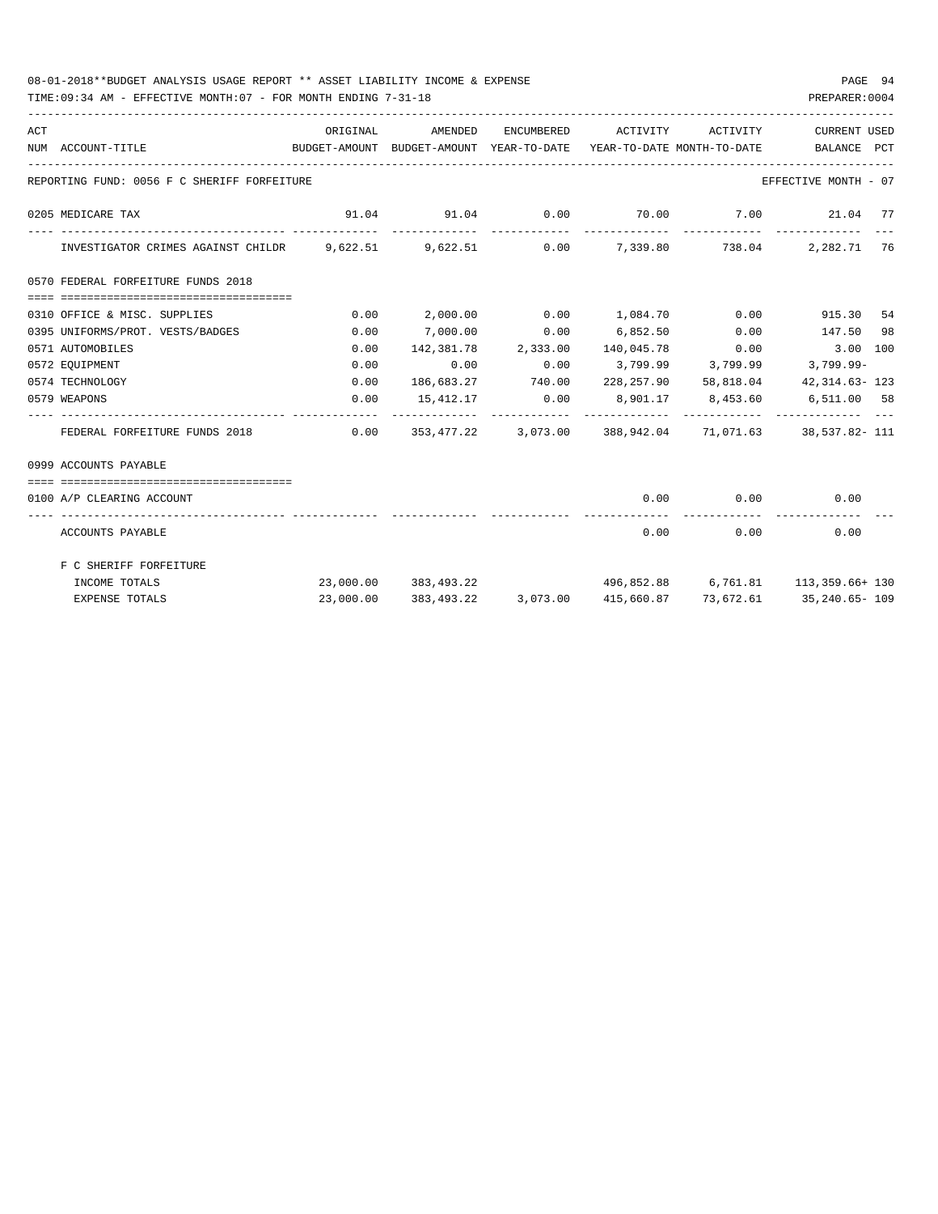08-01-2018**BUDGET ANALYSIS USAGE REPORT ** ASSET LIABILITY INCOME & EXPENSE

TIME:09:34 AM - EFFECTIVE MONTH:07 - FOR MONTH ENDING 7-31-18

PREPARER:0004

| ACT NUM | ACCOUNT-TITLE | ORIGINAL BUDGET-AMOUNT | AMENDED BUDGET-AMOUNT | ENCUMBERED YEAR-TO-DATE | ACTIVITY YEAR-TO-DATE | ACTIVITY MONTH-TO-DATE | CURRENT BALANCE | USED PCT |
|---|---|---|---|---|---|---|---|---|
| REPORTING FUND: 0056 F C SHERIFF FORFEITURE | | | | | | | EFFECTIVE MONTH - 07 | |
| 0205 | MEDICARE TAX | 91.04 | 91.04 | 0.00 | 70.00 | 7.00 | 21.04 | 77 |
| | INVESTIGATOR CRIMES AGAINST CHILDR | 9,622.51 | 9,622.51 | 0.00 | 7,339.80 | 738.04 | 2,282.71 | 76 |
| 0570 | FEDERAL FORFEITURE FUNDS 2018 | | | | | | | |
| 0310 | OFFICE & MISC. SUPPLIES | 0.00 | 2,000.00 | 0.00 | 1,084.70 | 0.00 | 915.30 | 54 |
| 0395 | UNIFORMS/PROT. VESTS/BADGES | 0.00 | 7,000.00 | 0.00 | 6,852.50 | 0.00 | 147.50 | 98 |
| 0571 | AUTOMOBILES | 0.00 | 142,381.78 | 2,333.00 | 140,045.78 | 0.00 | 3.00 | 100 |
| 0572 | EQUIPMENT | 0.00 | 0.00 | 0.00 | 3,799.99 | 3,799.99 | 3,799.99- | |
| 0574 | TECHNOLOGY | 0.00 | 186,683.27 | 740.00 | 228,257.90 | 58,818.04 | 42,314.63- | 123 |
| 0579 | WEAPONS | 0.00 | 15,412.17 | 0.00 | 8,901.17 | 8,453.60 | 6,511.00 | 58 |
| | FEDERAL FORFEITURE FUNDS 2018 | 0.00 | 353,477.22 | 3,073.00 | 388,942.04 | 71,071.63 | 38,537.82- | 111 |
| 0999 | ACCOUNTS PAYABLE | | | | | | | |
| 0100 | A/P CLEARING ACCOUNT | | | | 0.00 | 0.00 | 0.00 | |
| | ACCOUNTS PAYABLE | | | | 0.00 | 0.00 | 0.00 | |
| | F C SHERIFF FORFEITURE | | | | | | | |
| | INCOME TOTALS | 23,000.00 | 383,493.22 | | 496,852.88 | 6,761.81 | 113,359.66+ | 130 |
| | EXPENSE TOTALS | 23,000.00 | 383,493.22 | 3,073.00 | 415,660.87 | 73,672.61 | 35,240.65- | 109 |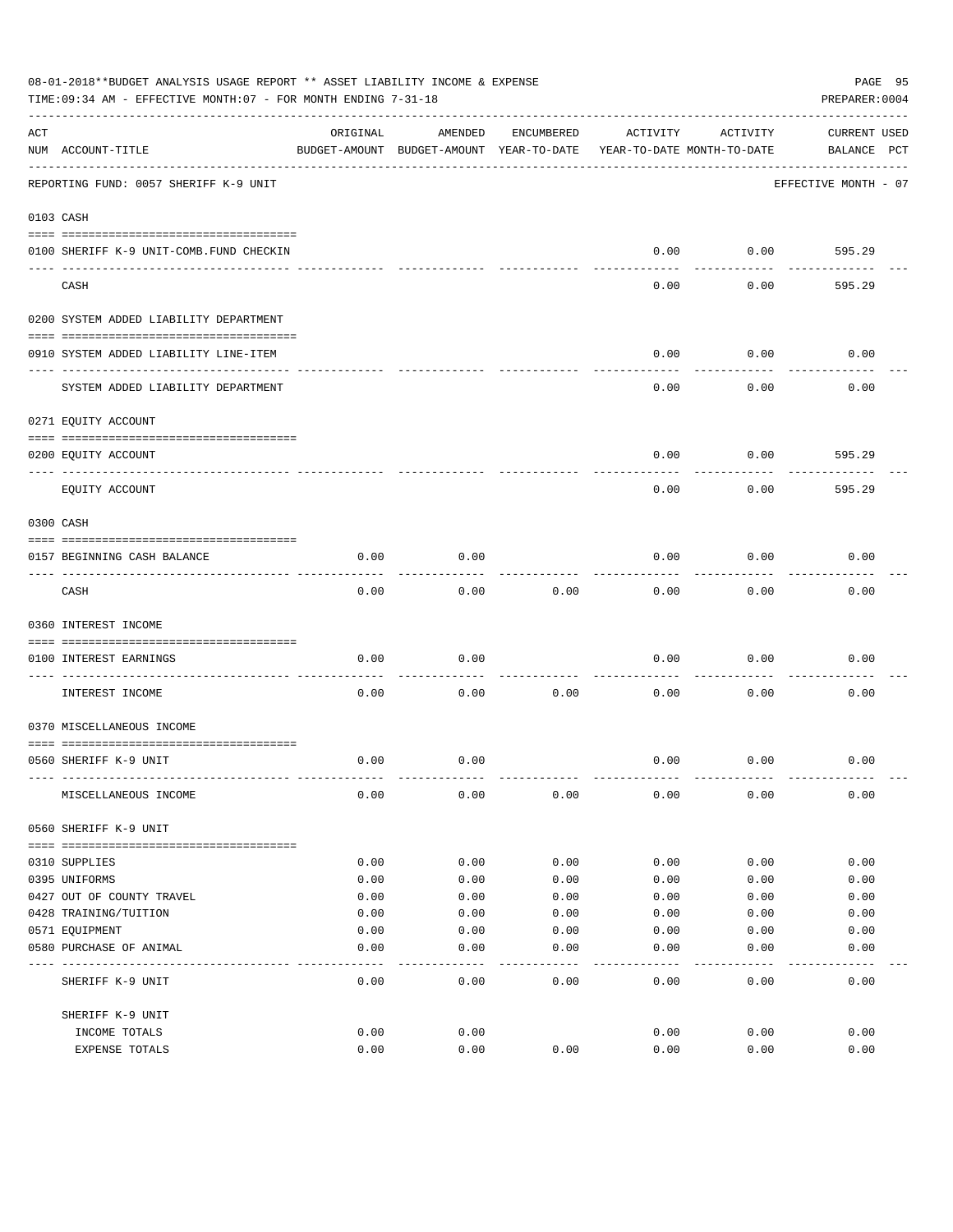08-01-2018**BUDGET ANALYSIS USAGE REPORT ** ASSET LIABILITY INCOME & EXPENSE

TIME:09:34 AM - EFFECTIVE MONTH:07 - FOR MONTH ENDING 7-31-18

PREPARER:0004

| ACT NUM | ACCOUNT-TITLE | ORIGINAL BUDGET-AMOUNT | AMENDED BUDGET-AMOUNT | ENCUMBERED YEAR-TO-DATE | ACTIVITY YEAR-TO-DATE | ACTIVITY MONTH-TO-DATE | CURRENT BALANCE | USED PCT |
|---|---|---|---|---|---|---|---|---|
| | REPORTING FUND: 0057 SHERIFF K-9 UNIT | | | | | | EFFECTIVE MONTH - 07 | |
| | **0103 CASH** | | | | | | | |
| 0100 | SHERIFF K-9 UNIT-COMB.FUND CHECKIN | | | | 0.00 | 0.00 | 595.29 | |
| | CASH | | | | 0.00 | 0.00 | 595.29 | |
| | **0200 SYSTEM ADDED LIABILITY DEPARTMENT** | | | | | | | |
| 0910 | SYSTEM ADDED LIABILITY LINE-ITEM | | | | 0.00 | 0.00 | 0.00 | |
| | SYSTEM ADDED LIABILITY DEPARTMENT | | | | 0.00 | 0.00 | 0.00 | |
| | **0271 EQUITY ACCOUNT** | | | | | | | |
| 0200 | EQUITY ACCOUNT | | | | 0.00 | 0.00 | 595.29 | |
| | EQUITY ACCOUNT | | | | 0.00 | 0.00 | 595.29 | |
| | **0300 CASH** | | | | | | | |
| 0157 | BEGINNING CASH BALANCE | 0.00 | 0.00 | | 0.00 | 0.00 | 0.00 | |
| | CASH | 0.00 | 0.00 | 0.00 | 0.00 | 0.00 | 0.00 | |
| | **0360 INTEREST INCOME** | | | | | | | |
| 0100 | INTEREST EARNINGS | 0.00 | 0.00 | | 0.00 | 0.00 | 0.00 | |
| | INTEREST INCOME | 0.00 | 0.00 | 0.00 | 0.00 | 0.00 | 0.00 | |
| | **0370 MISCELLANEOUS INCOME** | | | | | | | |
| 0560 | SHERIFF K-9 UNIT | 0.00 | 0.00 | | 0.00 | 0.00 | 0.00 | |
| | MISCELLANEOUS INCOME | 0.00 | 0.00 | 0.00 | 0.00 | 0.00 | 0.00 | |
| | **0560 SHERIFF K-9 UNIT** | | | | | | | |
| 0310 | SUPPLIES | 0.00 | 0.00 | 0.00 | 0.00 | 0.00 | 0.00 | |
| 0395 | UNIFORMS | 0.00 | 0.00 | 0.00 | 0.00 | 0.00 | 0.00 | |
| 0427 | OUT OF COUNTY TRAVEL | 0.00 | 0.00 | 0.00 | 0.00 | 0.00 | 0.00 | |
| 0428 | TRAINING/TUITION | 0.00 | 0.00 | 0.00 | 0.00 | 0.00 | 0.00 | |
| 0571 | EQUIPMENT | 0.00 | 0.00 | 0.00 | 0.00 | 0.00 | 0.00 | |
| 0580 | PURCHASE OF ANIMAL | 0.00 | 0.00 | 0.00 | 0.00 | 0.00 | 0.00 | |
| | SHERIFF K-9 UNIT | 0.00 | 0.00 | 0.00 | 0.00 | 0.00 | 0.00 | |
| | SHERIFF K-9 UNIT | | | | | | | |
| | INCOME TOTALS | 0.00 | 0.00 | | 0.00 | 0.00 | 0.00 | |
| | EXPENSE TOTALS | 0.00 | 0.00 | 0.00 | 0.00 | 0.00 | 0.00 | |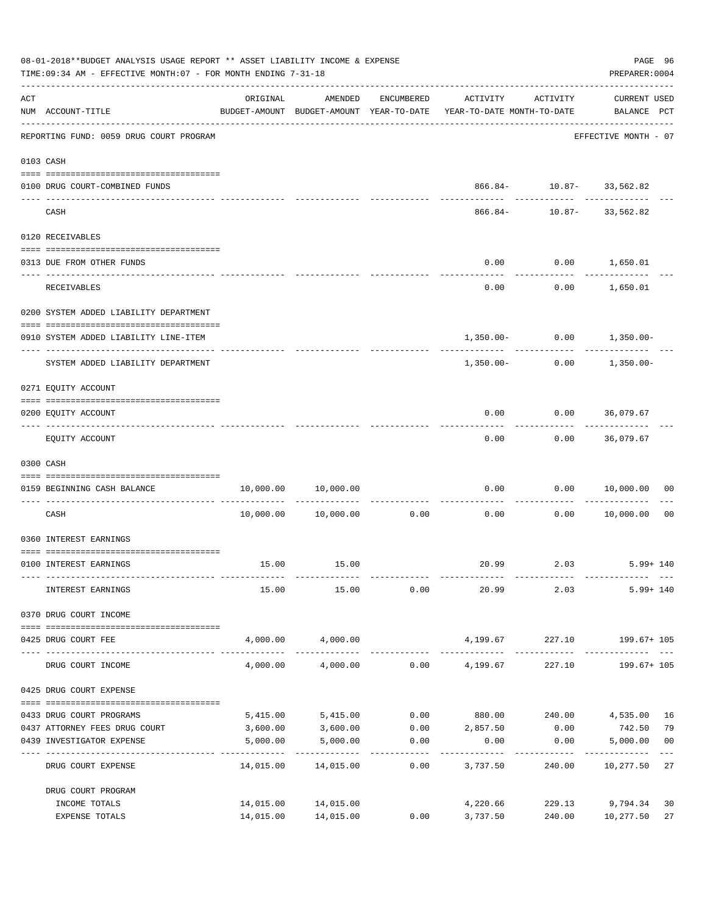08-01-2018**BUDGET ANALYSIS USAGE REPORT ** ASSET LIABILITY INCOME & EXPENSE

TIME:09:34 AM - EFFECTIVE MONTH:07 - FOR MONTH ENDING 7-31-18

PREPARER:0004

| ACT NUM | ACCOUNT-TITLE | ORIGINAL BUDGET-AMOUNT | AMENDED BUDGET-AMOUNT | ENCUMBERED YEAR-TO-DATE | ACTIVITY YEAR-TO-DATE | ACTIVITY MONTH-TO-DATE | CURRENT USED BALANCE | PCT |
|---|---|---|---|---|---|---|---|---|
| | REPORTING FUND: 0059 DRUG COURT PROGRAM | | | | | | EFFECTIVE MONTH - 07 | |
| | 0103 CASH | | | | | | | |
| 0100 | DRUG COURT-COMBINED FUNDS | | | | 866.84- | 10.87- | 33,562.82 | |
| | CASH | | | | 866.84- | 10.87- | 33,562.82 | |
| | 0120 RECEIVABLES | | | | | | | |
| 0313 | DUE FROM OTHER FUNDS | | | | 0.00 | 0.00 | 1,650.01 | |
| | RECEIVABLES | | | | 0.00 | 0.00 | 1,650.01 | |
| | 0200 SYSTEM ADDED LIABILITY DEPARTMENT | | | | | | | |
| 0910 | SYSTEM ADDED LIABILITY LINE-ITEM | | | | 1,350.00- | 0.00 | 1,350.00- | |
| | SYSTEM ADDED LIABILITY DEPARTMENT | | | | 1,350.00- | 0.00 | 1,350.00- | |
| | 0271 EQUITY ACCOUNT | | | | | | | |
| 0200 | EQUITY ACCOUNT | | | | 0.00 | 0.00 | 36,079.67 | |
| | EQUITY ACCOUNT | | | | 0.00 | 0.00 | 36,079.67 | |
| | 0300 CASH | | | | | | | |
| 0159 | BEGINNING CASH BALANCE | 10,000.00 | 10,000.00 | | 0.00 | 0.00 | 10,000.00 | 00 |
| | CASH | 10,000.00 | 10,000.00 | 0.00 | 0.00 | 0.00 | 10,000.00 | 00 |
| | 0360 INTEREST EARNINGS | | | | | | | |
| 0100 | INTEREST EARNINGS | 15.00 | 15.00 | | 20.99 | 2.03 | 5.99+ | 140 |
| | INTEREST EARNINGS | 15.00 | 15.00 | 0.00 | 20.99 | 2.03 | 5.99+ | 140 |
| | 0370 DRUG COURT INCOME | | | | | | | |
| 0425 | DRUG COURT FEE | 4,000.00 | 4,000.00 | | 4,199.67 | 227.10 | 199.67+ | 105 |
| | DRUG COURT INCOME | 4,000.00 | 4,000.00 | 0.00 | 4,199.67 | 227.10 | 199.67+ | 105 |
| | 0425 DRUG COURT EXPENSE | | | | | | | |
| 0433 | DRUG COURT PROGRAMS | 5,415.00 | 5,415.00 | 0.00 | 880.00 | 240.00 | 4,535.00 | 16 |
| 0437 | ATTORNEY FEES DRUG COURT | 3,600.00 | 3,600.00 | 0.00 | 2,857.50 | 0.00 | 742.50 | 79 |
| 0439 | INVESTIGATOR EXPENSE | 5,000.00 | 5,000.00 | 0.00 | 0.00 | 0.00 | 5,000.00 | 00 |
| | DRUG COURT EXPENSE | 14,015.00 | 14,015.00 | 0.00 | 3,737.50 | 240.00 | 10,277.50 | 27 |
| | DRUG COURT PROGRAM | | | | | | | |
| | INCOME TOTALS | 14,015.00 | 14,015.00 | | 4,220.66 | 229.13 | 9,794.34 | 30 |
| | EXPENSE TOTALS | 14,015.00 | 14,015.00 | 0.00 | 3,737.50 | 240.00 | 10,277.50 | 27 |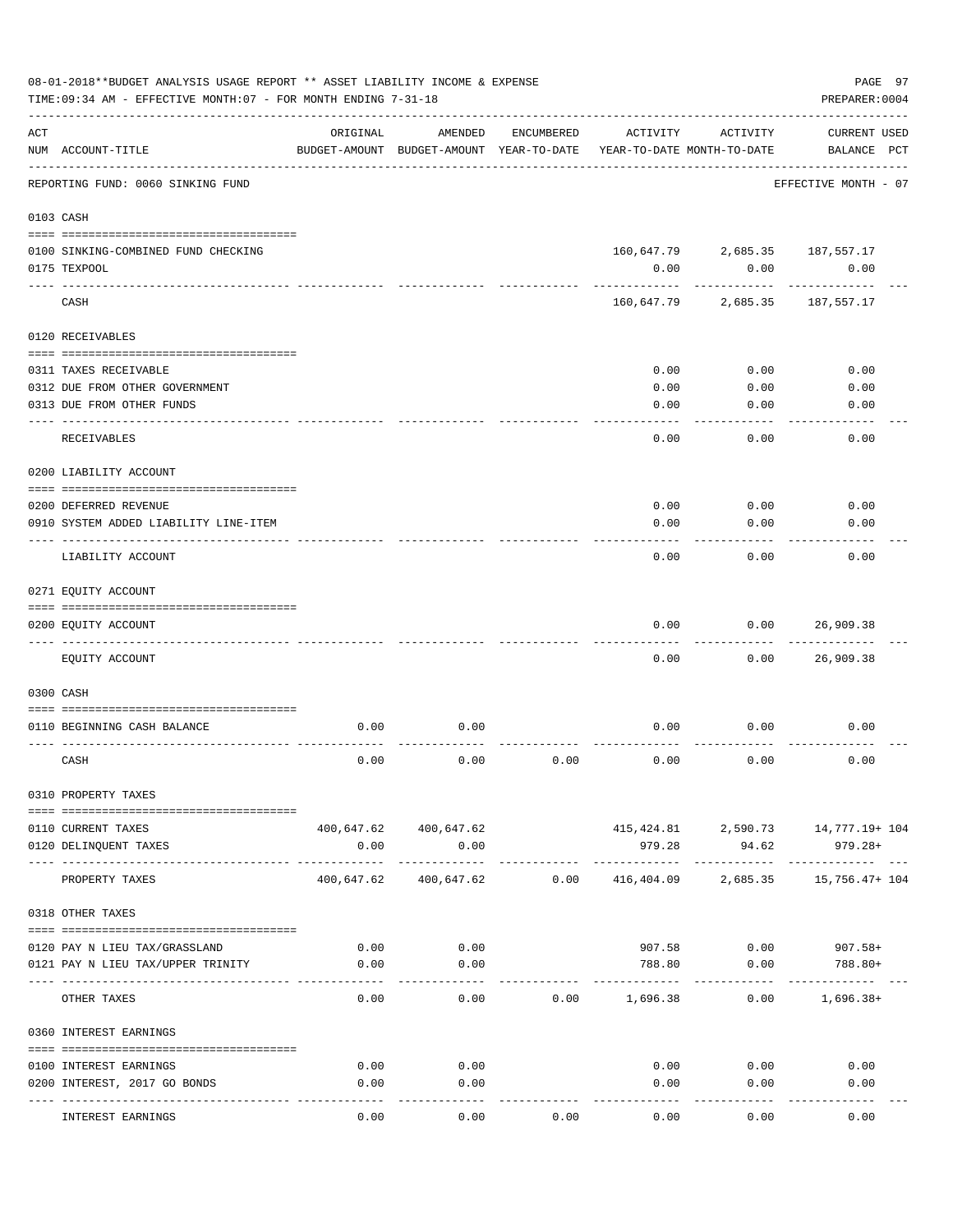08-01-2018**BUDGET ANALYSIS USAGE REPORT ** ASSET LIABILITY INCOME & EXPENSE

TIME:09:34 AM - EFFECTIVE MONTH:07 - FOR MONTH ENDING 7-31-18

PREPARER:0004

| ACT NUM | ACCOUNT-TITLE | ORIGINAL BUDGET-AMOUNT | AMENDED BUDGET-AMOUNT | ENCUMBERED YEAR-TO-DATE | ACTIVITY YEAR-TO-DATE | ACTIVITY MONTH-TO-DATE | CURRENT USED BALANCE | PCT |
|---|---|---|---|---|---|---|---|---|
| | REPORTING FUND: 0060 SINKING FUND | | | | | | EFFECTIVE MONTH - 07 | |
| 0103 | CASH | | | | | | | |
| 0100 | SINKING-COMBINED FUND CHECKING | | | | 160,647.79 | 2,685.35 | 187,557.17 | |
| 0175 | TEXPOOL | | | | 0.00 | 0.00 | 0.00 | |
| | CASH | | | | 160,647.79 | 2,685.35 | 187,557.17 | |
| 0120 | RECEIVABLES | | | | | | | |
| 0311 | TAXES RECEIVABLE | | | | 0.00 | 0.00 | 0.00 | |
| 0312 | DUE FROM OTHER GOVERNMENT | | | | 0.00 | 0.00 | 0.00 | |
| 0313 | DUE FROM OTHER FUNDS | | | | 0.00 | 0.00 | 0.00 | |
| | RECEIVABLES | | | | 0.00 | 0.00 | 0.00 | |
| 0200 | LIABILITY ACCOUNT | | | | | | | |
| 0200 | DEFERRED REVENUE | | | | 0.00 | 0.00 | 0.00 | |
| 0910 | SYSTEM ADDED LIABILITY LINE-ITEM | | | | 0.00 | 0.00 | 0.00 | |
| | LIABILITY ACCOUNT | | | | 0.00 | 0.00 | 0.00 | |
| 0271 | EQUITY ACCOUNT | | | | | | | |
| 0200 | EQUITY ACCOUNT | | | | 0.00 | 0.00 | 26,909.38 | |
| | EQUITY ACCOUNT | | | | 0.00 | 0.00 | 26,909.38 | |
| 0300 | CASH | | | | | | | |
| 0110 | BEGINNING CASH BALANCE | 0.00 | 0.00 | | 0.00 | 0.00 | 0.00 | |
| | CASH | 0.00 | 0.00 | 0.00 | 0.00 | 0.00 | 0.00 | |
| 0310 | PROPERTY TAXES | | | | | | | |
| 0110 | CURRENT TAXES | 400,647.62 | 400,647.62 | | 415,424.81 | 2,590.73 | 14,777.19+ | 104 |
| 0120 | DELINQUENT TAXES | 0.00 | 0.00 | | 979.28 | 94.62 | 979.28+ | |
| | PROPERTY TAXES | 400,647.62 | 400,647.62 | 0.00 | 416,404.09 | 2,685.35 | 15,756.47+ | 104 |
| 0318 | OTHER TAXES | | | | | | | |
| 0120 | PAY N LIEU TAX/GRASSLAND | 0.00 | 0.00 | | 907.58 | 0.00 | 907.58+ | |
| 0121 | PAY N LIEU TAX/UPPER TRINITY | 0.00 | 0.00 | | 788.80 | 0.00 | 788.80+ | |
| | OTHER TAXES | 0.00 | 0.00 | 0.00 | 1,696.38 | 0.00 | 1,696.38+ | |
| 0360 | INTEREST EARNINGS | | | | | | | |
| 0100 | INTEREST EARNINGS | 0.00 | 0.00 | | 0.00 | 0.00 | 0.00 | |
| 0200 | INTEREST, 2017 GO BONDS | 0.00 | 0.00 | | 0.00 | 0.00 | 0.00 | |
| | INTEREST EARNINGS | 0.00 | 0.00 | 0.00 | 0.00 | 0.00 | 0.00 | |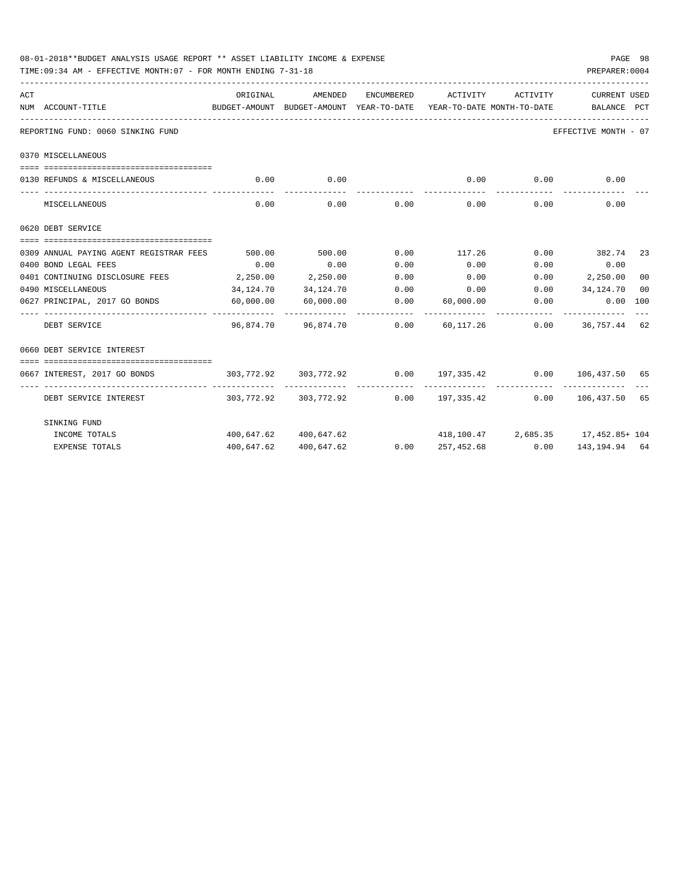08-01-2018**BUDGET ANALYSIS USAGE REPORT ** ASSET LIABILITY INCOME & EXPENSE

TIME:09:34 AM - EFFECTIVE MONTH:07 - FOR MONTH ENDING 7-31-18 PREPARER:0004

| ACT NUM | ACCOUNT-TITLE | ORIGINAL BUDGET-AMOUNT | AMENDED BUDGET-AMOUNT | ENCUMBERED YEAR-TO-DATE | ACTIVITY YEAR-TO-DATE | ACTIVITY MONTH-TO-DATE | CURRENT BALANCE | USED PCT |
|---|---|---|---|---|---|---|---|---|
| | REPORTING FUND: 0060 SINKING FUND | | | | | | EFFECTIVE MONTH - 07 | |
| | **0370 MISCELLANEOUS** | | | | | | | |
| 0130 | REFUNDS & MISCELLANEOUS | 0.00 | 0.00 | | 0.00 | 0.00 | 0.00 | |
| | MISCELLANEOUS | 0.00 | 0.00 | 0.00 | 0.00 | 0.00 | 0.00 | |
| | **0620 DEBT SERVICE** | | | | | | | |
| 0309 | ANNUAL PAYING AGENT REGISTRAR FEES | 500.00 | 500.00 | 0.00 | 117.26 | 0.00 | 382.74 | 23 |
| 0400 | BOND LEGAL FEES | 0.00 | 0.00 | 0.00 | 0.00 | 0.00 | 0.00 | |
| 0401 | CONTINUING DISCLOSURE FEES | 2,250.00 | 2,250.00 | 0.00 | 0.00 | 0.00 | 2,250.00 | 00 |
| 0490 | MISCELLANEOUS | 34,124.70 | 34,124.70 | 0.00 | 0.00 | 0.00 | 34,124.70 | 00 |
| 0627 | PRINCIPAL, 2017 GO BONDS | 60,000.00 | 60,000.00 | 0.00 | 60,000.00 | 0.00 | 0.00 | 100 |
| | DEBT SERVICE | 96,874.70 | 96,874.70 | 0.00 | 60,117.26 | 0.00 | 36,757.44 | 62 |
| | **0660 DEBT SERVICE INTEREST** | | | | | | | |
| 0667 | INTEREST, 2017 GO BONDS | 303,772.92 | 303,772.92 | 0.00 | 197,335.42 | 0.00 | 106,437.50 | 65 |
| | DEBT SERVICE INTEREST | 303,772.92 | 303,772.92 | 0.00 | 197,335.42 | 0.00 | 106,437.50 | 65 |
| | **SINKING FUND** | | | | | | | |
| | INCOME TOTALS | 400,647.62 | 400,647.62 | | 418,100.47 | 2,685.35 | 17,452.85+ | 104 |
| | EXPENSE TOTALS | 400,647.62 | 400,647.62 | 0.00 | 257,452.68 | 0.00 | 143,194.94 | 64 |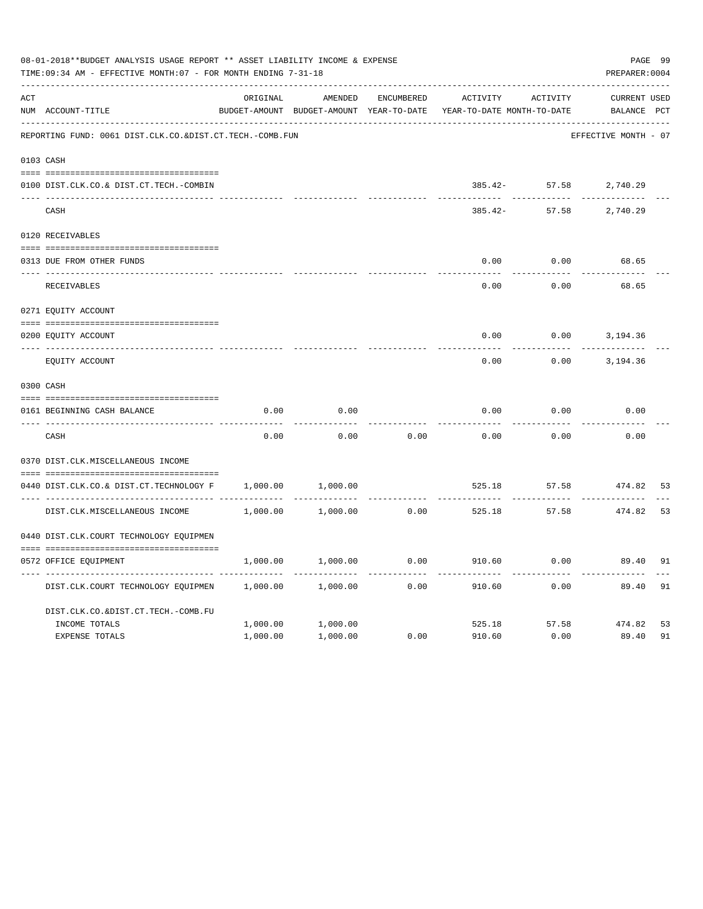08-01-2018**BUDGET ANALYSIS USAGE REPORT ** ASSET LIABILITY INCOME & EXPENSE

TIME:09:34 AM - EFFECTIVE MONTH:07 - FOR MONTH ENDING 7-31-18

PREPARER:0004

REPORTING FUND: 0061 DIST.CLK.CO.&DIST.CT.TECH.-COMB.FUN — EFFECTIVE MONTH - 07

| ACT NUM | ACCOUNT-TITLE | ORIGINAL BUDGET-AMOUNT | AMENDED BUDGET-AMOUNT | ENCUMBERED YEAR-TO-DATE | ACTIVITY YEAR-TO-DATE | ACTIVITY MONTH-TO-DATE | CURRENT BALANCE | USED PCT |
|---|---|---|---|---|---|---|---|---|
| 0103 | CASH | | | | | | | |
| 0100 | DIST.CLK.CO.& DIST.CT.TECH.-COMBIN | | | | 385.42- | 57.58 | 2,740.29 | |
| | CASH | | | | 385.42- | 57.58 | 2,740.29 | |
| 0120 | RECEIVABLES | | | | | | | |
| 0313 | DUE FROM OTHER FUNDS | | | | 0.00 | 0.00 | 68.65 | |
| | RECEIVABLES | | | | 0.00 | 0.00 | 68.65 | |
| 0271 | EQUITY ACCOUNT | | | | | | | |
| 0200 | EQUITY ACCOUNT | | | | 0.00 | 0.00 | 3,194.36 | |
| | EQUITY ACCOUNT | | | | 0.00 | 0.00 | 3,194.36 | |
| 0300 | CASH | | | | | | | |
| 0161 | BEGINNING CASH BALANCE | 0.00 | 0.00 | | 0.00 | 0.00 | 0.00 | |
| | CASH | 0.00 | 0.00 | 0.00 | 0.00 | 0.00 | 0.00 | |
| 0370 | DIST.CLK.MISCELLANEOUS INCOME | | | | | | | |
| 0440 | DIST.CLK.CO.& DIST.CT.TECHNOLOGY F | 1,000.00 | 1,000.00 | | 525.18 | 57.58 | 474.82 | 53 |
| | DIST.CLK.MISCELLANEOUS INCOME | 1,000.00 | 1,000.00 | 0.00 | 525.18 | 57.58 | 474.82 | 53 |
| 0440 | DIST.CLK.COURT TECHNOLOGY EQUIPMEN | | | | | | | |
| 0572 | OFFICE EQUIPMENT | 1,000.00 | 1,000.00 | 0.00 | 910.60 | 0.00 | 89.40 | 91 |
| | DIST.CLK.COURT TECHNOLOGY EQUIPMEN | 1,000.00 | 1,000.00 | 0.00 | 910.60 | 0.00 | 89.40 | 91 |
| | DIST.CLK.CO.&DIST.CT.TECH.-COMB.FU | | | | | | | |
| | INCOME TOTALS | 1,000.00 | 1,000.00 | | 525.18 | 57.58 | 474.82 | 53 |
| | EXPENSE TOTALS | 1,000.00 | 1,000.00 | 0.00 | 910.60 | 0.00 | 89.40 | 91 |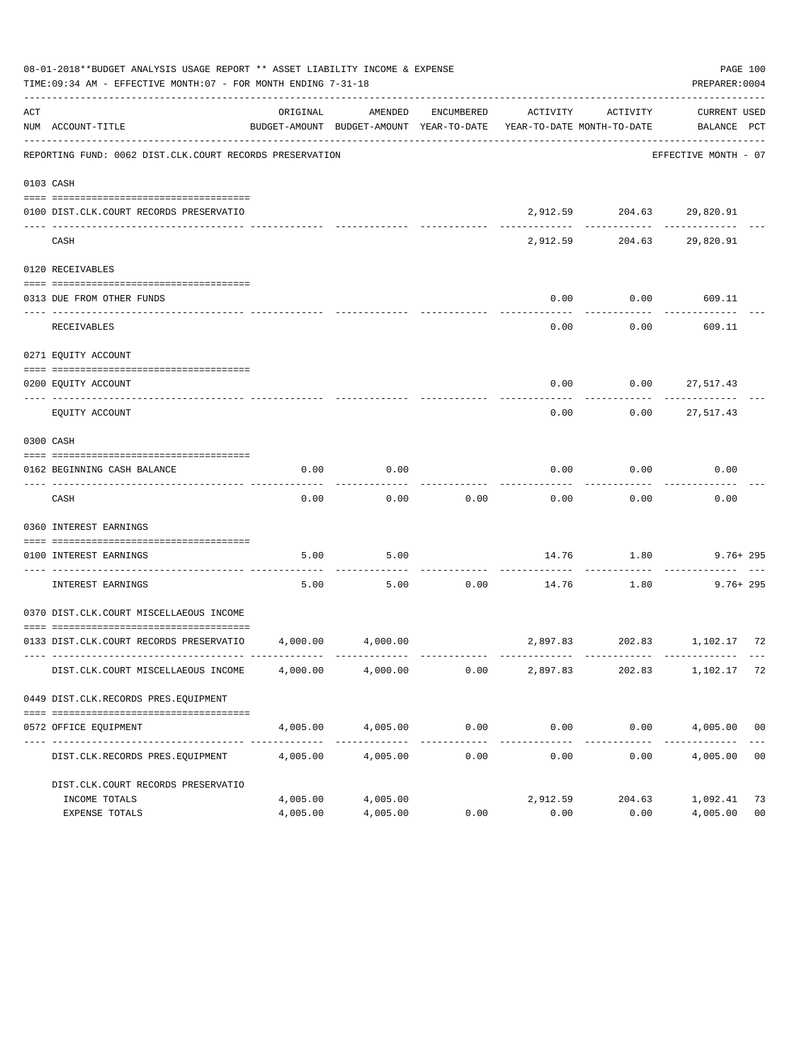08-01-2018**BUDGET ANALYSIS USAGE REPORT ** ASSET LIABILITY INCOME & EXPENSE

TIME:09:34 AM - EFFECTIVE MONTH:07 - FOR MONTH ENDING 7-31-18

PREPARER:0004

| ACT NUM | ACCOUNT-TITLE | ORIGINAL BUDGET-AMOUNT | AMENDED BUDGET-AMOUNT | ENCUMBERED YEAR-TO-DATE | ACTIVITY YEAR-TO-DATE | ACTIVITY MONTH-TO-DATE | CURRENT BALANCE | USED PCT |
|---|---|---|---|---|---|---|---|---|
| | REPORTING FUND: 0062 DIST.CLK.COURT RECORDS PRESERVATION | | | | | | EFFECTIVE MONTH - 07 | |
| 0103 | CASH | | | | | | | |
| 0100 | DIST.CLK.COURT RECORDS PRESERVATIO | | | | 2,912.59 | 204.63 | 29,820.91 | |
| | CASH | | | | 2,912.59 | 204.63 | 29,820.91 | |
| 0120 | RECEIVABLES | | | | | | | |
| 0313 | DUE FROM OTHER FUNDS | | | | 0.00 | 0.00 | 609.11 | |
| | RECEIVABLES | | | | 0.00 | 0.00 | 609.11 | |
| 0271 | EQUITY ACCOUNT | | | | | | | |
| 0200 | EQUITY ACCOUNT | | | | 0.00 | 0.00 | 27,517.43 | |
| | EQUITY ACCOUNT | | | | 0.00 | 0.00 | 27,517.43 | |
| 0300 | CASH | | | | | | | |
| 0162 | BEGINNING CASH BALANCE | 0.00 | 0.00 | | 0.00 | 0.00 | 0.00 | |
| | CASH | 0.00 | 0.00 | 0.00 | 0.00 | 0.00 | 0.00 | |
| 0360 | INTEREST EARNINGS | | | | | | | |
| 0100 | INTEREST EARNINGS | 5.00 | 5.00 | | 14.76 | 1.80 | 9.76+ | 295 |
| | INTEREST EARNINGS | 5.00 | 5.00 | 0.00 | 14.76 | 1.80 | 9.76+ | 295 |
| 0370 | DIST.CLK.COURT MISCELLAEOUS INCOME | | | | | | | |
| 0133 | DIST.CLK.COURT RECORDS PRESERVATIO | 4,000.00 | 4,000.00 | | 2,897.83 | 202.83 | 1,102.17 | 72 |
| | DIST.CLK.COURT MISCELLAEOUS INCOME | 4,000.00 | 4,000.00 | 0.00 | 2,897.83 | 202.83 | 1,102.17 | 72 |
| 0449 | DIST.CLK.RECORDS PRES.EQUIPMENT | | | | | | | |
| 0572 | OFFICE EQUIPMENT | 4,005.00 | 4,005.00 | 0.00 | 0.00 | 0.00 | 4,005.00 | 00 |
| | DIST.CLK.RECORDS PRES.EQUIPMENT | 4,005.00 | 4,005.00 | 0.00 | 0.00 | 0.00 | 4,005.00 | 00 |
| | DIST.CLK.COURT RECORDS PRESERVATIO | | | | | | | |
| | INCOME TOTALS | 4,005.00 | 4,005.00 | | 2,912.59 | 204.63 | 1,092.41 | 73 |
| | EXPENSE TOTALS | 4,005.00 | 4,005.00 | 0.00 | 0.00 | 0.00 | 4,005.00 | 00 |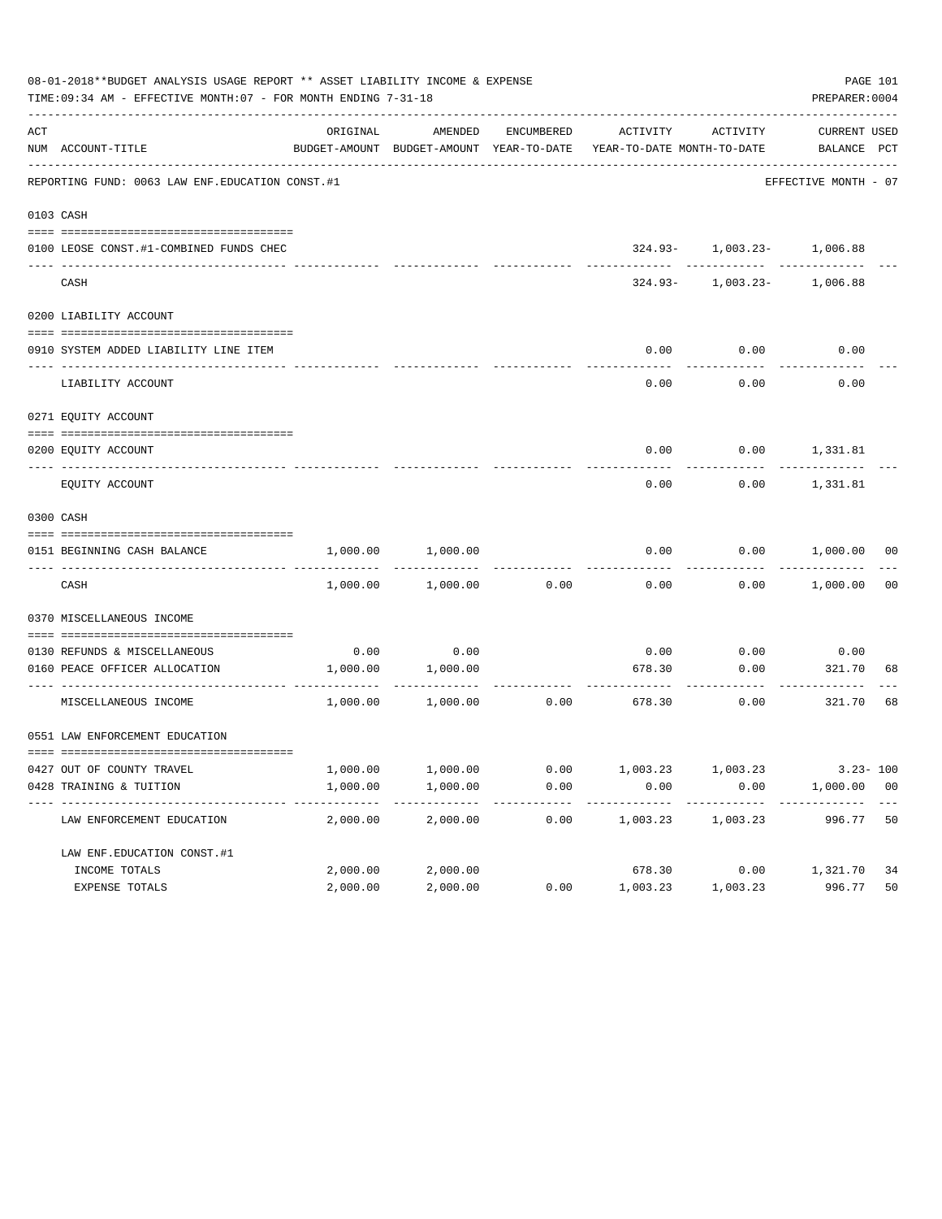08-01-2018**BUDGET ANALYSIS USAGE REPORT ** ASSET LIABILITY INCOME & EXPENSE

TIME:09:34 AM - EFFECTIVE MONTH:07 - FOR MONTH ENDING 7-31-18

PREPARER:0004

| ACT NUM | ACCOUNT-TITLE | ORIGINAL BUDGET-AMOUNT | AMENDED BUDGET-AMOUNT | ENCUMBERED YEAR-TO-DATE | ACTIVITY YEAR-TO-DATE | ACTIVITY MONTH-TO-DATE | CURRENT BALANCE | USED PCT |
|---|---|---|---|---|---|---|---|---|
| | REPORTING FUND: 0063 LAW ENF.EDUCATION CONST.#1 | | | | | | EFFECTIVE MONTH - 07 | |
| 0103 | CASH | | | | | | | |
| 0100 | LEOSE CONST.#1-COMBINED FUNDS CHEC | | | | 324.93- | 1,003.23- | 1,006.88 | |
| | CASH | | | | 324.93- | 1,003.23- | 1,006.88 | |
| 0200 | LIABILITY ACCOUNT | | | | | | | |
| 0910 | SYSTEM ADDED LIABILITY LINE ITEM | | | | 0.00 | 0.00 | 0.00 | |
| | LIABILITY ACCOUNT | | | | 0.00 | 0.00 | 0.00 | |
| 0271 | EQUITY ACCOUNT | | | | | | | |
| 0200 | EQUITY ACCOUNT | | | | 0.00 | 0.00 | 1,331.81 | |
| | EQUITY ACCOUNT | | | | 0.00 | 0.00 | 1,331.81 | |
| 0300 | CASH | | | | | | | |
| 0151 | BEGINNING CASH BALANCE | 1,000.00 | 1,000.00 | | 0.00 | 0.00 | 1,000.00 | 00 |
| | CASH | 1,000.00 | 1,000.00 | 0.00 | 0.00 | 0.00 | 1,000.00 | 00 |
| 0370 | MISCELLANEOUS INCOME | | | | | | | |
| 0130 | REFUNDS & MISCELLANEOUS | 0.00 | 0.00 | | 0.00 | 0.00 | 0.00 | |
| 0160 | PEACE OFFICER ALLOCATION | 1,000.00 | 1,000.00 | | 678.30 | 0.00 | 321.70 | 68 |
| | MISCELLANEOUS INCOME | 1,000.00 | 1,000.00 | 0.00 | 678.30 | 0.00 | 321.70 | 68 |
| 0551 | LAW ENFORCEMENT EDUCATION | | | | | | | |
| 0427 | OUT OF COUNTY TRAVEL | 1,000.00 | 1,000.00 | 0.00 | 1,003.23 | 1,003.23 | 3.23- | 100 |
| 0428 | TRAINING & TUITION | 1,000.00 | 1,000.00 | 0.00 | 0.00 | 0.00 | 1,000.00 | 00 |
| | LAW ENFORCEMENT EDUCATION | 2,000.00 | 2,000.00 | 0.00 | 1,003.23 | 1,003.23 | 996.77 | 50 |
| | LAW ENF.EDUCATION CONST.#1 | | | | | | | |
| | INCOME TOTALS | 2,000.00 | 2,000.00 | | 678.30 | 0.00 | 1,321.70 | 34 |
| | EXPENSE TOTALS | 2,000.00 | 2,000.00 | 0.00 | 1,003.23 | 1,003.23 | 996.77 | 50 |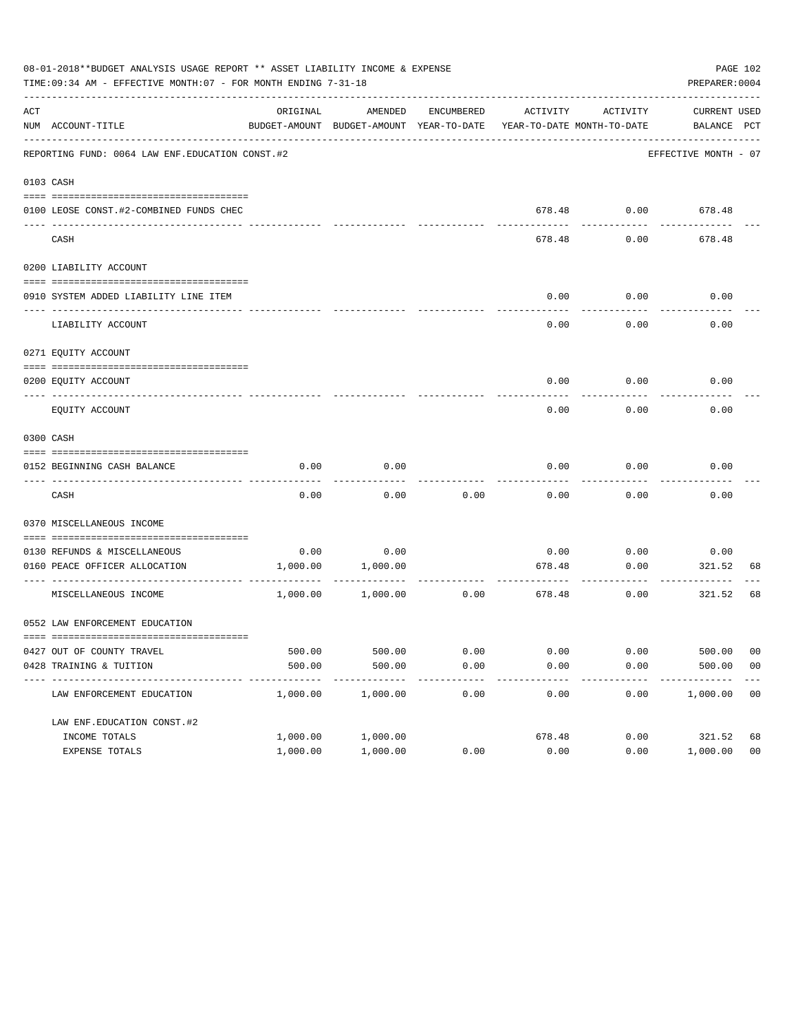08-01-2018**BUDGET ANALYSIS USAGE REPORT ** ASSET LIABILITY INCOME & EXPENSE

TIME:09:34 AM - EFFECTIVE MONTH:07 - FOR MONTH ENDING 7-31-18

PREPARER:0004

REPORTING FUND: 0064 LAW ENF.EDUCATION CONST.#2 — EFFECTIVE MONTH - 07

| ACT NUM | ACCOUNT-TITLE | ORIGINAL BUDGET-AMOUNT | AMENDED BUDGET-AMOUNT | ENCUMBERED YEAR-TO-DATE | ACTIVITY YEAR-TO-DATE | ACTIVITY MONTH-TO-DATE | CURRENT BALANCE | USED PCT |
|---|---|---|---|---|---|---|---|---|
| 0103 | CASH | | | | | | | |
| 0100 | LEOSE CONST.#2-COMBINED FUNDS CHEC | | | | 678.48 | 0.00 | 678.48 | |
| | CASH | | | | 678.48 | 0.00 | 678.48 | |
| 0200 | LIABILITY ACCOUNT | | | | | | | |
| 0910 | SYSTEM ADDED LIABILITY LINE ITEM | | | | 0.00 | 0.00 | 0.00 | |
| | LIABILITY ACCOUNT | | | | 0.00 | 0.00 | 0.00 | |
| 0271 | EQUITY ACCOUNT | | | | | | | |
| 0200 | EQUITY ACCOUNT | | | | 0.00 | 0.00 | 0.00 | |
| | EQUITY ACCOUNT | | | | 0.00 | 0.00 | 0.00 | |
| 0300 | CASH | | | | | | | |
| 0152 | BEGINNING CASH BALANCE | 0.00 | 0.00 | | 0.00 | 0.00 | 0.00 | |
| | CASH | 0.00 | 0.00 | 0.00 | 0.00 | 0.00 | 0.00 | |
| 0370 | MISCELLANEOUS INCOME | | | | | | | |
| 0130 | REFUNDS & MISCELLANEOUS | 0.00 | 0.00 | | 0.00 | 0.00 | 0.00 | |
| 0160 | PEACE OFFICER ALLOCATION | 1,000.00 | 1,000.00 | | 678.48 | 0.00 | 321.52 | 68 |
| | MISCELLANEOUS INCOME | 1,000.00 | 1,000.00 | 0.00 | 678.48 | 0.00 | 321.52 | 68 |
| 0552 | LAW ENFORCEMENT EDUCATION | | | | | | | |
| 0427 | OUT OF COUNTY TRAVEL | 500.00 | 500.00 | 0.00 | 0.00 | 0.00 | 500.00 | 00 |
| 0428 | TRAINING & TUITION | 500.00 | 500.00 | 0.00 | 0.00 | 0.00 | 500.00 | 00 |
| | LAW ENFORCEMENT EDUCATION | 1,000.00 | 1,000.00 | 0.00 | 0.00 | 0.00 | 1,000.00 | 00 |
| | LAW ENF.EDUCATION CONST.#2 | | | | | | | |
| | INCOME TOTALS | 1,000.00 | 1,000.00 | | 678.48 | 0.00 | 321.52 | 68 |
| | EXPENSE TOTALS | 1,000.00 | 1,000.00 | 0.00 | 0.00 | 0.00 | 1,000.00 | 00 |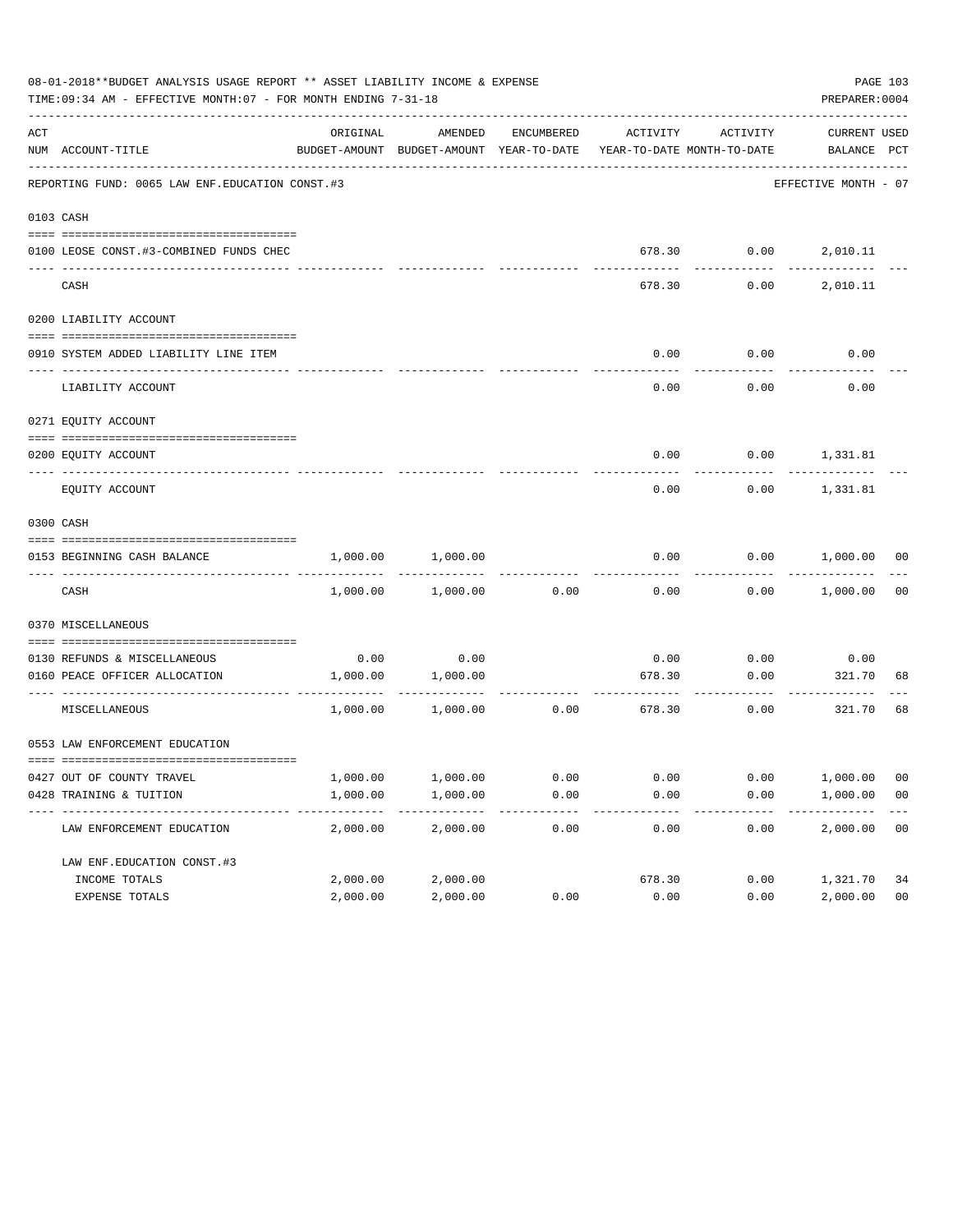08-01-2018**BUDGET ANALYSIS USAGE REPORT ** ASSET LIABILITY INCOME & EXPENSE

TIME:09:34 AM - EFFECTIVE MONTH:07 - FOR MONTH ENDING 7-31-18

PREPARER:0004

REPORTING FUND: 0065 LAW ENF.EDUCATION CONST.#3 — EFFECTIVE MONTH - 07

| ACT NUM | ACCOUNT-TITLE | ORIGINAL BUDGET-AMOUNT | AMENDED BUDGET-AMOUNT | ENCUMBERED YEAR-TO-DATE | ACTIVITY YEAR-TO-DATE | ACTIVITY MONTH-TO-DATE | CURRENT BALANCE | USED PCT |
|---|---|---|---|---|---|---|---|---|
| 0103 | CASH | | | | | | | |
| 0100 | LEOSE CONST.#3-COMBINED FUNDS CHEC | | | | 678.30 | 0.00 | 2,010.11 | |
| | CASH | | | | 678.30 | 0.00 | 2,010.11 | |
| 0200 | LIABILITY ACCOUNT | | | | | | | |
| 0910 | SYSTEM ADDED LIABILITY LINE ITEM | | | | 0.00 | 0.00 | 0.00 | |
| | LIABILITY ACCOUNT | | | | 0.00 | 0.00 | 0.00 | |
| 0271 | EQUITY ACCOUNT | | | | | | | |
| 0200 | EQUITY ACCOUNT | | | | 0.00 | 0.00 | 1,331.81 | |
| | EQUITY ACCOUNT | | | | 0.00 | 0.00 | 1,331.81 | |
| 0300 | CASH | | | | | | | |
| 0153 | BEGINNING CASH BALANCE | 1,000.00 | 1,000.00 | | 0.00 | 0.00 | 1,000.00 | 00 |
| | CASH | 1,000.00 | 1,000.00 | 0.00 | 0.00 | 0.00 | 1,000.00 | 00 |
| 0370 | MISCELLANEOUS | | | | | | | |
| 0130 | REFUNDS & MISCELLANEOUS | 0.00 | 0.00 | | 0.00 | 0.00 | 0.00 | |
| 0160 | PEACE OFFICER ALLOCATION | 1,000.00 | 1,000.00 | | 678.30 | 0.00 | 321.70 | 68 |
| | MISCELLANEOUS | 1,000.00 | 1,000.00 | 0.00 | 678.30 | 0.00 | 321.70 | 68 |
| 0553 | LAW ENFORCEMENT EDUCATION | | | | | | | |
| 0427 | OUT OF COUNTY TRAVEL | 1,000.00 | 1,000.00 | 0.00 | 0.00 | 0.00 | 1,000.00 | 00 |
| 0428 | TRAINING & TUITION | 1,000.00 | 1,000.00 | 0.00 | 0.00 | 0.00 | 1,000.00 | 00 |
| | LAW ENFORCEMENT EDUCATION | 2,000.00 | 2,000.00 | 0.00 | 0.00 | 0.00 | 2,000.00 | 00 |
| | LAW ENF.EDUCATION CONST.#3 | | | | | | | |
| | INCOME TOTALS | 2,000.00 | 2,000.00 | | 678.30 | 0.00 | 1,321.70 | 34 |
| | EXPENSE TOTALS | 2,000.00 | 2,000.00 | 0.00 | 0.00 | 0.00 | 2,000.00 | 00 |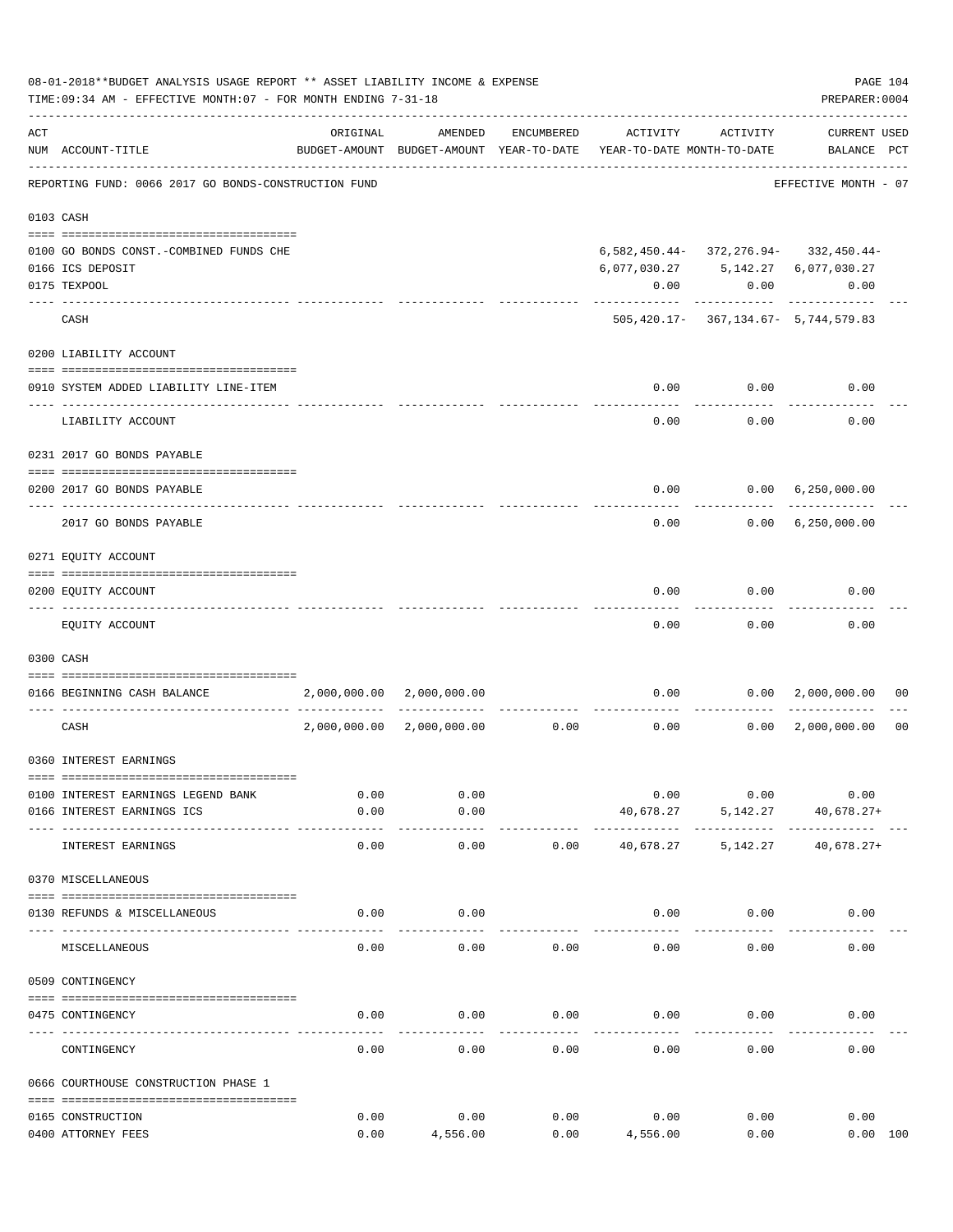08-01-2018**BUDGET ANALYSIS USAGE REPORT ** ASSET LIABILITY INCOME & EXPENSE

TIME:09:34 AM - EFFECTIVE MONTH:07 - FOR MONTH ENDING 7-31-18

PREPARER:0004

REPORTING FUND: 0066 2017 GO BONDS-CONSTRUCTION FUND — EFFECTIVE MONTH - 07

| ACT NUM | ACCOUNT-TITLE | ORIGINAL BUDGET-AMOUNT | AMENDED BUDGET-AMOUNT | ENCUMBERED YEAR-TO-DATE | ACTIVITY YEAR-TO-DATE | ACTIVITY MONTH-TO-DATE | CURRENT BALANCE | USED PCT |
|---|---|---|---|---|---|---|---|---|
| **0103 CASH** | | | | | | | | |
| 0100 | GO BONDS CONST.-COMBINED FUNDS CHE | | | | 6,582,450.44- | 372,276.94- | 332,450.44- | |
| 0166 | ICS DEPOSIT | | | | 6,077,030.27 | 5,142.27 | 6,077,030.27 | |
| 0175 | TEXPOOL | | | | 0.00 | 0.00 | 0.00 | |
| | CASH | | | | 505,420.17- | 367,134.67- | 5,744,579.83 | |
| **0200 LIABILITY ACCOUNT** | | | | | | | | |
| 0910 | SYSTEM ADDED LIABILITY LINE-ITEM | | | | 0.00 | 0.00 | 0.00 | |
| | LIABILITY ACCOUNT | | | | 0.00 | 0.00 | 0.00 | |
| **0231 2017 GO BONDS PAYABLE** | | | | | | | | |
| 0200 | 2017 GO BONDS PAYABLE | | | | 0.00 | 0.00 | 6,250,000.00 | |
| | 2017 GO BONDS PAYABLE | | | | 0.00 | 0.00 | 6,250,000.00 | |
| **0271 EQUITY ACCOUNT** | | | | | | | | |
| 0200 | EQUITY ACCOUNT | | | | 0.00 | 0.00 | 0.00 | |
| | EQUITY ACCOUNT | | | | 0.00 | 0.00 | 0.00 | |
| **0300 CASH** | | | | | | | | |
| 0166 | BEGINNING CASH BALANCE | 2,000,000.00 | 2,000,000.00 | | 0.00 | 0.00 | 2,000,000.00 | 00 |
| | CASH | 2,000,000.00 | 2,000,000.00 | 0.00 | 0.00 | 0.00 | 2,000,000.00 | 00 |
| **0360 INTEREST EARNINGS** | | | | | | | | |
| 0100 | INTEREST EARNINGS LEGEND BANK | 0.00 | 0.00 | | 0.00 | 0.00 | 0.00 | |
| 0166 | INTEREST EARNINGS ICS | 0.00 | 0.00 | | 40,678.27 | 5,142.27 | 40,678.27+ | |
| | INTEREST EARNINGS | 0.00 | 0.00 | 0.00 | 40,678.27 | 5,142.27 | 40,678.27+ | |
| **0370 MISCELLANEOUS** | | | | | | | | |
| 0130 | REFUNDS & MISCELLANEOUS | 0.00 | 0.00 | | 0.00 | 0.00 | 0.00 | |
| | MISCELLANEOUS | 0.00 | 0.00 | 0.00 | 0.00 | 0.00 | 0.00 | |
| **0509 CONTINGENCY** | | | | | | | | |
| 0475 | CONTINGENCY | 0.00 | 0.00 | 0.00 | 0.00 | 0.00 | 0.00 | |
| | CONTINGENCY | 0.00 | 0.00 | 0.00 | 0.00 | 0.00 | 0.00 | |
| **0666 COURTHOUSE CONSTRUCTION PHASE 1** | | | | | | | | |
| 0165 | CONSTRUCTION | 0.00 | 0.00 | 0.00 | 0.00 | 0.00 | 0.00 | |
| 0400 | ATTORNEY FEES | 0.00 | 4,556.00 | 0.00 | 4,556.00 | 0.00 | 0.00 | 100 |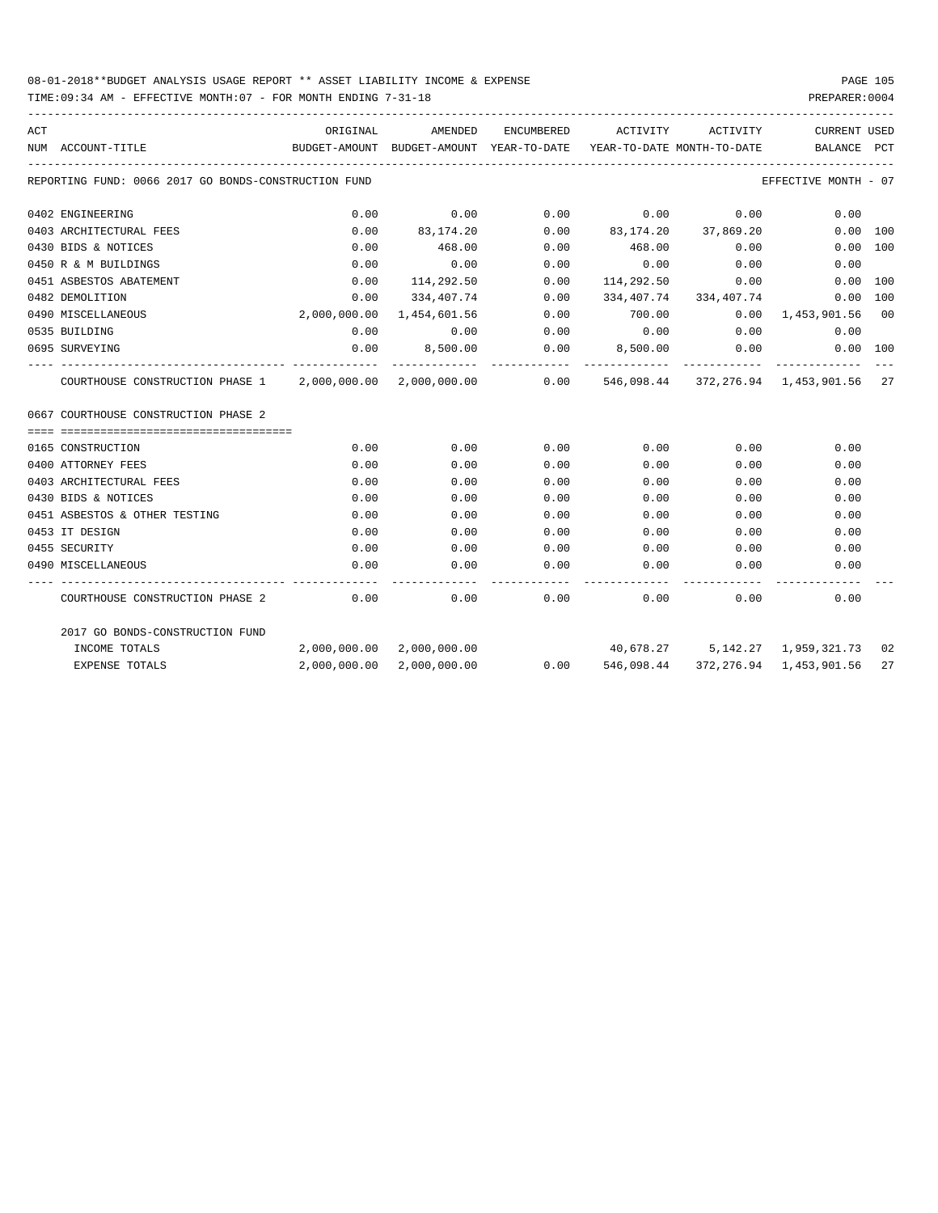08-01-2018**BUDGET ANALYSIS USAGE REPORT ** ASSET LIABILITY INCOME & EXPENSE

TIME:09:34 AM - EFFECTIVE MONTH:07 - FOR MONTH ENDING 7-31-18

PREPARER:0004

REPORTING FUND: 0066 2017 GO BONDS-CONSTRUCTION FUND — EFFECTIVE MONTH - 07

| ACT NUM | ACCOUNT-TITLE | ORIGINAL BUDGET-AMOUNT | AMENDED BUDGET-AMOUNT | ENCUMBERED YEAR-TO-DATE | ACTIVITY YEAR-TO-DATE | ACTIVITY MONTH-TO-DATE | CURRENT BALANCE | USED PCT |
|---|---|---|---|---|---|---|---|---|
| 0402 | ENGINEERING | 0.00 | 0.00 | 0.00 | 0.00 | 0.00 | 0.00 | |
| 0403 | ARCHITECTURAL FEES | 0.00 | 83,174.20 | 0.00 | 83,174.20 | 37,869.20 | 0.00 | 100 |
| 0430 | BIDS & NOTICES | 0.00 | 468.00 | 0.00 | 468.00 | 0.00 | 0.00 | 100 |
| 0450 | R & M BUILDINGS | 0.00 | 0.00 | 0.00 | 0.00 | 0.00 | 0.00 | |
| 0451 | ASBESTOS ABATEMENT | 0.00 | 114,292.50 | 0.00 | 114,292.50 | 0.00 | 0.00 | 100 |
| 0482 | DEMOLITION | 0.00 | 334,407.74 | 0.00 | 334,407.74 | 334,407.74 | 0.00 | 100 |
| 0490 | MISCELLANEOUS | 2,000,000.00 | 1,454,601.56 | 0.00 | 700.00 | 0.00 | 1,453,901.56 | 00 |
| 0535 | BUILDING | 0.00 | 0.00 | 0.00 | 0.00 | 0.00 | 0.00 | |
| 0695 | SURVEYING | 0.00 | 8,500.00 | 0.00 | 8,500.00 | 0.00 | 0.00 | 100 |
| | COURTHOUSE CONSTRUCTION PHASE 1 | 2,000,000.00 | 2,000,000.00 | 0.00 | 546,098.44 | 372,276.94 | 1,453,901.56 | 27 |
| | **0667 COURTHOUSE CONSTRUCTION PHASE 2** | | | | | | | |
| 0165 | CONSTRUCTION | 0.00 | 0.00 | 0.00 | 0.00 | 0.00 | 0.00 | |
| 0400 | ATTORNEY FEES | 0.00 | 0.00 | 0.00 | 0.00 | 0.00 | 0.00 | |
| 0403 | ARCHITECTURAL FEES | 0.00 | 0.00 | 0.00 | 0.00 | 0.00 | 0.00 | |
| 0430 | BIDS & NOTICES | 0.00 | 0.00 | 0.00 | 0.00 | 0.00 | 0.00 | |
| 0451 | ASBESTOS & OTHER TESTING | 0.00 | 0.00 | 0.00 | 0.00 | 0.00 | 0.00 | |
| 0453 | IT DESIGN | 0.00 | 0.00 | 0.00 | 0.00 | 0.00 | 0.00 | |
| 0455 | SECURITY | 0.00 | 0.00 | 0.00 | 0.00 | 0.00 | 0.00 | |
| 0490 | MISCELLANEOUS | 0.00 | 0.00 | 0.00 | 0.00 | 0.00 | 0.00 | |
| | COURTHOUSE CONSTRUCTION PHASE 2 | 0.00 | 0.00 | 0.00 | 0.00 | 0.00 | 0.00 | |
| | **2017 GO BONDS-CONSTRUCTION FUND** | | | | | | | |
| | INCOME TOTALS | 2,000,000.00 | 2,000,000.00 | | 40,678.27 | 5,142.27 | 1,959,321.73 | 02 |
| | EXPENSE TOTALS | 2,000,000.00 | 2,000,000.00 | 0.00 | 546,098.44 | 372,276.94 | 1,453,901.56 | 27 |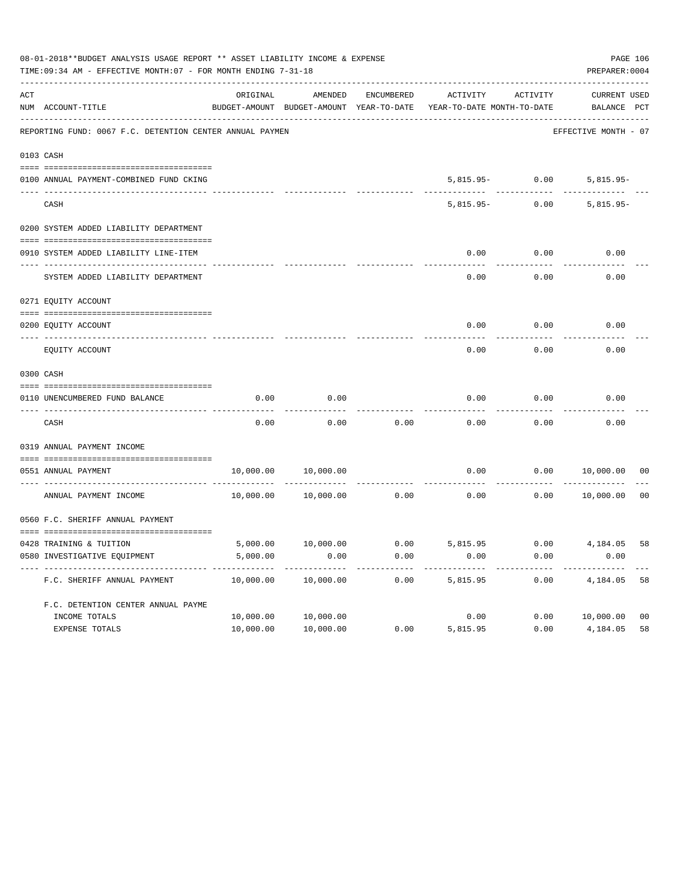08-01-2018**BUDGET ANALYSIS USAGE REPORT ** ASSET LIABILITY INCOME & EXPENSE

TIME:09:34 AM - EFFECTIVE MONTH:07 - FOR MONTH ENDING 7-31-18

PREPARER:0004

| ACT NUM | ACCOUNT-TITLE | ORIGINAL BUDGET-AMOUNT | AMENDED BUDGET-AMOUNT | ENCUMBERED YEAR-TO-DATE | ACTIVITY YEAR-TO-DATE | ACTIVITY MONTH-TO-DATE | CURRENT BALANCE | USED PCT |
|---|---|---|---|---|---|---|---|---|
| | REPORTING FUND: 0067 F.C. DETENTION CENTER ANNUAL PAYMEN | | | | | | EFFECTIVE MONTH - 07 | |
| | 0103 CASH | | | | | | | |
| 0100 | ANNUAL PAYMENT-COMBINED FUND CKING | | | | 5,815.95- | 0.00 | 5,815.95- | |
| | CASH | | | | 5,815.95- | 0.00 | 5,815.95- | |
| | 0200 SYSTEM ADDED LIABILITY DEPARTMENT | | | | | | | |
| 0910 | SYSTEM ADDED LIABILITY LINE-ITEM | | | | 0.00 | 0.00 | 0.00 | |
| | SYSTEM ADDED LIABILITY DEPARTMENT | | | | 0.00 | 0.00 | 0.00 | |
| | 0271 EQUITY ACCOUNT | | | | | | | |
| 0200 | EQUITY ACCOUNT | | | | 0.00 | 0.00 | 0.00 | |
| | EQUITY ACCOUNT | | | | 0.00 | 0.00 | 0.00 | |
| | 0300 CASH | | | | | | | |
| 0110 | UNENCUMBERED FUND BALANCE | 0.00 | 0.00 | | 0.00 | 0.00 | 0.00 | |
| | CASH | 0.00 | 0.00 | 0.00 | 0.00 | 0.00 | 0.00 | |
| | 0319 ANNUAL PAYMENT INCOME | | | | | | | |
| 0551 | ANNUAL PAYMENT | 10,000.00 | 10,000.00 | | 0.00 | 0.00 | 10,000.00 | 00 |
| | ANNUAL PAYMENT INCOME | 10,000.00 | 10,000.00 | 0.00 | 0.00 | 0.00 | 10,000.00 | 00 |
| | 0560 F.C. SHERIFF ANNUAL PAYMENT | | | | | | | |
| 0428 | TRAINING & TUITION | 5,000.00 | 10,000.00 | 0.00 | 5,815.95 | 0.00 | 4,184.05 | 58 |
| 0580 | INVESTIGATIVE EQUIPMENT | 5,000.00 | 0.00 | 0.00 | 0.00 | 0.00 | 0.00 | |
| | F.C. SHERIFF ANNUAL PAYMENT | 10,000.00 | 10,000.00 | 0.00 | 5,815.95 | 0.00 | 4,184.05 | 58 |
| | F.C. DETENTION CENTER ANNUAL PAYME | | | | | | | |
| | INCOME TOTALS | 10,000.00 | 10,000.00 | | 0.00 | 0.00 | 10,000.00 | 00 |
| | EXPENSE TOTALS | 10,000.00 | 10,000.00 | 0.00 | 5,815.95 | 0.00 | 4,184.05 | 58 |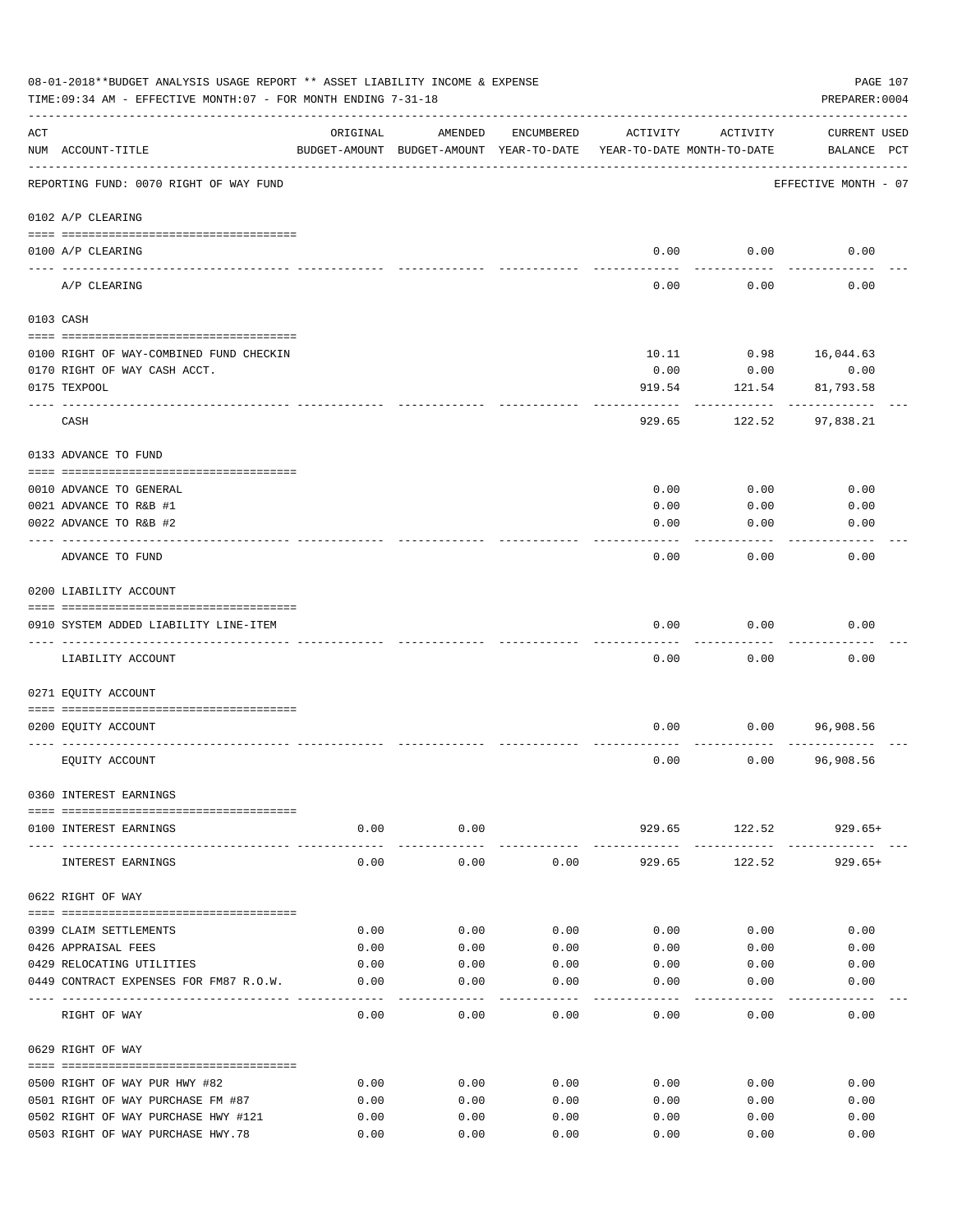08-01-2018**BUDGET ANALYSIS USAGE REPORT ** ASSET LIABILITY INCOME & EXPENSE

TIME:09:34 AM - EFFECTIVE MONTH:07 - FOR MONTH ENDING 7-31-18

PREPARER:0004

| ACT NUM | ACCOUNT-TITLE | ORIGINAL BUDGET-AMOUNT | AMENDED BUDGET-AMOUNT | ENCUMBERED YEAR-TO-DATE | ACTIVITY YEAR-TO-DATE | ACTIVITY MONTH-TO-DATE | CURRENT BALANCE | USED PCT |
|---|---|---|---|---|---|---|---|---|
| | REPORTING FUND: 0070 RIGHT OF WAY FUND | | | | | | EFFECTIVE MONTH - 07 | |
| | 0102 A/P CLEARING | | | | | | | |
| 0100 | A/P CLEARING | | | | 0.00 | 0.00 | 0.00 | |
| | A/P CLEARING | | | | 0.00 | 0.00 | 0.00 | |
| | 0103 CASH | | | | | | | |
| 0100 | RIGHT OF WAY-COMBINED FUND CHECKIN | | | | 10.11 | 0.98 | 16,044.63 | |
| 0170 | RIGHT OF WAY CASH ACCT. | | | | 0.00 | 0.00 | 0.00 | |
| 0175 | TEXPOOL | | | | 919.54 | 121.54 | 81,793.58 | |
| | CASH | | | | 929.65 | 122.52 | 97,838.21 | |
| | 0133 ADVANCE TO FUND | | | | | | | |
| 0010 | ADVANCE TO GENERAL | | | | 0.00 | 0.00 | 0.00 | |
| 0021 | ADVANCE TO R&B #1 | | | | 0.00 | 0.00 | 0.00 | |
| 0022 | ADVANCE TO R&B #2 | | | | 0.00 | 0.00 | 0.00 | |
| | ADVANCE TO FUND | | | | 0.00 | 0.00 | 0.00 | |
| | 0200 LIABILITY ACCOUNT | | | | | | | |
| 0910 | SYSTEM ADDED LIABILITY LINE-ITEM | | | | 0.00 | 0.00 | 0.00 | |
| | LIABILITY ACCOUNT | | | | 0.00 | 0.00 | 0.00 | |
| | 0271 EQUITY ACCOUNT | | | | | | | |
| 0200 | EQUITY ACCOUNT | | | | 0.00 | 0.00 | 96,908.56 | |
| | EQUITY ACCOUNT | | | | 0.00 | 0.00 | 96,908.56 | |
| | 0360 INTEREST EARNINGS | | | | | | | |
| 0100 | INTEREST EARNINGS | 0.00 | 0.00 | | 929.65 | 122.52 | 929.65+ | |
| | INTEREST EARNINGS | 0.00 | 0.00 | 0.00 | 929.65 | 122.52 | 929.65+ | |
| | 0622 RIGHT OF WAY | | | | | | | |
| 0399 | CLAIM SETTLEMENTS | 0.00 | 0.00 | 0.00 | 0.00 | 0.00 | 0.00 | |
| 0426 | APPRAISAL FEES | 0.00 | 0.00 | 0.00 | 0.00 | 0.00 | 0.00 | |
| 0429 | RELOCATING UTILITIES | 0.00 | 0.00 | 0.00 | 0.00 | 0.00 | 0.00 | |
| 0449 | CONTRACT EXPENSES FOR FM87 R.O.W. | 0.00 | 0.00 | 0.00 | 0.00 | 0.00 | 0.00 | |
| | RIGHT OF WAY | 0.00 | 0.00 | 0.00 | 0.00 | 0.00 | 0.00 | |
| | 0629 RIGHT OF WAY | | | | | | | |
| 0500 | RIGHT OF WAY PUR HWY #82 | 0.00 | 0.00 | 0.00 | 0.00 | 0.00 | 0.00 | |
| 0501 | RIGHT OF WAY PURCHASE FM #87 | 0.00 | 0.00 | 0.00 | 0.00 | 0.00 | 0.00 | |
| 0502 | RIGHT OF WAY PURCHASE HWY #121 | 0.00 | 0.00 | 0.00 | 0.00 | 0.00 | 0.00 | |
| 0503 | RIGHT OF WAY PURCHASE HWY.78 | 0.00 | 0.00 | 0.00 | 0.00 | 0.00 | 0.00 | |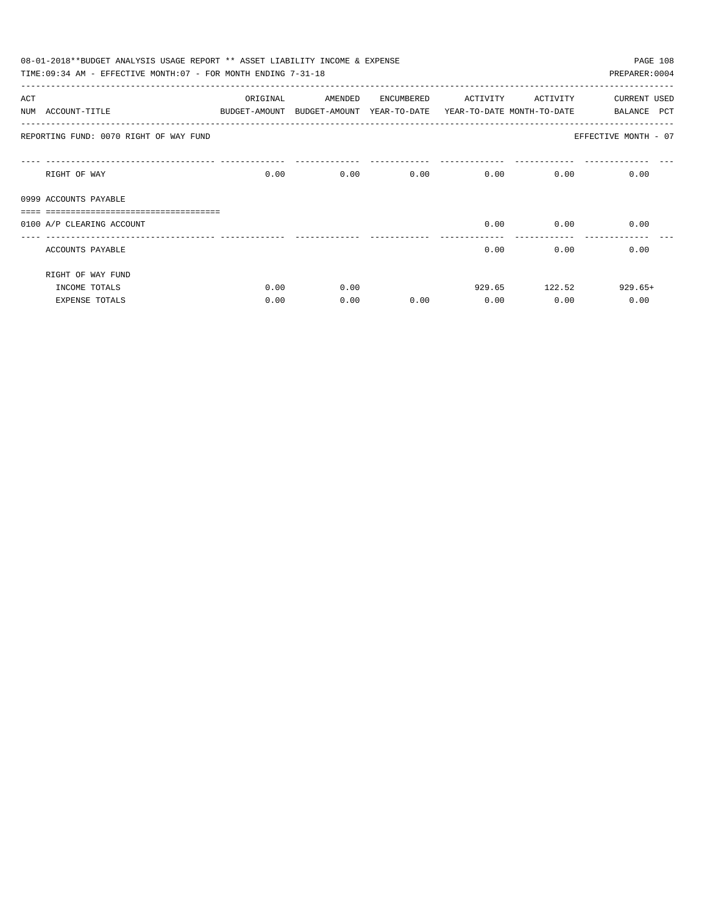08-01-2018**BUDGET ANALYSIS USAGE REPORT ** ASSET LIABILITY INCOME & EXPENSE

TIME:09:34 AM - EFFECTIVE MONTH:07 - FOR MONTH ENDING 7-31-18

PREPARER:0004

| ACT NUM | ACCOUNT-TITLE | ORIGINAL BUDGET-AMOUNT | AMENDED BUDGET-AMOUNT | ENCUMBERED YEAR-TO-DATE | ACTIVITY YEAR-TO-DATE | ACTIVITY MONTH-TO-DATE | CURRENT BALANCE | USED PCT |
|---|---|---|---|---|---|---|---|---|
| REPORTING FUND: 0070 RIGHT OF WAY FUND | | | | | | | EFFECTIVE MONTH - 07 | |
| | RIGHT OF WAY | 0.00 | 0.00 | 0.00 | 0.00 | 0.00 | 0.00 | |
| 0999 | ACCOUNTS PAYABLE | | | | | | | |
| 0100 | A/P CLEARING ACCOUNT | | | | 0.00 | 0.00 | 0.00 | |
| | ACCOUNTS PAYABLE | | | | 0.00 | 0.00 | 0.00 | |
| | RIGHT OF WAY FUND | | | | | | | |
| | INCOME TOTALS | 0.00 | 0.00 | | 929.65 | 122.52 | 929.65+ | |
| | EXPENSE TOTALS | 0.00 | 0.00 | 0.00 | 0.00 | 0.00 | 0.00 | |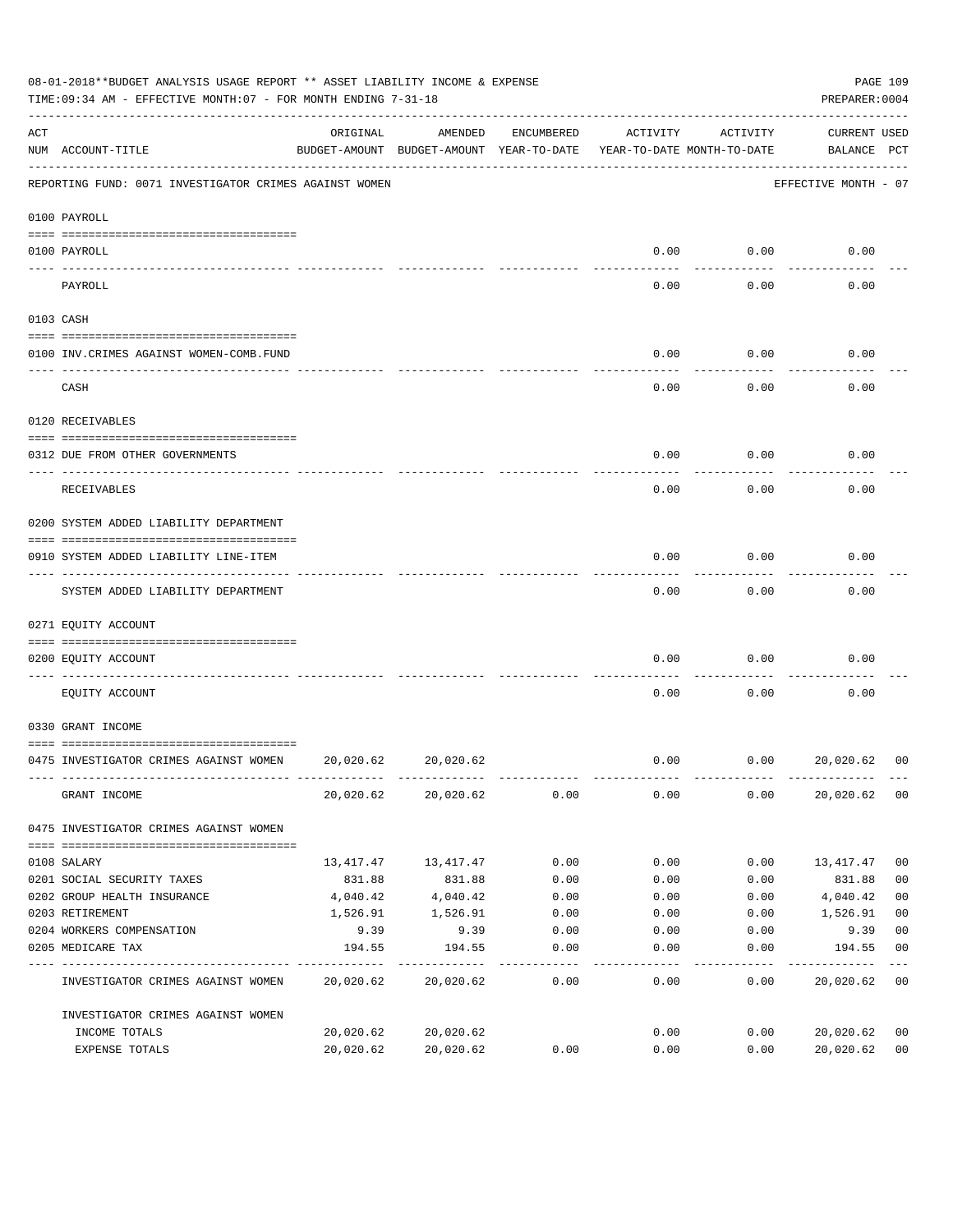08-01-2018**BUDGET ANALYSIS USAGE REPORT ** ASSET LIABILITY INCOME & EXPENSE

TIME:09:34 AM - EFFECTIVE MONTH:07 - FOR MONTH ENDING 7-31-18

PREPARER:0004

REPORTING FUND: 0071 INVESTIGATOR CRIMES AGAINST WOMEN — EFFECTIVE MONTH - 07

| ACT NUM | ACCOUNT-TITLE | ORIGINAL BUDGET-AMOUNT | AMENDED BUDGET-AMOUNT | ENCUMBERED YEAR-TO-DATE | ACTIVITY YEAR-TO-DATE | ACTIVITY MONTH-TO-DATE | CURRENT BALANCE | USED PCT |
|---|---|---|---|---|---|---|---|---|
| **0100** | **PAYROLL** | | | | | | | |
| 0100 | PAYROLL | | | | 0.00 | 0.00 | 0.00 | |
| | PAYROLL | | | | 0.00 | 0.00 | 0.00 | |
| **0103** | **CASH** | | | | | | | |
| 0100 | INV.CRIMES AGAINST WOMEN-COMB.FUND | | | | 0.00 | 0.00 | 0.00 | |
| | CASH | | | | 0.00 | 0.00 | 0.00 | |
| **0120** | **RECEIVABLES** | | | | | | | |
| 0312 | DUE FROM OTHER GOVERNMENTS | | | | 0.00 | 0.00 | 0.00 | |
| | RECEIVABLES | | | | 0.00 | 0.00 | 0.00 | |
| **0200** | **SYSTEM ADDED LIABILITY DEPARTMENT** | | | | | | | |
| 0910 | SYSTEM ADDED LIABILITY LINE-ITEM | | | | 0.00 | 0.00 | 0.00 | |
| | SYSTEM ADDED LIABILITY DEPARTMENT | | | | 0.00 | 0.00 | 0.00 | |
| **0271** | **EQUITY ACCOUNT** | | | | | | | |
| 0200 | EQUITY ACCOUNT | | | | 0.00 | 0.00 | 0.00 | |
| | EQUITY ACCOUNT | | | | 0.00 | 0.00 | 0.00 | |
| **0330** | **GRANT INCOME** | | | | | | | |
| 0475 | INVESTIGATOR CRIMES AGAINST WOMEN | 20,020.62 | 20,020.62 | | 0.00 | 0.00 | 20,020.62 | 00 |
| | GRANT INCOME | 20,020.62 | 20,020.62 | 0.00 | 0.00 | 0.00 | 20,020.62 | 00 |
| **0475** | **INVESTIGATOR CRIMES AGAINST WOMEN** | | | | | | | |
| 0108 | SALARY | 13,417.47 | 13,417.47 | 0.00 | 0.00 | 0.00 | 13,417.47 | 00 |
| 0201 | SOCIAL SECURITY TAXES | 831.88 | 831.88 | 0.00 | 0.00 | 0.00 | 831.88 | 00 |
| 0202 | GROUP HEALTH INSURANCE | 4,040.42 | 4,040.42 | 0.00 | 0.00 | 0.00 | 4,040.42 | 00 |
| 0203 | RETIREMENT | 1,526.91 | 1,526.91 | 0.00 | 0.00 | 0.00 | 1,526.91 | 00 |
| 0204 | WORKERS COMPENSATION | 9.39 | 9.39 | 0.00 | 0.00 | 0.00 | 9.39 | 00 |
| 0205 | MEDICARE TAX | 194.55 | 194.55 | 0.00 | 0.00 | 0.00 | 194.55 | 00 |
| | INVESTIGATOR CRIMES AGAINST WOMEN | 20,020.62 | 20,020.62 | 0.00 | 0.00 | 0.00 | 20,020.62 | 00 |
| | **INVESTIGATOR CRIMES AGAINST WOMEN** | | | | | | | |
| | INCOME TOTALS | 20,020.62 | 20,020.62 | | 0.00 | 0.00 | 20,020.62 | 00 |
| | EXPENSE TOTALS | 20,020.62 | 20,020.62 | 0.00 | 0.00 | 0.00 | 20,020.62 | 00 |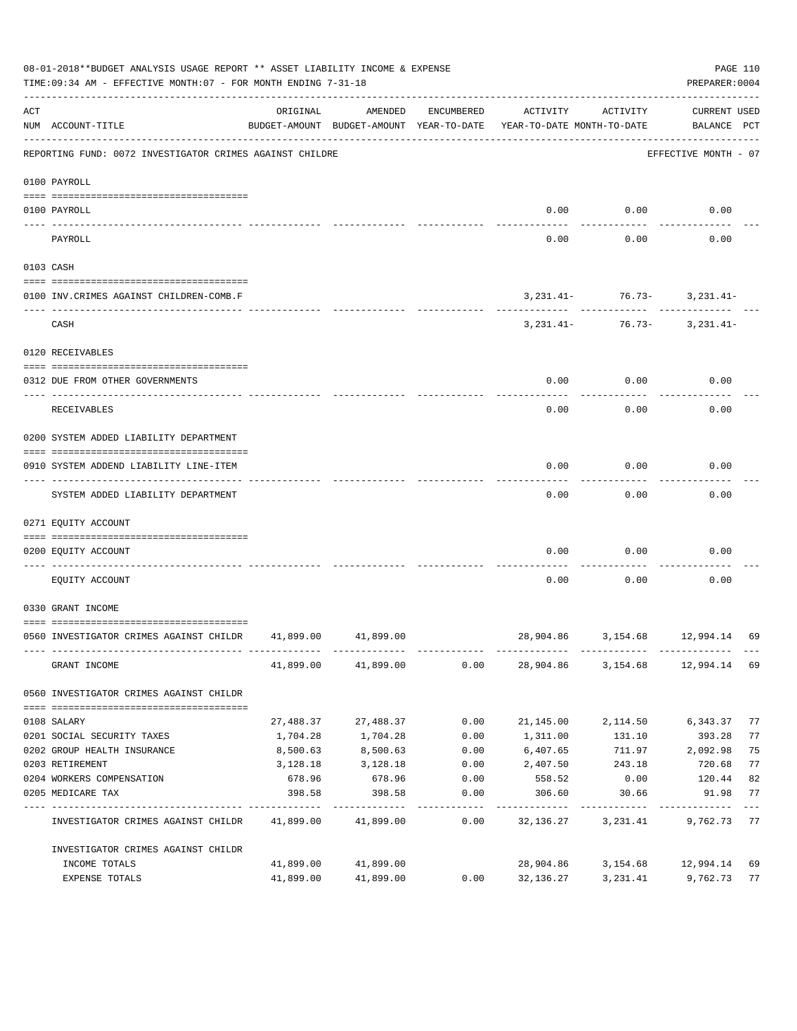08-01-2018**BUDGET ANALYSIS USAGE REPORT ** ASSET LIABILITY INCOME & EXPENSE

TIME:09:34 AM - EFFECTIVE MONTH:07 - FOR MONTH ENDING 7-31-18

PREPARER:0004

| ACT NUM | ACCOUNT-TITLE | ORIGINAL BUDGET-AMOUNT | AMENDED BUDGET-AMOUNT | ENCUMBERED YEAR-TO-DATE | ACTIVITY YEAR-TO-DATE | ACTIVITY MONTH-TO-DATE | CURRENT USED BALANCE | PCT |
|---|---|---|---|---|---|---|---|---|
| | REPORTING FUND: 0072 INVESTIGATOR CRIMES AGAINST CHILDRE | | | | | | EFFECTIVE MONTH - 07 | |
| | **0100 PAYROLL** | | | | | | | |
| 0100 | PAYROLL | | | | 0.00 | 0.00 | 0.00 | |
| | PAYROLL | | | | 0.00 | 0.00 | 0.00 | |
| | **0103 CASH** | | | | | | | |
| 0100 | INV.CRIMES AGAINST CHILDREN-COMB.F | | | | 3,231.41- | 76.73- | 3,231.41- | |
| | CASH | | | | 3,231.41- | 76.73- | 3,231.41- | |
| | **0120 RECEIVABLES** | | | | | | | |
| 0312 | DUE FROM OTHER GOVERNMENTS | | | | 0.00 | 0.00 | 0.00 | |
| | RECEIVABLES | | | | 0.00 | 0.00 | 0.00 | |
| | **0200 SYSTEM ADDED LIABILITY DEPARTMENT** | | | | | | | |
| 0910 | SYSTEM ADDEND LIABILITY LINE-ITEM | | | | 0.00 | 0.00 | 0.00 | |
| | SYSTEM ADDED LIABILITY DEPARTMENT | | | | 0.00 | 0.00 | 0.00 | |
| | **0271 EQUITY ACCOUNT** | | | | | | | |
| 0200 | EQUITY ACCOUNT | | | | 0.00 | 0.00 | 0.00 | |
| | EQUITY ACCOUNT | | | | 0.00 | 0.00 | 0.00 | |
| | **0330 GRANT INCOME** | | | | | | | |
| 0560 | INVESTIGATOR CRIMES AGAINST CHILDR | 41,899.00 | 41,899.00 | | 28,904.86 | 3,154.68 | 12,994.14 | 69 |
| | GRANT INCOME | 41,899.00 | 41,899.00 | 0.00 | 28,904.86 | 3,154.68 | 12,994.14 | 69 |
| | **0560 INVESTIGATOR CRIMES AGAINST CHILDR** | | | | | | | |
| 0108 | SALARY | 27,488.37 | 27,488.37 | 0.00 | 21,145.00 | 2,114.50 | 6,343.37 | 77 |
| 0201 | SOCIAL SECURITY TAXES | 1,704.28 | 1,704.28 | 0.00 | 1,311.00 | 131.10 | 393.28 | 77 |
| 0202 | GROUP HEALTH INSURANCE | 8,500.63 | 8,500.63 | 0.00 | 6,407.65 | 711.97 | 2,092.98 | 75 |
| 0203 | RETIREMENT | 3,128.18 | 3,128.18 | 0.00 | 2,407.50 | 243.18 | 720.68 | 77 |
| 0204 | WORKERS COMPENSATION | 678.96 | 678.96 | 0.00 | 558.52 | 0.00 | 120.44 | 82 |
| 0205 | MEDICARE TAX | 398.58 | 398.58 | 0.00 | 306.60 | 30.66 | 91.98 | 77 |
| | INVESTIGATOR CRIMES AGAINST CHILDR | 41,899.00 | 41,899.00 | 0.00 | 32,136.27 | 3,231.41 | 9,762.73 | 77 |
| | INVESTIGATOR CRIMES AGAINST CHILDR | | | | | | | |
| | INCOME TOTALS | 41,899.00 | 41,899.00 | | 28,904.86 | 3,154.68 | 12,994.14 | 69 |
| | EXPENSE TOTALS | 41,899.00 | 41,899.00 | 0.00 | 32,136.27 | 3,231.41 | 9,762.73 | 77 |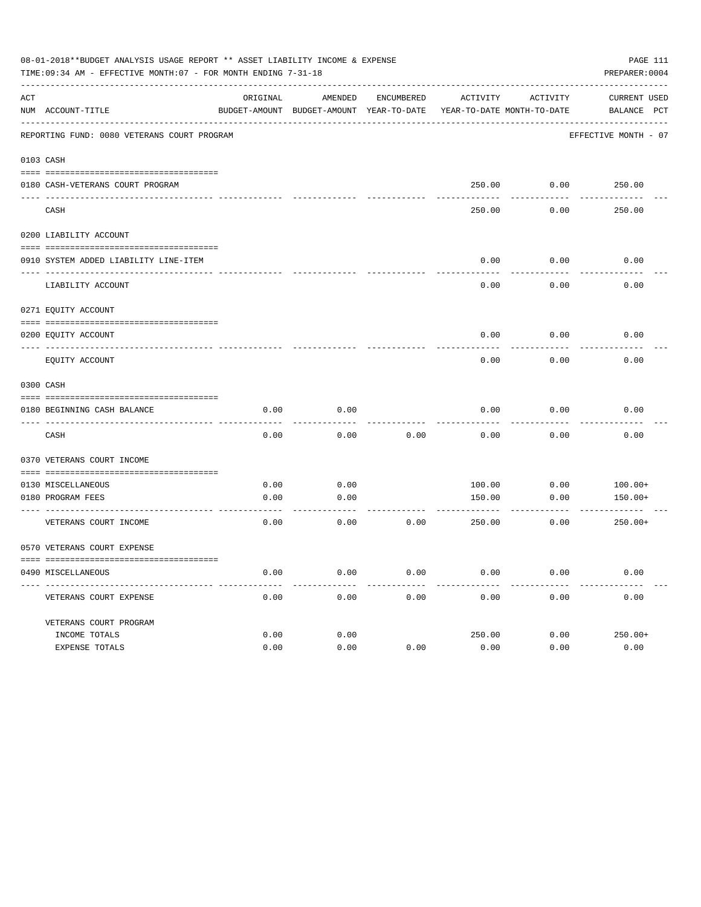08-01-2018**BUDGET ANALYSIS USAGE REPORT ** ASSET LIABILITY INCOME & EXPENSE

TIME:09:34 AM - EFFECTIVE MONTH:07 - FOR MONTH ENDING 7-31-18

PREPARER:0004

| ACT NUM | ACCOUNT-TITLE | ORIGINAL BUDGET-AMOUNT | AMENDED BUDGET-AMOUNT | ENCUMBERED YEAR-TO-DATE | ACTIVITY YEAR-TO-DATE | ACTIVITY MONTH-TO-DATE | CURRENT BALANCE | USED PCT |
|---|---|---|---|---|---|---|---|---|
| | REPORTING FUND: 0080 VETERANS COURT PROGRAM | | | | | | EFFECTIVE MONTH - 07 | |
| 0103 | CASH | | | | | | | |
| 0180 | CASH-VETERANS COURT PROGRAM | | | | 250.00 | 0.00 | 250.00 | |
| | CASH | | | | 250.00 | 0.00 | 250.00 | |
| 0200 | LIABILITY ACCOUNT | | | | | | | |
| 0910 | SYSTEM ADDED LIABILITY LINE-ITEM | | | | 0.00 | 0.00 | 0.00 | |
| | LIABILITY ACCOUNT | | | | 0.00 | 0.00 | 0.00 | |
| 0271 | EQUITY ACCOUNT | | | | | | | |
| 0200 | EQUITY ACCOUNT | | | | 0.00 | 0.00 | 0.00 | |
| | EQUITY ACCOUNT | | | | 0.00 | 0.00 | 0.00 | |
| 0300 | CASH | | | | | | | |
| 0180 | BEGINNING CASH BALANCE | 0.00 | 0.00 | | 0.00 | 0.00 | 0.00 | |
| | CASH | 0.00 | 0.00 | 0.00 | 0.00 | 0.00 | 0.00 | |
| 0370 | VETERANS COURT INCOME | | | | | | | |
| 0130 | MISCELLANEOUS | 0.00 | 0.00 | | 100.00 | 0.00 | 100.00+ | |
| 0180 | PROGRAM FEES | 0.00 | 0.00 | | 150.00 | 0.00 | 150.00+ | |
| | VETERANS COURT INCOME | 0.00 | 0.00 | 0.00 | 250.00 | 0.00 | 250.00+ | |
| 0570 | VETERANS COURT EXPENSE | | | | | | | |
| 0490 | MISCELLANEOUS | 0.00 | 0.00 | 0.00 | 0.00 | 0.00 | 0.00 | |
| | VETERANS COURT EXPENSE | 0.00 | 0.00 | 0.00 | 0.00 | 0.00 | 0.00 | |
| | VETERANS COURT PROGRAM | | | | | | | |
| | INCOME TOTALS | 0.00 | 0.00 | | 250.00 | 0.00 | 250.00+ | |
| | EXPENSE TOTALS | 0.00 | 0.00 | 0.00 | 0.00 | 0.00 | 0.00 | |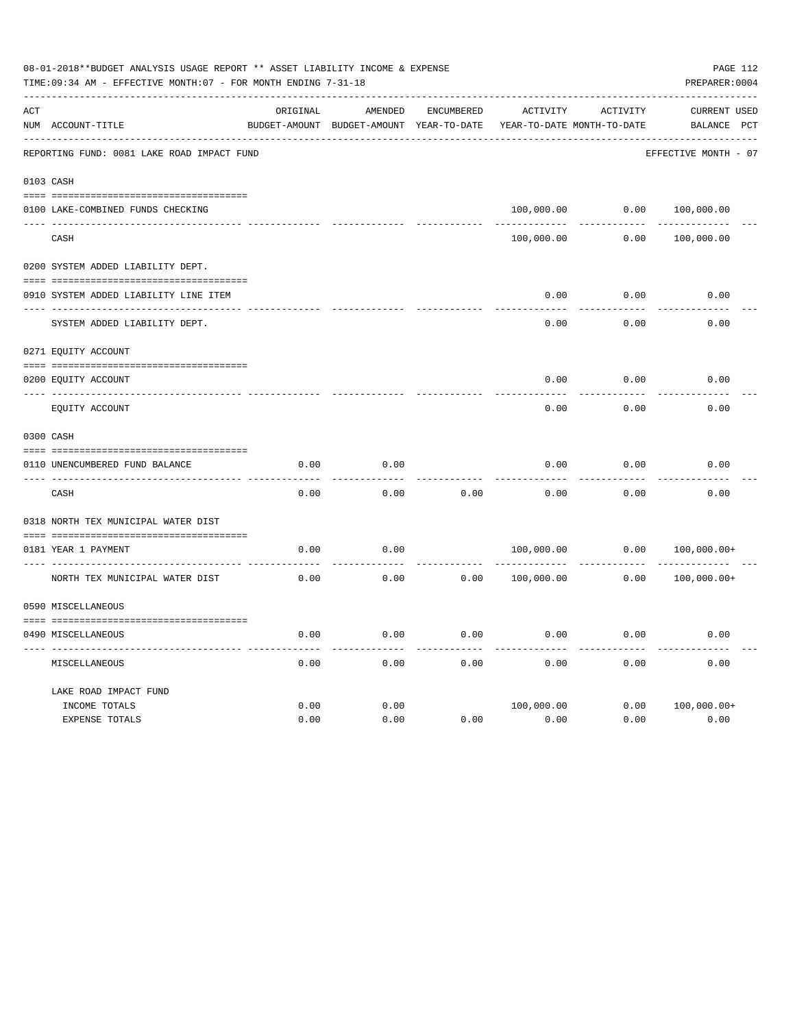08-01-2018**BUDGET ANALYSIS USAGE REPORT ** ASSET LIABILITY INCOME & EXPENSE

TIME:09:34 AM - EFFECTIVE MONTH:07 - FOR MONTH ENDING 7-31-18

PREPARER:0004

| ACT NUM | ACCOUNT-TITLE | ORIGINAL BUDGET-AMOUNT | AMENDED BUDGET-AMOUNT | ENCUMBERED YEAR-TO-DATE | ACTIVITY YEAR-TO-DATE | ACTIVITY MONTH-TO-DATE | CURRENT BALANCE | USED PCT |
|---|---|---|---|---|---|---|---|---|
| | REPORTING FUND: 0081 LAKE ROAD IMPACT FUND | | | | | | EFFECTIVE MONTH - 07 | |
| 0103 | CASH | | | | | | | |
| 0100 | LAKE-COMBINED FUNDS CHECKING | | | | 100,000.00 | 0.00 | 100,000.00 | |
| | CASH | | | | 100,000.00 | 0.00 | 100,000.00 | |
| 0200 | SYSTEM ADDED LIABILITY DEPT. | | | | | | | |
| 0910 | SYSTEM ADDED LIABILITY LINE ITEM | | | | 0.00 | 0.00 | 0.00 | |
| | SYSTEM ADDED LIABILITY DEPT. | | | | 0.00 | 0.00 | 0.00 | |
| 0271 | EQUITY ACCOUNT | | | | | | | |
| 0200 | EQUITY ACCOUNT | | | | 0.00 | 0.00 | 0.00 | |
| | EQUITY ACCOUNT | | | | 0.00 | 0.00 | 0.00 | |
| 0300 | CASH | | | | | | | |
| 0110 | UNENCUMBERED FUND BALANCE | 0.00 | 0.00 | | 0.00 | 0.00 | 0.00 | |
| | CASH | 0.00 | 0.00 | 0.00 | 0.00 | 0.00 | 0.00 | |
| 0318 | NORTH TEX MUNICIPAL WATER DIST | | | | | | | |
| 0181 | YEAR 1 PAYMENT | 0.00 | 0.00 | | 100,000.00 | 0.00 | 100,000.00+ | |
| | NORTH TEX MUNICIPAL WATER DIST | 0.00 | 0.00 | 0.00 | 100,000.00 | 0.00 | 100,000.00+ | |
| 0590 | MISCELLANEOUS | | | | | | | |
| 0490 | MISCELLANEOUS | 0.00 | 0.00 | 0.00 | 0.00 | 0.00 | 0.00 | |
| | MISCELLANEOUS | 0.00 | 0.00 | 0.00 | 0.00 | 0.00 | 0.00 | |
| | LAKE ROAD IMPACT FUND | | | | | | | |
| | INCOME TOTALS | 0.00 | 0.00 | | 100,000.00 | 0.00 | 100,000.00+ | |
| | EXPENSE TOTALS | 0.00 | 0.00 | 0.00 | 0.00 | 0.00 | 0.00 | |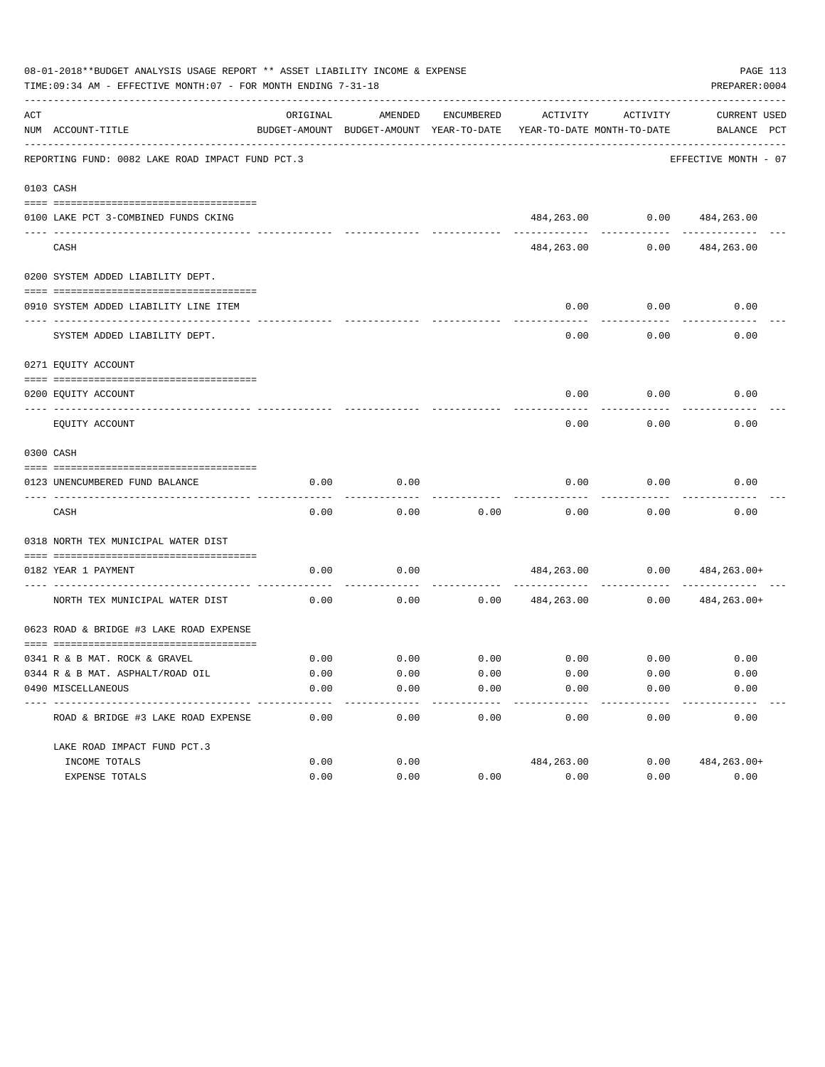08-01-2018**BUDGET ANALYSIS USAGE REPORT ** ASSET LIABILITY INCOME & EXPENSE

TIME:09:34 AM - EFFECTIVE MONTH:07 - FOR MONTH ENDING 7-31-18

PREPARER:0004

REPORTING FUND: 0082 LAKE ROAD IMPACT FUND PCT.3 — EFFECTIVE MONTH - 07

| ACT NUM | ACCOUNT-TITLE | ORIGINAL BUDGET-AMOUNT | AMENDED BUDGET-AMOUNT | ENCUMBERED YEAR-TO-DATE | ACTIVITY YEAR-TO-DATE | ACTIVITY MONTH-TO-DATE | CURRENT BALANCE | USED PCT |
|---|---|---|---|---|---|---|---|---|
| 0103 | CASH | | | | | | | |
| 0100 | LAKE PCT 3-COMBINED FUNDS CKING | | | | 484,263.00 | 0.00 | 484,263.00 | |
| | CASH | | | | 484,263.00 | 0.00 | 484,263.00 | |
| 0200 | SYSTEM ADDED LIABILITY DEPT. | | | | | | | |
| 0910 | SYSTEM ADDED LIABILITY LINE ITEM | | | | 0.00 | 0.00 | 0.00 | |
| | SYSTEM ADDED LIABILITY DEPT. | | | | 0.00 | 0.00 | 0.00 | |
| 0271 | EQUITY ACCOUNT | | | | | | | |
| 0200 | EQUITY ACCOUNT | | | | 0.00 | 0.00 | 0.00 | |
| | EQUITY ACCOUNT | | | | 0.00 | 0.00 | 0.00 | |
| 0300 | CASH | | | | | | | |
| 0123 | UNENCUMBERED FUND BALANCE | 0.00 | 0.00 | | 0.00 | 0.00 | 0.00 | |
| | CASH | 0.00 | 0.00 | 0.00 | 0.00 | 0.00 | 0.00 | |
| 0318 | NORTH TEX MUNICIPAL WATER DIST | | | | | | | |
| 0182 | YEAR 1 PAYMENT | 0.00 | 0.00 | | 484,263.00 | 0.00 | 484,263.00+ | |
| | NORTH TEX MUNICIPAL WATER DIST | 0.00 | 0.00 | 0.00 | 484,263.00 | 0.00 | 484,263.00+ | |
| 0623 | ROAD & BRIDGE #3 LAKE ROAD EXPENSE | | | | | | | |
| 0341 | R & B MAT. ROCK & GRAVEL | 0.00 | 0.00 | 0.00 | 0.00 | 0.00 | 0.00 | |
| 0344 | R & B MAT. ASPHALT/ROAD OIL | 0.00 | 0.00 | 0.00 | 0.00 | 0.00 | 0.00 | |
| 0490 | MISCELLANEOUS | 0.00 | 0.00 | 0.00 | 0.00 | 0.00 | 0.00 | |
| | ROAD & BRIDGE #3 LAKE ROAD EXPENSE | 0.00 | 0.00 | 0.00 | 0.00 | 0.00 | 0.00 | |
| | LAKE ROAD IMPACT FUND PCT.3 | | | | | | | |
| | INCOME TOTALS | 0.00 | 0.00 | | 484,263.00 | 0.00 | 484,263.00+ | |
| | EXPENSE TOTALS | 0.00 | 0.00 | 0.00 | 0.00 | 0.00 | 0.00 | |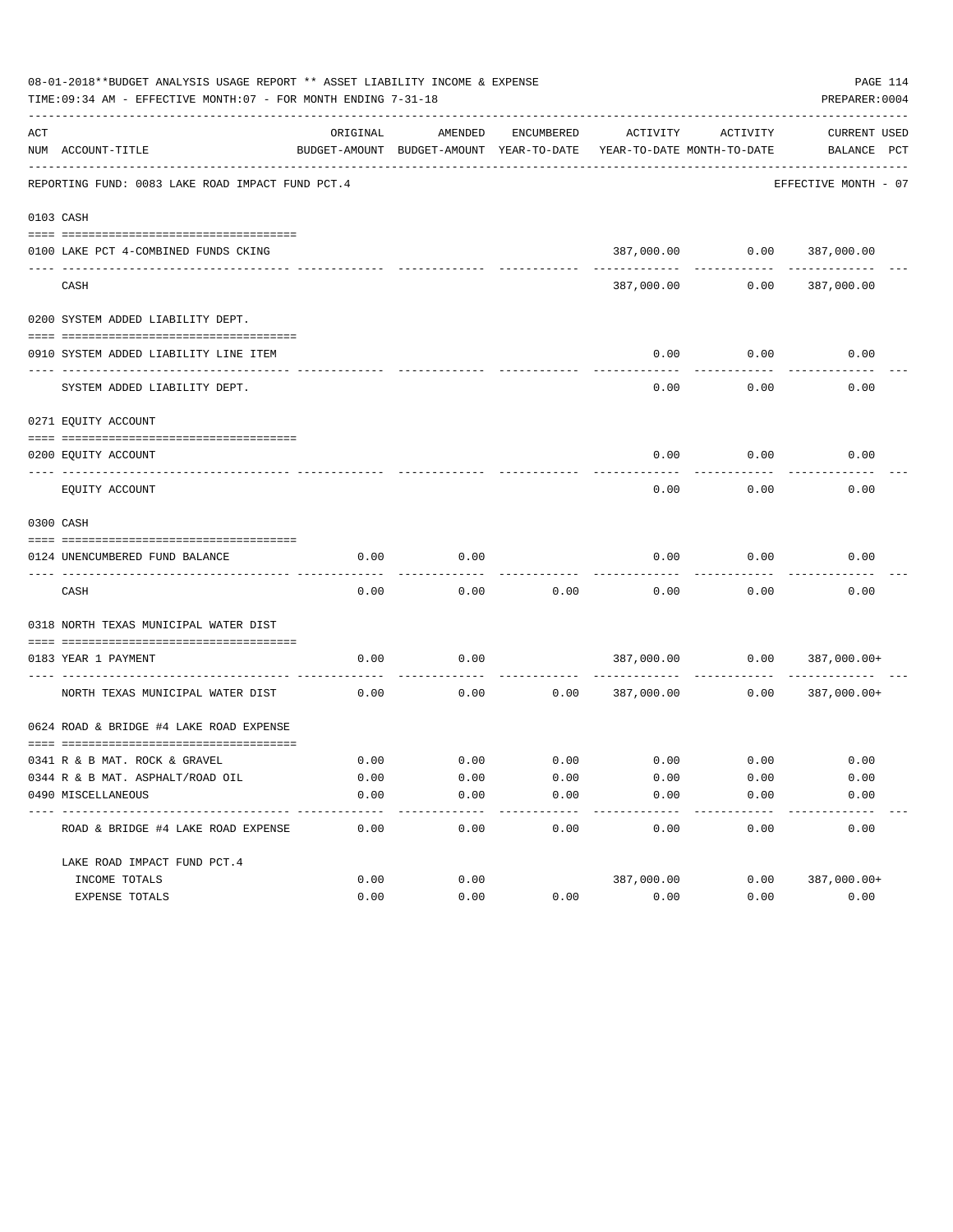08-01-2018**BUDGET ANALYSIS USAGE REPORT ** ASSET LIABILITY INCOME & EXPENSE

TIME:09:34 AM - EFFECTIVE MONTH:07 - FOR MONTH ENDING 7-31-18

PREPARER:0004

| ACT NUM | ACCOUNT-TITLE | ORIGINAL BUDGET-AMOUNT | AMENDED BUDGET-AMOUNT | ENCUMBERED YEAR-TO-DATE | ACTIVITY YEAR-TO-DATE | ACTIVITY MONTH-TO-DATE | CURRENT BALANCE | USED PCT |
|---|---|---|---|---|---|---|---|---|
| | REPORTING FUND: 0083 LAKE ROAD IMPACT FUND PCT.4 | | | | | | EFFECTIVE MONTH - 07 | |
| 0103 | CASH | | | | | | | |
| 0100 | LAKE PCT 4-COMBINED FUNDS CKING | | | | 387,000.00 | 0.00 | 387,000.00 | |
| | CASH | | | | 387,000.00 | 0.00 | 387,000.00 | |
| 0200 | SYSTEM ADDED LIABILITY DEPT. | | | | | | | |
| 0910 | SYSTEM ADDED LIABILITY LINE ITEM | | | | 0.00 | 0.00 | 0.00 | |
| | SYSTEM ADDED LIABILITY DEPT. | | | | 0.00 | 0.00 | 0.00 | |
| 0271 | EQUITY ACCOUNT | | | | | | | |
| 0200 | EQUITY ACCOUNT | | | | 0.00 | 0.00 | 0.00 | |
| | EQUITY ACCOUNT | | | | 0.00 | 0.00 | 0.00 | |
| 0300 | CASH | | | | | | | |
| 0124 | UNENCUMBERED FUND BALANCE | 0.00 | 0.00 | | 0.00 | 0.00 | 0.00 | |
| | CASH | 0.00 | 0.00 | 0.00 | 0.00 | 0.00 | 0.00 | |
| 0318 | NORTH TEXAS MUNICIPAL WATER DIST | | | | | | | |
| 0183 | YEAR 1 PAYMENT | 0.00 | 0.00 | | 387,000.00 | 0.00 | 387,000.00+ | |
| | NORTH TEXAS MUNICIPAL WATER DIST | 0.00 | 0.00 | 0.00 | 387,000.00 | 0.00 | 387,000.00+ | |
| 0624 | ROAD & BRIDGE #4 LAKE ROAD EXPENSE | | | | | | | |
| 0341 | R & B MAT. ROCK & GRAVEL | 0.00 | 0.00 | 0.00 | 0.00 | 0.00 | 0.00 | |
| 0344 | R & B MAT. ASPHALT/ROAD OIL | 0.00 | 0.00 | 0.00 | 0.00 | 0.00 | 0.00 | |
| 0490 | MISCELLANEOUS | 0.00 | 0.00 | 0.00 | 0.00 | 0.00 | 0.00 | |
| | ROAD & BRIDGE #4 LAKE ROAD EXPENSE | 0.00 | 0.00 | 0.00 | 0.00 | 0.00 | 0.00 | |
| | LAKE ROAD IMPACT FUND PCT.4 | | | | | | | |
| | INCOME TOTALS | 0.00 | 0.00 | | 387,000.00 | 0.00 | 387,000.00+ | |
| | EXPENSE TOTALS | 0.00 | 0.00 | 0.00 | 0.00 | 0.00 | 0.00 | |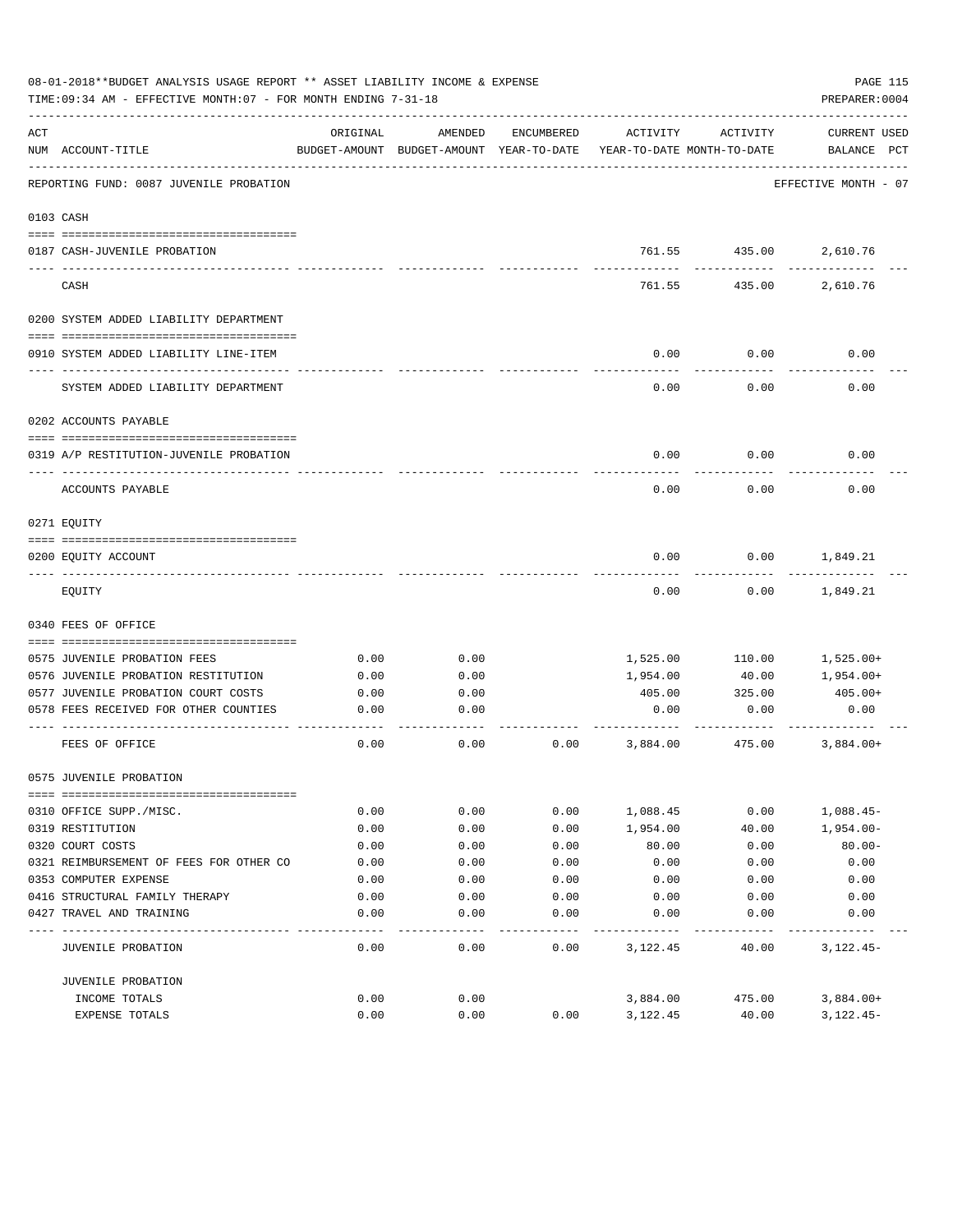08-01-2018**BUDGET ANALYSIS USAGE REPORT ** ASSET LIABILITY INCOME & EXPENSE

TIME:09:34 AM - EFFECTIVE MONTH:07 - FOR MONTH ENDING 7-31-18

PREPARER:0004

| ACT NUM | ACCOUNT-TITLE | ORIGINAL BUDGET-AMOUNT | AMENDED BUDGET-AMOUNT | ENCUMBERED YEAR-TO-DATE | ACTIVITY YEAR-TO-DATE | ACTIVITY MONTH-TO-DATE | CURRENT USED BALANCE | PCT |
|---|---|---|---|---|---|---|---|---|
| | REPORTING FUND: 0087 JUVENILE PROBATION | | | | | | EFFECTIVE MONTH - 07 | |
| | **0103 CASH** | | | | | | | |
| 0187 | CASH-JUVENILE PROBATION | | | | 761.55 | 435.00 | 2,610.76 | |
| | CASH | | | | 761.55 | 435.00 | 2,610.76 | |
| | **0200 SYSTEM ADDED LIABILITY DEPARTMENT** | | | | | | | |
| 0910 | SYSTEM ADDED LIABILITY LINE-ITEM | | | | 0.00 | 0.00 | 0.00 | |
| | SYSTEM ADDED LIABILITY DEPARTMENT | | | | 0.00 | 0.00 | 0.00 | |
| | **0202 ACCOUNTS PAYABLE** | | | | | | | |
| 0319 | A/P RESTITUTION-JUVENILE PROBATION | | | | 0.00 | 0.00 | 0.00 | |
| | ACCOUNTS PAYABLE | | | | 0.00 | 0.00 | 0.00 | |
| | **0271 EQUITY** | | | | | | | |
| 0200 | EQUITY ACCOUNT | | | | 0.00 | 0.00 | 1,849.21 | |
| | EQUITY | | | | 0.00 | 0.00 | 1,849.21 | |
| | **0340 FEES OF OFFICE** | | | | | | | |
| 0575 | JUVENILE PROBATION FEES | 0.00 | 0.00 | | 1,525.00 | 110.00 | 1,525.00+ | |
| 0576 | JUVENILE PROBATION RESTITUTION | 0.00 | 0.00 | | 1,954.00 | 40.00 | 1,954.00+ | |
| 0577 | JUVENILE PROBATION COURT COSTS | 0.00 | 0.00 | | 405.00 | 325.00 | 405.00+ | |
| 0578 | FEES RECEIVED FOR OTHER COUNTIES | 0.00 | 0.00 | | 0.00 | 0.00 | 0.00 | |
| | FEES OF OFFICE | 0.00 | 0.00 | 0.00 | 3,884.00 | 475.00 | 3,884.00+ | |
| | **0575 JUVENILE PROBATION** | | | | | | | |
| 0310 | OFFICE SUPP./MISC. | 0.00 | 0.00 | 0.00 | 1,088.45 | 0.00 | 1,088.45- | |
| 0319 | RESTITUTION | 0.00 | 0.00 | 0.00 | 1,954.00 | 40.00 | 1,954.00- | |
| 0320 | COURT COSTS | 0.00 | 0.00 | 0.00 | 80.00 | 0.00 | 80.00- | |
| 0321 | REIMBURSEMENT OF FEES FOR OTHER CO | 0.00 | 0.00 | 0.00 | 0.00 | 0.00 | 0.00 | |
| 0353 | COMPUTER EXPENSE | 0.00 | 0.00 | 0.00 | 0.00 | 0.00 | 0.00 | |
| 0416 | STRUCTURAL FAMILY THERAPY | 0.00 | 0.00 | 0.00 | 0.00 | 0.00 | 0.00 | |
| 0427 | TRAVEL AND TRAINING | 0.00 | 0.00 | 0.00 | 0.00 | 0.00 | 0.00 | |
| | JUVENILE PROBATION | 0.00 | 0.00 | 0.00 | 3,122.45 | 40.00 | 3,122.45- | |
| | JUVENILE PROBATION | | | | | | | |
| | INCOME TOTALS | 0.00 | 0.00 | | 3,884.00 | 475.00 | 3,884.00+ | |
| | EXPENSE TOTALS | 0.00 | 0.00 | 0.00 | 3,122.45 | 40.00 | 3,122.45- | |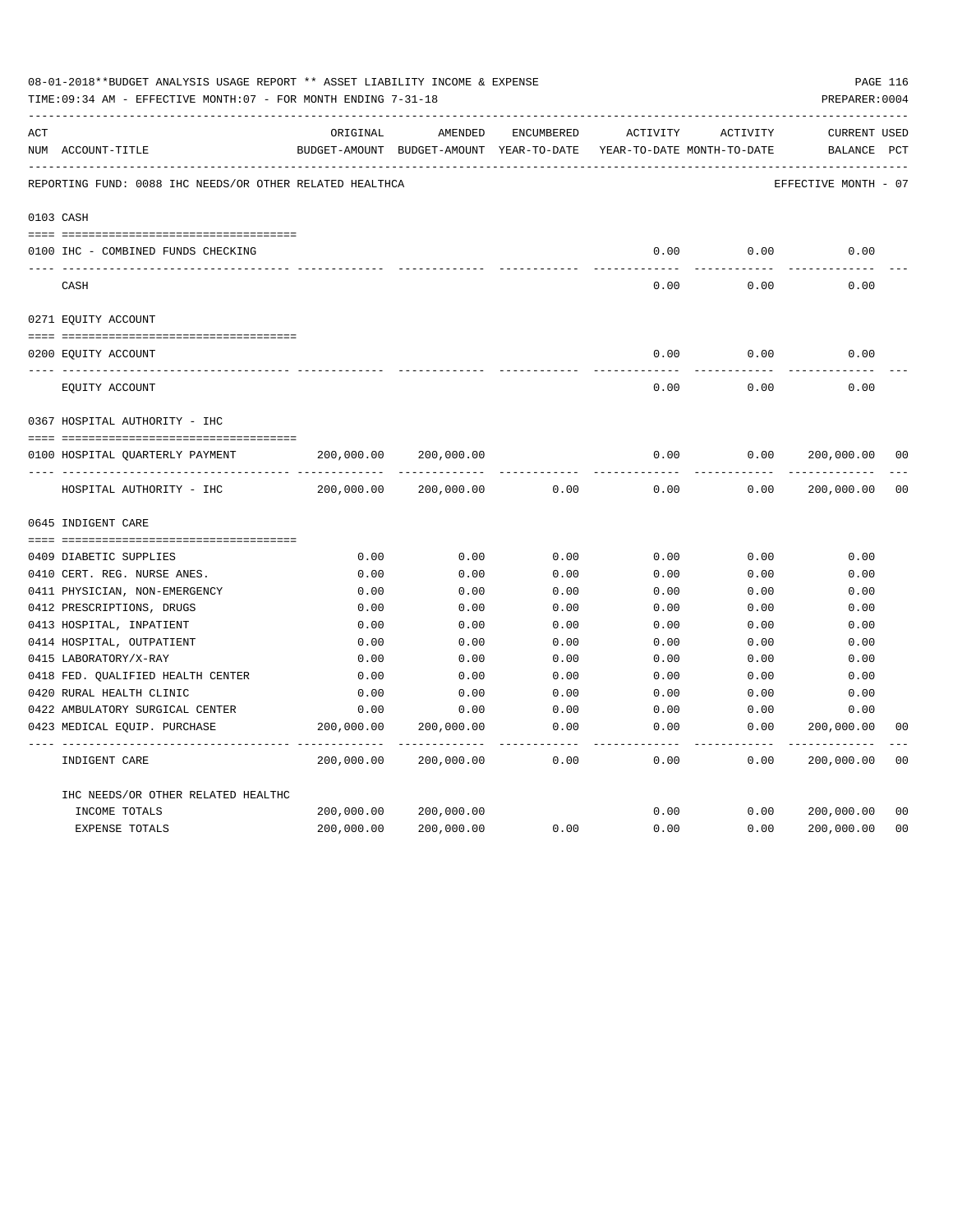08-01-2018**BUDGET ANALYSIS USAGE REPORT ** ASSET LIABILITY INCOME & EXPENSE

TIME:09:34 AM - EFFECTIVE MONTH:07 - FOR MONTH ENDING 7-31-18

PREPARER:0004

| ACT NUM | ACCOUNT-TITLE | ORIGINAL BUDGET-AMOUNT | AMENDED BUDGET-AMOUNT | ENCUMBERED YEAR-TO-DATE | ACTIVITY YEAR-TO-DATE | ACTIVITY MONTH-TO-DATE | CURRENT BALANCE | USED PCT |
|---|---|---|---|---|---|---|---|---|
| | REPORTING FUND: 0088 IHC NEEDS/OR OTHER RELATED HEALTHCA | | | | | | EFFECTIVE MONTH - 07 | |
| | 0103 CASH | | | | | | | |
| 0100 | IHC - COMBINED FUNDS CHECKING | | | | 0.00 | 0.00 | 0.00 | |
| | CASH | | | | 0.00 | 0.00 | 0.00 | |
| | 0271 EQUITY ACCOUNT | | | | | | | |
| 0200 | EQUITY ACCOUNT | | | | 0.00 | 0.00 | 0.00 | |
| | EQUITY ACCOUNT | | | | 0.00 | 0.00 | 0.00 | |
| | 0367 HOSPITAL AUTHORITY - IHC | | | | | | | |
| 0100 | HOSPITAL QUARTERLY PAYMENT | 200,000.00 | 200,000.00 | | 0.00 | 0.00 | 200,000.00 | 00 |
| | HOSPITAL AUTHORITY - IHC | 200,000.00 | 200,000.00 | 0.00 | 0.00 | 0.00 | 200,000.00 | 00 |
| | 0645 INDIGENT CARE | | | | | | | |
| 0409 | DIABETIC SUPPLIES | 0.00 | 0.00 | 0.00 | 0.00 | 0.00 | 0.00 | |
| 0410 | CERT. REG. NURSE ANES. | 0.00 | 0.00 | 0.00 | 0.00 | 0.00 | 0.00 | |
| 0411 | PHYSICIAN, NON-EMERGENCY | 0.00 | 0.00 | 0.00 | 0.00 | 0.00 | 0.00 | |
| 0412 | PRESCRIPTIONS, DRUGS | 0.00 | 0.00 | 0.00 | 0.00 | 0.00 | 0.00 | |
| 0413 | HOSPITAL, INPATIENT | 0.00 | 0.00 | 0.00 | 0.00 | 0.00 | 0.00 | |
| 0414 | HOSPITAL, OUTPATIENT | 0.00 | 0.00 | 0.00 | 0.00 | 0.00 | 0.00 | |
| 0415 | LABORATORY/X-RAY | 0.00 | 0.00 | 0.00 | 0.00 | 0.00 | 0.00 | |
| 0418 | FED. QUALIFIED HEALTH CENTER | 0.00 | 0.00 | 0.00 | 0.00 | 0.00 | 0.00 | |
| 0420 | RURAL HEALTH CLINIC | 0.00 | 0.00 | 0.00 | 0.00 | 0.00 | 0.00 | |
| 0422 | AMBULATORY SURGICAL CENTER | 0.00 | 0.00 | 0.00 | 0.00 | 0.00 | 0.00 | |
| 0423 | MEDICAL EQUIP. PURCHASE | 200,000.00 | 200,000.00 | 0.00 | 0.00 | 0.00 | 200,000.00 | 00 |
| | INDIGENT CARE | 200,000.00 | 200,000.00 | 0.00 | 0.00 | 0.00 | 200,000.00 | 00 |
| | IHC NEEDS/OR OTHER RELATED HEALTHC | | | | | | | |
| | INCOME TOTALS | 200,000.00 | 200,000.00 | | 0.00 | 0.00 | 200,000.00 | 00 |
| | EXPENSE TOTALS | 200,000.00 | 200,000.00 | 0.00 | 0.00 | 0.00 | 200,000.00 | 00 |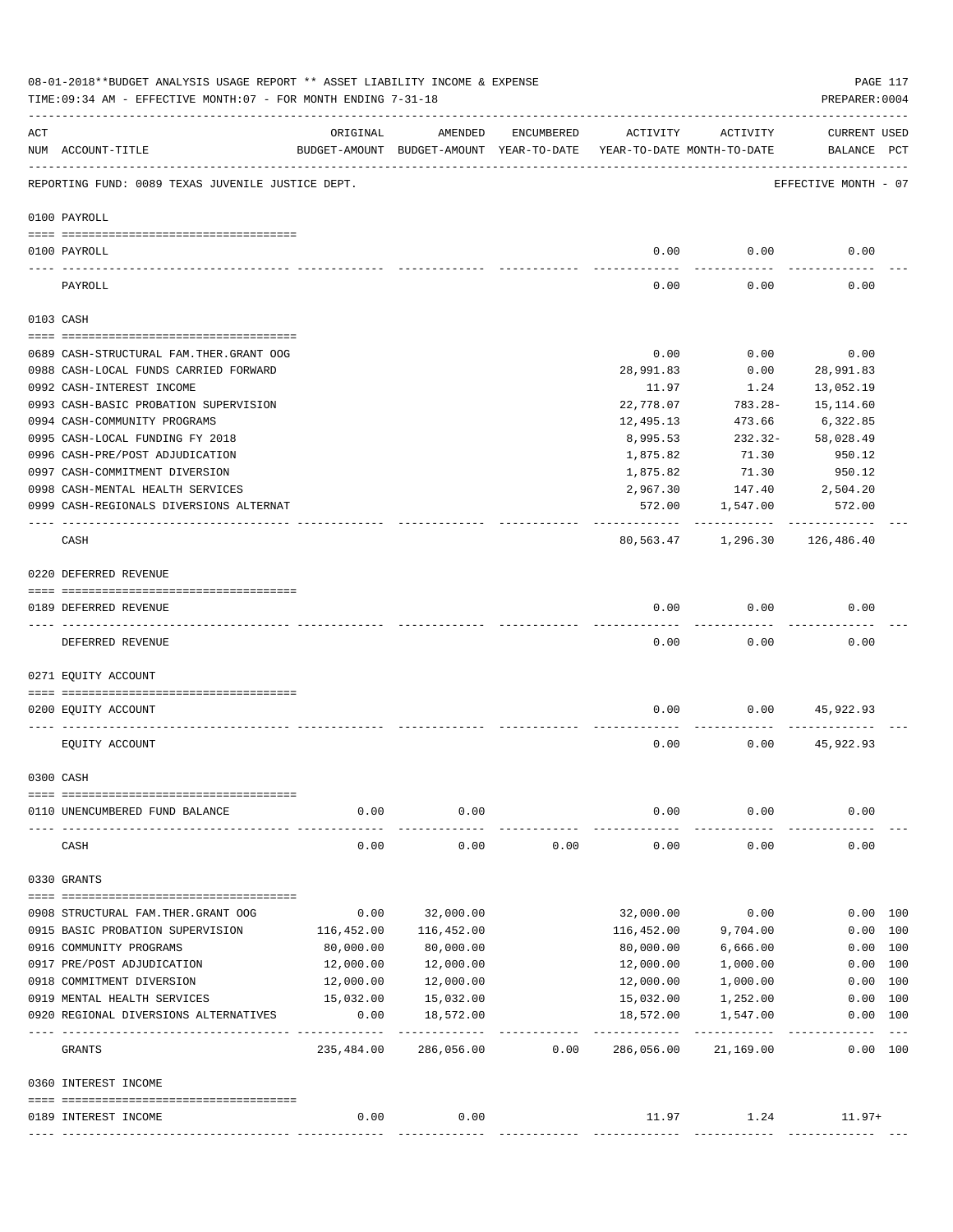08-01-2018**BUDGET ANALYSIS USAGE REPORT ** ASSET LIABILITY INCOME & EXPENSE

TIME:09:34 AM - EFFECTIVE MONTH:07 - FOR MONTH ENDING 7-31-18

PREPARER:0004

REPORTING FUND: 0089 TEXAS JUVENILE JUSTICE DEPT. — EFFECTIVE MONTH - 07

| ACT NUM | ACCOUNT-TITLE | ORIGINAL BUDGET-AMOUNT | AMENDED BUDGET-AMOUNT | ENCUMBERED YEAR-TO-DATE | ACTIVITY YEAR-TO-DATE | ACTIVITY MONTH-TO-DATE | CURRENT BALANCE | USED PCT |
|---|---|---|---|---|---|---|---|---|
| **0100** | **PAYROLL** | | | | | | | |
| 0100 | PAYROLL | | | | 0.00 | 0.00 | 0.00 | |
| | PAYROLL | | | | 0.00 | 0.00 | 0.00 | |
| **0103** | **CASH** | | | | | | | |
| 0689 | CASH-STRUCTURAL FAM.THER.GRANT OOG | | | | 0.00 | 0.00 | 0.00 | |
| 0988 | CASH-LOCAL FUNDS CARRIED FORWARD | | | | 28,991.83 | 0.00 | 28,991.83 | |
| 0992 | CASH-INTEREST INCOME | | | | 11.97 | 1.24 | 13,052.19 | |
| 0993 | CASH-BASIC PROBATION SUPERVISION | | | | 22,778.07 | 783.28- | 15,114.60 | |
| 0994 | CASH-COMMUNITY PROGRAMS | | | | 12,495.13 | 473.66 | 6,322.85 | |
| 0995 | CASH-LOCAL FUNDING FY 2018 | | | | 8,995.53 | 232.32- | 58,028.49 | |
| 0996 | CASH-PRE/POST ADJUDICATION | | | | 1,875.82 | 71.30 | 950.12 | |
| 0997 | CASH-COMMITMENT DIVERSION | | | | 1,875.82 | 71.30 | 950.12 | |
| 0998 | CASH-MENTAL HEALTH SERVICES | | | | 2,967.30 | 147.40 | 2,504.20 | |
| 0999 | CASH-REGIONALS DIVERSIONS ALTERNAT | | | | 572.00 | 1,547.00 | 572.00 | |
| | CASH | | | | 80,563.47 | 1,296.30 | 126,486.40 | |
| **0220** | **DEFERRED REVENUE** | | | | | | | |
| 0189 | DEFERRED REVENUE | | | | 0.00 | 0.00 | 0.00 | |
| | DEFERRED REVENUE | | | | 0.00 | 0.00 | 0.00 | |
| **0271** | **EQUITY ACCOUNT** | | | | | | | |
| 0200 | EQUITY ACCOUNT | | | | 0.00 | 0.00 | 45,922.93 | |
| | EQUITY ACCOUNT | | | | 0.00 | 0.00 | 45,922.93 | |
| **0300** | **CASH** | | | | | | | |
| 0110 | UNENCUMBERED FUND BALANCE | 0.00 | 0.00 | | 0.00 | 0.00 | 0.00 | |
| | CASH | 0.00 | 0.00 | 0.00 | 0.00 | 0.00 | 0.00 | |
| **0330** | **GRANTS** | | | | | | | |
| 0908 | STRUCTURAL FAM.THER.GRANT OOG | 0.00 | 32,000.00 | | 32,000.00 | 0.00 | 0.00 | 100 |
| 0915 | BASIC PROBATION SUPERVISION | 116,452.00 | 116,452.00 | | 116,452.00 | 9,704.00 | 0.00 | 100 |
| 0916 | COMMUNITY PROGRAMS | 80,000.00 | 80,000.00 | | 80,000.00 | 6,666.00 | 0.00 | 100 |
| 0917 | PRE/POST ADJUDICATION | 12,000.00 | 12,000.00 | | 12,000.00 | 1,000.00 | 0.00 | 100 |
| 0918 | COMMITMENT DIVERSION | 12,000.00 | 12,000.00 | | 12,000.00 | 1,000.00 | 0.00 | 100 |
| 0919 | MENTAL HEALTH SERVICES | 15,032.00 | 15,032.00 | | 15,032.00 | 1,252.00 | 0.00 | 100 |
| 0920 | REGIONAL DIVERSIONS ALTERNATIVES | 0.00 | 18,572.00 | | 18,572.00 | 1,547.00 | 0.00 | 100 |
| | GRANTS | 235,484.00 | 286,056.00 | 0.00 | 286,056.00 | 21,169.00 | 0.00 | 100 |
| **0360** | **INTEREST INCOME** | | | | | | | |
| 0189 | INTEREST INCOME | 0.00 | 0.00 | | 11.97 | 1.24 | 11.97+ | |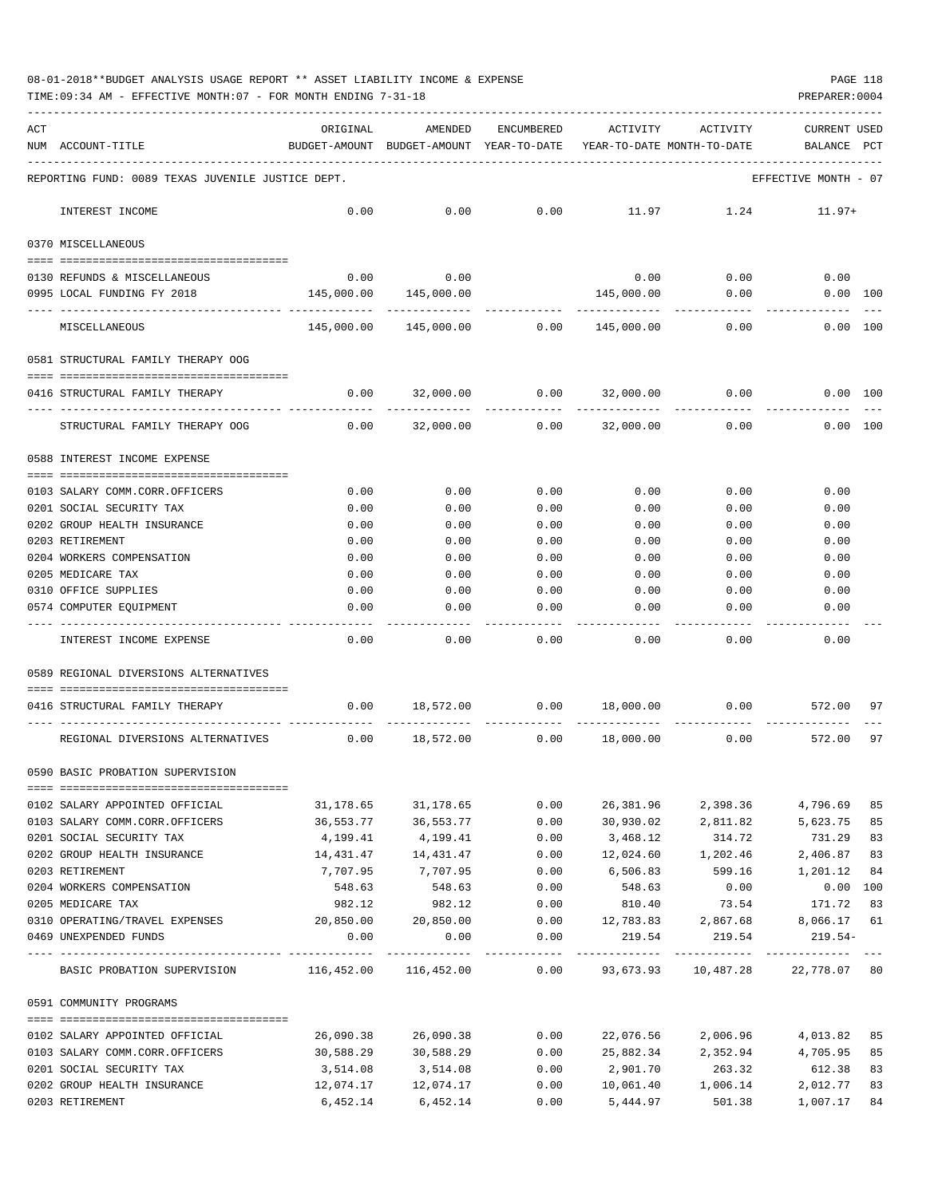08-01-2018**BUDGET ANALYSIS USAGE REPORT ** ASSET LIABILITY INCOME & EXPENSE

TIME:09:34 AM - EFFECTIVE MONTH:07 - FOR MONTH ENDING 7-31-18

PREPARER:0004

| ACT NUM | ACCOUNT-TITLE | ORIGINAL BUDGET-AMOUNT | AMENDED BUDGET-AMOUNT | ENCUMBERED YEAR-TO-DATE | ACTIVITY YEAR-TO-DATE | ACTIVITY MONTH-TO-DATE | CURRENT USED BALANCE | PCT |
|---|---|---|---|---|---|---|---|---|
| | REPORTING FUND: 0089 TEXAS JUVENILE JUSTICE DEPT. | | | | | | EFFECTIVE MONTH - 07 | |
| | INTEREST INCOME | 0.00 | 0.00 | 0.00 | 11.97 | 1.24 | 11.97+ | |
| | **0370 MISCELLANEOUS** | | | | | | | |
| 0130 | REFUNDS & MISCELLANEOUS | 0.00 | 0.00 | | 0.00 | 0.00 | 0.00 | |
| 0995 | LOCAL FUNDING FY 2018 | 145,000.00 | 145,000.00 | | 145,000.00 | 0.00 | 0.00 | 100 |
| | MISCELLANEOUS | 145,000.00 | 145,000.00 | 0.00 | 145,000.00 | 0.00 | 0.00 | 100 |
| | **0581 STRUCTURAL FAMILY THERAPY OOG** | | | | | | | |
| 0416 | STRUCTURAL FAMILY THERAPY | 0.00 | 32,000.00 | 0.00 | 32,000.00 | 0.00 | 0.00 | 100 |
| | STRUCTURAL FAMILY THERAPY OOG | 0.00 | 32,000.00 | 0.00 | 32,000.00 | 0.00 | 0.00 | 100 |
| | **0588 INTEREST INCOME EXPENSE** | | | | | | | |
| 0103 | SALARY COMM.CORR.OFFICERS | 0.00 | 0.00 | 0.00 | 0.00 | 0.00 | 0.00 | |
| 0201 | SOCIAL SECURITY TAX | 0.00 | 0.00 | 0.00 | 0.00 | 0.00 | 0.00 | |
| 0202 | GROUP HEALTH INSURANCE | 0.00 | 0.00 | 0.00 | 0.00 | 0.00 | 0.00 | |
| 0203 | RETIREMENT | 0.00 | 0.00 | 0.00 | 0.00 | 0.00 | 0.00 | |
| 0204 | WORKERS COMPENSATION | 0.00 | 0.00 | 0.00 | 0.00 | 0.00 | 0.00 | |
| 0205 | MEDICARE TAX | 0.00 | 0.00 | 0.00 | 0.00 | 0.00 | 0.00 | |
| 0310 | OFFICE SUPPLIES | 0.00 | 0.00 | 0.00 | 0.00 | 0.00 | 0.00 | |
| 0574 | COMPUTER EQUIPMENT | 0.00 | 0.00 | 0.00 | 0.00 | 0.00 | 0.00 | |
| | INTEREST INCOME EXPENSE | 0.00 | 0.00 | 0.00 | 0.00 | 0.00 | 0.00 | |
| | **0589 REGIONAL DIVERSIONS ALTERNATIVES** | | | | | | | |
| 0416 | STRUCTURAL FAMILY THERAPY | 0.00 | 18,572.00 | 0.00 | 18,000.00 | 0.00 | 572.00 | 97 |
| | REGIONAL DIVERSIONS ALTERNATIVES | 0.00 | 18,572.00 | 0.00 | 18,000.00 | 0.00 | 572.00 | 97 |
| | **0590 BASIC PROBATION SUPERVISION** | | | | | | | |
| 0102 | SALARY APPOINTED OFFICIAL | 31,178.65 | 31,178.65 | 0.00 | 26,381.96 | 2,398.36 | 4,796.69 | 85 |
| 0103 | SALARY COMM.CORR.OFFICERS | 36,553.77 | 36,553.77 | 0.00 | 30,930.02 | 2,811.82 | 5,623.75 | 85 |
| 0201 | SOCIAL SECURITY TAX | 4,199.41 | 4,199.41 | 0.00 | 3,468.12 | 314.72 | 731.29 | 83 |
| 0202 | GROUP HEALTH INSURANCE | 14,431.47 | 14,431.47 | 0.00 | 12,024.60 | 1,202.46 | 2,406.87 | 83 |
| 0203 | RETIREMENT | 7,707.95 | 7,707.95 | 0.00 | 6,506.83 | 599.16 | 1,201.12 | 84 |
| 0204 | WORKERS COMPENSATION | 548.63 | 548.63 | 0.00 | 548.63 | 0.00 | 0.00 | 100 |
| 0205 | MEDICARE TAX | 982.12 | 982.12 | 0.00 | 810.40 | 73.54 | 171.72 | 83 |
| 0310 | OPERATING/TRAVEL EXPENSES | 20,850.00 | 20,850.00 | 0.00 | 12,783.83 | 2,867.68 | 8,066.17 | 61 |
| 0469 | UNEXPENDED FUNDS | 0.00 | 0.00 | 0.00 | 219.54 | 219.54 | 219.54- | |
| | BASIC PROBATION SUPERVISION | 116,452.00 | 116,452.00 | 0.00 | 93,673.93 | 10,487.28 | 22,778.07 | 80 |
| | **0591 COMMUNITY PROGRAMS** | | | | | | | |
| 0102 | SALARY APPOINTED OFFICIAL | 26,090.38 | 26,090.38 | 0.00 | 22,076.56 | 2,006.96 | 4,013.82 | 85 |
| 0103 | SALARY COMM.CORR.OFFICERS | 30,588.29 | 30,588.29 | 0.00 | 25,882.34 | 2,352.94 | 4,705.95 | 85 |
| 0201 | SOCIAL SECURITY TAX | 3,514.08 | 3,514.08 | 0.00 | 2,901.70 | 263.32 | 612.38 | 83 |
| 0202 | GROUP HEALTH INSURANCE | 12,074.17 | 12,074.17 | 0.00 | 10,061.40 | 1,006.14 | 2,012.77 | 83 |
| 0203 | RETIREMENT | 6,452.14 | 6,452.14 | 0.00 | 5,444.97 | 501.38 | 1,007.17 | 84 |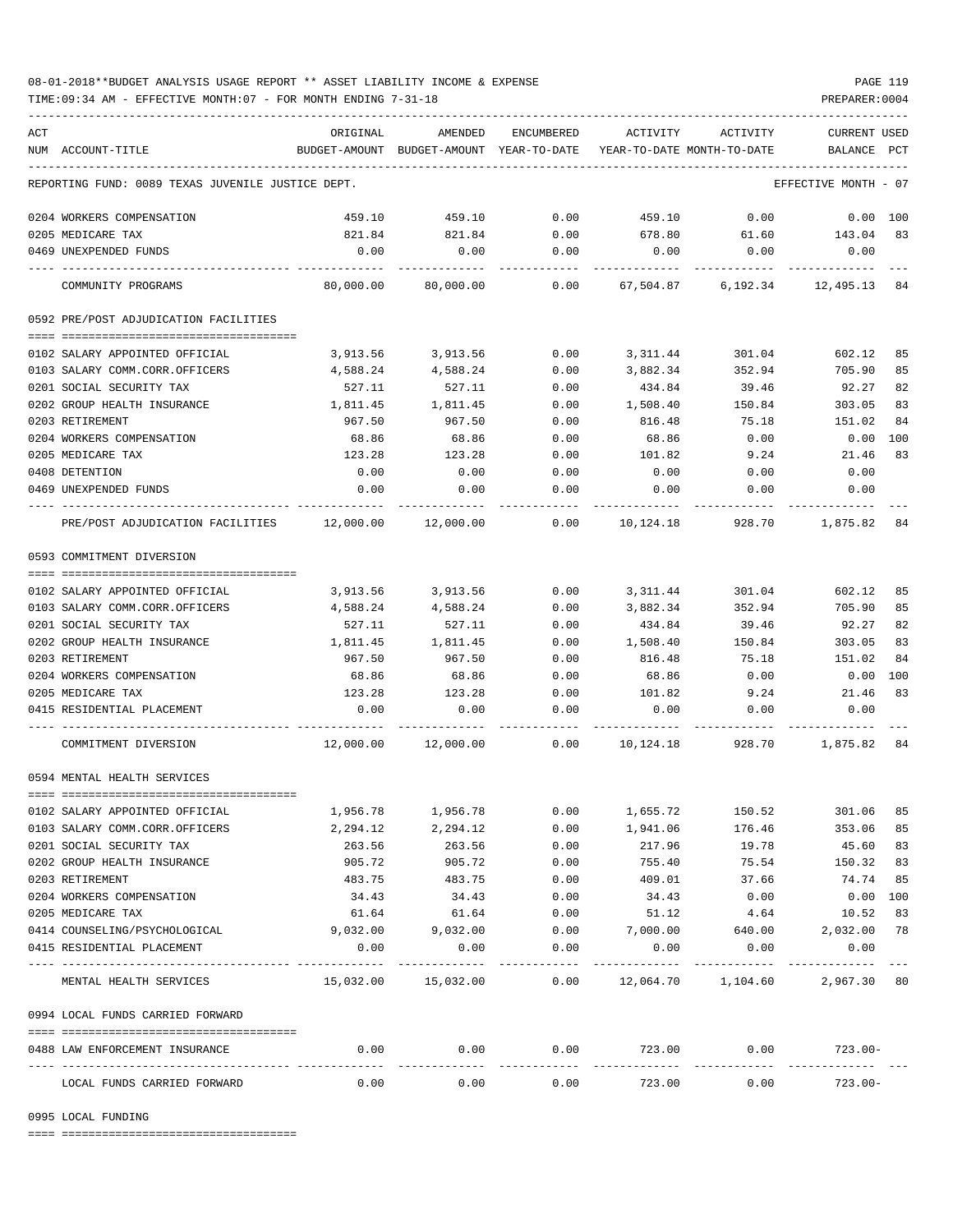08-01-2018**BUDGET ANALYSIS USAGE REPORT ** ASSET LIABILITY INCOME & EXPENSE

TIME:09:34 AM - EFFECTIVE MONTH:07 - FOR MONTH ENDING 7-31-18

PREPARER:0004

| ACT NUM | ACCOUNT-TITLE | ORIGINAL BUDGET-AMOUNT | AMENDED BUDGET-AMOUNT | ENCUMBERED YEAR-TO-DATE | ACTIVITY YEAR-TO-DATE | ACTIVITY MONTH-TO-DATE | CURRENT BALANCE | USED PCT |
|---|---|---|---|---|---|---|---|---|
| | REPORTING FUND: 0089 TEXAS JUVENILE JUSTICE DEPT. | | | | | | EFFECTIVE MONTH - 07 | |
| 0204 | WORKERS COMPENSATION | 459.10 | 459.10 | 0.00 | 459.10 | 0.00 | 0.00 | 100 |
| 0205 | MEDICARE TAX | 821.84 | 821.84 | 0.00 | 678.80 | 61.60 | 143.04 | 83 |
| 0469 | UNEXPENDED FUNDS | 0.00 | 0.00 | 0.00 | 0.00 | 0.00 | 0.00 | |
| | COMMUNITY PROGRAMS | 80,000.00 | 80,000.00 | 0.00 | 67,504.87 | 6,192.34 | 12,495.13 | 84 |
| | **0592 PRE/POST ADJUDICATION FACILITIES** | | | | | | | |
| 0102 | SALARY APPOINTED OFFICIAL | 3,913.56 | 3,913.56 | 0.00 | 3,311.44 | 301.04 | 602.12 | 85 |
| 0103 | SALARY COMM.CORR.OFFICERS | 4,588.24 | 4,588.24 | 0.00 | 3,882.34 | 352.94 | 705.90 | 85 |
| 0201 | SOCIAL SECURITY TAX | 527.11 | 527.11 | 0.00 | 434.84 | 39.46 | 92.27 | 82 |
| 0202 | GROUP HEALTH INSURANCE | 1,811.45 | 1,811.45 | 0.00 | 1,508.40 | 150.84 | 303.05 | 83 |
| 0203 | RETIREMENT | 967.50 | 967.50 | 0.00 | 816.48 | 75.18 | 151.02 | 84 |
| 0204 | WORKERS COMPENSATION | 68.86 | 68.86 | 0.00 | 68.86 | 0.00 | 0.00 | 100 |
| 0205 | MEDICARE TAX | 123.28 | 123.28 | 0.00 | 101.82 | 9.24 | 21.46 | 83 |
| 0408 | DETENTION | 0.00 | 0.00 | 0.00 | 0.00 | 0.00 | 0.00 | |
| 0469 | UNEXPENDED FUNDS | 0.00 | 0.00 | 0.00 | 0.00 | 0.00 | 0.00 | |
| | PRE/POST ADJUDICATION FACILITIES | 12,000.00 | 12,000.00 | 0.00 | 10,124.18 | 928.70 | 1,875.82 | 84 |
| | **0593 COMMITMENT DIVERSION** | | | | | | | |
| 0102 | SALARY APPOINTED OFFICIAL | 3,913.56 | 3,913.56 | 0.00 | 3,311.44 | 301.04 | 602.12 | 85 |
| 0103 | SALARY COMM.CORR.OFFICERS | 4,588.24 | 4,588.24 | 0.00 | 3,882.34 | 352.94 | 705.90 | 85 |
| 0201 | SOCIAL SECURITY TAX | 527.11 | 527.11 | 0.00 | 434.84 | 39.46 | 92.27 | 82 |
| 0202 | GROUP HEALTH INSURANCE | 1,811.45 | 1,811.45 | 0.00 | 1,508.40 | 150.84 | 303.05 | 83 |
| 0203 | RETIREMENT | 967.50 | 967.50 | 0.00 | 816.48 | 75.18 | 151.02 | 84 |
| 0204 | WORKERS COMPENSATION | 68.86 | 68.86 | 0.00 | 68.86 | 0.00 | 0.00 | 100 |
| 0205 | MEDICARE TAX | 123.28 | 123.28 | 0.00 | 101.82 | 9.24 | 21.46 | 83 |
| 0415 | RESIDENTIAL PLACEMENT | 0.00 | 0.00 | 0.00 | 0.00 | 0.00 | 0.00 | |
| | COMMITMENT DIVERSION | 12,000.00 | 12,000.00 | 0.00 | 10,124.18 | 928.70 | 1,875.82 | 84 |
| | **0594 MENTAL HEALTH SERVICES** | | | | | | | |
| 0102 | SALARY APPOINTED OFFICIAL | 1,956.78 | 1,956.78 | 0.00 | 1,655.72 | 150.52 | 301.06 | 85 |
| 0103 | SALARY COMM.CORR.OFFICERS | 2,294.12 | 2,294.12 | 0.00 | 1,941.06 | 176.46 | 353.06 | 85 |
| 0201 | SOCIAL SECURITY TAX | 263.56 | 263.56 | 0.00 | 217.96 | 19.78 | 45.60 | 83 |
| 0202 | GROUP HEALTH INSURANCE | 905.72 | 905.72 | 0.00 | 755.40 | 75.54 | 150.32 | 83 |
| 0203 | RETIREMENT | 483.75 | 483.75 | 0.00 | 409.01 | 37.66 | 74.74 | 85 |
| 0204 | WORKERS COMPENSATION | 34.43 | 34.43 | 0.00 | 34.43 | 0.00 | 0.00 | 100 |
| 0205 | MEDICARE TAX | 61.64 | 61.64 | 0.00 | 51.12 | 4.64 | 10.52 | 83 |
| 0414 | COUNSELING/PSYCHOLOGICAL | 9,032.00 | 9,032.00 | 0.00 | 7,000.00 | 640.00 | 2,032.00 | 78 |
| 0415 | RESIDENTIAL PLACEMENT | 0.00 | 0.00 | 0.00 | 0.00 | 0.00 | 0.00 | |
| | MENTAL HEALTH SERVICES | 15,032.00 | 15,032.00 | 0.00 | 12,064.70 | 1,104.60 | 2,967.30 | 80 |
| | **0994 LOCAL FUNDS CARRIED FORWARD** | | | | | | | |
| 0488 | LAW ENFORCEMENT INSURANCE | 0.00 | 0.00 | 0.00 | 723.00 | 0.00 | 723.00- | |
| | LOCAL FUNDS CARRIED FORWARD | 0.00 | 0.00 | 0.00 | 723.00 | 0.00 | 723.00- | |
| | **0995 LOCAL FUNDING** | | | | | | | |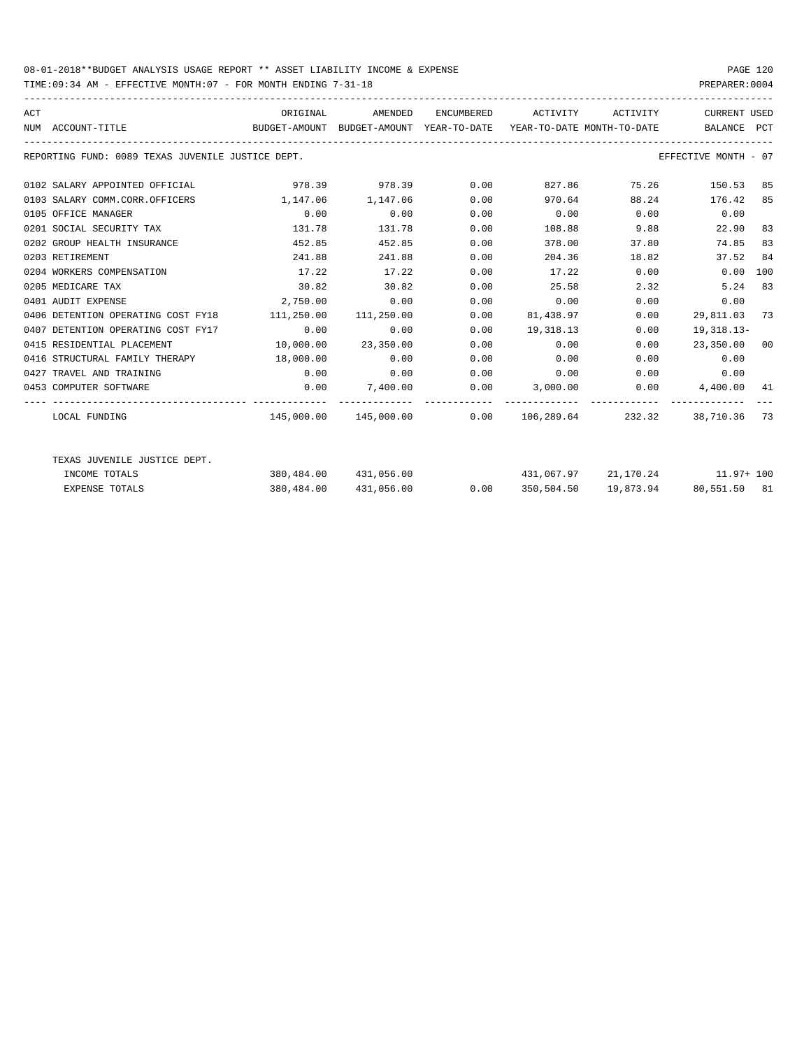08-01-2018**BUDGET ANALYSIS USAGE REPORT ** ASSET LIABILITY INCOME & EXPENSE

TIME:09:34 AM - EFFECTIVE MONTH:07 - FOR MONTH ENDING 7-31-18

PREPARER:0004

| ACT NUM | ACCOUNT-TITLE | ORIGINAL BUDGET-AMOUNT | AMENDED BUDGET-AMOUNT | ENCUMBERED YEAR-TO-DATE | ACTIVITY YEAR-TO-DATE | ACTIVITY MONTH-TO-DATE | CURRENT BALANCE | USED PCT |
|---|---|---|---|---|---|---|---|---|
| REPORTING FUND: 0089 TEXAS JUVENILE JUSTICE DEPT. | | | | | | | EFFECTIVE MONTH - 07 | |
| 0102 | SALARY APPOINTED OFFICIAL | 978.39 | 978.39 | 0.00 | 827.86 | 75.26 | 150.53 | 85 |
| 0103 | SALARY COMM.CORR.OFFICERS | 1,147.06 | 1,147.06 | 0.00 | 970.64 | 88.24 | 176.42 | 85 |
| 0105 | OFFICE MANAGER | 0.00 | 0.00 | 0.00 | 0.00 | 0.00 | 0.00 | |
| 0201 | SOCIAL SECURITY TAX | 131.78 | 131.78 | 0.00 | 108.88 | 9.88 | 22.90 | 83 |
| 0202 | GROUP HEALTH INSURANCE | 452.85 | 452.85 | 0.00 | 378.00 | 37.80 | 74.85 | 83 |
| 0203 | RETIREMENT | 241.88 | 241.88 | 0.00 | 204.36 | 18.82 | 37.52 | 84 |
| 0204 | WORKERS COMPENSATION | 17.22 | 17.22 | 0.00 | 17.22 | 0.00 | 0.00 | 100 |
| 0205 | MEDICARE TAX | 30.82 | 30.82 | 0.00 | 25.58 | 2.32 | 5.24 | 83 |
| 0401 | AUDIT EXPENSE | 2,750.00 | 0.00 | 0.00 | 0.00 | 0.00 | 0.00 | |
| 0406 | DETENTION OPERATING COST FY18 | 111,250.00 | 111,250.00 | 0.00 | 81,438.97 | 0.00 | 29,811.03 | 73 |
| 0407 | DETENTION OPERATING COST FY17 | 0.00 | 0.00 | 0.00 | 19,318.13 | 0.00 | 19,318.13- | |
| 0415 | RESIDENTIAL PLACEMENT | 10,000.00 | 23,350.00 | 0.00 | 0.00 | 0.00 | 23,350.00 | 00 |
| 0416 | STRUCTURAL FAMILY THERAPY | 18,000.00 | 0.00 | 0.00 | 0.00 | 0.00 | 0.00 | |
| 0427 | TRAVEL AND TRAINING | 0.00 | 0.00 | 0.00 | 0.00 | 0.00 | 0.00 | |
| 0453 | COMPUTER SOFTWARE | 0.00 | 7,400.00 | 0.00 | 3,000.00 | 0.00 | 4,400.00 | 41 |
| | LOCAL FUNDING | 145,000.00 | 145,000.00 | 0.00 | 106,289.64 | 232.32 | 38,710.36 | 73 |
| | TEXAS JUVENILE JUSTICE DEPT. | | | | | | | |
| | INCOME TOTALS | 380,484.00 | 431,056.00 | | 431,067.97 | 21,170.24 | 11.97+ | 100 |
| | EXPENSE TOTALS | 380,484.00 | 431,056.00 | 0.00 | 350,504.50 | 19,873.94 | 80,551.50 | 81 |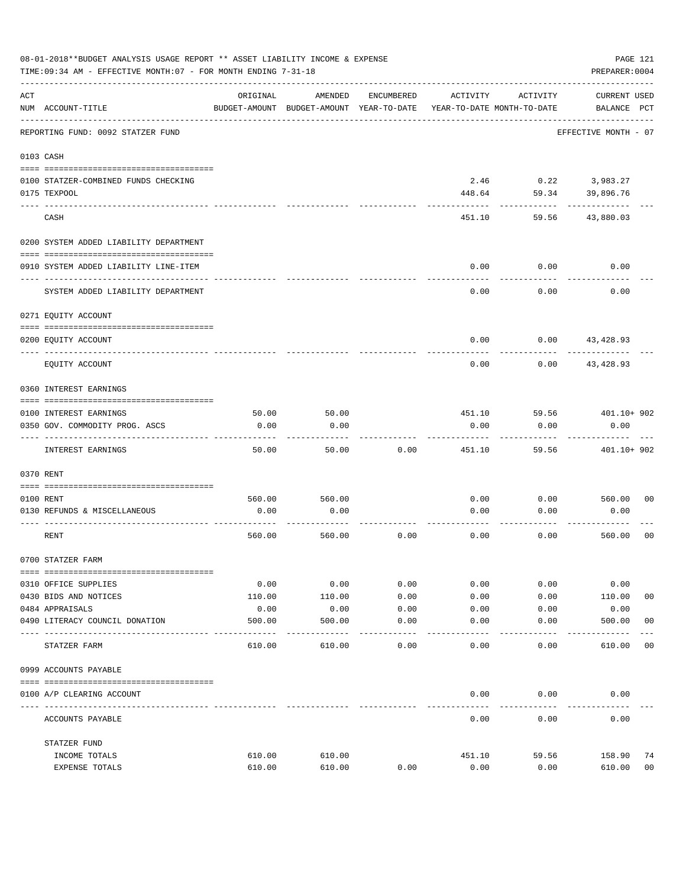08-01-2018**BUDGET ANALYSIS USAGE REPORT ** ASSET LIABILITY INCOME & EXPENSE

TIME:09:34 AM - EFFECTIVE MONTH:07 - FOR MONTH ENDING 7-31-18

PREPARER:0004

| ACT NUM | ACCOUNT-TITLE | ORIGINAL BUDGET-AMOUNT | AMENDED BUDGET-AMOUNT | ENCUMBERED YEAR-TO-DATE | ACTIVITY YEAR-TO-DATE | ACTIVITY MONTH-TO-DATE | CURRENT BALANCE | USED PCT |
|---|---|---|---|---|---|---|---|---|
| | REPORTING FUND: 0092 STATZER FUND | | | | | | EFFECTIVE MONTH - 07 | |
| | 0103 CASH | | | | | | | |
| 0100 | STATZER-COMBINED FUNDS CHECKING | | | | 2.46 | 0.22 | 3,983.27 | |
| 0175 | TEXPOOL | | | | 448.64 | 59.34 | 39,896.76 | |
| | CASH | | | | 451.10 | 59.56 | 43,880.03 | |
| | 0200 SYSTEM ADDED LIABILITY DEPARTMENT | | | | | | | |
| 0910 | SYSTEM ADDED LIABILITY LINE-ITEM | | | | 0.00 | 0.00 | 0.00 | |
| | SYSTEM ADDED LIABILITY DEPARTMENT | | | | 0.00 | 0.00 | 0.00 | |
| | 0271 EQUITY ACCOUNT | | | | | | | |
| 0200 | EQUITY ACCOUNT | | | | 0.00 | 0.00 | 43,428.93 | |
| | EQUITY ACCOUNT | | | | 0.00 | 0.00 | 43,428.93 | |
| | 0360 INTEREST EARNINGS | | | | | | | |
| 0100 | INTEREST EARNINGS | 50.00 | 50.00 | | 451.10 | 59.56 | 401.10+ | 902 |
| 0350 | GOV. COMMODITY PROG. ASCS | 0.00 | 0.00 | | 0.00 | 0.00 | 0.00 | |
| | INTEREST EARNINGS | 50.00 | 50.00 | 0.00 | 451.10 | 59.56 | 401.10+ | 902 |
| | 0370 RENT | | | | | | | |
| 0100 | RENT | 560.00 | 560.00 | | 0.00 | 0.00 | 560.00 | 00 |
| 0130 | REFUNDS & MISCELLANEOUS | 0.00 | 0.00 | | 0.00 | 0.00 | 0.00 | |
| | RENT | 560.00 | 560.00 | 0.00 | 0.00 | 0.00 | 560.00 | 00 |
| | 0700 STATZER FARM | | | | | | | |
| 0310 | OFFICE SUPPLIES | 0.00 | 0.00 | 0.00 | 0.00 | 0.00 | 0.00 | |
| 0430 | BIDS AND NOTICES | 110.00 | 110.00 | 0.00 | 0.00 | 0.00 | 110.00 | 00 |
| 0484 | APPRAISALS | 0.00 | 0.00 | 0.00 | 0.00 | 0.00 | 0.00 | |
| 0490 | LITERACY COUNCIL DONATION | 500.00 | 500.00 | 0.00 | 0.00 | 0.00 | 500.00 | 00 |
| | STATZER FARM | 610.00 | 610.00 | 0.00 | 0.00 | 0.00 | 610.00 | 00 |
| | 0999 ACCOUNTS PAYABLE | | | | | | | |
| 0100 | A/P CLEARING ACCOUNT | | | | 0.00 | 0.00 | 0.00 | |
| | ACCOUNTS PAYABLE | | | | 0.00 | 0.00 | 0.00 | |
| | STATZER FUND | | | | | | | |
| | INCOME TOTALS | 610.00 | 610.00 | | 451.10 | 59.56 | 158.90 | 74 |
| | EXPENSE TOTALS | 610.00 | 610.00 | 0.00 | 0.00 | 0.00 | 610.00 | 00 |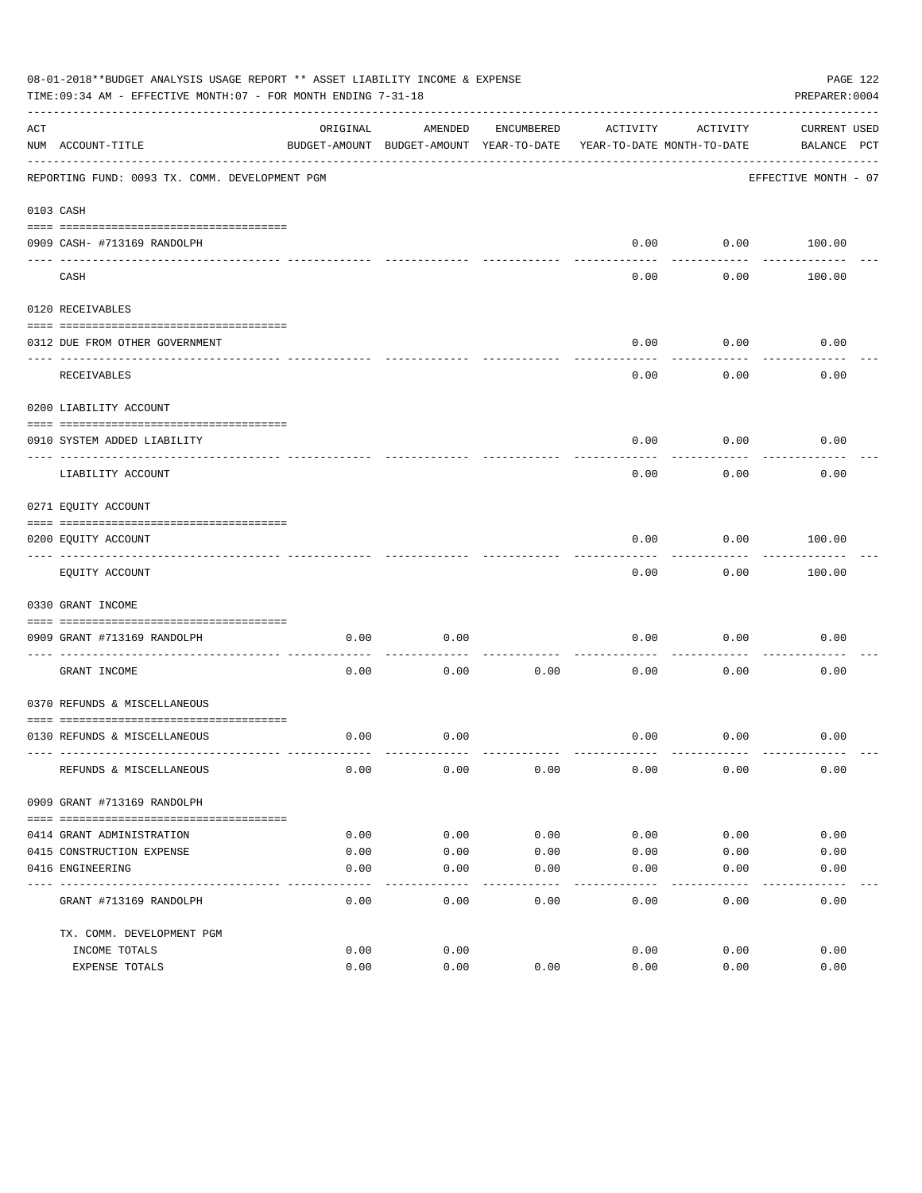08-01-2018**BUDGET ANALYSIS USAGE REPORT ** ASSET LIABILITY INCOME & EXPENSE

TIME:09:34 AM - EFFECTIVE MONTH:07 - FOR MONTH ENDING 7-31-18

PREPARER:0004

| ACT NUM | ACCOUNT-TITLE | ORIGINAL BUDGET-AMOUNT | AMENDED BUDGET-AMOUNT | ENCUMBERED YEAR-TO-DATE | ACTIVITY YEAR-TO-DATE | ACTIVITY MONTH-TO-DATE | CURRENT BALANCE | USED PCT |
|---|---|---|---|---|---|---|---|---|
| | REPORTING FUND: 0093 TX. COMM. DEVELOPMENT PGM | | | | | | EFFECTIVE MONTH - 07 | |
| 0103 | CASH | | | | | | | |
| 0909 | CASH- #713169 RANDOLPH | | | | 0.00 | 0.00 | 100.00 | |
| | CASH | | | | 0.00 | 0.00 | 100.00 | |
| 0120 | RECEIVABLES | | | | | | | |
| 0312 | DUE FROM OTHER GOVERNMENT | | | | 0.00 | 0.00 | 0.00 | |
| | RECEIVABLES | | | | 0.00 | 0.00 | 0.00 | |
| 0200 | LIABILITY ACCOUNT | | | | | | | |
| 0910 | SYSTEM ADDED LIABILITY | | | | 0.00 | 0.00 | 0.00 | |
| | LIABILITY ACCOUNT | | | | 0.00 | 0.00 | 0.00 | |
| 0271 | EQUITY ACCOUNT | | | | | | | |
| 0200 | EQUITY ACCOUNT | | | | 0.00 | 0.00 | 100.00 | |
| | EQUITY ACCOUNT | | | | 0.00 | 0.00 | 100.00 | |
| 0330 | GRANT INCOME | | | | | | | |
| 0909 | GRANT #713169 RANDOLPH | 0.00 | 0.00 | | 0.00 | 0.00 | 0.00 | |
| | GRANT INCOME | 0.00 | 0.00 | 0.00 | 0.00 | 0.00 | 0.00 | |
| 0370 | REFUNDS & MISCELLANEOUS | | | | | | | |
| 0130 | REFUNDS & MISCELLANEOUS | 0.00 | 0.00 | | 0.00 | 0.00 | 0.00 | |
| | REFUNDS & MISCELLANEOUS | 0.00 | 0.00 | 0.00 | 0.00 | 0.00 | 0.00 | |
| 0909 | GRANT #713169 RANDOLPH | | | | | | | |
| 0414 | GRANT ADMINISTRATION | 0.00 | 0.00 | 0.00 | 0.00 | 0.00 | 0.00 | |
| 0415 | CONSTRUCTION EXPENSE | 0.00 | 0.00 | 0.00 | 0.00 | 0.00 | 0.00 | |
| 0416 | ENGINEERING | 0.00 | 0.00 | 0.00 | 0.00 | 0.00 | 0.00 | |
| | GRANT #713169 RANDOLPH | 0.00 | 0.00 | 0.00 | 0.00 | 0.00 | 0.00 | |
| | TX. COMM. DEVELOPMENT PGM | | | | | | | |
| | INCOME TOTALS | 0.00 | 0.00 | | 0.00 | 0.00 | 0.00 | |
| | EXPENSE TOTALS | 0.00 | 0.00 | 0.00 | 0.00 | 0.00 | 0.00 | |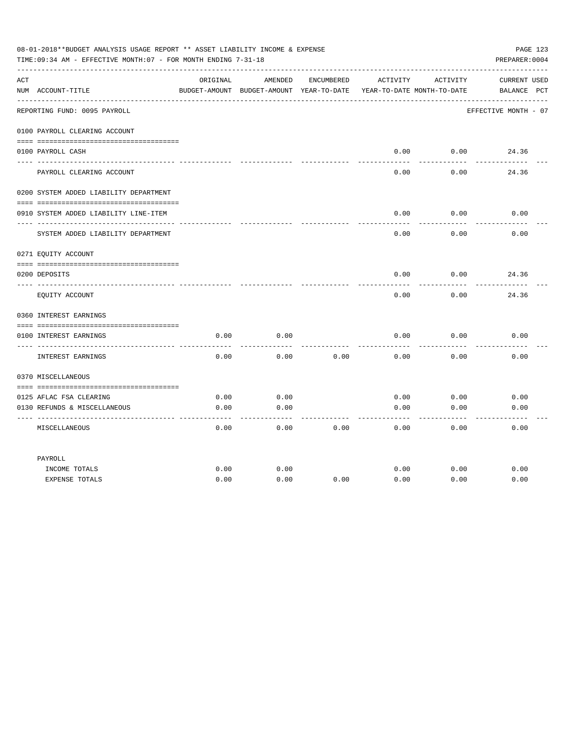08-01-2018**BUDGET ANALYSIS USAGE REPORT ** ASSET LIABILITY INCOME & EXPENSE

TIME:09:34 AM - EFFECTIVE MONTH:07 - FOR MONTH ENDING 7-31-18

PREPARER:0004

| ACT NUM | ACCOUNT-TITLE | ORIGINAL BUDGET-AMOUNT | AMENDED BUDGET-AMOUNT | ENCUMBERED YEAR-TO-DATE | ACTIVITY YEAR-TO-DATE | ACTIVITY MONTH-TO-DATE | CURRENT BALANCE | USED PCT |
|---|---|---|---|---|---|---|---|---|
| | REPORTING FUND: 0095 PAYROLL | | | | | | EFFECTIVE MONTH - 07 | |
| | 0100 PAYROLL CLEARING ACCOUNT | | | | | | | |
| 0100 | PAYROLL CASH | | | | 0.00 | 0.00 | 24.36 | |
| | PAYROLL CLEARING ACCOUNT | | | | 0.00 | 0.00 | 24.36 | |
| | 0200 SYSTEM ADDED LIABILITY DEPARTMENT | | | | | | | |
| 0910 | SYSTEM ADDED LIABILITY LINE-ITEM | | | | 0.00 | 0.00 | 0.00 | |
| | SYSTEM ADDED LIABILITY DEPARTMENT | | | | 0.00 | 0.00 | 0.00 | |
| | 0271 EQUITY ACCOUNT | | | | | | | |
| 0200 | DEPOSITS | | | | 0.00 | 0.00 | 24.36 | |
| | EQUITY ACCOUNT | | | | 0.00 | 0.00 | 24.36 | |
| | 0360 INTEREST EARNINGS | | | | | | | |
| 0100 | INTEREST EARNINGS | 0.00 | 0.00 | | 0.00 | 0.00 | 0.00 | |
| | INTEREST EARNINGS | 0.00 | 0.00 | 0.00 | 0.00 | 0.00 | 0.00 | |
| | 0370 MISCELLANEOUS | | | | | | | |
| 0125 | AFLAC FSA CLEARING | 0.00 | 0.00 | | 0.00 | 0.00 | 0.00 | |
| 0130 | REFUNDS & MISCELLANEOUS | 0.00 | 0.00 | | 0.00 | 0.00 | 0.00 | |
| | MISCELLANEOUS | 0.00 | 0.00 | 0.00 | 0.00 | 0.00 | 0.00 | |
| | PAYROLL | | | | | | | |
| | INCOME TOTALS | 0.00 | 0.00 | | 0.00 | 0.00 | 0.00 | |
| | EXPENSE TOTALS | 0.00 | 0.00 | 0.00 | 0.00 | 0.00 | 0.00 | |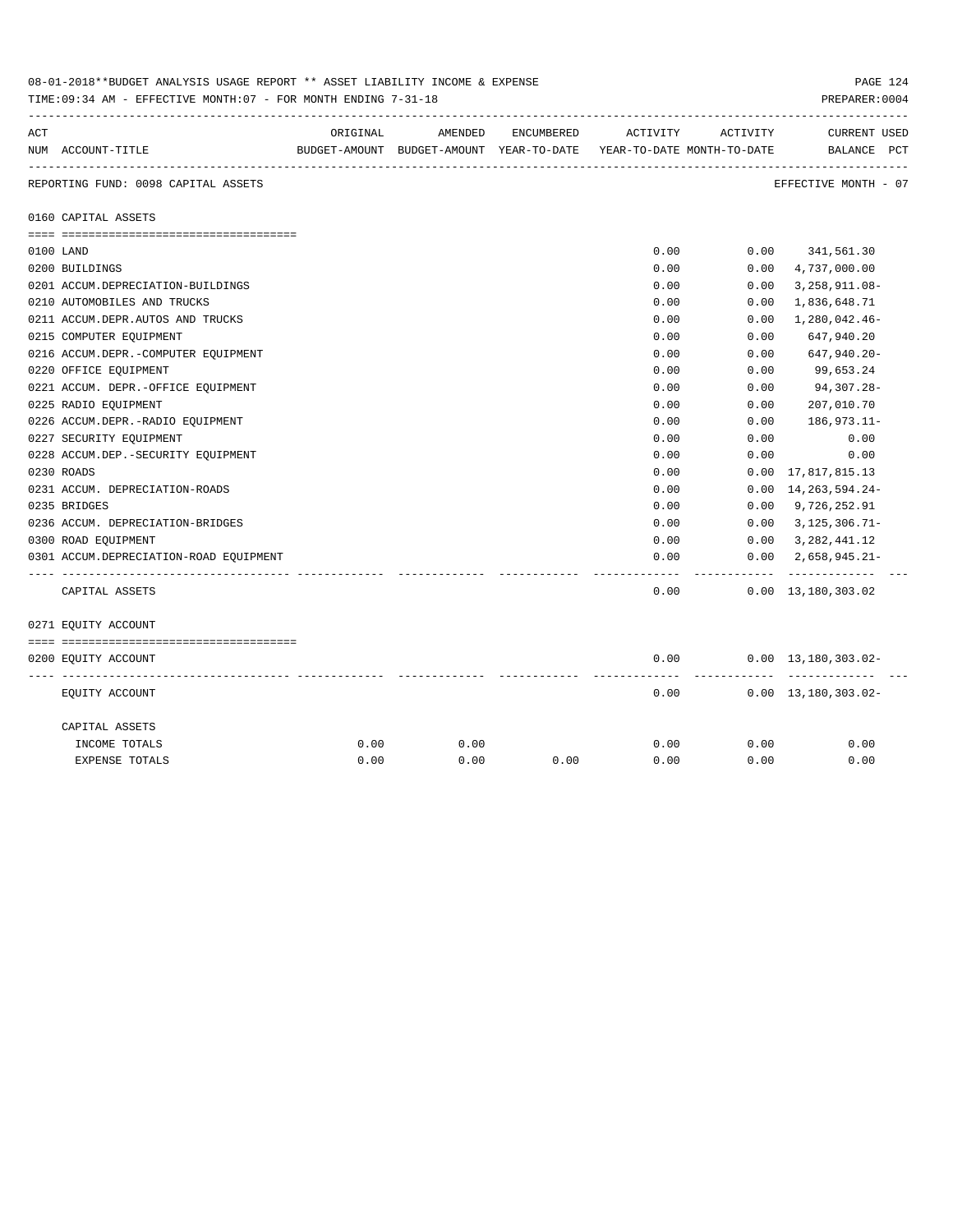08-01-2018**BUDGET ANALYSIS USAGE REPORT ** ASSET LIABILITY INCOME & EXPENSE

TIME:09:34 AM - EFFECTIVE MONTH:07 - FOR MONTH ENDING 7-31-18

PREPARER:0004

REPORTING FUND: 0098 CAPITAL ASSETS

EFFECTIVE MONTH - 07

| ACT NUM | ACCOUNT-TITLE | ORIGINAL BUDGET-AMOUNT | AMENDED BUDGET-AMOUNT | ENCUMBERED YEAR-TO-DATE | ACTIVITY YEAR-TO-DATE | ACTIVITY MONTH-TO-DATE | CURRENT BALANCE | USED PCT |
|---|---|---|---|---|---|---|---|---|
| | **0160 CAPITAL ASSETS** | | | | | | | |
| 0100 | LAND | | | | 0.00 | 0.00 | 341,561.30 | |
| 0200 | BUILDINGS | | | | 0.00 | 0.00 | 4,737,000.00 | |
| 0201 | ACCUM.DEPRECIATION-BUILDINGS | | | | 0.00 | 0.00 | 3,258,911.08- | |
| 0210 | AUTOMOBILES AND TRUCKS | | | | 0.00 | 0.00 | 1,836,648.71 | |
| 0211 | ACCUM.DEPR.AUTOS AND TRUCKS | | | | 0.00 | 0.00 | 1,280,042.46- | |
| 0215 | COMPUTER EQUIPMENT | | | | 0.00 | 0.00 | 647,940.20 | |
| 0216 | ACCUM.DEPR.-COMPUTER EQUIPMENT | | | | 0.00 | 0.00 | 647,940.20- | |
| 0220 | OFFICE EQUIPMENT | | | | 0.00 | 0.00 | 99,653.24 | |
| 0221 | ACCUM. DEPR.-OFFICE EQUIPMENT | | | | 0.00 | 0.00 | 94,307.28- | |
| 0225 | RADIO EQUIPMENT | | | | 0.00 | 0.00 | 207,010.70 | |
| 0226 | ACCUM.DEPR.-RADIO EQUIPMENT | | | | 0.00 | 0.00 | 186,973.11- | |
| 0227 | SECURITY EQUIPMENT | | | | 0.00 | 0.00 | 0.00 | |
| 0228 | ACCUM.DEP.-SECURITY EQUIPMENT | | | | 0.00 | 0.00 | 0.00 | |
| 0230 | ROADS | | | | 0.00 | 0.00 | 17,817,815.13 | |
| 0231 | ACCUM. DEPRECIATION-ROADS | | | | 0.00 | 0.00 | 14,263,594.24- | |
| 0235 | BRIDGES | | | | 0.00 | 0.00 | 9,726,252.91 | |
| 0236 | ACCUM. DEPRECIATION-BRIDGES | | | | 0.00 | 0.00 | 3,125,306.71- | |
| 0300 | ROAD EQUIPMENT | | | | 0.00 | 0.00 | 3,282,441.12 | |
| 0301 | ACCUM.DEPRECIATION-ROAD EQUIPMENT | | | | 0.00 | 0.00 | 2,658,945.21- | |
| | CAPITAL ASSETS | | | | 0.00 | 0.00 | 13,180,303.02 | |
| | **0271 EQUITY ACCOUNT** | | | | | | | |
| 0200 | EQUITY ACCOUNT | | | | 0.00 | 0.00 | 13,180,303.02- | |
| | EQUITY ACCOUNT | | | | 0.00 | 0.00 | 13,180,303.02- | |
| | CAPITAL ASSETS | | | | | | | |
| | INCOME TOTALS | 0.00 | 0.00 | | 0.00 | 0.00 | 0.00 | |
| | EXPENSE TOTALS | 0.00 | 0.00 | 0.00 | 0.00 | 0.00 | 0.00 | |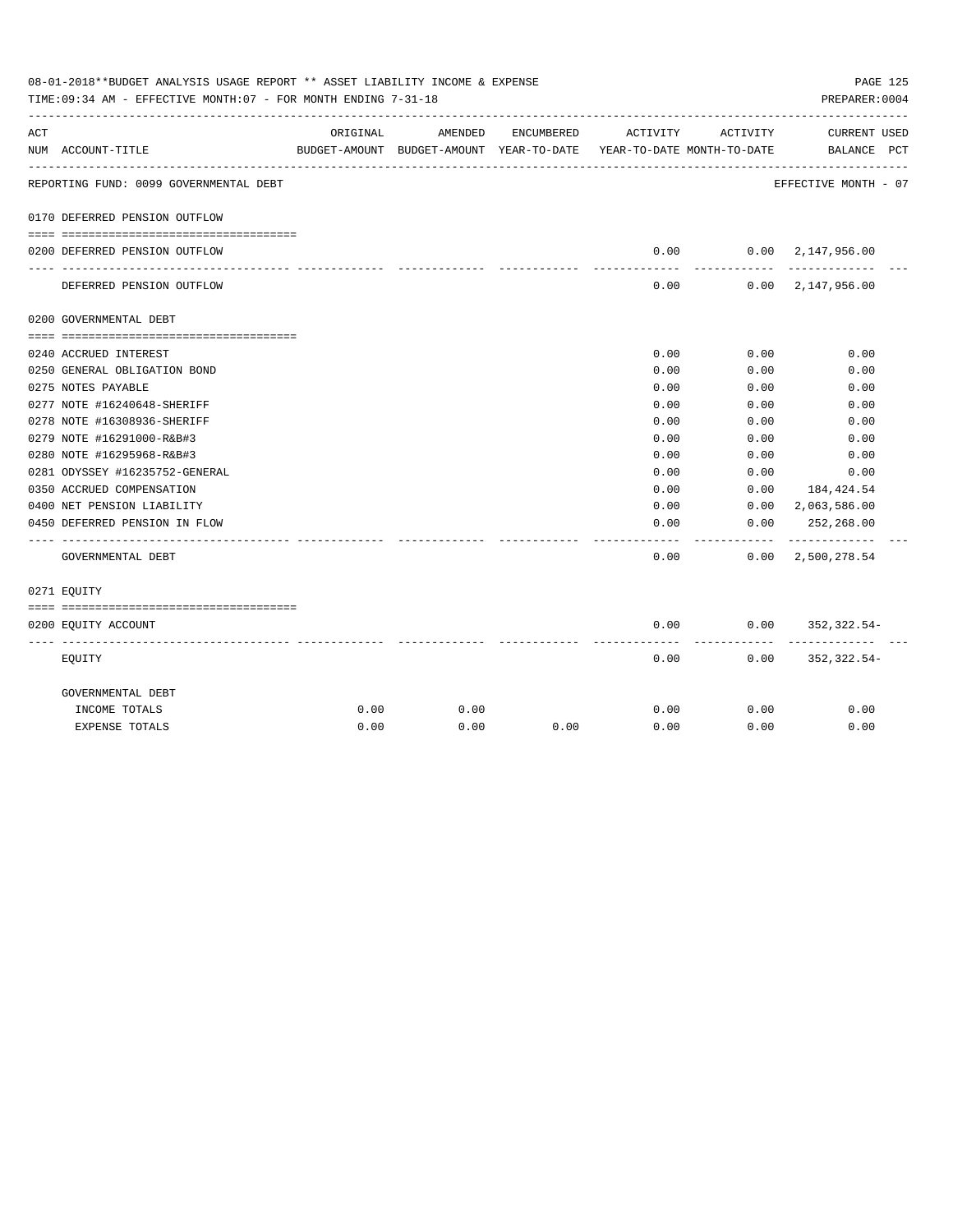08-01-2018**BUDGET ANALYSIS USAGE REPORT ** ASSET LIABILITY INCOME & EXPENSE

TIME:09:34 AM - EFFECTIVE MONTH:07 - FOR MONTH ENDING 7-31-18

PREPARER:0004

REPORTING FUND: 0099 GOVERNMENTAL DEBT

EFFECTIVE MONTH - 07

| ACT NUM | ACCOUNT-TITLE | ORIGINAL BUDGET-AMOUNT | AMENDED BUDGET-AMOUNT | ENCUMBERED YEAR-TO-DATE | ACTIVITY YEAR-TO-DATE | ACTIVITY MONTH-TO-DATE | CURRENT BALANCE | USED PCT |
|---|---|---|---|---|---|---|---|---|
| 0170 | DEFERRED PENSION OUTFLOW | | | | | | | |
| 0200 | DEFERRED PENSION OUTFLOW | | | | 0.00 | 0.00 | 2,147,956.00 | |
| | DEFERRED PENSION OUTFLOW | | | | 0.00 | 0.00 | 2,147,956.00 | |
| 0200 | GOVERNMENTAL DEBT | | | | | | | |
| 0240 | ACCRUED INTEREST | | | | 0.00 | 0.00 | 0.00 | |
| 0250 | GENERAL OBLIGATION BOND | | | | 0.00 | 0.00 | 0.00 | |
| 0275 | NOTES PAYABLE | | | | 0.00 | 0.00 | 0.00 | |
| 0277 | NOTE #16240648-SHERIFF | | | | 0.00 | 0.00 | 0.00 | |
| 0278 | NOTE #16308936-SHERIFF | | | | 0.00 | 0.00 | 0.00 | |
| 0279 | NOTE #16291000-R&B#3 | | | | 0.00 | 0.00 | 0.00 | |
| 0280 | NOTE #16295968-R&B#3 | | | | 0.00 | 0.00 | 0.00 | |
| 0281 | ODYSSEY #16235752-GENERAL | | | | 0.00 | 0.00 | 0.00 | |
| 0350 | ACCRUED COMPENSATION | | | | 0.00 | 0.00 | 184,424.54 | |
| 0400 | NET PENSION LIABILITY | | | | 0.00 | 0.00 | 2,063,586.00 | |
| 0450 | DEFERRED PENSION IN FLOW | | | | 0.00 | 0.00 | 252,268.00 | |
| | GOVERNMENTAL DEBT | | | | 0.00 | 0.00 | 2,500,278.54 | |
| 0271 | EQUITY | | | | | | | |
| 0200 | EQUITY ACCOUNT | | | | 0.00 | 0.00 | 352,322.54- | |
| | EQUITY | | | | 0.00 | 0.00 | 352,322.54- | |
| | GOVERNMENTAL DEBT | | | | | | | |
| | INCOME TOTALS | 0.00 | 0.00 | | 0.00 | 0.00 | 0.00 | |
| | EXPENSE TOTALS | 0.00 | 0.00 | 0.00 | 0.00 | 0.00 | 0.00 | |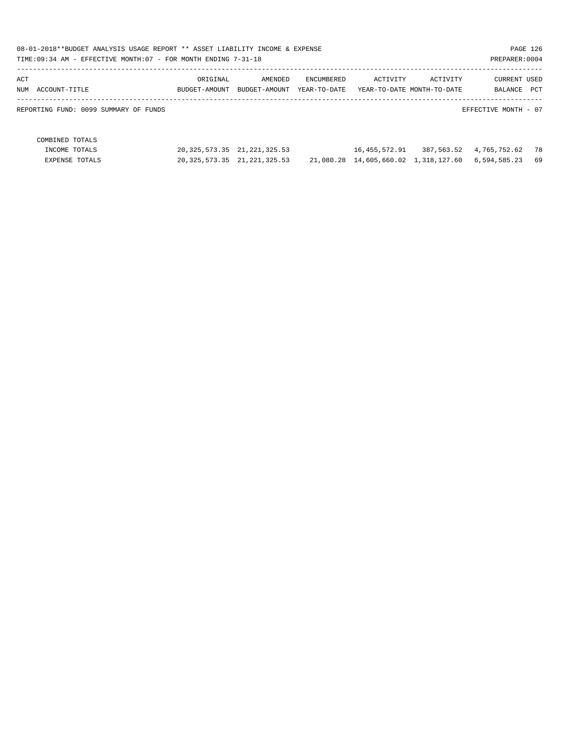| ACT NUM ACCOUNT-TITLE | ORIGINAL BUDGET-AMOUNT | AMENDED BUDGET-AMOUNT | ENCUMBERED YEAR-TO-DATE | ACTIVITY YEAR-TO-DATE | ACTIVITY MONTH-TO-DATE | CURRENT BALANCE | USED PCT |
|---|---|---|---|---|---|---|---|
| REPORTING FUND: 0099 SUMMARY OF FUNDS | | | | | | EFFECTIVE MONTH - 07 | |
| COMBINED TOTALS | | | | | | | |
| INCOME TOTALS | 20,325,573.35 | 21,221,325.53 | | 16,455,572.91 | 387,563.52 | 4,765,752.62 | 78 |
| EXPENSE TOTALS | 20,325,573.35 | 21,221,325.53 | 21,080.28 | 14,605,660.02 | 1,318,127.60 | 6,594,585.23 | 69 |